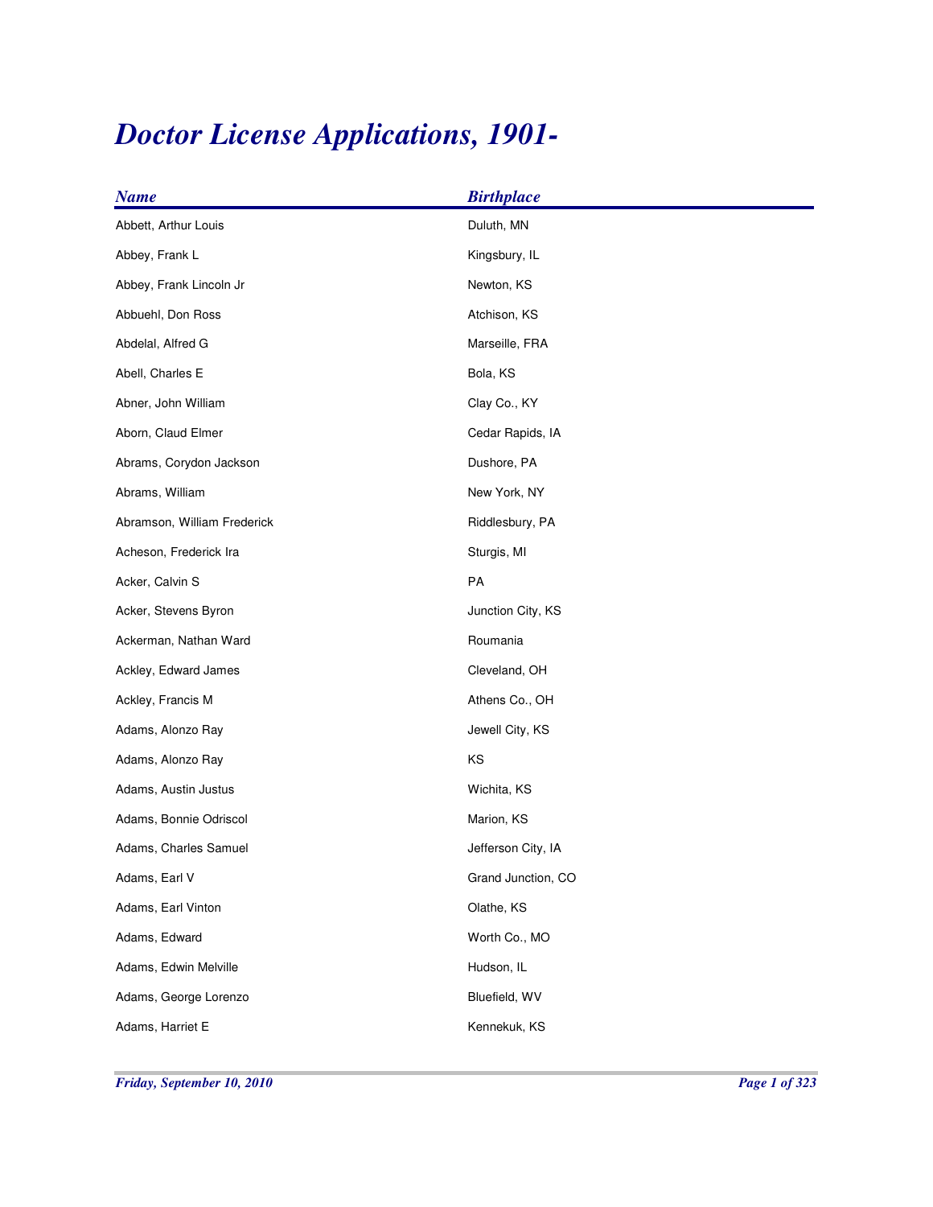# Doctor License Applications, 1901-

| Name | Birthplace |
|---|---|
| Abbett, Arthur Louis | Duluth, MN |
| Abbey, Frank L | Kingsbury, IL |
| Abbey, Frank Lincoln Jr | Newton, KS |
| Abbuehl, Don Ross | Atchison, KS |
| Abdelal, Alfred G | Marseille, FRA |
| Abell, Charles E | Bola, KS |
| Abner, John William | Clay Co., KY |
| Aborn, Claud Elmer | Cedar Rapids, IA |
| Abrams, Corydon Jackson | Dushore, PA |
| Abrams, William | New York, NY |
| Abramson, William Frederick | Riddlesbury, PA |
| Acheson, Frederick Ira | Sturgis, MI |
| Acker, Calvin S | PA |
| Acker, Stevens Byron | Junction City, KS |
| Ackerman, Nathan Ward | Roumania |
| Ackley, Edward James | Cleveland, OH |
| Ackley, Francis M | Athens Co., OH |
| Adams, Alonzo Ray | Jewell City, KS |
| Adams, Alonzo Ray | KS |
| Adams, Austin Justus | Wichita, KS |
| Adams, Bonnie Odriscol | Marion, KS |
| Adams, Charles Samuel | Jefferson City, IA |
| Adams, Earl V | Grand Junction, CO |
| Adams, Earl Vinton | Olathe, KS |
| Adams, Edward | Worth Co., MO |
| Adams, Edwin Melville | Hudson, IL |
| Adams, George Lorenzo | Bluefield, WV |
| Adams, Harriet E | Kennekuk, KS |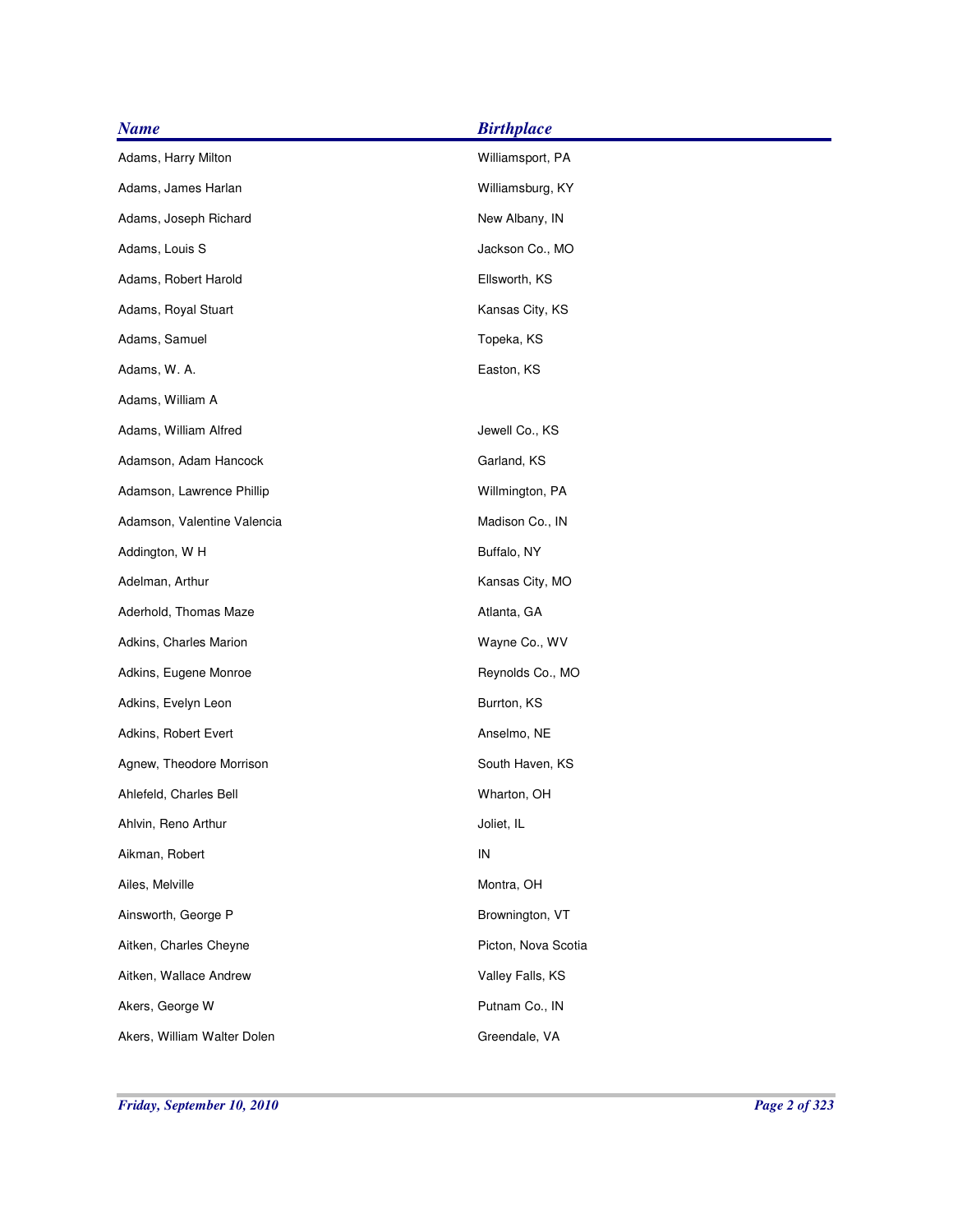| Name | Birthplace |
| --- | --- |
| Adams, Harry Milton | Williamsport, PA |
| Adams, James Harlan | Williamsburg, KY |
| Adams, Joseph Richard | New Albany, IN |
| Adams, Louis S | Jackson Co., MO |
| Adams, Robert Harold | Ellsworth, KS |
| Adams, Royal Stuart | Kansas City, KS |
| Adams, Samuel | Topeka, KS |
| Adams, W. A. | Easton, KS |
| Adams, William A | |
| Adams, William Alfred | Jewell Co., KS |
| Adamson, Adam Hancock | Garland, KS |
| Adamson, Lawrence Phillip | Willmington, PA |
| Adamson, Valentine Valencia | Madison Co., IN |
| Addington, W H | Buffalo, NY |
| Adelman, Arthur | Kansas City, MO |
| Aderhold, Thomas Maze | Atlanta, GA |
| Adkins, Charles Marion | Wayne Co., WV |
| Adkins, Eugene Monroe | Reynolds Co., MO |
| Adkins, Evelyn Leon | Burrton, KS |
| Adkins, Robert Evert | Anselmo, NE |
| Agnew, Theodore Morrison | South Haven, KS |
| Ahlefeld, Charles Bell | Wharton, OH |
| Ahlvin, Reno Arthur | Joliet, IL |
| Aikman, Robert | IN |
| Ailes, Melville | Montra, OH |
| Ainsworth, George P | Brownington, VT |
| Aitken, Charles Cheyne | Picton, Nova Scotia |
| Aitken, Wallace Andrew | Valley Falls, KS |
| Akers, George W | Putnam Co., IN |
| Akers, William Walter Dolen | Greendale, VA |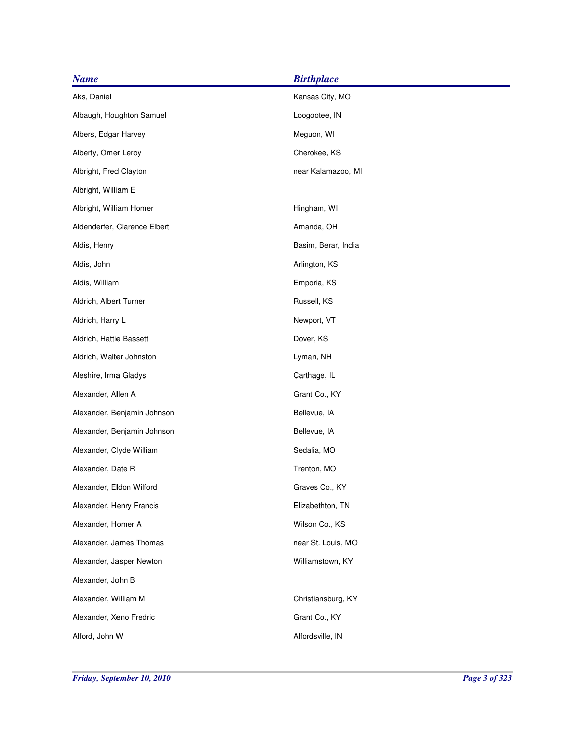| Name | Birthplace |
|---|---|
| Aks, Daniel | Kansas City, MO |
| Albaugh, Houghton Samuel | Loogootee, IN |
| Albers, Edgar Harvey | Meguon, WI |
| Alberty, Omer Leroy | Cherokee, KS |
| Albright, Fred Clayton | near Kalamazoo, MI |
| Albright, William E | |
| Albright, William Homer | Hingham, WI |
| Aldenderfer, Clarence Elbert | Amanda, OH |
| Aldis, Henry | Basim, Berar, India |
| Aldis, John | Arlington, KS |
| Aldis, William | Emporia, KS |
| Aldrich, Albert Turner | Russell, KS |
| Aldrich, Harry L | Newport, VT |
| Aldrich, Hattie Bassett | Dover, KS |
| Aldrich, Walter Johnston | Lyman, NH |
| Aleshire, Irma Gladys | Carthage, IL |
| Alexander, Allen A | Grant Co., KY |
| Alexander, Benjamin Johnson | Bellevue, IA |
| Alexander, Benjamin Johnson | Bellevue, IA |
| Alexander, Clyde William | Sedalia, MO |
| Alexander, Date R | Trenton, MO |
| Alexander, Eldon Wilford | Graves Co., KY |
| Alexander, Henry Francis | Elizabethton, TN |
| Alexander, Homer A | Wilson Co., KS |
| Alexander, James Thomas | near St. Louis, MO |
| Alexander, Jasper Newton | Williamstown, KY |
| Alexander, John B | |
| Alexander, William M | Christiansburg, KY |
| Alexander, Xeno Fredric | Grant Co., KY |
| Alford, John W | Alfordsville, IN |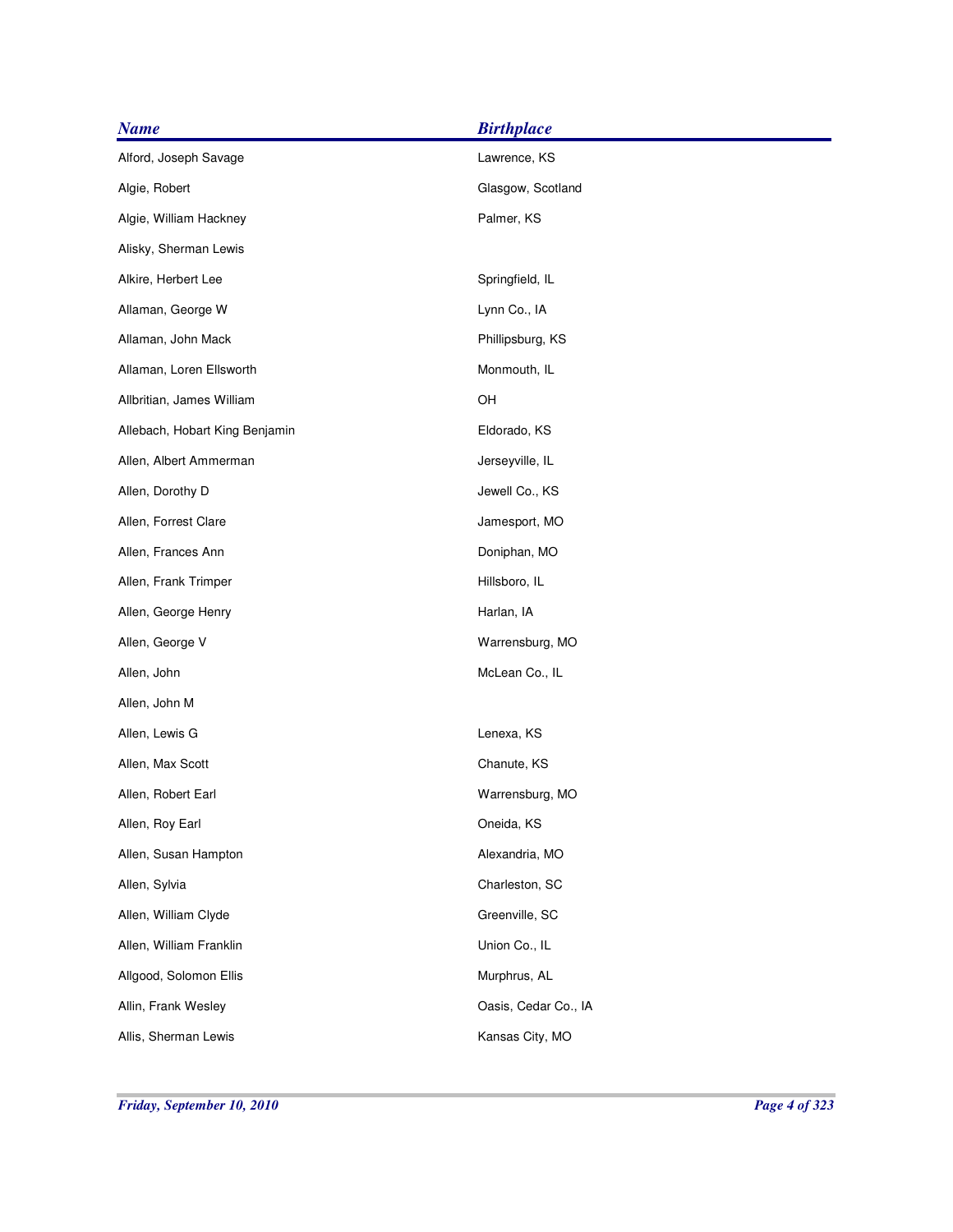| Name | Birthplace |
|---|---|
| Alford, Joseph Savage | Lawrence, KS |
| Algie, Robert | Glasgow, Scotland |
| Algie, William Hackney | Palmer, KS |
| Alisky, Sherman Lewis | |
| Alkire, Herbert Lee | Springfield, IL |
| Allaman, George W | Lynn Co., IA |
| Allaman, John Mack | Phillipsburg, KS |
| Allaman, Loren Ellsworth | Monmouth, IL |
| Allbritian, James William | OH |
| Allebach, Hobart King Benjamin | Eldorado, KS |
| Allen, Albert Ammerman | Jerseyville, IL |
| Allen, Dorothy D | Jewell Co., KS |
| Allen, Forrest Clare | Jamesport, MO |
| Allen, Frances Ann | Doniphan, MO |
| Allen, Frank Trimper | Hillsboro, IL |
| Allen, George Henry | Harlan, IA |
| Allen, George V | Warrensburg, MO |
| Allen, John | McLean Co., IL |
| Allen, John M | |
| Allen, Lewis G | Lenexa, KS |
| Allen, Max Scott | Chanute, KS |
| Allen, Robert Earl | Warrensburg, MO |
| Allen, Roy Earl | Oneida, KS |
| Allen, Susan Hampton | Alexandria, MO |
| Allen, Sylvia | Charleston, SC |
| Allen, William Clyde | Greenville, SC |
| Allen, William Franklin | Union Co., IL |
| Allgood, Solomon Ellis | Murphrus, AL |
| Allin, Frank Wesley | Oasis, Cedar Co., IA |
| Allis, Sherman Lewis | Kansas City, MO |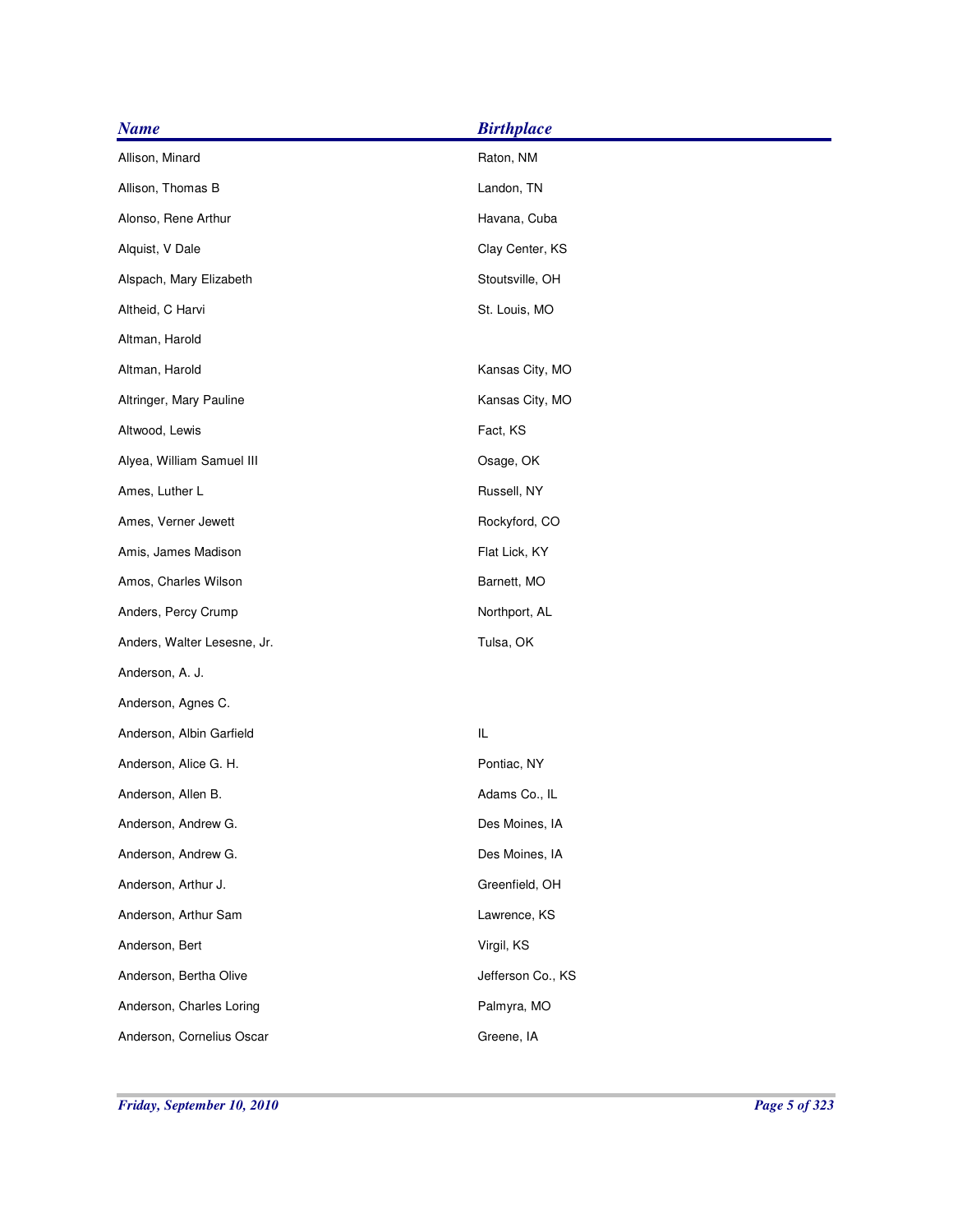| Name | Birthplace |
|---|---|
| Allison, Minard | Raton, NM |
| Allison, Thomas B | Landon, TN |
| Alonso, Rene Arthur | Havana, Cuba |
| Alquist, V Dale | Clay Center, KS |
| Alspach, Mary Elizabeth | Stoutsville, OH |
| Altheid, C Harvi | St. Louis, MO |
| Altman, Harold | |
| Altman, Harold | Kansas City, MO |
| Altringer, Mary Pauline | Kansas City, MO |
| Altwood, Lewis | Fact, KS |
| Alyea, William Samuel III | Osage, OK |
| Ames, Luther L | Russell, NY |
| Ames, Verner Jewett | Rockyford, CO |
| Amis, James Madison | Flat Lick, KY |
| Amos, Charles Wilson | Barnett, MO |
| Anders, Percy Crump | Northport, AL |
| Anders, Walter Lesesne, Jr. | Tulsa, OK |
| Anderson, A. J. | |
| Anderson, Agnes C. | |
| Anderson, Albin Garfield | IL |
| Anderson, Alice G. H. | Pontiac, NY |
| Anderson, Allen B. | Adams Co., IL |
| Anderson, Andrew G. | Des Moines, IA |
| Anderson, Andrew G. | Des Moines, IA |
| Anderson, Arthur J. | Greenfield, OH |
| Anderson, Arthur Sam | Lawrence, KS |
| Anderson, Bert | Virgil, KS |
| Anderson, Bertha Olive | Jefferson Co., KS |
| Anderson, Charles Loring | Palmyra, MO |
| Anderson, Cornelius Oscar | Greene, IA |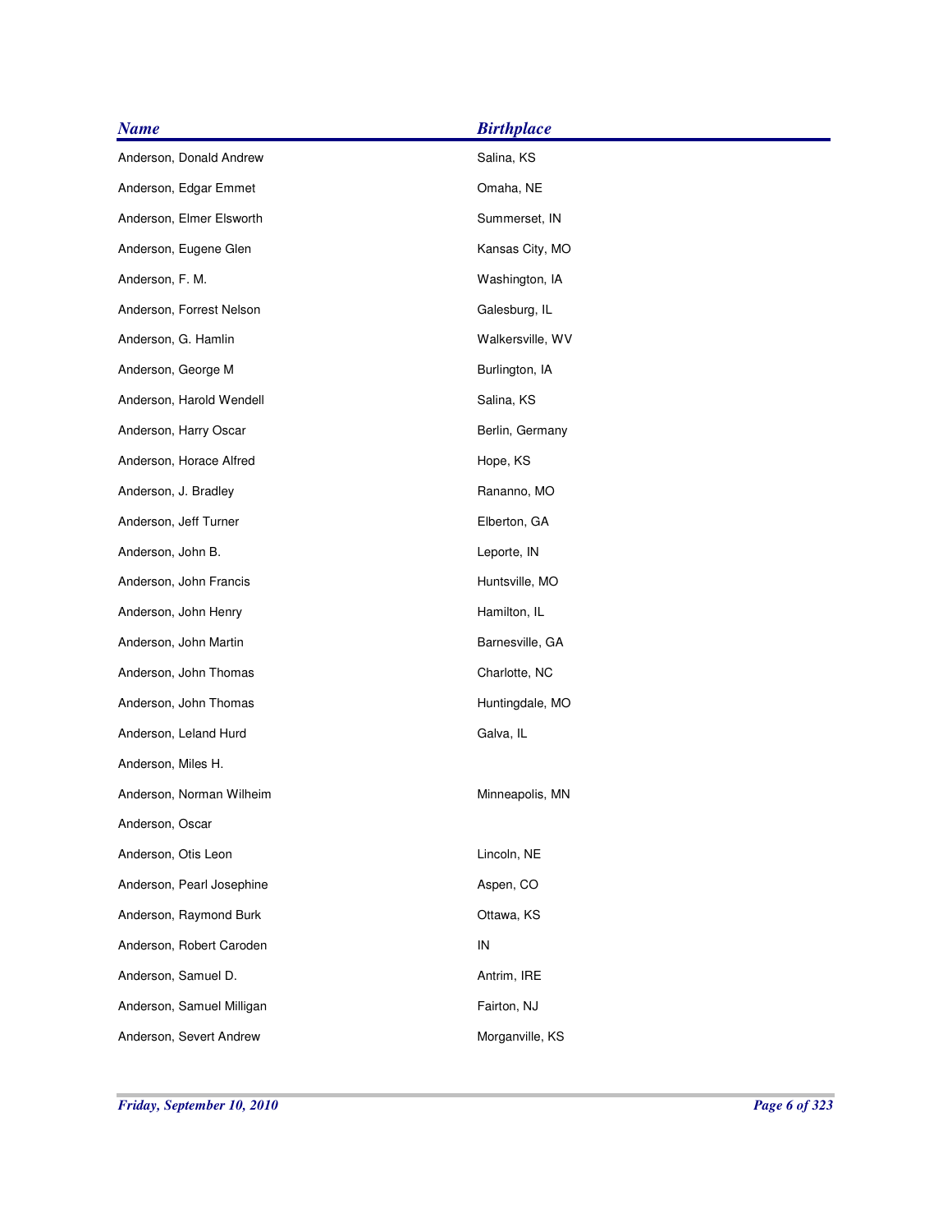| Name | Birthplace |
|---|---|
| Anderson, Donald Andrew | Salina, KS |
| Anderson, Edgar Emmet | Omaha, NE |
| Anderson, Elmer Elsworth | Summerset, IN |
| Anderson, Eugene Glen | Kansas City, MO |
| Anderson, F. M. | Washington, IA |
| Anderson, Forrest Nelson | Galesburg, IL |
| Anderson, G. Hamlin | Walkersville, WV |
| Anderson, George M | Burlington, IA |
| Anderson, Harold Wendell | Salina, KS |
| Anderson, Harry Oscar | Berlin, Germany |
| Anderson, Horace Alfred | Hope, KS |
| Anderson, J. Bradley | Rananno, MO |
| Anderson, Jeff Turner | Elberton, GA |
| Anderson, John B. | Leporte, IN |
| Anderson, John Francis | Huntsville, MO |
| Anderson, John Henry | Hamilton, IL |
| Anderson, John Martin | Barnesville, GA |
| Anderson, John Thomas | Charlotte, NC |
| Anderson, John Thomas | Huntingdale, MO |
| Anderson, Leland Hurd | Galva, IL |
| Anderson, Miles H. | |
| Anderson, Norman Wilheim | Minneapolis, MN |
| Anderson, Oscar | |
| Anderson, Otis Leon | Lincoln, NE |
| Anderson, Pearl Josephine | Aspen, CO |
| Anderson, Raymond Burk | Ottawa, KS |
| Anderson, Robert Caroden | IN |
| Anderson, Samuel D. | Antrim, IRE |
| Anderson, Samuel Milligan | Fairton, NJ |
| Anderson, Severt Andrew | Morganville, KS |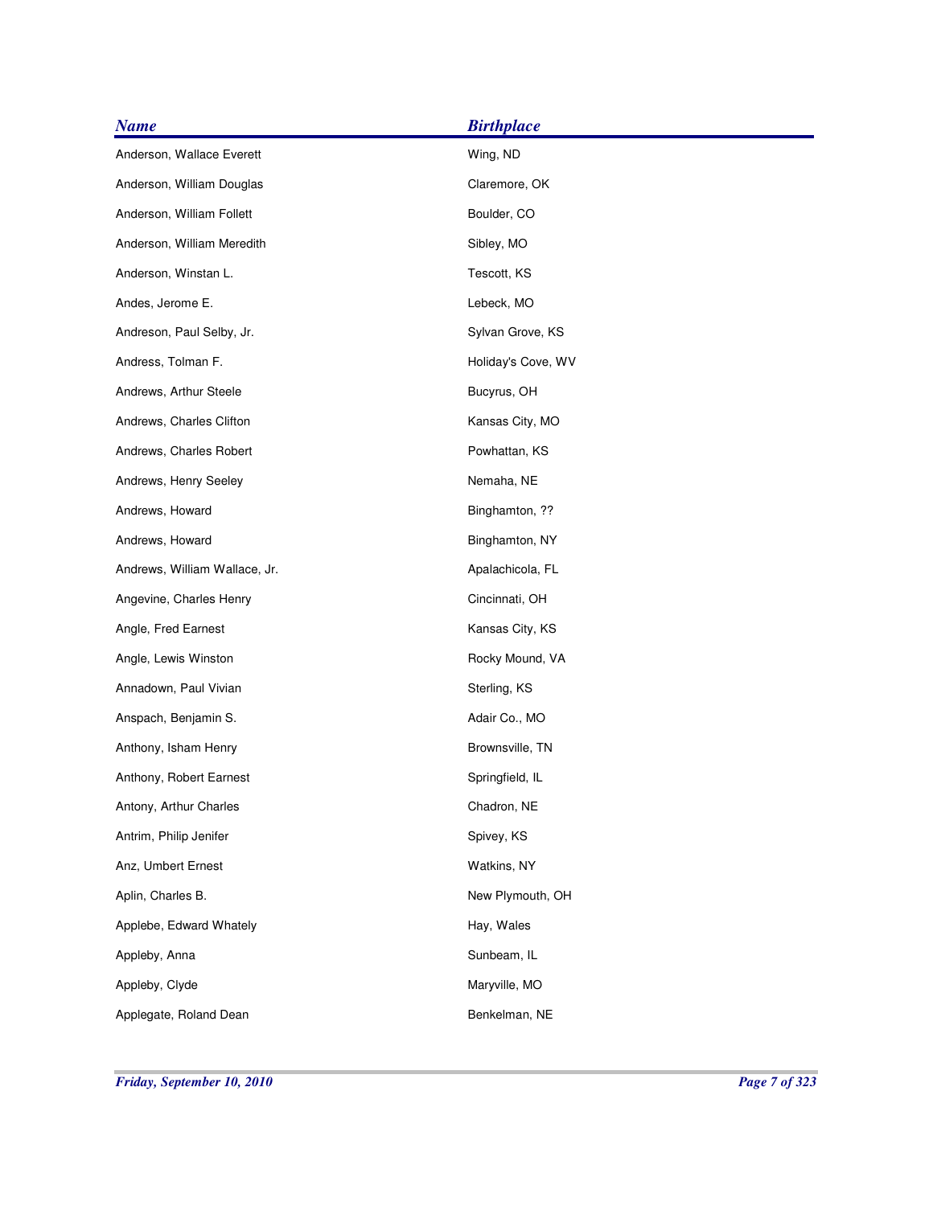| Name | Birthplace |
|---|---|
| Anderson, Wallace Everett | Wing, ND |
| Anderson, William Douglas | Claremore, OK |
| Anderson, William Follett | Boulder, CO |
| Anderson, William Meredith | Sibley, MO |
| Anderson, Winstan L. | Tescott, KS |
| Andes, Jerome E. | Lebeck, MO |
| Andreson, Paul Selby, Jr. | Sylvan Grove, KS |
| Andress, Tolman F. | Holiday's Cove, WV |
| Andrews, Arthur Steele | Bucyrus, OH |
| Andrews, Charles Clifton | Kansas City, MO |
| Andrews, Charles Robert | Powhattan, KS |
| Andrews, Henry Seeley | Nemaha, NE |
| Andrews, Howard | Binghamton, ?? |
| Andrews, Howard | Binghamton, NY |
| Andrews, William Wallace, Jr. | Apalachicola, FL |
| Angevine, Charles Henry | Cincinnati, OH |
| Angle, Fred Earnest | Kansas City, KS |
| Angle, Lewis Winston | Rocky Mound, VA |
| Annadown, Paul Vivian | Sterling, KS |
| Anspach, Benjamin S. | Adair Co., MO |
| Anthony, Isham Henry | Brownsville, TN |
| Anthony, Robert Earnest | Springfield, IL |
| Antony, Arthur Charles | Chadron, NE |
| Antrim, Philip Jenifer | Spivey, KS |
| Anz, Umbert Ernest | Watkins, NY |
| Aplin, Charles B. | New Plymouth, OH |
| Applebe, Edward Whately | Hay, Wales |
| Appleby, Anna | Sunbeam, IL |
| Appleby, Clyde | Maryville, MO |
| Applegate, Roland Dean | Benkelman, NE |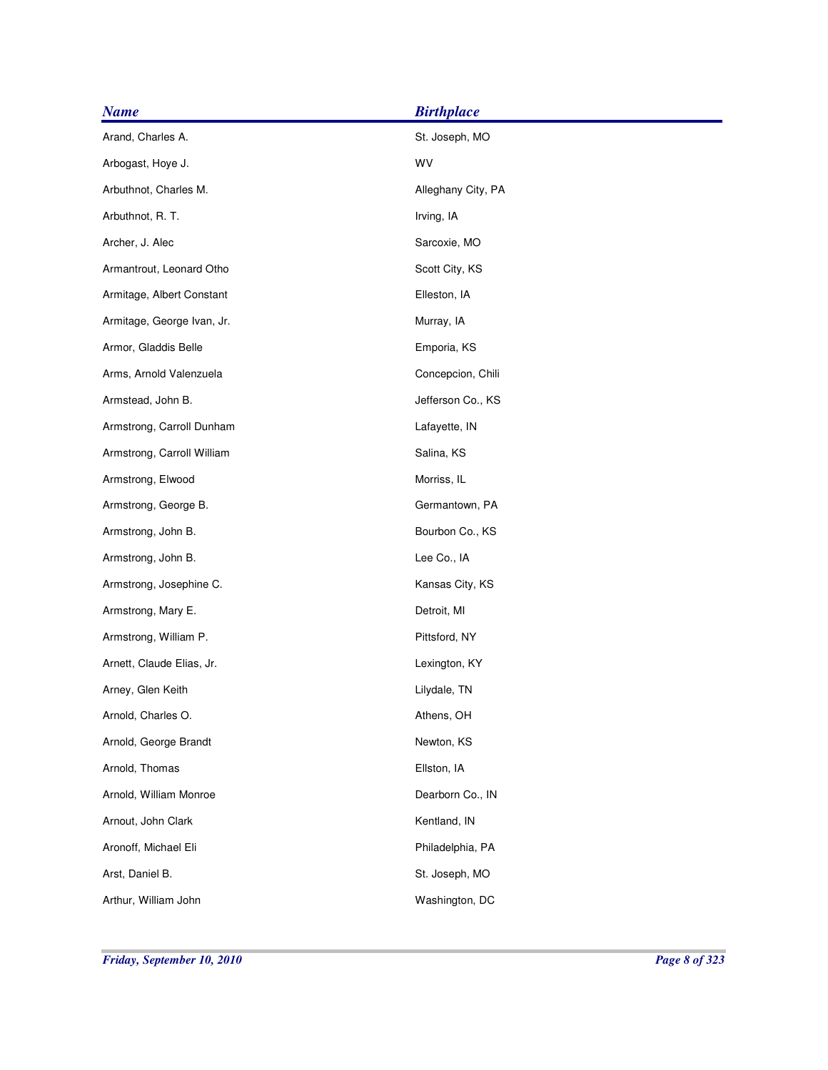| *Name* | *Birthplace* |
|---|---|
| Arand, Charles A. | St. Joseph, MO |
| Arbogast, Hoye J. | WV |
| Arbuthnot, Charles M. | Alleghany City, PA |
| Arbuthnot, R. T. | Irving, IA |
| Archer, J. Alec | Sarcoxie, MO |
| Armantrout, Leonard Otho | Scott City, KS |
| Armitage, Albert Constant | Elleston, IA |
| Armitage, George Ivan, Jr. | Murray, IA |
| Armor, Gladdis Belle | Emporia, KS |
| Arms, Arnold Valenzuela | Concepcion, Chili |
| Armstead, John B. | Jefferson Co., KS |
| Armstrong, Carroll Dunham | Lafayette, IN |
| Armstrong, Carroll William | Salina, KS |
| Armstrong, Elwood | Morriss, IL |
| Armstrong, George B. | Germantown, PA |
| Armstrong, John B. | Bourbon Co., KS |
| Armstrong, John B. | Lee Co., IA |
| Armstrong, Josephine C. | Kansas City, KS |
| Armstrong, Mary E. | Detroit, MI |
| Armstrong, William P. | Pittsford, NY |
| Arnett, Claude Elias, Jr. | Lexington, KY |
| Arney, Glen Keith | Lilydale, TN |
| Arnold, Charles O. | Athens, OH |
| Arnold, George Brandt | Newton, KS |
| Arnold, Thomas | Ellston, IA |
| Arnold, William Monroe | Dearborn Co., IN |
| Arnout, John Clark | Kentland, IN |
| Aronoff, Michael Eli | Philadelphia, PA |
| Arst, Daniel B. | St. Joseph, MO |
| Arthur, William John | Washington, DC |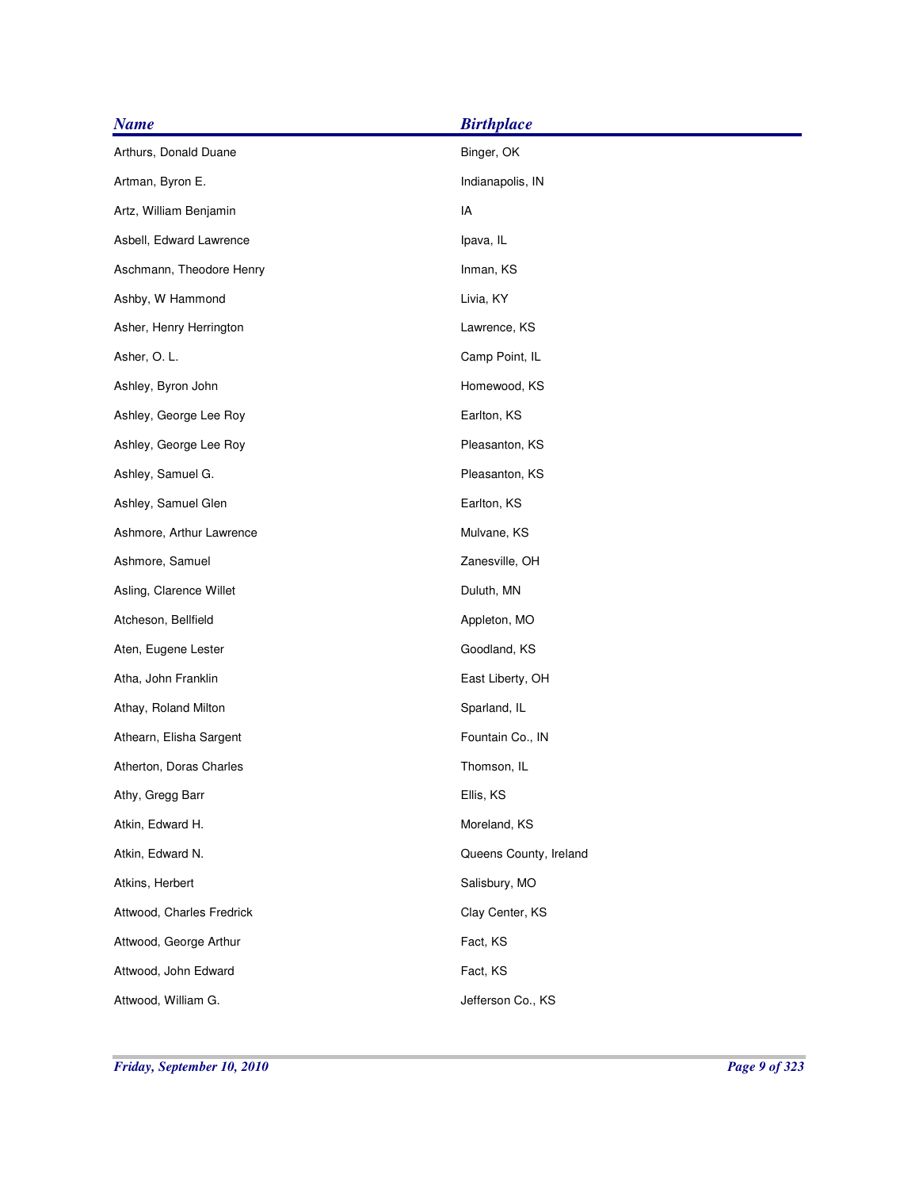| Name | Birthplace |
|---|---|
| Arthurs, Donald Duane | Binger, OK |
| Artman, Byron E. | Indianapolis, IN |
| Artz, William Benjamin | IA |
| Asbell, Edward Lawrence | Ipava, IL |
| Aschmann, Theodore Henry | Inman, KS |
| Ashby, W Hammond | Livia, KY |
| Asher, Henry Herrington | Lawrence, KS |
| Asher, O. L. | Camp Point, IL |
| Ashley, Byron John | Homewood, KS |
| Ashley, George Lee Roy | Earlton, KS |
| Ashley, George Lee Roy | Pleasanton, KS |
| Ashley, Samuel G. | Pleasanton, KS |
| Ashley, Samuel Glen | Earlton, KS |
| Ashmore, Arthur Lawrence | Mulvane, KS |
| Ashmore, Samuel | Zanesville, OH |
| Asling, Clarence Willet | Duluth, MN |
| Atcheson, Bellfield | Appleton, MO |
| Aten, Eugene Lester | Goodland, KS |
| Atha, John Franklin | East Liberty, OH |
| Athay, Roland Milton | Sparland, IL |
| Athearn, Elisha Sargent | Fountain Co., IN |
| Atherton, Doras Charles | Thomson, IL |
| Athy, Gregg Barr | Ellis, KS |
| Atkin, Edward H. | Moreland, KS |
| Atkin, Edward N. | Queens County, Ireland |
| Atkins, Herbert | Salisbury, MO |
| Attwood, Charles Fredrick | Clay Center, KS |
| Attwood, George Arthur | Fact, KS |
| Attwood, John Edward | Fact, KS |
| Attwood, William G. | Jefferson Co., KS |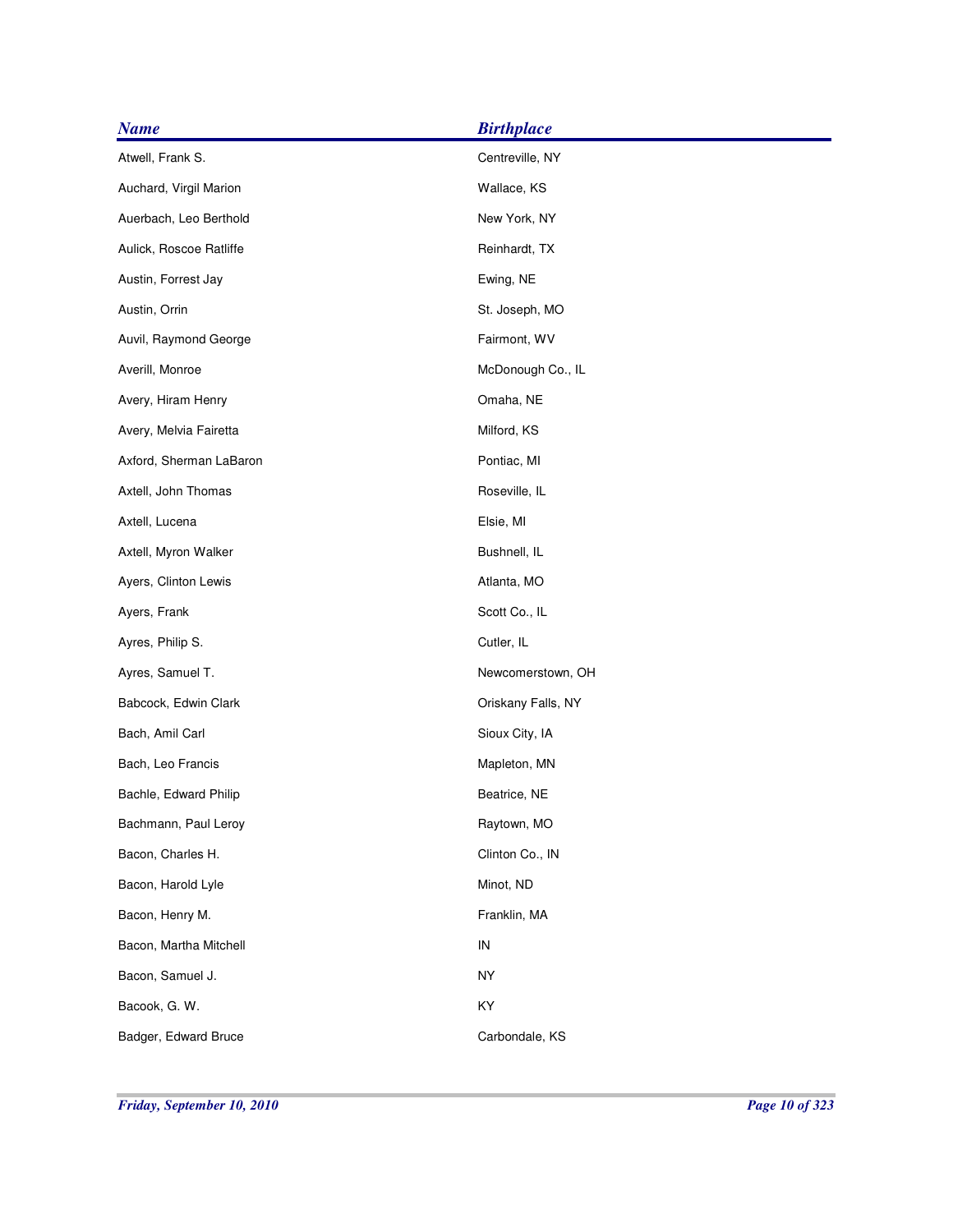| Name | Birthplace |
|---|---|
| Atwell, Frank S. | Centreville, NY |
| Auchard, Virgil Marion | Wallace, KS |
| Auerbach, Leo Berthold | New York, NY |
| Aulick, Roscoe Ratliffe | Reinhardt, TX |
| Austin, Forrest Jay | Ewing, NE |
| Austin, Orrin | St. Joseph, MO |
| Auvil, Raymond George | Fairmont, WV |
| Averill, Monroe | McDonough Co., IL |
| Avery, Hiram Henry | Omaha, NE |
| Avery, Melvia Fairetta | Milford, KS |
| Axford, Sherman LaBaron | Pontiac, MI |
| Axtell, John Thomas | Roseville, IL |
| Axtell, Lucena | Elsie, MI |
| Axtell, Myron Walker | Bushnell, IL |
| Ayers, Clinton Lewis | Atlanta, MO |
| Ayers, Frank | Scott Co., IL |
| Ayres, Philip S. | Cutler, IL |
| Ayres, Samuel T. | Newcomerstown, OH |
| Babcock, Edwin Clark | Oriskany Falls, NY |
| Bach, Amil Carl | Sioux City, IA |
| Bach, Leo Francis | Mapleton, MN |
| Bachle, Edward Philip | Beatrice, NE |
| Bachmann, Paul Leroy | Raytown, MO |
| Bacon, Charles H. | Clinton Co., IN |
| Bacon, Harold Lyle | Minot, ND |
| Bacon, Henry M. | Franklin, MA |
| Bacon, Martha Mitchell | IN |
| Bacon, Samuel J. | NY |
| Bacook, G. W. | KY |
| Badger, Edward Bruce | Carbondale, KS |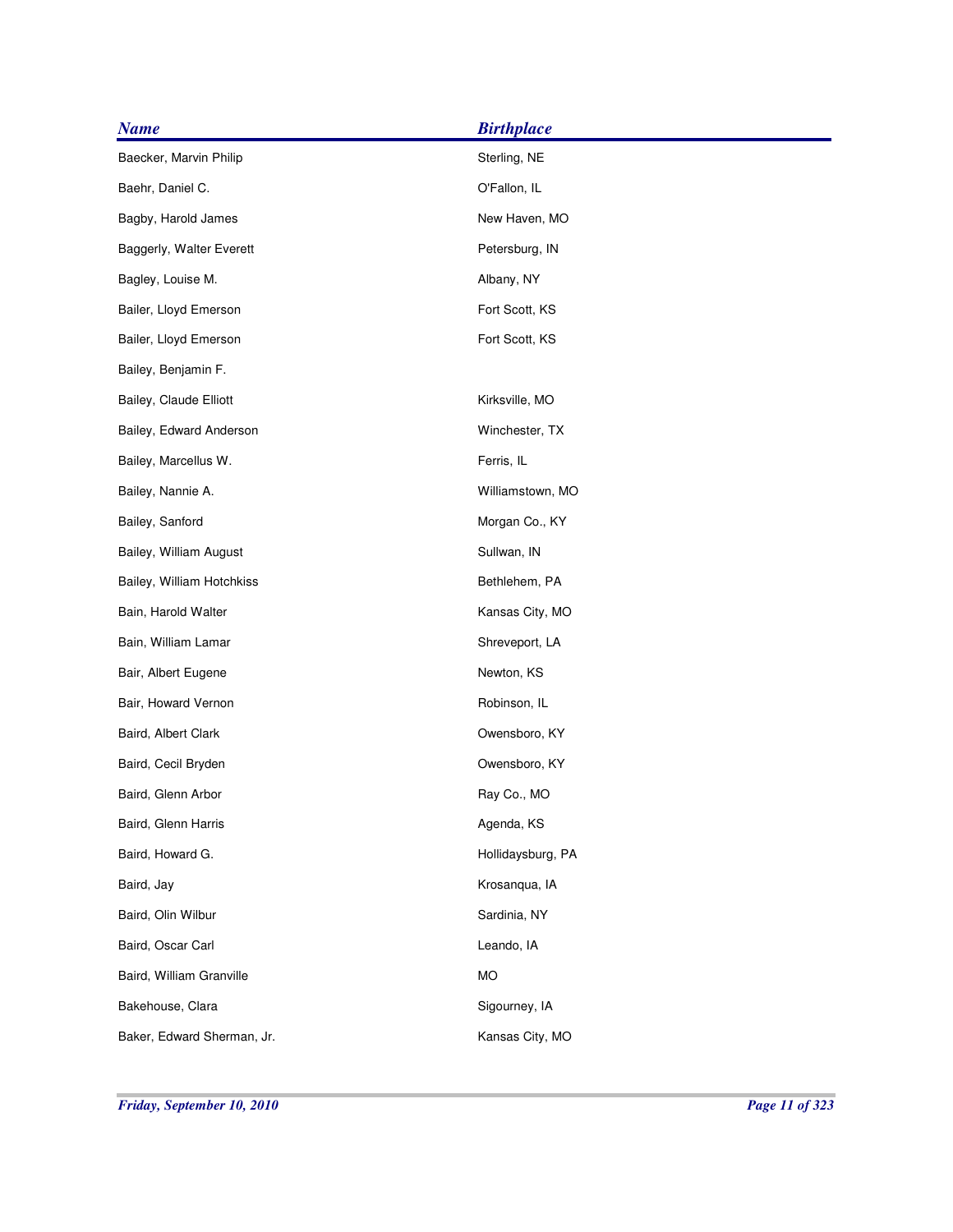| Name | Birthplace |
|---|---|
| Baecker, Marvin Philip | Sterling, NE |
| Baehr, Daniel C. | O'Fallon, IL |
| Bagby, Harold James | New Haven, MO |
| Baggerly, Walter Everett | Petersburg, IN |
| Bagley, Louise M. | Albany, NY |
| Bailer, Lloyd Emerson | Fort Scott, KS |
| Bailer, Lloyd Emerson | Fort Scott, KS |
| Bailey, Benjamin F. | |
| Bailey, Claude Elliott | Kirksville, MO |
| Bailey, Edward Anderson | Winchester, TX |
| Bailey, Marcellus W. | Ferris, IL |
| Bailey, Nannie A. | Williamstown, MO |
| Bailey, Sanford | Morgan Co., KY |
| Bailey, William August | Sullwan, IN |
| Bailey, William Hotchkiss | Bethlehem, PA |
| Bain, Harold Walter | Kansas City, MO |
| Bain, William Lamar | Shreveport, LA |
| Bair, Albert Eugene | Newton, KS |
| Bair, Howard Vernon | Robinson, IL |
| Baird, Albert Clark | Owensboro, KY |
| Baird, Cecil Bryden | Owensboro, KY |
| Baird, Glenn Arbor | Ray Co., MO |
| Baird, Glenn Harris | Agenda, KS |
| Baird, Howard G. | Hollidaysburg, PA |
| Baird, Jay | Krosanqua, IA |
| Baird, Olin Wilbur | Sardinia, NY |
| Baird, Oscar Carl | Leando, IA |
| Baird, William Granville | MO |
| Bakehouse, Clara | Sigourney, IA |
| Baker, Edward Sherman, Jr. | Kansas City, MO |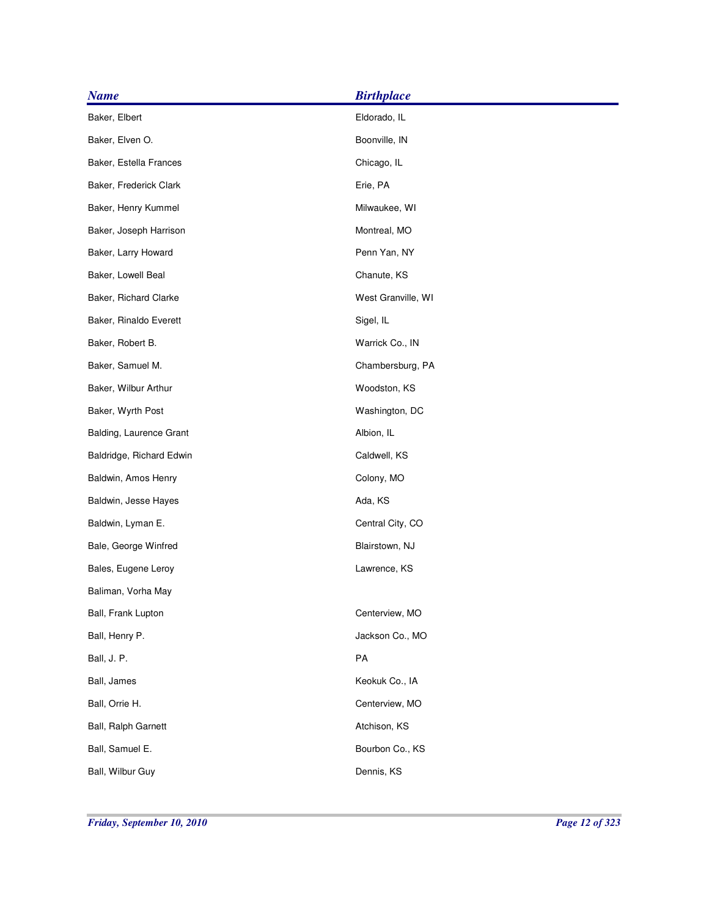| Name | Birthplace |
| --- | --- |
| Baker, Elbert | Eldorado, IL |
| Baker, Elven O. | Boonville, IN |
| Baker, Estella Frances | Chicago, IL |
| Baker, Frederick Clark | Erie, PA |
| Baker, Henry Kummel | Milwaukee, WI |
| Baker, Joseph Harrison | Montreal, MO |
| Baker, Larry Howard | Penn Yan, NY |
| Baker, Lowell Beal | Chanute, KS |
| Baker, Richard Clarke | West Granville, WI |
| Baker, Rinaldo Everett | Sigel, IL |
| Baker, Robert B. | Warrick Co., IN |
| Baker, Samuel M. | Chambersburg, PA |
| Baker, Wilbur Arthur | Woodston, KS |
| Baker, Wyrth Post | Washington, DC |
| Balding, Laurence Grant | Albion, IL |
| Baldridge, Richard Edwin | Caldwell, KS |
| Baldwin, Amos Henry | Colony, MO |
| Baldwin, Jesse Hayes | Ada, KS |
| Baldwin, Lyman E. | Central City, CO |
| Bale, George Winfred | Blairstown, NJ |
| Bales, Eugene Leroy | Lawrence, KS |
| Baliman, Vorha May | |
| Ball, Frank Lupton | Centerview, MO |
| Ball, Henry P. | Jackson Co., MO |
| Ball, J. P. | PA |
| Ball, James | Keokuk Co., IA |
| Ball, Orrie H. | Centerview, MO |
| Ball, Ralph Garnett | Atchison, KS |
| Ball, Samuel E. | Bourbon Co., KS |
| Ball, Wilbur Guy | Dennis, KS |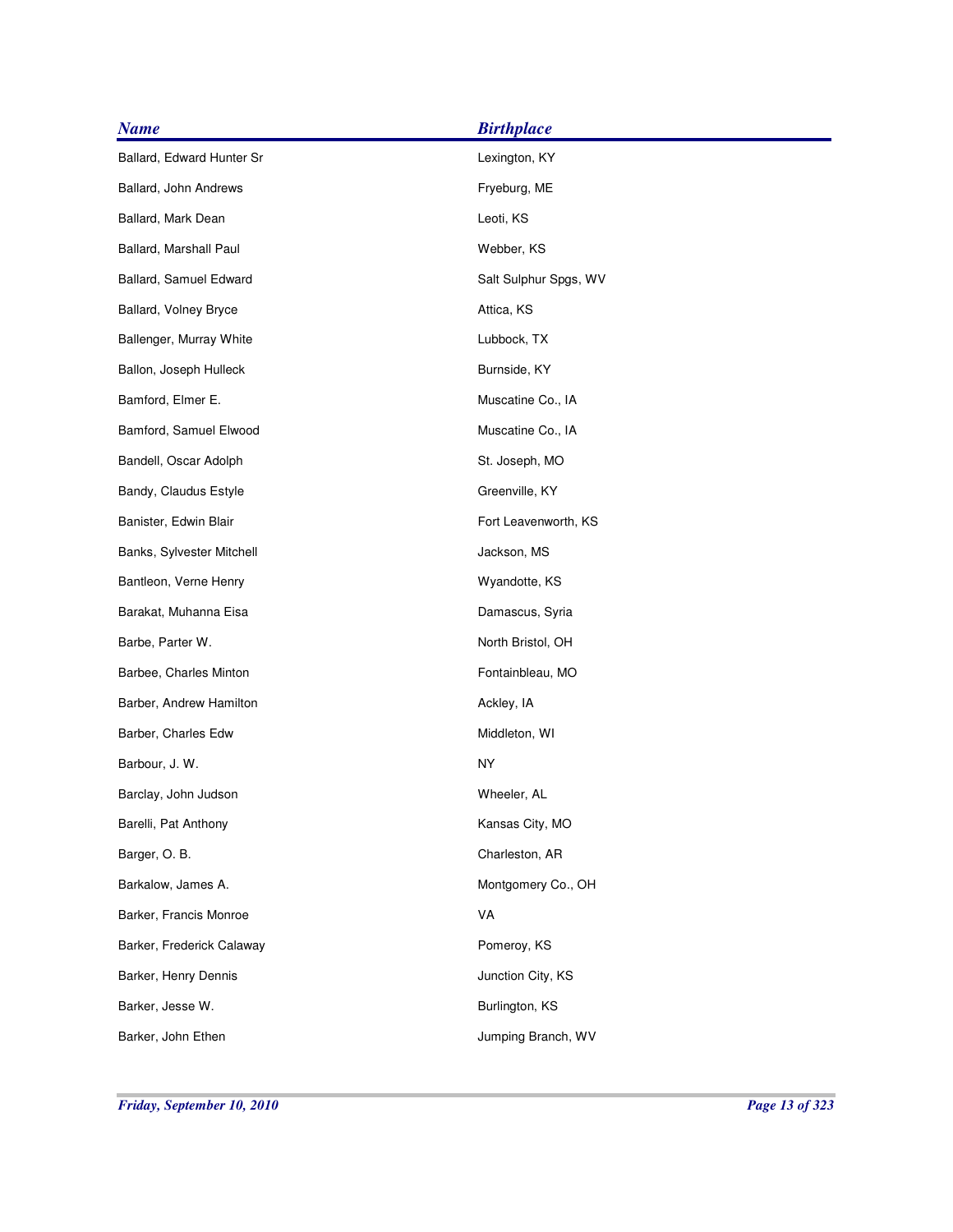| *Name* | *Birthplace* |
| --- | --- |
| Ballard, Edward Hunter Sr | Lexington, KY |
| Ballard, John Andrews | Fryeburg, ME |
| Ballard, Mark Dean | Leoti, KS |
| Ballard, Marshall Paul | Webber, KS |
| Ballard, Samuel Edward | Salt Sulphur Spgs, WV |
| Ballard, Volney Bryce | Attica, KS |
| Ballenger, Murray White | Lubbock, TX |
| Ballon, Joseph Hulleck | Burnside, KY |
| Bamford, Elmer E. | Muscatine Co., IA |
| Bamford, Samuel Elwood | Muscatine Co., IA |
| Bandell, Oscar Adolph | St. Joseph, MO |
| Bandy, Claudus Estyle | Greenville, KY |
| Banister, Edwin Blair | Fort Leavenworth, KS |
| Banks, Sylvester Mitchell | Jackson, MS |
| Bantleon, Verne Henry | Wyandotte, KS |
| Barakat, Muhanna Eisa | Damascus, Syria |
| Barbe, Parter W. | North Bristol, OH |
| Barbee, Charles Minton | Fontainbleau, MO |
| Barber, Andrew Hamilton | Ackley, IA |
| Barber, Charles Edw | Middleton, WI |
| Barbour, J. W. | NY |
| Barclay, John Judson | Wheeler, AL |
| Barelli, Pat Anthony | Kansas City, MO |
| Barger, O. B. | Charleston, AR |
| Barkalow, James A. | Montgomery Co., OH |
| Barker, Francis Monroe | VA |
| Barker, Frederick Calaway | Pomeroy, KS |
| Barker, Henry Dennis | Junction City, KS |
| Barker, Jesse W. | Burlington, KS |
| Barker, John Ethen | Jumping Branch, WV |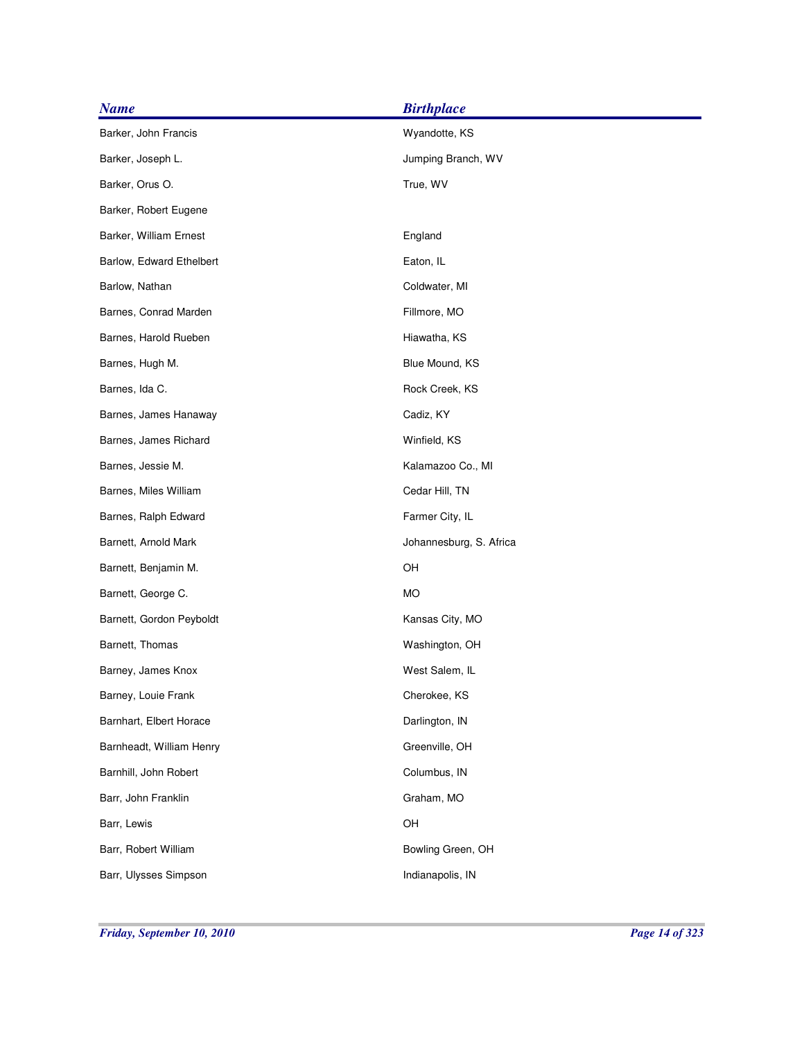| Name | Birthplace |
|---|---|
| Barker, John Francis | Wyandotte, KS |
| Barker, Joseph L. | Jumping Branch, WV |
| Barker, Orus O. | True, WV |
| Barker, Robert Eugene | |
| Barker, William Ernest | England |
| Barlow, Edward Ethelbert | Eaton, IL |
| Barlow, Nathan | Coldwater, MI |
| Barnes, Conrad Marden | Fillmore, MO |
| Barnes, Harold Rueben | Hiawatha, KS |
| Barnes, Hugh M. | Blue Mound, KS |
| Barnes, Ida C. | Rock Creek, KS |
| Barnes, James Hanaway | Cadiz, KY |
| Barnes, James Richard | Winfield, KS |
| Barnes, Jessie M. | Kalamazoo Co., MI |
| Barnes, Miles William | Cedar Hill, TN |
| Barnes, Ralph Edward | Farmer City, IL |
| Barnett, Arnold Mark | Johannesburg, S. Africa |
| Barnett, Benjamin M. | OH |
| Barnett, George C. | MO |
| Barnett, Gordon Peyboldt | Kansas City, MO |
| Barnett, Thomas | Washington, OH |
| Barney, James Knox | West Salem, IL |
| Barney, Louie Frank | Cherokee, KS |
| Barnhart, Elbert Horace | Darlington, IN |
| Barnheadt, William Henry | Greenville, OH |
| Barnhill, John Robert | Columbus, IN |
| Barr, John Franklin | Graham, MO |
| Barr, Lewis | OH |
| Barr, Robert William | Bowling Green, OH |
| Barr, Ulysses Simpson | Indianapolis, IN |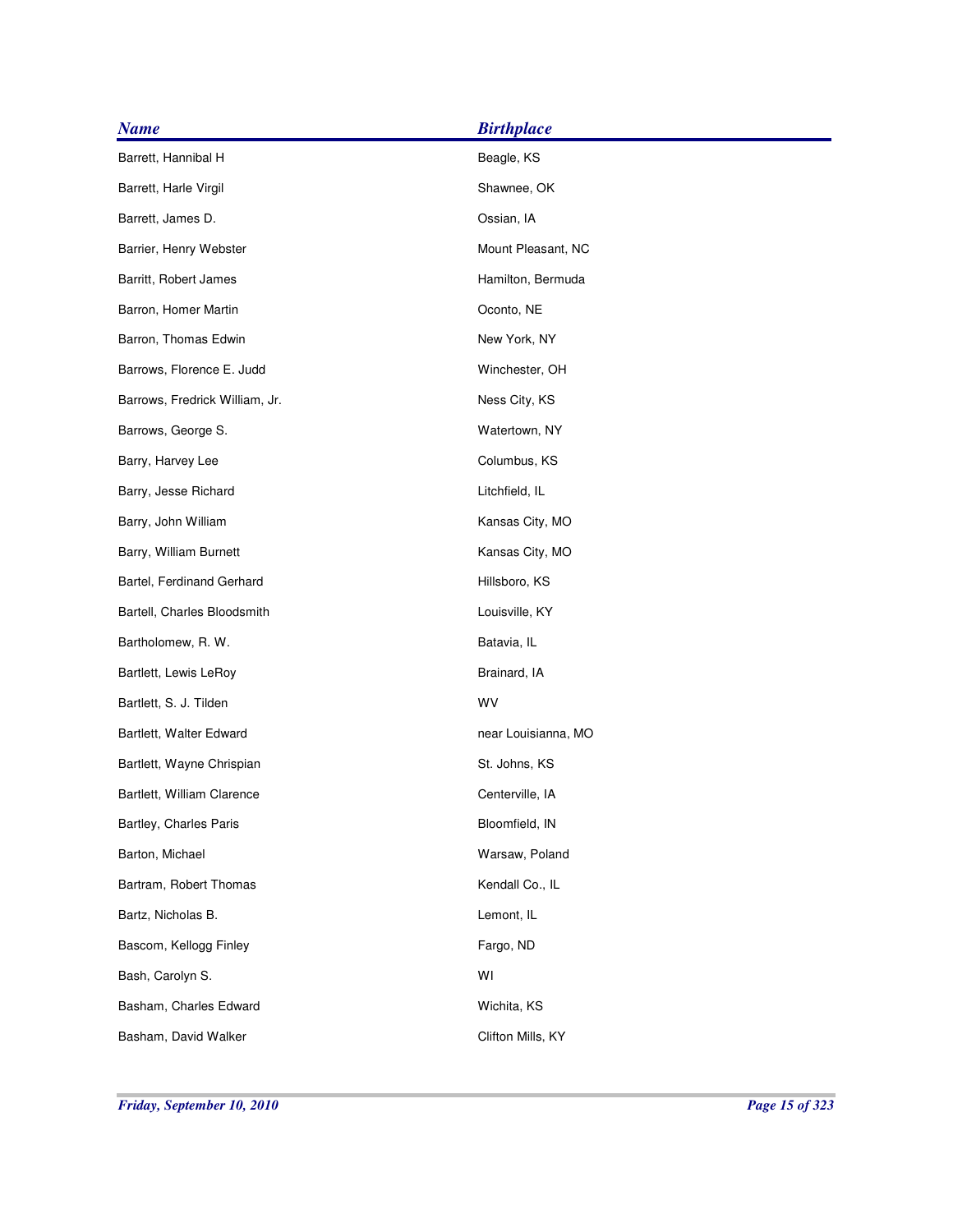| Name | Birthplace |
| --- | --- |
| Barrett, Hannibal H | Beagle, KS |
| Barrett, Harle Virgil | Shawnee, OK |
| Barrett, James D. | Ossian, IA |
| Barrier, Henry Webster | Mount Pleasant, NC |
| Barritt, Robert James | Hamilton, Bermuda |
| Barron, Homer Martin | Oconto, NE |
| Barron, Thomas Edwin | New York, NY |
| Barrows, Florence E. Judd | Winchester, OH |
| Barrows, Fredrick William, Jr. | Ness City, KS |
| Barrows, George S. | Watertown, NY |
| Barry, Harvey Lee | Columbus, KS |
| Barry, Jesse Richard | Litchfield, IL |
| Barry, John William | Kansas City, MO |
| Barry, William Burnett | Kansas City, MO |
| Bartel, Ferdinand Gerhard | Hillsboro, KS |
| Bartell, Charles Bloodsmith | Louisville, KY |
| Bartholomew, R. W. | Batavia, IL |
| Bartlett, Lewis LeRoy | Brainard, IA |
| Bartlett, S. J. Tilden | WV |
| Bartlett, Walter Edward | near Louisianna, MO |
| Bartlett, Wayne Chrispian | St. Johns, KS |
| Bartlett, William Clarence | Centerville, IA |
| Bartley, Charles Paris | Bloomfield, IN |
| Barton, Michael | Warsaw, Poland |
| Bartram, Robert Thomas | Kendall Co., IL |
| Bartz, Nicholas B. | Lemont, IL |
| Bascom, Kellogg Finley | Fargo, ND |
| Bash, Carolyn S. | WI |
| Basham, Charles Edward | Wichita, KS |
| Basham, David Walker | Clifton Mills, KY |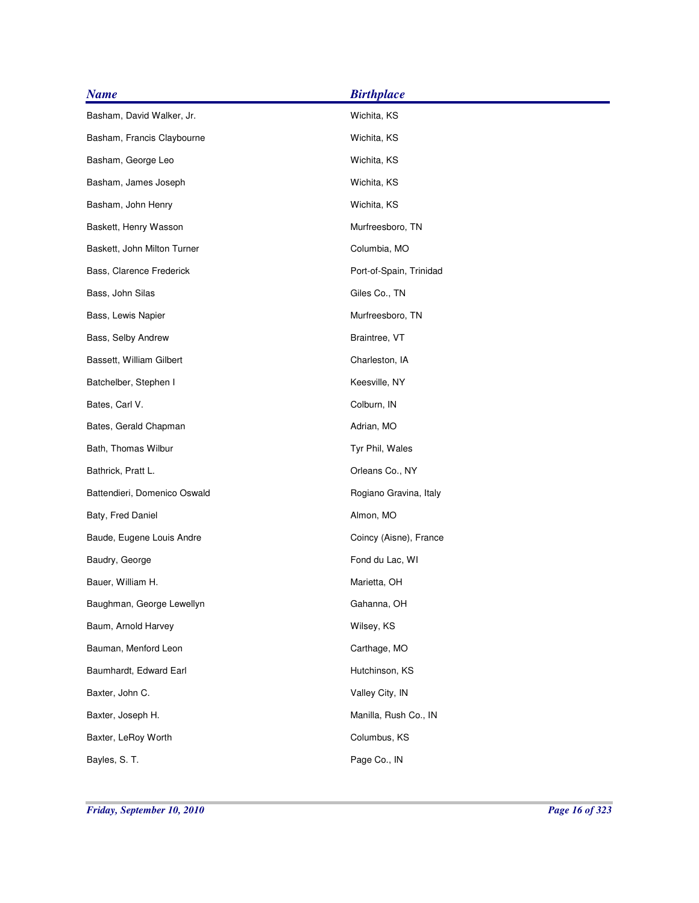| Name | Birthplace |
| --- | --- |
| Basham, David Walker, Jr. | Wichita, KS |
| Basham, Francis Claybourne | Wichita, KS |
| Basham, George Leo | Wichita, KS |
| Basham, James Joseph | Wichita, KS |
| Basham, John Henry | Wichita, KS |
| Baskett, Henry Wasson | Murfreesboro, TN |
| Baskett, John Milton Turner | Columbia, MO |
| Bass, Clarence Frederick | Port-of-Spain, Trinidad |
| Bass, John Silas | Giles Co., TN |
| Bass, Lewis Napier | Murfreesboro, TN |
| Bass, Selby Andrew | Braintree, VT |
| Bassett, William Gilbert | Charleston, IA |
| Batchelber, Stephen I | Keesville, NY |
| Bates, Carl V. | Colburn, IN |
| Bates, Gerald Chapman | Adrian, MO |
| Bath, Thomas Wilbur | Tyr Phil, Wales |
| Bathrick, Pratt L. | Orleans Co., NY |
| Battendieri, Domenico Oswald | Rogiano Gravina, Italy |
| Baty, Fred Daniel | Almon, MO |
| Baude, Eugene Louis Andre | Coincy (Aisne), France |
| Baudry, George | Fond du Lac, WI |
| Bauer, William H. | Marietta, OH |
| Baughman, George Lewellyn | Gahanna, OH |
| Baum, Arnold Harvey | Wilsey, KS |
| Bauman, Menford Leon | Carthage, MO |
| Baumhardt, Edward Earl | Hutchinson, KS |
| Baxter, John C. | Valley City, IN |
| Baxter, Joseph H. | Manilla, Rush Co., IN |
| Baxter, LeRoy Worth | Columbus, KS |
| Bayles, S. T. | Page Co., IN |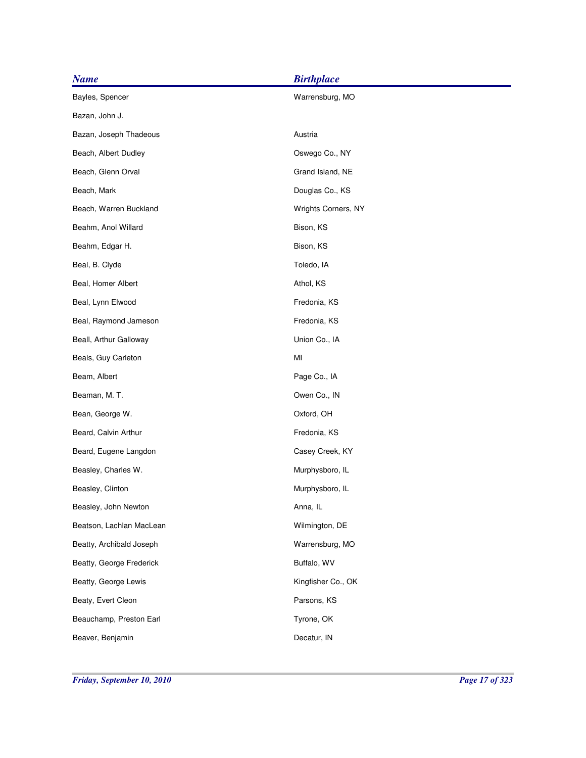| Name | Birthplace |
| --- | --- |
| Bayles, Spencer | Warrensburg, MO |
| Bazan, John J. | |
| Bazan, Joseph Thadeous | Austria |
| Beach, Albert Dudley | Oswego Co., NY |
| Beach, Glenn Orval | Grand Island, NE |
| Beach, Mark | Douglas Co., KS |
| Beach, Warren Buckland | Wrights Corners, NY |
| Beahm, Anol Willard | Bison, KS |
| Beahm, Edgar H. | Bison, KS |
| Beal, B. Clyde | Toledo, IA |
| Beal, Homer Albert | Athol, KS |
| Beal, Lynn Elwood | Fredonia, KS |
| Beal, Raymond Jameson | Fredonia, KS |
| Beall, Arthur Galloway | Union Co., IA |
| Beals, Guy Carleton | MI |
| Beam, Albert | Page Co., IA |
| Beaman, M. T. | Owen Co., IN |
| Bean, George W. | Oxford, OH |
| Beard, Calvin Arthur | Fredonia, KS |
| Beard, Eugene Langdon | Casey Creek, KY |
| Beasley, Charles W. | Murphysboro, IL |
| Beasley, Clinton | Murphysboro, IL |
| Beasley, John Newton | Anna, IL |
| Beatson, Lachlan MacLean | Wilmington, DE |
| Beatty, Archibald Joseph | Warrensburg, MO |
| Beatty, George Frederick | Buffalo, WV |
| Beatty, George Lewis | Kingfisher Co., OK |
| Beaty, Evert Cleon | Parsons, KS |
| Beauchamp, Preston Earl | Tyrone, OK |
| Beaver, Benjamin | Decatur, IN |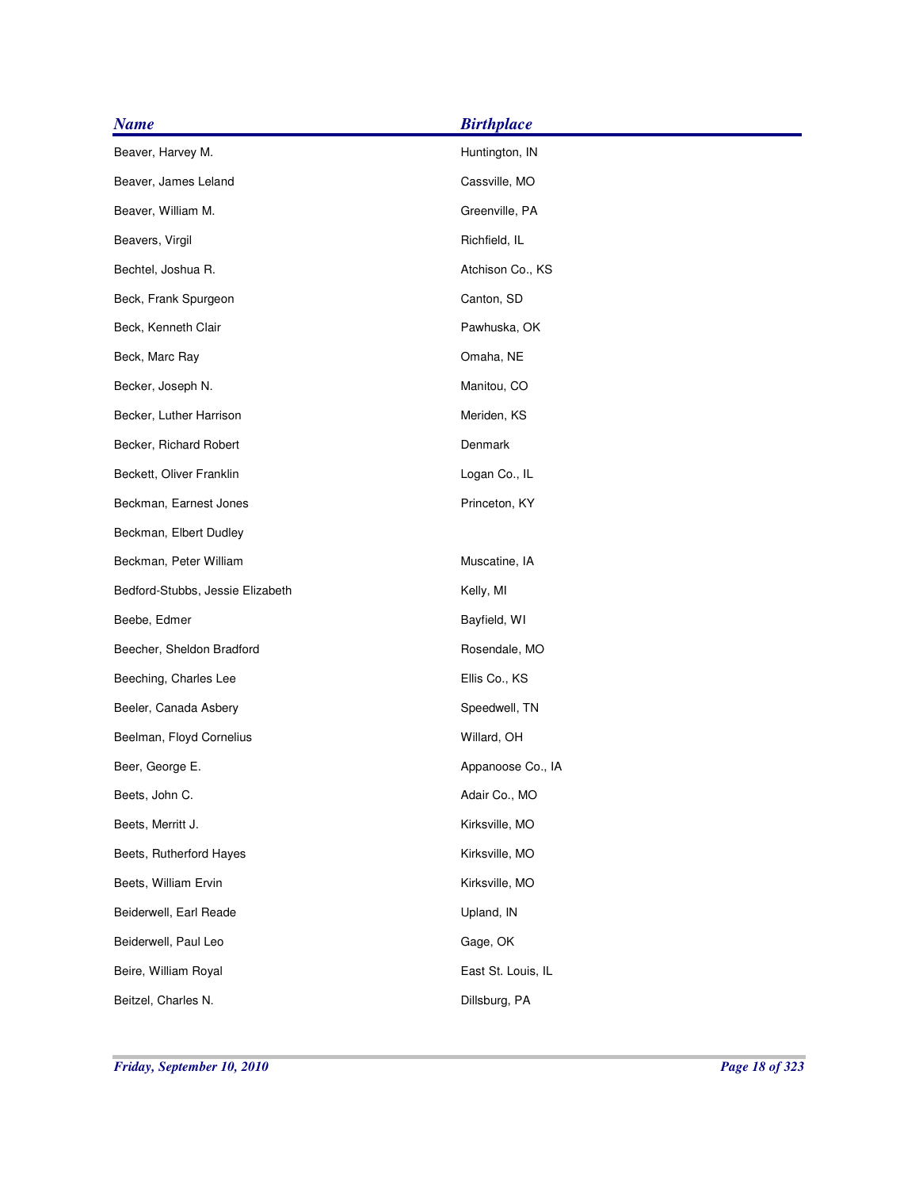| Name | Birthplace |
|---|---|
| Beaver, Harvey M. | Huntington, IN |
| Beaver, James Leland | Cassville, MO |
| Beaver, William M. | Greenville, PA |
| Beavers, Virgil | Richfield, IL |
| Bechtel, Joshua R. | Atchison Co., KS |
| Beck, Frank Spurgeon | Canton, SD |
| Beck, Kenneth Clair | Pawhuska, OK |
| Beck, Marc Ray | Omaha, NE |
| Becker, Joseph N. | Manitou, CO |
| Becker, Luther Harrison | Meriden, KS |
| Becker, Richard Robert | Denmark |
| Beckett, Oliver Franklin | Logan Co., IL |
| Beckman, Earnest Jones | Princeton, KY |
| Beckman, Elbert Dudley | |
| Beckman, Peter William | Muscatine, IA |
| Bedford-Stubbs, Jessie Elizabeth | Kelly, MI |
| Beebe, Edmer | Bayfield, WI |
| Beecher, Sheldon Bradford | Rosendale, MO |
| Beeching, Charles Lee | Ellis Co., KS |
| Beeler, Canada Asbery | Speedwell, TN |
| Beelman, Floyd Cornelius | Willard, OH |
| Beer, George E. | Appanoose Co., IA |
| Beets, John C. | Adair Co., MO |
| Beets, Merritt J. | Kirksville, MO |
| Beets, Rutherford Hayes | Kirksville, MO |
| Beets, William Ervin | Kirksville, MO |
| Beiderwell, Earl Reade | Upland, IN |
| Beiderwell, Paul Leo | Gage, OK |
| Beire, William Royal | East St. Louis, IL |
| Beitzel, Charles N. | Dillsburg, PA |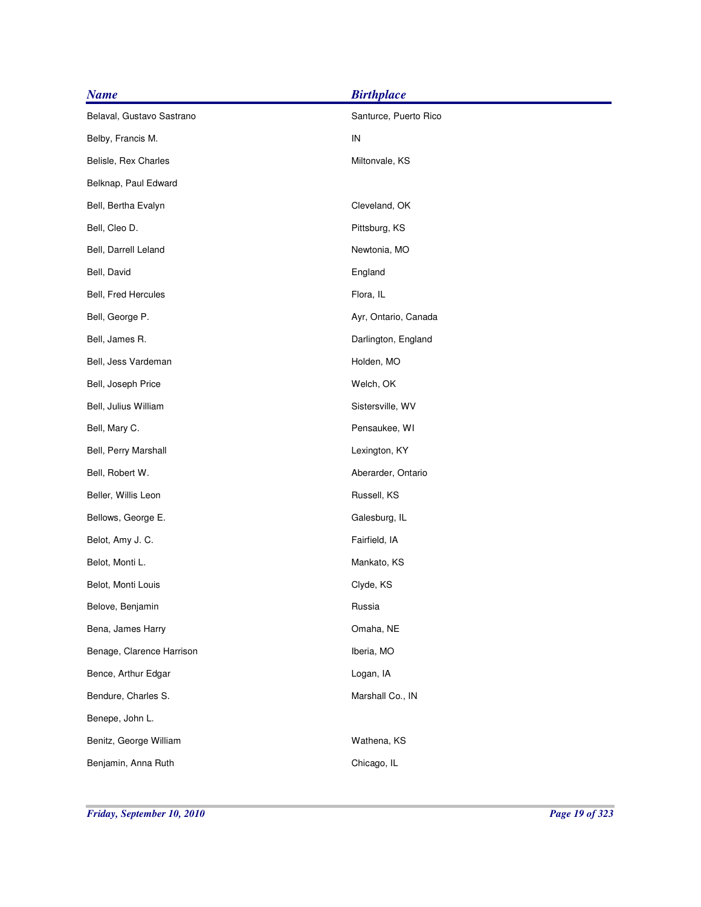| Name | Birthplace |
| --- | --- |
| Belaval, Gustavo Sastrano | Santurce, Puerto Rico |
| Belby, Francis M. | IN |
| Belisle, Rex Charles | Miltonvale, KS |
| Belknap, Paul Edward | |
| Bell, Bertha Evalyn | Cleveland, OK |
| Bell, Cleo D. | Pittsburg, KS |
| Bell, Darrell Leland | Newtonia, MO |
| Bell, David | England |
| Bell, Fred Hercules | Flora, IL |
| Bell, George P. | Ayr, Ontario, Canada |
| Bell, James R. | Darlington, England |
| Bell, Jess Vardeman | Holden, MO |
| Bell, Joseph Price | Welch, OK |
| Bell, Julius William | Sistersville, WV |
| Bell, Mary C. | Pensaukee, WI |
| Bell, Perry Marshall | Lexington, KY |
| Bell, Robert W. | Aberarder, Ontario |
| Beller, Willis Leon | Russell, KS |
| Bellows, George E. | Galesburg, IL |
| Belot, Amy J. C. | Fairfield, IA |
| Belot, Monti L. | Mankato, KS |
| Belot, Monti Louis | Clyde, KS |
| Belove, Benjamin | Russia |
| Bena, James Harry | Omaha, NE |
| Benage, Clarence Harrison | Iberia, MO |
| Bence, Arthur Edgar | Logan, IA |
| Bendure, Charles S. | Marshall Co., IN |
| Benepe, John L. | |
| Benitz, George William | Wathena, KS |
| Benjamin, Anna Ruth | Chicago, IL |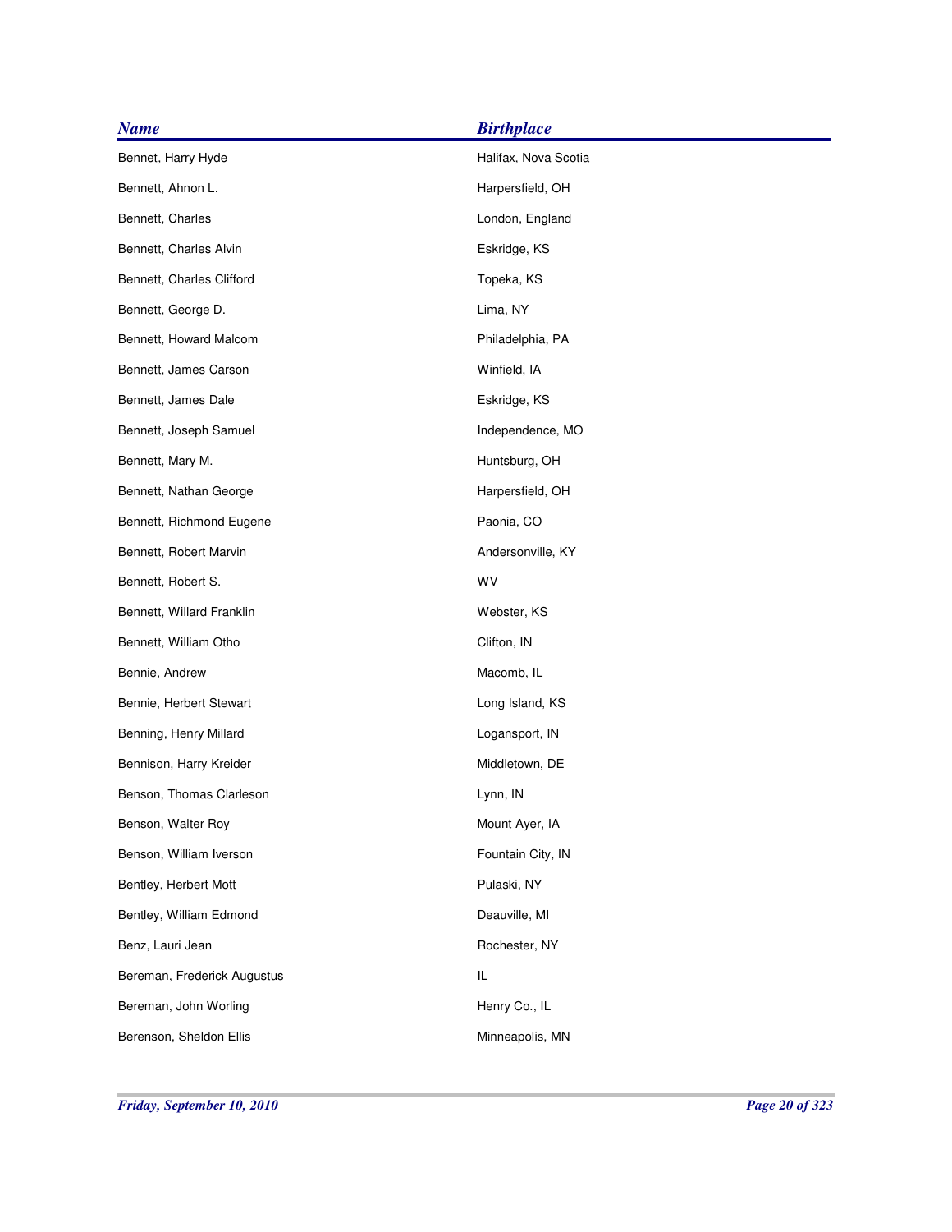| Name | Birthplace |
| --- | --- |
| Bennet, Harry Hyde | Halifax, Nova Scotia |
| Bennett, Ahnon L. | Harpersfield, OH |
| Bennett, Charles | London, England |
| Bennett, Charles Alvin | Eskridge, KS |
| Bennett, Charles Clifford | Topeka, KS |
| Bennett, George D. | Lima, NY |
| Bennett, Howard Malcom | Philadelphia, PA |
| Bennett, James Carson | Winfield, IA |
| Bennett, James Dale | Eskridge, KS |
| Bennett, Joseph Samuel | Independence, MO |
| Bennett, Mary M. | Huntsburg, OH |
| Bennett, Nathan George | Harpersfield, OH |
| Bennett, Richmond Eugene | Paonia, CO |
| Bennett, Robert Marvin | Andersonville, KY |
| Bennett, Robert S. | WV |
| Bennett, Willard Franklin | Webster, KS |
| Bennett, William Otho | Clifton, IN |
| Bennie, Andrew | Macomb, IL |
| Bennie, Herbert Stewart | Long Island, KS |
| Benning, Henry Millard | Logansport, IN |
| Bennison, Harry Kreider | Middletown, DE |
| Benson, Thomas Clarleson | Lynn, IN |
| Benson, Walter Roy | Mount Ayer, IA |
| Benson, William Iverson | Fountain City, IN |
| Bentley, Herbert Mott | Pulaski, NY |
| Bentley, William Edmond | Deauville, MI |
| Benz, Lauri Jean | Rochester, NY |
| Bereman, Frederick Augustus | IL |
| Bereman, John Worling | Henry Co., IL |
| Berenson, Sheldon Ellis | Minneapolis, MN |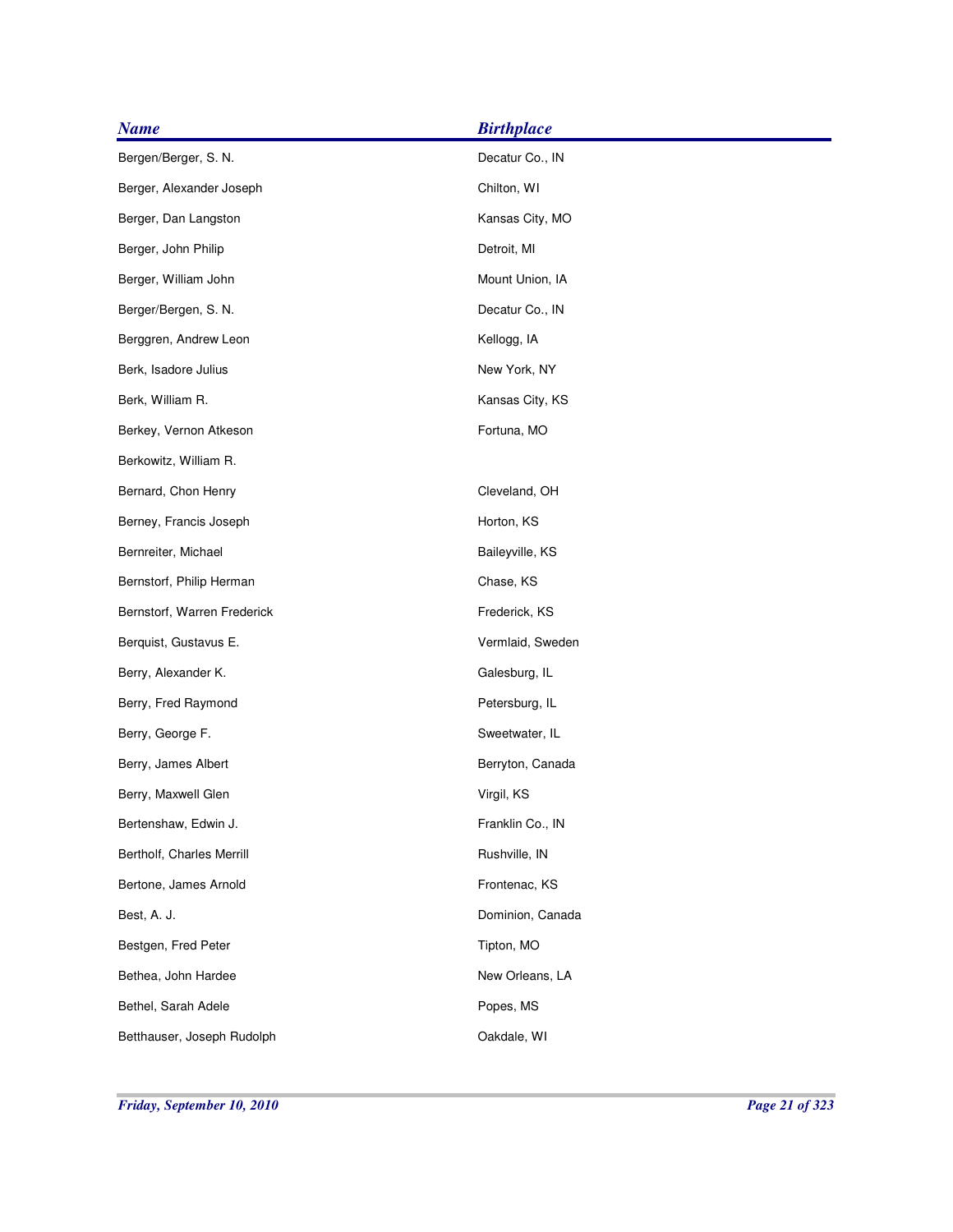| Name | Birthplace |
| --- | --- |
| Bergen/Berger, S. N. | Decatur Co., IN |
| Berger, Alexander Joseph | Chilton, WI |
| Berger, Dan Langston | Kansas City, MO |
| Berger, John Philip | Detroit, MI |
| Berger, William John | Mount Union, IA |
| Berger/Bergen, S. N. | Decatur Co., IN |
| Berggren, Andrew Leon | Kellogg, IA |
| Berk, Isadore Julius | New York, NY |
| Berk, William R. | Kansas City, KS |
| Berkey, Vernon Atkeson | Fortuna, MO |
| Berkowitz, William R. | |
| Bernard, Chon Henry | Cleveland, OH |
| Berney, Francis Joseph | Horton, KS |
| Bernreiter, Michael | Baileyville, KS |
| Bernstorf, Philip Herman | Chase, KS |
| Bernstorf, Warren Frederick | Frederick, KS |
| Berquist, Gustavus E. | Vermlaid, Sweden |
| Berry, Alexander K. | Galesburg, IL |
| Berry, Fred Raymond | Petersburg, IL |
| Berry, George F. | Sweetwater, IL |
| Berry, James Albert | Berryton, Canada |
| Berry, Maxwell Glen | Virgil, KS |
| Bertenshaw, Edwin J. | Franklin Co., IN |
| Bertholf, Charles Merrill | Rushville, IN |
| Bertone, James Arnold | Frontenac, KS |
| Best, A. J. | Dominion, Canada |
| Bestgen, Fred Peter | Tipton, MO |
| Bethea, John Hardee | New Orleans, LA |
| Bethel, Sarah Adele | Popes, MS |
| Betthauser, Joseph Rudolph | Oakdale, WI |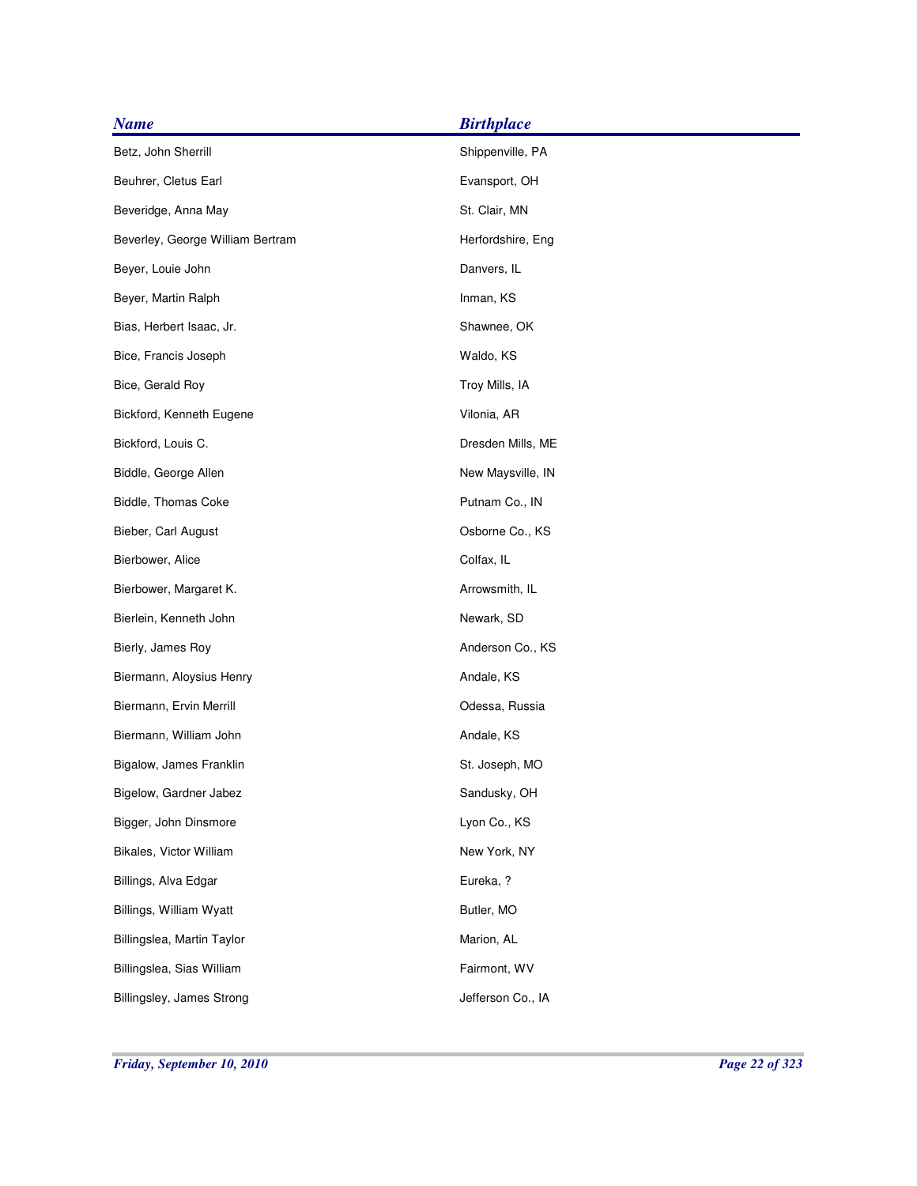| Name | Birthplace |
|---|---|
| Betz, John Sherrill | Shippenville, PA |
| Beuhrer, Cletus Earl | Evansport, OH |
| Beveridge, Anna May | St. Clair, MN |
| Beverley, George William Bertram | Herfordshire, Eng |
| Beyer, Louie John | Danvers, IL |
| Beyer, Martin Ralph | Inman, KS |
| Bias, Herbert Isaac, Jr. | Shawnee, OK |
| Bice, Francis Joseph | Waldo, KS |
| Bice, Gerald Roy | Troy Mills, IA |
| Bickford, Kenneth Eugene | Vilonia, AR |
| Bickford, Louis C. | Dresden Mills, ME |
| Biddle, George Allen | New Maysville, IN |
| Biddle, Thomas Coke | Putnam Co., IN |
| Bieber, Carl August | Osborne Co., KS |
| Bierbower, Alice | Colfax, IL |
| Bierbower, Margaret K. | Arrowsmith, IL |
| Bierlein, Kenneth John | Newark, SD |
| Bierly, James Roy | Anderson Co., KS |
| Biermann, Aloysius Henry | Andale, KS |
| Biermann, Ervin Merrill | Odessa, Russia |
| Biermann, William John | Andale, KS |
| Bigalow, James Franklin | St. Joseph, MO |
| Bigelow, Gardner Jabez | Sandusky, OH |
| Bigger, John Dinsmore | Lyon Co., KS |
| Bikales, Victor William | New York, NY |
| Billings, Alva Edgar | Eureka, ? |
| Billings, William Wyatt | Butler, MO |
| Billingslea, Martin Taylor | Marion, AL |
| Billingslea, Sias William | Fairmont, WV |
| Billingsley, James Strong | Jefferson Co., IA |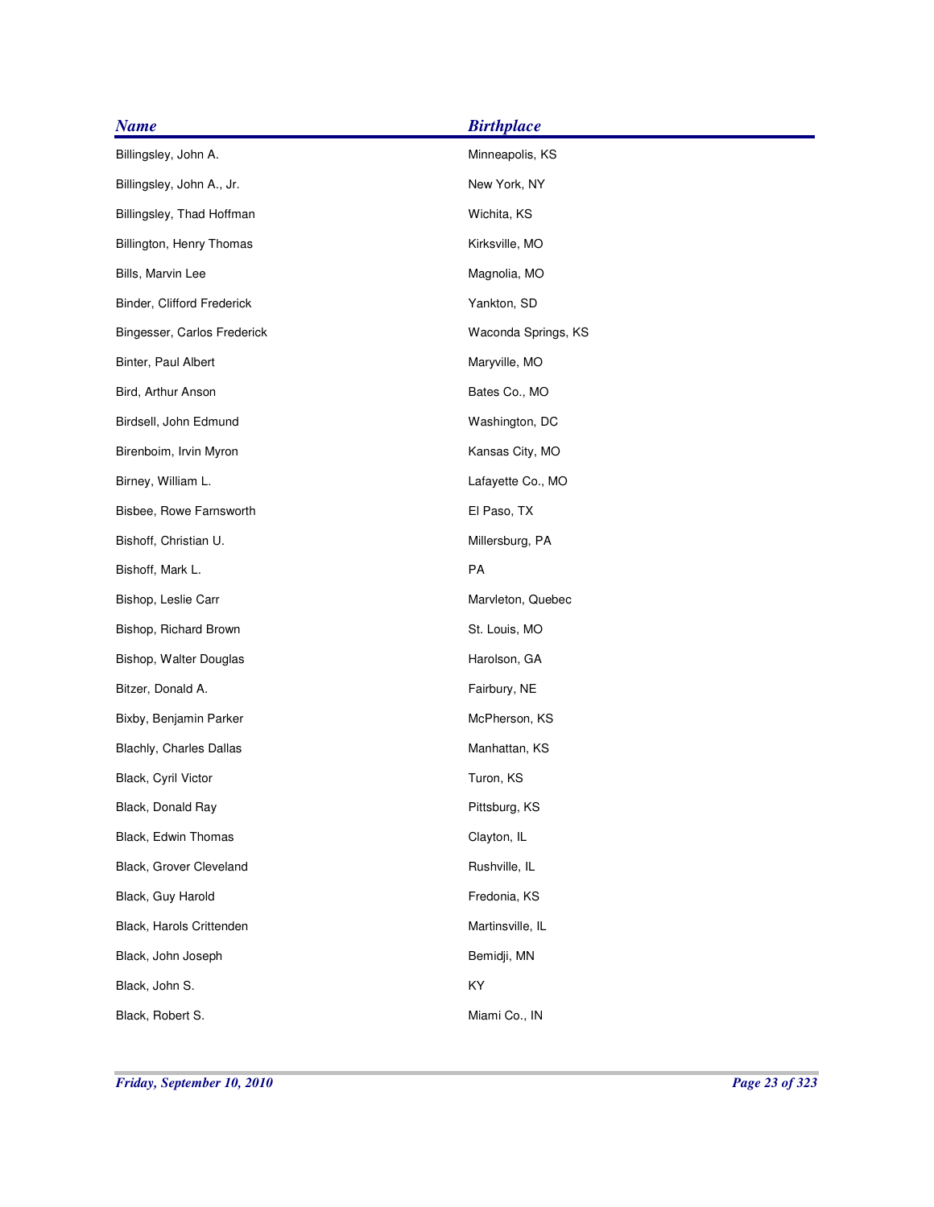| Name | Birthplace |
| --- | --- |
| Billingsley, John A. | Minneapolis, KS |
| Billingsley, John A., Jr. | New York, NY |
| Billingsley, Thad Hoffman | Wichita, KS |
| Billington, Henry Thomas | Kirksville, MO |
| Bills, Marvin Lee | Magnolia, MO |
| Binder, Clifford Frederick | Yankton, SD |
| Bingesser, Carlos Frederick | Waconda Springs, KS |
| Binter, Paul Albert | Maryville, MO |
| Bird, Arthur Anson | Bates Co., MO |
| Birdsell, John Edmund | Washington, DC |
| Birenboim, Irvin Myron | Kansas City, MO |
| Birney, William L. | Lafayette Co., MO |
| Bisbee, Rowe Farnsworth | El Paso, TX |
| Bishoff, Christian U. | Millersburg, PA |
| Bishoff, Mark L. | PA |
| Bishop, Leslie Carr | Marvleton, Quebec |
| Bishop, Richard Brown | St. Louis, MO |
| Bishop, Walter Douglas | Harolson, GA |
| Bitzer, Donald A. | Fairbury, NE |
| Bixby, Benjamin Parker | McPherson, KS |
| Blachly, Charles Dallas | Manhattan, KS |
| Black, Cyril Victor | Turon, KS |
| Black, Donald Ray | Pittsburg, KS |
| Black, Edwin Thomas | Clayton, IL |
| Black, Grover Cleveland | Rushville, IL |
| Black, Guy Harold | Fredonia, KS |
| Black, Harols Crittenden | Martinsville, IL |
| Black, John Joseph | Bemidji, MN |
| Black, John S. | KY |
| Black, Robert S. | Miami Co., IN |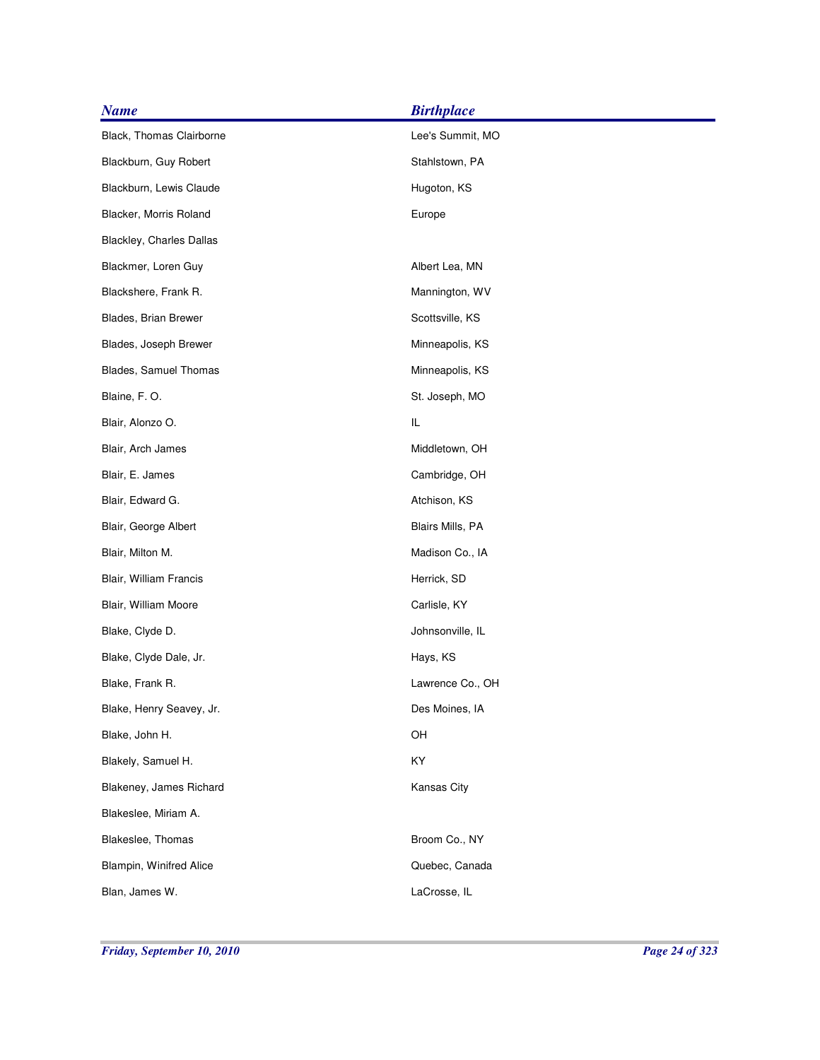| Name | Birthplace |
| --- | --- |
| Black, Thomas Clairborne | Lee's Summit, MO |
| Blackburn, Guy Robert | Stahlstown, PA |
| Blackburn, Lewis Claude | Hugoton, KS |
| Blacker, Morris Roland | Europe |
| Blackley, Charles Dallas | |
| Blackmer, Loren Guy | Albert Lea, MN |
| Blackshere, Frank R. | Mannington, WV |
| Blades, Brian Brewer | Scottsville, KS |
| Blades, Joseph Brewer | Minneapolis, KS |
| Blades, Samuel Thomas | Minneapolis, KS |
| Blaine, F. O. | St. Joseph, MO |
| Blair, Alonzo O. | IL |
| Blair, Arch James | Middletown, OH |
| Blair, E. James | Cambridge, OH |
| Blair, Edward G. | Atchison, KS |
| Blair, George Albert | Blairs Mills, PA |
| Blair, Milton M. | Madison Co., IA |
| Blair, William Francis | Herrick, SD |
| Blair, William Moore | Carlisle, KY |
| Blake, Clyde D. | Johnsonville, IL |
| Blake, Clyde Dale, Jr. | Hays, KS |
| Blake, Frank R. | Lawrence Co., OH |
| Blake, Henry Seavey, Jr. | Des Moines, IA |
| Blake, John H. | OH |
| Blakely, Samuel H. | KY |
| Blakeney, James Richard | Kansas City |
| Blakeslee, Miriam A. | |
| Blakeslee, Thomas | Broom Co., NY |
| Blampin, Winifred Alice | Quebec, Canada |
| Blan, James W. | LaCrosse, IL |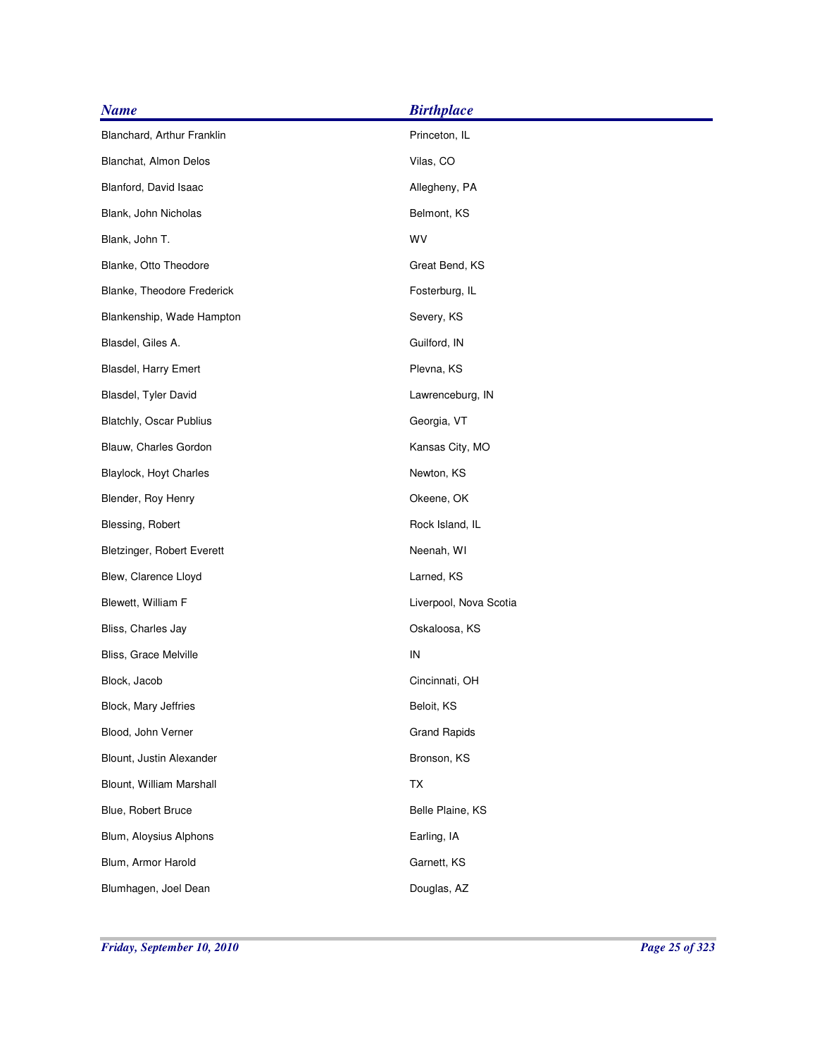| Name | Birthplace |
|---|---|
| Blanchard, Arthur Franklin | Princeton, IL |
| Blanchat, Almon Delos | Vilas, CO |
| Blanford, David Isaac | Allegheny, PA |
| Blank, John Nicholas | Belmont, KS |
| Blank, John T. | WV |
| Blanke, Otto Theodore | Great Bend, KS |
| Blanke, Theodore Frederick | Fosterburg, IL |
| Blankenship, Wade Hampton | Severy, KS |
| Blasdel, Giles A. | Guilford, IN |
| Blasdel, Harry Emert | Plevna, KS |
| Blasdel, Tyler David | Lawrenceburg, IN |
| Blatchly, Oscar Publius | Georgia, VT |
| Blauw, Charles Gordon | Kansas City, MO |
| Blaylock, Hoyt Charles | Newton, KS |
| Blender, Roy Henry | Okeene, OK |
| Blessing, Robert | Rock Island, IL |
| Bletzinger, Robert Everett | Neenah, WI |
| Blew, Clarence Lloyd | Larned, KS |
| Blewett, William F | Liverpool, Nova Scotia |
| Bliss, Charles Jay | Oskaloosa, KS |
| Bliss, Grace Melville | IN |
| Block, Jacob | Cincinnati, OH |
| Block, Mary Jeffries | Beloit, KS |
| Blood, John Verner | Grand Rapids |
| Blount, Justin Alexander | Bronson, KS |
| Blount, William Marshall | TX |
| Blue, Robert Bruce | Belle Plaine, KS |
| Blum, Aloysius Alphons | Earling, IA |
| Blum, Armor Harold | Garnett, KS |
| Blumhagen, Joel Dean | Douglas, AZ |

*Friday, September 10, 2010*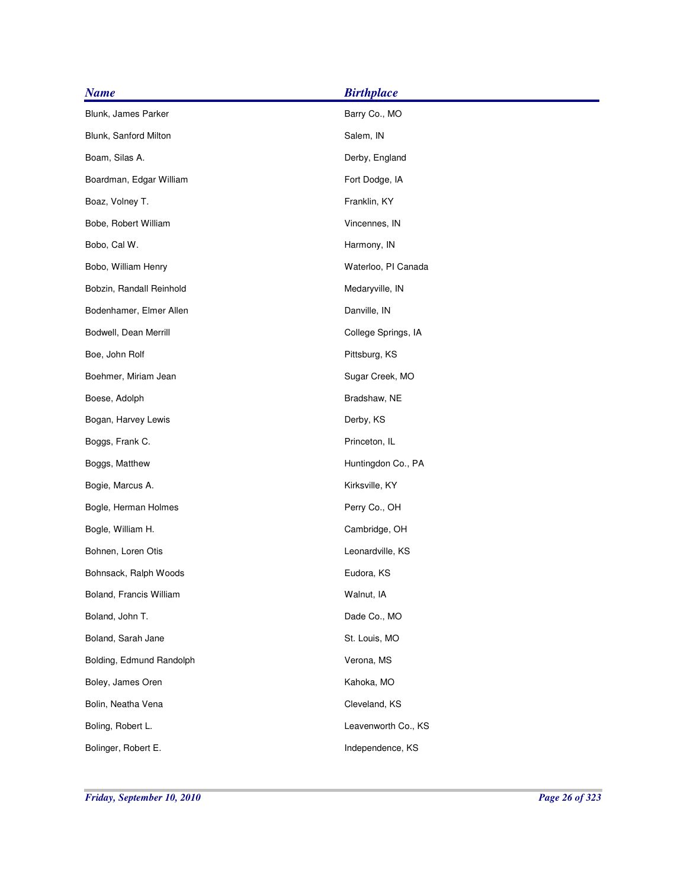| Name | Birthplace |
|---|---|
| Blunk, James Parker | Barry Co., MO |
| Blunk, Sanford Milton | Salem, IN |
| Boam, Silas A. | Derby, England |
| Boardman, Edgar William | Fort Dodge, IA |
| Boaz, Volney T. | Franklin, KY |
| Bobe, Robert William | Vincennes, IN |
| Bobo, Cal W. | Harmony, IN |
| Bobo, William Henry | Waterloo, PI Canada |
| Bobzin, Randall Reinhold | Medaryville, IN |
| Bodenhamer, Elmer Allen | Danville, IN |
| Bodwell, Dean Merrill | College Springs, IA |
| Boe, John Rolf | Pittsburg, KS |
| Boehmer, Miriam Jean | Sugar Creek, MO |
| Boese, Adolph | Bradshaw, NE |
| Bogan, Harvey Lewis | Derby, KS |
| Boggs, Frank C. | Princeton, IL |
| Boggs, Matthew | Huntingdon Co., PA |
| Bogie, Marcus A. | Kirksville, KY |
| Bogle, Herman Holmes | Perry Co., OH |
| Bogle, William H. | Cambridge, OH |
| Bohnen, Loren Otis | Leonardville, KS |
| Bohnsack, Ralph Woods | Eudora, KS |
| Boland, Francis William | Walnut, IA |
| Boland, John T. | Dade Co., MO |
| Boland, Sarah Jane | St. Louis, MO |
| Bolding, Edmund Randolph | Verona, MS |
| Boley, James Oren | Kahoka, MO |
| Bolin, Neatha Vena | Cleveland, KS |
| Boling, Robert L. | Leavenworth Co., KS |
| Bolinger, Robert E. | Independence, KS |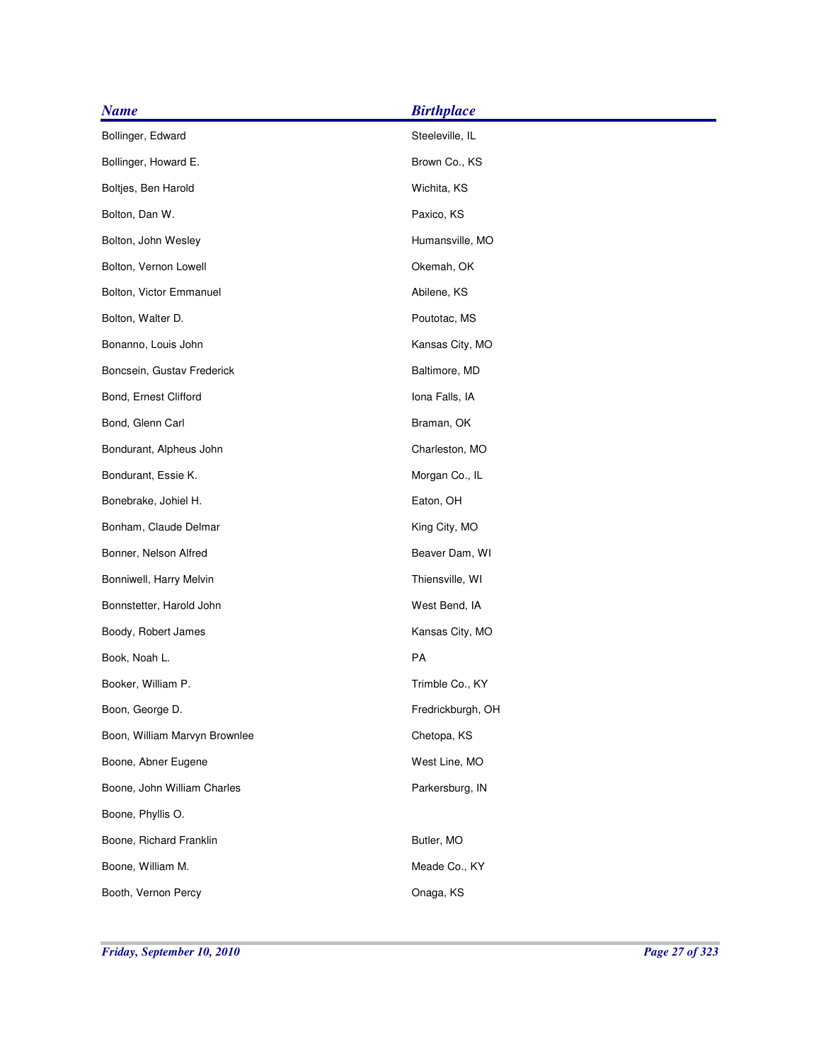| Name | Birthplace |
|---|---|
| Bollinger, Edward | Steeleville, IL |
| Bollinger, Howard E. | Brown Co., KS |
| Boltjes, Ben Harold | Wichita, KS |
| Bolton, Dan W. | Paxico, KS |
| Bolton, John Wesley | Humansville, MO |
| Bolton, Vernon Lowell | Okemah, OK |
| Bolton, Victor Emmanuel | Abilene, KS |
| Bolton, Walter D. | Poutotac, MS |
| Bonanno, Louis John | Kansas City, MO |
| Boncsein, Gustav Frederick | Baltimore, MD |
| Bond, Ernest Clifford | Iona Falls, IA |
| Bond, Glenn Carl | Braman, OK |
| Bondurant, Alpheus John | Charleston, MO |
| Bondurant, Essie K. | Morgan Co., IL |
| Bonebrake, Johiel H. | Eaton, OH |
| Bonham, Claude Delmar | King City, MO |
| Bonner, Nelson Alfred | Beaver Dam, WI |
| Bonniwell, Harry Melvin | Thiensville, WI |
| Bonnstetter, Harold John | West Bend, IA |
| Boody, Robert James | Kansas City, MO |
| Book, Noah L. | PA |
| Booker, William P. | Trimble Co., KY |
| Boon, George D. | Fredrickburgh, OH |
| Boon, William Marvyn Brownlee | Chetopa, KS |
| Boone, Abner Eugene | West Line, MO |
| Boone, John William Charles | Parkersburg, IN |
| Boone, Phyllis O. | |
| Boone, Richard Franklin | Butler, MO |
| Boone, William M. | Meade Co., KY |
| Booth, Vernon Percy | Onaga, KS |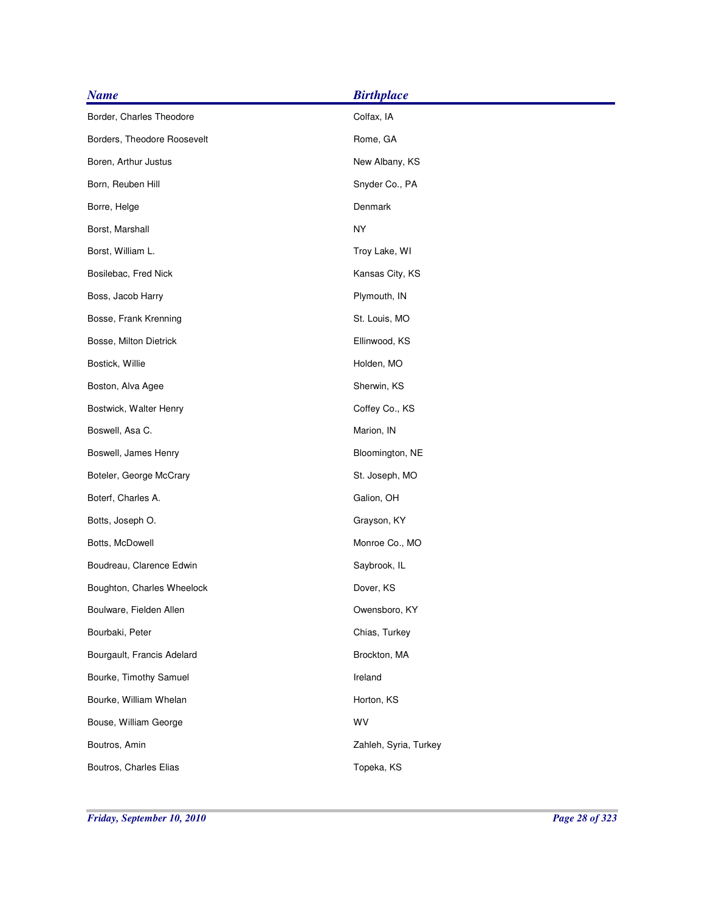| Name | Birthplace |
|---|---|
| Border, Charles Theodore | Colfax, IA |
| Borders, Theodore Roosevelt | Rome, GA |
| Boren, Arthur Justus | New Albany, KS |
| Born, Reuben Hill | Snyder Co., PA |
| Borre, Helge | Denmark |
| Borst, Marshall | NY |
| Borst, William L. | Troy Lake, WI |
| Bosilebac, Fred Nick | Kansas City, KS |
| Boss, Jacob Harry | Plymouth, IN |
| Bosse, Frank Krenning | St. Louis, MO |
| Bosse, Milton Dietrick | Ellinwood, KS |
| Bostick, Willie | Holden, MO |
| Boston, Alva Agee | Sherwin, KS |
| Bostwick, Walter Henry | Coffey Co., KS |
| Boswell, Asa C. | Marion, IN |
| Boswell, James Henry | Bloomington, NE |
| Boteler, George McCrary | St. Joseph, MO |
| Boterf, Charles A. | Galion, OH |
| Botts, Joseph O. | Grayson, KY |
| Botts, McDowell | Monroe Co., MO |
| Boudreau, Clarence Edwin | Saybrook, IL |
| Boughton, Charles Wheelock | Dover, KS |
| Boulware, Fielden Allen | Owensboro, KY |
| Bourbaki, Peter | Chias, Turkey |
| Bourgault, Francis Adelard | Brockton, MA |
| Bourke, Timothy Samuel | Ireland |
| Bourke, William Whelan | Horton, KS |
| Bouse, William George | WV |
| Boutros, Amin | Zahleh, Syria, Turkey |
| Boutros, Charles Elias | Topeka, KS |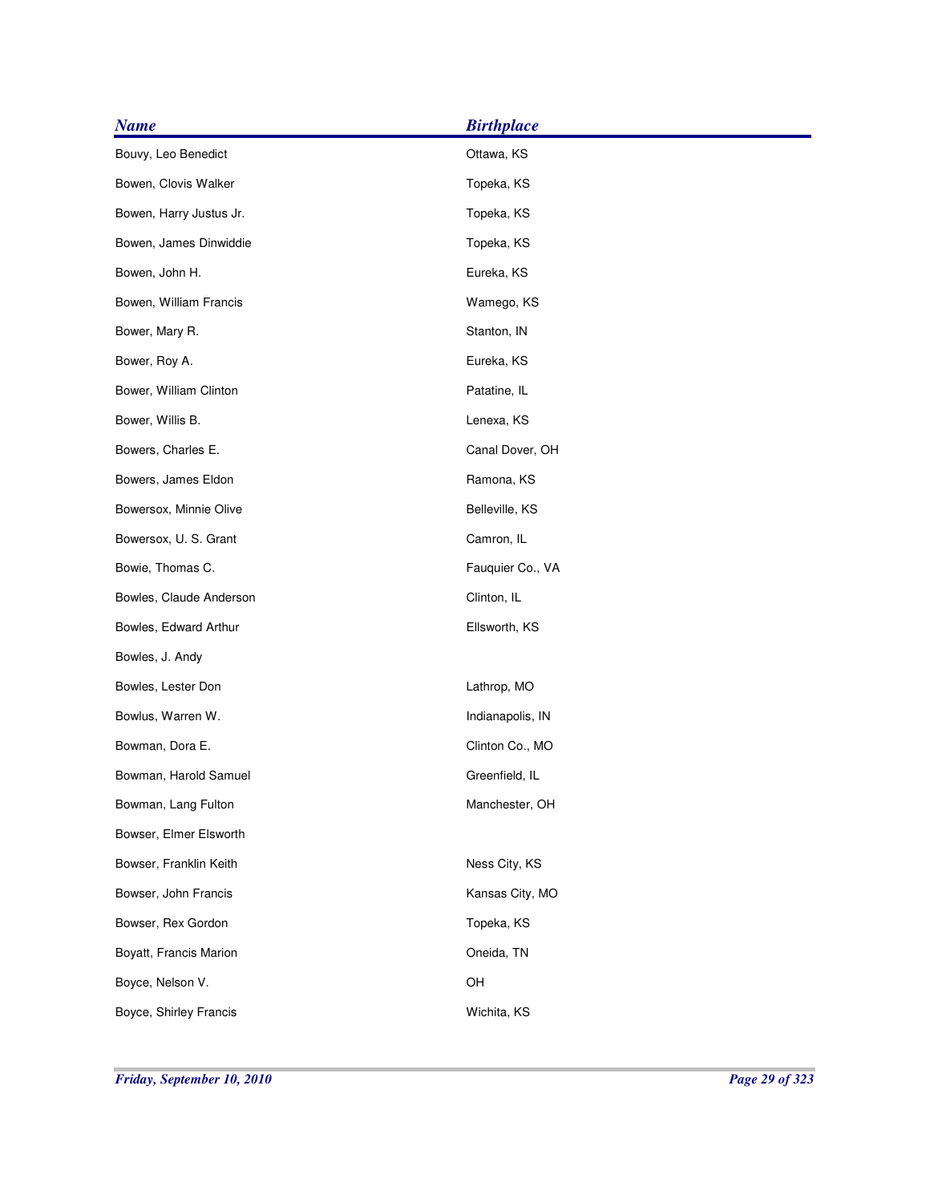| Name | Birthplace |
|---|---|
| Bouvy, Leo Benedict | Ottawa, KS |
| Bowen, Clovis Walker | Topeka, KS |
| Bowen, Harry Justus Jr. | Topeka, KS |
| Bowen, James Dinwiddie | Topeka, KS |
| Bowen, John H. | Eureka, KS |
| Bowen, William Francis | Wamego, KS |
| Bower, Mary R. | Stanton, IN |
| Bower, Roy A. | Eureka, KS |
| Bower, William Clinton | Patatine, IL |
| Bower, Willis B. | Lenexa, KS |
| Bowers, Charles E. | Canal Dover, OH |
| Bowers, James Eldon | Ramona, KS |
| Bowersox, Minnie Olive | Belleville, KS |
| Bowersox, U. S. Grant | Camron, IL |
| Bowie, Thomas C. | Fauquier Co., VA |
| Bowles, Claude Anderson | Clinton, IL |
| Bowles, Edward Arthur | Ellsworth, KS |
| Bowles, J. Andy | |
| Bowles, Lester Don | Lathrop, MO |
| Bowlus, Warren W. | Indianapolis, IN |
| Bowman, Dora E. | Clinton Co., MO |
| Bowman, Harold Samuel | Greenfield, IL |
| Bowman, Lang Fulton | Manchester, OH |
| Bowser, Elmer Elsworth | |
| Bowser, Franklin Keith | Ness City, KS |
| Bowser, John Francis | Kansas City, MO |
| Bowser, Rex Gordon | Topeka, KS |
| Boyatt, Francis Marion | Oneida, TN |
| Boyce, Nelson V. | OH |
| Boyce, Shirley Francis | Wichita, KS |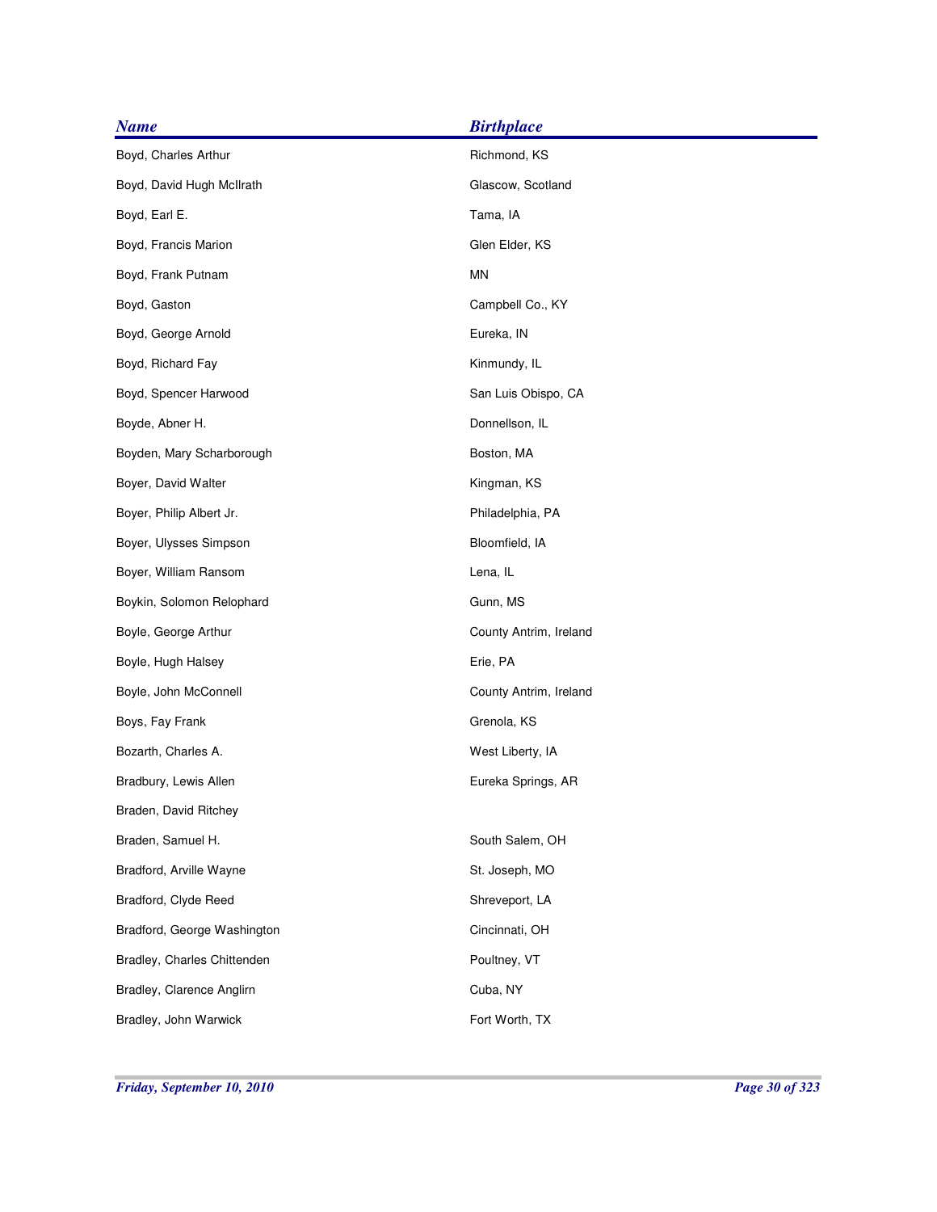| Name | Birthplace |
| --- | --- |
| Boyd, Charles Arthur | Richmond, KS |
| Boyd, David Hugh McIlrath | Glascow, Scotland |
| Boyd, Earl E. | Tama, IA |
| Boyd, Francis Marion | Glen Elder, KS |
| Boyd, Frank Putnam | MN |
| Boyd, Gaston | Campbell Co., KY |
| Boyd, George Arnold | Eureka, IN |
| Boyd, Richard Fay | Kinmundy, IL |
| Boyd, Spencer Harwood | San Luis Obispo, CA |
| Boyde, Abner H. | Donnellson, IL |
| Boyden, Mary Scharborough | Boston, MA |
| Boyer, David Walter | Kingman, KS |
| Boyer, Philip Albert Jr. | Philadelphia, PA |
| Boyer, Ulysses Simpson | Bloomfield, IA |
| Boyer, William Ransom | Lena, IL |
| Boykin, Solomon Relophard | Gunn, MS |
| Boyle, George Arthur | County Antrim, Ireland |
| Boyle, Hugh Halsey | Erie, PA |
| Boyle, John McConnell | County Antrim, Ireland |
| Boys, Fay Frank | Grenola, KS |
| Bozarth, Charles A. | West Liberty, IA |
| Bradbury, Lewis Allen | Eureka Springs, AR |
| Braden, David Ritchey | |
| Braden, Samuel H. | South Salem, OH |
| Bradford, Arville Wayne | St. Joseph, MO |
| Bradford, Clyde Reed | Shreveport, LA |
| Bradford, George Washington | Cincinnati, OH |
| Bradley, Charles Chittenden | Poultney, VT |
| Bradley, Clarence Anglirn | Cuba, NY |
| Bradley, John Warwick | Fort Worth, TX |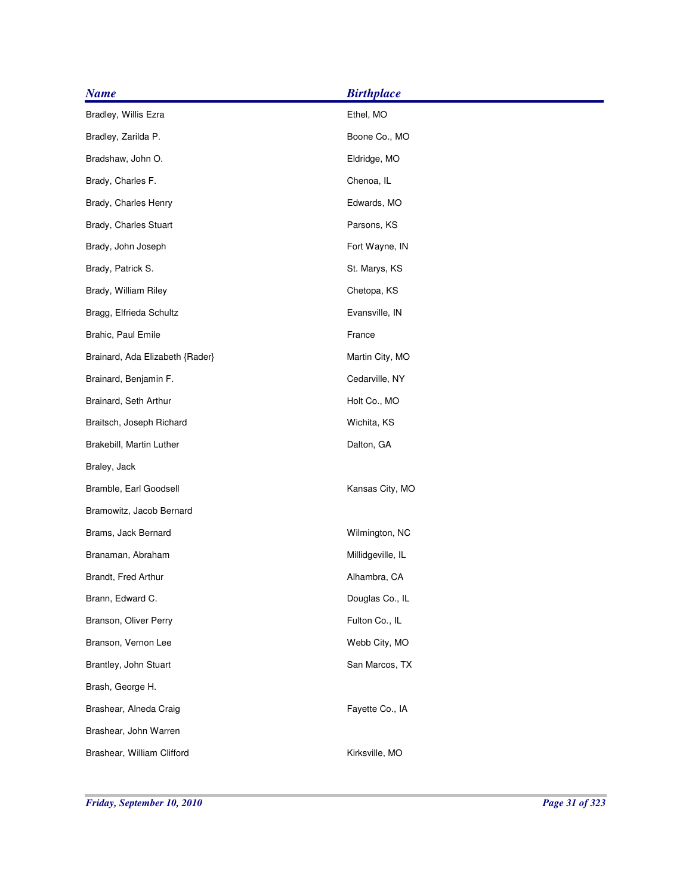| Name | Birthplace |
| --- | --- |
| Bradley, Willis Ezra | Ethel, MO |
| Bradley, Zarilda P. | Boone Co., MO |
| Bradshaw, John O. | Eldridge, MO |
| Brady, Charles F. | Chenoa, IL |
| Brady, Charles Henry | Edwards, MO |
| Brady, Charles Stuart | Parsons, KS |
| Brady, John Joseph | Fort Wayne, IN |
| Brady, Patrick S. | St. Marys, KS |
| Brady, William Riley | Chetopa, KS |
| Bragg, Elfrieda Schultz | Evansville, IN |
| Brahic, Paul Emile | France |
| Brainard, Ada Elizabeth {Rader} | Martin City, MO |
| Brainard, Benjamin F. | Cedarville, NY |
| Brainard, Seth Arthur | Holt Co., MO |
| Braitsch, Joseph Richard | Wichita, KS |
| Brakebill, Martin Luther | Dalton, GA |
| Braley, Jack | |
| Bramble, Earl Goodsell | Kansas City, MO |
| Bramowitz, Jacob Bernard | |
| Brams, Jack Bernard | Wilmington, NC |
| Branaman, Abraham | Millidgeville, IL |
| Brandt, Fred Arthur | Alhambra, CA |
| Brann, Edward C. | Douglas Co., IL |
| Branson, Oliver Perry | Fulton Co., IL |
| Branson, Vernon Lee | Webb City, MO |
| Brantley, John Stuart | San Marcos, TX |
| Brash, George H. | |
| Brashear, Alneda Craig | Fayette Co., IA |
| Brashear, John Warren | |
| Brashear, William Clifford | Kirksville, MO |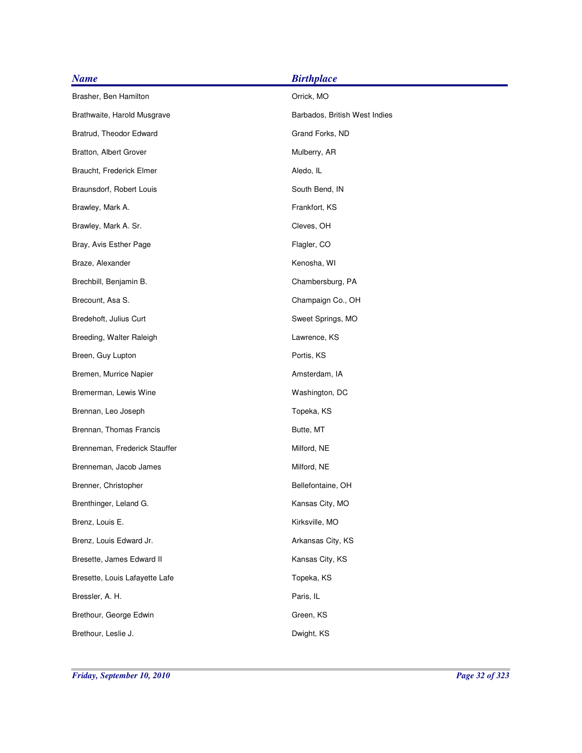| Name | Birthplace |
| --- | --- |
| Brasher, Ben Hamilton | Orrick, MO |
| Brathwaite, Harold Musgrave | Barbados, British West Indies |
| Bratrud, Theodor Edward | Grand Forks, ND |
| Bratton, Albert Grover | Mulberry, AR |
| Braucht, Frederick Elmer | Aledo, IL |
| Braunsdorf, Robert Louis | South Bend, IN |
| Brawley, Mark A. | Frankfort, KS |
| Brawley, Mark A. Sr. | Cleves, OH |
| Bray, Avis Esther Page | Flagler, CO |
| Braze, Alexander | Kenosha, WI |
| Brechbill, Benjamin B. | Chambersburg, PA |
| Brecount, Asa S. | Champaign Co., OH |
| Bredehoft, Julius Curt | Sweet Springs, MO |
| Breeding, Walter Raleigh | Lawrence, KS |
| Breen, Guy Lupton | Portis, KS |
| Bremen, Murrice Napier | Amsterdam, IA |
| Bremerman, Lewis Wine | Washington, DC |
| Brennan, Leo Joseph | Topeka, KS |
| Brennan, Thomas Francis | Butte, MT |
| Brenneman, Frederick Stauffer | Milford, NE |
| Brenneman, Jacob James | Milford, NE |
| Brenner, Christopher | Bellefontaine, OH |
| Brenthinger, Leland G. | Kansas City, MO |
| Brenz, Louis E. | Kirksville, MO |
| Brenz, Louis Edward Jr. | Arkansas City, KS |
| Bresette, James Edward II | Kansas City, KS |
| Bresette, Louis Lafayette Lafe | Topeka, KS |
| Bressler, A. H. | Paris, IL |
| Brethour, George Edwin | Green, KS |
| Brethour, Leslie J. | Dwight, KS |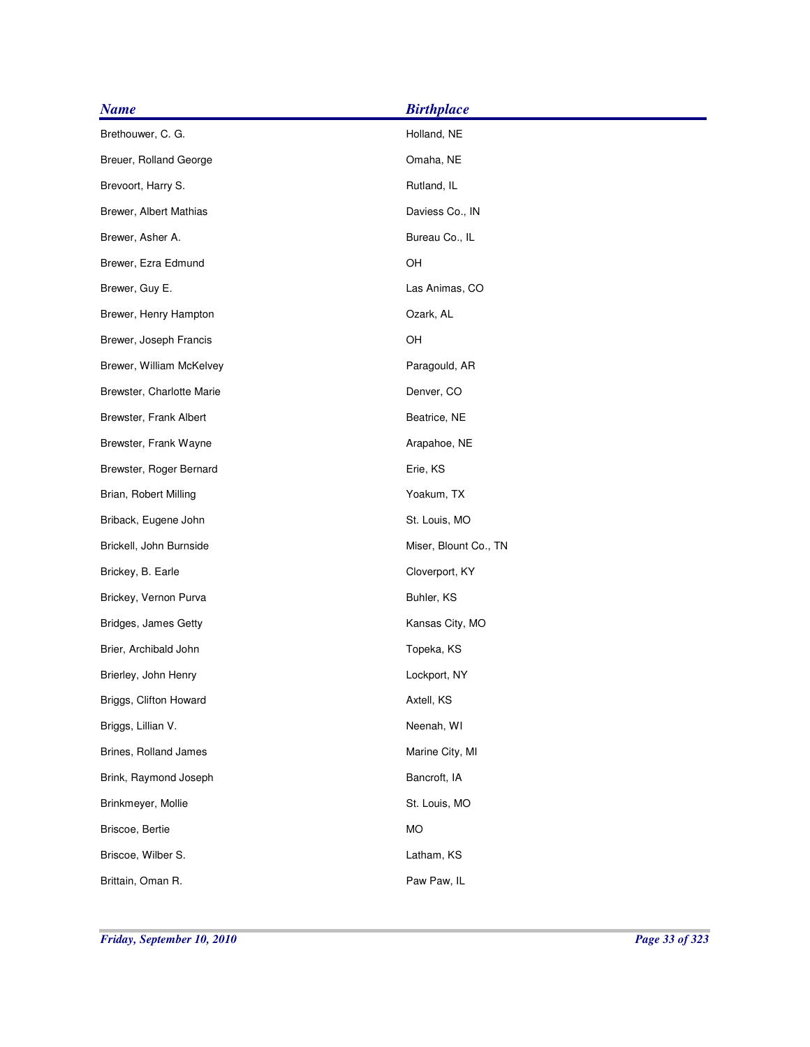| Name | Birthplace |
|---|---|
| Brethouwer, C. G. | Holland, NE |
| Breuer, Rolland George | Omaha, NE |
| Brevoort, Harry S. | Rutland, IL |
| Brewer, Albert Mathias | Daviess Co., IN |
| Brewer, Asher A. | Bureau Co., IL |
| Brewer, Ezra Edmund | OH |
| Brewer, Guy E. | Las Animas, CO |
| Brewer, Henry Hampton | Ozark, AL |
| Brewer, Joseph Francis | OH |
| Brewer, William McKelvey | Paragould, AR |
| Brewster, Charlotte Marie | Denver, CO |
| Brewster, Frank Albert | Beatrice, NE |
| Brewster, Frank Wayne | Arapahoe, NE |
| Brewster, Roger Bernard | Erie, KS |
| Brian, Robert Milling | Yoakum, TX |
| Briback, Eugene John | St. Louis, MO |
| Brickell, John Burnside | Miser, Blount Co., TN |
| Brickey, B. Earle | Cloverport, KY |
| Brickey, Vernon Purva | Buhler, KS |
| Bridges, James Getty | Kansas City, MO |
| Brier, Archibald John | Topeka, KS |
| Brierley, John Henry | Lockport, NY |
| Briggs, Clifton Howard | Axtell, KS |
| Briggs, Lillian V. | Neenah, WI |
| Brines, Rolland James | Marine City, MI |
| Brink, Raymond Joseph | Bancroft, IA |
| Brinkmeyer, Mollie | St. Louis, MO |
| Briscoe, Bertie | MO |
| Briscoe, Wilber S. | Latham, KS |
| Brittain, Oman R. | Paw Paw, IL |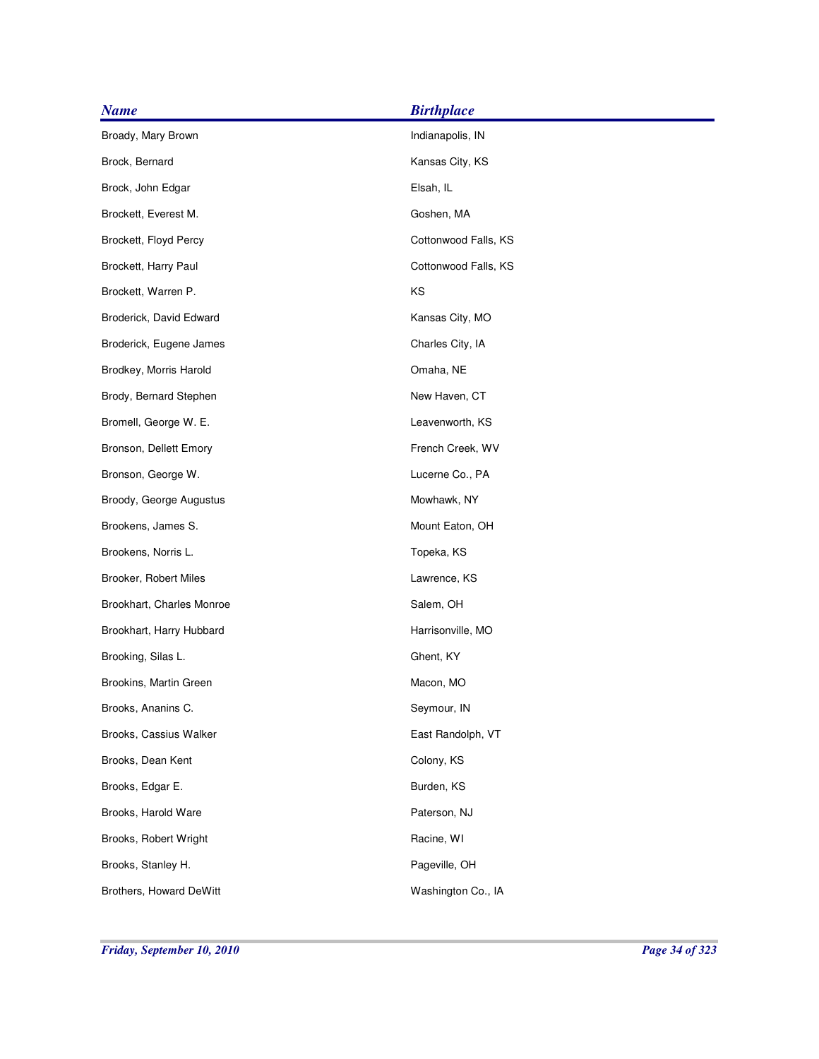| Name | Birthplace |
| --- | --- |
| Broady, Mary Brown | Indianapolis, IN |
| Brock, Bernard | Kansas City, KS |
| Brock, John Edgar | Elsah, IL |
| Brockett, Everest M. | Goshen, MA |
| Brockett, Floyd Percy | Cottonwood Falls, KS |
| Brockett, Harry Paul | Cottonwood Falls, KS |
| Brockett, Warren P. | KS |
| Broderick, David Edward | Kansas City, MO |
| Broderick, Eugene James | Charles City, IA |
| Brodkey, Morris Harold | Omaha, NE |
| Brody, Bernard Stephen | New Haven, CT |
| Bromell, George W. E. | Leavenworth, KS |
| Bronson, Dellett Emory | French Creek, WV |
| Bronson, George W. | Lucerne Co., PA |
| Broody, George Augustus | Mowhawk, NY |
| Brookens, James S. | Mount Eaton, OH |
| Brookens, Norris L. | Topeka, KS |
| Brooker, Robert Miles | Lawrence, KS |
| Brookhart, Charles Monroe | Salem, OH |
| Brookhart, Harry Hubbard | Harrisonville, MO |
| Brooking, Silas L. | Ghent, KY |
| Brookins, Martin Green | Macon, MO |
| Brooks, Ananins C. | Seymour, IN |
| Brooks, Cassius Walker | East Randolph, VT |
| Brooks, Dean Kent | Colony, KS |
| Brooks, Edgar E. | Burden, KS |
| Brooks, Harold Ware | Paterson, NJ |
| Brooks, Robert Wright | Racine, WI |
| Brooks, Stanley H. | Pageville, OH |
| Brothers, Howard DeWitt | Washington Co., IA |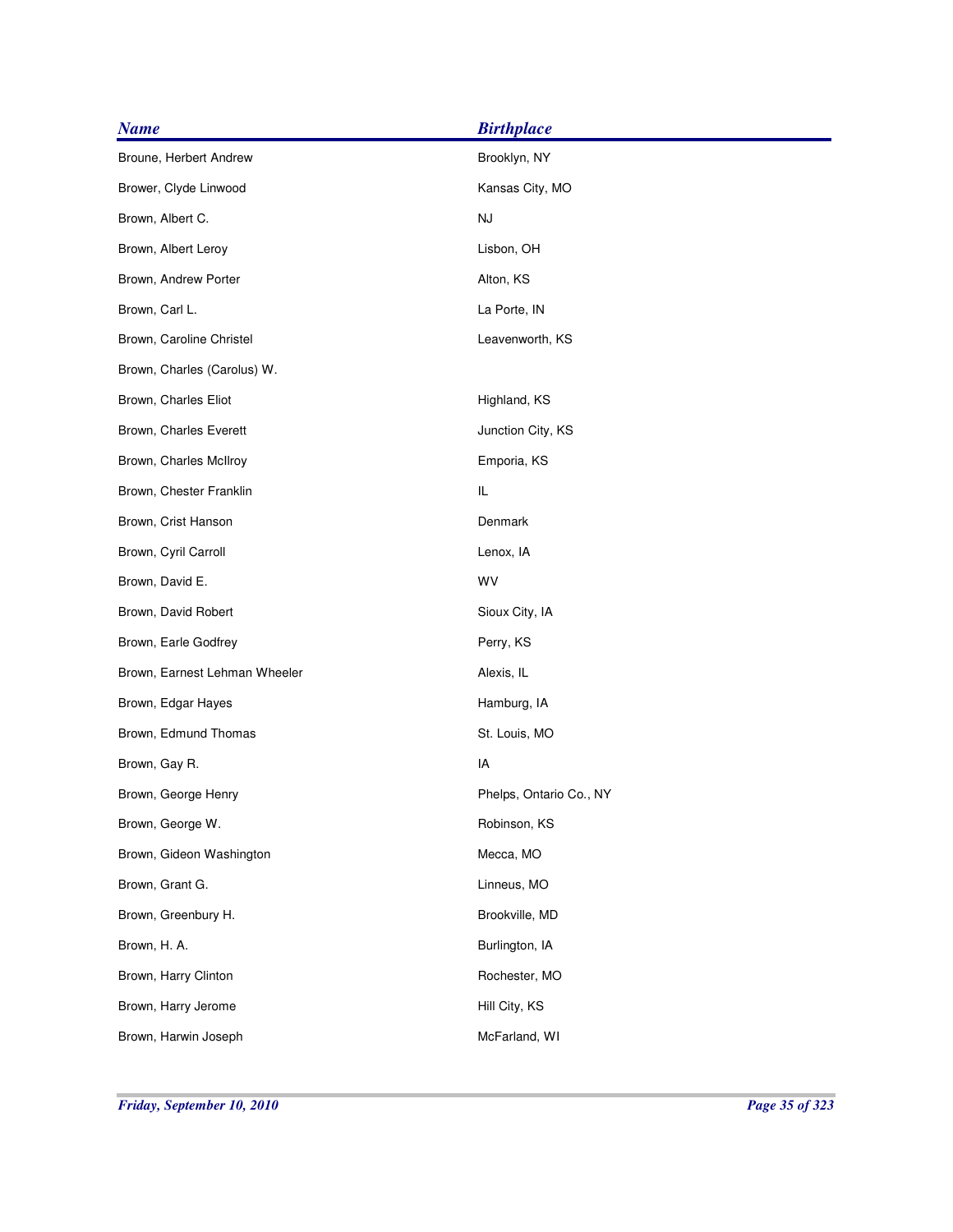| Name | Birthplace |
| --- | --- |
| Broune, Herbert Andrew | Brooklyn, NY |
| Brower, Clyde Linwood | Kansas City, MO |
| Brown, Albert C. | NJ |
| Brown, Albert Leroy | Lisbon, OH |
| Brown, Andrew Porter | Alton, KS |
| Brown, Carl L. | La Porte, IN |
| Brown, Caroline Christel | Leavenworth, KS |
| Brown, Charles (Carolus) W. | |
| Brown, Charles Eliot | Highland, KS |
| Brown, Charles Everett | Junction City, KS |
| Brown, Charles McIlroy | Emporia, KS |
| Brown, Chester Franklin | IL |
| Brown, Crist Hanson | Denmark |
| Brown, Cyril Carroll | Lenox, IA |
| Brown, David E. | WV |
| Brown, David Robert | Sioux City, IA |
| Brown, Earle Godfrey | Perry, KS |
| Brown, Earnest Lehman Wheeler | Alexis, IL |
| Brown, Edgar Hayes | Hamburg, IA |
| Brown, Edmund Thomas | St. Louis, MO |
| Brown, Gay R. | IA |
| Brown, George Henry | Phelps, Ontario Co., NY |
| Brown, George W. | Robinson, KS |
| Brown, Gideon Washington | Mecca, MO |
| Brown, Grant G. | Linneus, MO |
| Brown, Greenbury H. | Brookville, MD |
| Brown, H. A. | Burlington, IA |
| Brown, Harry Clinton | Rochester, MO |
| Brown, Harry Jerome | Hill City, KS |
| Brown, Harwin Joseph | McFarland, WI |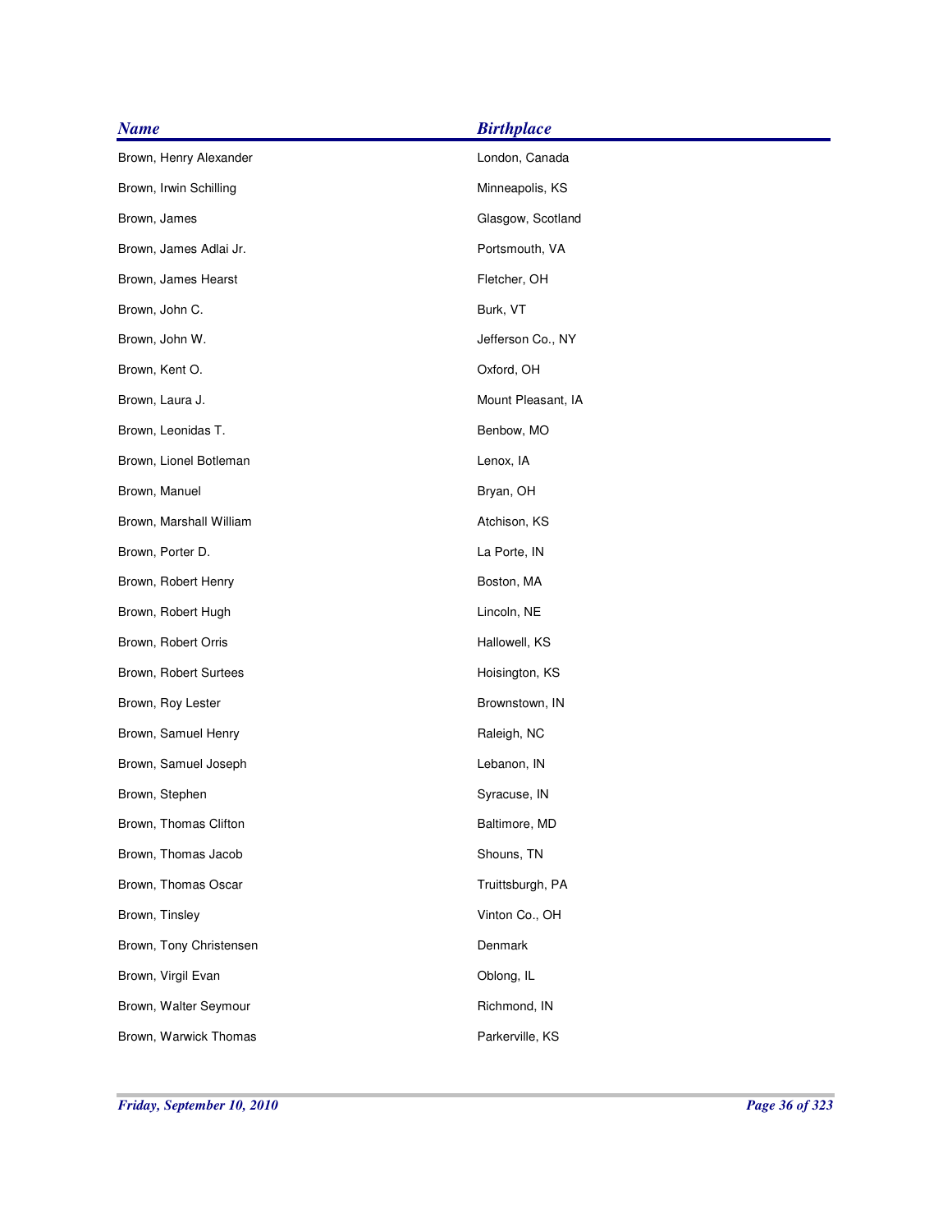| Name | Birthplace |
|---|---|
| Brown, Henry Alexander | London, Canada |
| Brown, Irwin Schilling | Minneapolis, KS |
| Brown, James | Glasgow, Scotland |
| Brown, James Adlai Jr. | Portsmouth, VA |
| Brown, James Hearst | Fletcher, OH |
| Brown, John C. | Burk, VT |
| Brown, John W. | Jefferson Co., NY |
| Brown, Kent O. | Oxford, OH |
| Brown, Laura J. | Mount Pleasant, IA |
| Brown, Leonidas T. | Benbow, MO |
| Brown, Lionel Botleman | Lenox, IA |
| Brown, Manuel | Bryan, OH |
| Brown, Marshall William | Atchison, KS |
| Brown, Porter D. | La Porte, IN |
| Brown, Robert Henry | Boston, MA |
| Brown, Robert Hugh | Lincoln, NE |
| Brown, Robert Orris | Hallowell, KS |
| Brown, Robert Surtees | Hoisington, KS |
| Brown, Roy Lester | Brownstown, IN |
| Brown, Samuel Henry | Raleigh, NC |
| Brown, Samuel Joseph | Lebanon, IN |
| Brown, Stephen | Syracuse, IN |
| Brown, Thomas Clifton | Baltimore, MD |
| Brown, Thomas Jacob | Shouns, TN |
| Brown, Thomas Oscar | Truittsburgh, PA |
| Brown, Tinsley | Vinton Co., OH |
| Brown, Tony Christensen | Denmark |
| Brown, Virgil Evan | Oblong, IL |
| Brown, Walter Seymour | Richmond, IN |
| Brown, Warwick Thomas | Parkerville, KS |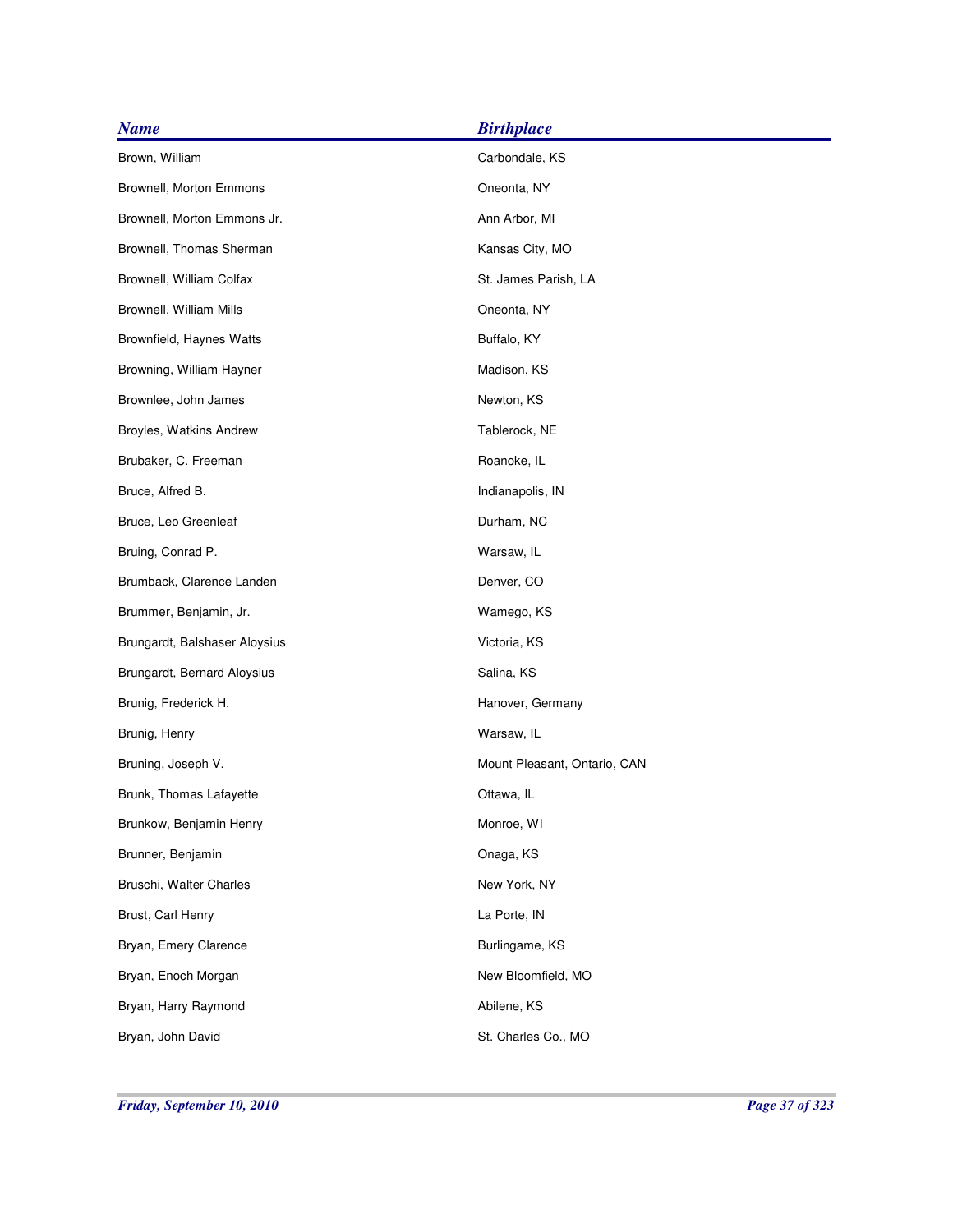| Name | Birthplace |
| --- | --- |
| Brown, William | Carbondale, KS |
| Brownell, Morton Emmons | Oneonta, NY |
| Brownell, Morton Emmons Jr. | Ann Arbor, MI |
| Brownell, Thomas Sherman | Kansas City, MO |
| Brownell, William Colfax | St. James Parish, LA |
| Brownell, William Mills | Oneonta, NY |
| Brownfield, Haynes Watts | Buffalo, KY |
| Browning, William Hayner | Madison, KS |
| Brownlee, John James | Newton, KS |
| Broyles, Watkins Andrew | Tablerock, NE |
| Brubaker, C. Freeman | Roanoke, IL |
| Bruce, Alfred B. | Indianapolis, IN |
| Bruce, Leo Greenleaf | Durham, NC |
| Bruing, Conrad P. | Warsaw, IL |
| Brumback, Clarence Landen | Denver, CO |
| Brummer, Benjamin, Jr. | Wamego, KS |
| Brungardt, Balshaser Aloysius | Victoria, KS |
| Brungardt, Bernard Aloysius | Salina, KS |
| Brunig, Frederick H. | Hanover, Germany |
| Brunig, Henry | Warsaw, IL |
| Bruning, Joseph V. | Mount Pleasant, Ontario, CAN |
| Brunk, Thomas Lafayette | Ottawa, IL |
| Brunkow, Benjamin Henry | Monroe, WI |
| Brunner, Benjamin | Onaga, KS |
| Bruschi, Walter Charles | New York, NY |
| Brust, Carl Henry | La Porte, IN |
| Bryan, Emery Clarence | Burlingame, KS |
| Bryan, Enoch Morgan | New Bloomfield, MO |
| Bryan, Harry Raymond | Abilene, KS |
| Bryan, John David | St. Charles Co., MO |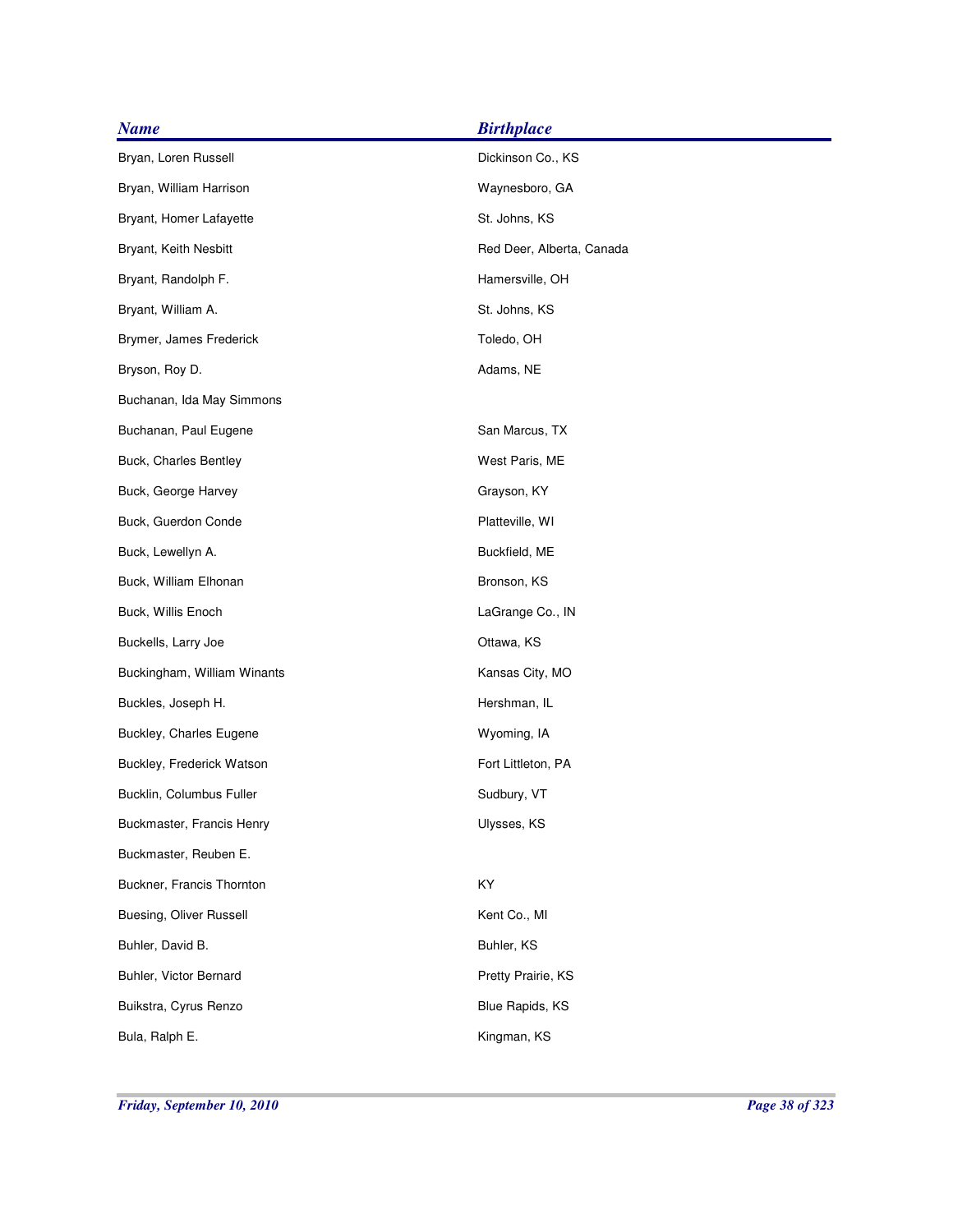| Name | Birthplace |
|---|---|
| Bryan, Loren Russell | Dickinson Co., KS |
| Bryan, William Harrison | Waynesboro, GA |
| Bryant, Homer Lafayette | St. Johns, KS |
| Bryant, Keith Nesbitt | Red Deer, Alberta, Canada |
| Bryant, Randolph F. | Hamersville, OH |
| Bryant, William A. | St. Johns, KS |
| Brymer, James Frederick | Toledo, OH |
| Bryson, Roy D. | Adams, NE |
| Buchanan, Ida May Simmons | |
| Buchanan, Paul Eugene | San Marcus, TX |
| Buck, Charles Bentley | West Paris, ME |
| Buck, George Harvey | Grayson, KY |
| Buck, Guerdon Conde | Platteville, WI |
| Buck, Lewellyn A. | Buckfield, ME |
| Buck, William Elhonan | Bronson, KS |
| Buck, Willis Enoch | LaGrange Co., IN |
| Buckells, Larry Joe | Ottawa, KS |
| Buckingham, William Winants | Kansas City, MO |
| Buckles, Joseph H. | Hershman, IL |
| Buckley, Charles Eugene | Wyoming, IA |
| Buckley, Frederick Watson | Fort Littleton, PA |
| Bucklin, Columbus Fuller | Sudbury, VT |
| Buckmaster, Francis Henry | Ulysses, KS |
| Buckmaster, Reuben E. | |
| Buckner, Francis Thornton | KY |
| Buesing, Oliver Russell | Kent Co., MI |
| Buhler, David B. | Buhler, KS |
| Buhler, Victor Bernard | Pretty Prairie, KS |
| Buikstra, Cyrus Renzo | Blue Rapids, KS |
| Bula, Ralph E. | Kingman, KS |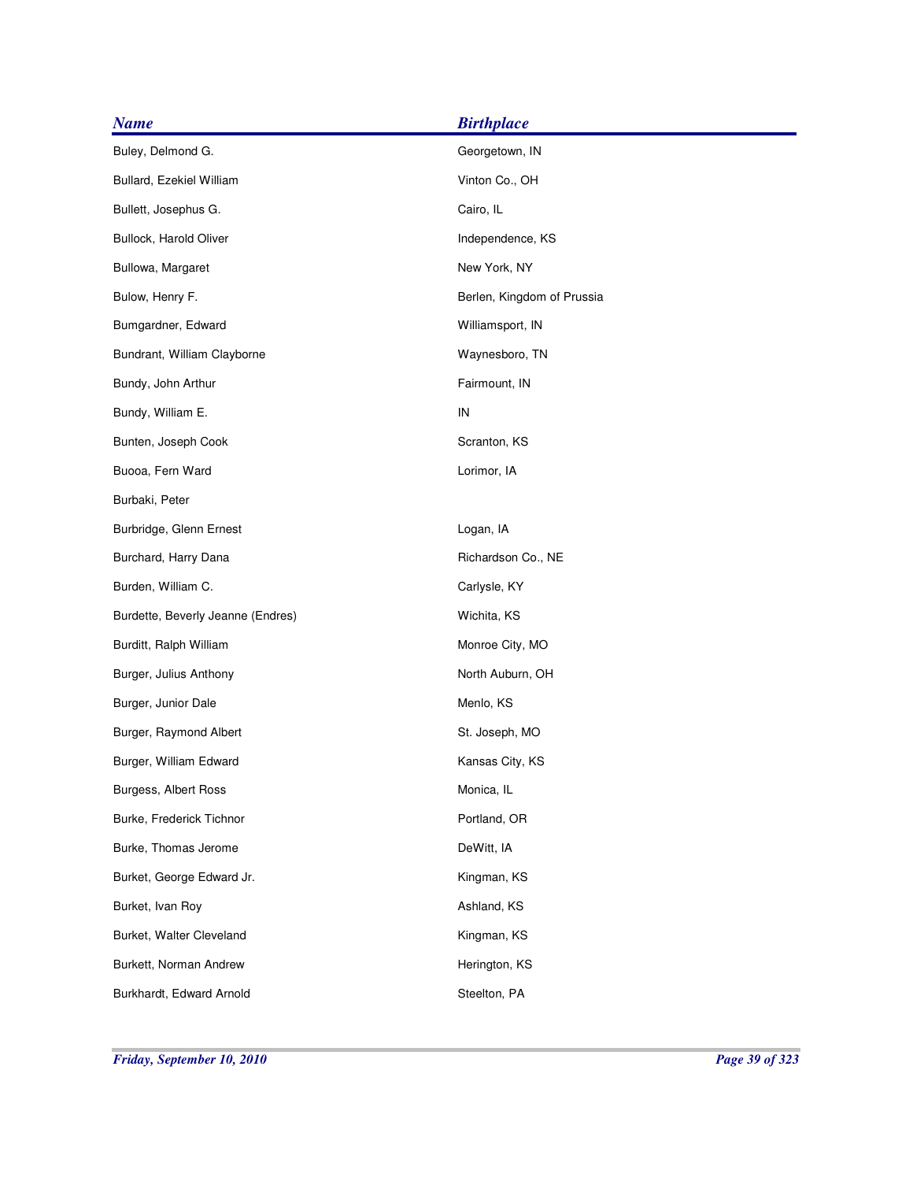| Name | Birthplace |
|---|---|
| Buley, Delmond G. | Georgetown, IN |
| Bullard, Ezekiel William | Vinton Co., OH |
| Bullett, Josephus G. | Cairo, IL |
| Bullock, Harold Oliver | Independence, KS |
| Bullowa, Margaret | New York, NY |
| Bulow, Henry F. | Berlen, Kingdom of Prussia |
| Bumgardner, Edward | Williamsport, IN |
| Bundrant, William Clayborne | Waynesboro, TN |
| Bundy, John Arthur | Fairmount, IN |
| Bundy, William E. | IN |
| Bunten, Joseph Cook | Scranton, KS |
| Buooa, Fern Ward | Lorimor, IA |
| Burbaki, Peter | |
| Burbridge, Glenn Ernest | Logan, IA |
| Burchard, Harry Dana | Richardson Co., NE |
| Burden, William C. | Carlysle, KY |
| Burdette, Beverly Jeanne (Endres) | Wichita, KS |
| Burditt, Ralph William | Monroe City, MO |
| Burger, Julius Anthony | North Auburn, OH |
| Burger, Junior Dale | Menlo, KS |
| Burger, Raymond Albert | St. Joseph, MO |
| Burger, William Edward | Kansas City, KS |
| Burgess, Albert Ross | Monica, IL |
| Burke, Frederick Tichnor | Portland, OR |
| Burke, Thomas Jerome | DeWitt, IA |
| Burket, George Edward Jr. | Kingman, KS |
| Burket, Ivan Roy | Ashland, KS |
| Burket, Walter Cleveland | Kingman, KS |
| Burkett, Norman Andrew | Herington, KS |
| Burkhardt, Edward Arnold | Steelton, PA |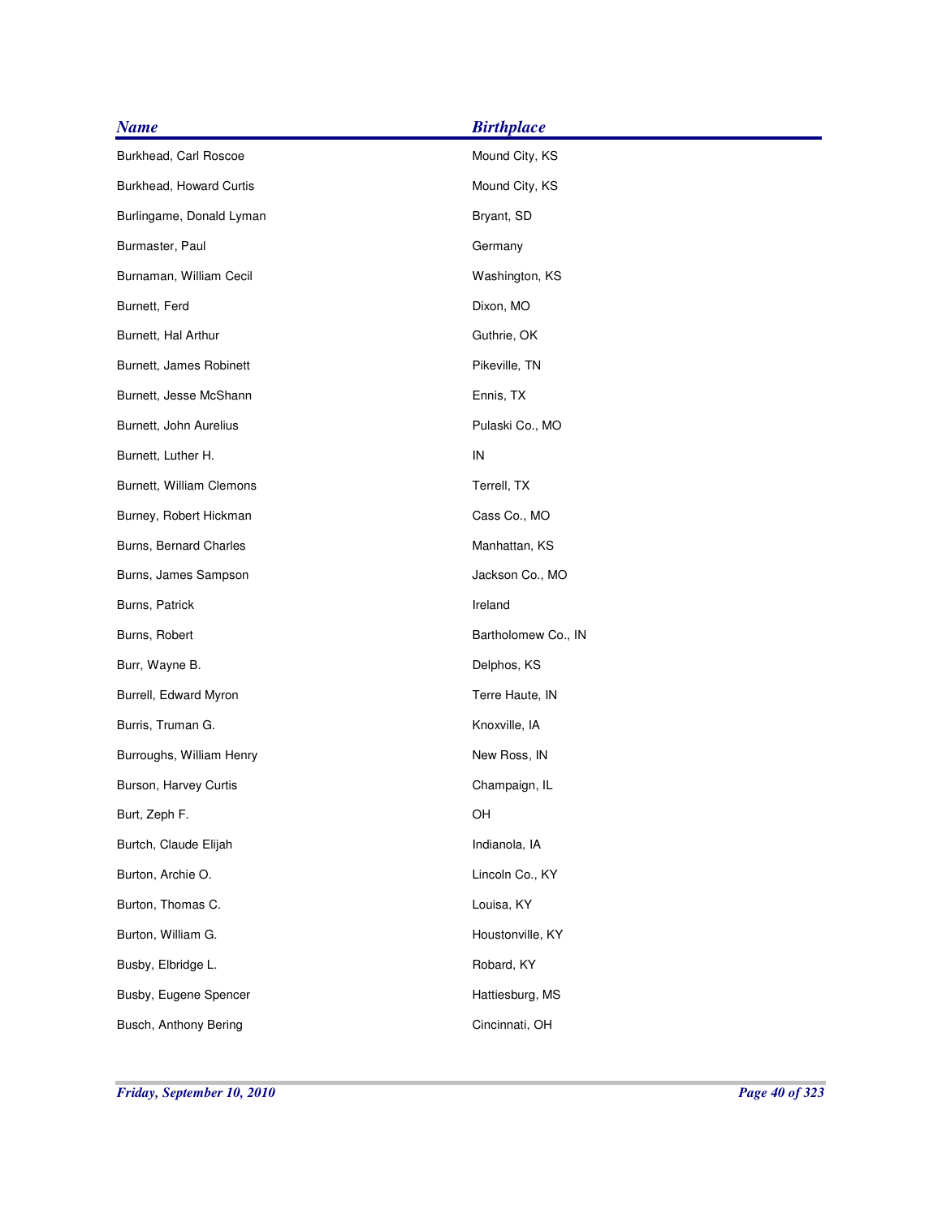| Name | Birthplace |
|---|---|
| Burkhead, Carl Roscoe | Mound City, KS |
| Burkhead, Howard Curtis | Mound City, KS |
| Burlingame, Donald Lyman | Bryant, SD |
| Burmaster, Paul | Germany |
| Burnaman, William Cecil | Washington, KS |
| Burnett, Ferd | Dixon, MO |
| Burnett, Hal Arthur | Guthrie, OK |
| Burnett, James Robinett | Pikeville, TN |
| Burnett, Jesse McShann | Ennis, TX |
| Burnett, John Aurelius | Pulaski Co., MO |
| Burnett, Luther H. | IN |
| Burnett, William Clemons | Terrell, TX |
| Burney, Robert Hickman | Cass Co., MO |
| Burns, Bernard Charles | Manhattan, KS |
| Burns, James Sampson | Jackson Co., MO |
| Burns, Patrick | Ireland |
| Burns, Robert | Bartholomew Co., IN |
| Burr, Wayne B. | Delphos, KS |
| Burrell, Edward Myron | Terre Haute, IN |
| Burris, Truman G. | Knoxville, IA |
| Burroughs, William Henry | New Ross, IN |
| Burson, Harvey Curtis | Champaign, IL |
| Burt, Zeph F. | OH |
| Burtch, Claude Elijah | Indianola, IA |
| Burton, Archie O. | Lincoln Co., KY |
| Burton, Thomas C. | Louisa, KY |
| Burton, William G. | Houstonville, KY |
| Busby, Elbridge L. | Robard, KY |
| Busby, Eugene Spencer | Hattiesburg, MS |
| Busch, Anthony Bering | Cincinnati, OH |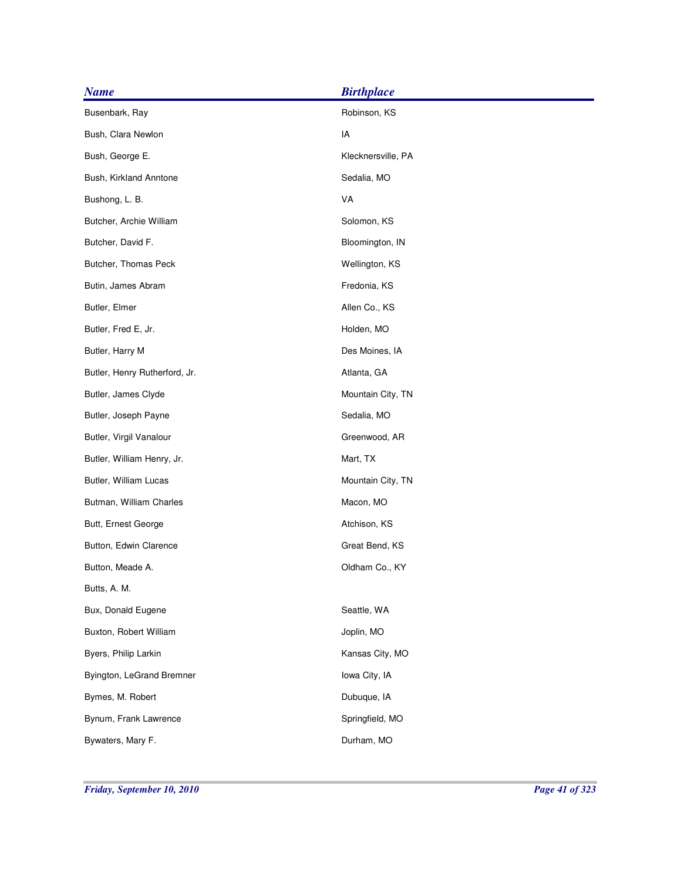| Name | Birthplace |
| --- | --- |
| Busenbark, Ray | Robinson, KS |
| Bush, Clara Newlon | IA |
| Bush, George E. | Klecknersville, PA |
| Bush, Kirkland Anntone | Sedalia, MO |
| Bushong, L. B. | VA |
| Butcher, Archie William | Solomon, KS |
| Butcher, David F. | Bloomington, IN |
| Butcher, Thomas Peck | Wellington, KS |
| Butin, James Abram | Fredonia, KS |
| Butler, Elmer | Allen Co., KS |
| Butler, Fred E, Jr. | Holden, MO |
| Butler, Harry M | Des Moines, IA |
| Butler, Henry Rutherford, Jr. | Atlanta, GA |
| Butler, James Clyde | Mountain City, TN |
| Butler, Joseph Payne | Sedalia, MO |
| Butler, Virgil Vanalour | Greenwood, AR |
| Butler, William Henry, Jr. | Mart, TX |
| Butler, William Lucas | Mountain City, TN |
| Butman, William Charles | Macon, MO |
| Butt, Ernest George | Atchison, KS |
| Button, Edwin Clarence | Great Bend, KS |
| Button, Meade A. | Oldham Co., KY |
| Butts, A. M. | |
| Bux, Donald Eugene | Seattle, WA |
| Buxton, Robert William | Joplin, MO |
| Byers, Philip Larkin | Kansas City, MO |
| Byington, LeGrand Bremner | Iowa City, IA |
| Bymes, M. Robert | Dubuque, IA |
| Bynum, Frank Lawrence | Springfield, MO |
| Bywaters, Mary F. | Durham, MO |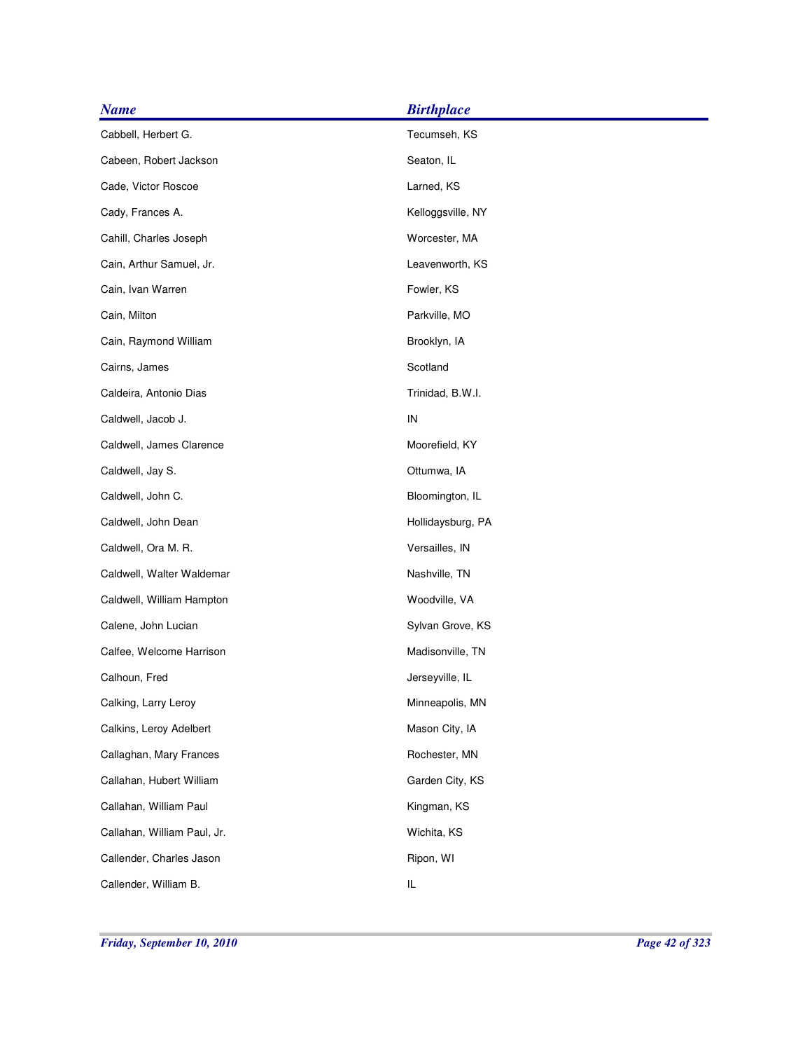| Name | Birthplace |
|---|---|
| Cabbell, Herbert G. | Tecumseh, KS |
| Cabeen, Robert Jackson | Seaton, IL |
| Cade, Victor Roscoe | Larned, KS |
| Cady, Frances A. | Kelloggsville, NY |
| Cahill, Charles Joseph | Worcester, MA |
| Cain, Arthur Samuel, Jr. | Leavenworth, KS |
| Cain, Ivan Warren | Fowler, KS |
| Cain, Milton | Parkville, MO |
| Cain, Raymond William | Brooklyn, IA |
| Cairns, James | Scotland |
| Caldeira, Antonio Dias | Trinidad, B.W.I. |
| Caldwell, Jacob J. | IN |
| Caldwell, James Clarence | Moorefield, KY |
| Caldwell, Jay S. | Ottumwa, IA |
| Caldwell, John C. | Bloomington, IL |
| Caldwell, John Dean | Hollidaysburg, PA |
| Caldwell, Ora M. R. | Versailles, IN |
| Caldwell, Walter Waldemar | Nashville, TN |
| Caldwell, William Hampton | Woodville, VA |
| Calene, John Lucian | Sylvan Grove, KS |
| Calfee, Welcome Harrison | Madisonville, TN |
| Calhoun, Fred | Jerseyville, IL |
| Calking, Larry Leroy | Minneapolis, MN |
| Calkins, Leroy Adelbert | Mason City, IA |
| Callaghan, Mary Frances | Rochester, MN |
| Callahan, Hubert William | Garden City, KS |
| Callahan, William Paul | Kingman, KS |
| Callahan, William Paul, Jr. | Wichita, KS |
| Callender, Charles Jason | Ripon, WI |
| Callender, William B. | IL |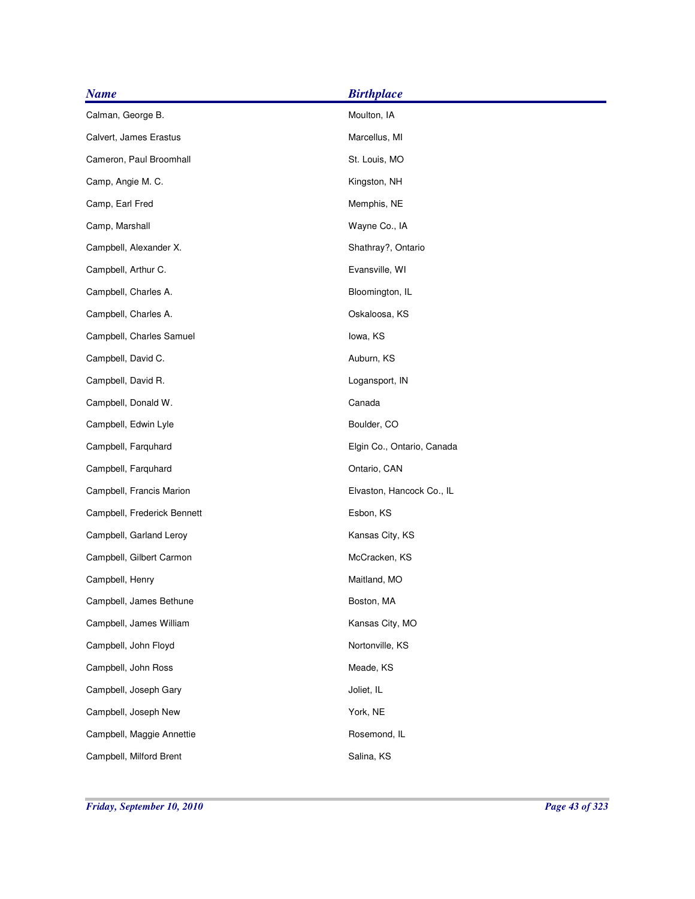| Name | Birthplace |
|---|---|
| Calman, George B. | Moulton, IA |
| Calvert, James Erastus | Marcellus, MI |
| Cameron, Paul Broomhall | St. Louis, MO |
| Camp, Angie M. C. | Kingston, NH |
| Camp, Earl Fred | Memphis, NE |
| Camp, Marshall | Wayne Co., IA |
| Campbell, Alexander X. | Shathray?, Ontario |
| Campbell, Arthur C. | Evansville, WI |
| Campbell, Charles A. | Bloomington, IL |
| Campbell, Charles A. | Oskaloosa, KS |
| Campbell, Charles Samuel | Iowa, KS |
| Campbell, David C. | Auburn, KS |
| Campbell, David R. | Logansport, IN |
| Campbell, Donald W. | Canada |
| Campbell, Edwin Lyle | Boulder, CO |
| Campbell, Farquhard | Elgin Co., Ontario, Canada |
| Campbell, Farquhard | Ontario, CAN |
| Campbell, Francis Marion | Elvaston, Hancock Co., IL |
| Campbell, Frederick Bennett | Esbon, KS |
| Campbell, Garland Leroy | Kansas City, KS |
| Campbell, Gilbert Carmon | McCracken, KS |
| Campbell, Henry | Maitland, MO |
| Campbell, James Bethune | Boston, MA |
| Campbell, James William | Kansas City, MO |
| Campbell, John Floyd | Nortonville, KS |
| Campbell, John Ross | Meade, KS |
| Campbell, Joseph Gary | Joliet, IL |
| Campbell, Joseph New | York, NE |
| Campbell, Maggie Annettie | Rosemond, IL |
| Campbell, Milford Brent | Salina, KS |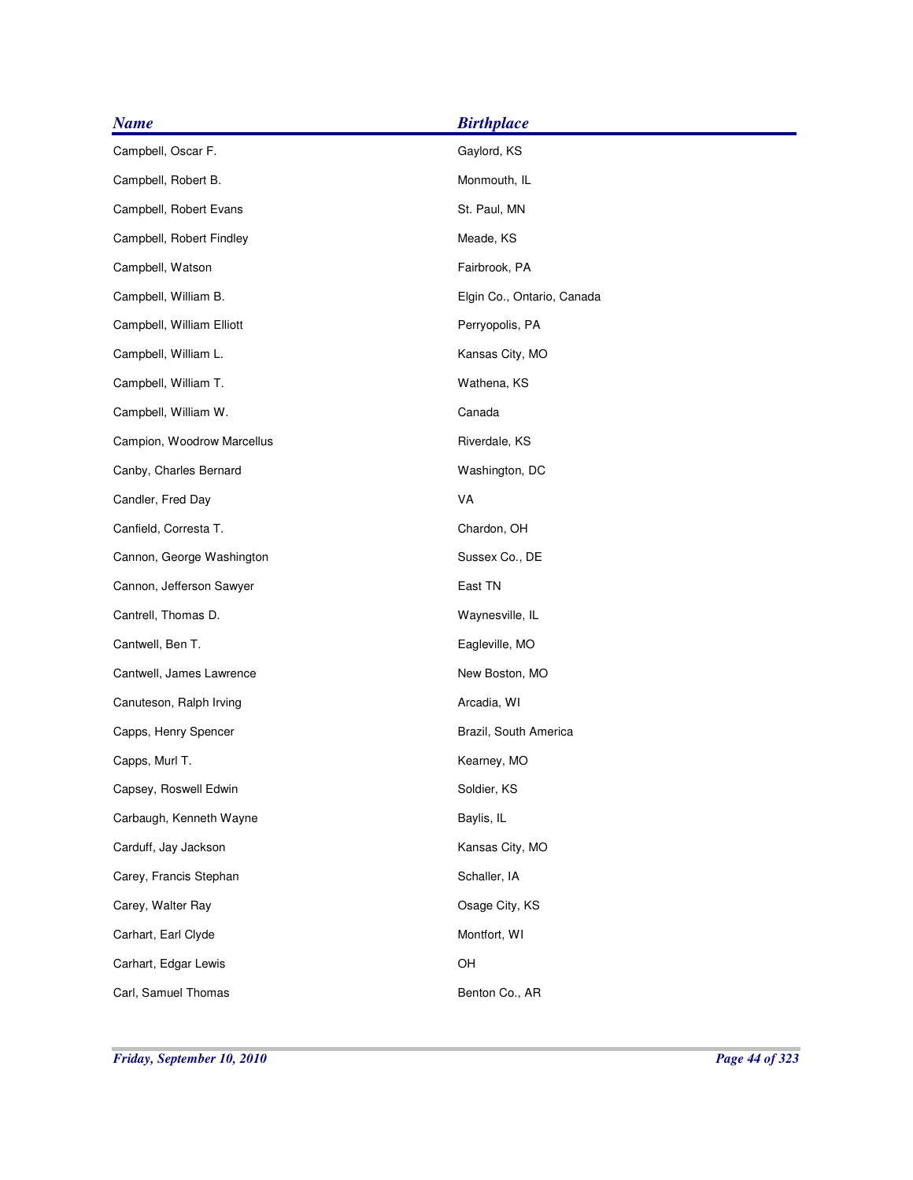| Name | Birthplace |
|---|---|
| Campbell, Oscar F. | Gaylord, KS |
| Campbell, Robert B. | Monmouth, IL |
| Campbell, Robert Evans | St. Paul, MN |
| Campbell, Robert Findley | Meade, KS |
| Campbell, Watson | Fairbrook, PA |
| Campbell, William B. | Elgin Co., Ontario, Canada |
| Campbell, William Elliott | Perryopolis, PA |
| Campbell, William L. | Kansas City, MO |
| Campbell, William T. | Wathena, KS |
| Campbell, William W. | Canada |
| Campion, Woodrow Marcellus | Riverdale, KS |
| Canby, Charles Bernard | Washington, DC |
| Candler, Fred Day | VA |
| Canfield, Corresta T. | Chardon, OH |
| Cannon, George Washington | Sussex Co., DE |
| Cannon, Jefferson Sawyer | East TN |
| Cantrell, Thomas D. | Waynesville, IL |
| Cantwell, Ben T. | Eagleville, MO |
| Cantwell, James Lawrence | New Boston, MO |
| Canuteson, Ralph Irving | Arcadia, WI |
| Capps, Henry Spencer | Brazil, South America |
| Capps, Murl T. | Kearney, MO |
| Capsey, Roswell Edwin | Soldier, KS |
| Carbaugh, Kenneth Wayne | Baylis, IL |
| Carduff, Jay Jackson | Kansas City, MO |
| Carey, Francis Stephan | Schaller, IA |
| Carey, Walter Ray | Osage City, KS |
| Carhart, Earl Clyde | Montfort, WI |
| Carhart, Edgar Lewis | OH |
| Carl, Samuel Thomas | Benton Co., AR |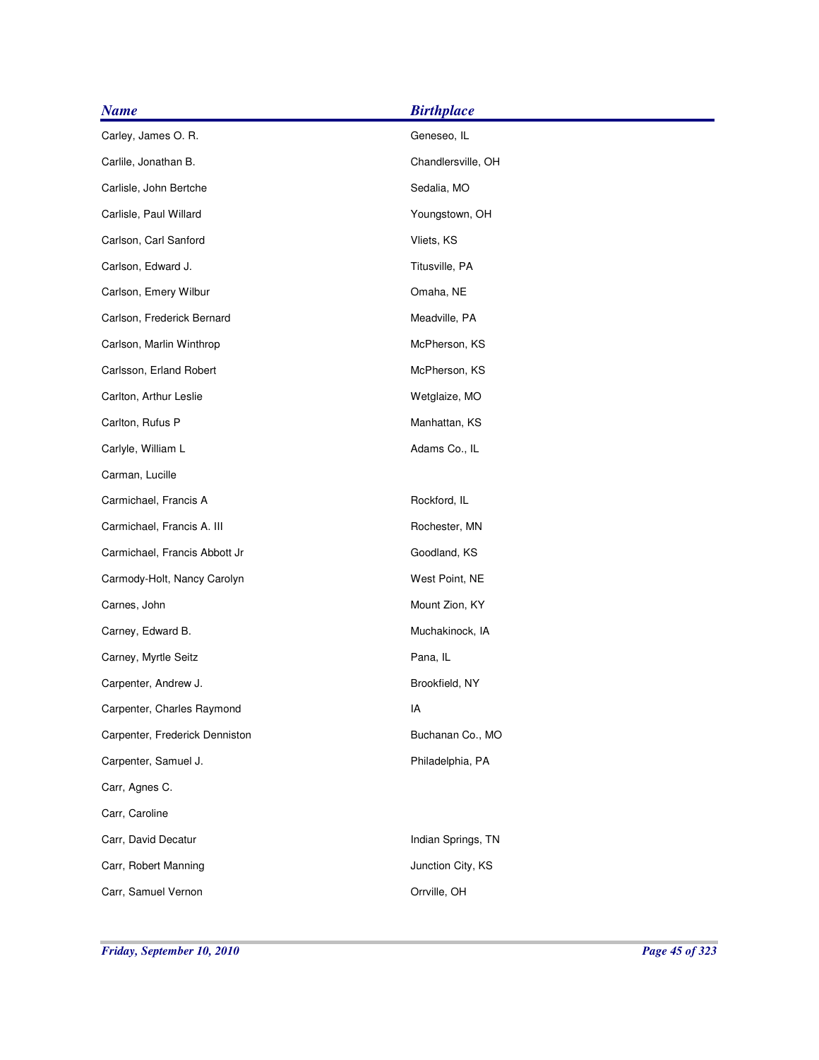| Name | Birthplace |
|---|---|
| Carley, James O. R. | Geneseo, IL |
| Carlile, Jonathan B. | Chandlersville, OH |
| Carlisle, John Bertche | Sedalia, MO |
| Carlisle, Paul Willard | Youngstown, OH |
| Carlson, Carl Sanford | Vliets, KS |
| Carlson, Edward J. | Titusville, PA |
| Carlson, Emery Wilbur | Omaha, NE |
| Carlson, Frederick Bernard | Meadville, PA |
| Carlson, Marlin Winthrop | McPherson, KS |
| Carlsson, Erland Robert | McPherson, KS |
| Carlton, Arthur Leslie | Wetglaize, MO |
| Carlton, Rufus P | Manhattan, KS |
| Carlyle, William L | Adams Co., IL |
| Carman, Lucille | |
| Carmichael, Francis A | Rockford, IL |
| Carmichael, Francis A. III | Rochester, MN |
| Carmichael, Francis Abbott Jr | Goodland, KS |
| Carmody-Holt, Nancy Carolyn | West Point, NE |
| Carnes, John | Mount Zion, KY |
| Carney, Edward B. | Muchakinock, IA |
| Carney, Myrtle Seitz | Pana, IL |
| Carpenter, Andrew J. | Brookfield, NY |
| Carpenter, Charles Raymond | IA |
| Carpenter, Frederick Denniston | Buchanan Co., MO |
| Carpenter, Samuel J. | Philadelphia, PA |
| Carr, Agnes C. | |
| Carr, Caroline | |
| Carr, David Decatur | Indian Springs, TN |
| Carr, Robert Manning | Junction City, KS |
| Carr, Samuel Vernon | Orrville, OH |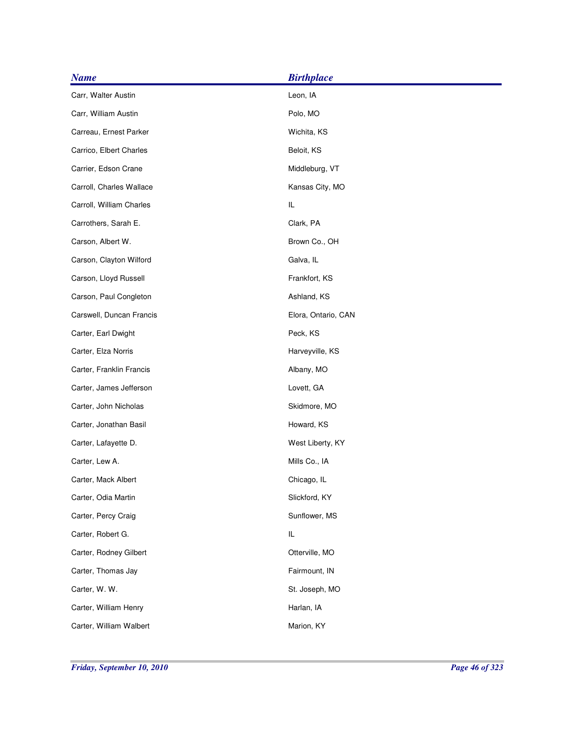| Name | Birthplace |
|---|---|
| Carr, Walter Austin | Leon, IA |
| Carr, William Austin | Polo, MO |
| Carreau, Ernest Parker | Wichita, KS |
| Carrico, Elbert Charles | Beloit, KS |
| Carrier, Edson Crane | Middleburg, VT |
| Carroll, Charles Wallace | Kansas City, MO |
| Carroll, William Charles | IL |
| Carrothers, Sarah E. | Clark, PA |
| Carson, Albert W. | Brown Co., OH |
| Carson, Clayton Wilford | Galva, IL |
| Carson, Lloyd Russell | Frankfort, KS |
| Carson, Paul Congleton | Ashland, KS |
| Carswell, Duncan Francis | Elora, Ontario, CAN |
| Carter, Earl Dwight | Peck, KS |
| Carter, Elza Norris | Harveyville, KS |
| Carter, Franklin Francis | Albany, MO |
| Carter, James Jefferson | Lovett, GA |
| Carter, John Nicholas | Skidmore, MO |
| Carter, Jonathan Basil | Howard, KS |
| Carter, Lafayette D. | West Liberty, KY |
| Carter, Lew A. | Mills Co., IA |
| Carter, Mack Albert | Chicago, IL |
| Carter, Odia Martin | Slickford, KY |
| Carter, Percy Craig | Sunflower, MS |
| Carter, Robert G. | IL |
| Carter, Rodney Gilbert | Otterville, MO |
| Carter, Thomas Jay | Fairmount, IN |
| Carter, W. W. | St. Joseph, MO |
| Carter, William Henry | Harlan, IA |
| Carter, William Walbert | Marion, KY |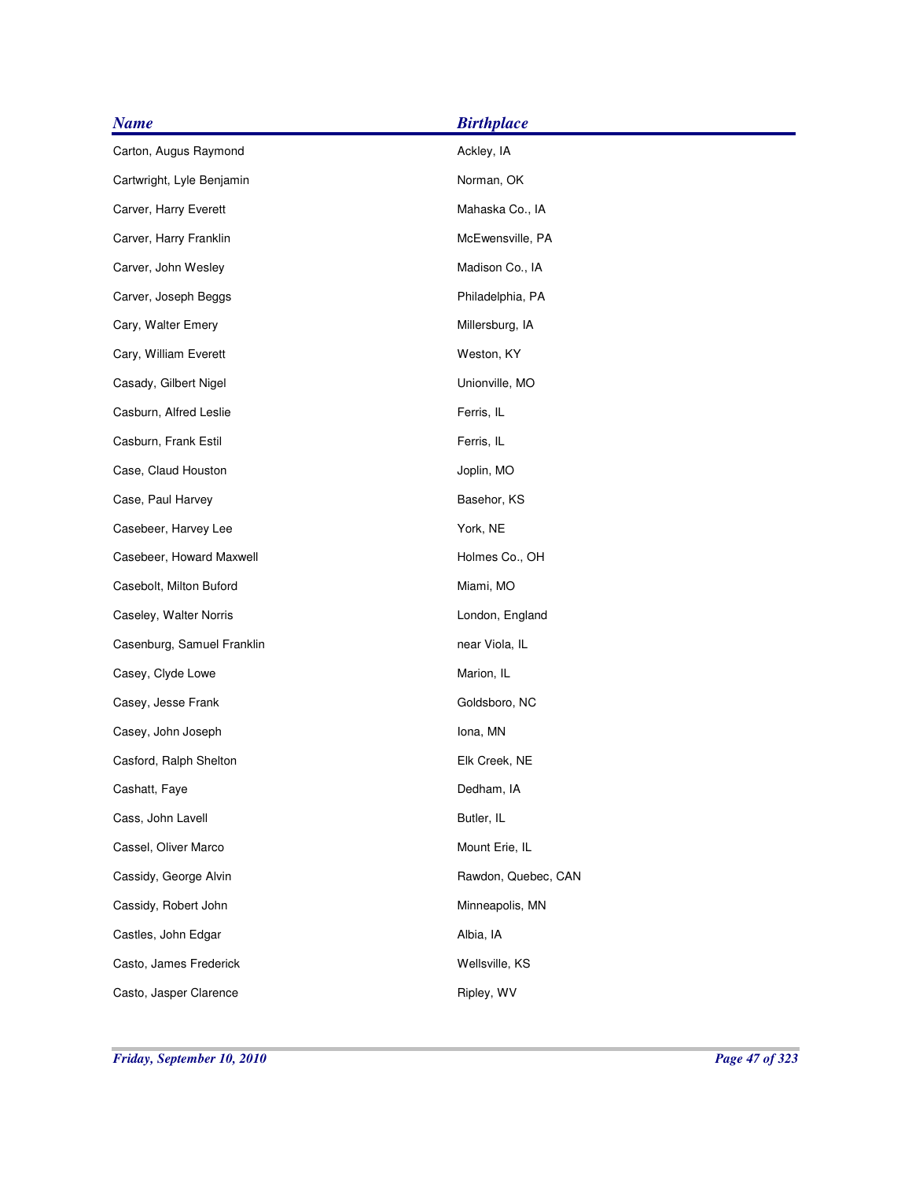| Name | Birthplace |
| --- | --- |
| Carton, Augus Raymond | Ackley, IA |
| Cartwright, Lyle Benjamin | Norman, OK |
| Carver, Harry Everett | Mahaska Co., IA |
| Carver, Harry Franklin | McEwensville, PA |
| Carver, John Wesley | Madison Co., IA |
| Carver, Joseph Beggs | Philadelphia, PA |
| Cary, Walter Emery | Millersburg, IA |
| Cary, William Everett | Weston, KY |
| Casady, Gilbert Nigel | Unionville, MO |
| Casburn, Alfred Leslie | Ferris, IL |
| Casburn, Frank Estil | Ferris, IL |
| Case, Claud Houston | Joplin, MO |
| Case, Paul Harvey | Basehor, KS |
| Casebeer, Harvey Lee | York, NE |
| Casebeer, Howard Maxwell | Holmes Co., OH |
| Casebolt, Milton Buford | Miami, MO |
| Caseley, Walter Norris | London, England |
| Casenburg, Samuel Franklin | near Viola, IL |
| Casey, Clyde Lowe | Marion, IL |
| Casey, Jesse Frank | Goldsboro, NC |
| Casey, John Joseph | Iona, MN |
| Casford, Ralph Shelton | Elk Creek, NE |
| Cashatt, Faye | Dedham, IA |
| Cass, John Lavell | Butler, IL |
| Cassel, Oliver Marco | Mount Erie, IL |
| Cassidy, George Alvin | Rawdon, Quebec, CAN |
| Cassidy, Robert John | Minneapolis, MN |
| Castles, John Edgar | Albia, IA |
| Casto, James Frederick | Wellsville, KS |
| Casto, Jasper Clarence | Ripley, WV |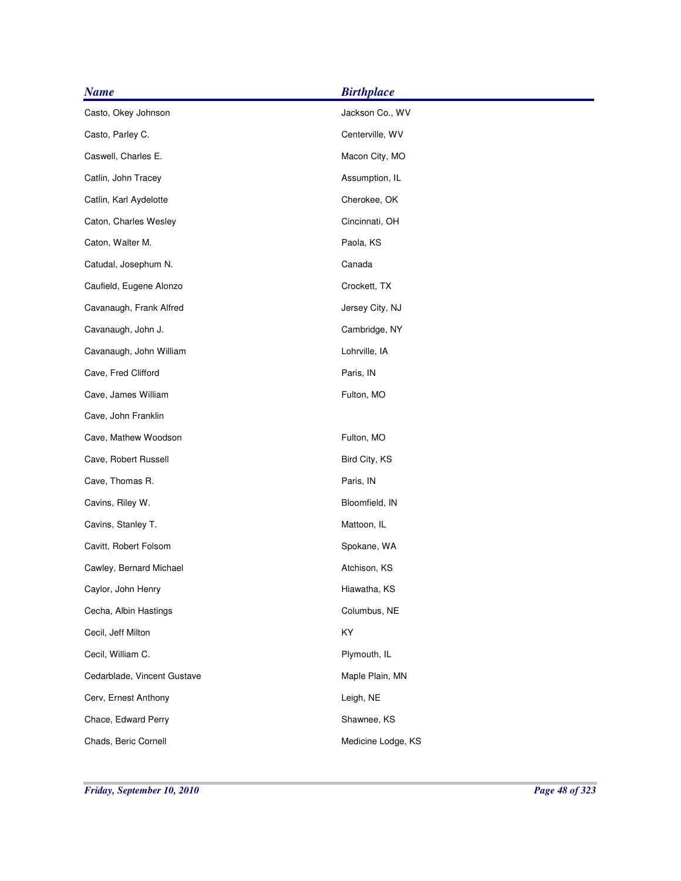| Name | Birthplace |
| --- | --- |
| Casto, Okey Johnson | Jackson Co., WV |
| Casto, Parley C. | Centerville, WV |
| Caswell, Charles E. | Macon City, MO |
| Catlin, John Tracey | Assumption, IL |
| Catlin, Karl Aydelotte | Cherokee, OK |
| Caton, Charles Wesley | Cincinnati, OH |
| Caton, Walter M. | Paola, KS |
| Catudal, Josephum N. | Canada |
| Caufield, Eugene Alonzo | Crockett, TX |
| Cavanaugh, Frank Alfred | Jersey City, NJ |
| Cavanaugh, John J. | Cambridge, NY |
| Cavanaugh, John William | Lohrville, IA |
| Cave, Fred Clifford | Paris, IN |
| Cave, James William | Fulton, MO |
| Cave, John Franklin | |
| Cave, Mathew Woodson | Fulton, MO |
| Cave, Robert Russell | Bird City, KS |
| Cave, Thomas R. | Paris, IN |
| Cavins, Riley W. | Bloomfield, IN |
| Cavins, Stanley T. | Mattoon, IL |
| Cavitt, Robert Folsom | Spokane, WA |
| Cawley, Bernard Michael | Atchison, KS |
| Caylor, John Henry | Hiawatha, KS |
| Cecha, Albin Hastings | Columbus, NE |
| Cecil, Jeff Milton | KY |
| Cecil, William C. | Plymouth, IL |
| Cedarblade, Vincent Gustave | Maple Plain, MN |
| Cerv, Ernest Anthony | Leigh, NE |
| Chace, Edward Perry | Shawnee, KS |
| Chads, Beric Cornell | Medicine Lodge, KS |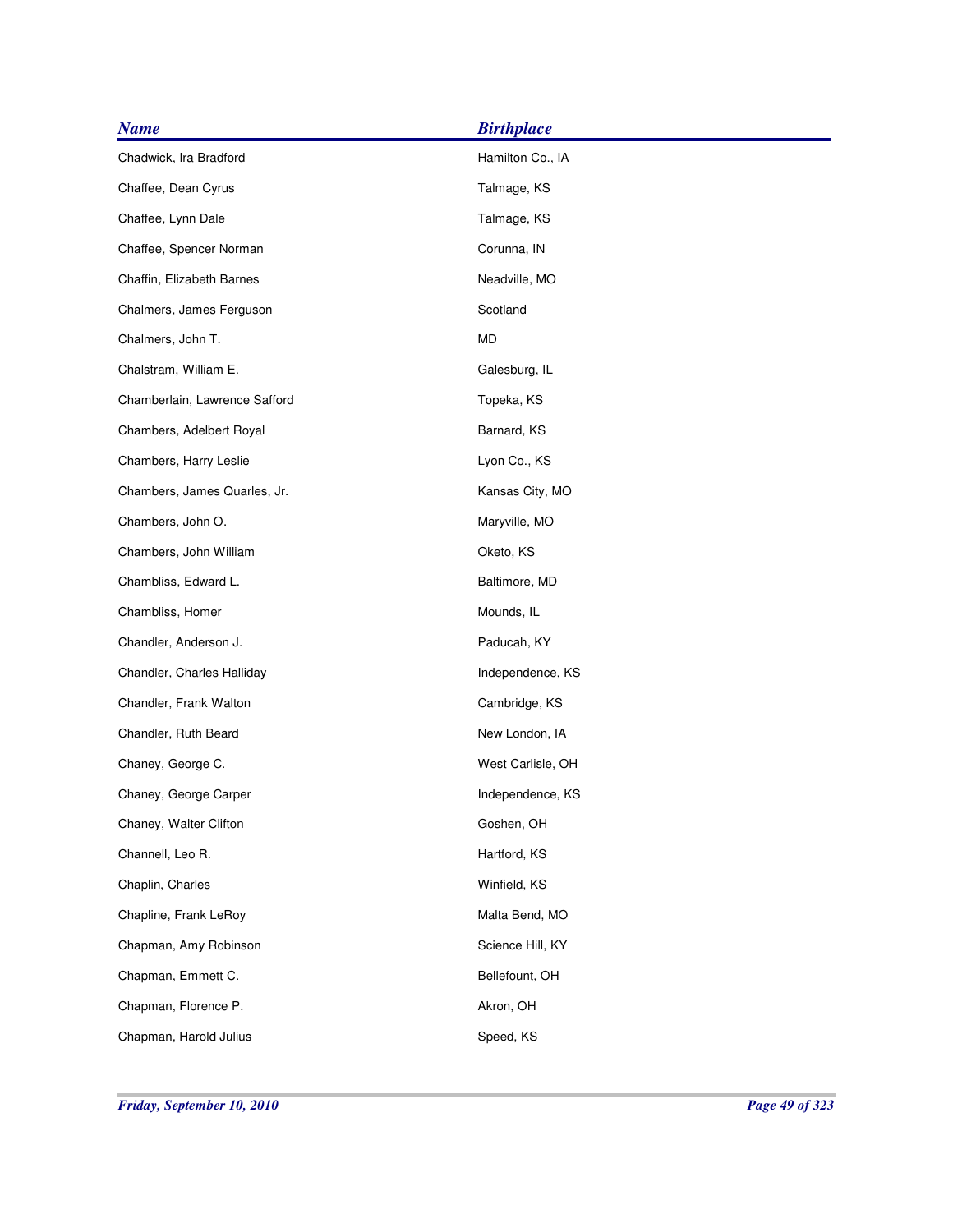| Name | Birthplace |
|---|---|
| Chadwick, Ira Bradford | Hamilton Co., IA |
| Chaffee, Dean Cyrus | Talmage, KS |
| Chaffee, Lynn Dale | Talmage, KS |
| Chaffee, Spencer Norman | Corunna, IN |
| Chaffin, Elizabeth Barnes | Neadville, MO |
| Chalmers, James Ferguson | Scotland |
| Chalmers, John T. | MD |
| Chalstram, William E. | Galesburg, IL |
| Chamberlain, Lawrence Safford | Topeka, KS |
| Chambers, Adelbert Royal | Barnard, KS |
| Chambers, Harry Leslie | Lyon Co., KS |
| Chambers, James Quarles, Jr. | Kansas City, MO |
| Chambers, John O. | Maryville, MO |
| Chambers, John William | Oketo, KS |
| Chambliss, Edward L. | Baltimore, MD |
| Chambliss, Homer | Mounds, IL |
| Chandler, Anderson J. | Paducah, KY |
| Chandler, Charles Halliday | Independence, KS |
| Chandler, Frank Walton | Cambridge, KS |
| Chandler, Ruth Beard | New London, IA |
| Chaney, George C. | West Carlisle, OH |
| Chaney, George Carper | Independence, KS |
| Chaney, Walter Clifton | Goshen, OH |
| Channell, Leo R. | Hartford, KS |
| Chaplin, Charles | Winfield, KS |
| Chapline, Frank LeRoy | Malta Bend, MO |
| Chapman, Amy Robinson | Science Hill, KY |
| Chapman, Emmett C. | Bellefount, OH |
| Chapman, Florence P. | Akron, OH |
| Chapman, Harold Julius | Speed, KS |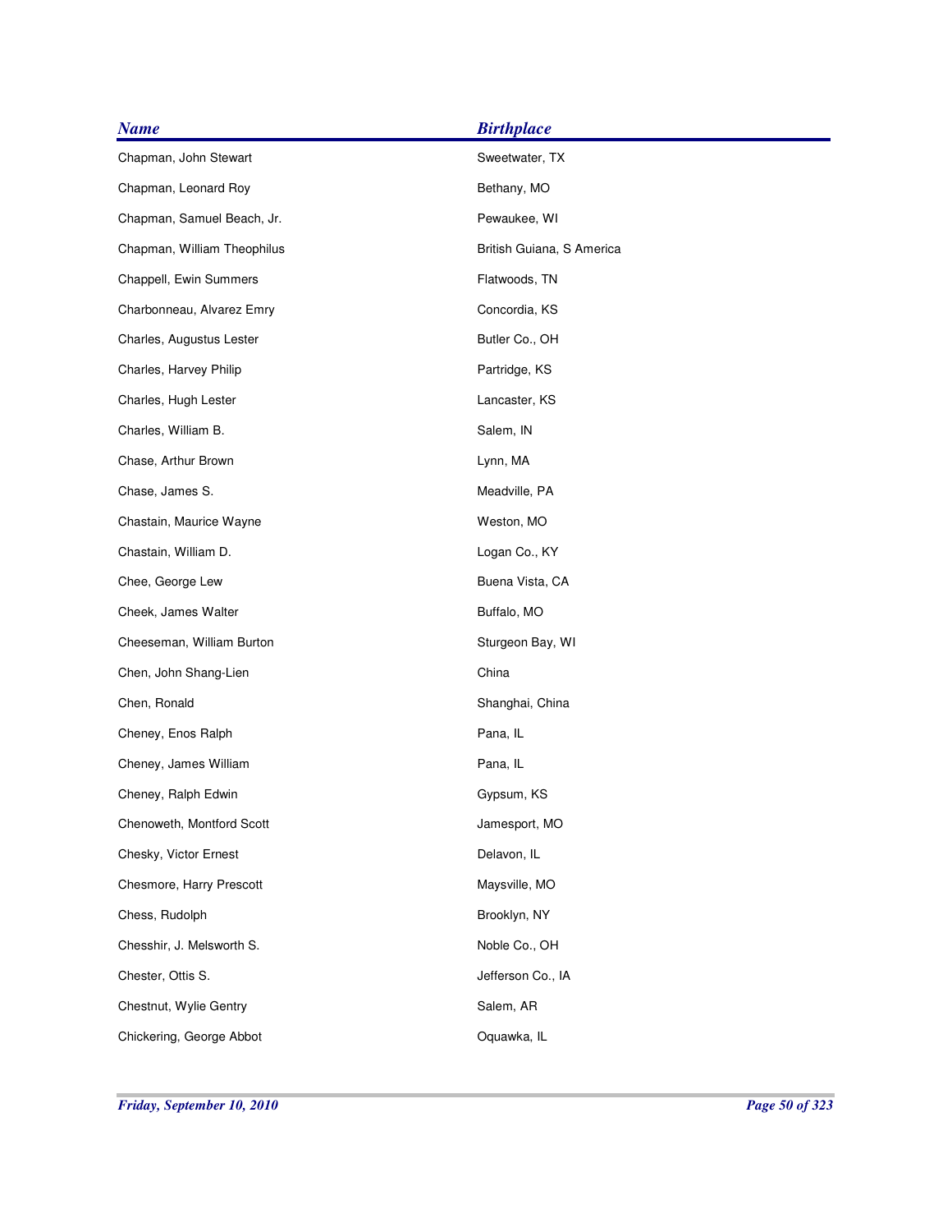| Name | Birthplace |
|---|---|
| Chapman, John Stewart | Sweetwater, TX |
| Chapman, Leonard Roy | Bethany, MO |
| Chapman, Samuel Beach, Jr. | Pewaukee, WI |
| Chapman, William Theophilus | British Guiana, S America |
| Chappell, Ewin Summers | Flatwoods, TN |
| Charbonneau, Alvarez Emry | Concordia, KS |
| Charles, Augustus Lester | Butler Co., OH |
| Charles, Harvey Philip | Partridge, KS |
| Charles, Hugh Lester | Lancaster, KS |
| Charles, William B. | Salem, IN |
| Chase, Arthur Brown | Lynn, MA |
| Chase, James S. | Meadville, PA |
| Chastain, Maurice Wayne | Weston, MO |
| Chastain, William D. | Logan Co., KY |
| Chee, George Lew | Buena Vista, CA |
| Cheek, James Walter | Buffalo, MO |
| Cheeseman, William Burton | Sturgeon Bay, WI |
| Chen, John Shang-Lien | China |
| Chen, Ronald | Shanghai, China |
| Cheney, Enos Ralph | Pana, IL |
| Cheney, James William | Pana, IL |
| Cheney, Ralph Edwin | Gypsum, KS |
| Chenoweth, Montford Scott | Jamesport, MO |
| Chesky, Victor Ernest | Delavon, IL |
| Chesmore, Harry Prescott | Maysville, MO |
| Chess, Rudolph | Brooklyn, NY |
| Chesshir, J. Melsworth S. | Noble Co., OH |
| Chester, Ottis S. | Jefferson Co., IA |
| Chestnut, Wylie Gentry | Salem, AR |
| Chickering, George Abbot | Oquawka, IL |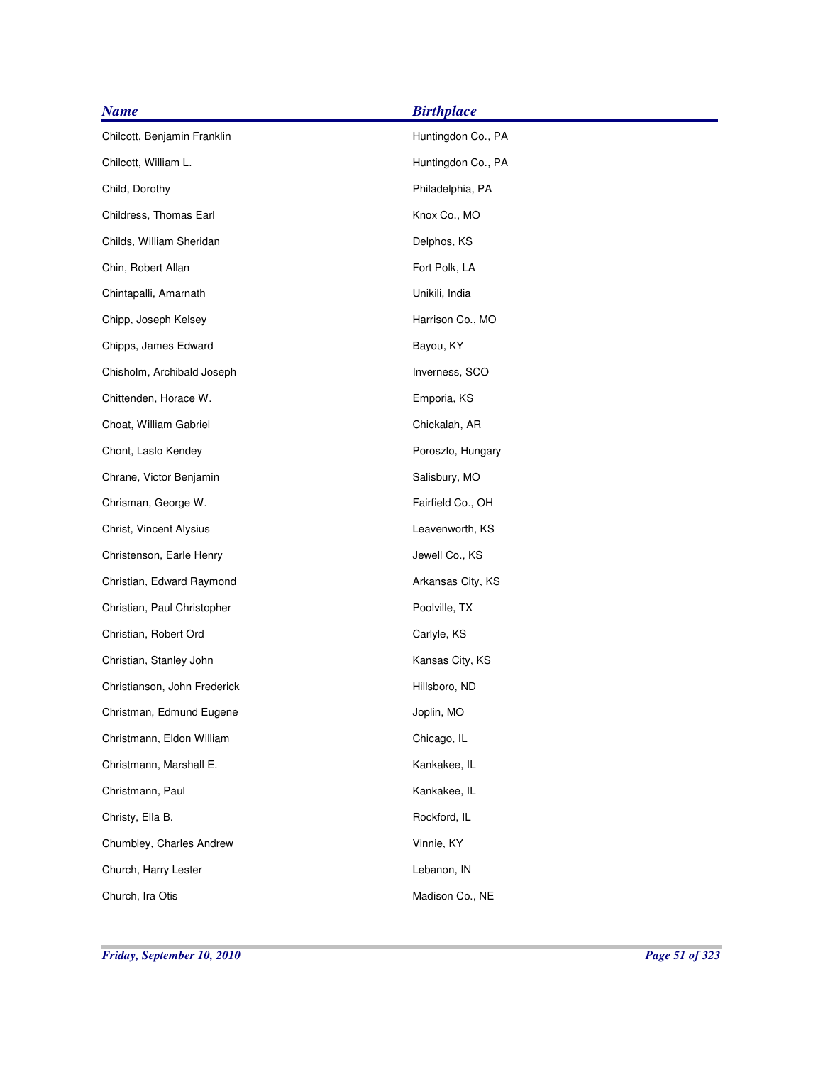| Name | Birthplace |
|---|---|
| Chilcott, Benjamin Franklin | Huntingdon Co., PA |
| Chilcott, William L. | Huntingdon Co., PA |
| Child, Dorothy | Philadelphia, PA |
| Childress, Thomas Earl | Knox Co., MO |
| Childs, William Sheridan | Delphos, KS |
| Chin, Robert Allan | Fort Polk, LA |
| Chintapalli, Amarnath | Unikili, India |
| Chipp, Joseph Kelsey | Harrison Co., MO |
| Chipps, James Edward | Bayou, KY |
| Chisholm, Archibald Joseph | Inverness, SCO |
| Chittenden, Horace W. | Emporia, KS |
| Choat, William Gabriel | Chickalah, AR |
| Chont, Laslo Kendey | Poroszlo, Hungary |
| Chrane, Victor Benjamin | Salisbury, MO |
| Chrisman, George W. | Fairfield Co., OH |
| Christ, Vincent Alysius | Leavenworth, KS |
| Christenson, Earle Henry | Jewell Co., KS |
| Christian, Edward Raymond | Arkansas City, KS |
| Christian, Paul Christopher | Poolville, TX |
| Christian, Robert Ord | Carlyle, KS |
| Christian, Stanley John | Kansas City, KS |
| Christianson, John Frederick | Hillsboro, ND |
| Christman, Edmund Eugene | Joplin, MO |
| Christmann, Eldon William | Chicago, IL |
| Christmann, Marshall E. | Kankakee, IL |
| Christmann, Paul | Kankakee, IL |
| Christy, Ella B. | Rockford, IL |
| Chumbley, Charles Andrew | Vinnie, KY |
| Church, Harry Lester | Lebanon, IN |
| Church, Ira Otis | Madison Co., NE |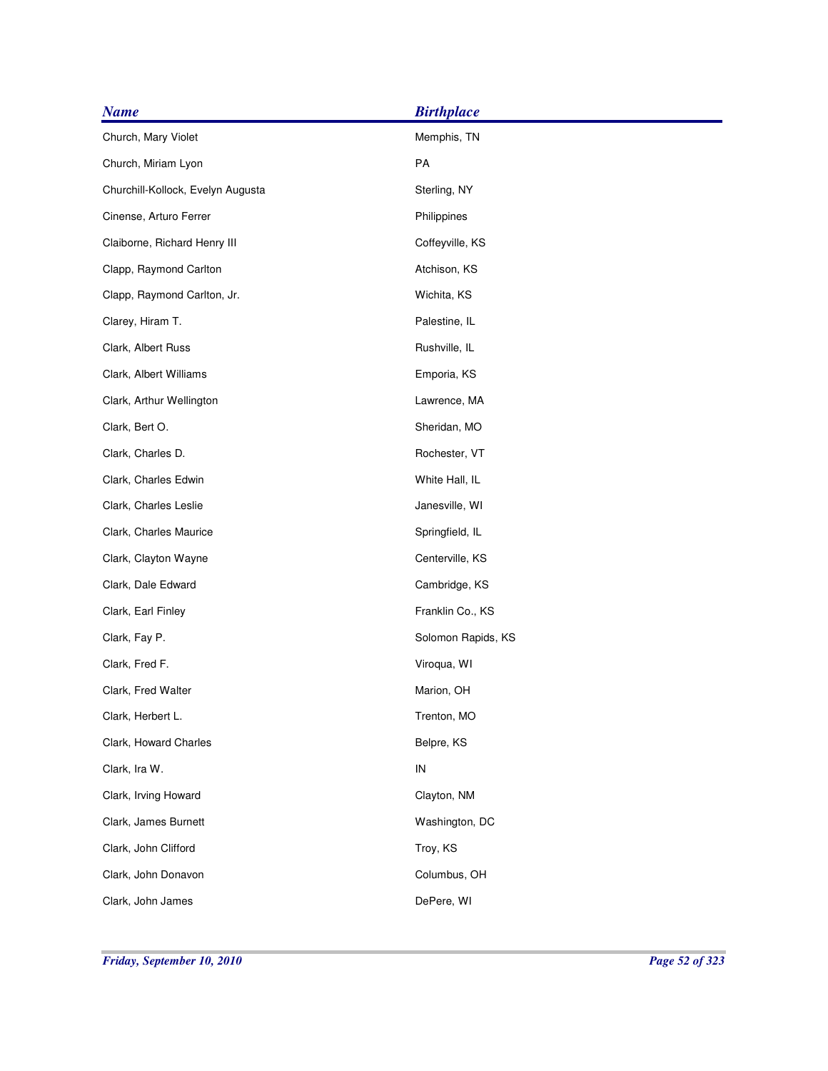| Name | Birthplace |
| --- | --- |
| Church, Mary Violet | Memphis, TN |
| Church, Miriam Lyon | PA |
| Churchill-Kollock, Evelyn Augusta | Sterling, NY |
| Cinense, Arturo Ferrer | Philippines |
| Claiborne, Richard Henry III | Coffeyville, KS |
| Clapp, Raymond Carlton | Atchison, KS |
| Clapp, Raymond Carlton, Jr. | Wichita, KS |
| Clarey, Hiram T. | Palestine, IL |
| Clark, Albert Russ | Rushville, IL |
| Clark, Albert Williams | Emporia, KS |
| Clark, Arthur Wellington | Lawrence, MA |
| Clark, Bert O. | Sheridan, MO |
| Clark, Charles D. | Rochester, VT |
| Clark, Charles Edwin | White Hall, IL |
| Clark, Charles Leslie | Janesville, WI |
| Clark, Charles Maurice | Springfield, IL |
| Clark, Clayton Wayne | Centerville, KS |
| Clark, Dale Edward | Cambridge, KS |
| Clark, Earl Finley | Franklin Co., KS |
| Clark, Fay P. | Solomon Rapids, KS |
| Clark, Fred F. | Viroqua, WI |
| Clark, Fred Walter | Marion, OH |
| Clark, Herbert L. | Trenton, MO |
| Clark, Howard Charles | Belpre, KS |
| Clark, Ira W. | IN |
| Clark, Irving Howard | Clayton, NM |
| Clark, James Burnett | Washington, DC |
| Clark, John Clifford | Troy, KS |
| Clark, John Donavon | Columbus, OH |
| Clark, John James | DePere, WI |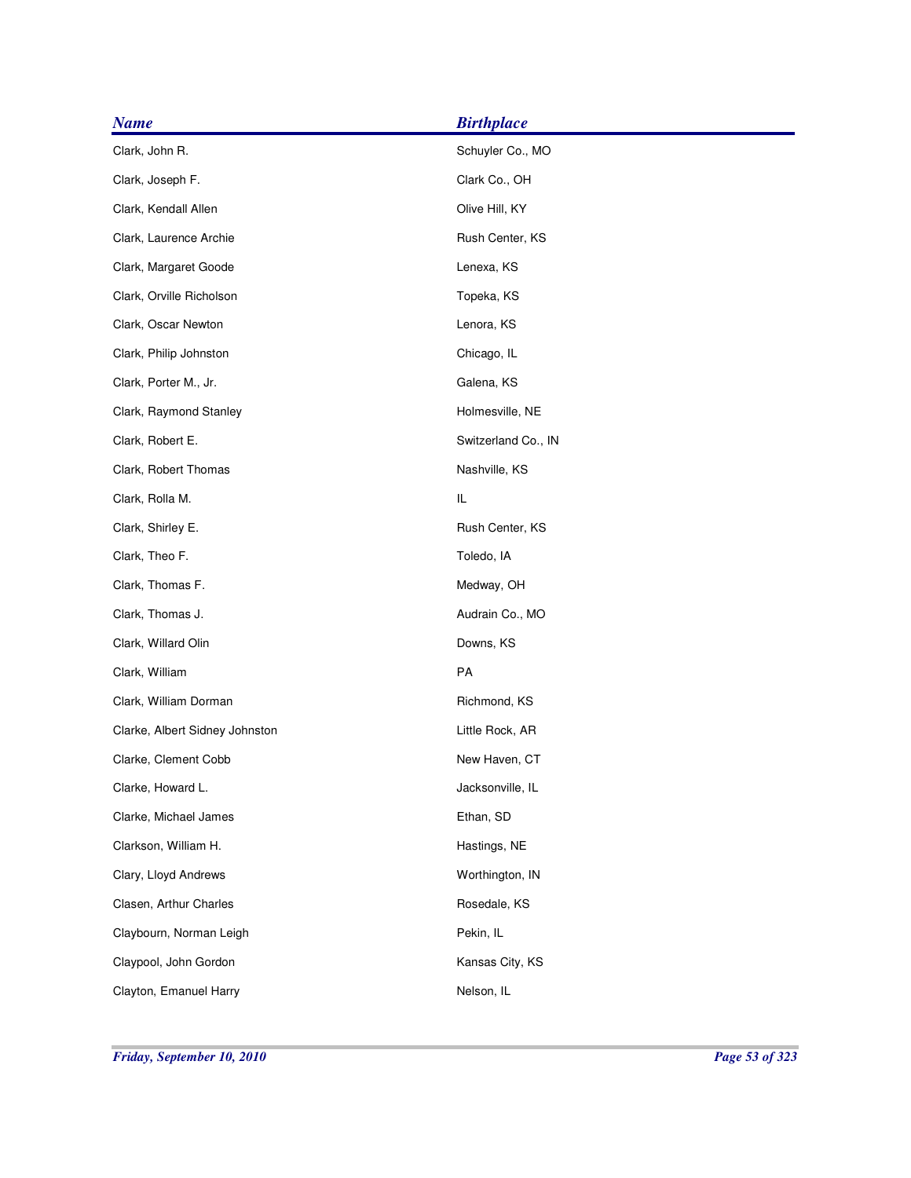| Name | Birthplace |
| --- | --- |
| Clark, John R. | Schuyler Co., MO |
| Clark, Joseph F. | Clark Co., OH |
| Clark, Kendall Allen | Olive Hill, KY |
| Clark, Laurence Archie | Rush Center, KS |
| Clark, Margaret Goode | Lenexa, KS |
| Clark, Orville Richolson | Topeka, KS |
| Clark, Oscar Newton | Lenora, KS |
| Clark, Philip Johnston | Chicago, IL |
| Clark, Porter M., Jr. | Galena, KS |
| Clark, Raymond Stanley | Holmesville, NE |
| Clark, Robert E. | Switzerland Co., IN |
| Clark, Robert Thomas | Nashville, KS |
| Clark, Rolla M. | IL |
| Clark, Shirley E. | Rush Center, KS |
| Clark, Theo F. | Toledo, IA |
| Clark, Thomas F. | Medway, OH |
| Clark, Thomas J. | Audrain Co., MO |
| Clark, Willard Olin | Downs, KS |
| Clark, William | PA |
| Clark, William Dorman | Richmond, KS |
| Clarke, Albert Sidney Johnston | Little Rock, AR |
| Clarke, Clement Cobb | New Haven, CT |
| Clarke, Howard L. | Jacksonville, IL |
| Clarke, Michael James | Ethan, SD |
| Clarkson, William H. | Hastings, NE |
| Clary, Lloyd Andrews | Worthington, IN |
| Clasen, Arthur Charles | Rosedale, KS |
| Claybourn, Norman Leigh | Pekin, IL |
| Claypool, John Gordon | Kansas City, KS |
| Clayton, Emanuel Harry | Nelson, IL |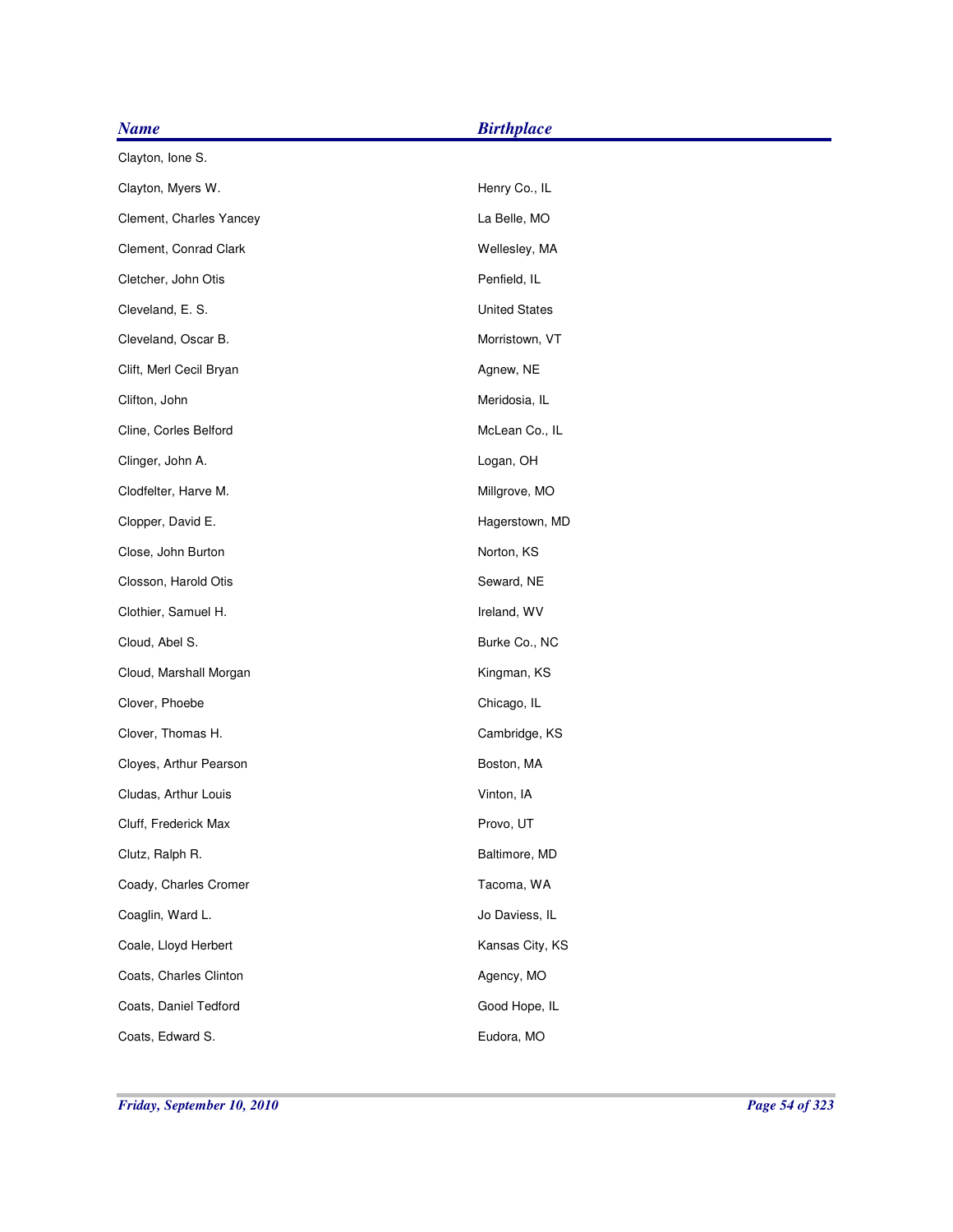| Name | Birthplace |
| --- | --- |
| Clayton, Ione S. | |
| Clayton, Myers W. | Henry Co., IL |
| Clement, Charles Yancey | La Belle, MO |
| Clement, Conrad Clark | Wellesley, MA |
| Cletcher, John Otis | Penfield, IL |
| Cleveland, E. S. | United States |
| Cleveland, Oscar B. | Morristown, VT |
| Clift, Merl Cecil Bryan | Agnew, NE |
| Clifton, John | Meridosia, IL |
| Cline, Corles Belford | McLean Co., IL |
| Clinger, John A. | Logan, OH |
| Clodfelter, Harve M. | Millgrove, MO |
| Clopper, David E. | Hagerstown, MD |
| Close, John Burton | Norton, KS |
| Closson, Harold Otis | Seward, NE |
| Clothier, Samuel H. | Ireland, WV |
| Cloud, Abel S. | Burke Co., NC |
| Cloud, Marshall Morgan | Kingman, KS |
| Clover, Phoebe | Chicago, IL |
| Clover, Thomas H. | Cambridge, KS |
| Cloyes, Arthur Pearson | Boston, MA |
| Cludas, Arthur Louis | Vinton, IA |
| Cluff, Frederick Max | Provo, UT |
| Clutz, Ralph R. | Baltimore, MD |
| Coady, Charles Cromer | Tacoma, WA |
| Coaglin, Ward L. | Jo Daviess, IL |
| Coale, Lloyd Herbert | Kansas City, KS |
| Coats, Charles Clinton | Agency, MO |
| Coats, Daniel Tedford | Good Hope, IL |
| Coats, Edward S. | Eudora, MO |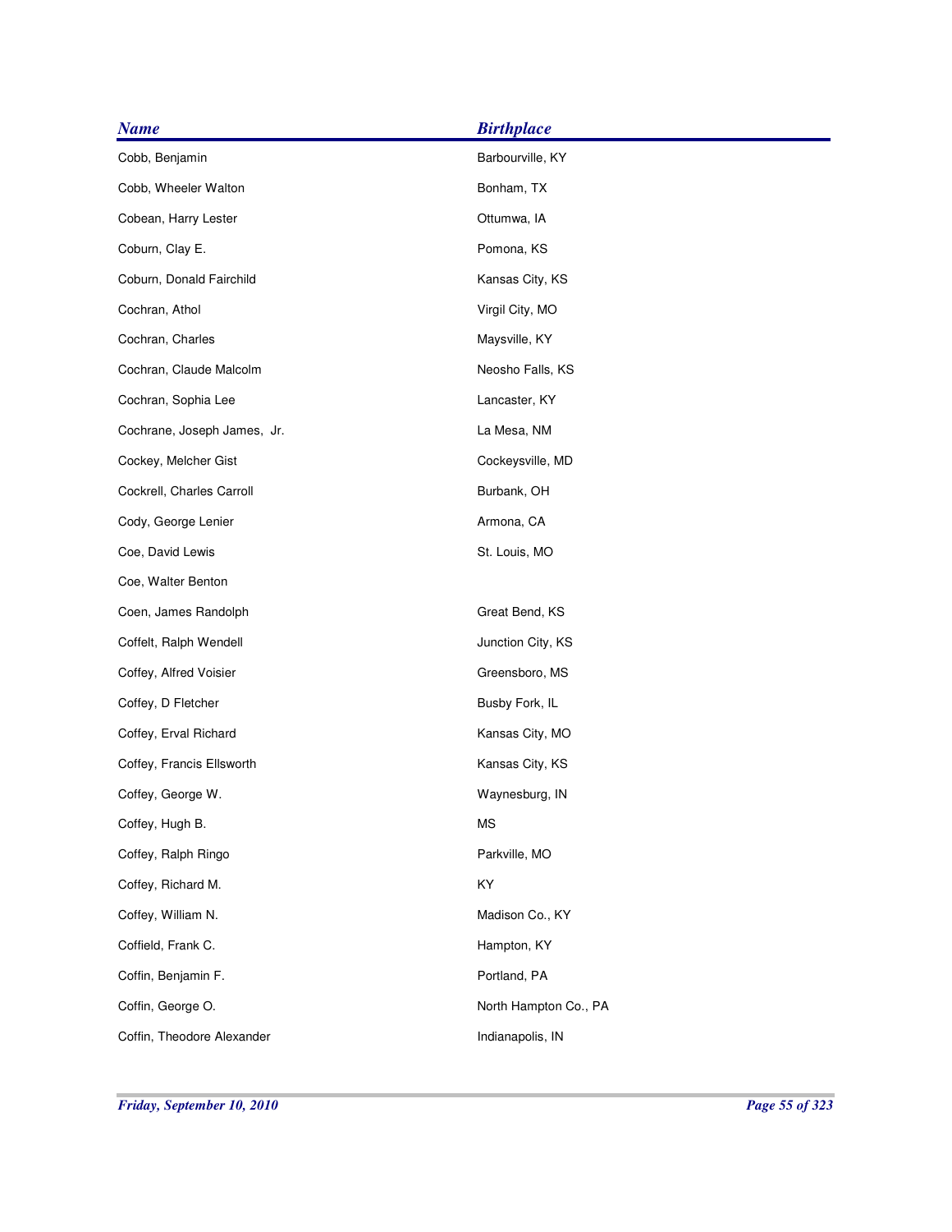| Name | Birthplace |
| --- | --- |
| Cobb, Benjamin | Barbourville, KY |
| Cobb, Wheeler Walton | Bonham, TX |
| Cobean, Harry Lester | Ottumwa, IA |
| Coburn, Clay E. | Pomona, KS |
| Coburn, Donald Fairchild | Kansas City, KS |
| Cochran, Athol | Virgil City, MO |
| Cochran, Charles | Maysville, KY |
| Cochran, Claude Malcolm | Neosho Falls, KS |
| Cochran, Sophia Lee | Lancaster, KY |
| Cochrane, Joseph James, Jr. | La Mesa, NM |
| Cockey, Melcher Gist | Cockeysville, MD |
| Cockrell, Charles Carroll | Burbank, OH |
| Cody, George Lenier | Armona, CA |
| Coe, David Lewis | St. Louis, MO |
| Coe, Walter Benton | |
| Coen, James Randolph | Great Bend, KS |
| Coffelt, Ralph Wendell | Junction City, KS |
| Coffey, Alfred Voisier | Greensboro, MS |
| Coffey, D Fletcher | Busby Fork, IL |
| Coffey, Erval Richard | Kansas City, MO |
| Coffey, Francis Ellsworth | Kansas City, KS |
| Coffey, George W. | Waynesburg, IN |
| Coffey, Hugh B. | MS |
| Coffey, Ralph Ringo | Parkville, MO |
| Coffey, Richard M. | KY |
| Coffey, William N. | Madison Co., KY |
| Coffield, Frank C. | Hampton, KY |
| Coffin, Benjamin F. | Portland, PA |
| Coffin, George O. | North Hampton Co., PA |
| Coffin, Theodore Alexander | Indianapolis, IN |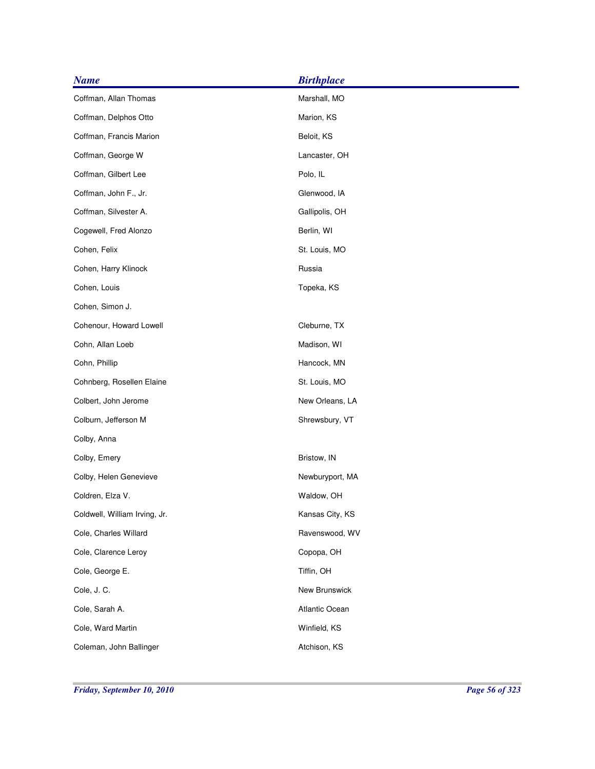| Name | Birthplace |
| --- | --- |
| Coffman, Allan Thomas | Marshall, MO |
| Coffman, Delphos Otto | Marion, KS |
| Coffman, Francis Marion | Beloit, KS |
| Coffman, George W | Lancaster, OH |
| Coffman, Gilbert Lee | Polo, IL |
| Coffman, John F., Jr. | Glenwood, IA |
| Coffman, Silvester A. | Gallipolis, OH |
| Cogewell, Fred Alonzo | Berlin, WI |
| Cohen, Felix | St. Louis, MO |
| Cohen, Harry Klinock | Russia |
| Cohen, Louis | Topeka, KS |
| Cohen, Simon J. | |
| Cohenour, Howard Lowell | Cleburne, TX |
| Cohn, Allan Loeb | Madison, WI |
| Cohn, Phillip | Hancock, MN |
| Cohnberg, Rosellen Elaine | St. Louis, MO |
| Colbert, John Jerome | New Orleans, LA |
| Colburn, Jefferson M | Shrewsbury, VT |
| Colby, Anna | |
| Colby, Emery | Bristow, IN |
| Colby, Helen Genevieve | Newburyport, MA |
| Coldren, Elza V. | Waldow, OH |
| Coldwell, William Irving, Jr. | Kansas City, KS |
| Cole, Charles Willard | Ravenswood, WV |
| Cole, Clarence Leroy | Copopa, OH |
| Cole, George E. | Tiffin, OH |
| Cole, J. C. | New Brunswick |
| Cole, Sarah A. | Atlantic Ocean |
| Cole, Ward Martin | Winfield, KS |
| Coleman, John Ballinger | Atchison, KS |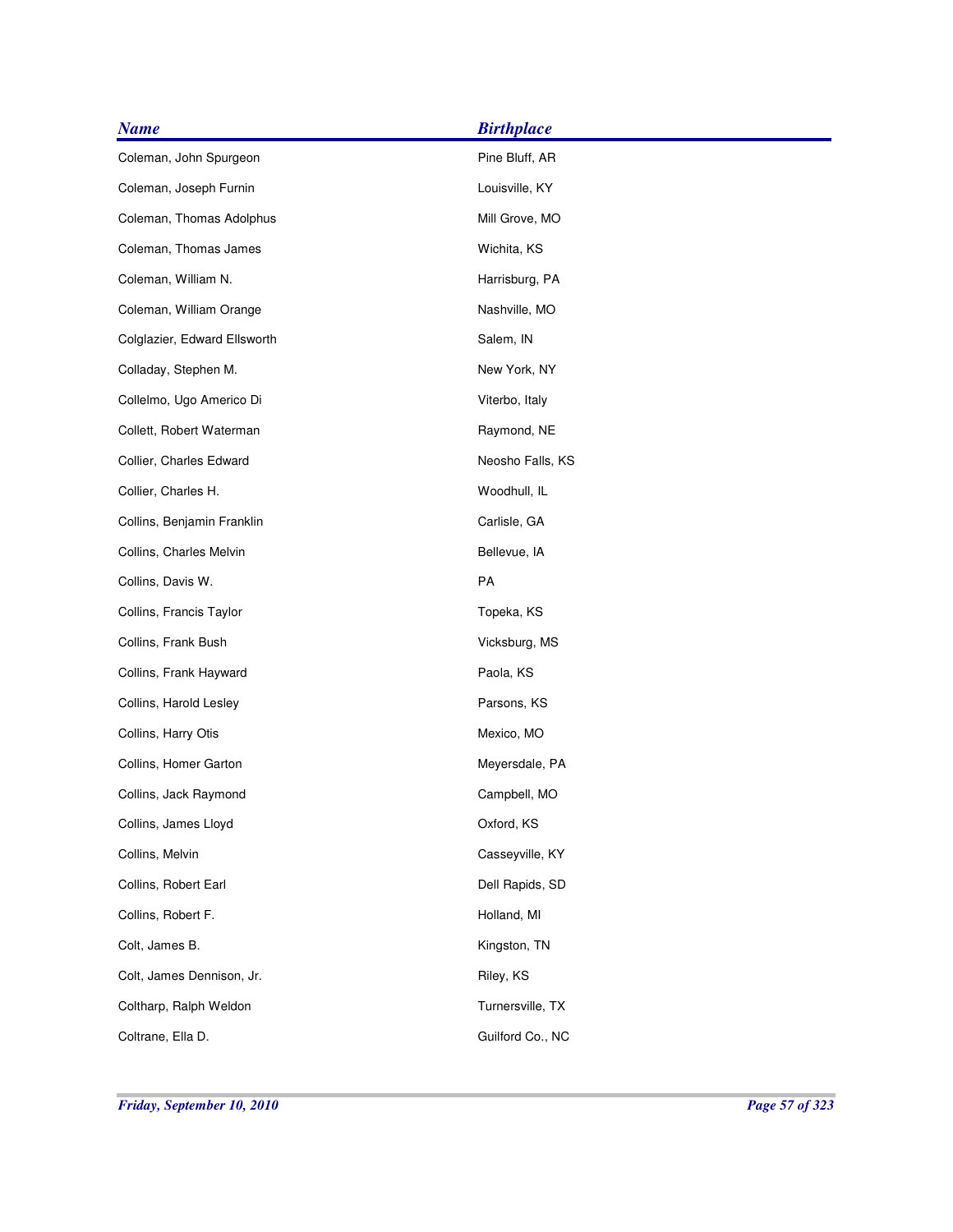| Name | Birthplace |
| --- | --- |
| Coleman, John Spurgeon | Pine Bluff, AR |
| Coleman, Joseph Furnin | Louisville, KY |
| Coleman, Thomas Adolphus | Mill Grove, MO |
| Coleman, Thomas James | Wichita, KS |
| Coleman, William N. | Harrisburg, PA |
| Coleman, William Orange | Nashville, MO |
| Colglazier, Edward Ellsworth | Salem, IN |
| Colladay, Stephen M. | New York, NY |
| Collelmo, Ugo Americo Di | Viterbo, Italy |
| Collett, Robert Waterman | Raymond, NE |
| Collier, Charles Edward | Neosho Falls, KS |
| Collier, Charles H. | Woodhull, IL |
| Collins, Benjamin Franklin | Carlisle, GA |
| Collins, Charles Melvin | Bellevue, IA |
| Collins, Davis W. | PA |
| Collins, Francis Taylor | Topeka, KS |
| Collins, Frank Bush | Vicksburg, MS |
| Collins, Frank Hayward | Paola, KS |
| Collins, Harold Lesley | Parsons, KS |
| Collins, Harry Otis | Mexico, MO |
| Collins, Homer Garton | Meyersdale, PA |
| Collins, Jack Raymond | Campbell, MO |
| Collins, James Lloyd | Oxford, KS |
| Collins, Melvin | Casseyville, KY |
| Collins, Robert Earl | Dell Rapids, SD |
| Collins, Robert F. | Holland, MI |
| Colt, James B. | Kingston, TN |
| Colt, James Dennison, Jr. | Riley, KS |
| Coltharp, Ralph Weldon | Turnersville, TX |
| Coltrane, Ella D. | Guilford Co., NC |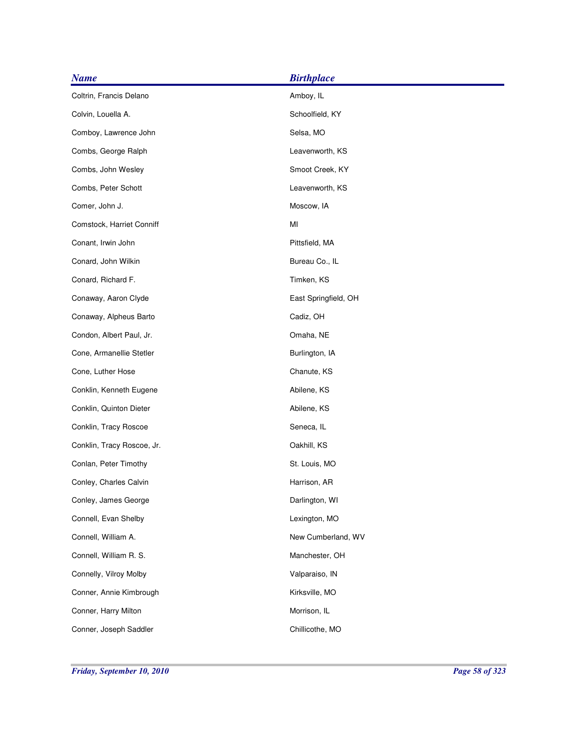| Name | Birthplace |
|---|---|
| Coltrin, Francis Delano | Amboy, IL |
| Colvin, Louella A. | Schoolfield, KY |
| Comboy, Lawrence John | Selsa, MO |
| Combs, George Ralph | Leavenworth, KS |
| Combs, John Wesley | Smoot Creek, KY |
| Combs, Peter Schott | Leavenworth, KS |
| Comer, John J. | Moscow, IA |
| Comstock, Harriet Conniff | MI |
| Conant, Irwin John | Pittsfield, MA |
| Conard, John Wilkin | Bureau Co., IL |
| Conard, Richard F. | Timken, KS |
| Conaway, Aaron Clyde | East Springfield, OH |
| Conaway, Alpheus Barto | Cadiz, OH |
| Condon, Albert Paul, Jr. | Omaha, NE |
| Cone, Armanellie Stetler | Burlington, IA |
| Cone, Luther Hose | Chanute, KS |
| Conklin, Kenneth Eugene | Abilene, KS |
| Conklin, Quinton Dieter | Abilene, KS |
| Conklin, Tracy Roscoe | Seneca, IL |
| Conklin, Tracy Roscoe, Jr. | Oakhill, KS |
| Conlan, Peter Timothy | St. Louis, MO |
| Conley, Charles Calvin | Harrison, AR |
| Conley, James George | Darlington, WI |
| Connell, Evan Shelby | Lexington, MO |
| Connell, William A. | New Cumberland, WV |
| Connell, William R. S. | Manchester, OH |
| Connelly, Vilroy Molby | Valparaiso, IN |
| Conner, Annie Kimbrough | Kirksville, MO |
| Conner, Harry Milton | Morrison, IL |
| Conner, Joseph Saddler | Chillicothe, MO |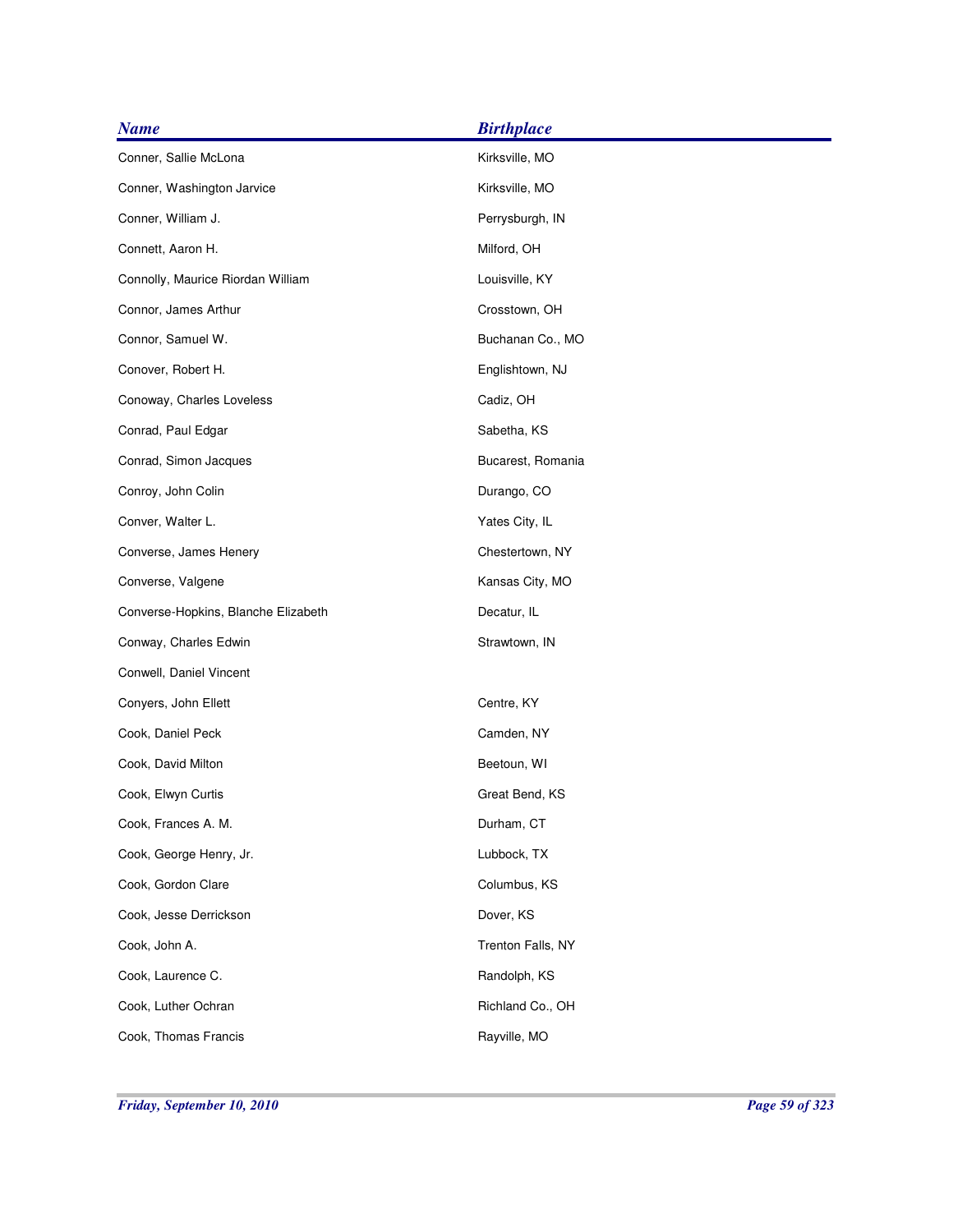| Name | Birthplace |
|---|---|
| Conner, Sallie McLona | Kirksville, MO |
| Conner, Washington Jarvice | Kirksville, MO |
| Conner, William J. | Perrysburgh, IN |
| Connett, Aaron H. | Milford, OH |
| Connolly, Maurice Riordan William | Louisville, KY |
| Connor, James Arthur | Crosstown, OH |
| Connor, Samuel W. | Buchanan Co., MO |
| Conover, Robert H. | Englishtown, NJ |
| Conoway, Charles Loveless | Cadiz, OH |
| Conrad, Paul Edgar | Sabetha, KS |
| Conrad, Simon Jacques | Bucarest, Romania |
| Conroy, John Colin | Durango, CO |
| Conver, Walter L. | Yates City, IL |
| Converse, James Henery | Chestertown, NY |
| Converse, Valgene | Kansas City, MO |
| Converse-Hopkins, Blanche Elizabeth | Decatur, IL |
| Conway, Charles Edwin | Strawtown, IN |
| Conwell, Daniel Vincent | |
| Conyers, John Ellett | Centre, KY |
| Cook, Daniel Peck | Camden, NY |
| Cook, David Milton | Beetoun, WI |
| Cook, Elwyn Curtis | Great Bend, KS |
| Cook, Frances A. M. | Durham, CT |
| Cook, George Henry, Jr. | Lubbock, TX |
| Cook, Gordon Clare | Columbus, KS |
| Cook, Jesse Derrickson | Dover, KS |
| Cook, John A. | Trenton Falls, NY |
| Cook, Laurence C. | Randolph, KS |
| Cook, Luther Ochran | Richland Co., OH |
| Cook, Thomas Francis | Rayville, MO |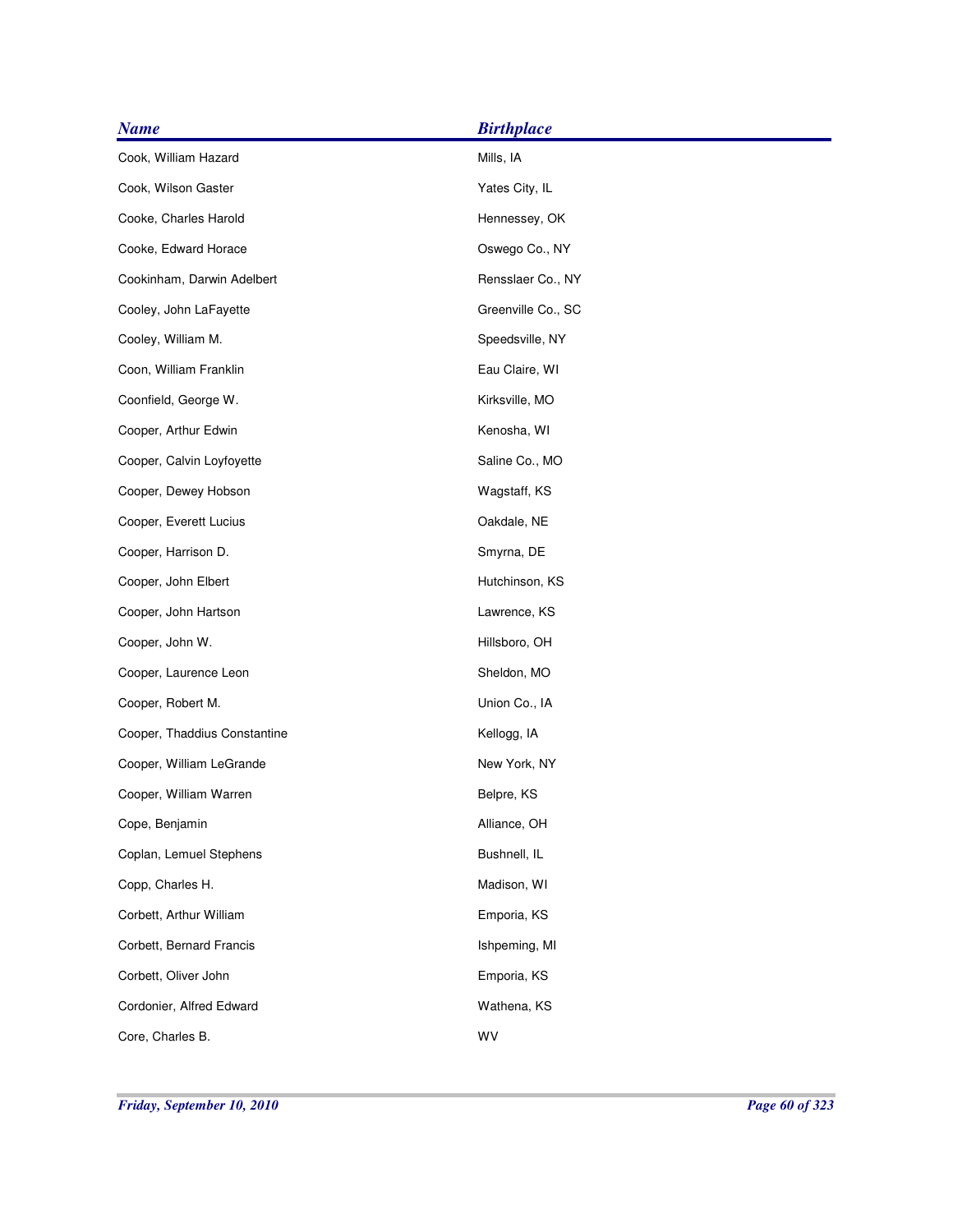| Name | Birthplace |
|---|---|
| Cook, William Hazard | Mills, IA |
| Cook, Wilson Gaster | Yates City, IL |
| Cooke, Charles Harold | Hennessey, OK |
| Cooke, Edward Horace | Oswego Co., NY |
| Cookinham, Darwin Adelbert | Rensslaer Co., NY |
| Cooley, John LaFayette | Greenville Co., SC |
| Cooley, William M. | Speedsville, NY |
| Coon, William Franklin | Eau Claire, WI |
| Coonfield, George W. | Kirksville, MO |
| Cooper, Arthur Edwin | Kenosha, WI |
| Cooper, Calvin Loyfoyette | Saline Co., MO |
| Cooper, Dewey Hobson | Wagstaff, KS |
| Cooper, Everett Lucius | Oakdale, NE |
| Cooper, Harrison D. | Smyrna, DE |
| Cooper, John Elbert | Hutchinson, KS |
| Cooper, John Hartson | Lawrence, KS |
| Cooper, John W. | Hillsboro, OH |
| Cooper, Laurence Leon | Sheldon, MO |
| Cooper, Robert M. | Union Co., IA |
| Cooper, Thaddius Constantine | Kellogg, IA |
| Cooper, William LeGrande | New York, NY |
| Cooper, William Warren | Belpre, KS |
| Cope, Benjamin | Alliance, OH |
| Coplan, Lemuel Stephens | Bushnell, IL |
| Copp, Charles H. | Madison, WI |
| Corbett, Arthur William | Emporia, KS |
| Corbett, Bernard Francis | Ishpeming, MI |
| Corbett, Oliver John | Emporia, KS |
| Cordonier, Alfred Edward | Wathena, KS |
| Core, Charles B. | WV |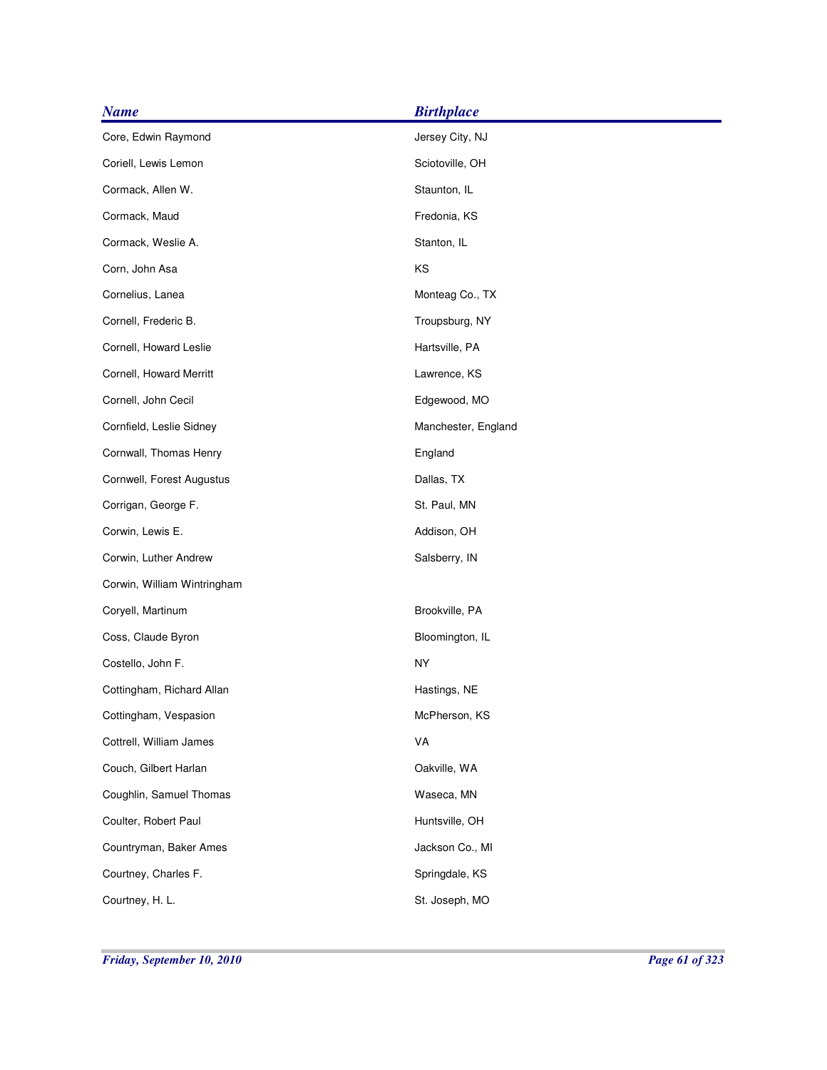| Name | Birthplace |
|---|---|
| Core, Edwin Raymond | Jersey City, NJ |
| Coriell, Lewis Lemon | Sciotoville, OH |
| Cormack, Allen W. | Staunton, IL |
| Cormack, Maud | Fredonia, KS |
| Cormack, Weslie A. | Stanton, IL |
| Corn, John Asa | KS |
| Cornelius, Lanea | Monteag Co., TX |
| Cornell, Frederic B. | Troupsburg, NY |
| Cornell, Howard Leslie | Hartsville, PA |
| Cornell, Howard Merritt | Lawrence, KS |
| Cornell, John Cecil | Edgewood, MO |
| Cornfield, Leslie Sidney | Manchester, England |
| Cornwall, Thomas Henry | England |
| Cornwell, Forest Augustus | Dallas, TX |
| Corrigan, George F. | St. Paul, MN |
| Corwin, Lewis E. | Addison, OH |
| Corwin, Luther Andrew | Salsberry, IN |
| Corwin, William Wintringham | |
| Coryell, Martinum | Brookville, PA |
| Coss, Claude Byron | Bloomington, IL |
| Costello, John F. | NY |
| Cottingham, Richard Allan | Hastings, NE |
| Cottingham, Vespasion | McPherson, KS |
| Cottrell, William James | VA |
| Couch, Gilbert Harlan | Oakville, WA |
| Coughlin, Samuel Thomas | Waseca, MN |
| Coulter, Robert Paul | Huntsville, OH |
| Countryman, Baker Ames | Jackson Co., MI |
| Courtney, Charles F. | Springdale, KS |
| Courtney, H. L. | St. Joseph, MO |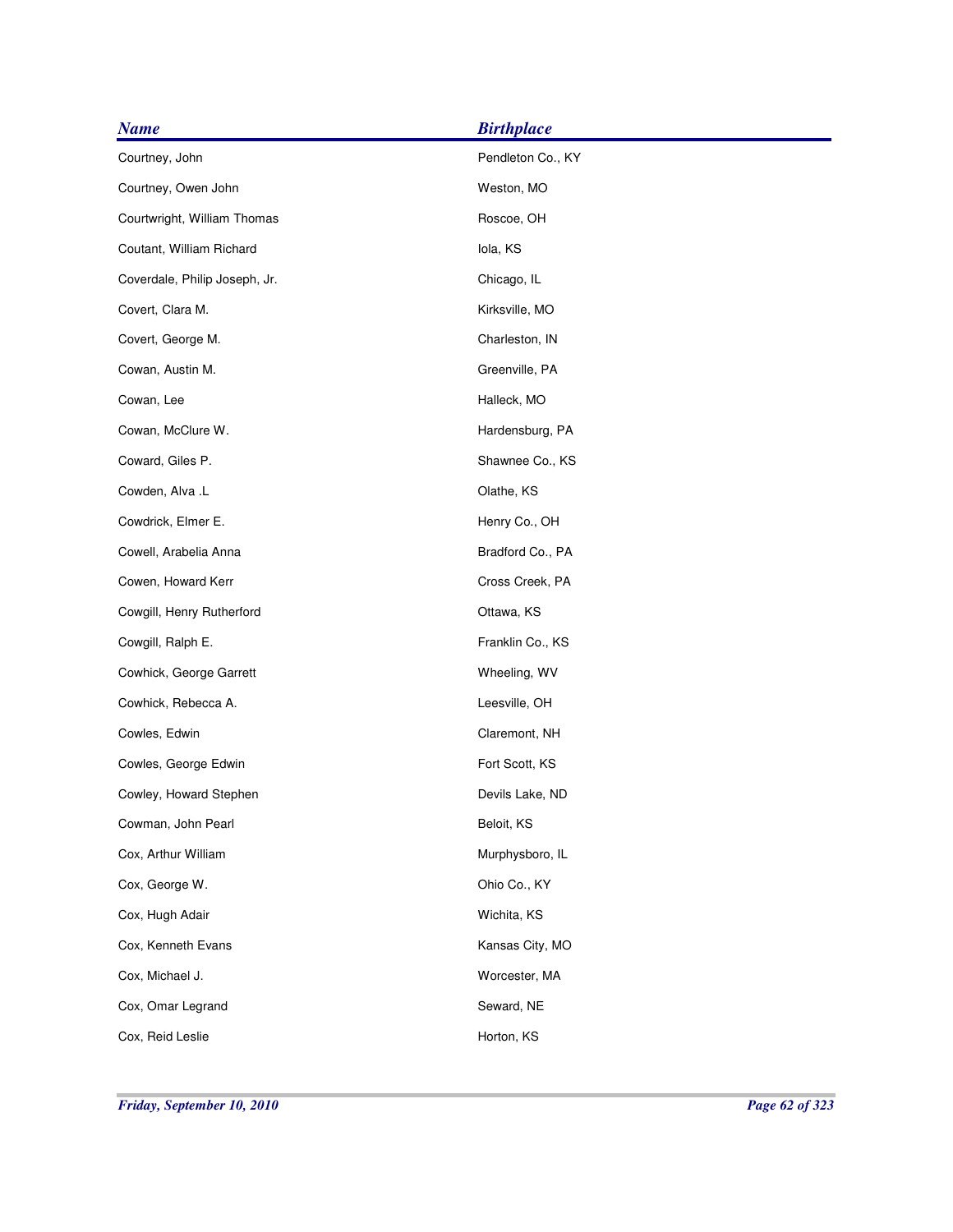| Name | Birthplace |
|---|---|
| Courtney, John | Pendleton Co., KY |
| Courtney, Owen John | Weston, MO |
| Courtwright, William Thomas | Roscoe, OH |
| Coutant, William Richard | Iola, KS |
| Coverdale, Philip Joseph, Jr. | Chicago, IL |
| Covert, Clara M. | Kirksville, MO |
| Covert, George M. | Charleston, IN |
| Cowan, Austin M. | Greenville, PA |
| Cowan, Lee | Halleck, MO |
| Cowan, McClure W. | Hardensburg, PA |
| Coward, Giles P. | Shawnee Co., KS |
| Cowden, Alva .L | Olathe, KS |
| Cowdrick, Elmer E. | Henry Co., OH |
| Cowell, Arabelia Anna | Bradford Co., PA |
| Cowen, Howard Kerr | Cross Creek, PA |
| Cowgill, Henry Rutherford | Ottawa, KS |
| Cowgill, Ralph E. | Franklin Co., KS |
| Cowhick, George Garrett | Wheeling, WV |
| Cowhick, Rebecca A. | Leesville, OH |
| Cowles, Edwin | Claremont, NH |
| Cowles, George Edwin | Fort Scott, KS |
| Cowley, Howard Stephen | Devils Lake, ND |
| Cowman, John Pearl | Beloit, KS |
| Cox, Arthur William | Murphysboro, IL |
| Cox, George W. | Ohio Co., KY |
| Cox, Hugh Adair | Wichita, KS |
| Cox, Kenneth Evans | Kansas City, MO |
| Cox, Michael J. | Worcester, MA |
| Cox, Omar Legrand | Seward, NE |
| Cox, Reid Leslie | Horton, KS |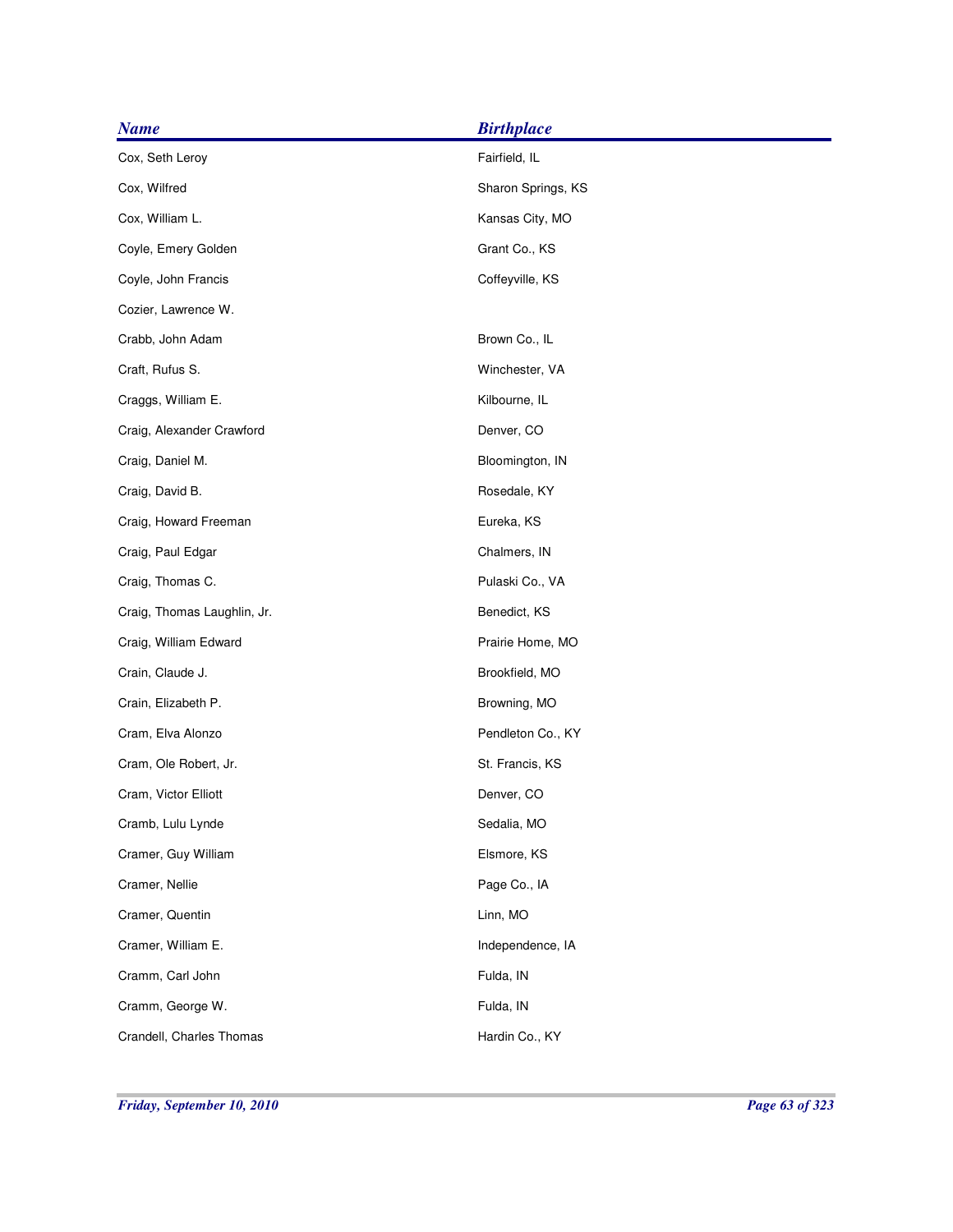| Name | Birthplace |
| --- | --- |
| Cox, Seth Leroy | Fairfield, IL |
| Cox, Wilfred | Sharon Springs, KS |
| Cox, William L. | Kansas City, MO |
| Coyle, Emery Golden | Grant Co., KS |
| Coyle, John Francis | Coffeyville, KS |
| Cozier, Lawrence W. | |
| Crabb, John Adam | Brown Co., IL |
| Craft, Rufus S. | Winchester, VA |
| Craggs, William E. | Kilbourne, IL |
| Craig, Alexander Crawford | Denver, CO |
| Craig, Daniel M. | Bloomington, IN |
| Craig, David B. | Rosedale, KY |
| Craig, Howard Freeman | Eureka, KS |
| Craig, Paul Edgar | Chalmers, IN |
| Craig, Thomas C. | Pulaski Co., VA |
| Craig, Thomas Laughlin, Jr. | Benedict, KS |
| Craig, William Edward | Prairie Home, MO |
| Crain, Claude J. | Brookfield, MO |
| Crain, Elizabeth P. | Browning, MO |
| Cram, Elva Alonzo | Pendleton Co., KY |
| Cram, Ole Robert, Jr. | St. Francis, KS |
| Cram, Victor Elliott | Denver, CO |
| Cramb, Lulu Lynde | Sedalia, MO |
| Cramer, Guy William | Elsmore, KS |
| Cramer, Nellie | Page Co., IA |
| Cramer, Quentin | Linn, MO |
| Cramer, William E. | Independence, IA |
| Cramm, Carl John | Fulda, IN |
| Cramm, George W. | Fulda, IN |
| Crandell, Charles Thomas | Hardin Co., KY |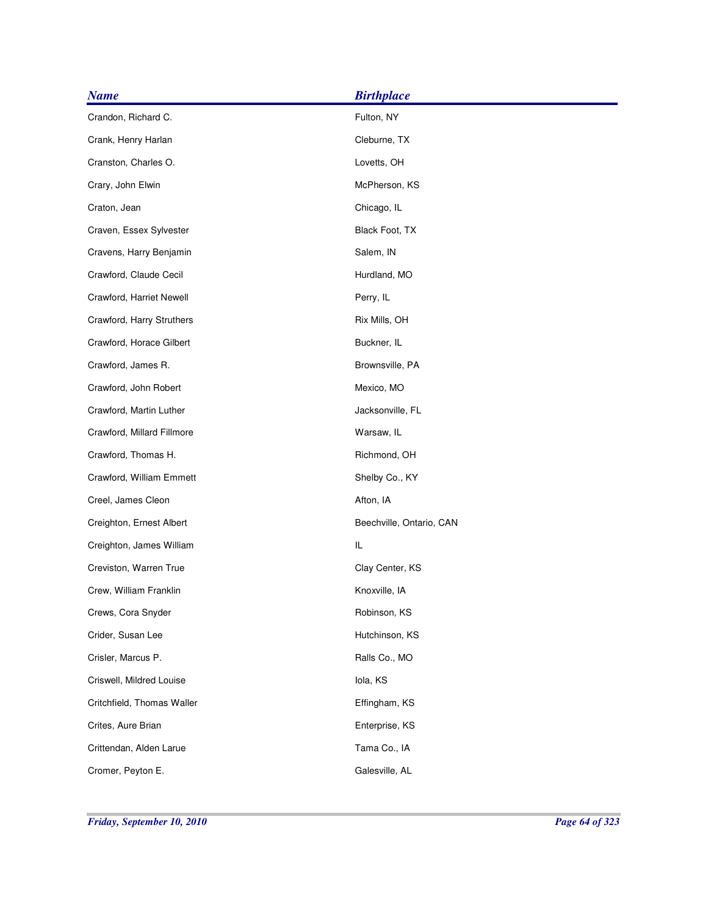| Name | Birthplace |
| --- | --- |
| Crandon, Richard C. | Fulton, NY |
| Crank, Henry Harlan | Cleburne, TX |
| Cranston, Charles O. | Lovetts, OH |
| Crary, John Elwin | McPherson, KS |
| Craton, Jean | Chicago, IL |
| Craven, Essex Sylvester | Black Foot, TX |
| Cravens, Harry Benjamin | Salem, IN |
| Crawford, Claude Cecil | Hurdland, MO |
| Crawford, Harriet Newell | Perry, IL |
| Crawford, Harry Struthers | Rix Mills, OH |
| Crawford, Horace Gilbert | Buckner, IL |
| Crawford, James R. | Brownsville, PA |
| Crawford, John Robert | Mexico, MO |
| Crawford, Martin Luther | Jacksonville, FL |
| Crawford, Millard Fillmore | Warsaw, IL |
| Crawford, Thomas H. | Richmond, OH |
| Crawford, William Emmett | Shelby Co., KY |
| Creel, James Cleon | Afton, IA |
| Creighton, Ernest Albert | Beechville, Ontario, CAN |
| Creighton, James William | IL |
| Creviston, Warren True | Clay Center, KS |
| Crew, William Franklin | Knoxville, IA |
| Crews, Cora Snyder | Robinson, KS |
| Crider, Susan Lee | Hutchinson, KS |
| Crisler, Marcus P. | Ralls Co., MO |
| Criswell, Mildred Louise | Iola, KS |
| Critchfield, Thomas Waller | Effingham, KS |
| Crites, Aure Brian | Enterprise, KS |
| Crittendan, Alden Larue | Tama Co., IA |
| Cromer, Peyton E. | Galesville, AL |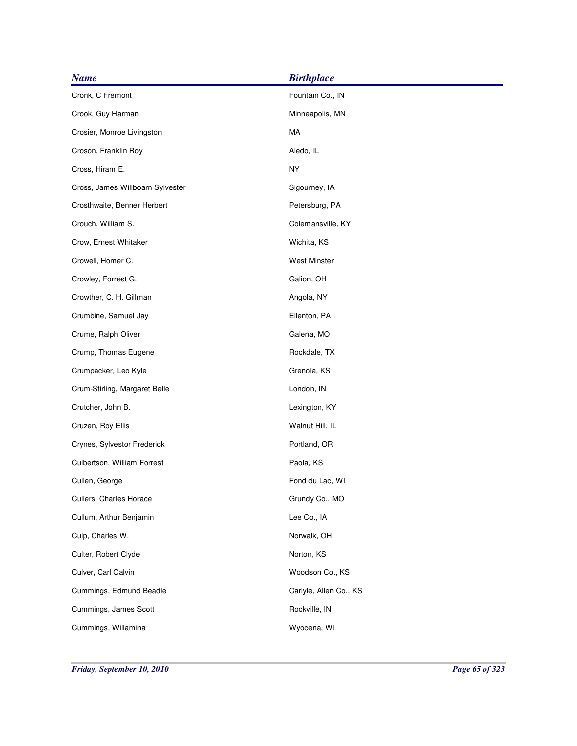| Name | Birthplace |
| --- | --- |
| Cronk, C Fremont | Fountain Co., IN |
| Crook, Guy Harman | Minneapolis, MN |
| Crosier, Monroe Livingston | MA |
| Croson, Franklin Roy | Aledo, IL |
| Cross, Hiram E. | NY |
| Cross, James Willboarn Sylvester | Sigourney, IA |
| Crosthwaite, Benner Herbert | Petersburg, PA |
| Crouch, William S. | Colemansville, KY |
| Crow, Ernest Whitaker | Wichita, KS |
| Crowell, Homer C. | West Minster |
| Crowley, Forrest G. | Galion, OH |
| Crowther, C. H. Gillman | Angola, NY |
| Crumbine, Samuel Jay | Ellenton, PA |
| Crume, Ralph Oliver | Galena, MO |
| Crump, Thomas Eugene | Rockdale, TX |
| Crumpacker, Leo Kyle | Grenola, KS |
| Crum-Stirling, Margaret Belle | London, IN |
| Crutcher, John B. | Lexington, KY |
| Cruzen, Roy Ellis | Walnut Hill, IL |
| Crynes, Sylvestor Frederick | Portland, OR |
| Culbertson, William Forrest | Paola, KS |
| Cullen, George | Fond du Lac, WI |
| Cullers, Charles Horace | Grundy Co., MO |
| Cullum, Arthur Benjamin | Lee Co., IA |
| Culp, Charles W. | Norwalk, OH |
| Culter, Robert Clyde | Norton, KS |
| Culver, Carl Calvin | Woodson Co., KS |
| Cummings, Edmund Beadle | Carlyle, Allen Co., KS |
| Cummings, James Scott | Rockville, IN |
| Cummings, Willamina | Wyocena, WI |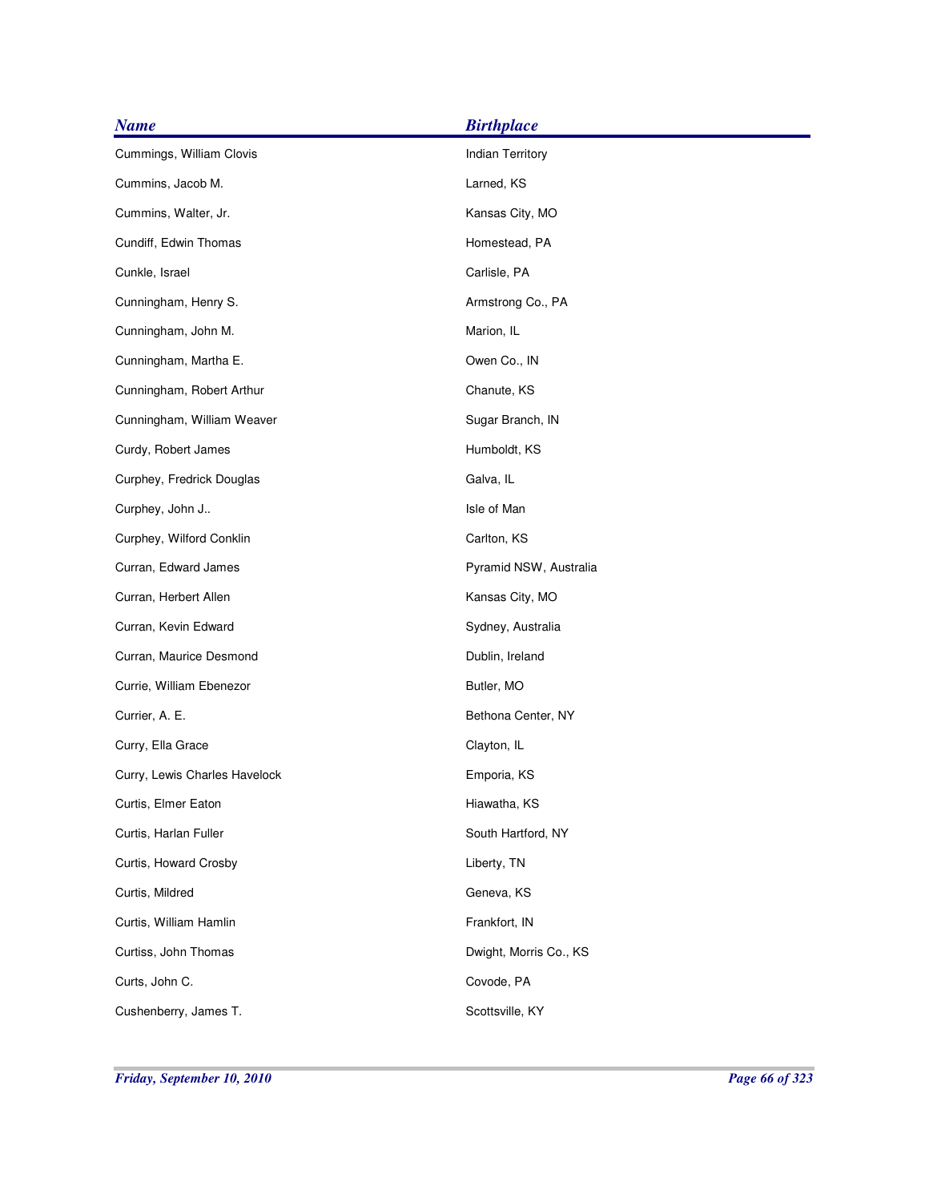| Name | Birthplace |
|---|---|
| Cummings, William Clovis | Indian Territory |
| Cummins, Jacob M. | Larned, KS |
| Cummins, Walter, Jr. | Kansas City, MO |
| Cundiff, Edwin Thomas | Homestead, PA |
| Cunkle, Israel | Carlisle, PA |
| Cunningham, Henry S. | Armstrong Co., PA |
| Cunningham, John M. | Marion, IL |
| Cunningham, Martha E. | Owen Co., IN |
| Cunningham, Robert Arthur | Chanute, KS |
| Cunningham, William Weaver | Sugar Branch, IN |
| Curdy, Robert James | Humboldt, KS |
| Curphey, Fredrick Douglas | Galva, IL |
| Curphey, John J.. | Isle of Man |
| Curphey, Wilford Conklin | Carlton, KS |
| Curran, Edward James | Pyramid NSW, Australia |
| Curran, Herbert Allen | Kansas City, MO |
| Curran, Kevin Edward | Sydney, Australia |
| Curran, Maurice Desmond | Dublin, Ireland |
| Currie, William Ebenezor | Butler, MO |
| Currier, A. E. | Bethona Center, NY |
| Curry, Ella Grace | Clayton, IL |
| Curry, Lewis Charles Havelock | Emporia, KS |
| Curtis, Elmer Eaton | Hiawatha, KS |
| Curtis, Harlan Fuller | South Hartford, NY |
| Curtis, Howard Crosby | Liberty, TN |
| Curtis, Mildred | Geneva, KS |
| Curtis, William Hamlin | Frankfort, IN |
| Curtiss, John Thomas | Dwight, Morris Co., KS |
| Curts, John C. | Covode, PA |
| Cushenberry, James T. | Scottsville, KY |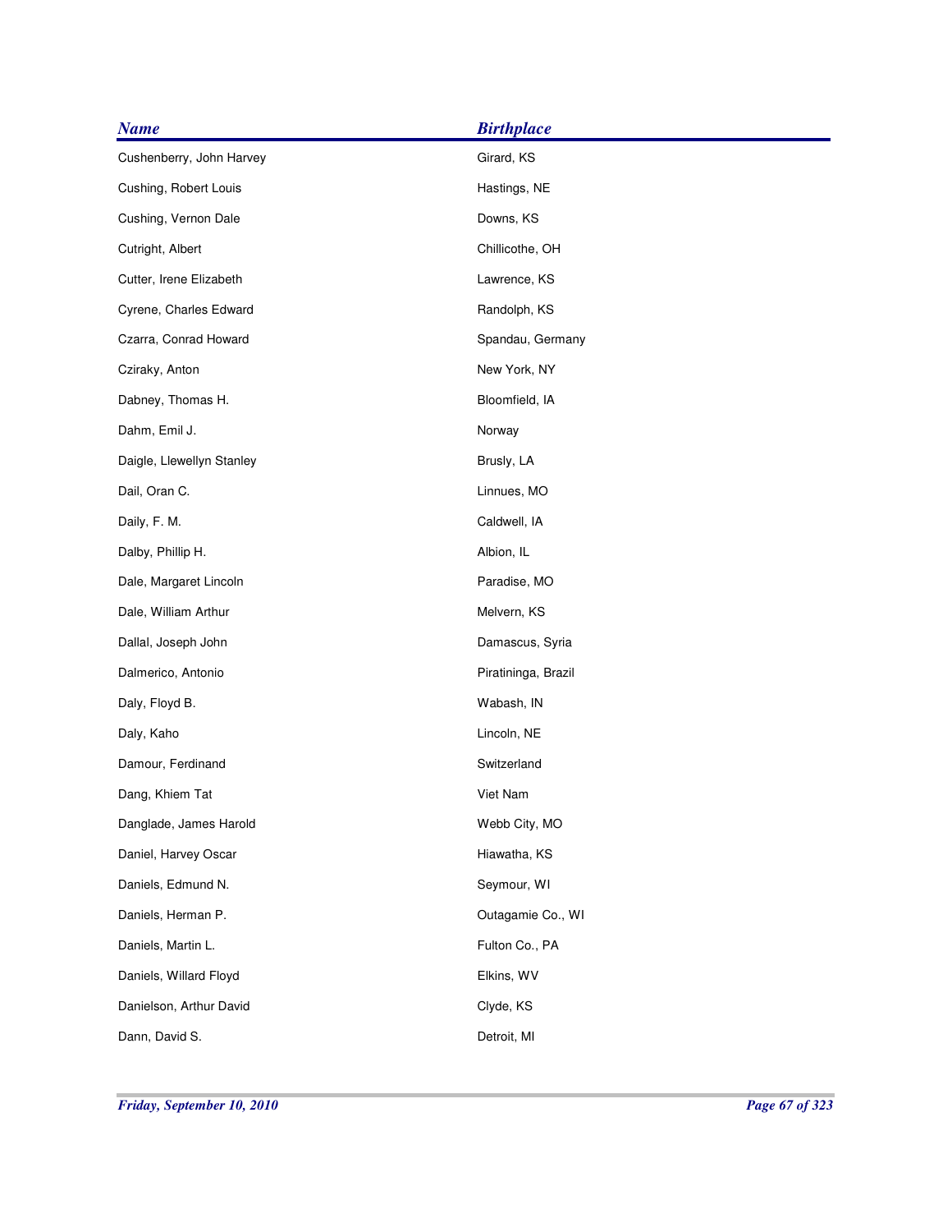| Name | Birthplace |
| --- | --- |
| Cushenberry, John Harvey | Girard, KS |
| Cushing, Robert Louis | Hastings, NE |
| Cushing, Vernon Dale | Downs, KS |
| Cutright, Albert | Chillicothe, OH |
| Cutter, Irene Elizabeth | Lawrence, KS |
| Cyrene, Charles Edward | Randolph, KS |
| Czarra, Conrad Howard | Spandau, Germany |
| Cziraky, Anton | New York, NY |
| Dabney, Thomas H. | Bloomfield, IA |
| Dahm, Emil J. | Norway |
| Daigle, Llewellyn Stanley | Brusly, LA |
| Dail, Oran C. | Linnues, MO |
| Daily, F. M. | Caldwell, IA |
| Dalby, Phillip H. | Albion, IL |
| Dale, Margaret Lincoln | Paradise, MO |
| Dale, William Arthur | Melvern, KS |
| Dallal, Joseph John | Damascus, Syria |
| Dalmerico, Antonio | Piratininga, Brazil |
| Daly, Floyd B. | Wabash, IN |
| Daly, Kaho | Lincoln, NE |
| Damour, Ferdinand | Switzerland |
| Dang, Khiem Tat | Viet Nam |
| Danglade, James Harold | Webb City, MO |
| Daniel, Harvey Oscar | Hiawatha, KS |
| Daniels, Edmund N. | Seymour, WI |
| Daniels, Herman P. | Outagamie Co., WI |
| Daniels, Martin L. | Fulton Co., PA |
| Daniels, Willard Floyd | Elkins, WV |
| Danielson, Arthur David | Clyde, KS |
| Dann, David S. | Detroit, MI |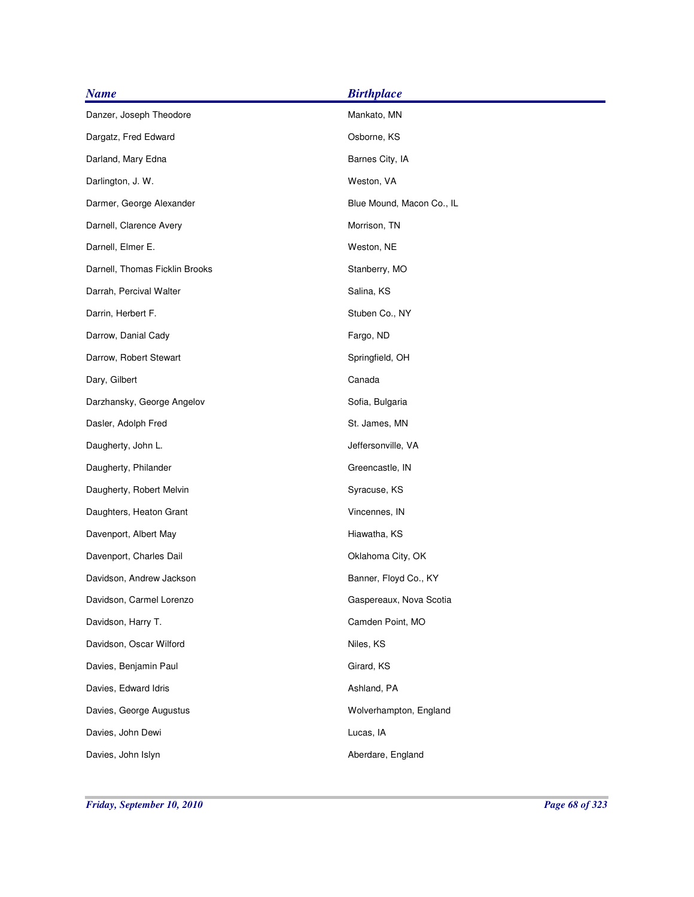| Name | Birthplace |
|---|---|
| Danzer, Joseph Theodore | Mankato, MN |
| Dargatz, Fred Edward | Osborne, KS |
| Darland, Mary Edna | Barnes City, IA |
| Darlington, J. W. | Weston, VA |
| Darmer, George Alexander | Blue Mound, Macon Co., IL |
| Darnell, Clarence Avery | Morrison, TN |
| Darnell, Elmer E. | Weston, NE |
| Darnell, Thomas Ficklin Brooks | Stanberry, MO |
| Darrah, Percival Walter | Salina, KS |
| Darrin, Herbert F. | Stuben Co., NY |
| Darrow, Danial Cady | Fargo, ND |
| Darrow, Robert Stewart | Springfield, OH |
| Dary, Gilbert | Canada |
| Darzhansky, George Angelov | Sofia, Bulgaria |
| Dasler, Adolph Fred | St. James, MN |
| Daugherty, John L. | Jeffersonville, VA |
| Daugherty, Philander | Greencastle, IN |
| Daugherty, Robert Melvin | Syracuse, KS |
| Daughters, Heaton Grant | Vincennes, IN |
| Davenport, Albert May | Hiawatha, KS |
| Davenport, Charles Dail | Oklahoma City, OK |
| Davidson, Andrew Jackson | Banner, Floyd Co., KY |
| Davidson, Carmel Lorenzo | Gaspereaux, Nova Scotia |
| Davidson, Harry T. | Camden Point, MO |
| Davidson, Oscar Wilford | Niles, KS |
| Davies, Benjamin Paul | Girard, KS |
| Davies, Edward Idris | Ashland, PA |
| Davies, George Augustus | Wolverhampton, England |
| Davies, John Dewi | Lucas, IA |
| Davies, John Islyn | Aberdare, England |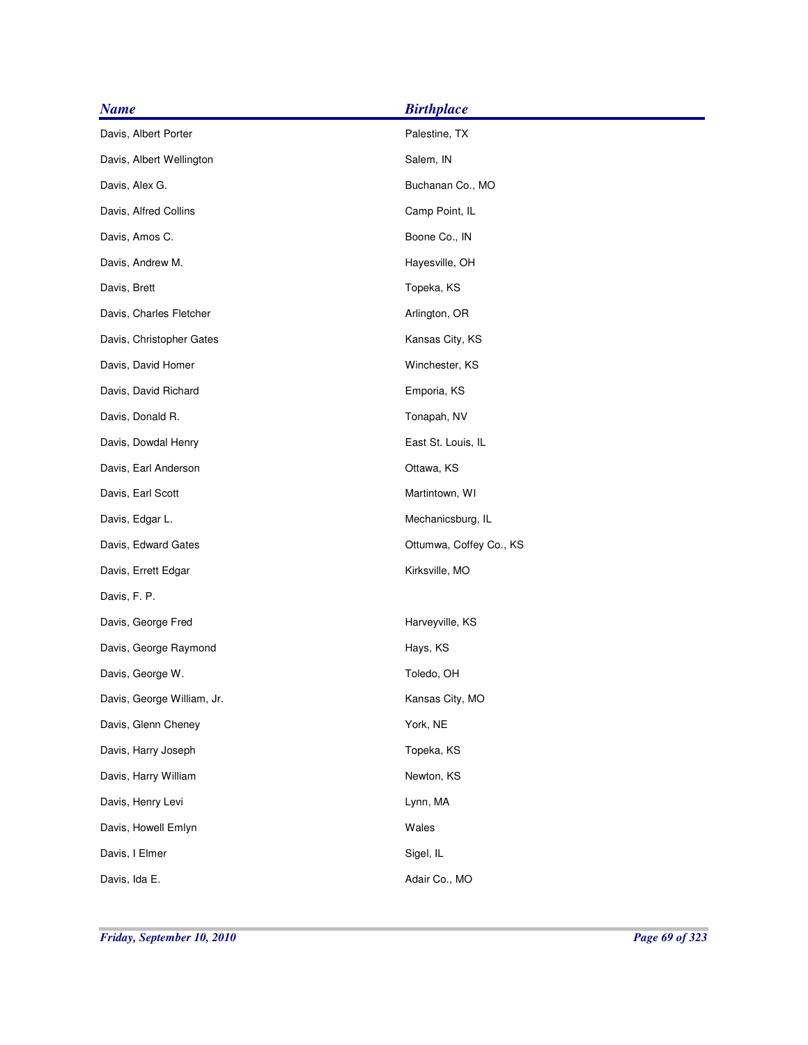| Name | Birthplace |
| --- | --- |
| Davis, Albert Porter | Palestine, TX |
| Davis, Albert Wellington | Salem, IN |
| Davis, Alex G. | Buchanan Co., MO |
| Davis, Alfred Collins | Camp Point, IL |
| Davis, Amos C. | Boone Co., IN |
| Davis, Andrew M. | Hayesville, OH |
| Davis, Brett | Topeka, KS |
| Davis, Charles Fletcher | Arlington, OR |
| Davis, Christopher Gates | Kansas City, KS |
| Davis, David Homer | Winchester, KS |
| Davis, David Richard | Emporia, KS |
| Davis, Donald R. | Tonapah, NV |
| Davis, Dowdal Henry | East St. Louis, IL |
| Davis, Earl Anderson | Ottawa, KS |
| Davis, Earl Scott | Martintown, WI |
| Davis, Edgar L. | Mechanicsburg, IL |
| Davis, Edward Gates | Ottumwa, Coffey Co., KS |
| Davis, Errett Edgar | Kirksville, MO |
| Davis, F. P. | |
| Davis, George Fred | Harveyville, KS |
| Davis, George Raymond | Hays, KS |
| Davis, George W. | Toledo, OH |
| Davis, George William, Jr. | Kansas City, MO |
| Davis, Glenn Cheney | York, NE |
| Davis, Harry Joseph | Topeka, KS |
| Davis, Harry William | Newton, KS |
| Davis, Henry Levi | Lynn, MA |
| Davis, Howell Emlyn | Wales |
| Davis, I Elmer | Sigel, IL |
| Davis, Ida E. | Adair Co., MO |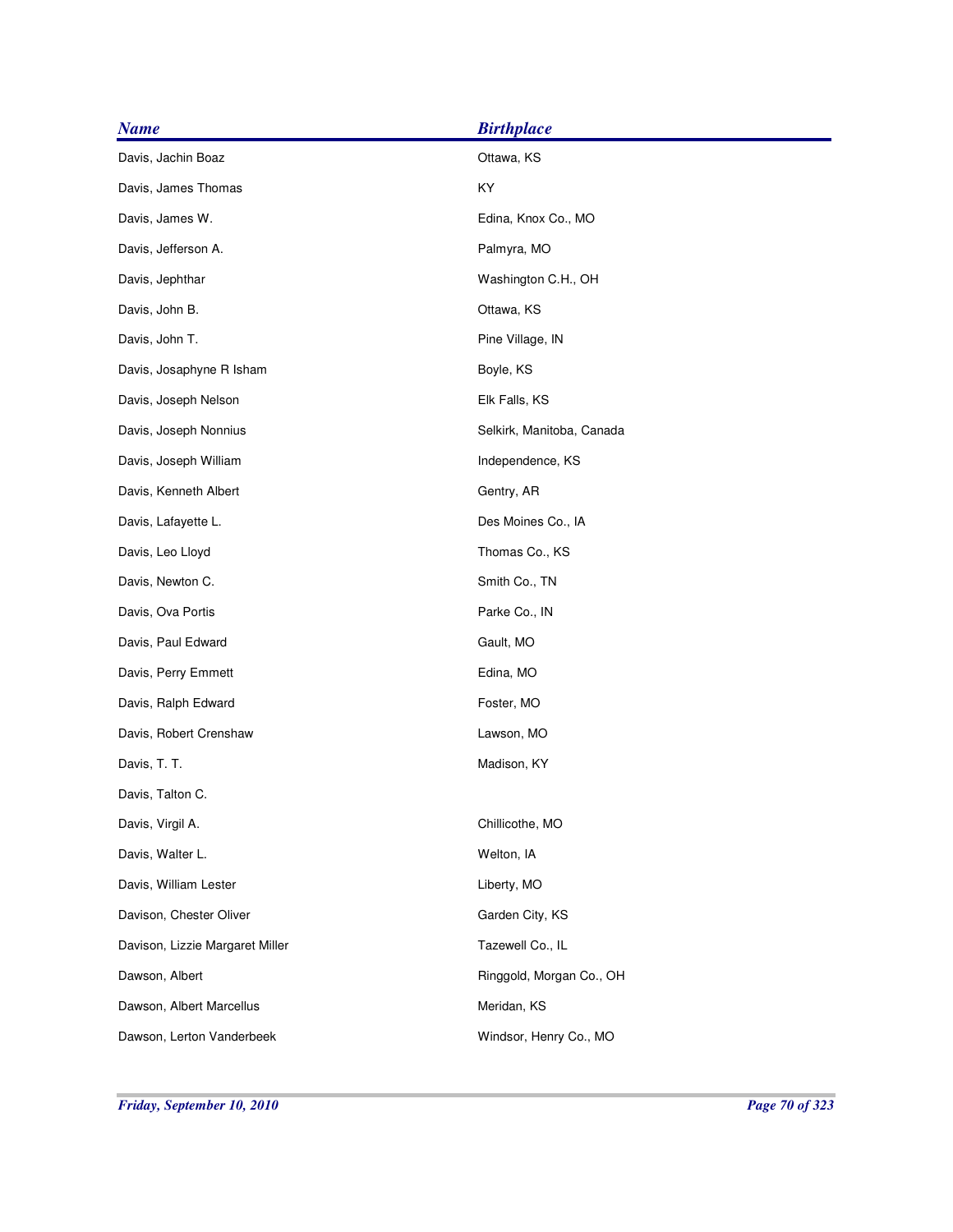| Name | Birthplace |
|---|---|
| Davis, Jachin Boaz | Ottawa, KS |
| Davis, James Thomas | KY |
| Davis, James W. | Edina, Knox Co., MO |
| Davis, Jefferson A. | Palmyra, MO |
| Davis, Jephthar | Washington C.H., OH |
| Davis, John B. | Ottawa, KS |
| Davis, John T. | Pine Village, IN |
| Davis, Josaphyne R Isham | Boyle, KS |
| Davis, Joseph Nelson | Elk Falls, KS |
| Davis, Joseph Nonnius | Selkirk, Manitoba, Canada |
| Davis, Joseph William | Independence, KS |
| Davis, Kenneth Albert | Gentry, AR |
| Davis, Lafayette L. | Des Moines Co., IA |
| Davis, Leo Lloyd | Thomas Co., KS |
| Davis, Newton C. | Smith Co., TN |
| Davis, Ova Portis | Parke Co., IN |
| Davis, Paul Edward | Gault, MO |
| Davis, Perry Emmett | Edina, MO |
| Davis, Ralph Edward | Foster, MO |
| Davis, Robert Crenshaw | Lawson, MO |
| Davis, T. T. | Madison, KY |
| Davis, Talton C. | |
| Davis, Virgil A. | Chillicothe, MO |
| Davis, Walter L. | Welton, IA |
| Davis, William Lester | Liberty, MO |
| Davison, Chester Oliver | Garden City, KS |
| Davison, Lizzie Margaret Miller | Tazewell Co., IL |
| Dawson, Albert | Ringgold, Morgan Co., OH |
| Dawson, Albert Marcellus | Meridan, KS |
| Dawson, Lerton Vanderbeek | Windsor, Henry Co., MO |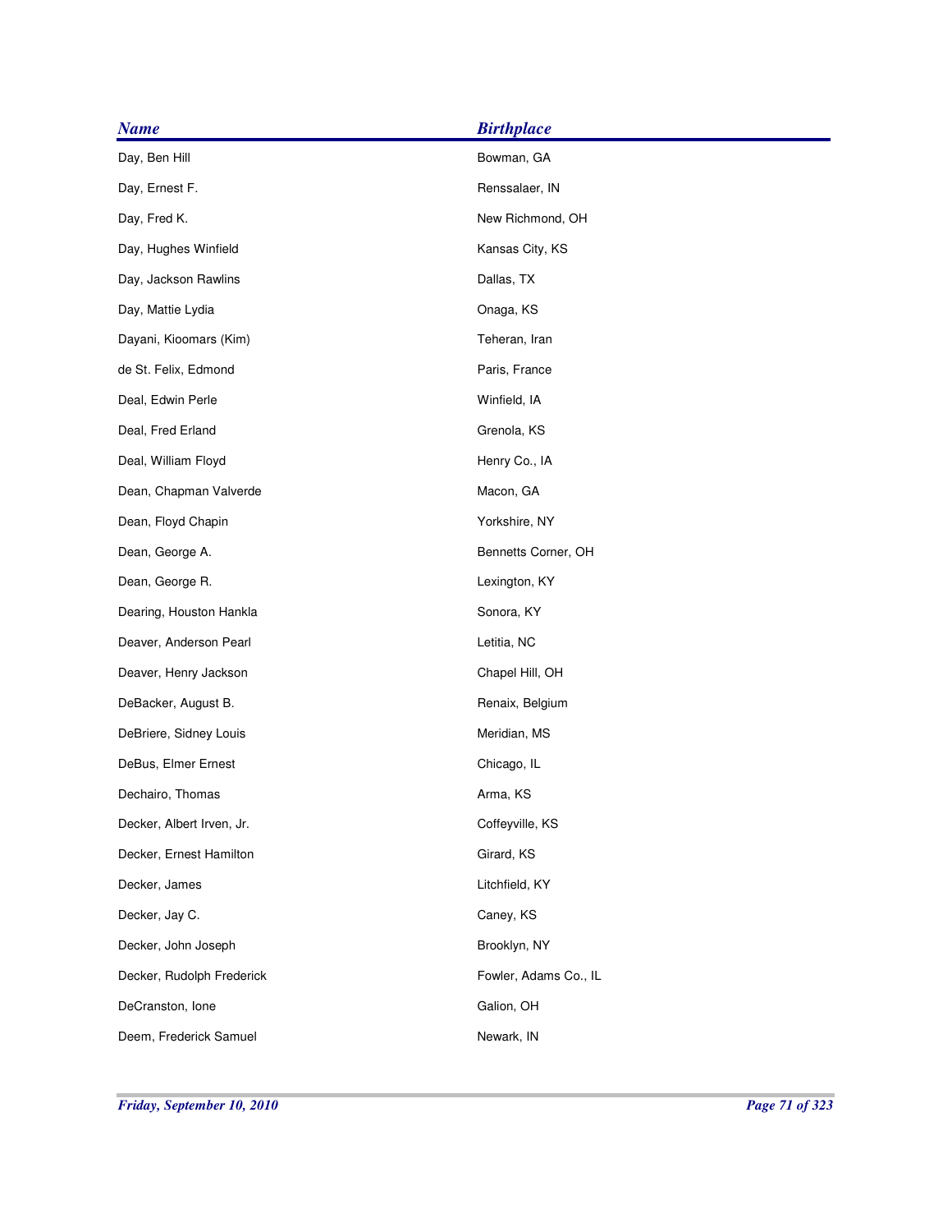| Name | Birthplace |
| --- | --- |
| Day, Ben Hill | Bowman, GA |
| Day, Ernest F. | Renssalaer, IN |
| Day, Fred K. | New Richmond, OH |
| Day, Hughes Winfield | Kansas City, KS |
| Day, Jackson Rawlins | Dallas, TX |
| Day, Mattie Lydia | Onaga, KS |
| Dayani, Kioomars (Kim) | Teheran, Iran |
| de St. Felix, Edmond | Paris, France |
| Deal, Edwin Perle | Winfield, IA |
| Deal, Fred Erland | Grenola, KS |
| Deal, William Floyd | Henry Co., IA |
| Dean, Chapman Valverde | Macon, GA |
| Dean, Floyd Chapin | Yorkshire, NY |
| Dean, George A. | Bennetts Corner, OH |
| Dean, George R. | Lexington, KY |
| Dearing, Houston Hankla | Sonora, KY |
| Deaver, Anderson Pearl | Letitia, NC |
| Deaver, Henry Jackson | Chapel Hill, OH |
| DeBacker, August B. | Renaix, Belgium |
| DeBriere, Sidney Louis | Meridian, MS |
| DeBus, Elmer Ernest | Chicago, IL |
| Dechairo, Thomas | Arma, KS |
| Decker, Albert Irven, Jr. | Coffeyville, KS |
| Decker, Ernest Hamilton | Girard, KS |
| Decker, James | Litchfield, KY |
| Decker, Jay C. | Caney, KS |
| Decker, John Joseph | Brooklyn, NY |
| Decker, Rudolph Frederick | Fowler, Adams Co., IL |
| DeCranston, Ione | Galion, OH |
| Deem, Frederick Samuel | Newark, IN |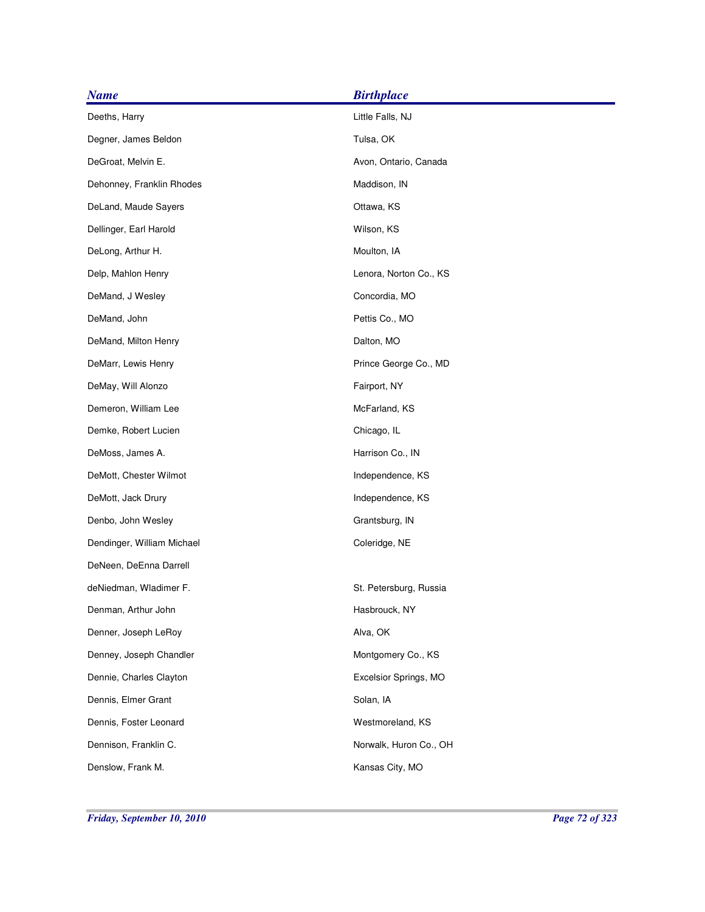| Name | Birthplace |
|---|---|
| Deeths, Harry | Little Falls, NJ |
| Degner, James Beldon | Tulsa, OK |
| DeGroat, Melvin E. | Avon, Ontario, Canada |
| Dehonney, Franklin Rhodes | Maddison, IN |
| DeLand, Maude Sayers | Ottawa, KS |
| Dellinger, Earl Harold | Wilson, KS |
| DeLong, Arthur H. | Moulton, IA |
| Delp, Mahlon Henry | Lenora, Norton Co., KS |
| DeMand, J Wesley | Concordia, MO |
| DeMand, John | Pettis Co., MO |
| DeMand, Milton Henry | Dalton, MO |
| DeMarr, Lewis Henry | Prince George Co., MD |
| DeMay, Will Alonzo | Fairport, NY |
| Demeron, William Lee | McFarland, KS |
| Demke, Robert Lucien | Chicago, IL |
| DeMoss, James A. | Harrison Co., IN |
| DeMott, Chester Wilmot | Independence, KS |
| DeMott, Jack Drury | Independence, KS |
| Denbo, John Wesley | Grantsburg, IN |
| Dendinger, William Michael | Coleridge, NE |
| DeNeen, DeEnna Darrell | |
| deNiedman, Wladimer F. | St. Petersburg, Russia |
| Denman, Arthur John | Hasbrouck, NY |
| Denner, Joseph LeRoy | Alva, OK |
| Denney, Joseph Chandler | Montgomery Co., KS |
| Dennie, Charles Clayton | Excelsior Springs, MO |
| Dennis, Elmer Grant | Solan, IA |
| Dennis, Foster Leonard | Westmoreland, KS |
| Dennison, Franklin C. | Norwalk, Huron Co., OH |
| Denslow, Frank M. | Kansas City, MO |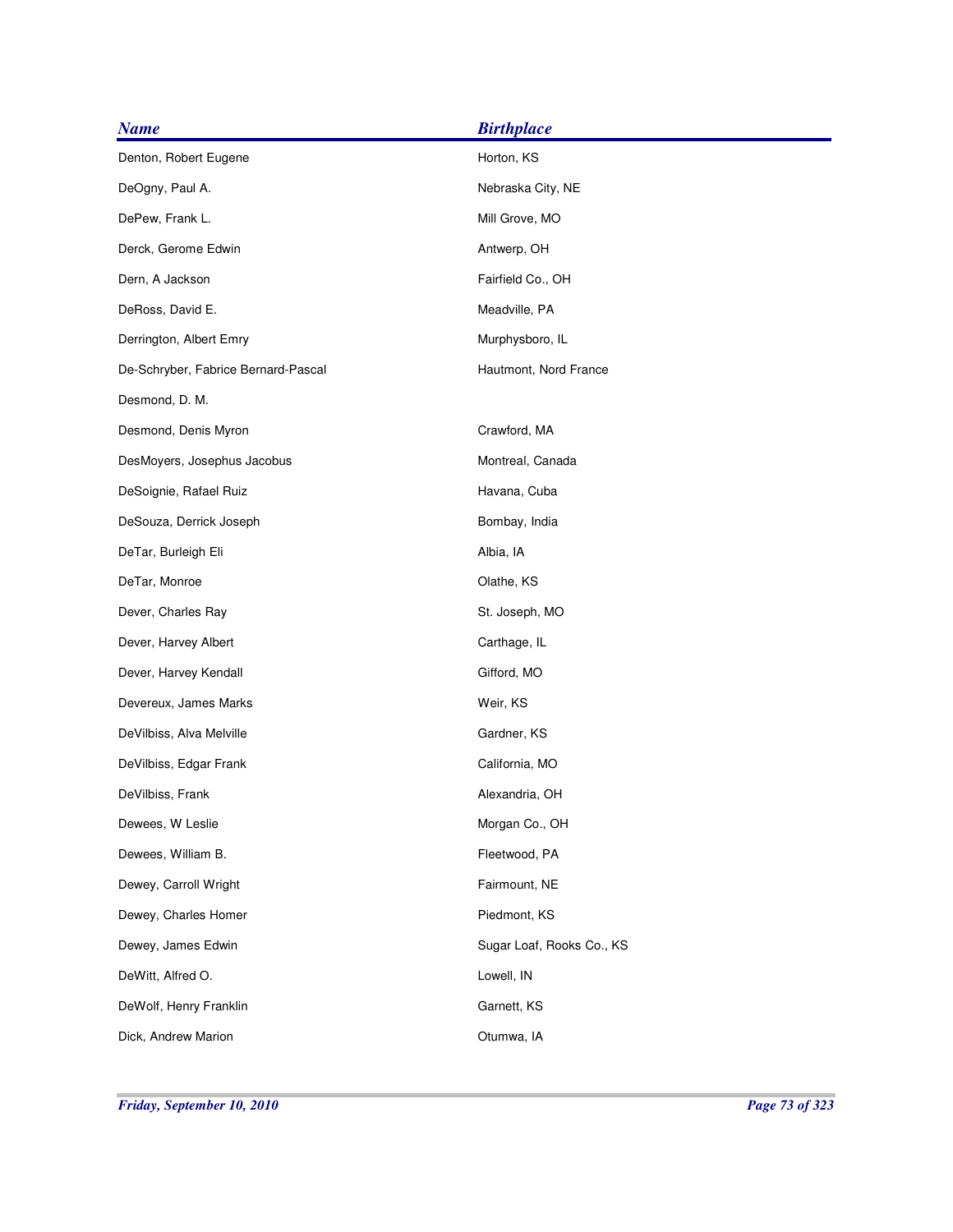| Name | Birthplace |
| --- | --- |
| Denton, Robert Eugene | Horton, KS |
| DeOgny, Paul A. | Nebraska City, NE |
| DePew, Frank L. | Mill Grove, MO |
| Derck, Gerome Edwin | Antwerp, OH |
| Dern, A Jackson | Fairfield Co., OH |
| DeRoss, David E. | Meadville, PA |
| Derrington, Albert Emry | Murphysboro, IL |
| De-Schryber, Fabrice Bernard-Pascal | Hautmont, Nord France |
| Desmond, D. M. | |
| Desmond, Denis Myron | Crawford, MA |
| DesMoyers, Josephus Jacobus | Montreal, Canada |
| DeSoignie, Rafael Ruiz | Havana, Cuba |
| DeSouza, Derrick Joseph | Bombay, India |
| DeTar, Burleigh Eli | Albia, IA |
| DeTar, Monroe | Olathe, KS |
| Dever, Charles Ray | St. Joseph, MO |
| Dever, Harvey Albert | Carthage, IL |
| Dever, Harvey Kendall | Gifford, MO |
| Devereux, James Marks | Weir, KS |
| DeVilbiss, Alva Melville | Gardner, KS |
| DeVilbiss, Edgar Frank | California, MO |
| DeVilbiss, Frank | Alexandria, OH |
| Dewees, W Leslie | Morgan Co., OH |
| Dewees, William B. | Fleetwood, PA |
| Dewey, Carroll Wright | Fairmount, NE |
| Dewey, Charles Homer | Piedmont, KS |
| Dewey, James Edwin | Sugar Loaf, Rooks Co., KS |
| DeWitt, Alfred O. | Lowell, IN |
| DeWolf, Henry Franklin | Garnett, KS |
| Dick, Andrew Marion | Otumwa, IA |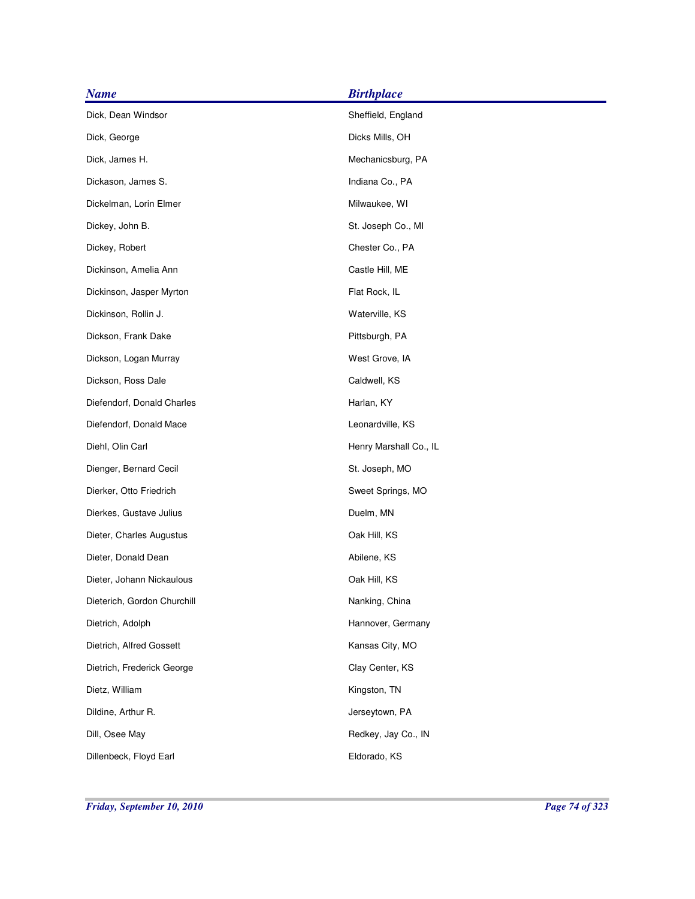| Name | Birthplace |
| --- | --- |
| Dick, Dean Windsor | Sheffield, England |
| Dick, George | Dicks Mills, OH |
| Dick, James H. | Mechanicsburg, PA |
| Dickason, James S. | Indiana Co., PA |
| Dickelman, Lorin Elmer | Milwaukee, WI |
| Dickey, John B. | St. Joseph Co., MI |
| Dickey, Robert | Chester Co., PA |
| Dickinson, Amelia Ann | Castle Hill, ME |
| Dickinson, Jasper Myrton | Flat Rock, IL |
| Dickinson, Rollin J. | Waterville, KS |
| Dickson, Frank Dake | Pittsburgh, PA |
| Dickson, Logan Murray | West Grove, IA |
| Dickson, Ross Dale | Caldwell, KS |
| Diefendorf, Donald Charles | Harlan, KY |
| Diefendorf, Donald Mace | Leonardville, KS |
| Diehl, Olin Carl | Henry Marshall Co., IL |
| Dienger, Bernard Cecil | St. Joseph, MO |
| Dierker, Otto Friedrich | Sweet Springs, MO |
| Dierkes, Gustave Julius | Duelm, MN |
| Dieter, Charles Augustus | Oak Hill, KS |
| Dieter, Donald Dean | Abilene, KS |
| Dieter, Johann Nickaulous | Oak Hill, KS |
| Dieterich, Gordon Churchill | Nanking, China |
| Dietrich, Adolph | Hannover, Germany |
| Dietrich, Alfred Gossett | Kansas City, MO |
| Dietrich, Frederick George | Clay Center, KS |
| Dietz, William | Kingston, TN |
| Dildine, Arthur R. | Jerseytown, PA |
| Dill, Osee May | Redkey, Jay Co., IN |
| Dillenbeck, Floyd Earl | Eldorado, KS |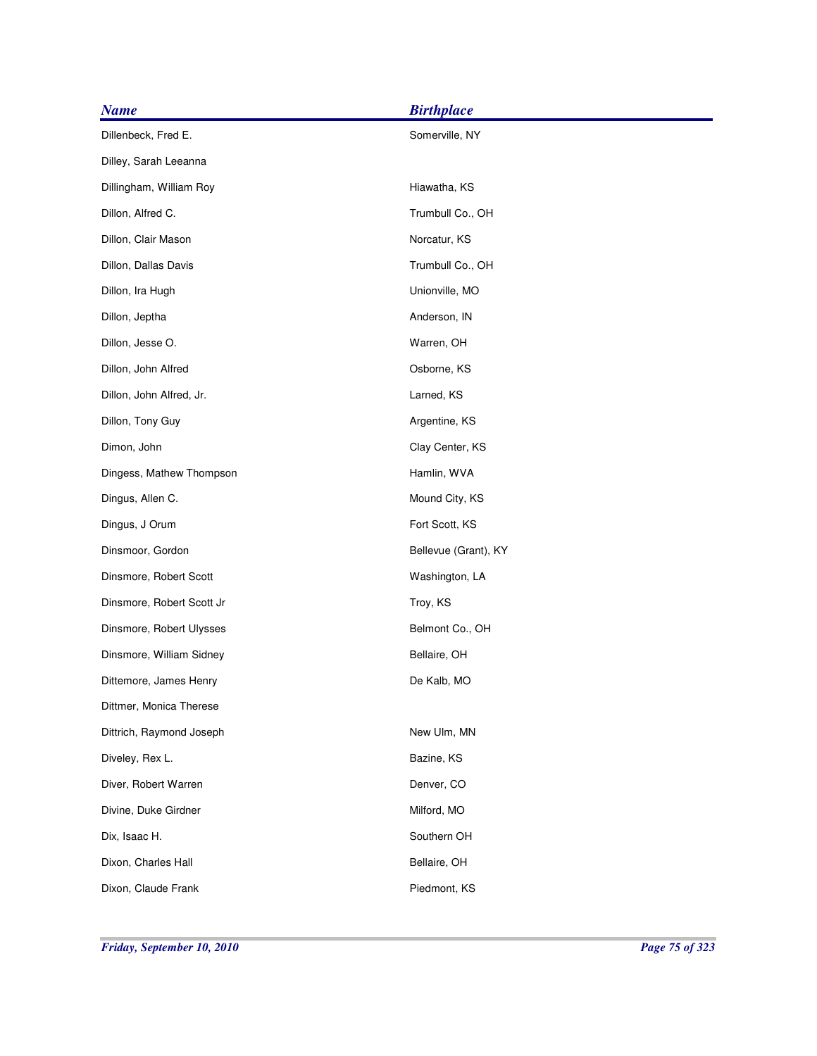| Name | Birthplace |
|---|---|
| Dillenbeck, Fred E. | Somerville, NY |
| Dilley, Sarah Leeanna | |
| Dillingham, William Roy | Hiawatha, KS |
| Dillon, Alfred C. | Trumbull Co., OH |
| Dillon, Clair Mason | Norcatur, KS |
| Dillon, Dallas Davis | Trumbull Co., OH |
| Dillon, Ira Hugh | Unionville, MO |
| Dillon, Jeptha | Anderson, IN |
| Dillon, Jesse O. | Warren, OH |
| Dillon, John Alfred | Osborne, KS |
| Dillon, John Alfred, Jr. | Larned, KS |
| Dillon, Tony Guy | Argentine, KS |
| Dimon, John | Clay Center, KS |
| Dingess, Mathew Thompson | Hamlin, WVA |
| Dingus, Allen C. | Mound City, KS |
| Dingus, J Orum | Fort Scott, KS |
| Dinsmoor, Gordon | Bellevue (Grant), KY |
| Dinsmore, Robert Scott | Washington, LA |
| Dinsmore, Robert Scott Jr | Troy, KS |
| Dinsmore, Robert Ulysses | Belmont Co., OH |
| Dinsmore, William Sidney | Bellaire, OH |
| Dittemore, James Henry | De Kalb, MO |
| Dittmer, Monica Therese | |
| Dittrich, Raymond Joseph | New Ulm, MN |
| Diveley, Rex L. | Bazine, KS |
| Diver, Robert Warren | Denver, CO |
| Divine, Duke Girdner | Milford, MO |
| Dix, Isaac H. | Southern OH |
| Dixon, Charles Hall | Bellaire, OH |
| Dixon, Claude Frank | Piedmont, KS |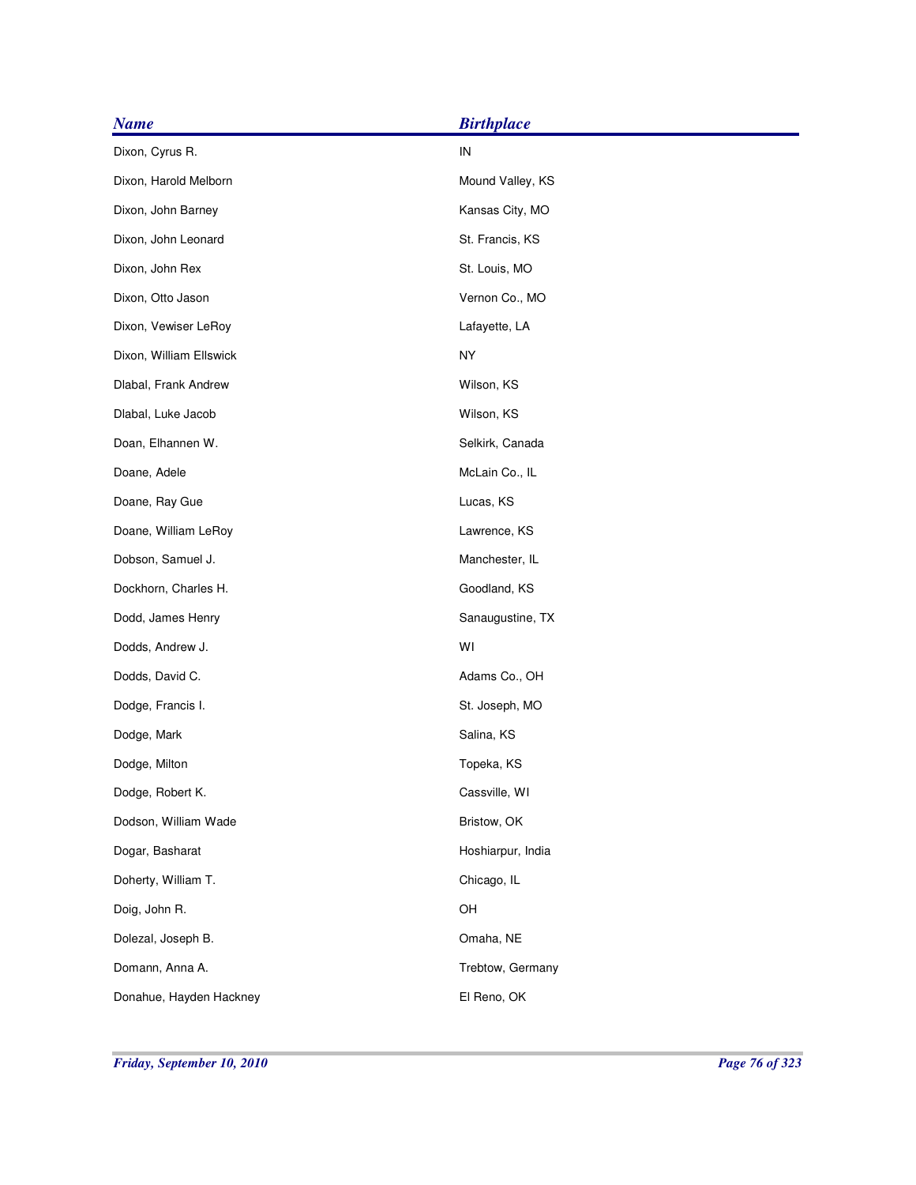| Name | Birthplace |
|---|---|
| Dixon, Cyrus R. | IN |
| Dixon, Harold Melborn | Mound Valley, KS |
| Dixon, John Barney | Kansas City, MO |
| Dixon, John Leonard | St. Francis, KS |
| Dixon, John Rex | St. Louis, MO |
| Dixon, Otto Jason | Vernon Co., MO |
| Dixon, Vewiser LeRoy | Lafayette, LA |
| Dixon, William Ellswick | NY |
| Dlabal, Frank Andrew | Wilson, KS |
| Dlabal, Luke Jacob | Wilson, KS |
| Doan, Elhannen W. | Selkirk, Canada |
| Doane, Adele | McLain Co., IL |
| Doane, Ray Gue | Lucas, KS |
| Doane, William LeRoy | Lawrence, KS |
| Dobson, Samuel J. | Manchester, IL |
| Dockhorn, Charles H. | Goodland, KS |
| Dodd, James Henry | Sanaugustine, TX |
| Dodds, Andrew J. | WI |
| Dodds, David C. | Adams Co., OH |
| Dodge, Francis I. | St. Joseph, MO |
| Dodge, Mark | Salina, KS |
| Dodge, Milton | Topeka, KS |
| Dodge, Robert K. | Cassville, WI |
| Dodson, William Wade | Bristow, OK |
| Dogar, Basharat | Hoshiarpur, India |
| Doherty, William T. | Chicago, IL |
| Doig, John R. | OH |
| Dolezal, Joseph B. | Omaha, NE |
| Domann, Anna A. | Trebtow, Germany |
| Donahue, Hayden Hackney | El Reno, OK |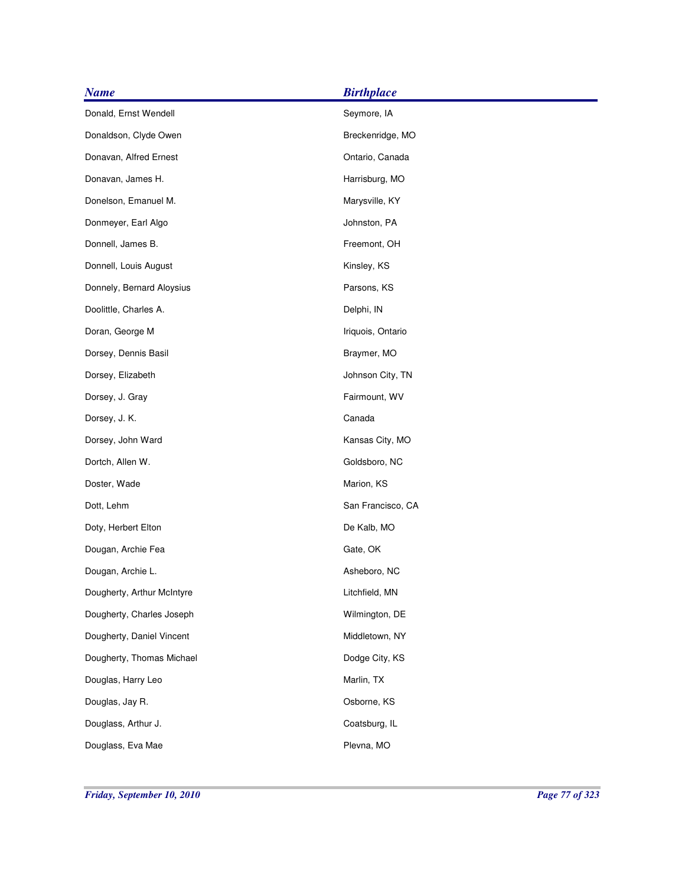| Name | Birthplace |
|---|---|
| Donald, Ernst Wendell | Seymore, IA |
| Donaldson, Clyde Owen | Breckenridge, MO |
| Donavan, Alfred Ernest | Ontario, Canada |
| Donavan, James H. | Harrisburg, MO |
| Donelson, Emanuel M. | Marysville, KY |
| Donmeyer, Earl Algo | Johnston, PA |
| Donnell, James B. | Freemont, OH |
| Donnell, Louis August | Kinsley, KS |
| Donnely, Bernard Aloysius | Parsons, KS |
| Doolittle, Charles A. | Delphi, IN |
| Doran, George M | Iriquois, Ontario |
| Dorsey, Dennis Basil | Braymer, MO |
| Dorsey, Elizabeth | Johnson City, TN |
| Dorsey, J. Gray | Fairmount, WV |
| Dorsey, J. K. | Canada |
| Dorsey, John Ward | Kansas City, MO |
| Dortch, Allen W. | Goldsboro, NC |
| Doster, Wade | Marion, KS |
| Dott, Lehm | San Francisco, CA |
| Doty, Herbert Elton | De Kalb, MO |
| Dougan, Archie Fea | Gate, OK |
| Dougan, Archie L. | Asheboro, NC |
| Dougherty, Arthur McIntyre | Litchfield, MN |
| Dougherty, Charles Joseph | Wilmington, DE |
| Dougherty, Daniel Vincent | Middletown, NY |
| Dougherty, Thomas Michael | Dodge City, KS |
| Douglas, Harry Leo | Marlin, TX |
| Douglas, Jay R. | Osborne, KS |
| Douglass, Arthur J. | Coatsburg, IL |
| Douglass, Eva Mae | Plevna, MO |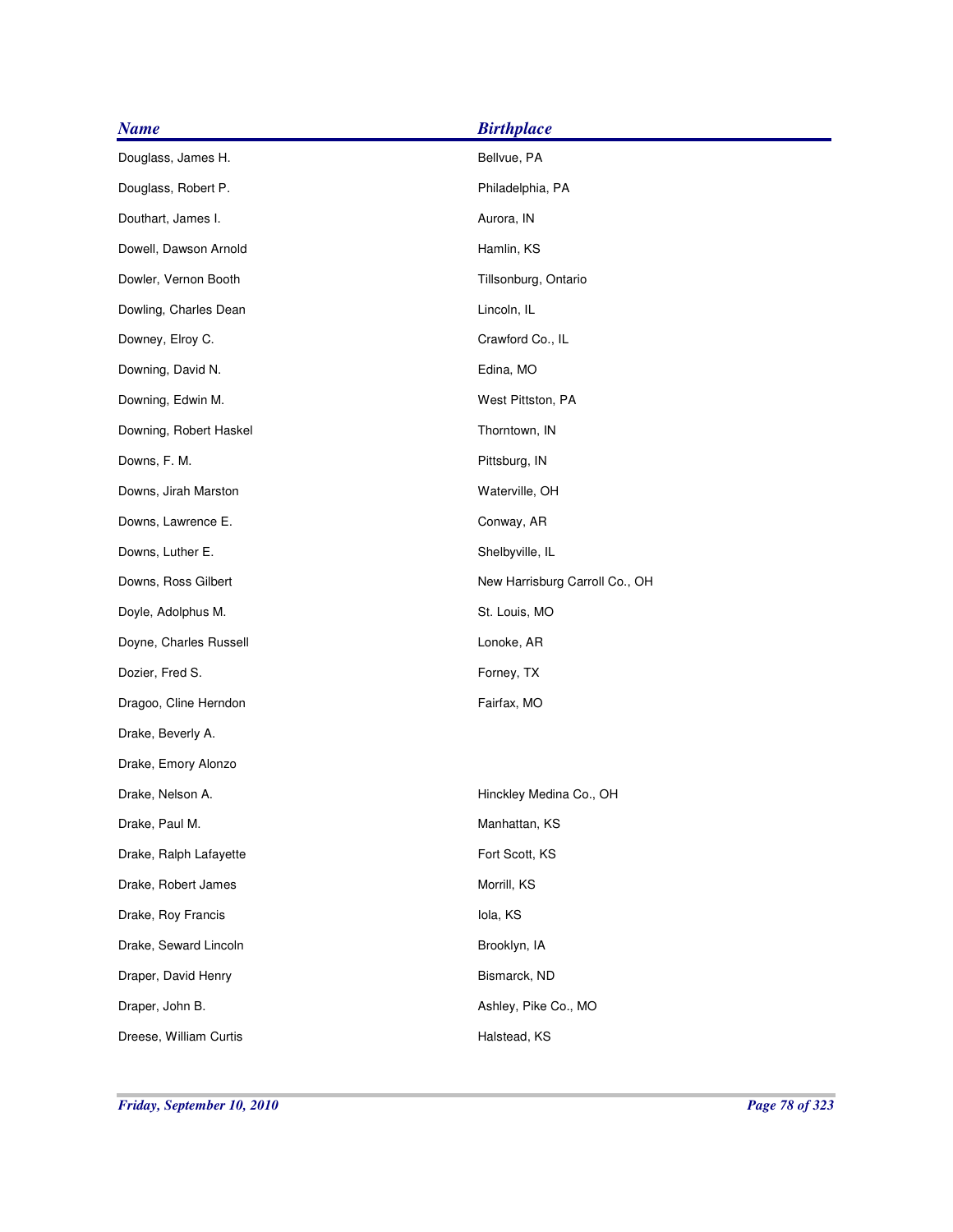| Name | Birthplace |
| --- | --- |
| Douglass, James H. | Bellvue, PA |
| Douglass, Robert P. | Philadelphia, PA |
| Douthart, James I. | Aurora, IN |
| Dowell, Dawson Arnold | Hamlin, KS |
| Dowler, Vernon Booth | Tillsonburg, Ontario |
| Dowling, Charles Dean | Lincoln, IL |
| Downey, Elroy C. | Crawford Co., IL |
| Downing, David N. | Edina, MO |
| Downing, Edwin M. | West Pittston, PA |
| Downing, Robert Haskel | Thorntown, IN |
| Downs, F. M. | Pittsburg, IN |
| Downs, Jirah Marston | Waterville, OH |
| Downs, Lawrence E. | Conway, AR |
| Downs, Luther E. | Shelbyville, IL |
| Downs, Ross Gilbert | New Harrisburg Carroll Co., OH |
| Doyle, Adolphus M. | St. Louis, MO |
| Doyne, Charles Russell | Lonoke, AR |
| Dozier, Fred S. | Forney, TX |
| Dragoo, Cline Herndon | Fairfax, MO |
| Drake, Beverly A. | |
| Drake, Emory Alonzo | |
| Drake, Nelson A. | Hinckley Medina Co., OH |
| Drake, Paul M. | Manhattan, KS |
| Drake, Ralph Lafayette | Fort Scott, KS |
| Drake, Robert James | Morrill, KS |
| Drake, Roy Francis | Iola, KS |
| Drake, Seward Lincoln | Brooklyn, IA |
| Draper, David Henry | Bismarck, ND |
| Draper, John B. | Ashley, Pike Co., MO |
| Dreese, William Curtis | Halstead, KS |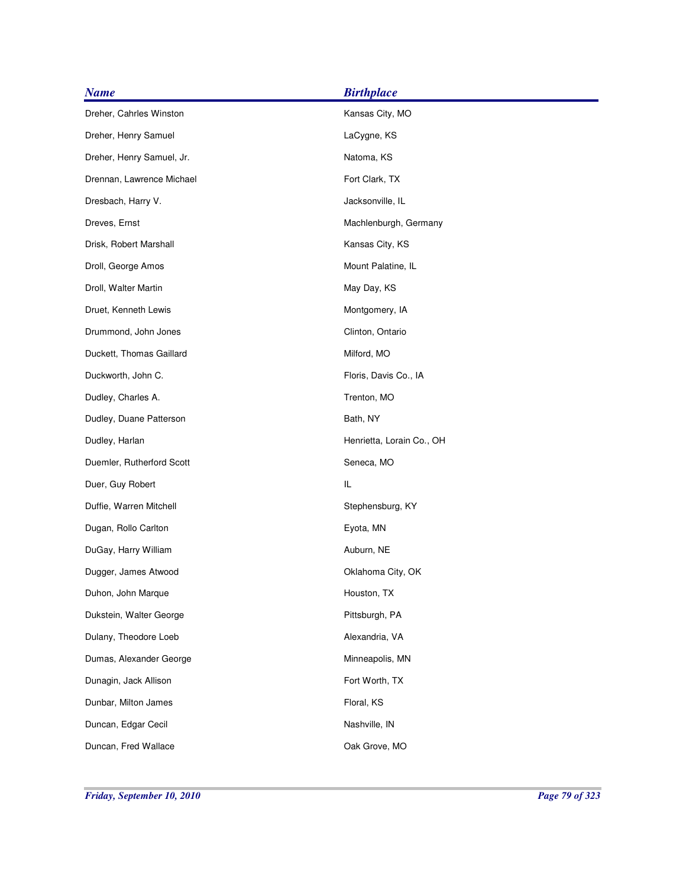| Name | Birthplace |
| --- | --- |
| Dreher, Cahrles Winston | Kansas City, MO |
| Dreher, Henry Samuel | LaCygne, KS |
| Dreher, Henry Samuel, Jr. | Natoma, KS |
| Drennan, Lawrence Michael | Fort Clark, TX |
| Dresbach, Harry V. | Jacksonville, IL |
| Dreves, Ernst | Machlenburgh, Germany |
| Drisk, Robert Marshall | Kansas City, KS |
| Droll, George Amos | Mount Palatine, IL |
| Droll, Walter Martin | May Day, KS |
| Druet, Kenneth Lewis | Montgomery, IA |
| Drummond, John Jones | Clinton, Ontario |
| Duckett, Thomas Gaillard | Milford, MO |
| Duckworth, John C. | Floris, Davis Co., IA |
| Dudley, Charles A. | Trenton, MO |
| Dudley, Duane Patterson | Bath, NY |
| Dudley, Harlan | Henrietta, Lorain Co., OH |
| Duemler, Rutherford Scott | Seneca, MO |
| Duer, Guy Robert | IL |
| Duffie, Warren Mitchell | Stephensburg, KY |
| Dugan, Rollo Carlton | Eyota, MN |
| DuGay, Harry William | Auburn, NE |
| Dugger, James Atwood | Oklahoma City, OK |
| Duhon, John Marque | Houston, TX |
| Dukstein, Walter George | Pittsburgh, PA |
| Dulany, Theodore Loeb | Alexandria, VA |
| Dumas, Alexander George | Minneapolis, MN |
| Dunagin, Jack Allison | Fort Worth, TX |
| Dunbar, Milton James | Floral, KS |
| Duncan, Edgar Cecil | Nashville, IN |
| Duncan, Fred Wallace | Oak Grove, MO |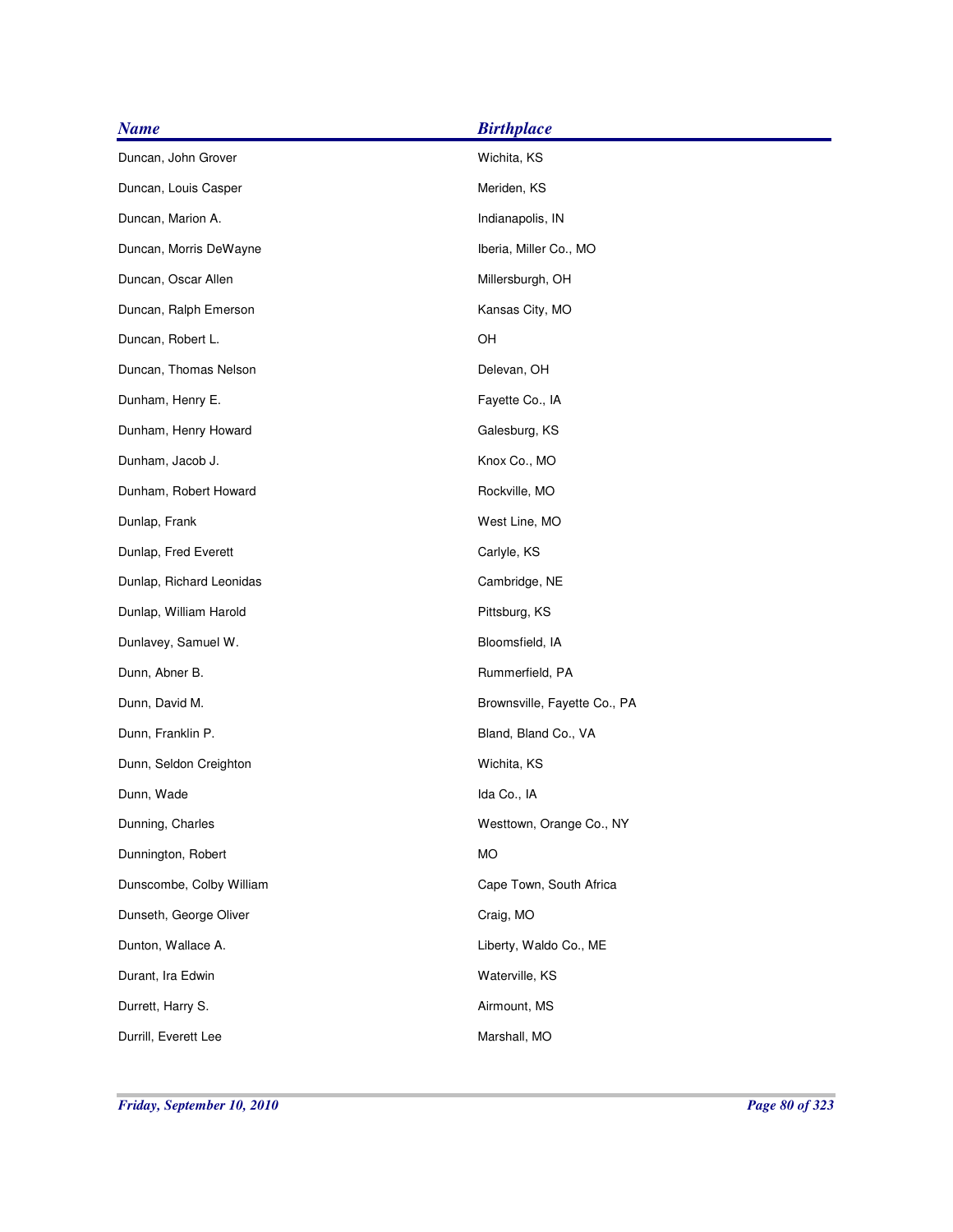| Name | Birthplace |
| --- | --- |
| Duncan, John Grover | Wichita, KS |
| Duncan, Louis Casper | Meriden, KS |
| Duncan, Marion A. | Indianapolis, IN |
| Duncan, Morris DeWayne | Iberia, Miller Co., MO |
| Duncan, Oscar Allen | Millersburgh, OH |
| Duncan, Ralph Emerson | Kansas City, MO |
| Duncan, Robert L. | OH |
| Duncan, Thomas Nelson | Delevan, OH |
| Dunham, Henry E. | Fayette Co., IA |
| Dunham, Henry Howard | Galesburg, KS |
| Dunham, Jacob J. | Knox Co., MO |
| Dunham, Robert Howard | Rockville, MO |
| Dunlap, Frank | West Line, MO |
| Dunlap, Fred Everett | Carlyle, KS |
| Dunlap, Richard Leonidas | Cambridge, NE |
| Dunlap, William Harold | Pittsburg, KS |
| Dunlavey, Samuel W. | Bloomsfield, IA |
| Dunn, Abner B. | Rummerfield, PA |
| Dunn, David M. | Brownsville, Fayette Co., PA |
| Dunn, Franklin P. | Bland, Bland Co., VA |
| Dunn, Seldon Creighton | Wichita, KS |
| Dunn, Wade | Ida Co., IA |
| Dunning, Charles | Westtown, Orange Co., NY |
| Dunnington, Robert | MO |
| Dunscombe, Colby William | Cape Town, South Africa |
| Dunseth, George Oliver | Craig, MO |
| Dunton, Wallace A. | Liberty, Waldo Co., ME |
| Durant, Ira Edwin | Waterville, KS |
| Durrett, Harry S. | Airmount, MS |
| Durrill, Everett Lee | Marshall, MO |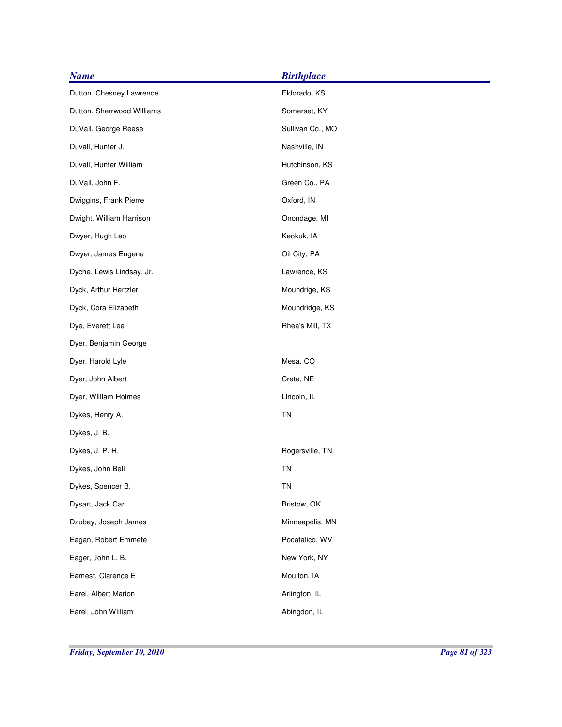| Name | Birthplace |
|---|---|
| Dutton, Chesney Lawrence | Eldorado, KS |
| Dutton, Sherrwood Williams | Somerset, KY |
| DuVall, George Reese | Sullivan Co., MO |
| Duvall, Hunter J. | Nashville, IN |
| Duvall, Hunter William | Hutchinson, KS |
| DuVall, John F. | Green Co., PA |
| Dwiggins, Frank Pierre | Oxford, IN |
| Dwight, William Harrison | Onondage, MI |
| Dwyer, Hugh Leo | Keokuk, IA |
| Dwyer, James Eugene | Oil City, PA |
| Dyche, Lewis Lindsay, Jr. | Lawrence, KS |
| Dyck, Arthur Hertzler | Moundrige, KS |
| Dyck, Cora Elizabeth | Moundridge, KS |
| Dye, Everett Lee | Rhea's Mill, TX |
| Dyer, Benjamin George | |
| Dyer, Harold Lyle | Mesa, CO |
| Dyer, John Albert | Crete, NE |
| Dyer, William Holmes | Lincoln, IL |
| Dykes, Henry A. | TN |
| Dykes, J. B. | |
| Dykes, J. P. H. | Rogersville, TN |
| Dykes, John Bell | TN |
| Dykes, Spencer B. | TN |
| Dysart, Jack Carl | Bristow, OK |
| Dzubay, Joseph James | Minneapolis, MN |
| Eagan, Robert Emmete | Pocatalico, WV |
| Eager, John L. B. | New York, NY |
| Eamest, Clarence E | Moulton, IA |
| Earel, Albert Marion | Arlington, IL |
| Earel, John William | Abingdon, IL |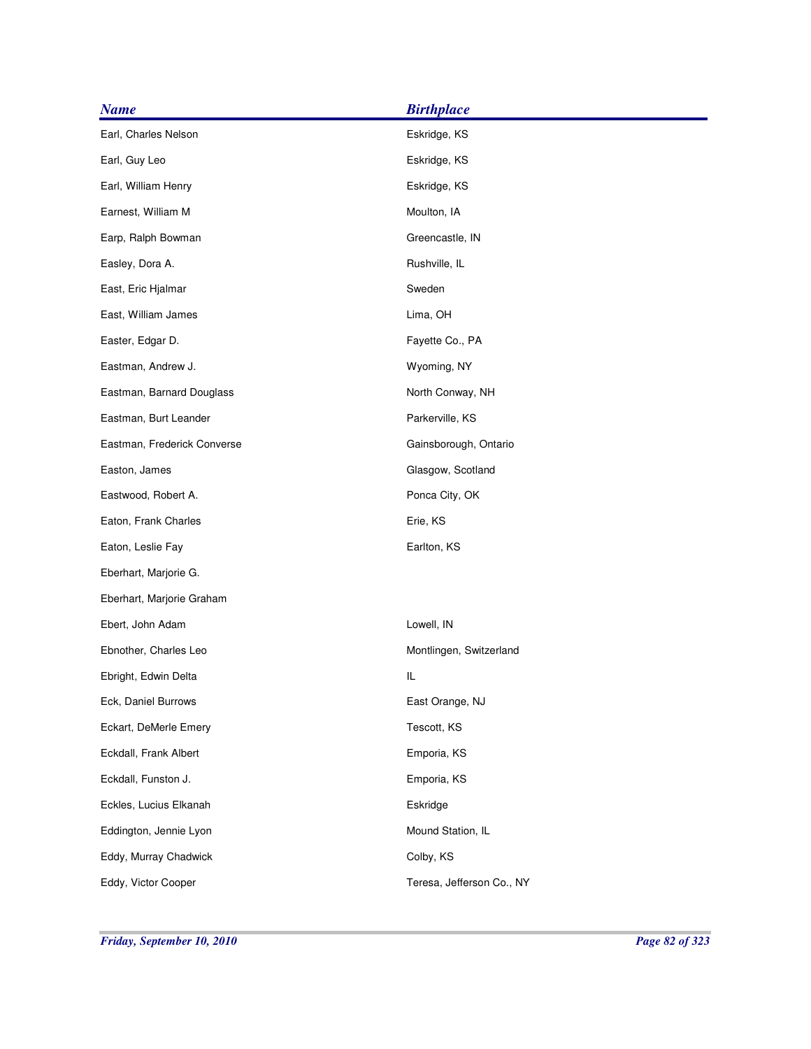| Name | Birthplace |
|---|---|
| Earl, Charles Nelson | Eskridge, KS |
| Earl, Guy Leo | Eskridge, KS |
| Earl, William Henry | Eskridge, KS |
| Earnest, William M | Moulton, IA |
| Earp, Ralph Bowman | Greencastle, IN |
| Easley, Dora A. | Rushville, IL |
| East, Eric Hjalmar | Sweden |
| East, William James | Lima, OH |
| Easter, Edgar D. | Fayette Co., PA |
| Eastman, Andrew J. | Wyoming, NY |
| Eastman, Barnard Douglass | North Conway, NH |
| Eastman, Burt Leander | Parkerville, KS |
| Eastman, Frederick Converse | Gainsborough, Ontario |
| Easton, James | Glasgow, Scotland |
| Eastwood, Robert A. | Ponca City, OK |
| Eaton, Frank Charles | Erie, KS |
| Eaton, Leslie Fay | Earlton, KS |
| Eberhart, Marjorie G. | |
| Eberhart, Marjorie Graham | |
| Ebert, John Adam | Lowell, IN |
| Ebnother, Charles Leo | Montlingen, Switzerland |
| Ebright, Edwin Delta | IL |
| Eck, Daniel Burrows | East Orange, NJ |
| Eckart, DeMerle Emery | Tescott, KS |
| Eckdall, Frank Albert | Emporia, KS |
| Eckdall, Funston J. | Emporia, KS |
| Eckles, Lucius Elkanah | Eskridge |
| Eddington, Jennie Lyon | Mound Station, IL |
| Eddy, Murray Chadwick | Colby, KS |
| Eddy, Victor Cooper | Teresa, Jefferson Co., NY |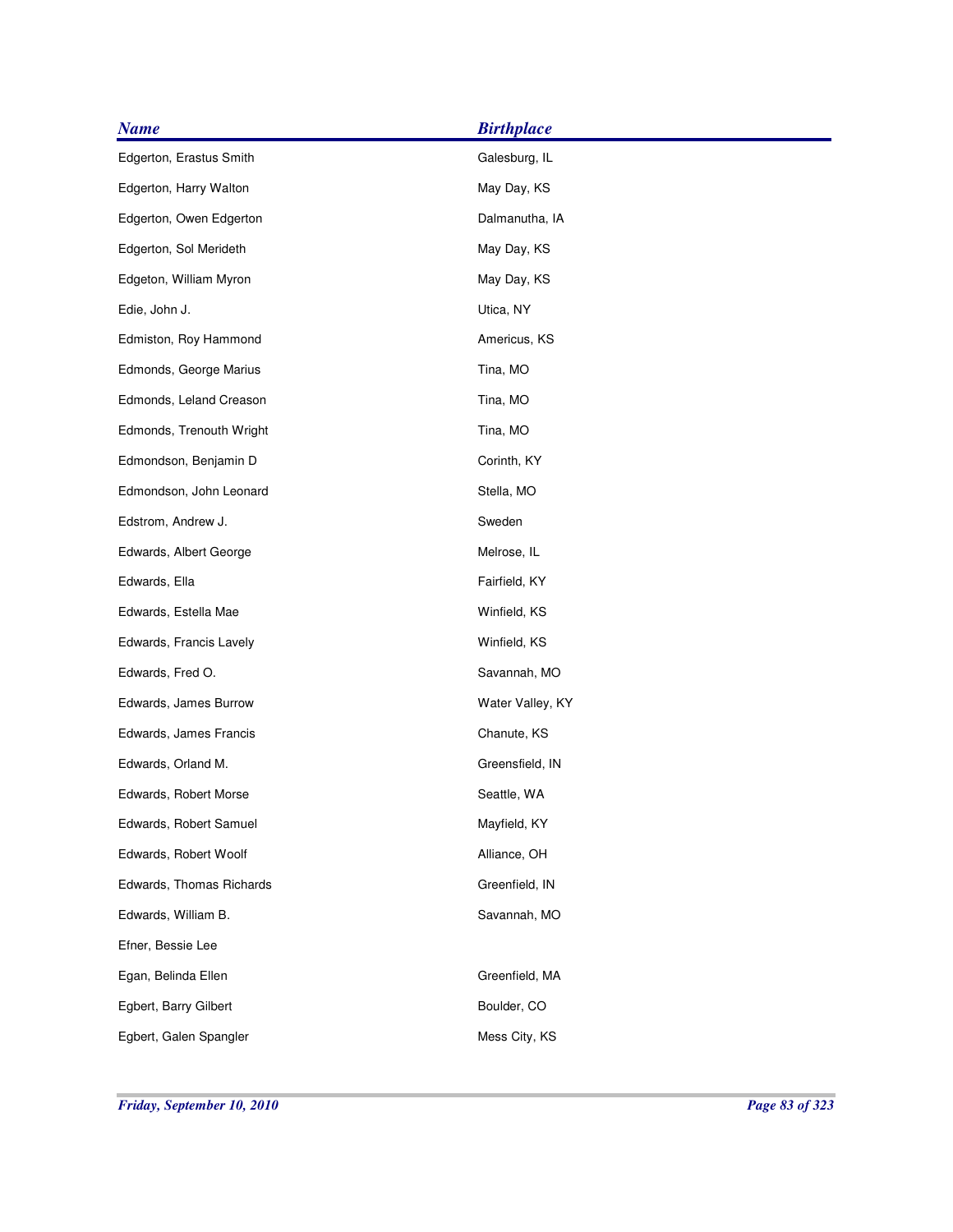| Name | Birthplace |
|---|---|
| Edgerton, Erastus Smith | Galesburg, IL |
| Edgerton, Harry Walton | May Day, KS |
| Edgerton, Owen Edgerton | Dalmanutha, IA |
| Edgerton, Sol Merideth | May Day, KS |
| Edgeton, William Myron | May Day, KS |
| Edie, John J. | Utica, NY |
| Edmiston, Roy Hammond | Americus, KS |
| Edmonds, George Marius | Tina, MO |
| Edmonds, Leland Creason | Tina, MO |
| Edmonds, Trenouth Wright | Tina, MO |
| Edmondson, Benjamin D | Corinth, KY |
| Edmondson, John Leonard | Stella, MO |
| Edstrom, Andrew J. | Sweden |
| Edwards, Albert George | Melrose, IL |
| Edwards, Ella | Fairfield, KY |
| Edwards, Estella Mae | Winfield, KS |
| Edwards, Francis Lavely | Winfield, KS |
| Edwards, Fred O. | Savannah, MO |
| Edwards, James Burrow | Water Valley, KY |
| Edwards, James Francis | Chanute, KS |
| Edwards, Orland M. | Greensfield, IN |
| Edwards, Robert Morse | Seattle, WA |
| Edwards, Robert Samuel | Mayfield, KY |
| Edwards, Robert Woolf | Alliance, OH |
| Edwards, Thomas Richards | Greenfield, IN |
| Edwards, William B. | Savannah, MO |
| Efner, Bessie Lee | |
| Egan, Belinda Ellen | Greenfield, MA |
| Egbert, Barry Gilbert | Boulder, CO |
| Egbert, Galen Spangler | Mess City, KS |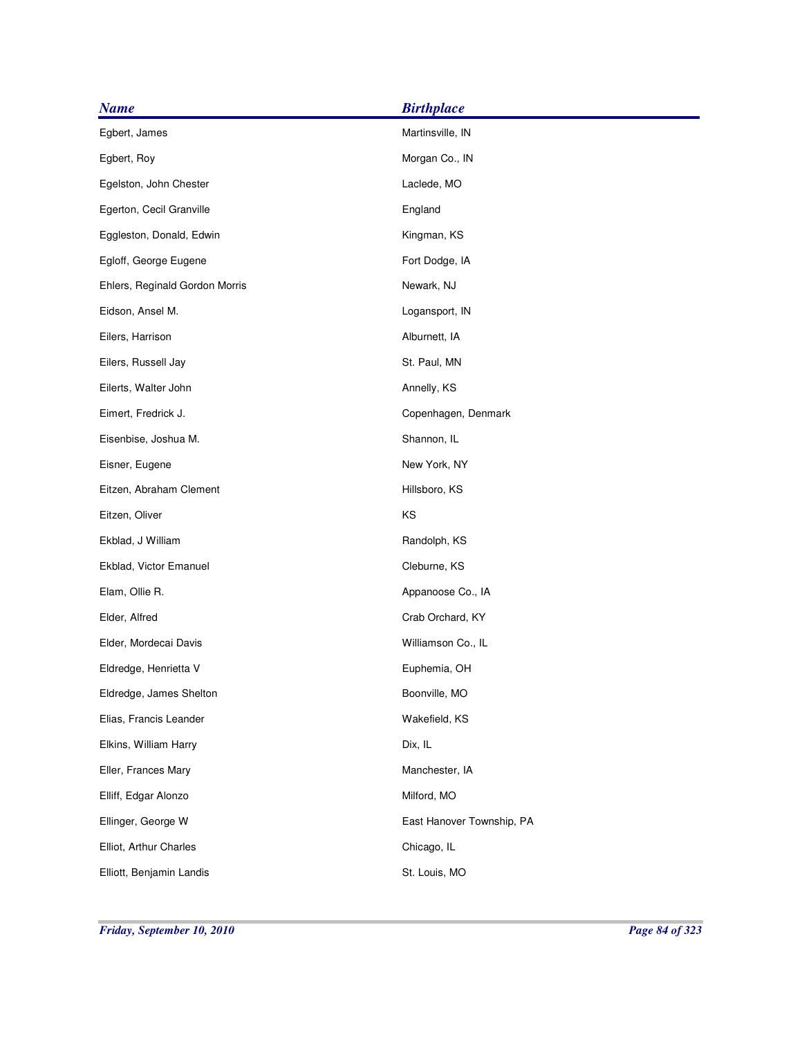| Name | Birthplace |
| --- | --- |
| Egbert, James | Martinsville, IN |
| Egbert, Roy | Morgan Co., IN |
| Egelston, John Chester | Laclede, MO |
| Egerton, Cecil Granville | England |
| Eggleston, Donald, Edwin | Kingman, KS |
| Egloff, George Eugene | Fort Dodge, IA |
| Ehlers, Reginald Gordon Morris | Newark, NJ |
| Eidson, Ansel M. | Logansport, IN |
| Eilers, Harrison | Alburnett, IA |
| Eilers, Russell Jay | St. Paul, MN |
| Eilerts, Walter John | Annelly, KS |
| Eimert, Fredrick J. | Copenhagen, Denmark |
| Eisenbise, Joshua M. | Shannon, IL |
| Eisner, Eugene | New York, NY |
| Eitzen, Abraham Clement | Hillsboro, KS |
| Eitzen, Oliver | KS |
| Ekblad, J William | Randolph, KS |
| Ekblad, Victor Emanuel | Cleburne, KS |
| Elam, Ollie R. | Appanoose Co., IA |
| Elder, Alfred | Crab Orchard, KY |
| Elder, Mordecai Davis | Williamson Co., IL |
| Eldredge, Henrietta V | Euphemia, OH |
| Eldredge, James Shelton | Boonville, MO |
| Elias, Francis Leander | Wakefield, KS |
| Elkins, William Harry | Dix, IL |
| Eller, Frances Mary | Manchester, IA |
| Elliff, Edgar Alonzo | Milford, MO |
| Ellinger, George W | East Hanover Township, PA |
| Elliot, Arthur Charles | Chicago, IL |
| Elliott, Benjamin Landis | St. Louis, MO |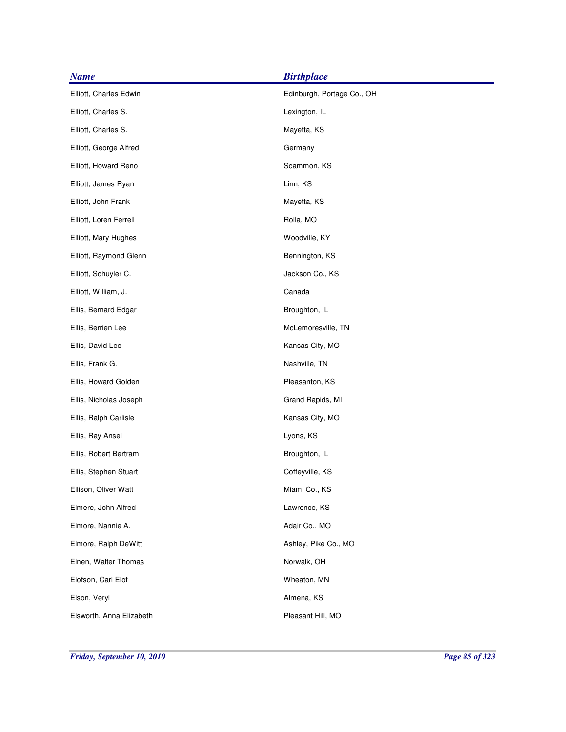| Name | Birthplace |
|---|---|
| Elliott, Charles Edwin | Edinburgh, Portage Co., OH |
| Elliott, Charles S. | Lexington, IL |
| Elliott, Charles S. | Mayetta, KS |
| Elliott, George Alfred | Germany |
| Elliott, Howard Reno | Scammon, KS |
| Elliott, James Ryan | Linn, KS |
| Elliott, John Frank | Mayetta, KS |
| Elliott, Loren Ferrell | Rolla, MO |
| Elliott, Mary Hughes | Woodville, KY |
| Elliott, Raymond Glenn | Bennington, KS |
| Elliott, Schuyler C. | Jackson Co., KS |
| Elliott, William, J. | Canada |
| Ellis, Bernard Edgar | Broughton, IL |
| Ellis, Berrien Lee | McLemoresville, TN |
| Ellis, David Lee | Kansas City, MO |
| Ellis, Frank G. | Nashville, TN |
| Ellis, Howard Golden | Pleasanton, KS |
| Ellis, Nicholas Joseph | Grand Rapids, MI |
| Ellis, Ralph Carlisle | Kansas City, MO |
| Ellis, Ray Ansel | Lyons, KS |
| Ellis, Robert Bertram | Broughton, IL |
| Ellis, Stephen Stuart | Coffeyville, KS |
| Ellison, Oliver Watt | Miami Co., KS |
| Elmere, John Alfred | Lawrence, KS |
| Elmore, Nannie A. | Adair Co., MO |
| Elmore, Ralph DeWitt | Ashley, Pike Co., MO |
| Elnen, Walter Thomas | Norwalk, OH |
| Elofson, Carl Elof | Wheaton, MN |
| Elson, Veryl | Almena, KS |
| Elsworth, Anna Elizabeth | Pleasant Hill, MO |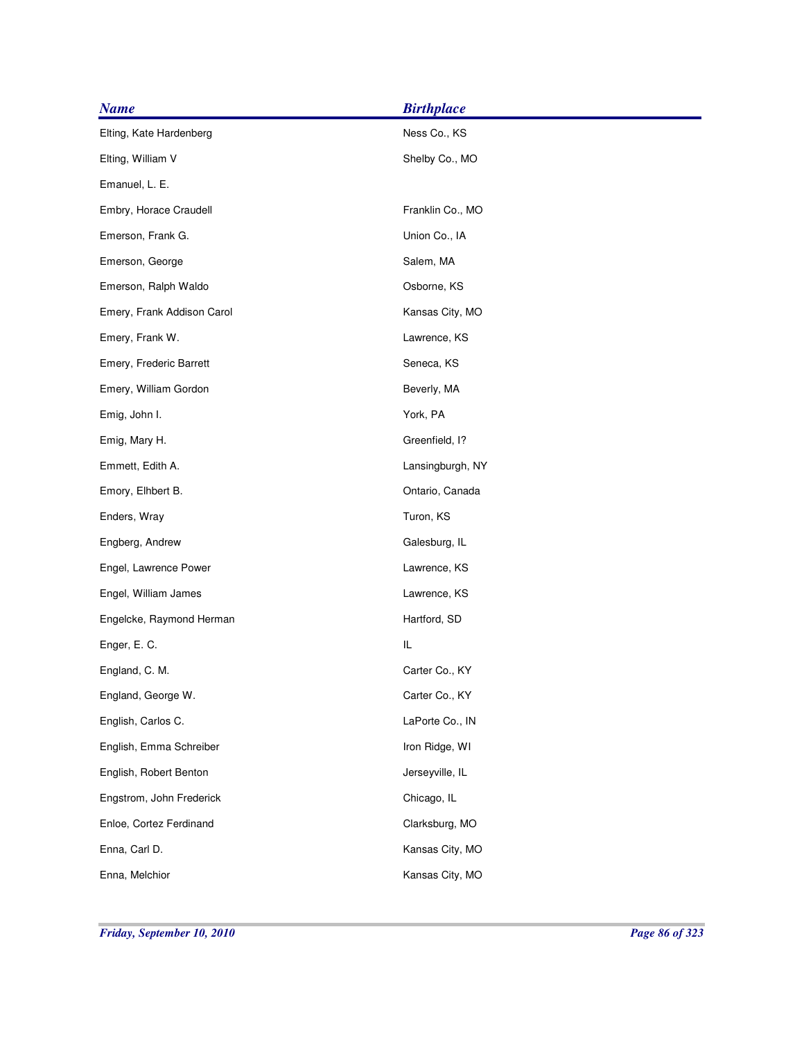| Name | Birthplace |
|---|---|
| Elting, Kate Hardenberg | Ness Co., KS |
| Elting, William V | Shelby Co., MO |
| Emanuel, L. E. | |
| Embry, Horace Craudell | Franklin Co., MO |
| Emerson, Frank G. | Union Co., IA |
| Emerson, George | Salem, MA |
| Emerson, Ralph Waldo | Osborne, KS |
| Emery, Frank Addison Carol | Kansas City, MO |
| Emery, Frank W. | Lawrence, KS |
| Emery, Frederic Barrett | Seneca, KS |
| Emery, William Gordon | Beverly, MA |
| Emig, John I. | York, PA |
| Emig, Mary H. | Greenfield, I? |
| Emmett, Edith A. | Lansingburgh, NY |
| Emory, Elhbert B. | Ontario, Canada |
| Enders, Wray | Turon, KS |
| Engberg, Andrew | Galesburg, IL |
| Engel, Lawrence Power | Lawrence, KS |
| Engel, William James | Lawrence, KS |
| Engelcke, Raymond Herman | Hartford, SD |
| Enger, E. C. | IL |
| England, C. M. | Carter Co., KY |
| England, George W. | Carter Co., KY |
| English, Carlos C. | LaPorte Co., IN |
| English, Emma Schreiber | Iron Ridge, WI |
| English, Robert Benton | Jerseyville, IL |
| Engstrom, John Frederick | Chicago, IL |
| Enloe, Cortez Ferdinand | Clarksburg, MO |
| Enna, Carl D. | Kansas City, MO |
| Enna, Melchior | Kansas City, MO |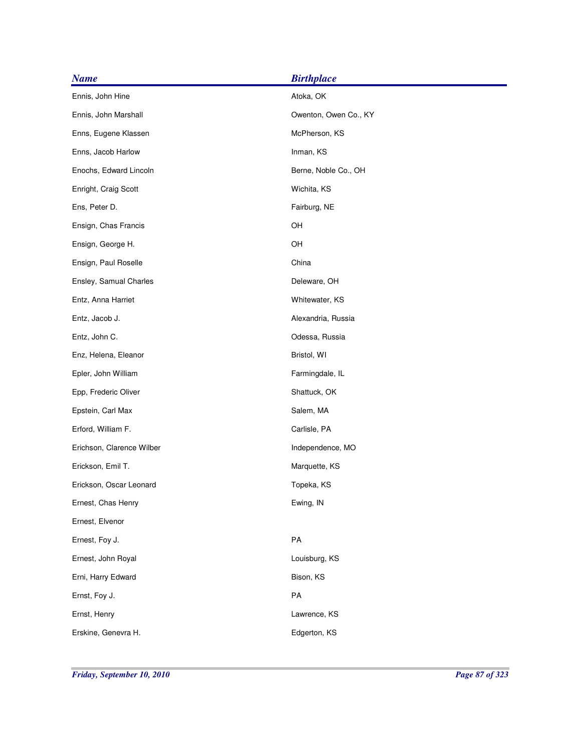| Name | Birthplace |
|---|---|
| Ennis, John Hine | Atoka, OK |
| Ennis, John Marshall | Owenton, Owen Co., KY |
| Enns, Eugene Klassen | McPherson, KS |
| Enns, Jacob Harlow | Inman, KS |
| Enochs, Edward Lincoln | Berne, Noble Co., OH |
| Enright, Craig Scott | Wichita, KS |
| Ens, Peter D. | Fairburg, NE |
| Ensign, Chas Francis | OH |
| Ensign, George H. | OH |
| Ensign, Paul Roselle | China |
| Ensley, Samual Charles | Deleware, OH |
| Entz, Anna Harriet | Whitewater, KS |
| Entz, Jacob J. | Alexandria, Russia |
| Entz, John C. | Odessa, Russia |
| Enz, Helena, Eleanor | Bristol, WI |
| Epler, John William | Farmingdale, IL |
| Epp, Frederic Oliver | Shattuck, OK |
| Epstein, Carl Max | Salem, MA |
| Erford, William F. | Carlisle, PA |
| Erichson, Clarence Wilber | Independence, MO |
| Erickson, Emil T. | Marquette, KS |
| Erickson, Oscar Leonard | Topeka, KS |
| Ernest, Chas Henry | Ewing, IN |
| Ernest, Elvenor | |
| Ernest, Foy J. | PA |
| Ernest, John Royal | Louisburg, KS |
| Erni, Harry Edward | Bison, KS |
| Ernst, Foy J. | PA |
| Ernst, Henry | Lawrence, KS |
| Erskine, Genevra H. | Edgerton, KS |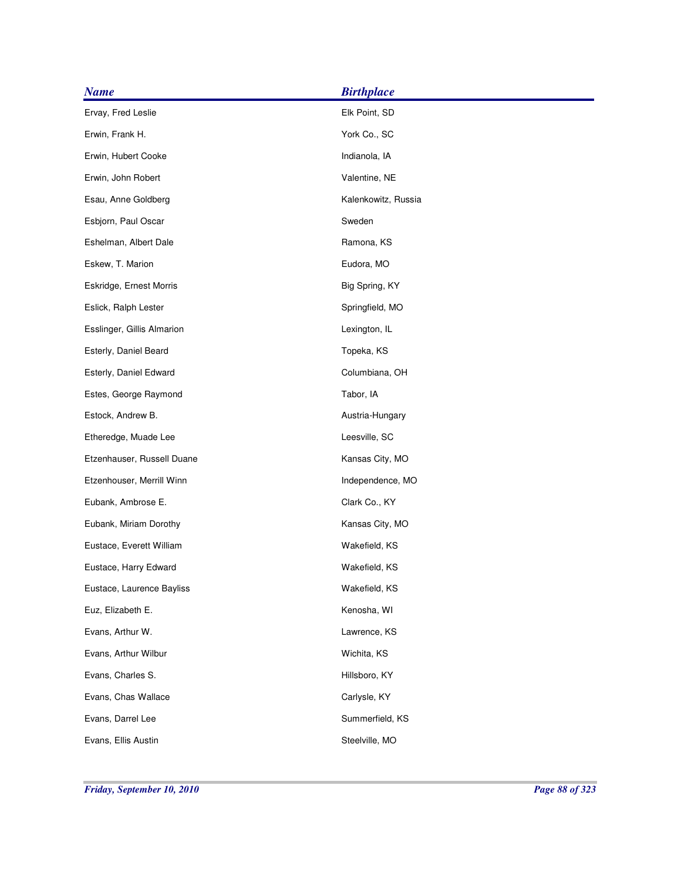| Name | Birthplace |
| --- | --- |
| Ervay, Fred Leslie | Elk Point, SD |
| Erwin, Frank H. | York Co., SC |
| Erwin, Hubert Cooke | Indianola, IA |
| Erwin, John Robert | Valentine, NE |
| Esau, Anne Goldberg | Kalenkowitz, Russia |
| Esbjorn, Paul Oscar | Sweden |
| Eshelman, Albert Dale | Ramona, KS |
| Eskew, T. Marion | Eudora, MO |
| Eskridge, Ernest Morris | Big Spring, KY |
| Eslick, Ralph Lester | Springfield, MO |
| Esslinger, Gillis Almarion | Lexington, IL |
| Esterly, Daniel Beard | Topeka, KS |
| Esterly, Daniel Edward | Columbiana, OH |
| Estes, George Raymond | Tabor, IA |
| Estock, Andrew B. | Austria-Hungary |
| Etheredge, Muade Lee | Leesville, SC |
| Etzenhauser, Russell Duane | Kansas City, MO |
| Etzenhouser, Merrill Winn | Independence, MO |
| Eubank, Ambrose E. | Clark Co., KY |
| Eubank, Miriam Dorothy | Kansas City, MO |
| Eustace, Everett William | Wakefield, KS |
| Eustace, Harry Edward | Wakefield, KS |
| Eustace, Laurence Bayliss | Wakefield, KS |
| Euz, Elizabeth E. | Kenosha, WI |
| Evans, Arthur W. | Lawrence, KS |
| Evans, Arthur Wilbur | Wichita, KS |
| Evans, Charles S. | Hillsboro, KY |
| Evans, Chas Wallace | Carlysle, KY |
| Evans, Darrel Lee | Summerfield, KS |
| Evans, Ellis Austin | Steelville, MO |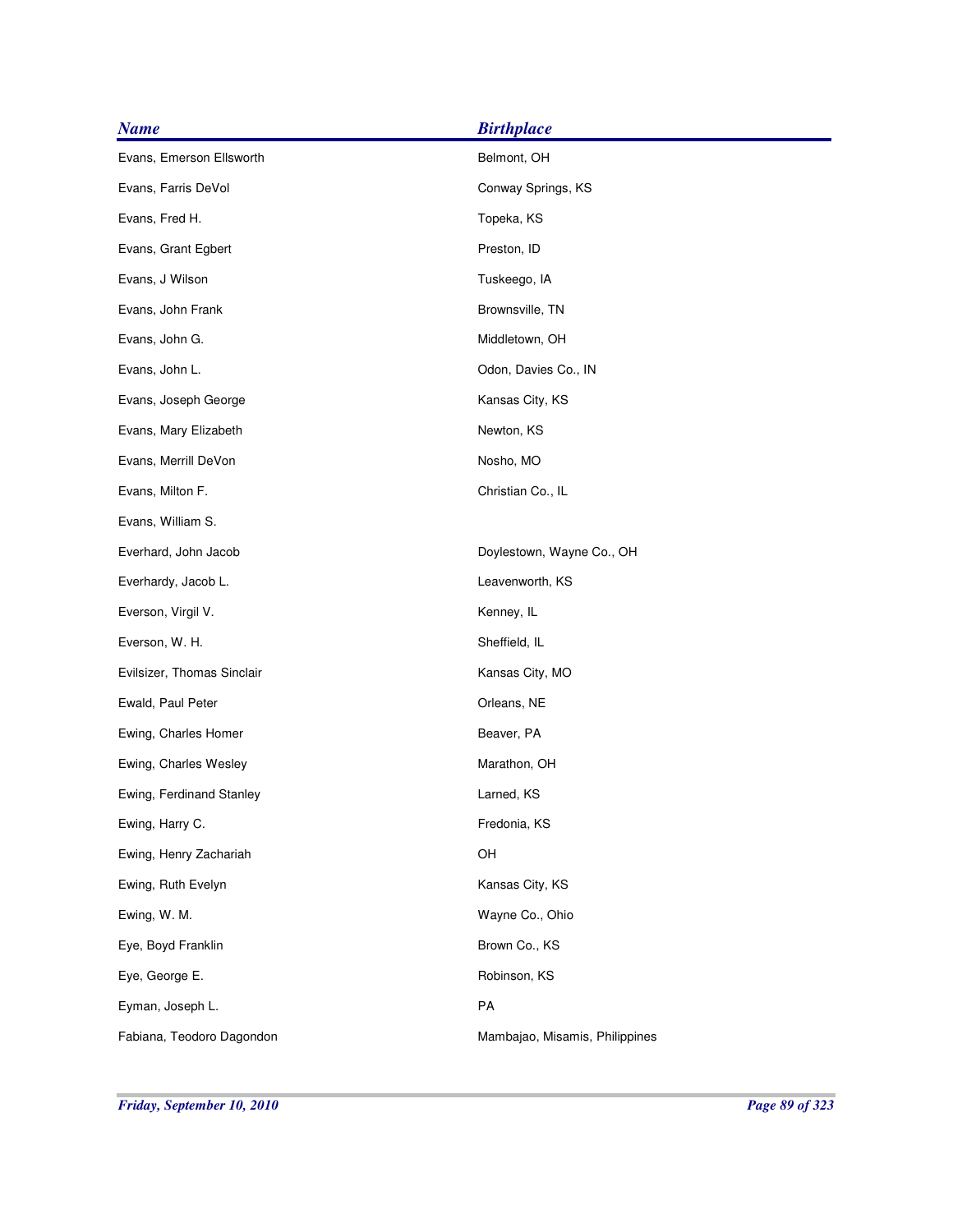| Name | Birthplace |
| --- | --- |
| Evans, Emerson Ellsworth | Belmont, OH |
| Evans, Farris DeVol | Conway Springs, KS |
| Evans, Fred H. | Topeka, KS |
| Evans, Grant Egbert | Preston, ID |
| Evans, J Wilson | Tuskeego, IA |
| Evans, John Frank | Brownsville, TN |
| Evans, John G. | Middletown, OH |
| Evans, John L. | Odon, Davies Co., IN |
| Evans, Joseph George | Kansas City, KS |
| Evans, Mary Elizabeth | Newton, KS |
| Evans, Merrill DeVon | Nosho, MO |
| Evans, Milton F. | Christian Co., IL |
| Evans, William S. | |
| Everhard, John Jacob | Doylestown, Wayne Co., OH |
| Everhardy, Jacob L. | Leavenworth, KS |
| Everson, Virgil V. | Kenney, IL |
| Everson, W. H. | Sheffield, IL |
| Evilsizer, Thomas Sinclair | Kansas City, MO |
| Ewald, Paul Peter | Orleans, NE |
| Ewing, Charles Homer | Beaver, PA |
| Ewing, Charles Wesley | Marathon, OH |
| Ewing, Ferdinand Stanley | Larned, KS |
| Ewing, Harry C. | Fredonia, KS |
| Ewing, Henry Zachariah | OH |
| Ewing, Ruth Evelyn | Kansas City, KS |
| Ewing, W. M. | Wayne Co., Ohio |
| Eye, Boyd Franklin | Brown Co., KS |
| Eye, George E. | Robinson, KS |
| Eyman, Joseph L. | PA |
| Fabiana, Teodoro Dagondon | Mambajao, Misamis, Philippines |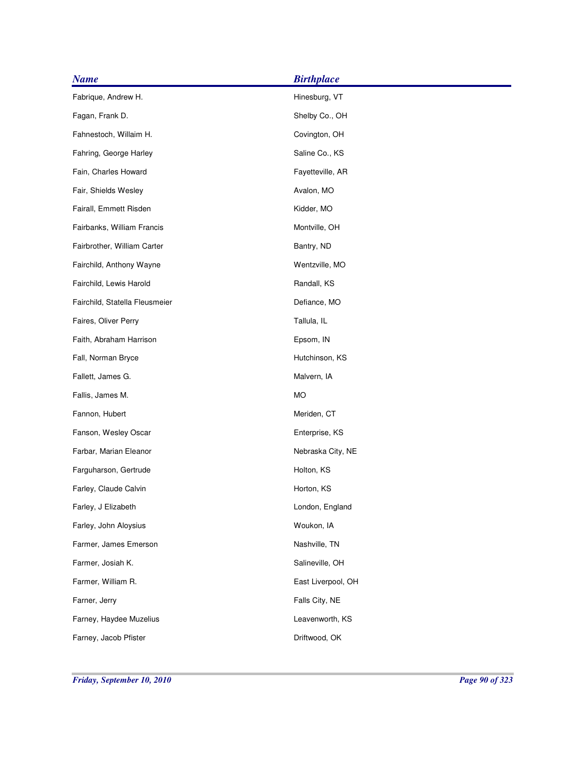| Name | Birthplace |
|---|---|
| Fabrique, Andrew H. | Hinesburg, VT |
| Fagan, Frank D. | Shelby Co., OH |
| Fahnestoch, Willaim H. | Covington, OH |
| Fahring, George Harley | Saline Co., KS |
| Fain, Charles Howard | Fayetteville, AR |
| Fair, Shields Wesley | Avalon, MO |
| Fairall, Emmett Risden | Kidder, MO |
| Fairbanks, William Francis | Montville, OH |
| Fairbrother, William Carter | Bantry, ND |
| Fairchild, Anthony Wayne | Wentzville, MO |
| Fairchild, Lewis Harold | Randall, KS |
| Fairchild, Statella Fleusmeier | Defiance, MO |
| Faires, Oliver Perry | Tallula, IL |
| Faith, Abraham Harrison | Epsom, IN |
| Fall, Norman Bryce | Hutchinson, KS |
| Fallett, James G. | Malvern, IA |
| Fallis, James M. | MO |
| Fannon, Hubert | Meriden, CT |
| Fanson, Wesley Oscar | Enterprise, KS |
| Farbar, Marian Eleanor | Nebraska City, NE |
| Farguharson, Gertrude | Holton, KS |
| Farley, Claude Calvin | Horton, KS |
| Farley, J Elizabeth | London, England |
| Farley, John Aloysius | Woukon, IA |
| Farmer, James Emerson | Nashville, TN |
| Farmer, Josiah K. | Salineville, OH |
| Farmer, William R. | East Liverpool, OH |
| Farner, Jerry | Falls City, NE |
| Farney, Haydee Muzelius | Leavenworth, KS |
| Farney, Jacob Pfister | Driftwood, OK |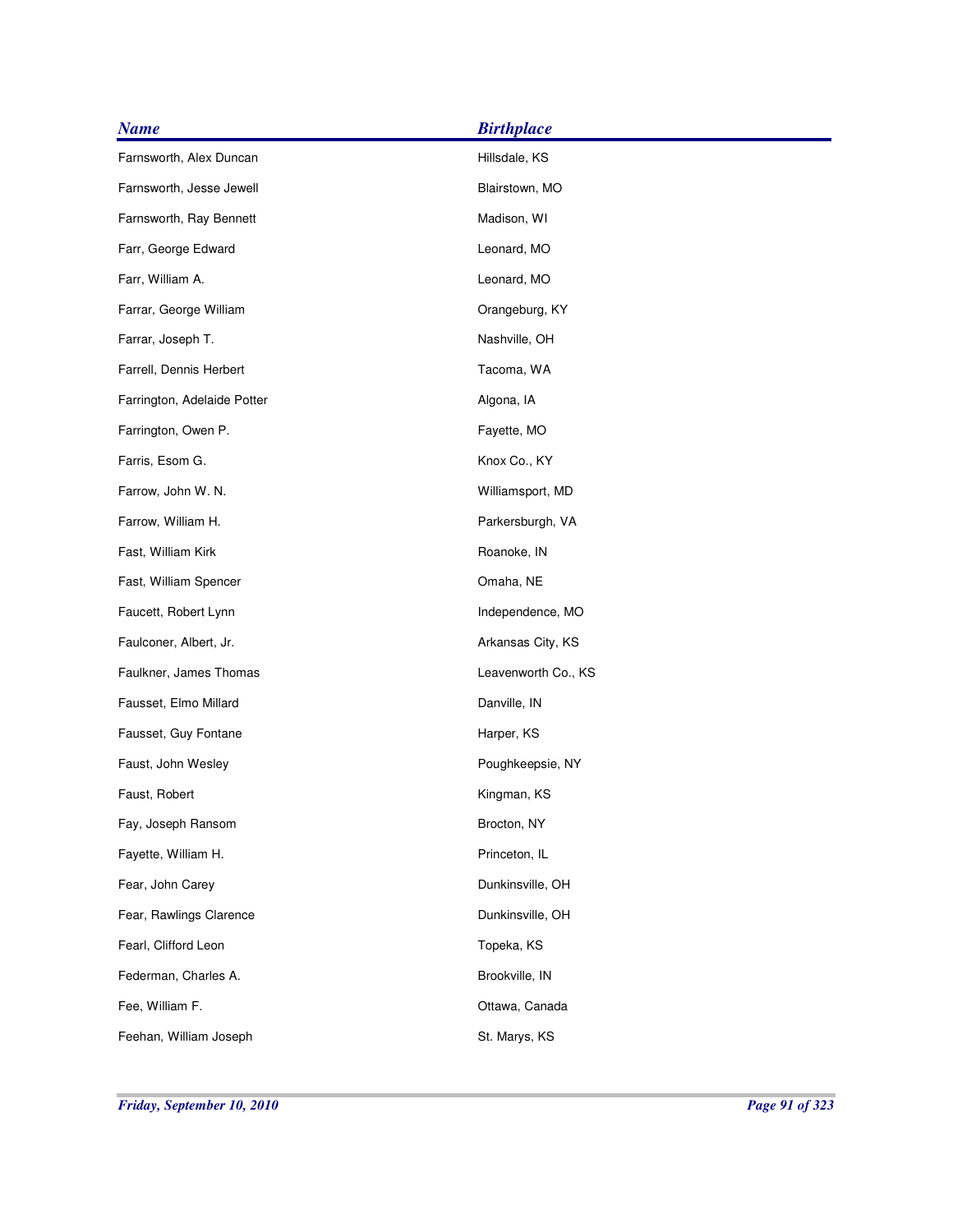| *Name* | *Birthplace* |
| --- | --- |
| Farnsworth, Alex Duncan | Hillsdale, KS |
| Farnsworth, Jesse Jewell | Blairstown, MO |
| Farnsworth, Ray Bennett | Madison, WI |
| Farr, George Edward | Leonard, MO |
| Farr, William A. | Leonard, MO |
| Farrar, George William | Orangeburg, KY |
| Farrar, Joseph T. | Nashville, OH |
| Farrell, Dennis Herbert | Tacoma, WA |
| Farrington, Adelaide Potter | Algona, IA |
| Farrington, Owen P. | Fayette, MO |
| Farris, Esom G. | Knox Co., KY |
| Farrow, John W. N. | Williamsport, MD |
| Farrow, William H. | Parkersburgh, VA |
| Fast, William Kirk | Roanoke, IN |
| Fast, William Spencer | Omaha, NE |
| Faucett, Robert Lynn | Independence, MO |
| Faulconer, Albert, Jr. | Arkansas City, KS |
| Faulkner, James Thomas | Leavenworth Co., KS |
| Fausset, Elmo Millard | Danville, IN |
| Fausset, Guy Fontane | Harper, KS |
| Faust, John Wesley | Poughkeepsie, NY |
| Faust, Robert | Kingman, KS |
| Fay, Joseph Ransom | Brocton, NY |
| Fayette, William H. | Princeton, IL |
| Fear, John Carey | Dunkinsville, OH |
| Fear, Rawlings Clarence | Dunkinsville, OH |
| Fearl, Clifford Leon | Topeka, KS |
| Federman, Charles A. | Brookville, IN |
| Fee, William F. | Ottawa, Canada |
| Feehan, William Joseph | St. Marys, KS |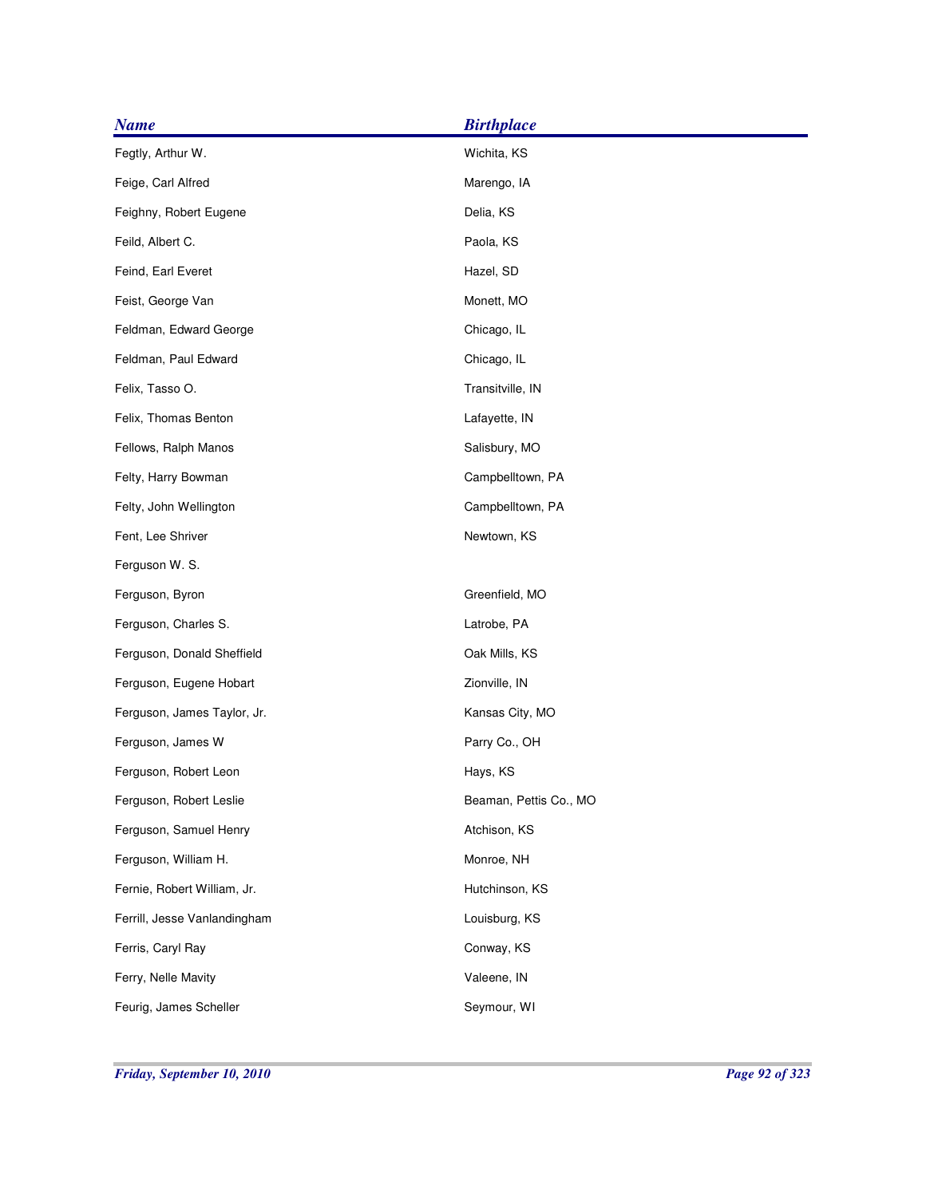| Name | Birthplace |
|---|---|
| Fegtly, Arthur W. | Wichita, KS |
| Feige, Carl Alfred | Marengo, IA |
| Feighny, Robert Eugene | Delia, KS |
| Feild, Albert C. | Paola, KS |
| Feind, Earl Everet | Hazel, SD |
| Feist, George Van | Monett, MO |
| Feldman, Edward George | Chicago, IL |
| Feldman, Paul Edward | Chicago, IL |
| Felix, Tasso O. | Transitville, IN |
| Felix, Thomas Benton | Lafayette, IN |
| Fellows, Ralph Manos | Salisbury, MO |
| Felty, Harry Bowman | Campbelltown, PA |
| Felty, John Wellington | Campbelltown, PA |
| Fent, Lee Shriver | Newtown, KS |
| Ferguson W. S. | |
| Ferguson, Byron | Greenfield, MO |
| Ferguson, Charles S. | Latrobe, PA |
| Ferguson, Donald Sheffield | Oak Mills, KS |
| Ferguson, Eugene Hobart | Zionville, IN |
| Ferguson, James Taylor, Jr. | Kansas City, MO |
| Ferguson, James W | Parry Co., OH |
| Ferguson, Robert Leon | Hays, KS |
| Ferguson, Robert Leslie | Beaman, Pettis Co., MO |
| Ferguson, Samuel Henry | Atchison, KS |
| Ferguson, William H. | Monroe, NH |
| Fernie, Robert William, Jr. | Hutchinson, KS |
| Ferrill, Jesse Vanlandingham | Louisburg, KS |
| Ferris, Caryl Ray | Conway, KS |
| Ferry, Nelle Mavity | Valeene, IN |
| Feurig, James Scheller | Seymour, WI |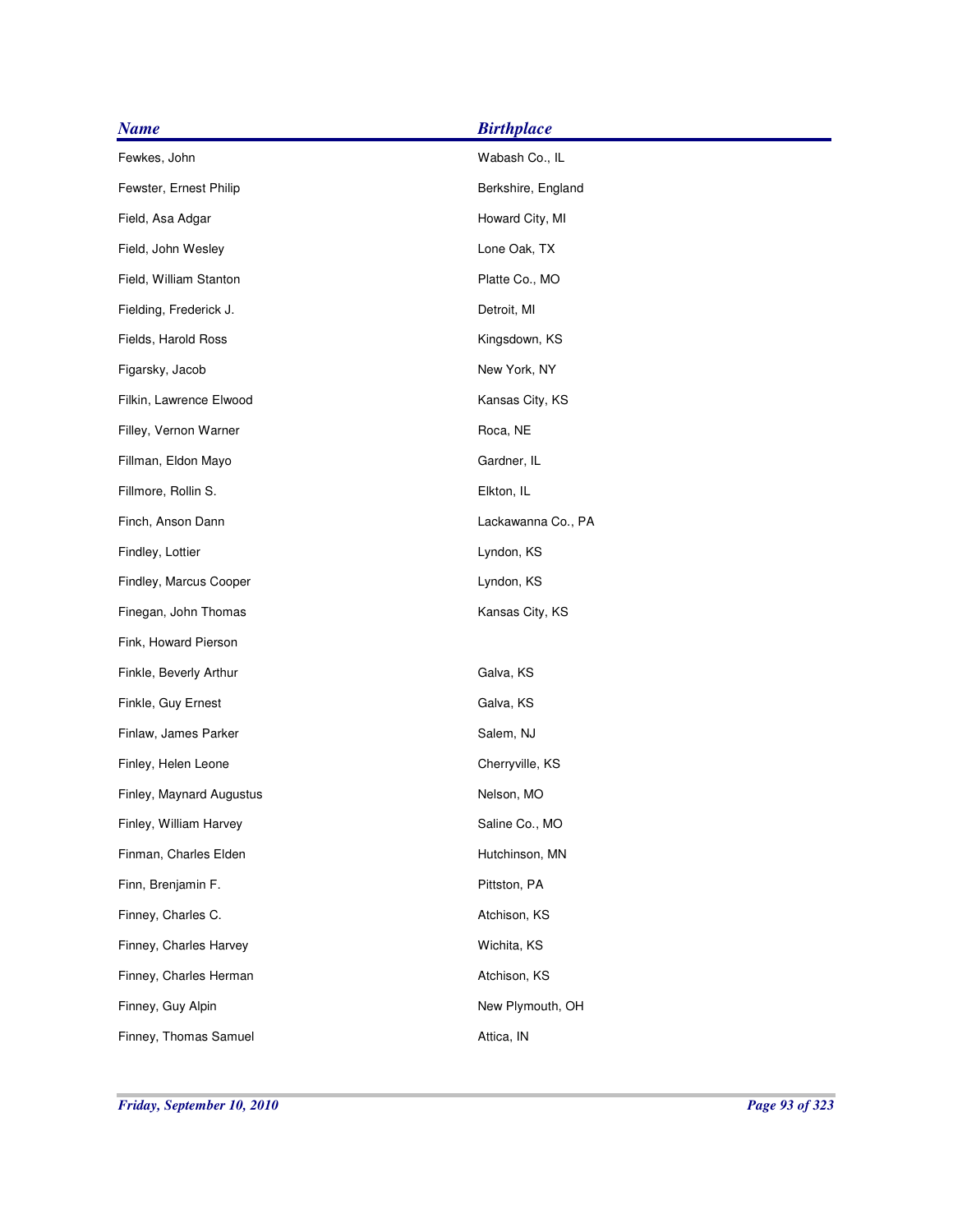| Name | Birthplace |
|---|---|
| Fewkes, John | Wabash Co., IL |
| Fewster, Ernest Philip | Berkshire, England |
| Field, Asa Adgar | Howard City, MI |
| Field, John Wesley | Lone Oak, TX |
| Field, William Stanton | Platte Co., MO |
| Fielding, Frederick J. | Detroit, MI |
| Fields, Harold Ross | Kingsdown, KS |
| Figarsky, Jacob | New York, NY |
| Filkin, Lawrence Elwood | Kansas City, KS |
| Filley, Vernon Warner | Roca, NE |
| Fillman, Eldon Mayo | Gardner, IL |
| Fillmore, Rollin S. | Elkton, IL |
| Finch, Anson Dann | Lackawanna Co., PA |
| Findley, Lottier | Lyndon, KS |
| Findley, Marcus Cooper | Lyndon, KS |
| Finegan, John Thomas | Kansas City, KS |
| Fink, Howard Pierson | |
| Finkle, Beverly Arthur | Galva, KS |
| Finkle, Guy Ernest | Galva, KS |
| Finlaw, James Parker | Salem, NJ |
| Finley, Helen Leone | Cherryville, KS |
| Finley, Maynard Augustus | Nelson, MO |
| Finley, William Harvey | Saline Co., MO |
| Finman, Charles Elden | Hutchinson, MN |
| Finn, Brenjamin F. | Pittston, PA |
| Finney, Charles C. | Atchison, KS |
| Finney, Charles Harvey | Wichita, KS |
| Finney, Charles Herman | Atchison, KS |
| Finney, Guy Alpin | New Plymouth, OH |
| Finney, Thomas Samuel | Attica, IN |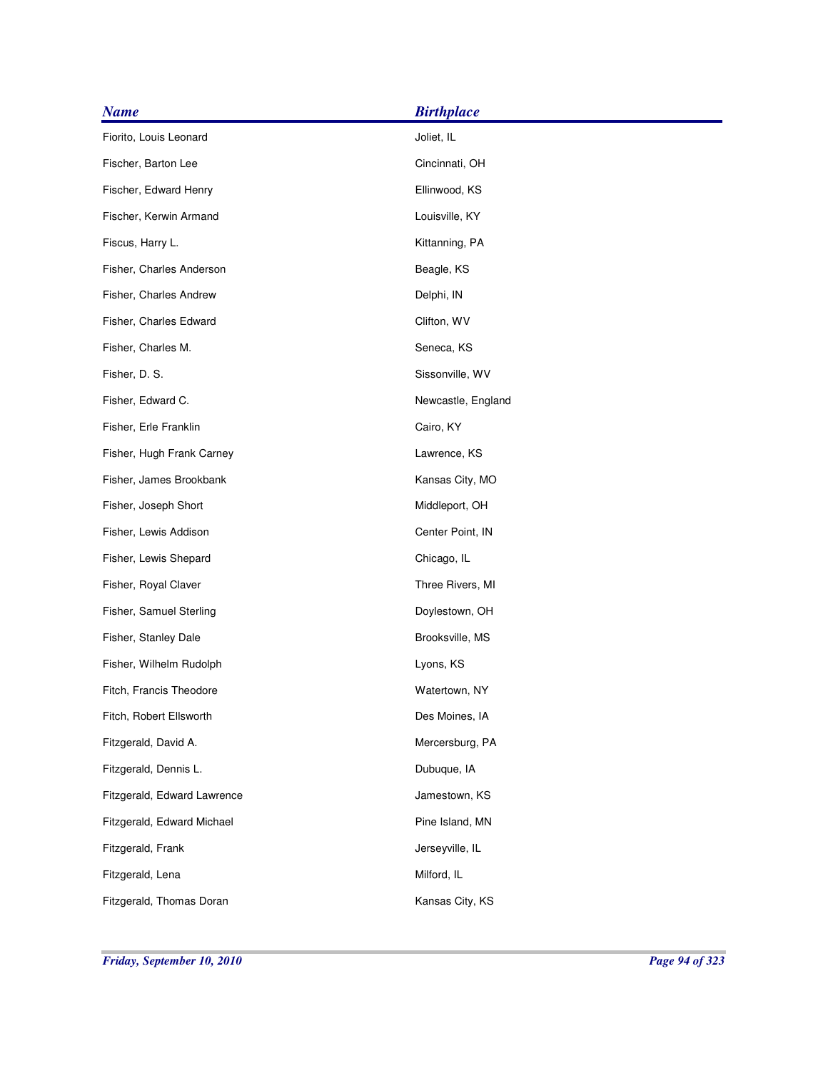| Name | Birthplace |
| --- | --- |
| Fiorito, Louis Leonard | Joliet, IL |
| Fischer, Barton Lee | Cincinnati, OH |
| Fischer, Edward Henry | Ellinwood, KS |
| Fischer, Kerwin Armand | Louisville, KY |
| Fiscus, Harry L. | Kittanning, PA |
| Fisher, Charles Anderson | Beagle, KS |
| Fisher, Charles Andrew | Delphi, IN |
| Fisher, Charles Edward | Clifton, WV |
| Fisher, Charles M. | Seneca, KS |
| Fisher, D. S. | Sissonville, WV |
| Fisher, Edward C. | Newcastle, England |
| Fisher, Erle Franklin | Cairo, KY |
| Fisher, Hugh Frank Carney | Lawrence, KS |
| Fisher, James Brookbank | Kansas City, MO |
| Fisher, Joseph Short | Middleport, OH |
| Fisher, Lewis Addison | Center Point, IN |
| Fisher, Lewis Shepard | Chicago, IL |
| Fisher, Royal Claver | Three Rivers, MI |
| Fisher, Samuel Sterling | Doylestown, OH |
| Fisher, Stanley Dale | Brooksville, MS |
| Fisher, Wilhelm Rudolph | Lyons, KS |
| Fitch, Francis Theodore | Watertown, NY |
| Fitch, Robert Ellsworth | Des Moines, IA |
| Fitzgerald, David A. | Mercersburg, PA |
| Fitzgerald, Dennis L. | Dubuque, IA |
| Fitzgerald, Edward Lawrence | Jamestown, KS |
| Fitzgerald, Edward Michael | Pine Island, MN |
| Fitzgerald, Frank | Jerseyville, IL |
| Fitzgerald, Lena | Milford, IL |
| Fitzgerald, Thomas Doran | Kansas City, KS |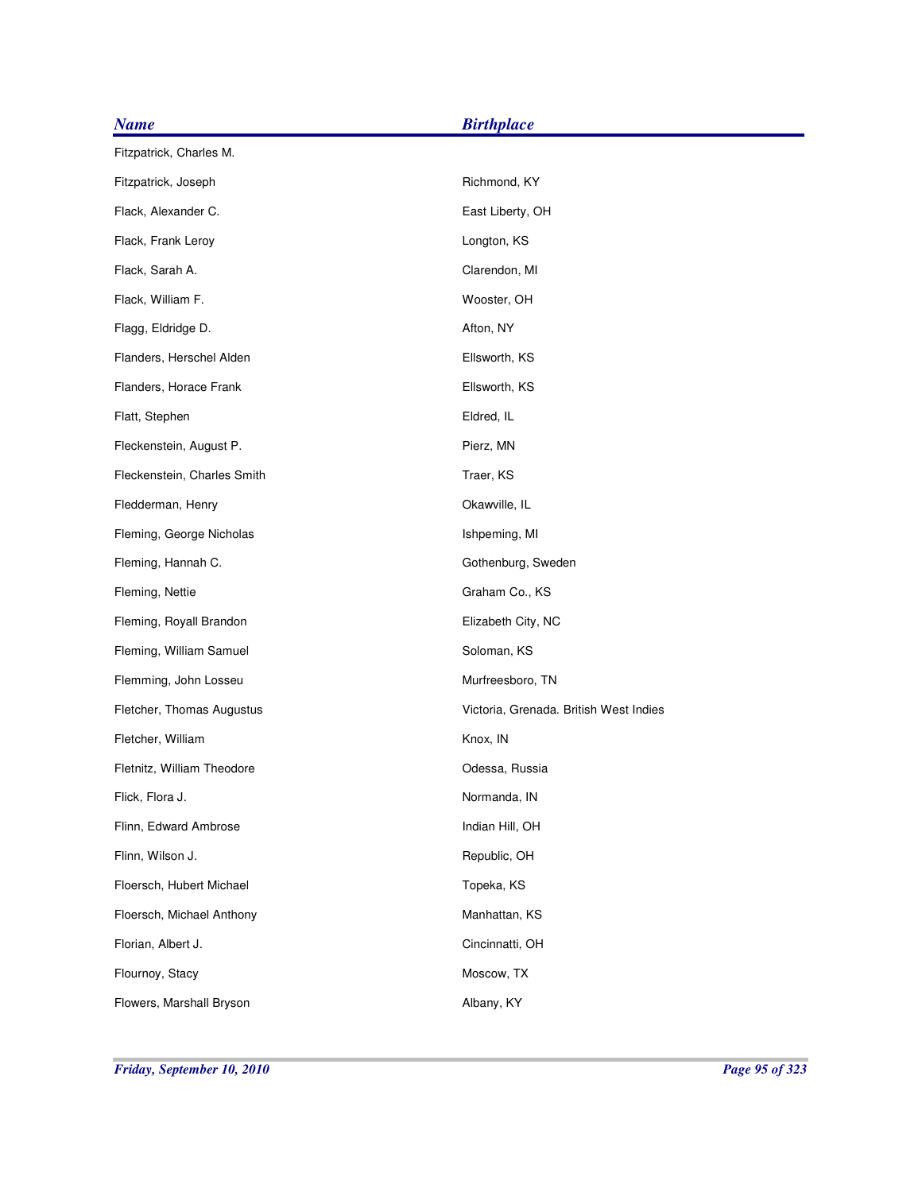| Name | Birthplace |
| --- | --- |
| Fitzpatrick, Charles M. | |
| Fitzpatrick, Joseph | Richmond, KY |
| Flack, Alexander C. | East Liberty, OH |
| Flack, Frank Leroy | Longton, KS |
| Flack, Sarah A. | Clarendon, MI |
| Flack, William F. | Wooster, OH |
| Flagg, Eldridge D. | Afton, NY |
| Flanders, Herschel Alden | Ellsworth, KS |
| Flanders, Horace Frank | Ellsworth, KS |
| Flatt, Stephen | Eldred, IL |
| Fleckenstein, August P. | Pierz, MN |
| Fleckenstein, Charles Smith | Traer, KS |
| Fledderman, Henry | Okawville, IL |
| Fleming, George Nicholas | Ishpeming, MI |
| Fleming, Hannah C. | Gothenburg, Sweden |
| Fleming, Nettie | Graham Co., KS |
| Fleming, Royall Brandon | Elizabeth City, NC |
| Fleming, William Samuel | Soloman, KS |
| Flemming, John Losseu | Murfreesboro, TN |
| Fletcher, Thomas Augustus | Victoria, Grenada. British West Indies |
| Fletcher, William | Knox, IN |
| Fletnitz, William Theodore | Odessa, Russia |
| Flick, Flora J. | Normanda, IN |
| Flinn, Edward Ambrose | Indian Hill, OH |
| Flinn, Wilson J. | Republic, OH |
| Floersch, Hubert Michael | Topeka, KS |
| Floersch, Michael Anthony | Manhattan, KS |
| Florian, Albert J. | Cincinnatti, OH |
| Flournoy, Stacy | Moscow, TX |
| Flowers, Marshall Bryson | Albany, KY |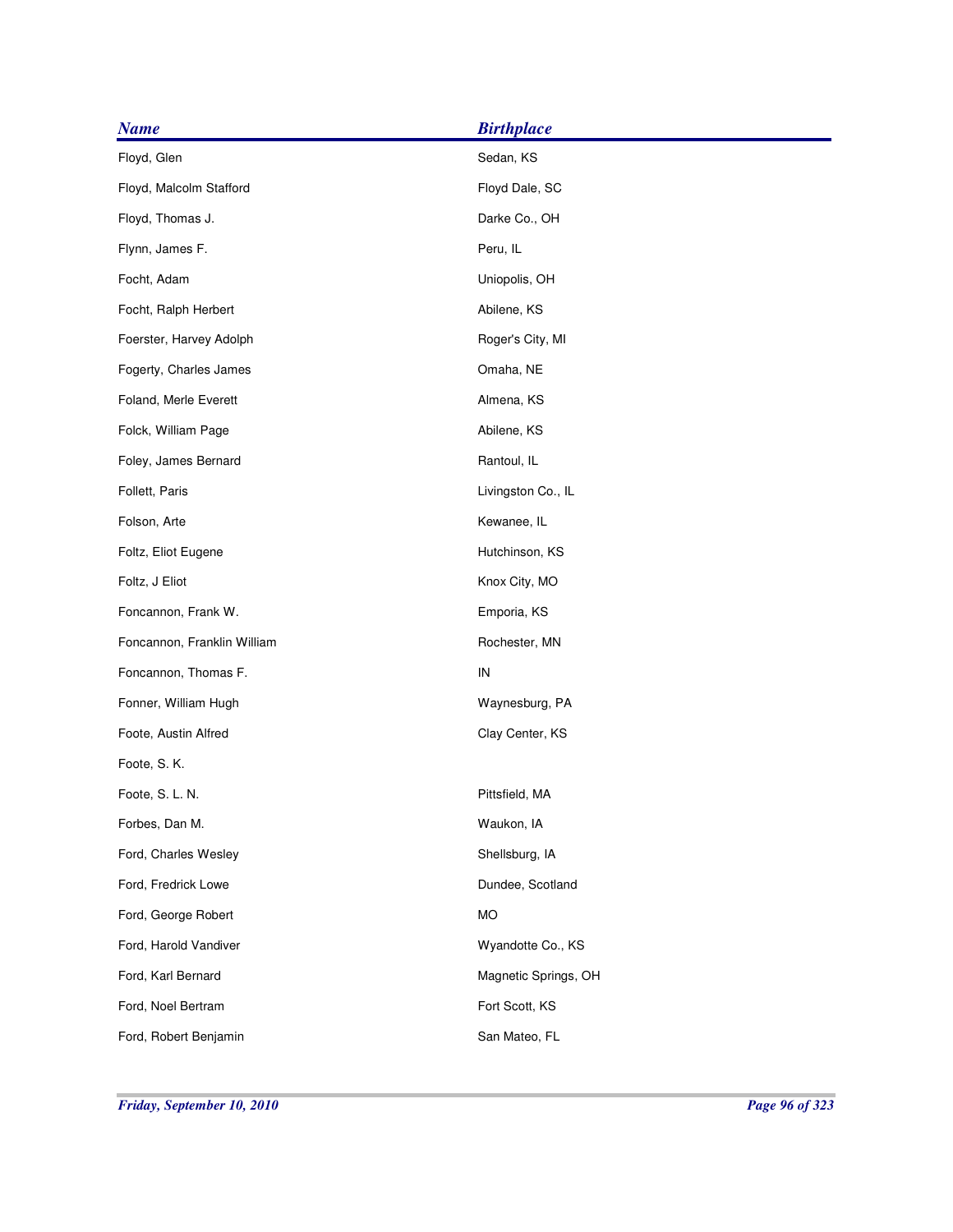| Name | Birthplace |
|---|---|
| Floyd, Glen | Sedan, KS |
| Floyd, Malcolm Stafford | Floyd Dale, SC |
| Floyd, Thomas J. | Darke Co., OH |
| Flynn, James F. | Peru, IL |
| Focht, Adam | Uniopolis, OH |
| Focht, Ralph Herbert | Abilene, KS |
| Foerster, Harvey Adolph | Roger's City, MI |
| Fogerty, Charles James | Omaha, NE |
| Foland, Merle Everett | Almena, KS |
| Folck, William Page | Abilene, KS |
| Foley, James Bernard | Rantoul, IL |
| Follett, Paris | Livingston Co., IL |
| Folson, Arte | Kewanee, IL |
| Foltz, Eliot Eugene | Hutchinson, KS |
| Foltz, J Eliot | Knox City, MO |
| Foncannon, Frank W. | Emporia, KS |
| Foncannon, Franklin William | Rochester, MN |
| Foncannon, Thomas F. | IN |
| Fonner, William Hugh | Waynesburg, PA |
| Foote, Austin Alfred | Clay Center, KS |
| Foote, S. K. | |
| Foote, S. L. N. | Pittsfield, MA |
| Forbes, Dan M. | Waukon, IA |
| Ford, Charles Wesley | Shellsburg, IA |
| Ford, Fredrick Lowe | Dundee, Scotland |
| Ford, George Robert | MO |
| Ford, Harold Vandiver | Wyandotte Co., KS |
| Ford, Karl Bernard | Magnetic Springs, OH |
| Ford, Noel Bertram | Fort Scott, KS |
| Ford, Robert Benjamin | San Mateo, FL |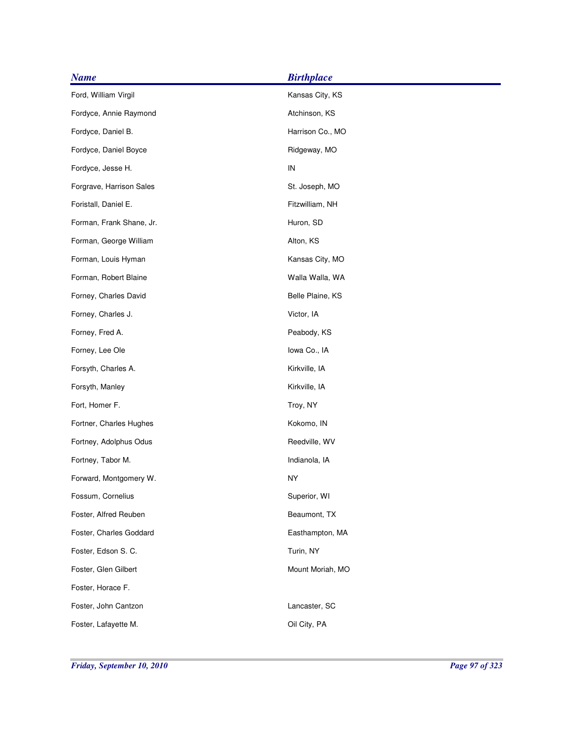| Name | Birthplace |
| --- | --- |
| Ford, William Virgil | Kansas City, KS |
| Fordyce, Annie Raymond | Atchinson, KS |
| Fordyce, Daniel B. | Harrison Co., MO |
| Fordyce, Daniel Boyce | Ridgeway, MO |
| Fordyce, Jesse H. | IN |
| Forgrave, Harrison Sales | St. Joseph, MO |
| Foristall, Daniel E. | Fitzwilliam, NH |
| Forman, Frank Shane, Jr. | Huron, SD |
| Forman, George William | Alton, KS |
| Forman, Louis Hyman | Kansas City, MO |
| Forman, Robert Blaine | Walla Walla, WA |
| Forney, Charles David | Belle Plaine, KS |
| Forney, Charles J. | Victor, IA |
| Forney, Fred A. | Peabody, KS |
| Forney, Lee Ole | Iowa Co., IA |
| Forsyth, Charles A. | Kirkville, IA |
| Forsyth, Manley | Kirkville, IA |
| Fort, Homer F. | Troy, NY |
| Fortner, Charles Hughes | Kokomo, IN |
| Fortney, Adolphus Odus | Reedville, WV |
| Fortney, Tabor M. | Indianola, IA |
| Forward, Montgomery W. | NY |
| Fossum, Cornelius | Superior, WI |
| Foster, Alfred Reuben | Beaumont, TX |
| Foster, Charles Goddard | Easthampton, MA |
| Foster, Edson S. C. | Turin, NY |
| Foster, Glen Gilbert | Mount Moriah, MO |
| Foster, Horace F. | |
| Foster, John Cantzon | Lancaster, SC |
| Foster, Lafayette M. | Oil City, PA |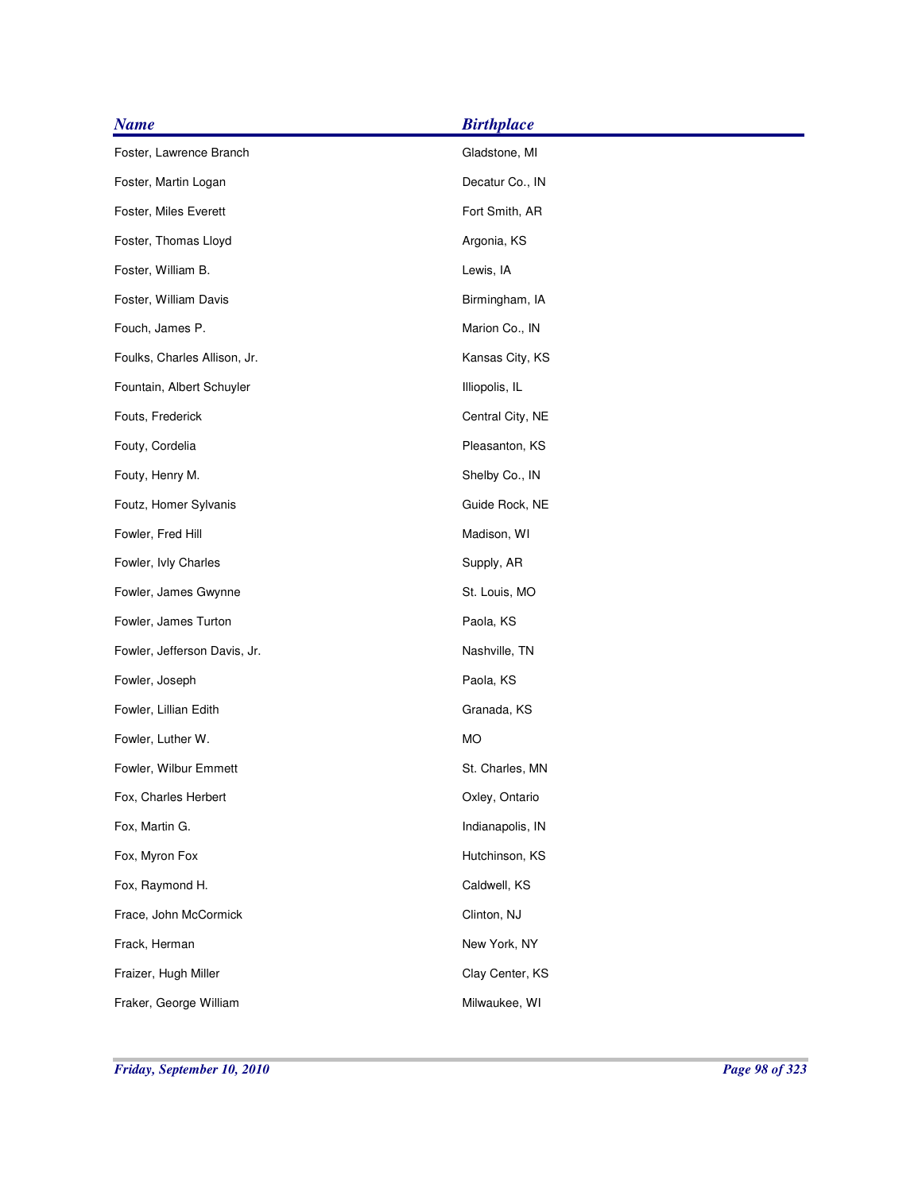| Name | Birthplace |
|---|---|
| Foster, Lawrence Branch | Gladstone, MI |
| Foster, Martin Logan | Decatur Co., IN |
| Foster, Miles Everett | Fort Smith, AR |
| Foster, Thomas Lloyd | Argonia, KS |
| Foster, William B. | Lewis, IA |
| Foster, William Davis | Birmingham, IA |
| Fouch, James P. | Marion Co., IN |
| Foulks, Charles Allison, Jr. | Kansas City, KS |
| Fountain, Albert Schuyler | Illiopolis, IL |
| Fouts, Frederick | Central City, NE |
| Fouty, Cordelia | Pleasanton, KS |
| Fouty, Henry M. | Shelby Co., IN |
| Foutz, Homer Sylvanis | Guide Rock, NE |
| Fowler, Fred Hill | Madison, WI |
| Fowler, Ivly Charles | Supply, AR |
| Fowler, James Gwynne | St. Louis, MO |
| Fowler, James Turton | Paola, KS |
| Fowler, Jefferson Davis, Jr. | Nashville, TN |
| Fowler, Joseph | Paola, KS |
| Fowler, Lillian Edith | Granada, KS |
| Fowler, Luther W. | MO |
| Fowler, Wilbur Emmett | St. Charles, MN |
| Fox, Charles Herbert | Oxley, Ontario |
| Fox, Martin G. | Indianapolis, IN |
| Fox, Myron Fox | Hutchinson, KS |
| Fox, Raymond H. | Caldwell, KS |
| Frace, John McCormick | Clinton, NJ |
| Frack, Herman | New York, NY |
| Fraizer, Hugh Miller | Clay Center, KS |
| Fraker, George William | Milwaukee, WI |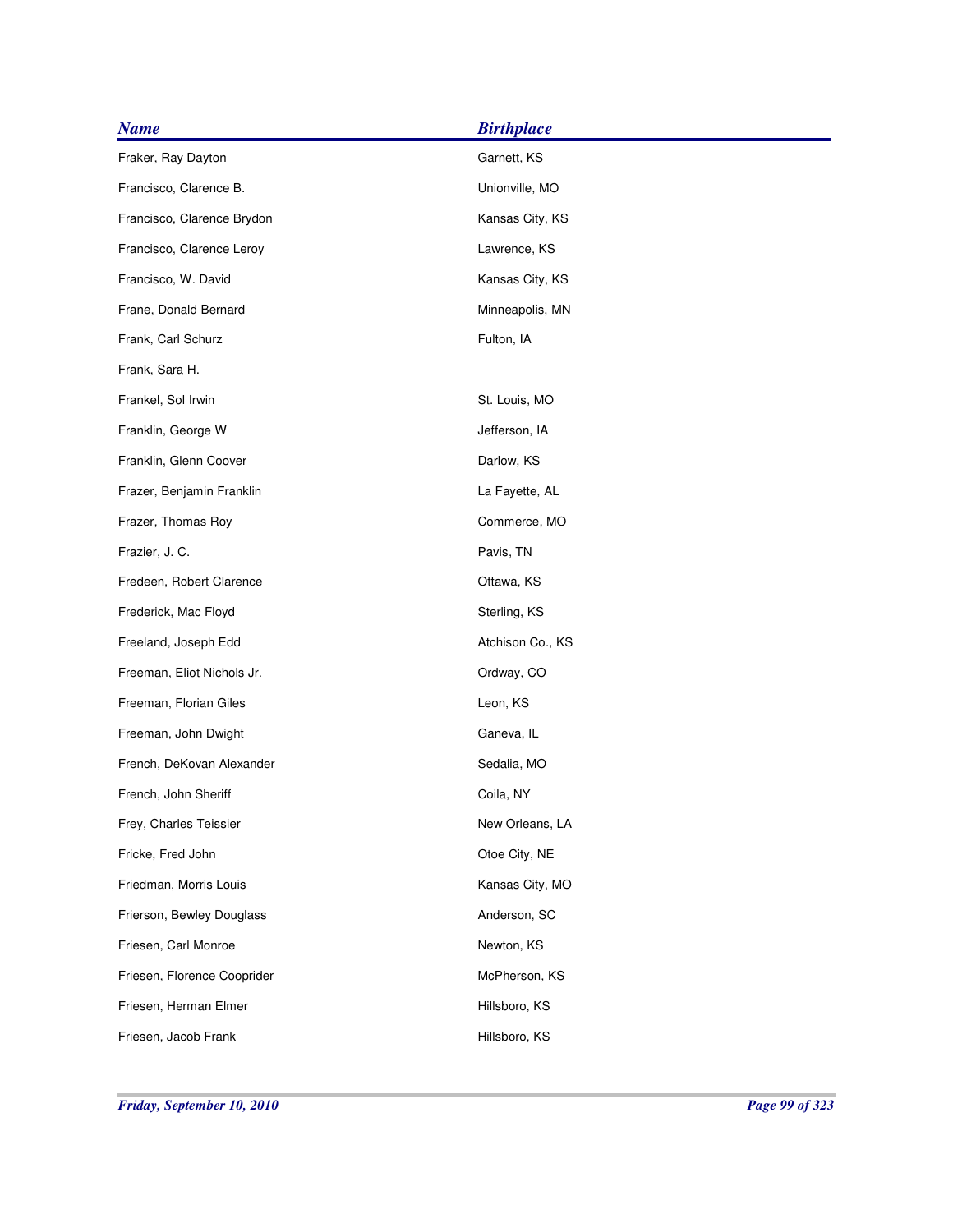| Name | Birthplace |
| --- | --- |
| Fraker, Ray Dayton | Garnett, KS |
| Francisco, Clarence B. | Unionville, MO |
| Francisco, Clarence Brydon | Kansas City, KS |
| Francisco, Clarence Leroy | Lawrence, KS |
| Francisco, W. David | Kansas City, KS |
| Frane, Donald Bernard | Minneapolis, MN |
| Frank, Carl Schurz | Fulton, IA |
| Frank, Sara H. | |
| Frankel, Sol Irwin | St. Louis, MO |
| Franklin, George W | Jefferson, IA |
| Franklin, Glenn Coover | Darlow, KS |
| Frazer, Benjamin Franklin | La Fayette, AL |
| Frazer, Thomas Roy | Commerce, MO |
| Frazier, J. C. | Pavis, TN |
| Fredeen, Robert Clarence | Ottawa, KS |
| Frederick, Mac Floyd | Sterling, KS |
| Freeland, Joseph Edd | Atchison Co., KS |
| Freeman, Eliot Nichols Jr. | Ordway, CO |
| Freeman, Florian Giles | Leon, KS |
| Freeman, John Dwight | Ganeva, IL |
| French, DeKovan Alexander | Sedalia, MO |
| French, John Sheriff | Coila, NY |
| Frey, Charles Teissier | New Orleans, LA |
| Fricke, Fred John | Otoe City, NE |
| Friedman, Morris Louis | Kansas City, MO |
| Frierson, Bewley Douglass | Anderson, SC |
| Friesen, Carl Monroe | Newton, KS |
| Friesen, Florence Cooprider | McPherson, KS |
| Friesen, Herman Elmer | Hillsboro, KS |
| Friesen, Jacob Frank | Hillsboro, KS |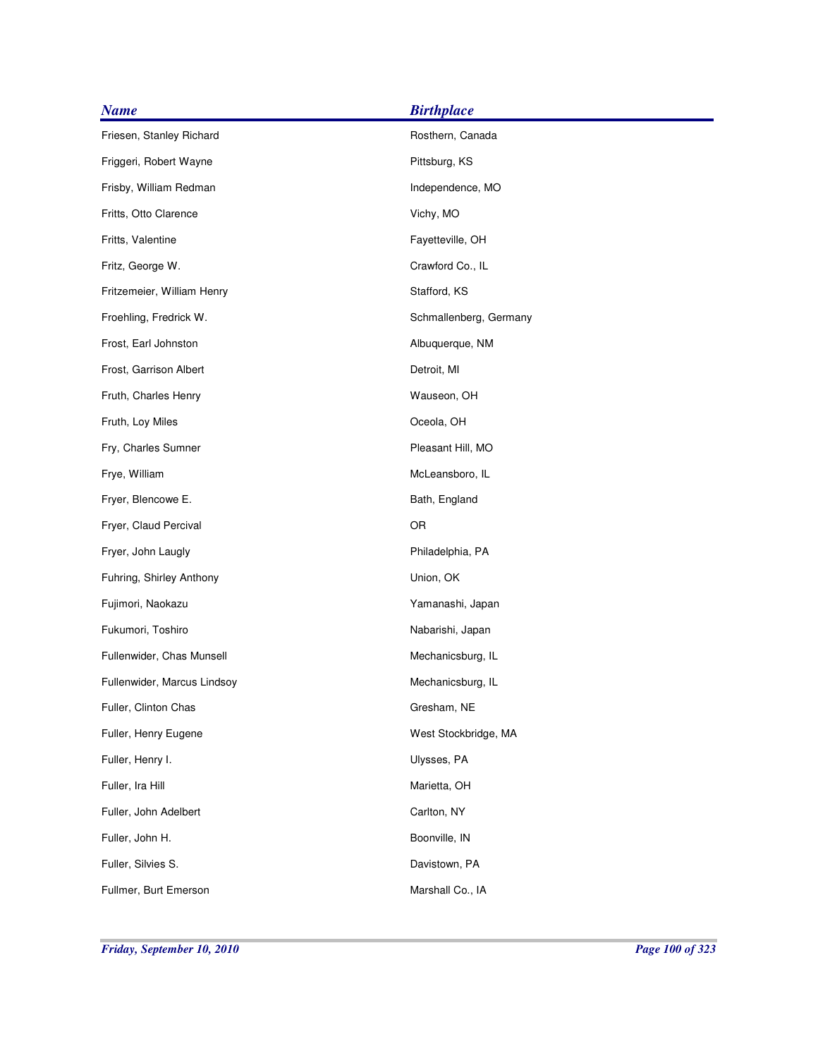| Name | Birthplace |
|---|---|
| Friesen, Stanley Richard | Rosthern, Canada |
| Friggeri, Robert Wayne | Pittsburg, KS |
| Frisby, William Redman | Independence, MO |
| Fritts, Otto Clarence | Vichy, MO |
| Fritts, Valentine | Fayetteville, OH |
| Fritz, George W. | Crawford Co., IL |
| Fritzemeier, William Henry | Stafford, KS |
| Froehling, Fredrick W. | Schmallenberg, Germany |
| Frost, Earl Johnston | Albuquerque, NM |
| Frost, Garrison Albert | Detroit, MI |
| Fruth, Charles Henry | Wauseon, OH |
| Fruth, Loy Miles | Oceola, OH |
| Fry, Charles Sumner | Pleasant Hill, MO |
| Frye, William | McLeansboro, IL |
| Fryer, Blencowe E. | Bath, England |
| Fryer, Claud Percival | OR |
| Fryer, John Laugly | Philadelphia, PA |
| Fuhring, Shirley Anthony | Union, OK |
| Fujimori, Naokazu | Yamanashi, Japan |
| Fukumori, Toshiro | Nabarishi, Japan |
| Fullenwider, Chas Munsell | Mechanicsburg, IL |
| Fullenwider, Marcus Lindsoy | Mechanicsburg, IL |
| Fuller, Clinton Chas | Gresham, NE |
| Fuller, Henry Eugene | West Stockbridge, MA |
| Fuller, Henry I. | Ulysses, PA |
| Fuller, Ira Hill | Marietta, OH |
| Fuller, John Adelbert | Carlton, NY |
| Fuller, John H. | Boonville, IN |
| Fuller, Silvies S. | Davistown, PA |
| Fullmer, Burt Emerson | Marshall Co., IA |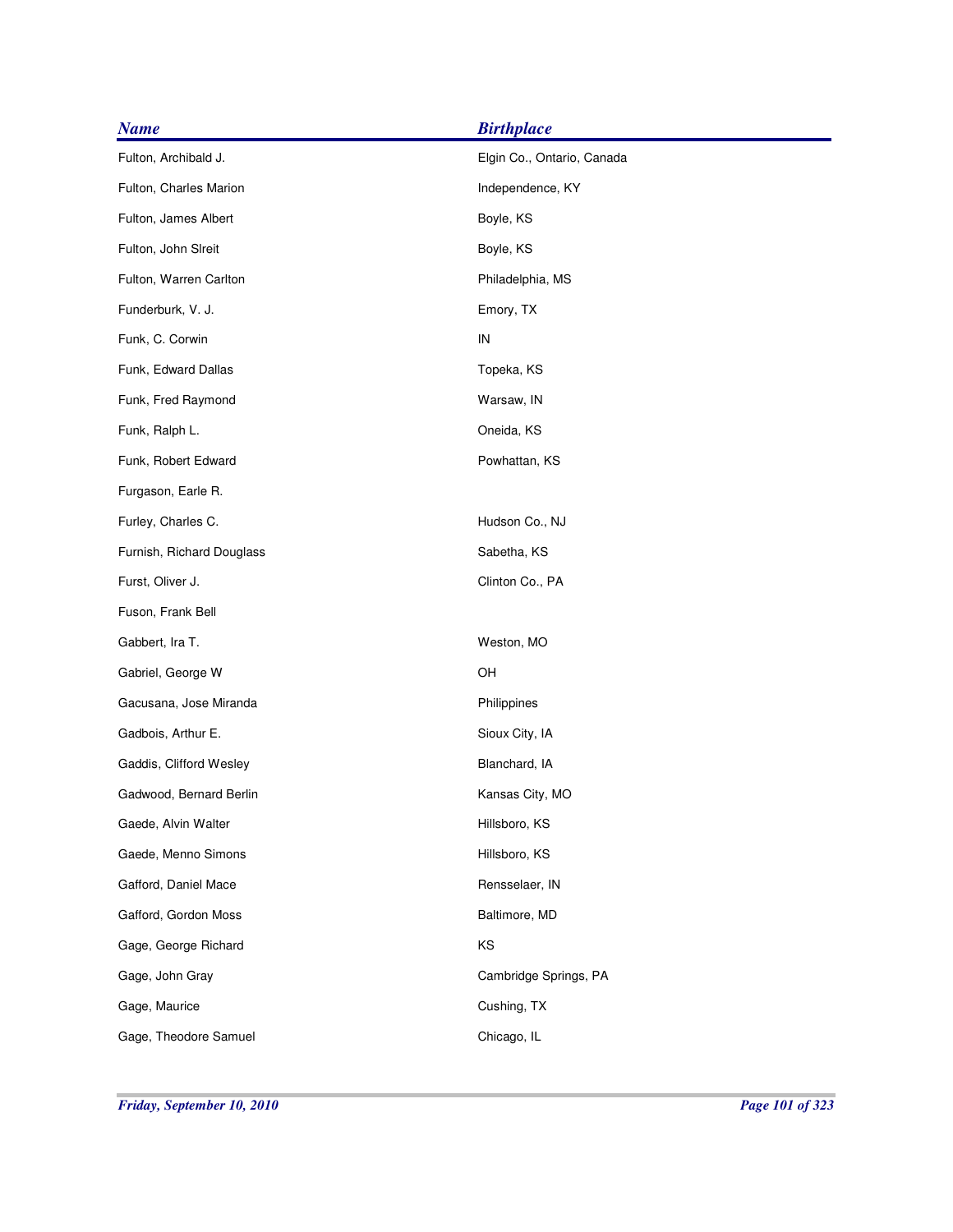| Name | Birthplace |
| --- | --- |
| Fulton, Archibald J. | Elgin Co., Ontario, Canada |
| Fulton, Charles Marion | Independence, KY |
| Fulton, James Albert | Boyle, KS |
| Fulton, John Slreit | Boyle, KS |
| Fulton, Warren Carlton | Philadelphia, MS |
| Funderburk, V. J. | Emory, TX |
| Funk, C. Corwin | IN |
| Funk, Edward Dallas | Topeka, KS |
| Funk, Fred Raymond | Warsaw, IN |
| Funk, Ralph L. | Oneida, KS |
| Funk, Robert Edward | Powhattan, KS |
| Furgason, Earle R. | |
| Furley, Charles C. | Hudson Co., NJ |
| Furnish, Richard Douglass | Sabetha, KS |
| Furst, Oliver J. | Clinton Co., PA |
| Fuson, Frank Bell | |
| Gabbert, Ira T. | Weston, MO |
| Gabriel, George W | OH |
| Gacusana, Jose Miranda | Philippines |
| Gadbois, Arthur E. | Sioux City, IA |
| Gaddis, Clifford Wesley | Blanchard, IA |
| Gadwood, Bernard Berlin | Kansas City, MO |
| Gaede, Alvin Walter | Hillsboro, KS |
| Gaede, Menno Simons | Hillsboro, KS |
| Gafford, Daniel Mace | Rensselaer, IN |
| Gafford, Gordon Moss | Baltimore, MD |
| Gage, George Richard | KS |
| Gage, John Gray | Cambridge Springs, PA |
| Gage, Maurice | Cushing, TX |
| Gage, Theodore Samuel | Chicago, IL |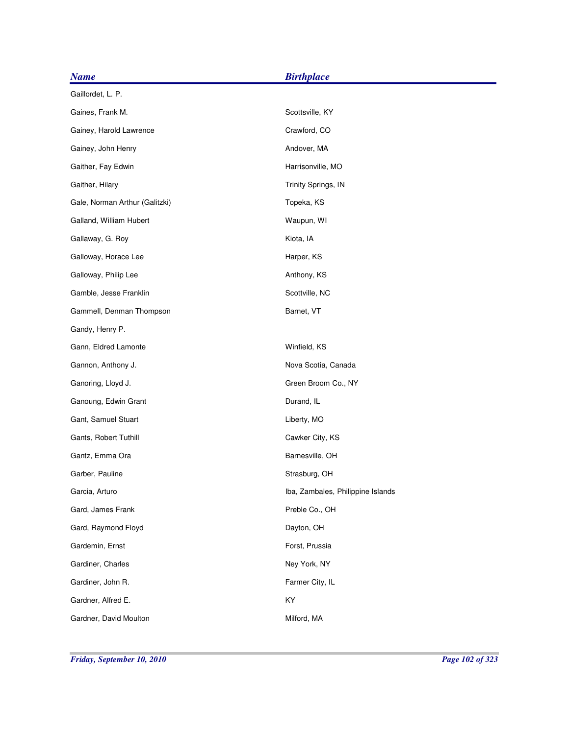| Name | Birthplace |
| --- | --- |
| Gaillordet, L. P. | |
| Gaines, Frank M. | Scottsville, KY |
| Gainey, Harold Lawrence | Crawford, CO |
| Gainey, John Henry | Andover, MA |
| Gaither, Fay Edwin | Harrisonville, MO |
| Gaither, Hilary | Trinity Springs, IN |
| Gale, Norman Arthur (Galitzki) | Topeka, KS |
| Galland, William Hubert | Waupun, WI |
| Gallaway, G. Roy | Kiota, IA |
| Galloway, Horace Lee | Harper, KS |
| Galloway, Philip Lee | Anthony, KS |
| Gamble, Jesse Franklin | Scottville, NC |
| Gammell, Denman Thompson | Barnet, VT |
| Gandy, Henry P. | |
| Gann, Eldred Lamonte | Winfield, KS |
| Gannon, Anthony J. | Nova Scotia, Canada |
| Ganoring, Lloyd J. | Green Broom Co., NY |
| Ganoung, Edwin Grant | Durand, IL |
| Gant, Samuel Stuart | Liberty, MO |
| Gants, Robert Tuthill | Cawker City, KS |
| Gantz, Emma Ora | Barnesville, OH |
| Garber, Pauline | Strasburg, OH |
| Garcia, Arturo | Iba, Zambales, Philippine Islands |
| Gard, James Frank | Preble Co., OH |
| Gard, Raymond Floyd | Dayton, OH |
| Gardemin, Ernst | Forst, Prussia |
| Gardiner, Charles | Ney York, NY |
| Gardiner, John R. | Farmer City, IL |
| Gardner, Alfred E. | KY |
| Gardner, David Moulton | Milford, MA |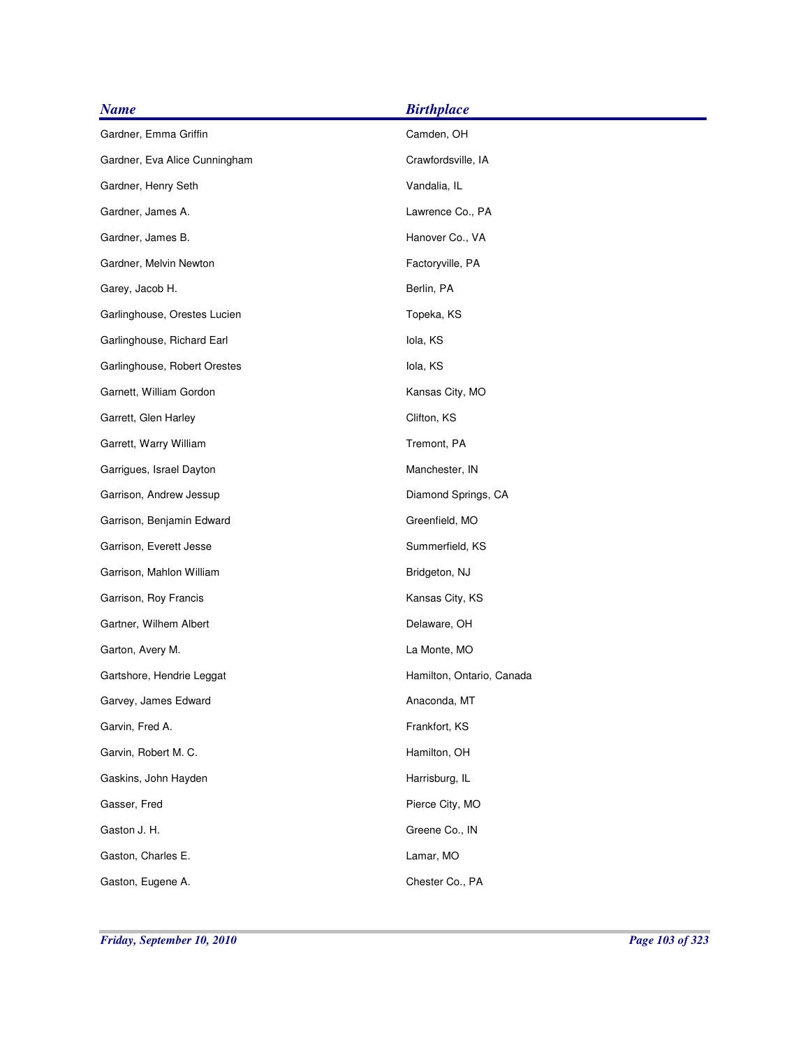| Name | Birthplace |
| --- | --- |
| Gardner, Emma Griffin | Camden, OH |
| Gardner, Eva Alice Cunningham | Crawfordsville, IA |
| Gardner, Henry Seth | Vandalia, IL |
| Gardner, James A. | Lawrence Co., PA |
| Gardner, James B. | Hanover Co., VA |
| Gardner, Melvin Newton | Factoryville, PA |
| Garey, Jacob H. | Berlin, PA |
| Garlinghouse, Orestes Lucien | Topeka, KS |
| Garlinghouse, Richard Earl | Iola, KS |
| Garlinghouse, Robert Orestes | Iola, KS |
| Garnett, William Gordon | Kansas City, MO |
| Garrett, Glen Harley | Clifton, KS |
| Garrett, Warry William | Tremont, PA |
| Garrigues, Israel Dayton | Manchester, IN |
| Garrison, Andrew Jessup | Diamond Springs, CA |
| Garrison, Benjamin Edward | Greenfield, MO |
| Garrison, Everett Jesse | Summerfield, KS |
| Garrison, Mahlon William | Bridgeton, NJ |
| Garrison, Roy Francis | Kansas City, KS |
| Gartner, Wilhem Albert | Delaware, OH |
| Garton, Avery M. | La Monte, MO |
| Gartshore, Hendrie Leggat | Hamilton, Ontario, Canada |
| Garvey, James Edward | Anaconda, MT |
| Garvin, Fred A. | Frankfort, KS |
| Garvin, Robert M. C. | Hamilton, OH |
| Gaskins, John Hayden | Harrisburg, IL |
| Gasser, Fred | Pierce City, MO |
| Gaston J. H. | Greene Co., IN |
| Gaston, Charles E. | Lamar, MO |
| Gaston, Eugene A. | Chester Co., PA |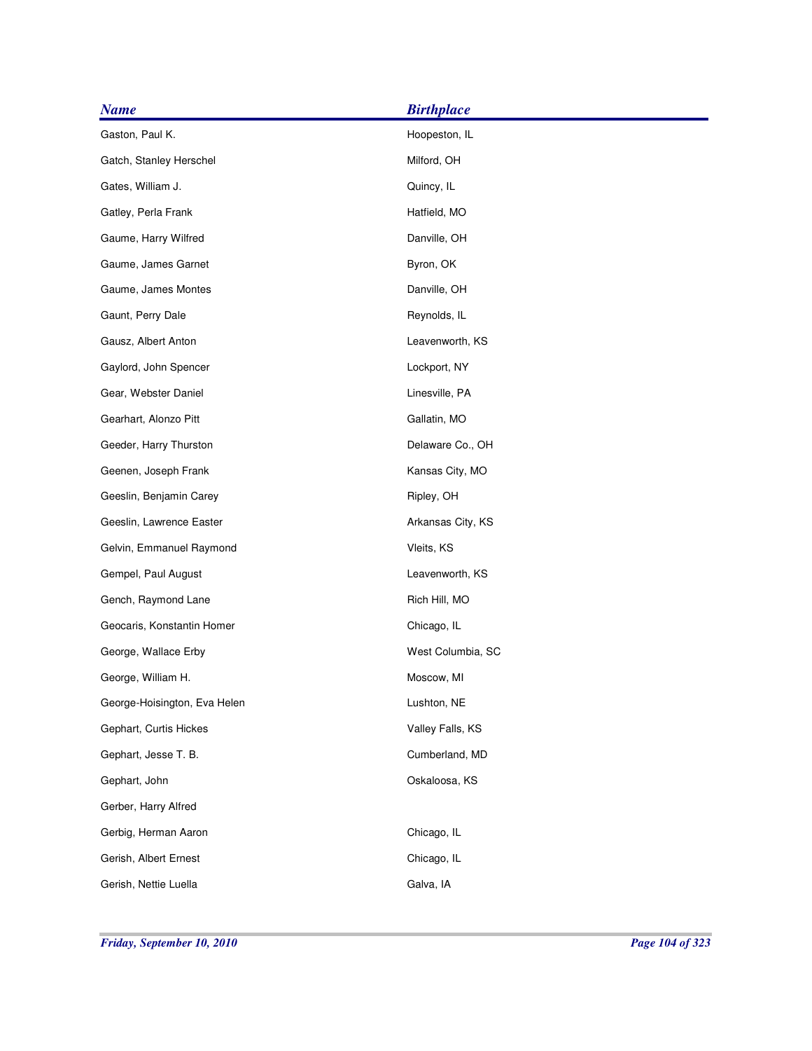| Name | Birthplace |
|---|---|
| Gaston, Paul K. | Hoopeston, IL |
| Gatch, Stanley Herschel | Milford, OH |
| Gates, William J. | Quincy, IL |
| Gatley, Perla Frank | Hatfield, MO |
| Gaume, Harry Wilfred | Danville, OH |
| Gaume, James Garnet | Byron, OK |
| Gaume, James Montes | Danville, OH |
| Gaunt, Perry Dale | Reynolds, IL |
| Gausz, Albert Anton | Leavenworth, KS |
| Gaylord, John Spencer | Lockport, NY |
| Gear, Webster Daniel | Linesville, PA |
| Gearhart, Alonzo Pitt | Gallatin, MO |
| Geeder, Harry Thurston | Delaware Co., OH |
| Geenen, Joseph Frank | Kansas City, MO |
| Geeslin, Benjamin Carey | Ripley, OH |
| Geeslin, Lawrence Easter | Arkansas City, KS |
| Gelvin, Emmanuel Raymond | Vleits, KS |
| Gempel, Paul August | Leavenworth, KS |
| Gench, Raymond Lane | Rich Hill, MO |
| Geocaris, Konstantin Homer | Chicago, IL |
| George, Wallace Erby | West Columbia, SC |
| George, William H. | Moscow, MI |
| George-Hoisington, Eva Helen | Lushton, NE |
| Gephart, Curtis Hickes | Valley Falls, KS |
| Gephart, Jesse T. B. | Cumberland, MD |
| Gephart, John | Oskaloosa, KS |
| Gerber, Harry Alfred | |
| Gerbig, Herman Aaron | Chicago, IL |
| Gerish, Albert Ernest | Chicago, IL |
| Gerish, Nettie Luella | Galva, IA |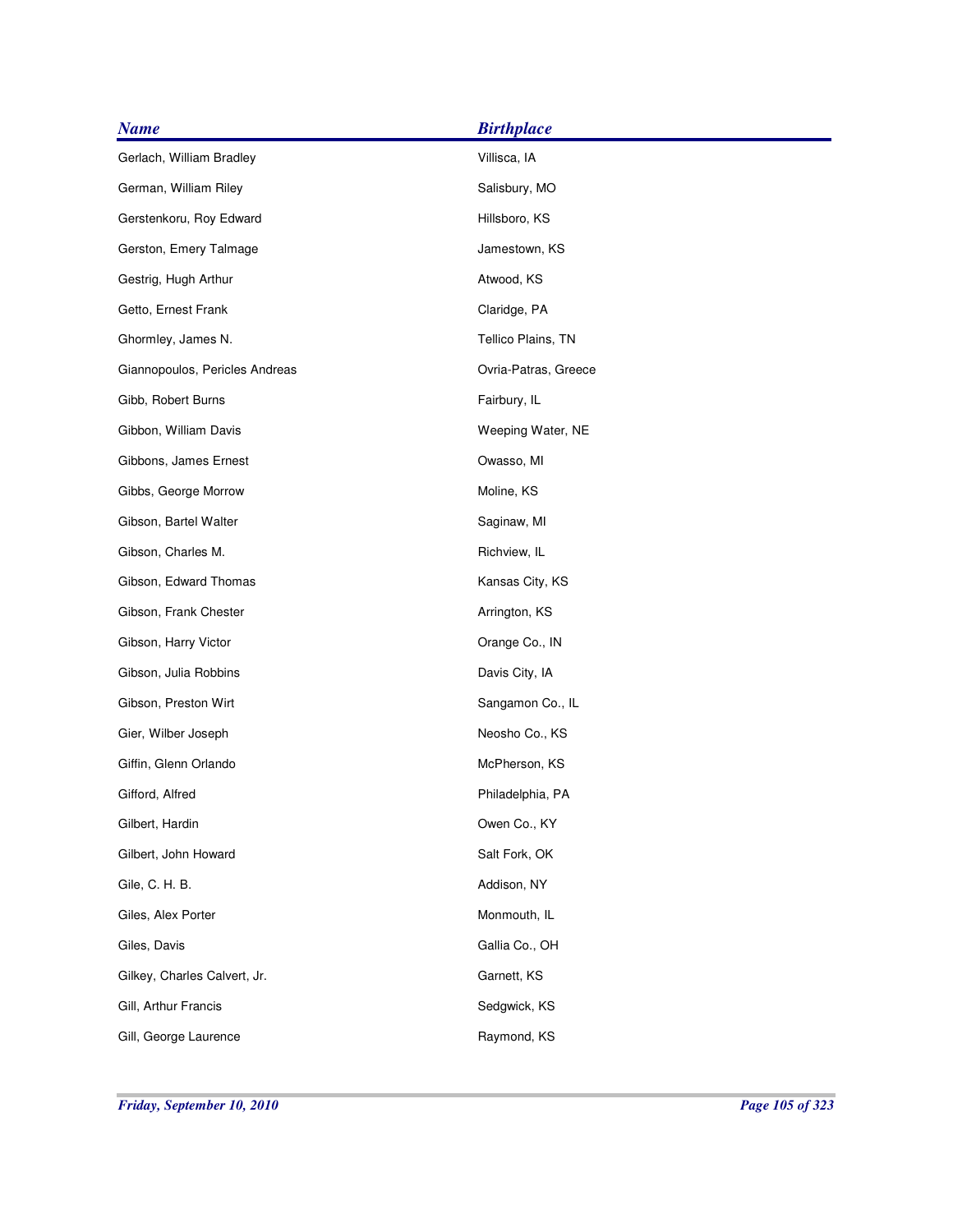| Name | Birthplace |
|---|---|
| Gerlach, William Bradley | Villisca, IA |
| German, William Riley | Salisbury, MO |
| Gerstenkoru, Roy Edward | Hillsboro, KS |
| Gerston, Emery Talmage | Jamestown, KS |
| Gestrig, Hugh Arthur | Atwood, KS |
| Getto, Ernest Frank | Claridge, PA |
| Ghormley, James N. | Tellico Plains, TN |
| Giannopoulos, Pericles Andreas | Ovria-Patras, Greece |
| Gibb, Robert Burns | Fairbury, IL |
| Gibbon, William Davis | Weeping Water, NE |
| Gibbons, James Ernest | Owasso, MI |
| Gibbs, George Morrow | Moline, KS |
| Gibson, Bartel Walter | Saginaw, MI |
| Gibson, Charles M. | Richview, IL |
| Gibson, Edward Thomas | Kansas City, KS |
| Gibson, Frank Chester | Arrington, KS |
| Gibson, Harry Victor | Orange Co., IN |
| Gibson, Julia Robbins | Davis City, IA |
| Gibson, Preston Wirt | Sangamon Co., IL |
| Gier, Wilber Joseph | Neosho Co., KS |
| Giffin, Glenn Orlando | McPherson, KS |
| Gifford, Alfred | Philadelphia, PA |
| Gilbert, Hardin | Owen Co., KY |
| Gilbert, John Howard | Salt Fork, OK |
| Gile, C. H. B. | Addison, NY |
| Giles, Alex Porter | Monmouth, IL |
| Giles, Davis | Gallia Co., OH |
| Gilkey, Charles Calvert, Jr. | Garnett, KS |
| Gill, Arthur Francis | Sedgwick, KS |
| Gill, George Laurence | Raymond, KS |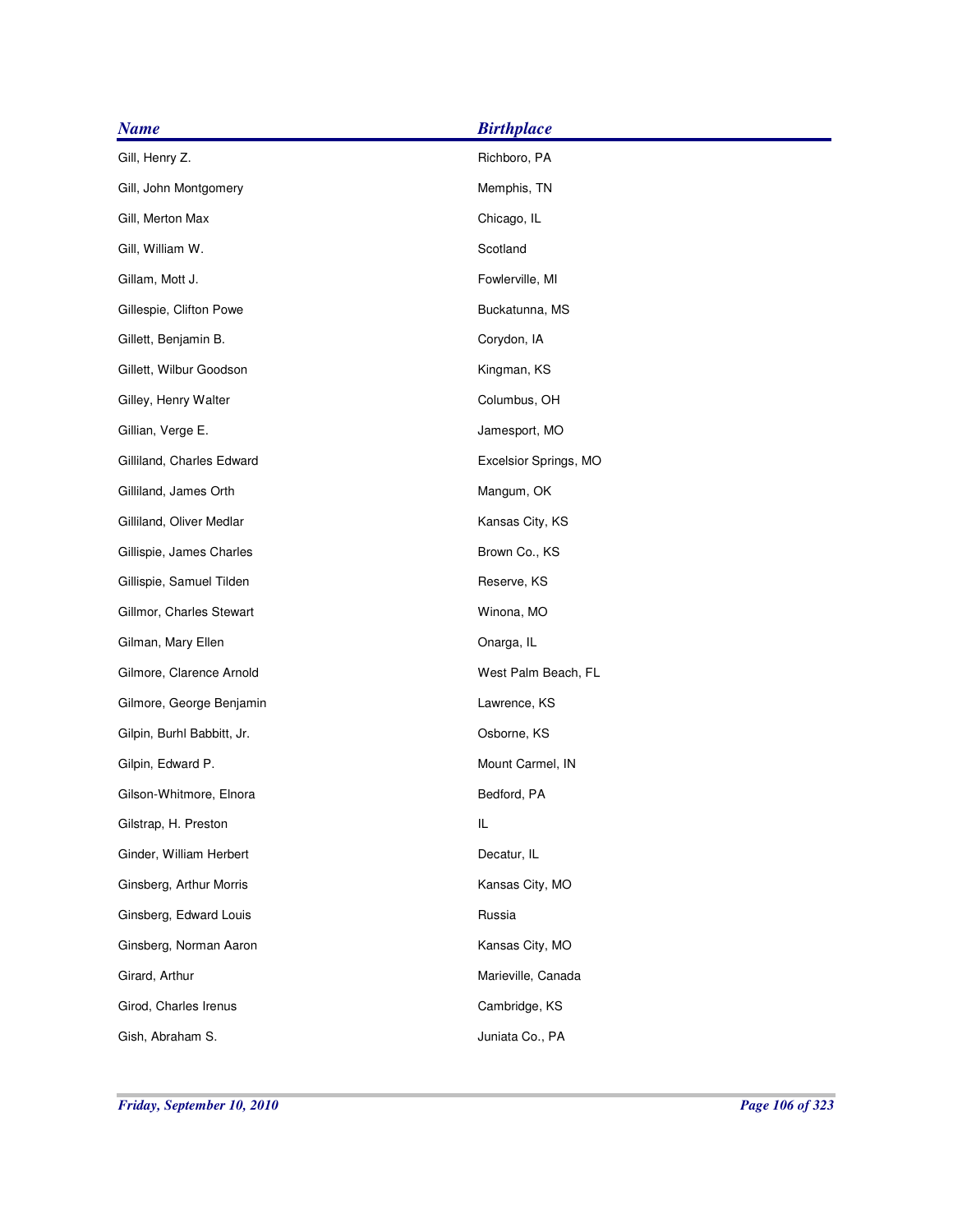| Name | Birthplace |
|---|---|
| Gill, Henry Z. | Richboro, PA |
| Gill, John Montgomery | Memphis, TN |
| Gill, Merton Max | Chicago, IL |
| Gill, William W. | Scotland |
| Gillam, Mott J. | Fowlerville, MI |
| Gillespie, Clifton Powe | Buckatunna, MS |
| Gillett, Benjamin B. | Corydon, IA |
| Gillett, Wilbur Goodson | Kingman, KS |
| Gilley, Henry Walter | Columbus, OH |
| Gillian, Verge E. | Jamesport, MO |
| Gilliland, Charles Edward | Excelsior Springs, MO |
| Gilliland, James Orth | Mangum, OK |
| Gilliland, Oliver Medlar | Kansas City, KS |
| Gillispie, James Charles | Brown Co., KS |
| Gillispie, Samuel Tilden | Reserve, KS |
| Gillmor, Charles Stewart | Winona, MO |
| Gilman, Mary Ellen | Onarga, IL |
| Gilmore, Clarence Arnold | West Palm Beach, FL |
| Gilmore, George Benjamin | Lawrence, KS |
| Gilpin, Burhl Babbitt, Jr. | Osborne, KS |
| Gilpin, Edward P. | Mount Carmel, IN |
| Gilson-Whitmore, Elnora | Bedford, PA |
| Gilstrap, H. Preston | IL |
| Ginder, William Herbert | Decatur, IL |
| Ginsberg, Arthur Morris | Kansas City, MO |
| Ginsberg, Edward Louis | Russia |
| Ginsberg, Norman Aaron | Kansas City, MO |
| Girard, Arthur | Marieville, Canada |
| Girod, Charles Irenus | Cambridge, KS |
| Gish, Abraham S. | Juniata Co., PA |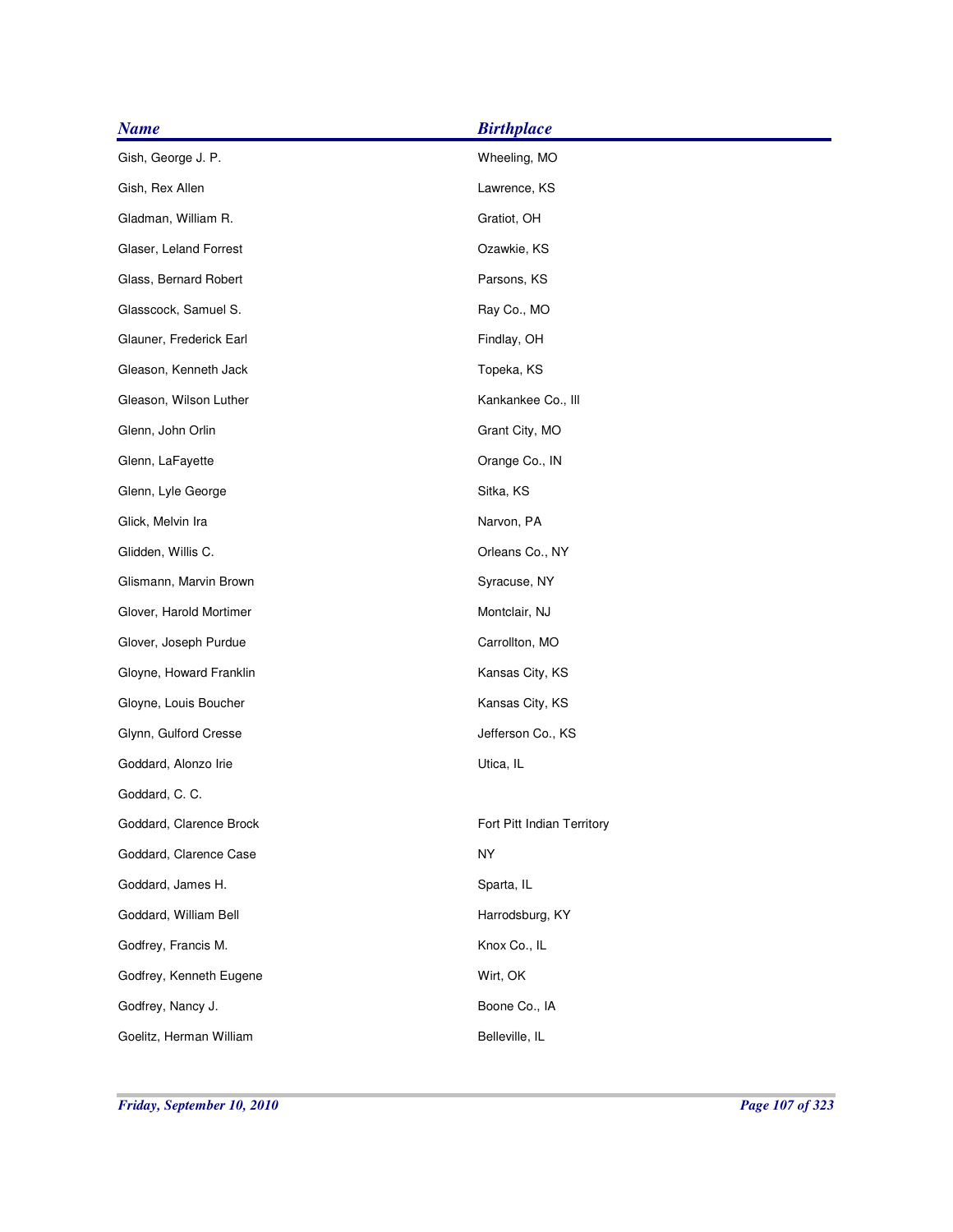| Name | Birthplace |
|---|---|
| Gish, George J. P. | Wheeling, MO |
| Gish, Rex Allen | Lawrence, KS |
| Gladman, William R. | Gratiot, OH |
| Glaser, Leland Forrest | Ozawkie, KS |
| Glass, Bernard Robert | Parsons, KS |
| Glasscock, Samuel S. | Ray Co., MO |
| Glauner, Frederick Earl | Findlay, OH |
| Gleason, Kenneth Jack | Topeka, KS |
| Gleason, Wilson Luther | Kankankee Co., Ill |
| Glenn, John Orlin | Grant City, MO |
| Glenn, LaFayette | Orange Co., IN |
| Glenn, Lyle George | Sitka, KS |
| Glick, Melvin Ira | Narvon, PA |
| Glidden, Willis C. | Orleans Co., NY |
| Glismann, Marvin Brown | Syracuse, NY |
| Glover, Harold Mortimer | Montclair, NJ |
| Glover, Joseph Purdue | Carrollton, MO |
| Gloyne, Howard Franklin | Kansas City, KS |
| Gloyne, Louis Boucher | Kansas City, KS |
| Glynn, Gulford Cresse | Jefferson Co., KS |
| Goddard, Alonzo Irie | Utica, IL |
| Goddard, C. C. | |
| Goddard, Clarence Brock | Fort Pitt Indian Territory |
| Goddard, Clarence Case | NY |
| Goddard, James H. | Sparta, IL |
| Goddard, William Bell | Harrodsburg, KY |
| Godfrey, Francis M. | Knox Co., IL |
| Godfrey, Kenneth Eugene | Wirt, OK |
| Godfrey, Nancy J. | Boone Co., IA |
| Goelitz, Herman William | Belleville, IL |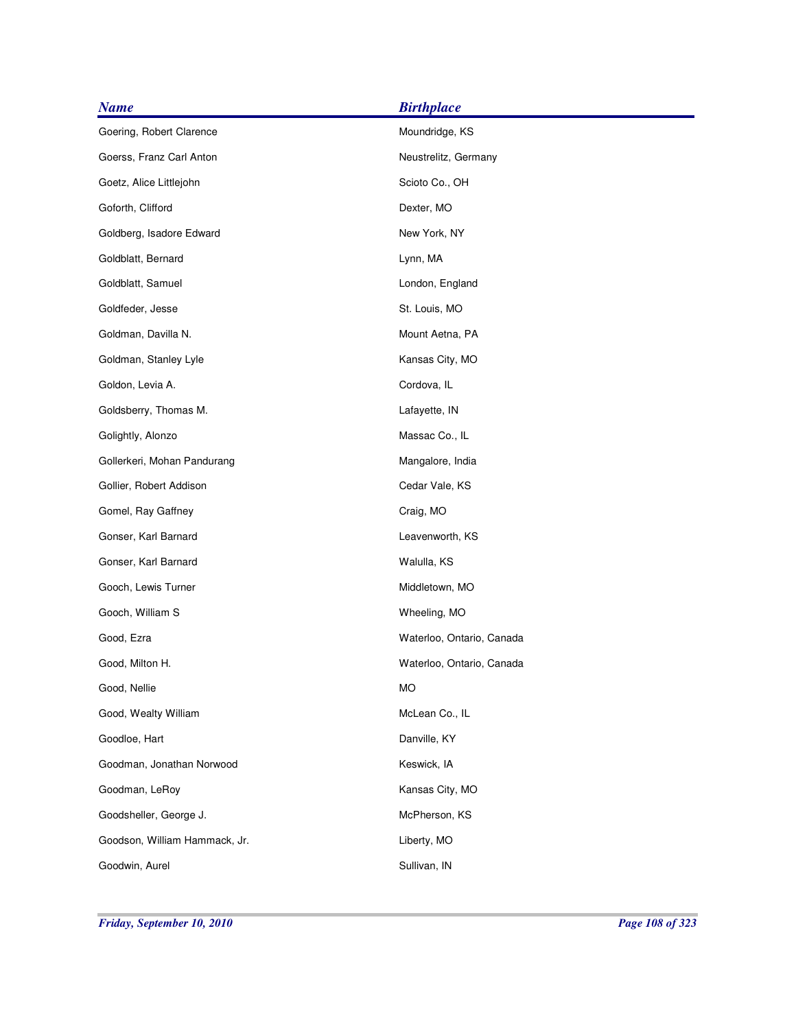| Name | Birthplace |
|---|---|
| Goering, Robert Clarence | Moundridge, KS |
| Goerss, Franz Carl Anton | Neustrelitz, Germany |
| Goetz, Alice Littlejohn | Scioto Co., OH |
| Goforth, Clifford | Dexter, MO |
| Goldberg, Isadore Edward | New York, NY |
| Goldblatt, Bernard | Lynn, MA |
| Goldblatt, Samuel | London, England |
| Goldfeder, Jesse | St. Louis, MO |
| Goldman, Davilla N. | Mount Aetna, PA |
| Goldman, Stanley Lyle | Kansas City, MO |
| Goldon, Levia A. | Cordova, IL |
| Goldsberry, Thomas M. | Lafayette, IN |
| Golightly, Alonzo | Massac Co., IL |
| Gollerkeri, Mohan Pandurang | Mangalore, India |
| Gollier, Robert Addison | Cedar Vale, KS |
| Gomel, Ray Gaffney | Craig, MO |
| Gonser, Karl Barnard | Leavenworth, KS |
| Gonser, Karl Barnard | Walulla, KS |
| Gooch, Lewis Turner | Middletown, MO |
| Gooch, William S | Wheeling, MO |
| Good, Ezra | Waterloo, Ontario, Canada |
| Good, Milton H. | Waterloo, Ontario, Canada |
| Good, Nellie | MO |
| Good, Wealty William | McLean Co., IL |
| Goodloe, Hart | Danville, KY |
| Goodman, Jonathan Norwood | Keswick, IA |
| Goodman, LeRoy | Kansas City, MO |
| Goodsheller, George J. | McPherson, KS |
| Goodson, William Hammack, Jr. | Liberty, MO |
| Goodwin, Aurel | Sullivan, IN |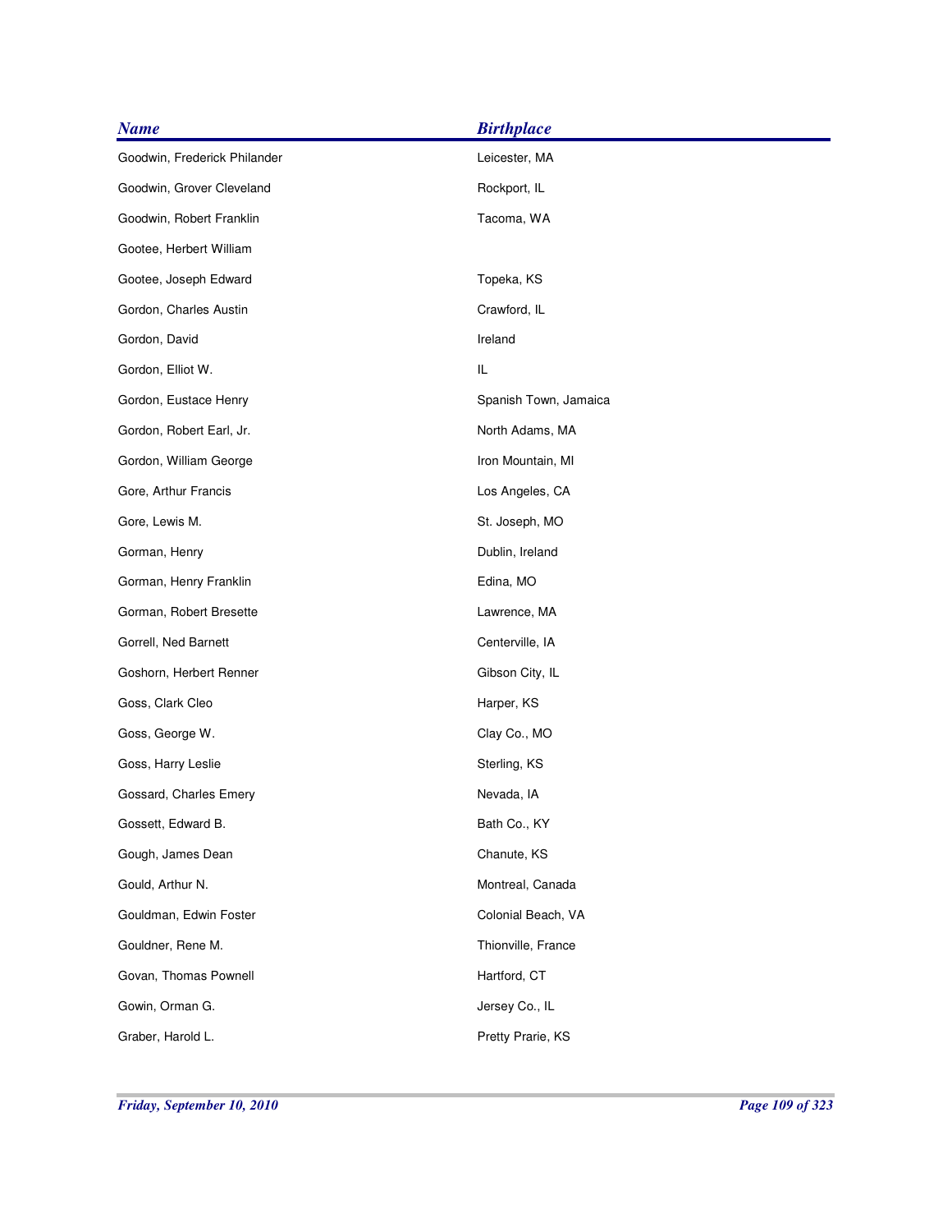| Name | Birthplace |
|---|---|
| Goodwin, Frederick Philander | Leicester, MA |
| Goodwin, Grover Cleveland | Rockport, IL |
| Goodwin, Robert Franklin | Tacoma, WA |
| Gootee, Herbert William | |
| Gootee, Joseph Edward | Topeka, KS |
| Gordon, Charles Austin | Crawford, IL |
| Gordon, David | Ireland |
| Gordon, Elliot W. | IL |
| Gordon, Eustace Henry | Spanish Town, Jamaica |
| Gordon, Robert Earl, Jr. | North Adams, MA |
| Gordon, William George | Iron Mountain, MI |
| Gore, Arthur Francis | Los Angeles, CA |
| Gore, Lewis M. | St. Joseph, MO |
| Gorman, Henry | Dublin, Ireland |
| Gorman, Henry Franklin | Edina, MO |
| Gorman, Robert Bresette | Lawrence, MA |
| Gorrell, Ned Barnett | Centerville, IA |
| Goshorn, Herbert Renner | Gibson City, IL |
| Goss, Clark Cleo | Harper, KS |
| Goss, George W. | Clay Co., MO |
| Goss, Harry Leslie | Sterling, KS |
| Gossard, Charles Emery | Nevada, IA |
| Gossett, Edward B. | Bath Co., KY |
| Gough, James Dean | Chanute, KS |
| Gould, Arthur N. | Montreal, Canada |
| Gouldman, Edwin Foster | Colonial Beach, VA |
| Gouldner, Rene M. | Thionville, France |
| Govan, Thomas Pownell | Hartford, CT |
| Gowin, Orman G. | Jersey Co., IL |
| Graber, Harold L. | Pretty Prarie, KS |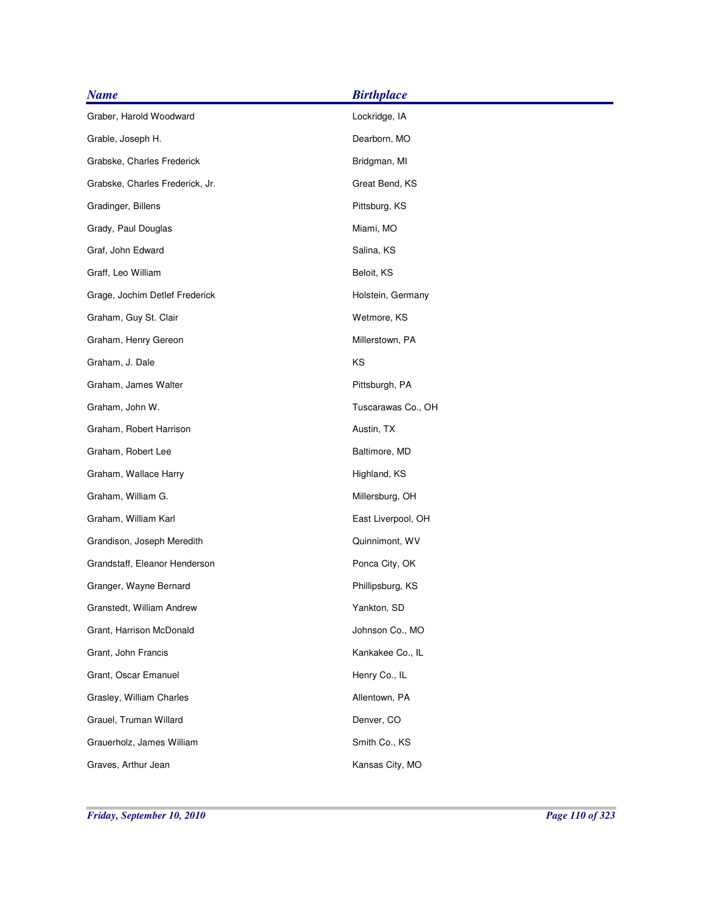| Name | Birthplace |
|---|---|
| Graber, Harold Woodward | Lockridge, IA |
| Grable, Joseph H. | Dearborn, MO |
| Grabske, Charles Frederick | Bridgman, MI |
| Grabske, Charles Frederick, Jr. | Great Bend, KS |
| Gradinger, Billens | Pittsburg, KS |
| Grady, Paul Douglas | Miami, MO |
| Graf, John Edward | Salina, KS |
| Graff, Leo William | Beloit, KS |
| Grage, Jochim Detlef Frederick | Holstein, Germany |
| Graham, Guy St. Clair | Wetmore, KS |
| Graham, Henry Gereon | Millerstown, PA |
| Graham, J. Dale | KS |
| Graham, James Walter | Pittsburgh, PA |
| Graham, John W. | Tuscarawas Co., OH |
| Graham, Robert Harrison | Austin, TX |
| Graham, Robert Lee | Baltimore, MD |
| Graham, Wallace Harry | Highland, KS |
| Graham, William G. | Millersburg, OH |
| Graham, William Karl | East Liverpool, OH |
| Grandison, Joseph Meredith | Quinnimont, WV |
| Grandstaff, Eleanor Henderson | Ponca City, OK |
| Granger, Wayne Bernard | Phillipsburg, KS |
| Granstedt, William Andrew | Yankton, SD |
| Grant, Harrison McDonald | Johnson Co., MO |
| Grant, John Francis | Kankakee Co., IL |
| Grant, Oscar Emanuel | Henry Co., IL |
| Grasley, William Charles | Allentown, PA |
| Grauel, Truman Willard | Denver, CO |
| Grauerholz, James William | Smith Co., KS |
| Graves, Arthur Jean | Kansas City, MO |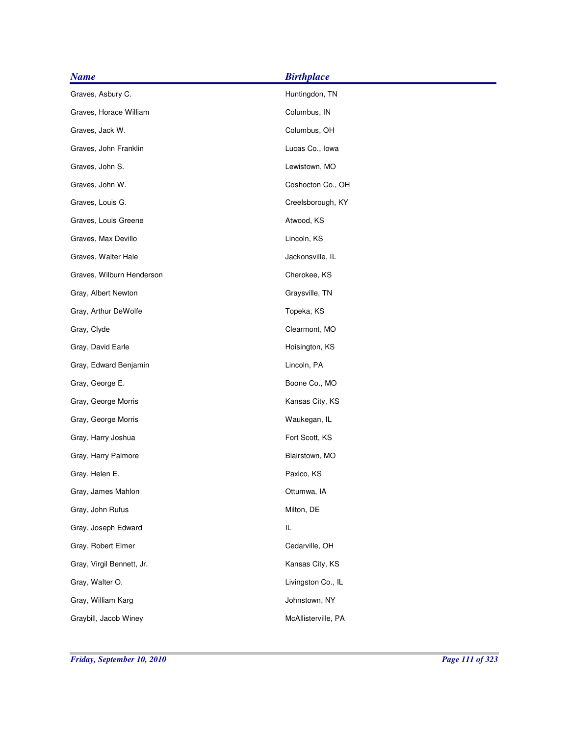| Name | Birthplace |
|---|---|
| Graves, Asbury C. | Huntingdon, TN |
| Graves, Horace William | Columbus, IN |
| Graves, Jack W. | Columbus, OH |
| Graves, John Franklin | Lucas Co., Iowa |
| Graves, John S. | Lewistown, MO |
| Graves, John W. | Coshocton Co., OH |
| Graves, Louis G. | Creelsborough, KY |
| Graves, Louis Greene | Atwood, KS |
| Graves, Max Devillo | Lincoln, KS |
| Graves, Walter Hale | Jacksonville, IL |
| Graves, Wilburn Henderson | Cherokee, KS |
| Gray, Albert Newton | Graysville, TN |
| Gray, Arthur DeWolfe | Topeka, KS |
| Gray, Clyde | Clearmont, MO |
| Gray, David Earle | Hoisington, KS |
| Gray, Edward Benjamin | Lincoln, PA |
| Gray, George E. | Boone Co., MO |
| Gray, George Morris | Kansas City, KS |
| Gray, George Morris | Waukegan, IL |
| Gray, Harry Joshua | Fort Scott, KS |
| Gray, Harry Palmore | Blairstown, MO |
| Gray, Helen E. | Paxico, KS |
| Gray, James Mahlon | Ottumwa, IA |
| Gray, John Rufus | Milton, DE |
| Gray, Joseph Edward | IL |
| Gray, Robert Elmer | Cedarville, OH |
| Gray, Virgil Bennett, Jr. | Kansas City, KS |
| Gray, Walter O. | Livingston Co., IL |
| Gray, William Karg | Johnstown, NY |
| Graybill, Jacob Winey | McAllisterville, PA |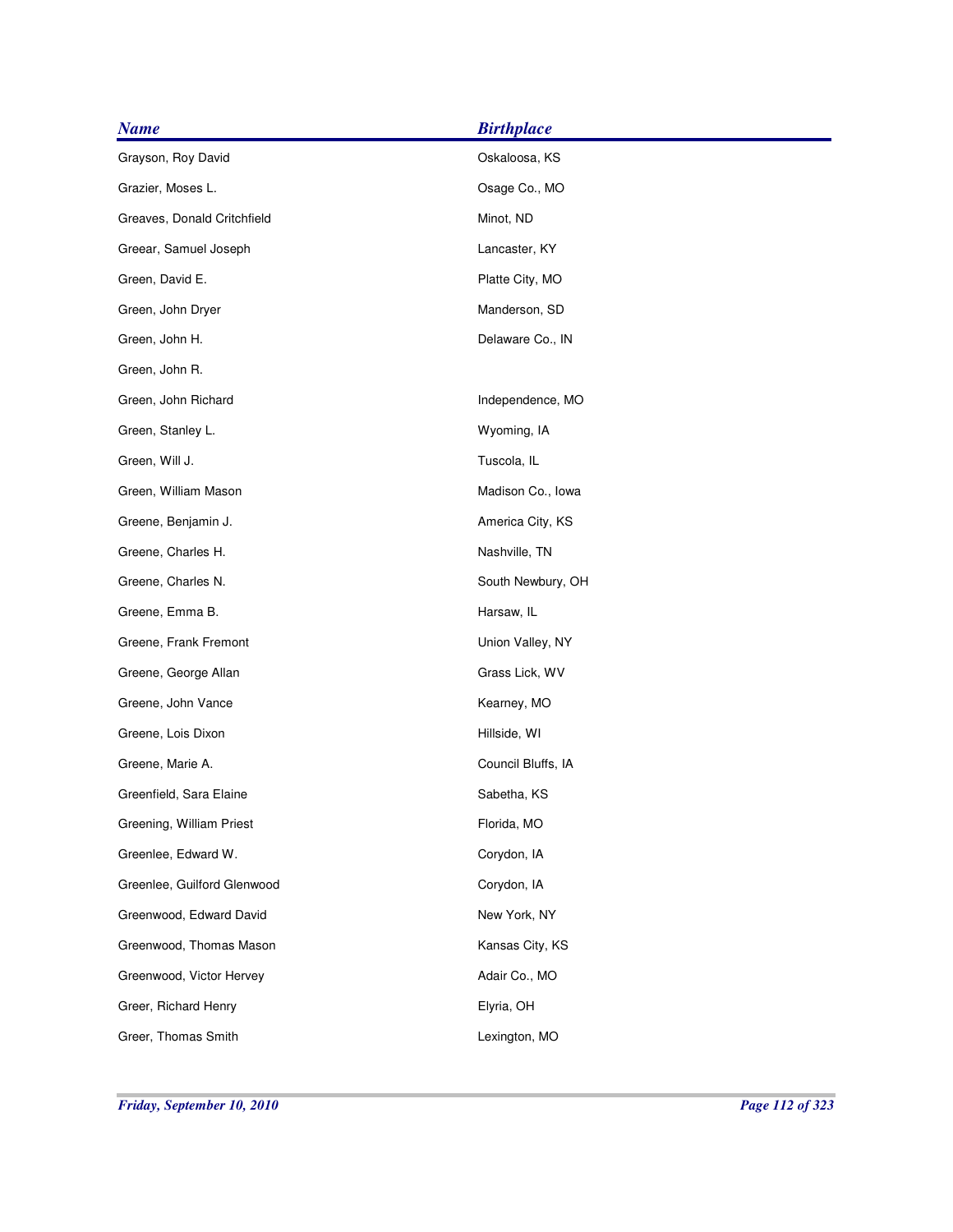| Name | Birthplace |
| --- | --- |
| Grayson, Roy David | Oskaloosa, KS |
| Grazier, Moses L. | Osage Co., MO |
| Greaves, Donald Critchfield | Minot, ND |
| Greear, Samuel Joseph | Lancaster, KY |
| Green, David E. | Platte City, MO |
| Green, John Dryer | Manderson, SD |
| Green, John H. | Delaware Co., IN |
| Green, John R. | |
| Green, John Richard | Independence, MO |
| Green, Stanley L. | Wyoming, IA |
| Green, Will J. | Tuscola, IL |
| Green, William Mason | Madison Co., Iowa |
| Greene, Benjamin J. | America City, KS |
| Greene, Charles H. | Nashville, TN |
| Greene, Charles N. | South Newbury, OH |
| Greene, Emma B. | Harsaw, IL |
| Greene, Frank Fremont | Union Valley, NY |
| Greene, George Allan | Grass Lick, WV |
| Greene, John Vance | Kearney, MO |
| Greene, Lois Dixon | Hillside, WI |
| Greene, Marie A. | Council Bluffs, IA |
| Greenfield, Sara Elaine | Sabetha, KS |
| Greening, William Priest | Florida, MO |
| Greenlee, Edward W. | Corydon, IA |
| Greenlee, Guilford Glenwood | Corydon, IA |
| Greenwood, Edward David | New York, NY |
| Greenwood, Thomas Mason | Kansas City, KS |
| Greenwood, Victor Hervey | Adair Co., MO |
| Greer, Richard Henry | Elyria, OH |
| Greer, Thomas Smith | Lexington, MO |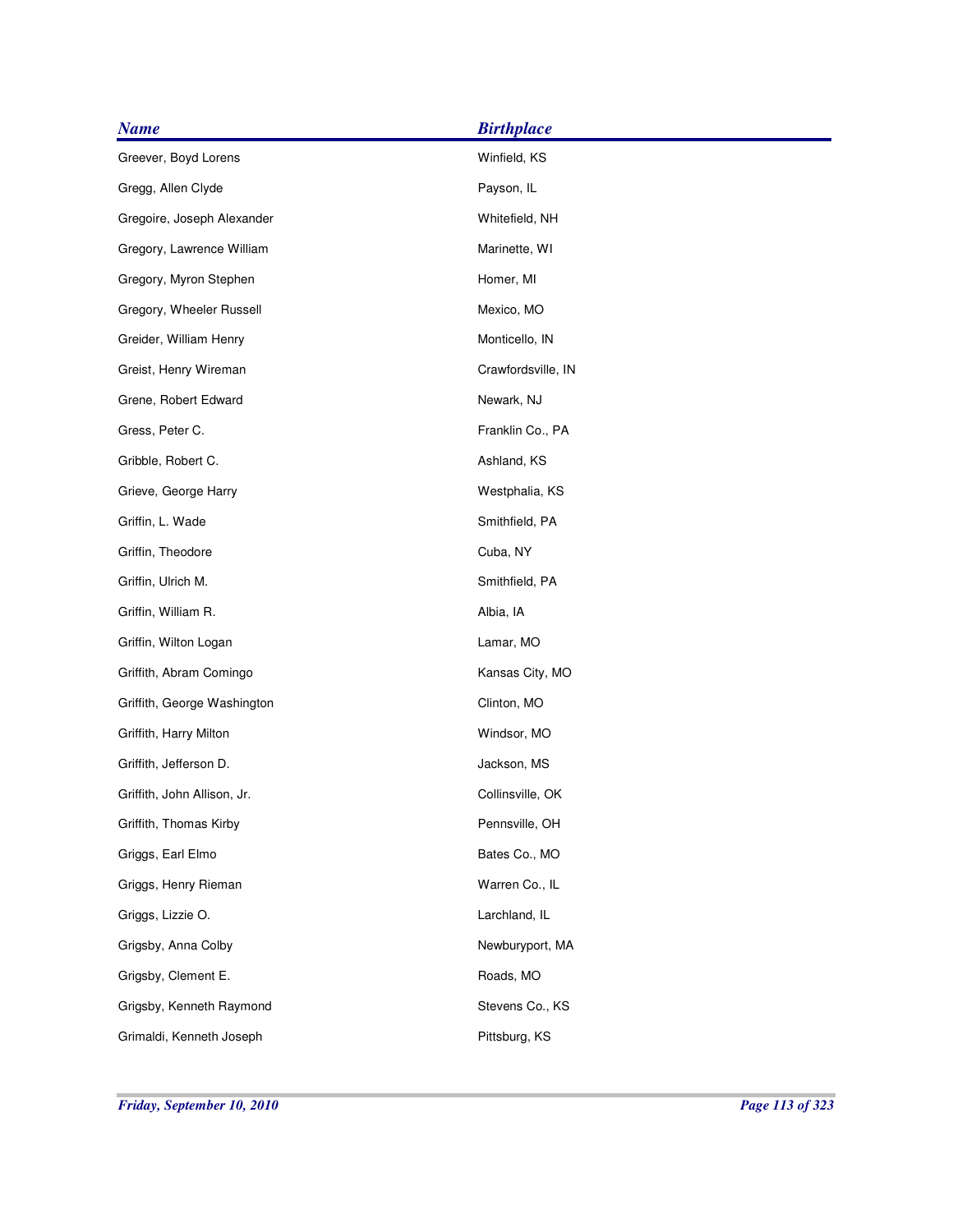| Name | Birthplace |
|---|---|
| Greever, Boyd Lorens | Winfield, KS |
| Gregg, Allen Clyde | Payson, IL |
| Gregoire, Joseph Alexander | Whitefield, NH |
| Gregory, Lawrence William | Marinette, WI |
| Gregory, Myron Stephen | Homer, MI |
| Gregory, Wheeler Russell | Mexico, MO |
| Greider, William Henry | Monticello, IN |
| Greist, Henry Wireman | Crawfordsville, IN |
| Grene, Robert Edward | Newark, NJ |
| Gress, Peter C. | Franklin Co., PA |
| Gribble, Robert C. | Ashland, KS |
| Grieve, George Harry | Westphalia, KS |
| Griffin, L. Wade | Smithfield, PA |
| Griffin, Theodore | Cuba, NY |
| Griffin, Ulrich M. | Smithfield, PA |
| Griffin, William R. | Albia, IA |
| Griffin, Wilton Logan | Lamar, MO |
| Griffith, Abram Comingo | Kansas City, MO |
| Griffith, George Washington | Clinton, MO |
| Griffith, Harry Milton | Windsor, MO |
| Griffith, Jefferson D. | Jackson, MS |
| Griffith, John Allison, Jr. | Collinsville, OK |
| Griffith, Thomas Kirby | Pennsville, OH |
| Griggs, Earl Elmo | Bates Co., MO |
| Griggs, Henry Rieman | Warren Co., IL |
| Griggs, Lizzie O. | Larchland, IL |
| Grigsby, Anna Colby | Newburyport, MA |
| Grigsby, Clement E. | Roads, MO |
| Grigsby, Kenneth Raymond | Stevens Co., KS |
| Grimaldi, Kenneth Joseph | Pittsburg, KS |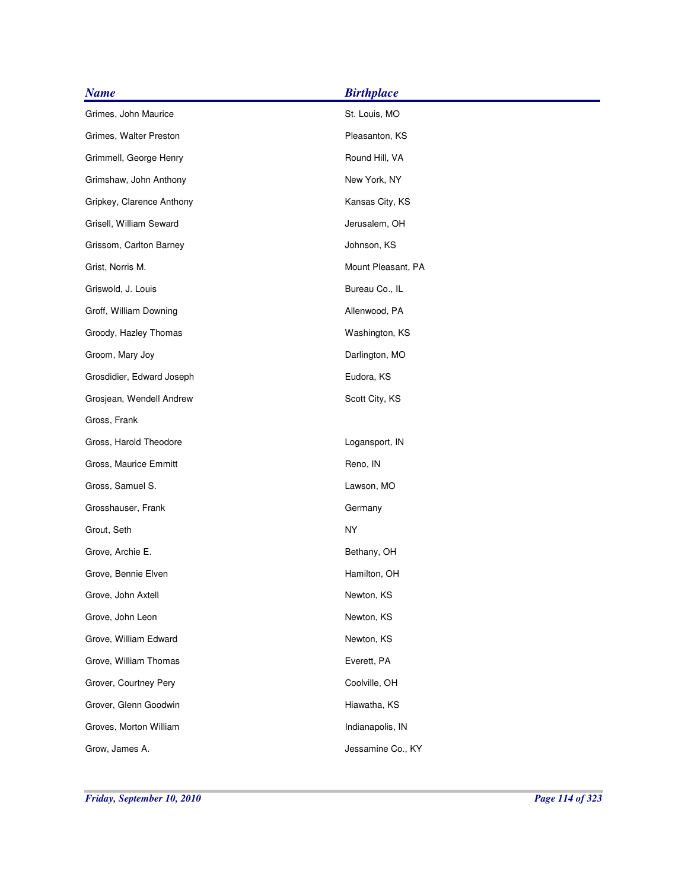| Name | Birthplace |
|---|---|
| Grimes, John Maurice | St. Louis, MO |
| Grimes, Walter Preston | Pleasanton, KS |
| Grimmell, George Henry | Round Hill, VA |
| Grimshaw, John Anthony | New York, NY |
| Gripkey, Clarence Anthony | Kansas City, KS |
| Grisell, William Seward | Jerusalem, OH |
| Grissom, Carlton Barney | Johnson, KS |
| Grist, Norris M. | Mount Pleasant, PA |
| Griswold, J. Louis | Bureau Co., IL |
| Groff, William Downing | Allenwood, PA |
| Groody, Hazley Thomas | Washington, KS |
| Groom, Mary Joy | Darlington, MO |
| Grosdidier, Edward Joseph | Eudora, KS |
| Grosjean, Wendell Andrew | Scott City, KS |
| Gross, Frank | |
| Gross, Harold Theodore | Logansport, IN |
| Gross, Maurice Emmitt | Reno, IN |
| Gross, Samuel S. | Lawson, MO |
| Grosshauser, Frank | Germany |
| Grout, Seth | NY |
| Grove, Archie E. | Bethany, OH |
| Grove, Bennie Elven | Hamilton, OH |
| Grove, John Axtell | Newton, KS |
| Grove, John Leon | Newton, KS |
| Grove, William Edward | Newton, KS |
| Grove, William Thomas | Everett, PA |
| Grover, Courtney Pery | Coolville, OH |
| Grover, Glenn Goodwin | Hiawatha, KS |
| Groves, Morton William | Indianapolis, IN |
| Grow, James A. | Jessamine Co., KY |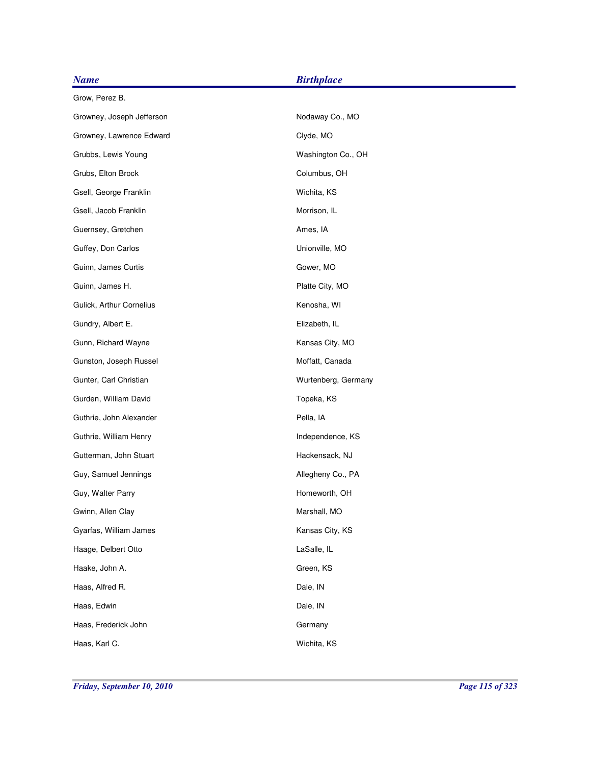| Name | Birthplace |
| --- | --- |
| Grow, Perez B. | |
| Growney, Joseph Jefferson | Nodaway Co., MO |
| Growney, Lawrence Edward | Clyde, MO |
| Grubbs, Lewis Young | Washington Co., OH |
| Grubs, Elton Brock | Columbus, OH |
| Gsell, George Franklin | Wichita, KS |
| Gsell, Jacob Franklin | Morrison, IL |
| Guernsey, Gretchen | Ames, IA |
| Guffey, Don Carlos | Unionville, MO |
| Guinn, James Curtis | Gower, MO |
| Guinn, James H. | Platte City, MO |
| Gulick, Arthur Cornelius | Kenosha, WI |
| Gundry, Albert E. | Elizabeth, IL |
| Gunn, Richard Wayne | Kansas City, MO |
| Gunston, Joseph Russel | Moffatt, Canada |
| Gunter, Carl Christian | Wurtenberg, Germany |
| Gurden, William David | Topeka, KS |
| Guthrie, John Alexander | Pella, IA |
| Guthrie, William Henry | Independence, KS |
| Gutterman, John Stuart | Hackensack, NJ |
| Guy, Samuel Jennings | Allegheny Co., PA |
| Guy, Walter Parry | Homeworth, OH |
| Gwinn, Allen Clay | Marshall, MO |
| Gyarfas, William James | Kansas City, KS |
| Haage, Delbert Otto | LaSalle, IL |
| Haake, John A. | Green, KS |
| Haas, Alfred R. | Dale, IN |
| Haas, Edwin | Dale, IN |
| Haas, Frederick John | Germany |
| Haas, Karl C. | Wichita, KS |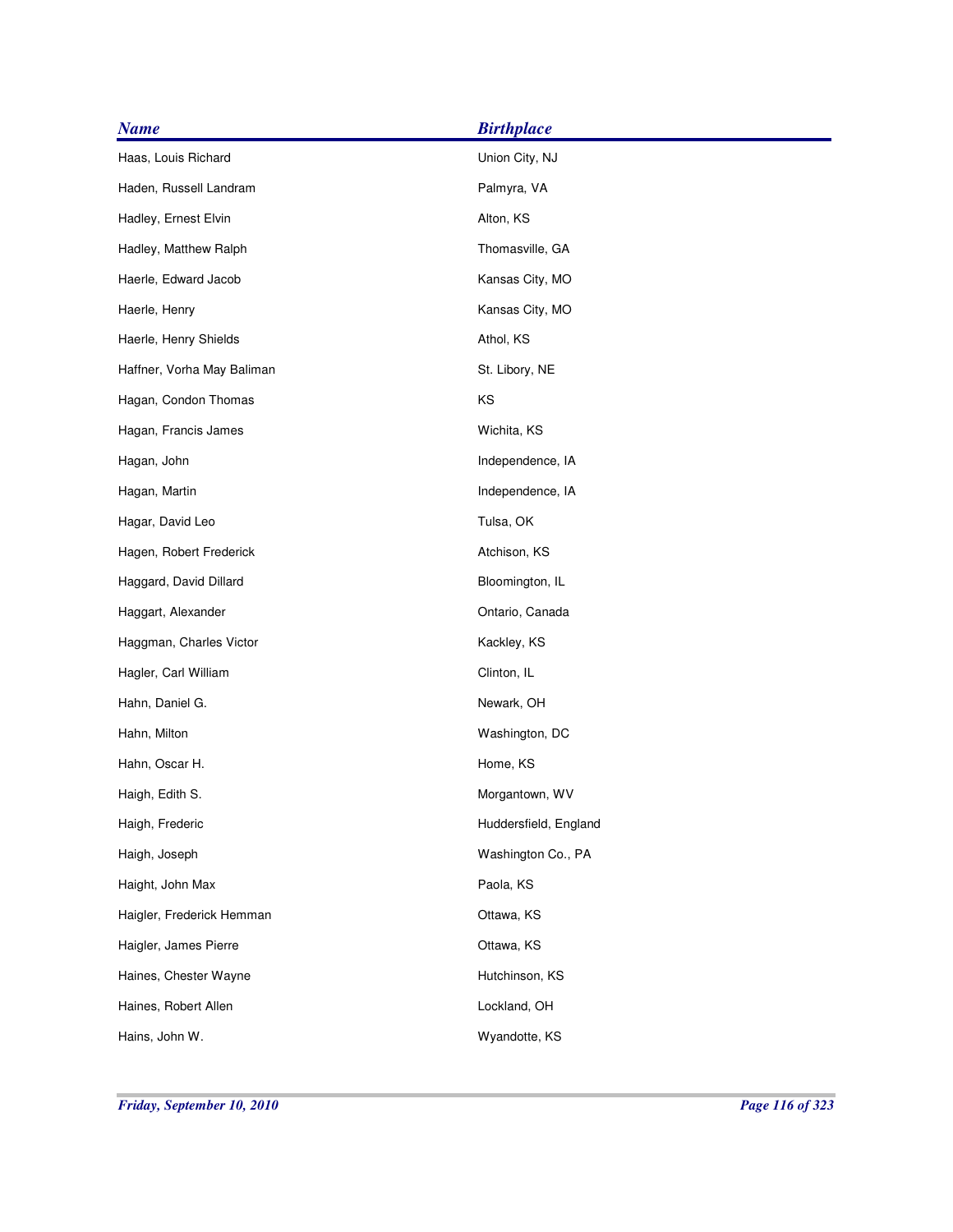| Name | Birthplace |
|---|---|
| Haas, Louis Richard | Union City, NJ |
| Haden, Russell Landram | Palmyra, VA |
| Hadley, Ernest Elvin | Alton, KS |
| Hadley, Matthew Ralph | Thomasville, GA |
| Haerle, Edward Jacob | Kansas City, MO |
| Haerle, Henry | Kansas City, MO |
| Haerle, Henry Shields | Athol, KS |
| Haffner, Vorha May Baliman | St. Libory, NE |
| Hagan, Condon Thomas | KS |
| Hagan, Francis James | Wichita, KS |
| Hagan, John | Independence, IA |
| Hagan, Martin | Independence, IA |
| Hagar, David Leo | Tulsa, OK |
| Hagen, Robert Frederick | Atchison, KS |
| Haggard, David Dillard | Bloomington, IL |
| Haggart, Alexander | Ontario, Canada |
| Haggman, Charles Victor | Kackley, KS |
| Hagler, Carl William | Clinton, IL |
| Hahn, Daniel G. | Newark, OH |
| Hahn, Milton | Washington, DC |
| Hahn, Oscar H. | Home, KS |
| Haigh, Edith S. | Morgantown, WV |
| Haigh, Frederic | Huddersfield, England |
| Haigh, Joseph | Washington Co., PA |
| Haight, John Max | Paola, KS |
| Haigler, Frederick Hemman | Ottawa, KS |
| Haigler, James Pierre | Ottawa, KS |
| Haines, Chester Wayne | Hutchinson, KS |
| Haines, Robert Allen | Lockland, OH |
| Hains, John W. | Wyandotte, KS |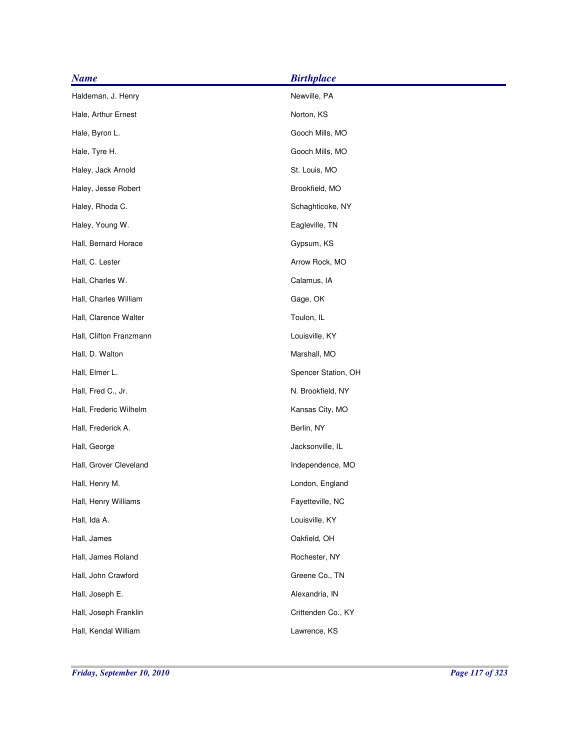| *Name* | *Birthplace* |
|---|---|
| Haldeman, J. Henry | Newville, PA |
| Hale, Arthur Ernest | Norton, KS |
| Hale, Byron L. | Gooch Mills, MO |
| Hale, Tyre H. | Gooch Mills, MO |
| Haley, Jack Arnold | St. Louis, MO |
| Haley, Jesse Robert | Brookfield, MO |
| Haley, Rhoda C. | Schaghticoke, NY |
| Haley, Young W. | Eagleville, TN |
| Hall, Bernard Horace | Gypsum, KS |
| Hall, C. Lester | Arrow Rock, MO |
| Hall, Charles W. | Calamus, IA |
| Hall, Charles William | Gage, OK |
| Hall, Clarence Walter | Toulon, IL |
| Hall, Clifton Franzmann | Louisville, KY |
| Hall, D. Walton | Marshall, MO |
| Hall, Elmer L. | Spencer Station, OH |
| Hall, Fred C., Jr. | N. Brookfield, NY |
| Hall, Frederic Wilhelm | Kansas City, MO |
| Hall, Frederick A. | Berlin, NY |
| Hall, George | Jacksonville, IL |
| Hall, Grover Cleveland | Independence, MO |
| Hall, Henry M. | London, England |
| Hall, Henry Williams | Fayetteville, NC |
| Hall, Ida A. | Louisville, KY |
| Hall, James | Oakfield, OH |
| Hall, James Roland | Rochester, NY |
| Hall, John Crawford | Greene Co., TN |
| Hall, Joseph E. | Alexandria, IN |
| Hall, Joseph Franklin | Crittenden Co., KY |
| Hall, Kendal William | Lawrence, KS |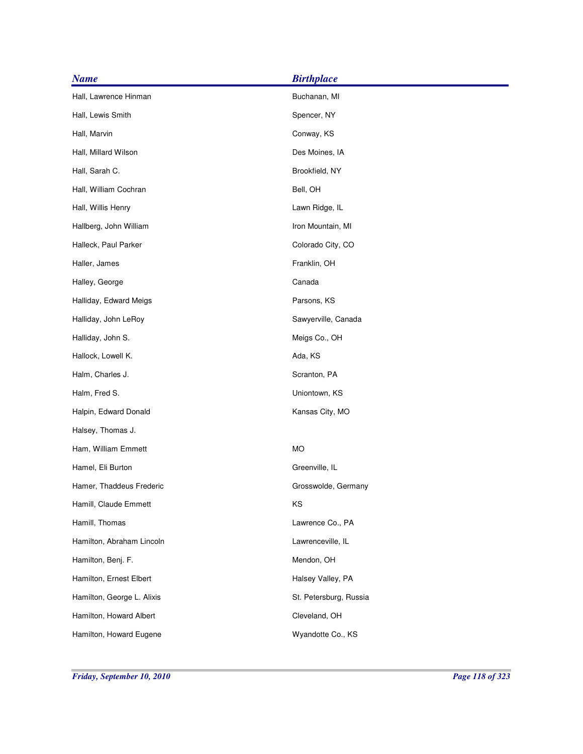| Name | Birthplace |
|---|---|
| Hall, Lawrence Hinman | Buchanan, MI |
| Hall, Lewis Smith | Spencer, NY |
| Hall, Marvin | Conway, KS |
| Hall, Millard Wilson | Des Moines, IA |
| Hall, Sarah C. | Brookfield, NY |
| Hall, William Cochran | Bell, OH |
| Hall, Willis Henry | Lawn Ridge, IL |
| Hallberg, John William | Iron Mountain, MI |
| Halleck, Paul Parker | Colorado City, CO |
| Haller, James | Franklin, OH |
| Halley, George | Canada |
| Halliday, Edward Meigs | Parsons, KS |
| Halliday, John LeRoy | Sawyerville, Canada |
| Halliday, John S. | Meigs Co., OH |
| Hallock, Lowell K. | Ada, KS |
| Halm, Charles J. | Scranton, PA |
| Halm, Fred S. | Uniontown, KS |
| Halpin, Edward Donald | Kansas City, MO |
| Halsey, Thomas J. | |
| Ham, William Emmett | MO |
| Hamel, Eli Burton | Greenville, IL |
| Hamer, Thaddeus Frederic | Grosswolde, Germany |
| Hamill, Claude Emmett | KS |
| Hamill, Thomas | Lawrence Co., PA |
| Hamilton, Abraham Lincoln | Lawrenceville, IL |
| Hamilton, Benj. F. | Mendon, OH |
| Hamilton, Ernest Elbert | Halsey Valley, PA |
| Hamilton, George L. Alixis | St. Petersburg, Russia |
| Hamilton, Howard Albert | Cleveland, OH |
| Hamilton, Howard Eugene | Wyandotte Co., KS |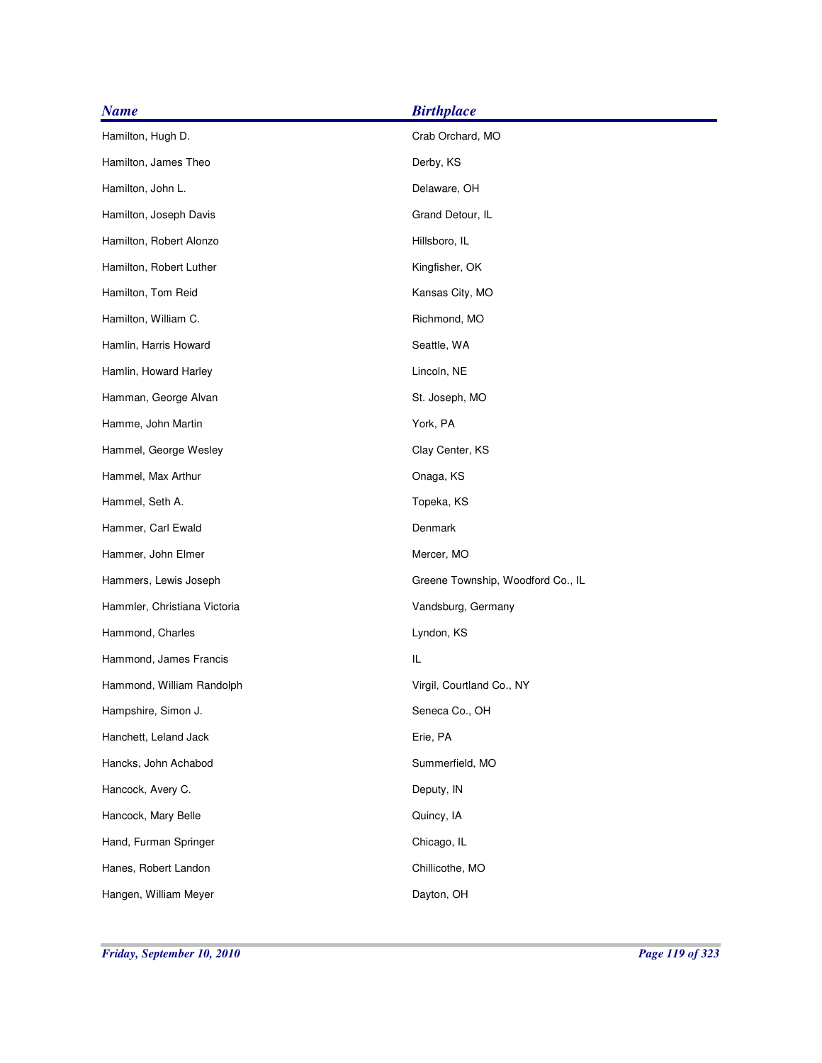| Name | Birthplace |
|---|---|
| Hamilton, Hugh D. | Crab Orchard, MO |
| Hamilton, James Theo | Derby, KS |
| Hamilton, John L. | Delaware, OH |
| Hamilton, Joseph Davis | Grand Detour, IL |
| Hamilton, Robert Alonzo | Hillsboro, IL |
| Hamilton, Robert Luther | Kingfisher, OK |
| Hamilton, Tom Reid | Kansas City, MO |
| Hamilton, William C. | Richmond, MO |
| Hamlin, Harris Howard | Seattle, WA |
| Hamlin, Howard Harley | Lincoln, NE |
| Hamman, George Alvan | St. Joseph, MO |
| Hamme, John Martin | York, PA |
| Hammel, George Wesley | Clay Center, KS |
| Hammel, Max Arthur | Onaga, KS |
| Hammel, Seth A. | Topeka, KS |
| Hammer, Carl Ewald | Denmark |
| Hammer, John Elmer | Mercer, MO |
| Hammers, Lewis Joseph | Greene Township, Woodford Co., IL |
| Hammler, Christiana Victoria | Vandsburg, Germany |
| Hammond, Charles | Lyndon, KS |
| Hammond, James Francis | IL |
| Hammond, William Randolph | Virgil, Courtland Co., NY |
| Hampshire, Simon J. | Seneca Co., OH |
| Hanchett, Leland Jack | Erie, PA |
| Hancks, John Achabod | Summerfield, MO |
| Hancock, Avery C. | Deputy, IN |
| Hancock, Mary Belle | Quincy, IA |
| Hand, Furman Springer | Chicago, IL |
| Hanes, Robert Landon | Chillicothe, MO |
| Hangen, William Meyer | Dayton, OH |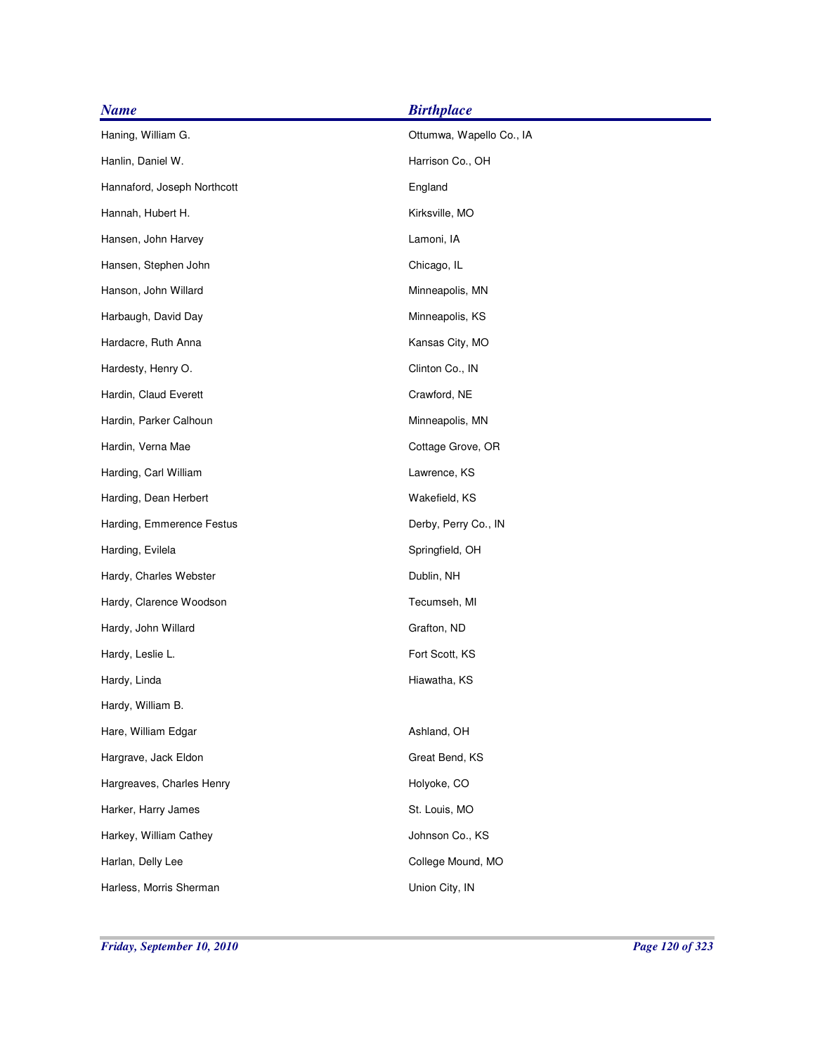| Name | Birthplace |
| --- | --- |
| Haning, William G. | Ottumwa, Wapello Co., IA |
| Hanlin, Daniel W. | Harrison Co., OH |
| Hannaford, Joseph Northcott | England |
| Hannah, Hubert H. | Kirksville, MO |
| Hansen, John Harvey | Lamoni, IA |
| Hansen, Stephen John | Chicago, IL |
| Hanson, John Willard | Minneapolis, MN |
| Harbaugh, David Day | Minneapolis, KS |
| Hardacre, Ruth Anna | Kansas City, MO |
| Hardesty, Henry O. | Clinton Co., IN |
| Hardin, Claud Everett | Crawford, NE |
| Hardin, Parker Calhoun | Minneapolis, MN |
| Hardin, Verna Mae | Cottage Grove, OR |
| Harding, Carl William | Lawrence, KS |
| Harding, Dean Herbert | Wakefield, KS |
| Harding, Emmerence Festus | Derby, Perry Co., IN |
| Harding, Evilela | Springfield, OH |
| Hardy, Charles Webster | Dublin, NH |
| Hardy, Clarence Woodson | Tecumseh, MI |
| Hardy, John Willard | Grafton, ND |
| Hardy, Leslie L. | Fort Scott, KS |
| Hardy, Linda | Hiawatha, KS |
| Hardy, William B. | |
| Hare, William Edgar | Ashland, OH |
| Hargrave, Jack Eldon | Great Bend, KS |
| Hargreaves, Charles Henry | Holyoke, CO |
| Harker, Harry James | St. Louis, MO |
| Harkey, William Cathey | Johnson Co., KS |
| Harlan, Delly Lee | College Mound, MO |
| Harless, Morris Sherman | Union City, IN |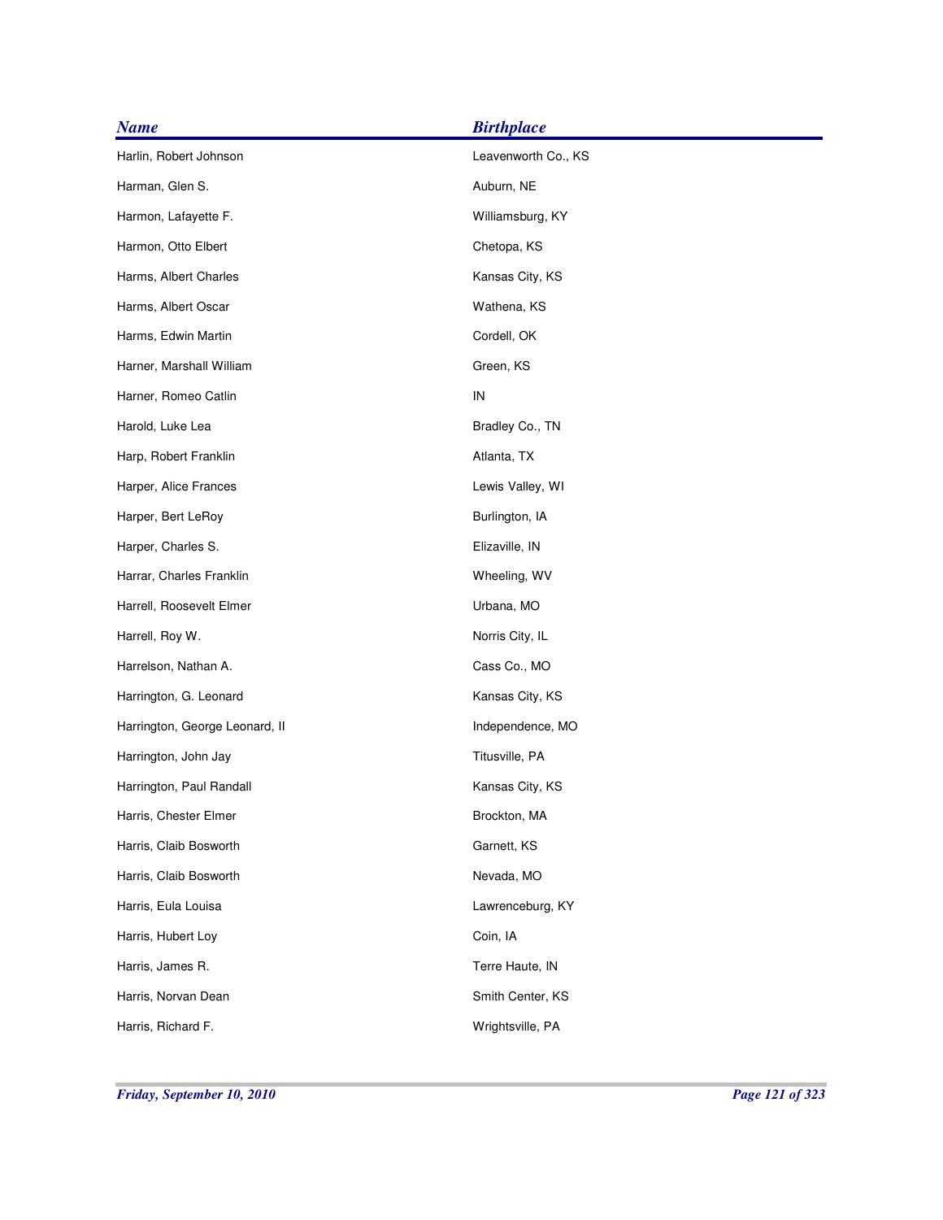| Name | Birthplace |
|---|---|
| Harlin, Robert Johnson | Leavenworth Co., KS |
| Harman, Glen S. | Auburn, NE |
| Harmon, Lafayette F. | Williamsburg, KY |
| Harmon, Otto Elbert | Chetopa, KS |
| Harms, Albert Charles | Kansas City, KS |
| Harms, Albert Oscar | Wathena, KS |
| Harms, Edwin Martin | Cordell, OK |
| Harner, Marshall William | Green, KS |
| Harner, Romeo Catlin | IN |
| Harold, Luke Lea | Bradley Co., TN |
| Harp, Robert Franklin | Atlanta, TX |
| Harper, Alice Frances | Lewis Valley, WI |
| Harper, Bert LeRoy | Burlington, IA |
| Harper, Charles S. | Elizaville, IN |
| Harrar, Charles Franklin | Wheeling, WV |
| Harrell, Roosevelt Elmer | Urbana, MO |
| Harrell, Roy W. | Norris City, IL |
| Harrelson, Nathan A. | Cass Co., MO |
| Harrington, G. Leonard | Kansas City, KS |
| Harrington, George Leonard, II | Independence, MO |
| Harrington, John Jay | Titusville, PA |
| Harrington, Paul Randall | Kansas City, KS |
| Harris, Chester Elmer | Brockton, MA |
| Harris, Claib Bosworth | Garnett, KS |
| Harris, Claib Bosworth | Nevada, MO |
| Harris, Eula Louisa | Lawrenceburg, KY |
| Harris, Hubert Loy | Coin, IA |
| Harris, James R. | Terre Haute, IN |
| Harris, Norvan Dean | Smith Center, KS |
| Harris, Richard F. | Wrightsville, PA |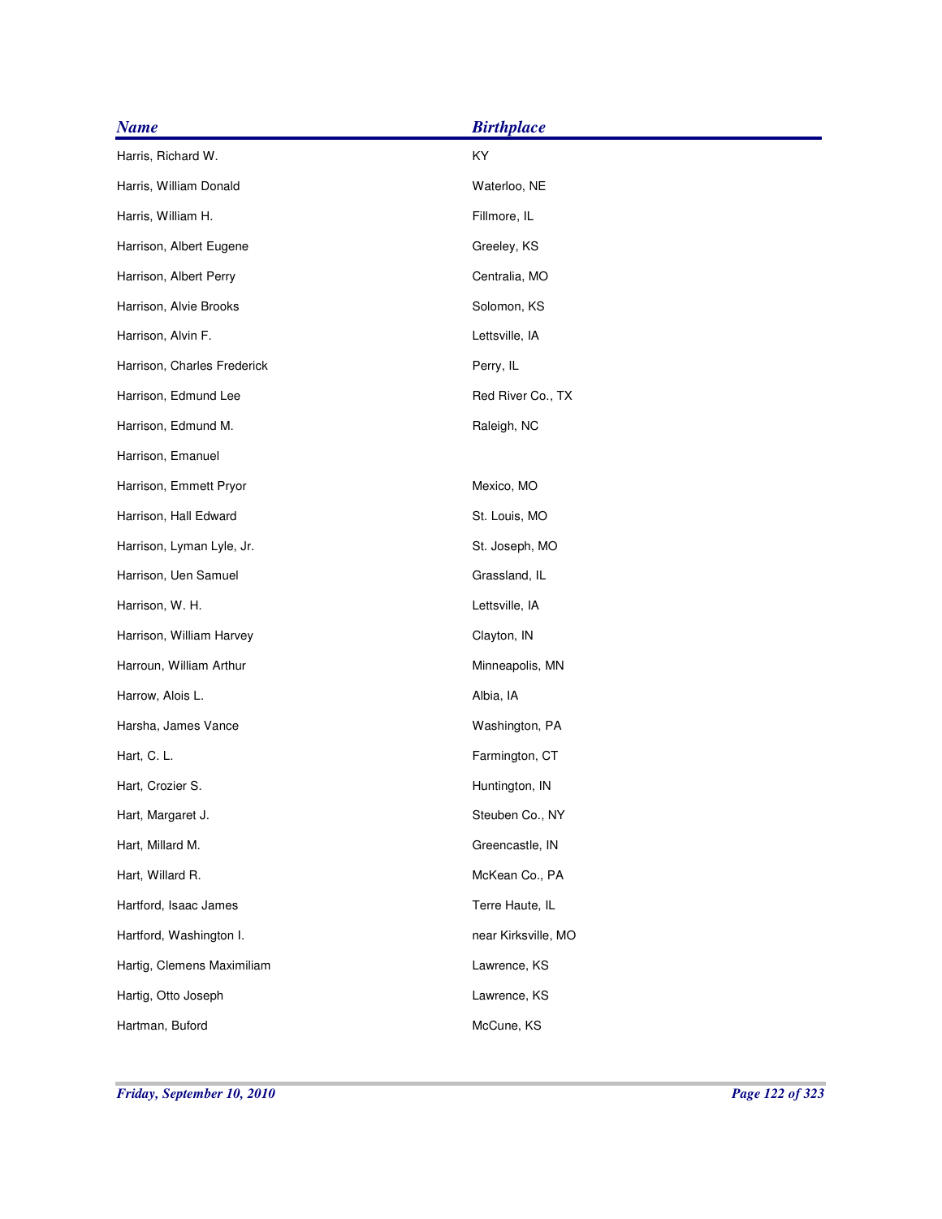| Name | Birthplace |
|---|---|
| Harris, Richard W. | KY |
| Harris, William Donald | Waterloo, NE |
| Harris, William H. | Fillmore, IL |
| Harrison, Albert Eugene | Greeley, KS |
| Harrison, Albert Perry | Centralia, MO |
| Harrison, Alvie Brooks | Solomon, KS |
| Harrison, Alvin F. | Lettsville, IA |
| Harrison, Charles Frederick | Perry, IL |
| Harrison, Edmund Lee | Red River Co., TX |
| Harrison, Edmund M. | Raleigh, NC |
| Harrison, Emanuel | |
| Harrison, Emmett Pryor | Mexico, MO |
| Harrison, Hall Edward | St. Louis, MO |
| Harrison, Lyman Lyle, Jr. | St. Joseph, MO |
| Harrison, Uen Samuel | Grassland, IL |
| Harrison, W. H. | Lettsville, IA |
| Harrison, William Harvey | Clayton, IN |
| Harroun, William Arthur | Minneapolis, MN |
| Harrow, Alois L. | Albia, IA |
| Harsha, James Vance | Washington, PA |
| Hart, C. L. | Farmington, CT |
| Hart, Crozier S. | Huntington, IN |
| Hart, Margaret J. | Steuben Co., NY |
| Hart, Millard M. | Greencastle, IN |
| Hart, Willard R. | McKean Co., PA |
| Hartford, Isaac James | Terre Haute, IL |
| Hartford, Washington I. | near Kirksville, MO |
| Hartig, Clemens Maximiliam | Lawrence, KS |
| Hartig, Otto Joseph | Lawrence, KS |
| Hartman, Buford | McCune, KS |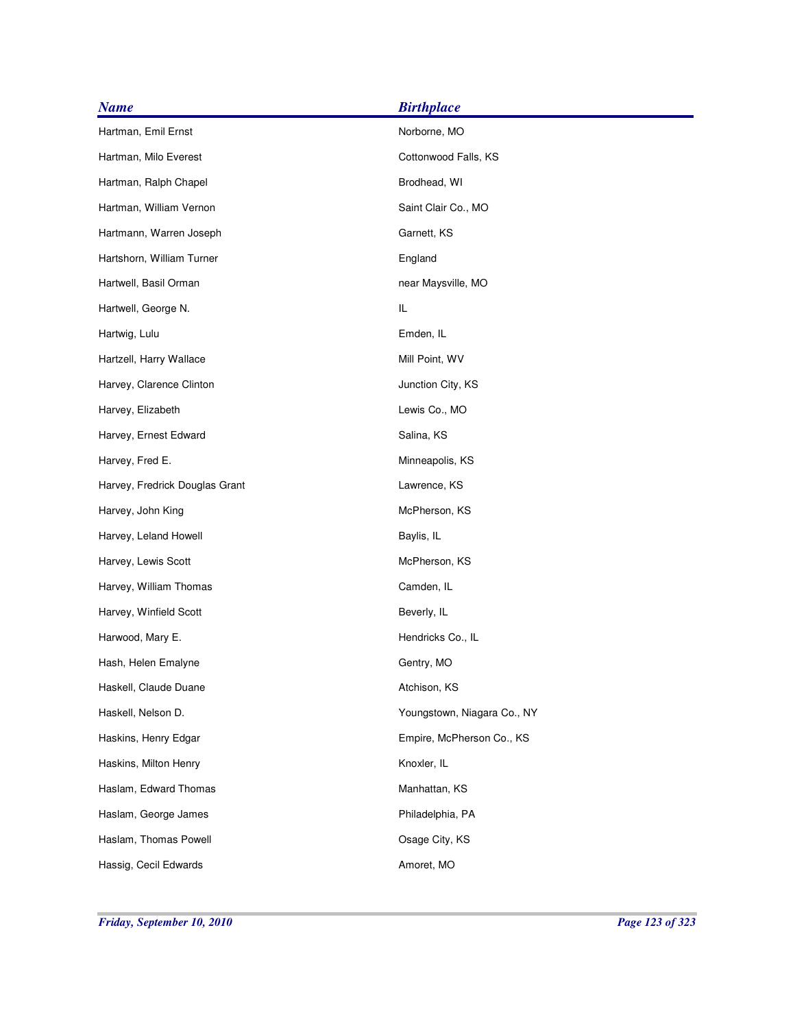| Name | Birthplace |
|---|---|
| Hartman, Emil Ernst | Norborne, MO |
| Hartman, Milo Everest | Cottonwood Falls, KS |
| Hartman, Ralph Chapel | Brodhead, WI |
| Hartman, William Vernon | Saint Clair Co., MO |
| Hartmann, Warren Joseph | Garnett, KS |
| Hartshorn, William Turner | England |
| Hartwell, Basil Orman | near Maysville, MO |
| Hartwell, George N. | IL |
| Hartwig, Lulu | Emden, IL |
| Hartzell, Harry Wallace | Mill Point, WV |
| Harvey, Clarence Clinton | Junction City, KS |
| Harvey, Elizabeth | Lewis Co., MO |
| Harvey, Ernest Edward | Salina, KS |
| Harvey, Fred E. | Minneapolis, KS |
| Harvey, Fredrick Douglas Grant | Lawrence, KS |
| Harvey, John King | McPherson, KS |
| Harvey, Leland Howell | Baylis, IL |
| Harvey, Lewis Scott | McPherson, KS |
| Harvey, William Thomas | Camden, IL |
| Harvey, Winfield Scott | Beverly, IL |
| Harwood, Mary E. | Hendricks Co., IL |
| Hash, Helen Emalyne | Gentry, MO |
| Haskell, Claude Duane | Atchison, KS |
| Haskell, Nelson D. | Youngstown, Niagara Co., NY |
| Haskins, Henry Edgar | Empire, McPherson Co., KS |
| Haskins, Milton Henry | Knoxler, IL |
| Haslam, Edward Thomas | Manhattan, KS |
| Haslam, George James | Philadelphia, PA |
| Haslam, Thomas Powell | Osage City, KS |
| Hassig, Cecil Edwards | Amoret, MO |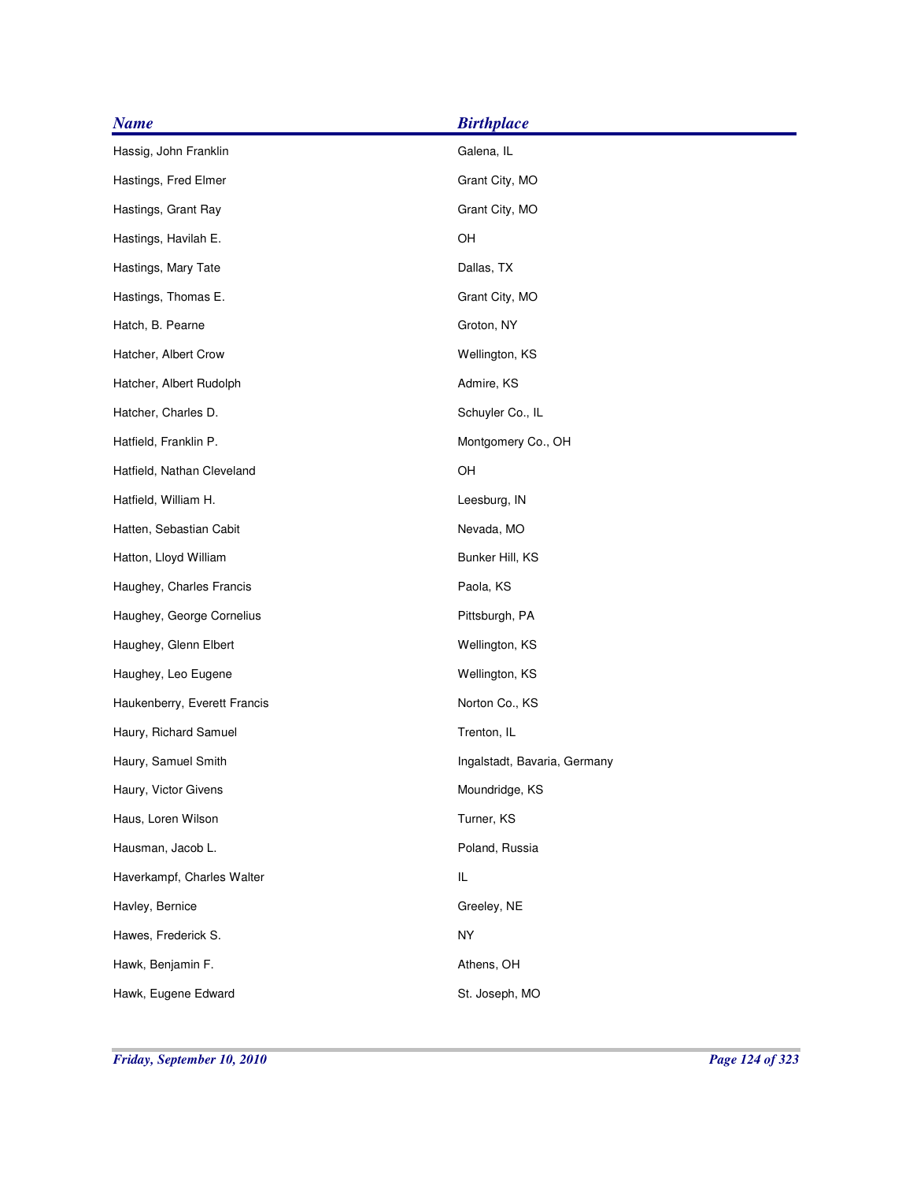| Name | Birthplace |
|---|---|
| Hassig, John Franklin | Galena, IL |
| Hastings, Fred Elmer | Grant City, MO |
| Hastings, Grant Ray | Grant City, MO |
| Hastings, Havilah E. | OH |
| Hastings, Mary Tate | Dallas, TX |
| Hastings, Thomas E. | Grant City, MO |
| Hatch, B. Pearne | Groton, NY |
| Hatcher, Albert Crow | Wellington, KS |
| Hatcher, Albert Rudolph | Admire, KS |
| Hatcher, Charles D. | Schuyler Co., IL |
| Hatfield, Franklin P. | Montgomery Co., OH |
| Hatfield, Nathan Cleveland | OH |
| Hatfield, William H. | Leesburg, IN |
| Hatten, Sebastian Cabit | Nevada, MO |
| Hatton, Lloyd William | Bunker Hill, KS |
| Haughey, Charles Francis | Paola, KS |
| Haughey, George Cornelius | Pittsburgh, PA |
| Haughey, Glenn Elbert | Wellington, KS |
| Haughey, Leo Eugene | Wellington, KS |
| Haukenberry, Everett Francis | Norton Co., KS |
| Haury, Richard Samuel | Trenton, IL |
| Haury, Samuel Smith | Ingalstadt, Bavaria, Germany |
| Haury, Victor Givens | Moundridge, KS |
| Haus, Loren Wilson | Turner, KS |
| Hausman, Jacob L. | Poland, Russia |
| Haverkampf, Charles Walter | IL |
| Havley, Bernice | Greeley, NE |
| Hawes, Frederick S. | NY |
| Hawk, Benjamin F. | Athens, OH |
| Hawk, Eugene Edward | St. Joseph, MO |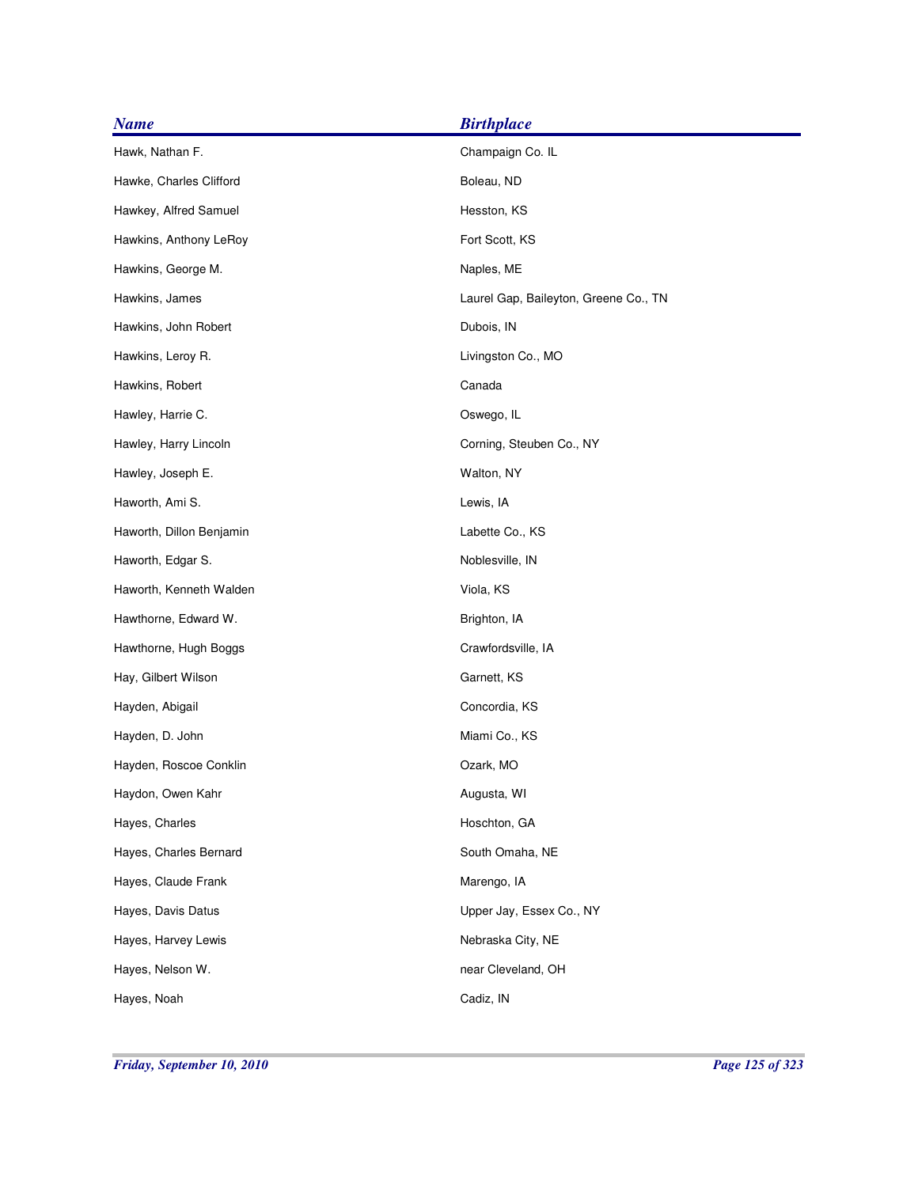| Name | Birthplace |
| --- | --- |
| Hawk, Nathan F. | Champaign Co. IL |
| Hawke, Charles Clifford | Boleau, ND |
| Hawkey, Alfred Samuel | Hesston, KS |
| Hawkins, Anthony LeRoy | Fort Scott, KS |
| Hawkins, George M. | Naples, ME |
| Hawkins, James | Laurel Gap, Baileyton, Greene Co., TN |
| Hawkins, John Robert | Dubois, IN |
| Hawkins, Leroy R. | Livingston Co., MO |
| Hawkins, Robert | Canada |
| Hawley, Harrie C. | Oswego, IL |
| Hawley, Harry Lincoln | Corning, Steuben Co., NY |
| Hawley, Joseph E. | Walton, NY |
| Haworth, Ami S. | Lewis, IA |
| Haworth, Dillon Benjamin | Labette Co., KS |
| Haworth, Edgar S. | Noblesville, IN |
| Haworth, Kenneth Walden | Viola, KS |
| Hawthorne, Edward W. | Brighton, IA |
| Hawthorne, Hugh Boggs | Crawfordsville, IA |
| Hay, Gilbert Wilson | Garnett, KS |
| Hayden, Abigail | Concordia, KS |
| Hayden, D. John | Miami Co., KS |
| Hayden, Roscoe Conklin | Ozark, MO |
| Haydon, Owen Kahr | Augusta, WI |
| Hayes, Charles | Hoschton, GA |
| Hayes, Charles Bernard | South Omaha, NE |
| Hayes, Claude Frank | Marengo, IA |
| Hayes, Davis Datus | Upper Jay, Essex Co., NY |
| Hayes, Harvey Lewis | Nebraska City, NE |
| Hayes, Nelson W. | near Cleveland, OH |
| Hayes, Noah | Cadiz, IN |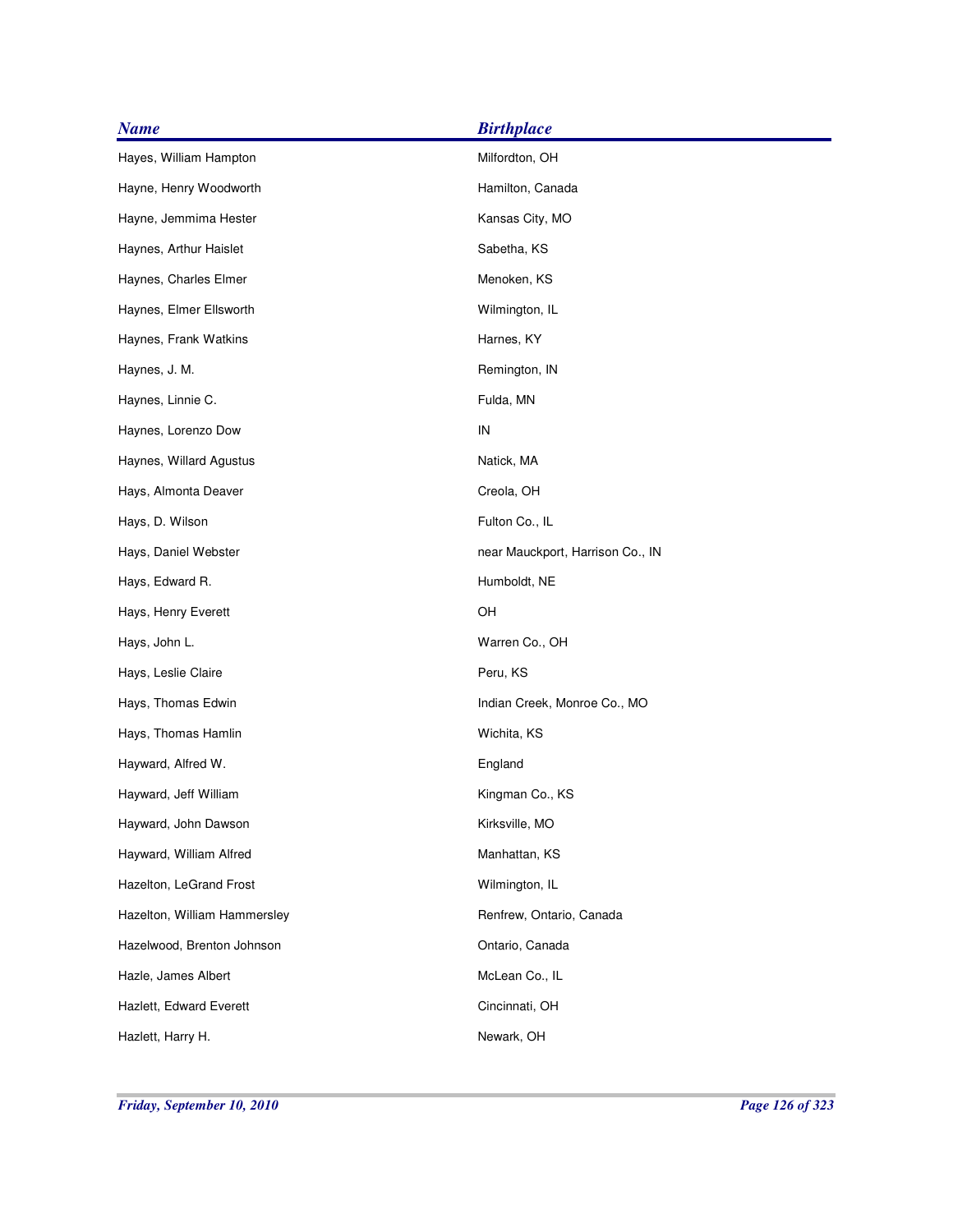| Name | Birthplace |
| --- | --- |
| Hayes, William Hampton | Milfordton, OH |
| Hayne, Henry Woodworth | Hamilton, Canada |
| Hayne, Jemmima Hester | Kansas City, MO |
| Haynes, Arthur Haislet | Sabetha, KS |
| Haynes, Charles Elmer | Menoken, KS |
| Haynes, Elmer Ellsworth | Wilmington, IL |
| Haynes, Frank Watkins | Harnes, KY |
| Haynes, J. M. | Remington, IN |
| Haynes, Linnie C. | Fulda, MN |
| Haynes, Lorenzo Dow | IN |
| Haynes, Willard Agustus | Natick, MA |
| Hays, Almonta Deaver | Creola, OH |
| Hays, D. Wilson | Fulton Co., IL |
| Hays, Daniel Webster | near Mauckport, Harrison Co., IN |
| Hays, Edward R. | Humboldt, NE |
| Hays, Henry Everett | OH |
| Hays, John L. | Warren Co., OH |
| Hays, Leslie Claire | Peru, KS |
| Hays, Thomas Edwin | Indian Creek, Monroe Co., MO |
| Hays, Thomas Hamlin | Wichita, KS |
| Hayward, Alfred W. | England |
| Hayward, Jeff William | Kingman Co., KS |
| Hayward, John Dawson | Kirksville, MO |
| Hayward, William Alfred | Manhattan, KS |
| Hazelton, LeGrand Frost | Wilmington, IL |
| Hazelton, William Hammersley | Renfrew, Ontario, Canada |
| Hazelwood, Brenton Johnson | Ontario, Canada |
| Hazle, James Albert | McLean Co., IL |
| Hazlett, Edward Everett | Cincinnati, OH |
| Hazlett, Harry H. | Newark, OH |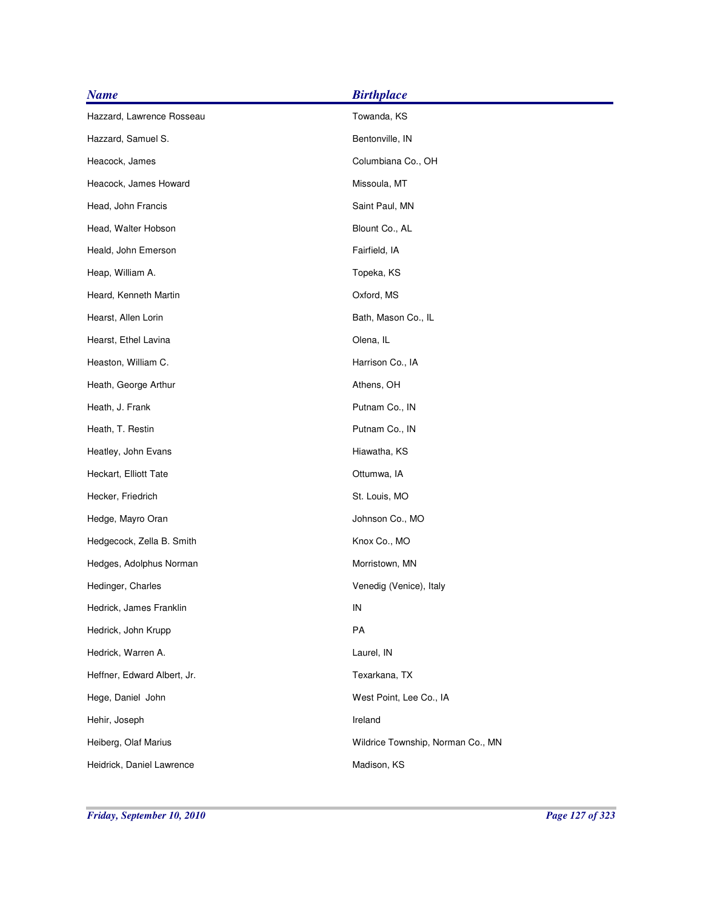| Name | Birthplace |
|---|---|
| Hazzard, Lawrence Rosseau | Towanda, KS |
| Hazzard, Samuel S. | Bentonville, IN |
| Heacock, James | Columbiana Co., OH |
| Heacock, James Howard | Missoula, MT |
| Head, John Francis | Saint Paul, MN |
| Head, Walter Hobson | Blount Co., AL |
| Heald, John Emerson | Fairfield, IA |
| Heap, William A. | Topeka, KS |
| Heard, Kenneth Martin | Oxford, MS |
| Hearst, Allen Lorin | Bath, Mason Co., IL |
| Hearst, Ethel Lavina | Olena, IL |
| Heaston, William C. | Harrison Co., IA |
| Heath, George Arthur | Athens, OH |
| Heath, J. Frank | Putnam Co., IN |
| Heath, T. Restin | Putnam Co., IN |
| Heatley, John Evans | Hiawatha, KS |
| Heckart, Elliott Tate | Ottumwa, IA |
| Hecker, Friedrich | St. Louis, MO |
| Hedge, Mayro Oran | Johnson Co., MO |
| Hedgecock, Zella B. Smith | Knox Co., MO |
| Hedges, Adolphus Norman | Morristown, MN |
| Hedinger, Charles | Venedig (Venice), Italy |
| Hedrick, James Franklin | IN |
| Hedrick, John Krupp | PA |
| Hedrick, Warren A. | Laurel, IN |
| Heffner, Edward Albert, Jr. | Texarkana, TX |
| Hege, Daniel John | West Point, Lee Co., IA |
| Hehir, Joseph | Ireland |
| Heiberg, Olaf Marius | Wildrice Township, Norman Co., MN |
| Heidrick, Daniel Lawrence | Madison, KS |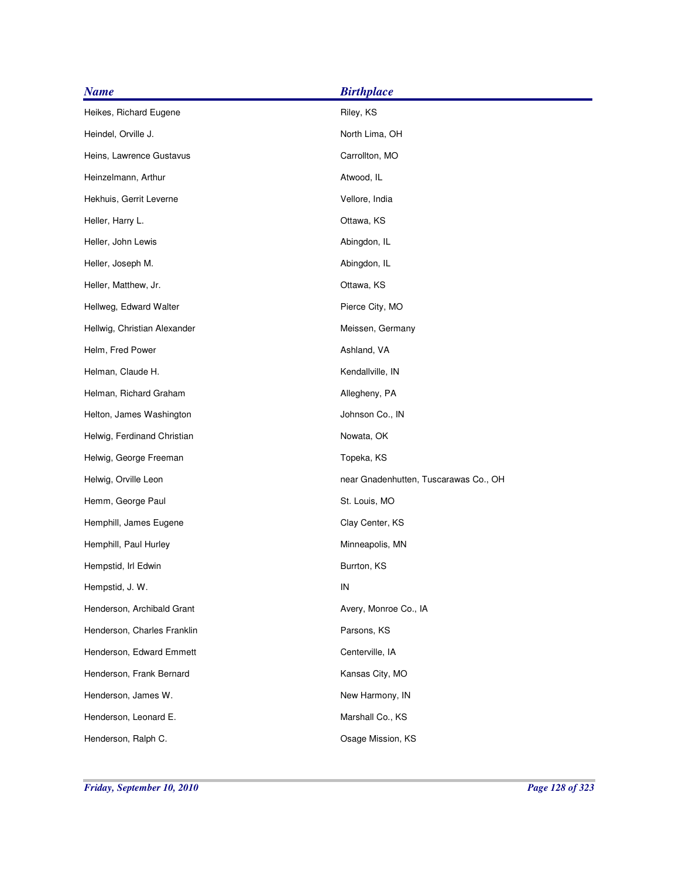| Name | Birthplace |
|---|---|
| Heikes, Richard Eugene | Riley, KS |
| Heindel, Orville J. | North Lima, OH |
| Heins, Lawrence Gustavus | Carrollton, MO |
| Heinzelmann, Arthur | Atwood, IL |
| Hekhuis, Gerrit Leverne | Vellore, India |
| Heller, Harry L. | Ottawa, KS |
| Heller, John Lewis | Abingdon, IL |
| Heller, Joseph M. | Abingdon, IL |
| Heller, Matthew, Jr. | Ottawa, KS |
| Hellweg, Edward Walter | Pierce City, MO |
| Hellwig, Christian Alexander | Meissen, Germany |
| Helm, Fred Power | Ashland, VA |
| Helman, Claude H. | Kendallville, IN |
| Helman, Richard Graham | Allegheny, PA |
| Helton, James Washington | Johnson Co., IN |
| Helwig, Ferdinand Christian | Nowata, OK |
| Helwig, George Freeman | Topeka, KS |
| Helwig, Orville Leon | near Gnadenhutten, Tuscarawas Co., OH |
| Hemm, George Paul | St. Louis, MO |
| Hemphill, James Eugene | Clay Center, KS |
| Hemphill, Paul Hurley | Minneapolis, MN |
| Hempstid, Irl Edwin | Burrton, KS |
| Hempstid, J. W. | IN |
| Henderson, Archibald Grant | Avery, Monroe Co., IA |
| Henderson, Charles Franklin | Parsons, KS |
| Henderson, Edward Emmett | Centerville, IA |
| Henderson, Frank Bernard | Kansas City, MO |
| Henderson, James W. | New Harmony, IN |
| Henderson, Leonard E. | Marshall Co., KS |
| Henderson, Ralph C. | Osage Mission, KS |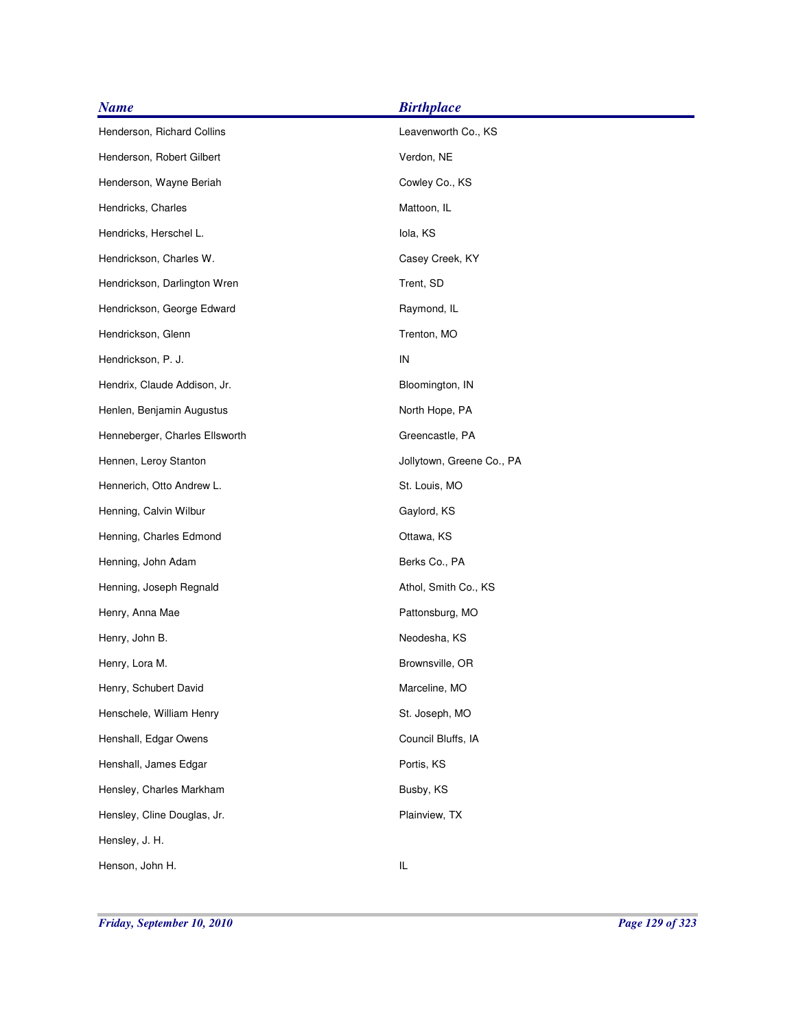| Name | Birthplace |
|---|---|
| Henderson, Richard Collins | Leavenworth Co., KS |
| Henderson, Robert Gilbert | Verdon, NE |
| Henderson, Wayne Beriah | Cowley Co., KS |
| Hendricks, Charles | Mattoon, IL |
| Hendricks, Herschel L. | Iola, KS |
| Hendrickson, Charles W. | Casey Creek, KY |
| Hendrickson, Darlington Wren | Trent, SD |
| Hendrickson, George Edward | Raymond, IL |
| Hendrickson, Glenn | Trenton, MO |
| Hendrickson, P. J. | IN |
| Hendrix, Claude Addison, Jr. | Bloomington, IN |
| Henlen, Benjamin Augustus | North Hope, PA |
| Henneberger, Charles Ellsworth | Greencastle, PA |
| Hennen, Leroy Stanton | Jollytown, Greene Co., PA |
| Hennerich, Otto Andrew L. | St. Louis, MO |
| Henning, Calvin Wilbur | Gaylord, KS |
| Henning, Charles Edmond | Ottawa, KS |
| Henning, John Adam | Berks Co., PA |
| Henning, Joseph Regnald | Athol, Smith Co., KS |
| Henry, Anna Mae | Pattonsburg, MO |
| Henry, John B. | Neodesha, KS |
| Henry, Lora M. | Brownsville, OR |
| Henry, Schubert David | Marceline, MO |
| Henschele, William Henry | St. Joseph, MO |
| Henshall, Edgar Owens | Council Bluffs, IA |
| Henshall, James Edgar | Portis, KS |
| Hensley, Charles Markham | Busby, KS |
| Hensley, Cline Douglas, Jr. | Plainview, TX |
| Hensley, J. H. | |
| Henson, John H. | IL |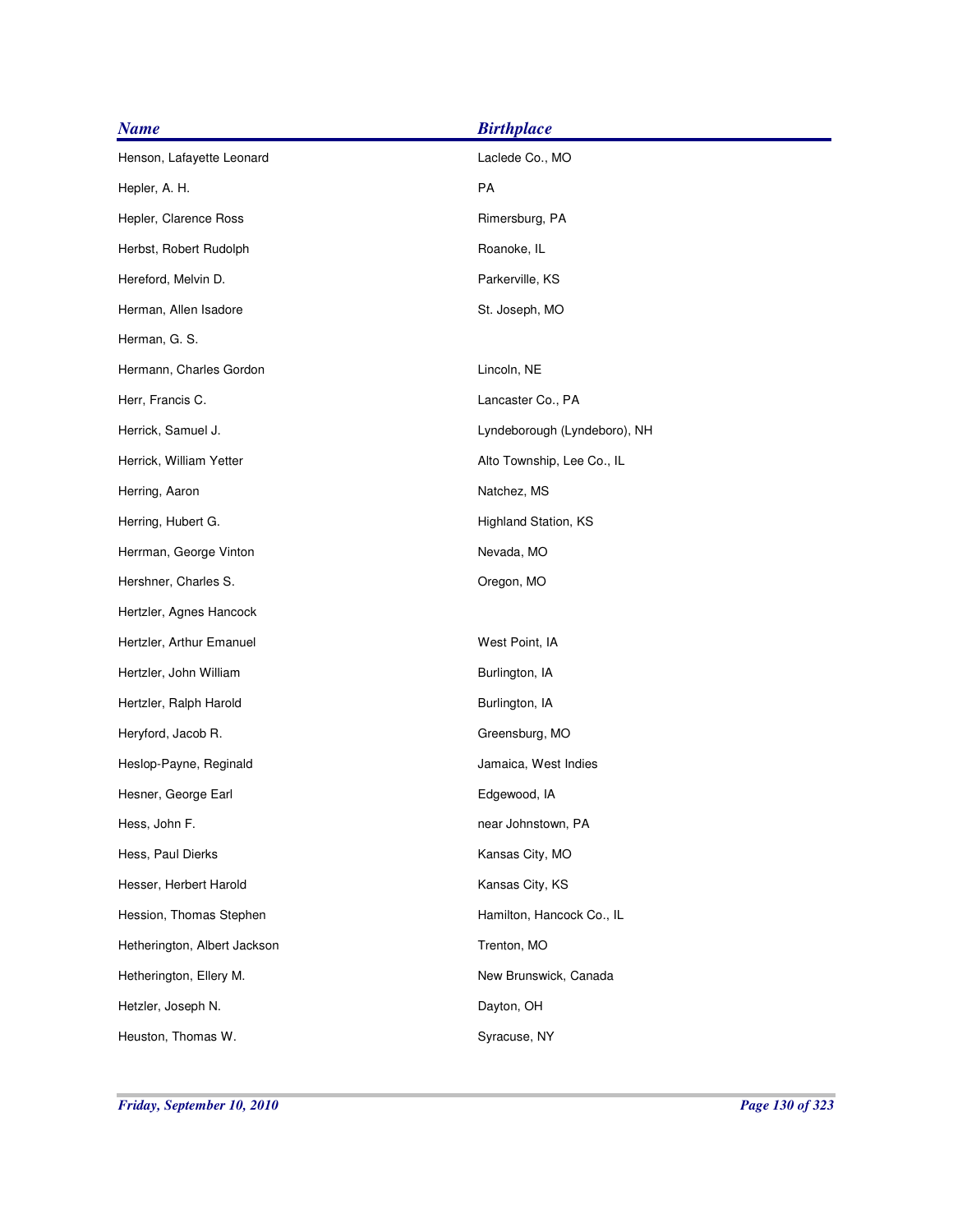| Name | Birthplace |
| --- | --- |
| Henson, Lafayette Leonard | Laclede Co., MO |
| Hepler, A. H. | PA |
| Hepler, Clarence Ross | Rimersburg, PA |
| Herbst, Robert Rudolph | Roanoke, IL |
| Hereford, Melvin D. | Parkerville, KS |
| Herman, Allen Isadore | St. Joseph, MO |
| Herman, G. S. | |
| Hermann, Charles Gordon | Lincoln, NE |
| Herr, Francis C. | Lancaster Co., PA |
| Herrick, Samuel J. | Lyndeborough (Lyndeboro), NH |
| Herrick, William Yetter | Alto Township, Lee Co., IL |
| Herring, Aaron | Natchez, MS |
| Herring, Hubert G. | Highland Station, KS |
| Herrman, George Vinton | Nevada, MO |
| Hershner, Charles S. | Oregon, MO |
| Hertzler, Agnes Hancock | |
| Hertzler, Arthur Emanuel | West Point, IA |
| Hertzler, John William | Burlington, IA |
| Hertzler, Ralph Harold | Burlington, IA |
| Heryford, Jacob R. | Greensburg, MO |
| Heslop-Payne, Reginald | Jamaica, West Indies |
| Hesner, George Earl | Edgewood, IA |
| Hess, John F. | near Johnstown, PA |
| Hess, Paul Dierks | Kansas City, MO |
| Hesser, Herbert Harold | Kansas City, KS |
| Hession, Thomas Stephen | Hamilton, Hancock Co., IL |
| Hetherington, Albert Jackson | Trenton, MO |
| Hetherington, Ellery M. | New Brunswick, Canada |
| Hetzler, Joseph N. | Dayton, OH |
| Heuston, Thomas W. | Syracuse, NY |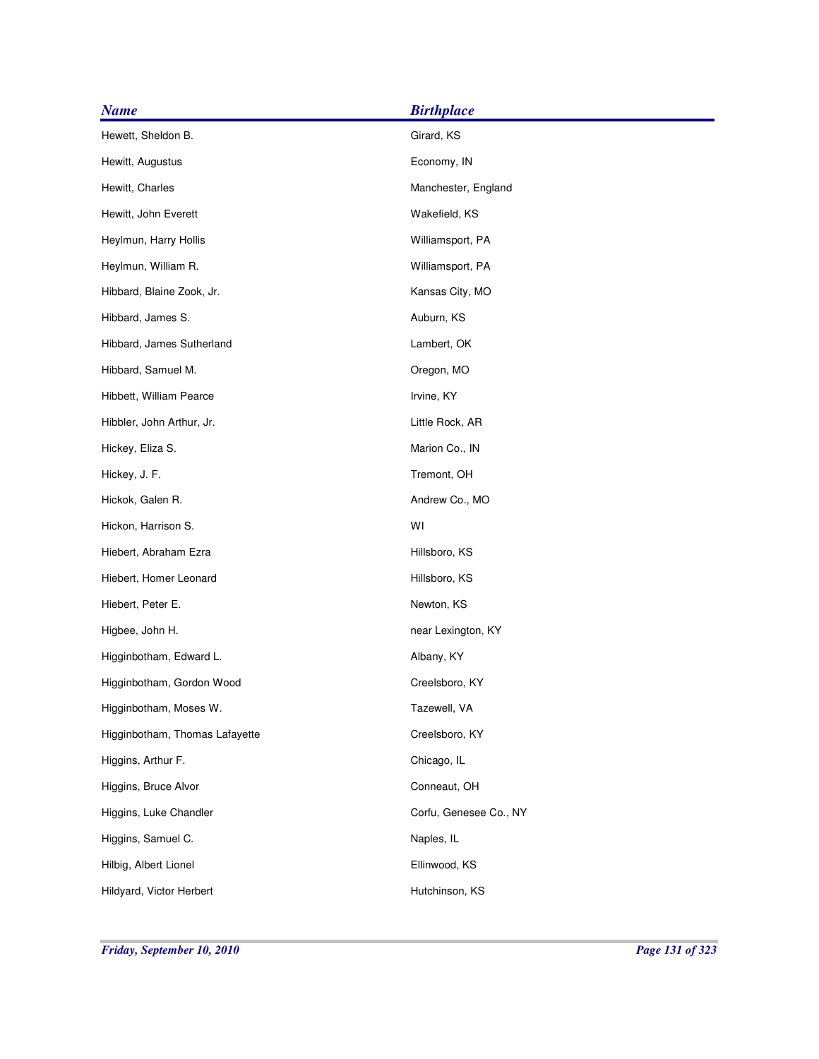| Name | Birthplace |
| --- | --- |
| Hewett, Sheldon B. | Girard, KS |
| Hewitt, Augustus | Economy, IN |
| Hewitt, Charles | Manchester, England |
| Hewitt, John Everett | Wakefield, KS |
| Heylmun, Harry Hollis | Williamsport, PA |
| Heylmun, William R. | Williamsport, PA |
| Hibbard, Blaine Zook, Jr. | Kansas City, MO |
| Hibbard, James S. | Auburn, KS |
| Hibbard, James Sutherland | Lambert, OK |
| Hibbard, Samuel M. | Oregon, MO |
| Hibbett, William Pearce | Irvine, KY |
| Hibbler, John Arthur, Jr. | Little Rock, AR |
| Hickey, Eliza S. | Marion Co., IN |
| Hickey, J. F. | Tremont, OH |
| Hickok, Galen R. | Andrew Co., MO |
| Hickon, Harrison S. | WI |
| Hiebert, Abraham Ezra | Hillsboro, KS |
| Hiebert, Homer Leonard | Hillsboro, KS |
| Hiebert, Peter E. | Newton, KS |
| Higbee, John H. | near Lexington, KY |
| Higginbotham, Edward L. | Albany, KY |
| Higginbotham, Gordon Wood | Creelsboro, KY |
| Higginbotham, Moses W. | Tazewell, VA |
| Higginbotham, Thomas Lafayette | Creelsboro, KY |
| Higgins, Arthur F. | Chicago, IL |
| Higgins, Bruce Alvor | Conneaut, OH |
| Higgins, Luke Chandler | Corfu, Genesee Co., NY |
| Higgins, Samuel C. | Naples, IL |
| Hilbig, Albert Lionel | Ellinwood, KS |
| Hildyard, Victor Herbert | Hutchinson, KS |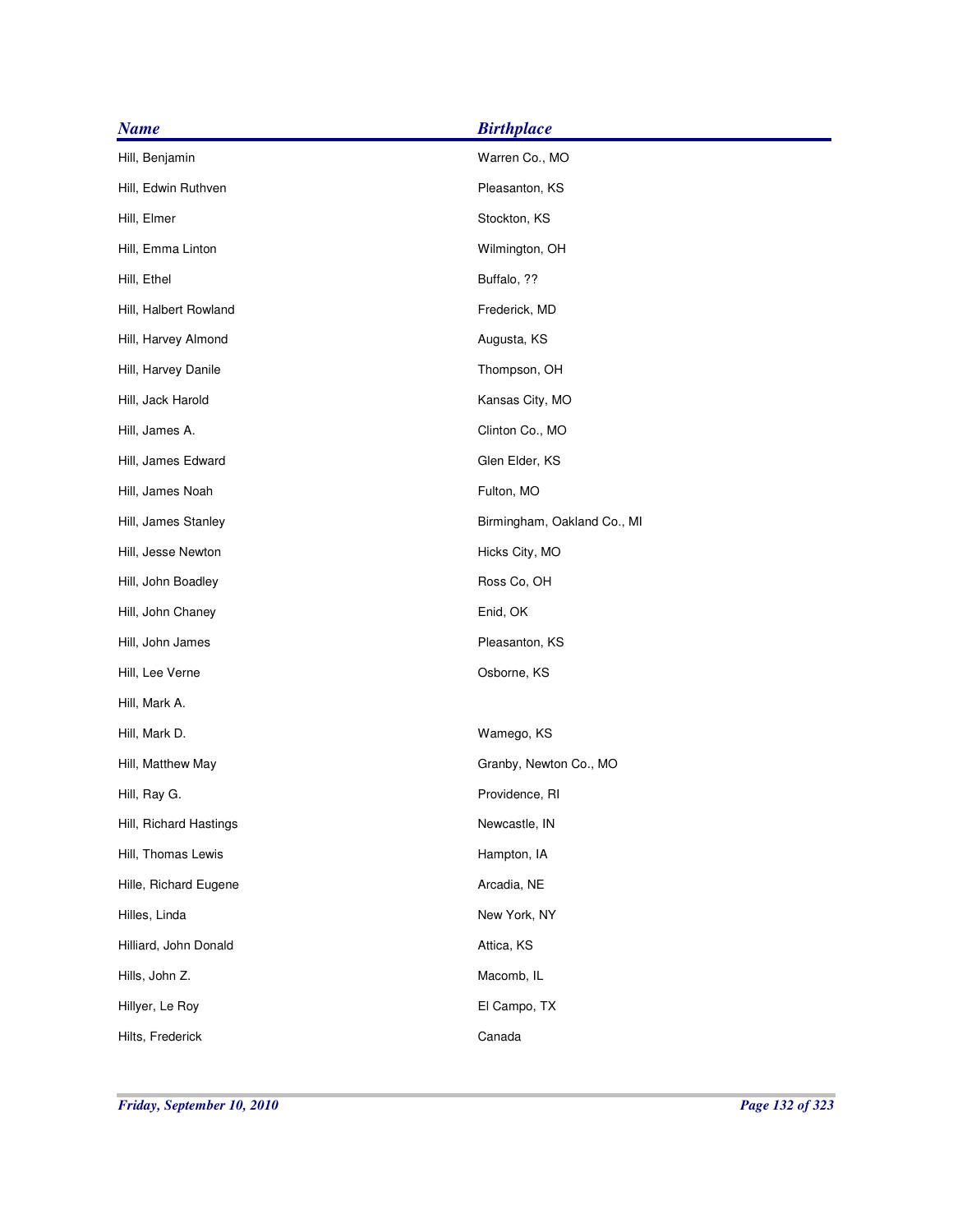| Name | Birthplace |
|---|---|
| Hill, Benjamin | Warren Co., MO |
| Hill, Edwin Ruthven | Pleasanton, KS |
| Hill, Elmer | Stockton, KS |
| Hill, Emma Linton | Wilmington, OH |
| Hill, Ethel | Buffalo, ?? |
| Hill, Halbert Rowland | Frederick, MD |
| Hill, Harvey Almond | Augusta, KS |
| Hill, Harvey Danile | Thompson, OH |
| Hill, Jack Harold | Kansas City, MO |
| Hill, James A. | Clinton Co., MO |
| Hill, James Edward | Glen Elder, KS |
| Hill, James Noah | Fulton, MO |
| Hill, James Stanley | Birmingham, Oakland Co., MI |
| Hill, Jesse Newton | Hicks City, MO |
| Hill, John Boadley | Ross Co, OH |
| Hill, John Chaney | Enid, OK |
| Hill, John James | Pleasanton, KS |
| Hill, Lee Verne | Osborne, KS |
| Hill, Mark A. | |
| Hill, Mark D. | Wamego, KS |
| Hill, Matthew May | Granby, Newton Co., MO |
| Hill, Ray G. | Providence, RI |
| Hill, Richard Hastings | Newcastle, IN |
| Hill, Thomas Lewis | Hampton, IA |
| Hille, Richard Eugene | Arcadia, NE |
| Hilles, Linda | New York, NY |
| Hilliard, John Donald | Attica, KS |
| Hills, John Z. | Macomb, IL |
| Hillyer, Le Roy | El Campo, TX |
| Hilts, Frederick | Canada |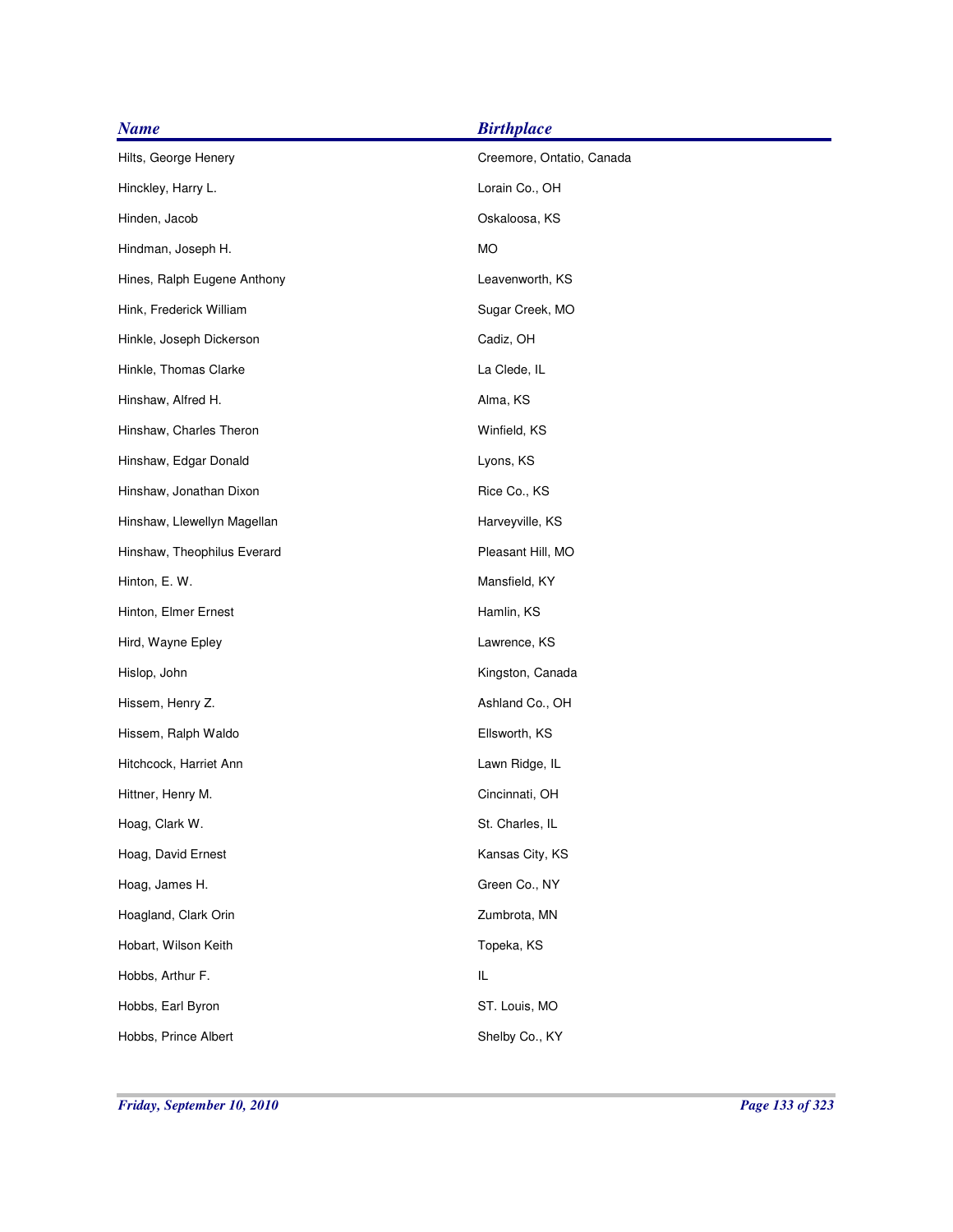| Name | Birthplace |
|---|---|
| Hilts, George Henery | Creemore, Ontatio, Canada |
| Hinckley, Harry L. | Lorain Co., OH |
| Hinden, Jacob | Oskaloosa, KS |
| Hindman, Joseph H. | MO |
| Hines, Ralph Eugene Anthony | Leavenworth, KS |
| Hink, Frederick William | Sugar Creek, MO |
| Hinkle, Joseph Dickerson | Cadiz, OH |
| Hinkle, Thomas Clarke | La Clede, IL |
| Hinshaw, Alfred H. | Alma, KS |
| Hinshaw, Charles Theron | Winfield, KS |
| Hinshaw, Edgar Donald | Lyons, KS |
| Hinshaw, Jonathan Dixon | Rice Co., KS |
| Hinshaw, Llewellyn Magellan | Harveyville, KS |
| Hinshaw, Theophilus Everard | Pleasant Hill, MO |
| Hinton, E. W. | Mansfield, KY |
| Hinton, Elmer Ernest | Hamlin, KS |
| Hird, Wayne Epley | Lawrence, KS |
| Hislop, John | Kingston, Canada |
| Hissem, Henry Z. | Ashland Co., OH |
| Hissem, Ralph Waldo | Ellsworth, KS |
| Hitchcock, Harriet Ann | Lawn Ridge, IL |
| Hittner, Henry M. | Cincinnati, OH |
| Hoag, Clark W. | St. Charles, IL |
| Hoag, David Ernest | Kansas City, KS |
| Hoag, James H. | Green Co., NY |
| Hoagland, Clark Orin | Zumbrota, MN |
| Hobart, Wilson Keith | Topeka, KS |
| Hobbs, Arthur F. | IL |
| Hobbs, Earl Byron | ST. Louis, MO |
| Hobbs, Prince Albert | Shelby Co., KY |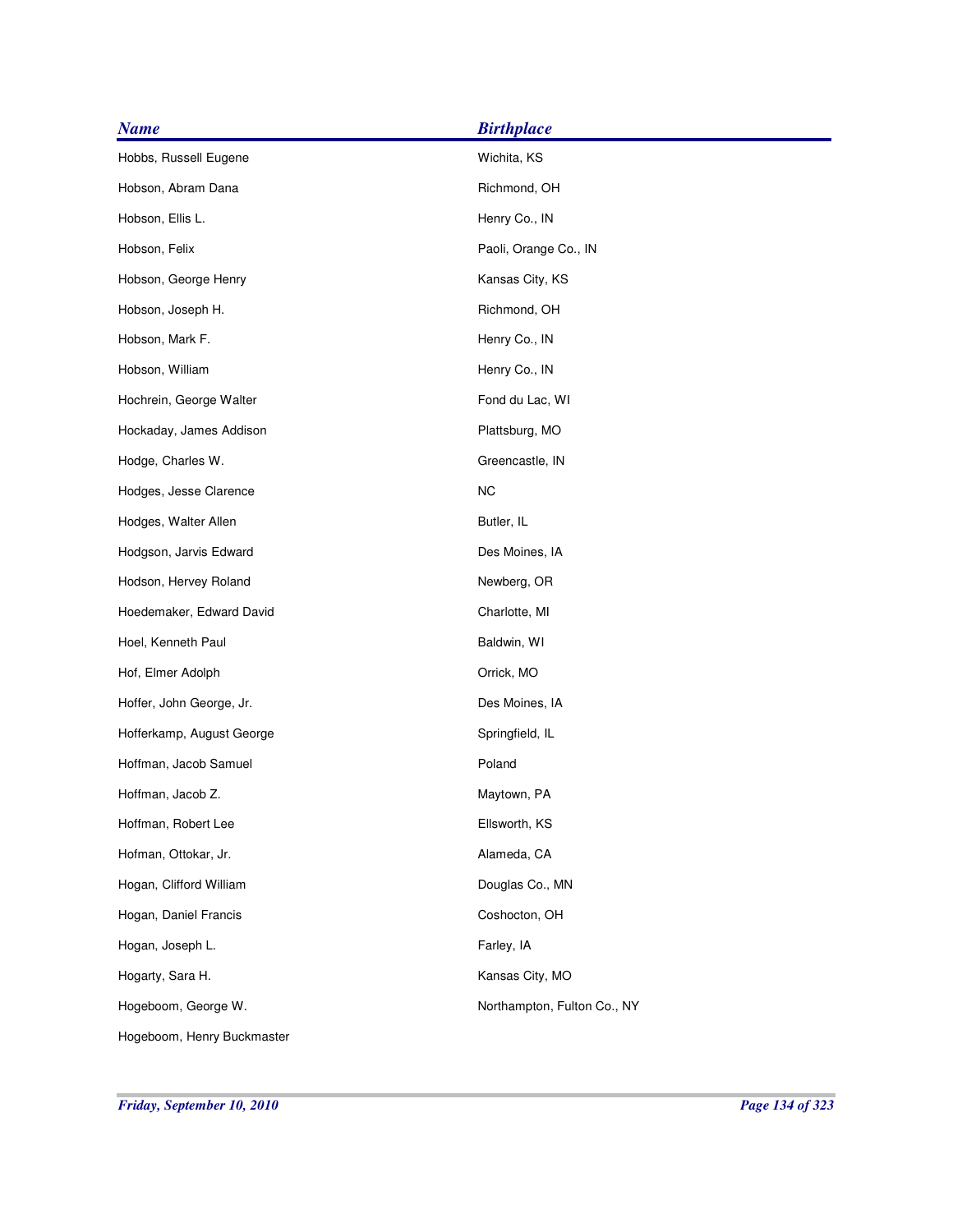| Name | Birthplace |
|---|---|
| Hobbs, Russell Eugene | Wichita, KS |
| Hobson, Abram Dana | Richmond, OH |
| Hobson, Ellis L. | Henry Co., IN |
| Hobson, Felix | Paoli, Orange Co., IN |
| Hobson, George Henry | Kansas City, KS |
| Hobson, Joseph H. | Richmond, OH |
| Hobson, Mark F. | Henry Co., IN |
| Hobson, William | Henry Co., IN |
| Hochrein, George Walter | Fond du Lac, WI |
| Hockaday, James Addison | Plattsburg, MO |
| Hodge, Charles W. | Greencastle, IN |
| Hodges, Jesse Clarence | NC |
| Hodges, Walter Allen | Butler, IL |
| Hodgson, Jarvis Edward | Des Moines, IA |
| Hodson, Hervey Roland | Newberg, OR |
| Hoedemaker, Edward David | Charlotte, MI |
| Hoel, Kenneth Paul | Baldwin, WI |
| Hof, Elmer Adolph | Orrick, MO |
| Hoffer, John George, Jr. | Des Moines, IA |
| Hofferkamp, August George | Springfield, IL |
| Hoffman, Jacob Samuel | Poland |
| Hoffman, Jacob Z. | Maytown, PA |
| Hoffman, Robert Lee | Ellsworth, KS |
| Hofman, Ottokar, Jr. | Alameda, CA |
| Hogan, Clifford William | Douglas Co., MN |
| Hogan, Daniel Francis | Coshocton, OH |
| Hogan, Joseph L. | Farley, IA |
| Hogarty, Sara H. | Kansas City, MO |
| Hogeboom, George W. | Northampton, Fulton Co., NY |
| Hogeboom, Henry Buckmaster | |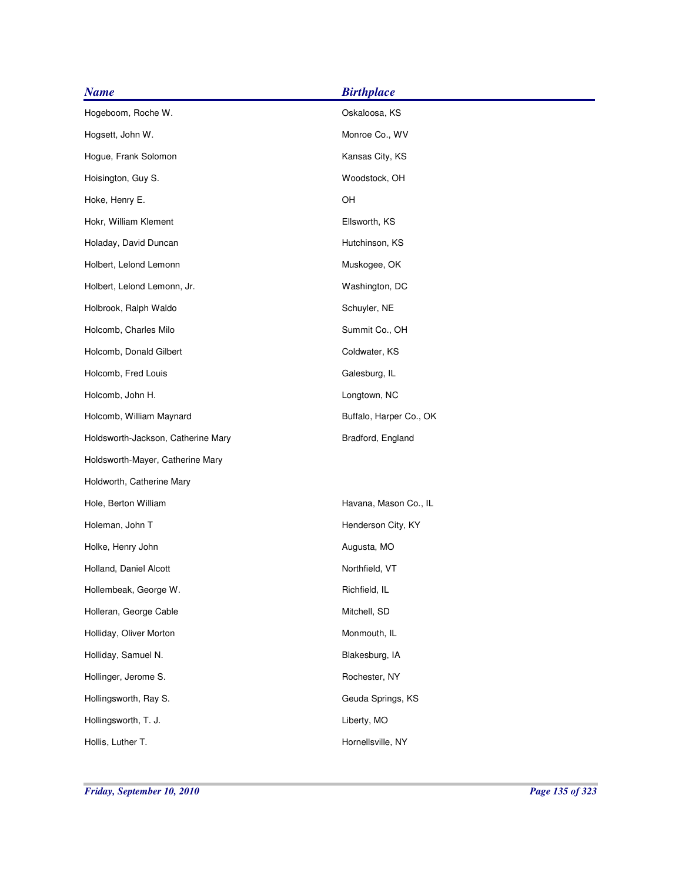| Name | Birthplace |
|---|---|
| Hogeboom, Roche W. | Oskaloosa, KS |
| Hogsett, John W. | Monroe Co., WV |
| Hogue, Frank Solomon | Kansas City, KS |
| Hoisington, Guy S. | Woodstock, OH |
| Hoke, Henry E. | OH |
| Hokr, William Klement | Ellsworth, KS |
| Holaday, David Duncan | Hutchinson, KS |
| Holbert, Lelond Lemonn | Muskogee, OK |
| Holbert, Lelond Lemonn, Jr. | Washington, DC |
| Holbrook, Ralph Waldo | Schuyler, NE |
| Holcomb, Charles Milo | Summit Co., OH |
| Holcomb, Donald Gilbert | Coldwater, KS |
| Holcomb, Fred Louis | Galesburg, IL |
| Holcomb, John H. | Longtown, NC |
| Holcomb, William Maynard | Buffalo, Harper Co., OK |
| Holdsworth-Jackson, Catherine Mary | Bradford, England |
| Holdsworth-Mayer, Catherine Mary | |
| Holdworth, Catherine Mary | |
| Hole, Berton William | Havana, Mason Co., IL |
| Holeman, John T | Henderson City, KY |
| Holke, Henry John | Augusta, MO |
| Holland, Daniel Alcott | Northfield, VT |
| Hollembeak, George W. | Richfield, IL |
| Holleran, George Cable | Mitchell, SD |
| Holliday, Oliver Morton | Monmouth, IL |
| Holliday, Samuel N. | Blakesburg, IA |
| Hollinger, Jerome S. | Rochester, NY |
| Hollingsworth, Ray S. | Geuda Springs, KS |
| Hollingsworth, T. J. | Liberty, MO |
| Hollis, Luther T. | Hornellsville, NY |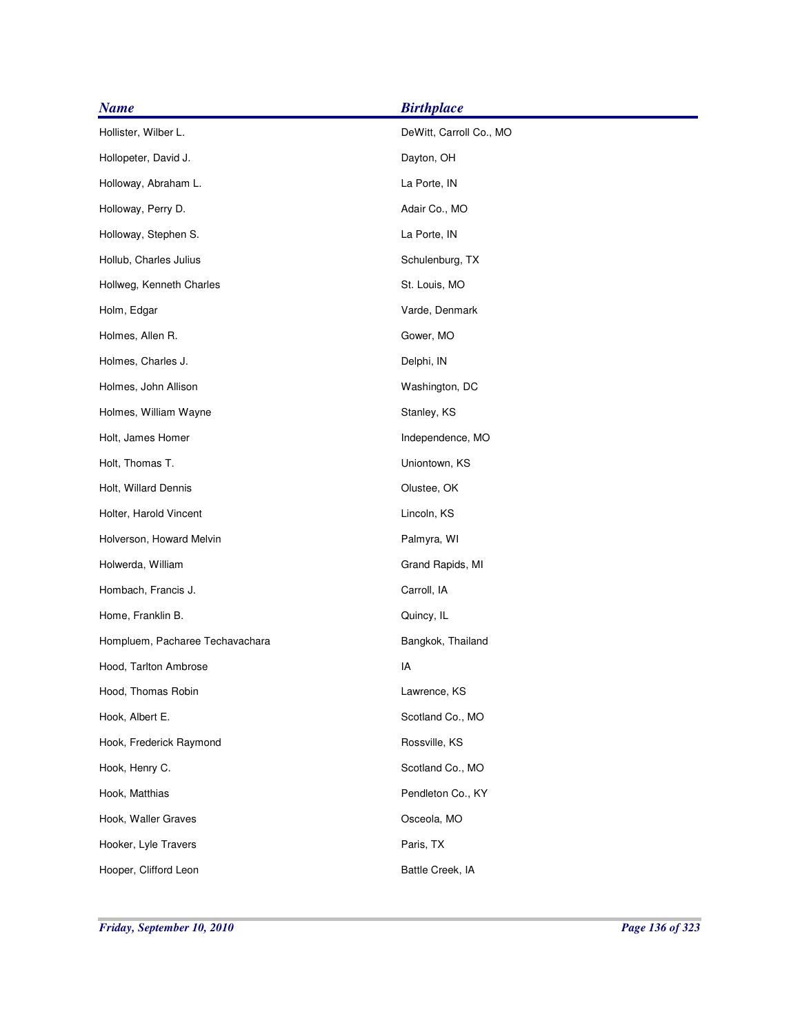| Name | Birthplace |
|---|---|
| Hollister, Wilber L. | DeWitt, Carroll Co., MO |
| Hollopeter, David J. | Dayton, OH |
| Holloway, Abraham L. | La Porte, IN |
| Holloway, Perry D. | Adair Co., MO |
| Holloway, Stephen S. | La Porte, IN |
| Hollub, Charles Julius | Schulenburg, TX |
| Hollweg, Kenneth Charles | St. Louis, MO |
| Holm, Edgar | Varde, Denmark |
| Holmes, Allen R. | Gower, MO |
| Holmes, Charles J. | Delphi, IN |
| Holmes, John Allison | Washington, DC |
| Holmes, William Wayne | Stanley, KS |
| Holt, James Homer | Independence, MO |
| Holt, Thomas T. | Uniontown, KS |
| Holt, Willard Dennis | Olustee, OK |
| Holter, Harold Vincent | Lincoln, KS |
| Holverson, Howard Melvin | Palmyra, WI |
| Holwerda, William | Grand Rapids, MI |
| Hombach, Francis J. | Carroll, IA |
| Home, Franklin B. | Quincy, IL |
| Hompluem, Pacharee Techavachara | Bangkok, Thailand |
| Hood, Tarlton Ambrose | IA |
| Hood, Thomas Robin | Lawrence, KS |
| Hook, Albert E. | Scotland Co., MO |
| Hook, Frederick Raymond | Rossville, KS |
| Hook, Henry C. | Scotland Co., MO |
| Hook, Matthias | Pendleton Co., KY |
| Hook, Waller Graves | Osceola, MO |
| Hooker, Lyle Travers | Paris, TX |
| Hooper, Clifford Leon | Battle Creek, IA |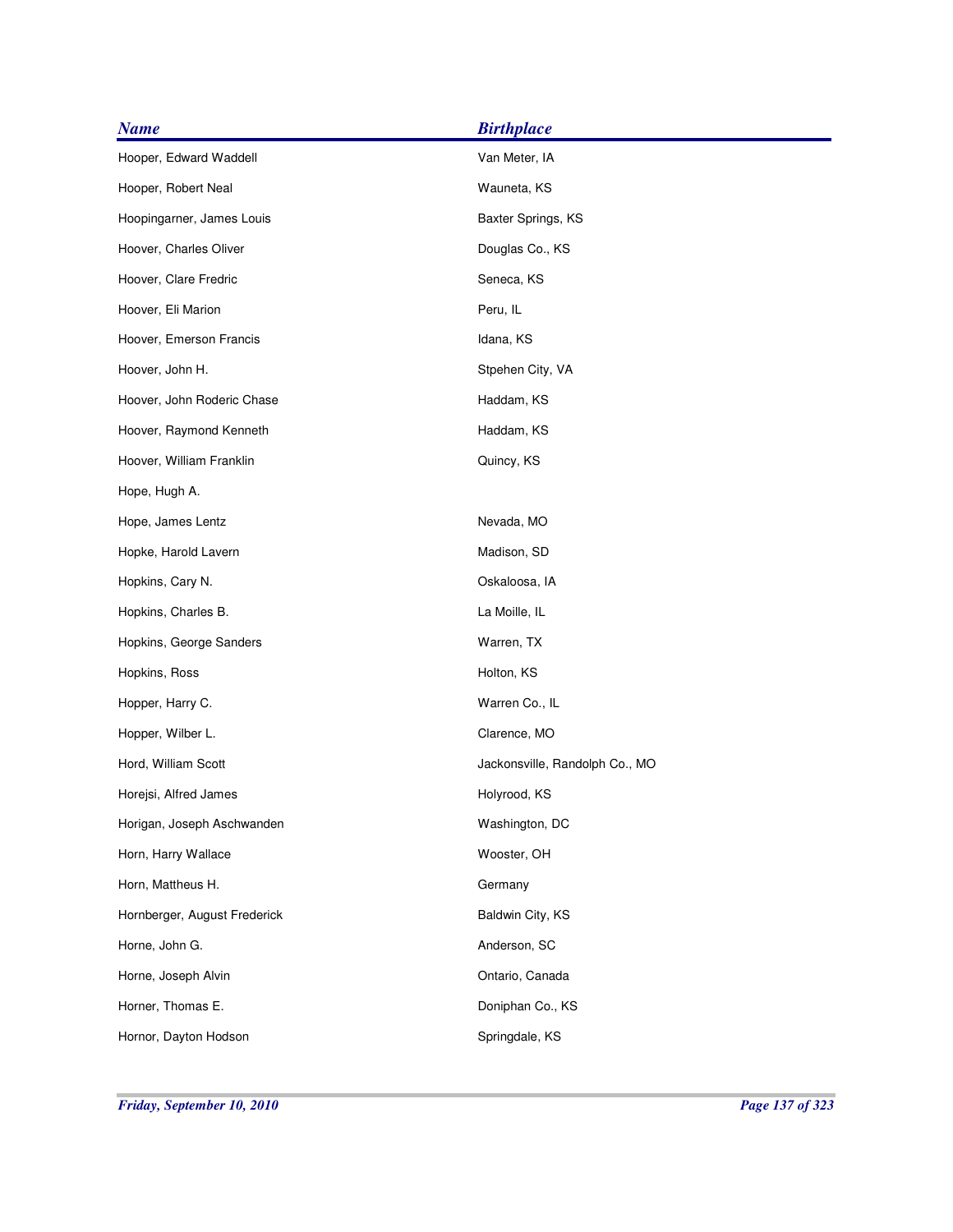| Name | Birthplace |
| --- | --- |
| Hooper, Edward Waddell | Van Meter, IA |
| Hooper, Robert Neal | Wauneta, KS |
| Hoopingarner, James Louis | Baxter Springs, KS |
| Hoover, Charles Oliver | Douglas Co., KS |
| Hoover, Clare Fredric | Seneca, KS |
| Hoover, Eli Marion | Peru, IL |
| Hoover, Emerson Francis | Idana, KS |
| Hoover, John H. | Stpehen City, VA |
| Hoover, John Roderic Chase | Haddam, KS |
| Hoover, Raymond Kenneth | Haddam, KS |
| Hoover, William Franklin | Quincy, KS |
| Hope, Hugh A. | |
| Hope, James Lentz | Nevada, MO |
| Hopke, Harold Lavern | Madison, SD |
| Hopkins, Cary N. | Oskaloosa, IA |
| Hopkins, Charles B. | La Moille, IL |
| Hopkins, George Sanders | Warren, TX |
| Hopkins, Ross | Holton, KS |
| Hopper, Harry C. | Warren Co., IL |
| Hopper, Wilber L. | Clarence, MO |
| Hord, William Scott | Jacksonville, Randolph Co., MO |
| Horejsi, Alfred James | Holyrood, KS |
| Horigan, Joseph Aschwanden | Washington, DC |
| Horn, Harry Wallace | Wooster, OH |
| Horn, Mattheus H. | Germany |
| Hornberger, August Frederick | Baldwin City, KS |
| Horne, John G. | Anderson, SC |
| Horne, Joseph Alvin | Ontario, Canada |
| Horner, Thomas E. | Doniphan Co., KS |
| Hornor, Dayton Hodson | Springdale, KS |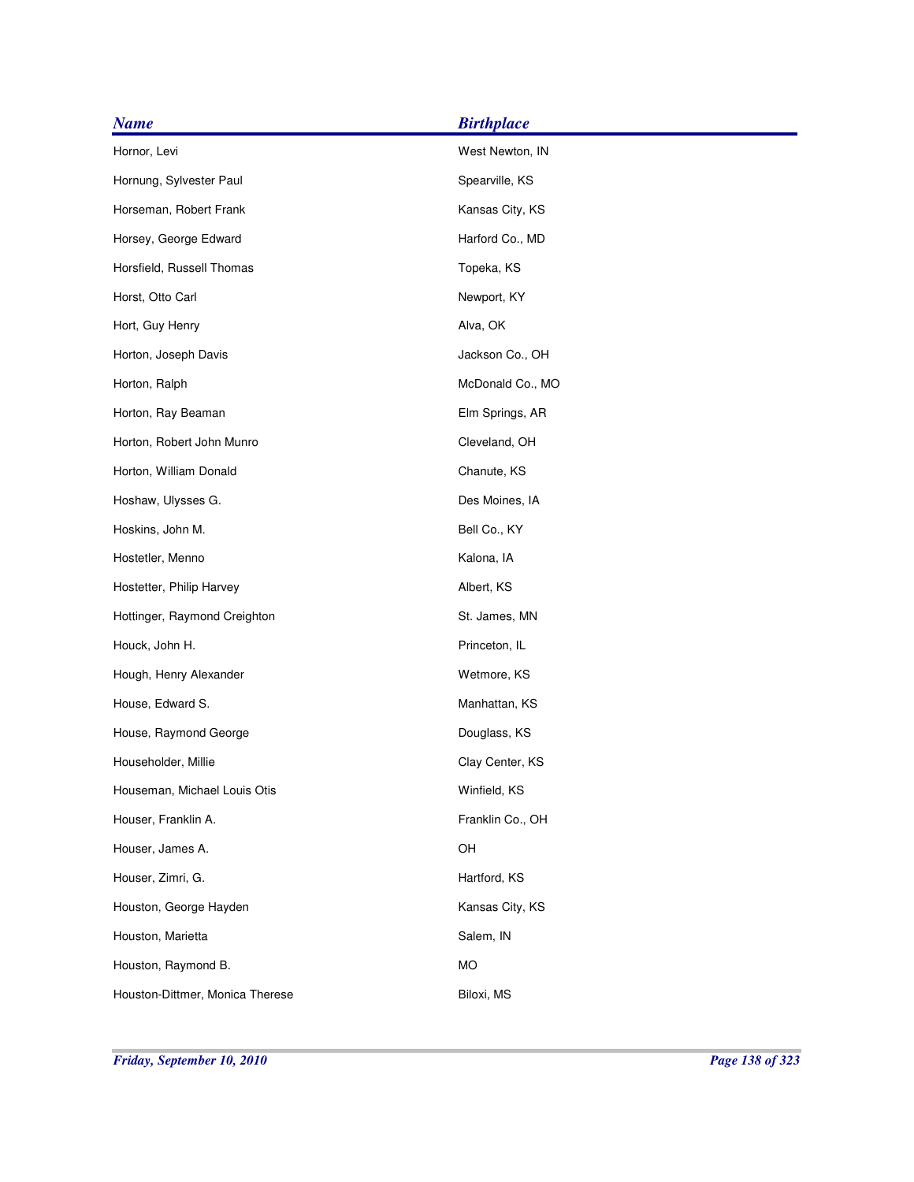| Name | Birthplace |
| --- | --- |
| Hornor, Levi | West Newton, IN |
| Hornung, Sylvester Paul | Spearville, KS |
| Horseman, Robert Frank | Kansas City, KS |
| Horsey, George Edward | Harford Co., MD |
| Horsfield, Russell Thomas | Topeka, KS |
| Horst, Otto Carl | Newport, KY |
| Hort, Guy Henry | Alva, OK |
| Horton, Joseph Davis | Jackson Co., OH |
| Horton, Ralph | McDonald Co., MO |
| Horton, Ray Beaman | Elm Springs, AR |
| Horton, Robert John Munro | Cleveland, OH |
| Horton, William Donald | Chanute, KS |
| Hoshaw, Ulysses G. | Des Moines, IA |
| Hoskins, John M. | Bell Co., KY |
| Hostetler, Menno | Kalona, IA |
| Hostetter, Philip Harvey | Albert, KS |
| Hottinger, Raymond Creighton | St. James, MN |
| Houck, John H. | Princeton, IL |
| Hough, Henry Alexander | Wetmore, KS |
| House, Edward S. | Manhattan, KS |
| House, Raymond George | Douglass, KS |
| Householder, Millie | Clay Center, KS |
| Houseman, Michael Louis Otis | Winfield, KS |
| Houser, Franklin A. | Franklin Co., OH |
| Houser, James A. | OH |
| Houser, Zimri, G. | Hartford, KS |
| Houston, George Hayden | Kansas City, KS |
| Houston, Marietta | Salem, IN |
| Houston, Raymond B. | MO |
| Houston-Dittmer, Monica Therese | Biloxi, MS |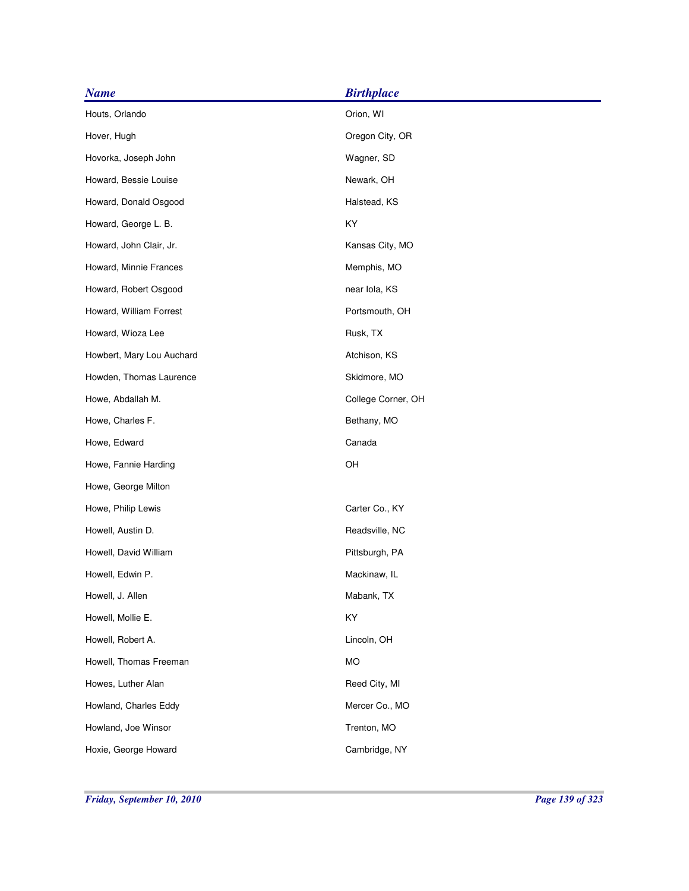| Name | Birthplace |
|---|---|
| Houts, Orlando | Orion, WI |
| Hover, Hugh | Oregon City, OR |
| Hovorka, Joseph John | Wagner, SD |
| Howard, Bessie Louise | Newark, OH |
| Howard, Donald Osgood | Halstead, KS |
| Howard, George L. B. | KY |
| Howard, John Clair, Jr. | Kansas City, MO |
| Howard, Minnie Frances | Memphis, MO |
| Howard, Robert Osgood | near Iola, KS |
| Howard, William Forrest | Portsmouth, OH |
| Howard, Wioza Lee | Rusk, TX |
| Howbert, Mary Lou Auchard | Atchison, KS |
| Howden, Thomas Laurence | Skidmore, MO |
| Howe, Abdallah M. | College Corner, OH |
| Howe, Charles F. | Bethany, MO |
| Howe, Edward | Canada |
| Howe, Fannie Harding | OH |
| Howe, George Milton | |
| Howe, Philip Lewis | Carter Co., KY |
| Howell, Austin D. | Readsville, NC |
| Howell, David William | Pittsburgh, PA |
| Howell, Edwin P. | Mackinaw, IL |
| Howell, J. Allen | Mabank, TX |
| Howell, Mollie E. | KY |
| Howell, Robert A. | Lincoln, OH |
| Howell, Thomas Freeman | MO |
| Howes, Luther Alan | Reed City, MI |
| Howland, Charles Eddy | Mercer Co., MO |
| Howland, Joe Winsor | Trenton, MO |
| Hoxie, George Howard | Cambridge, NY |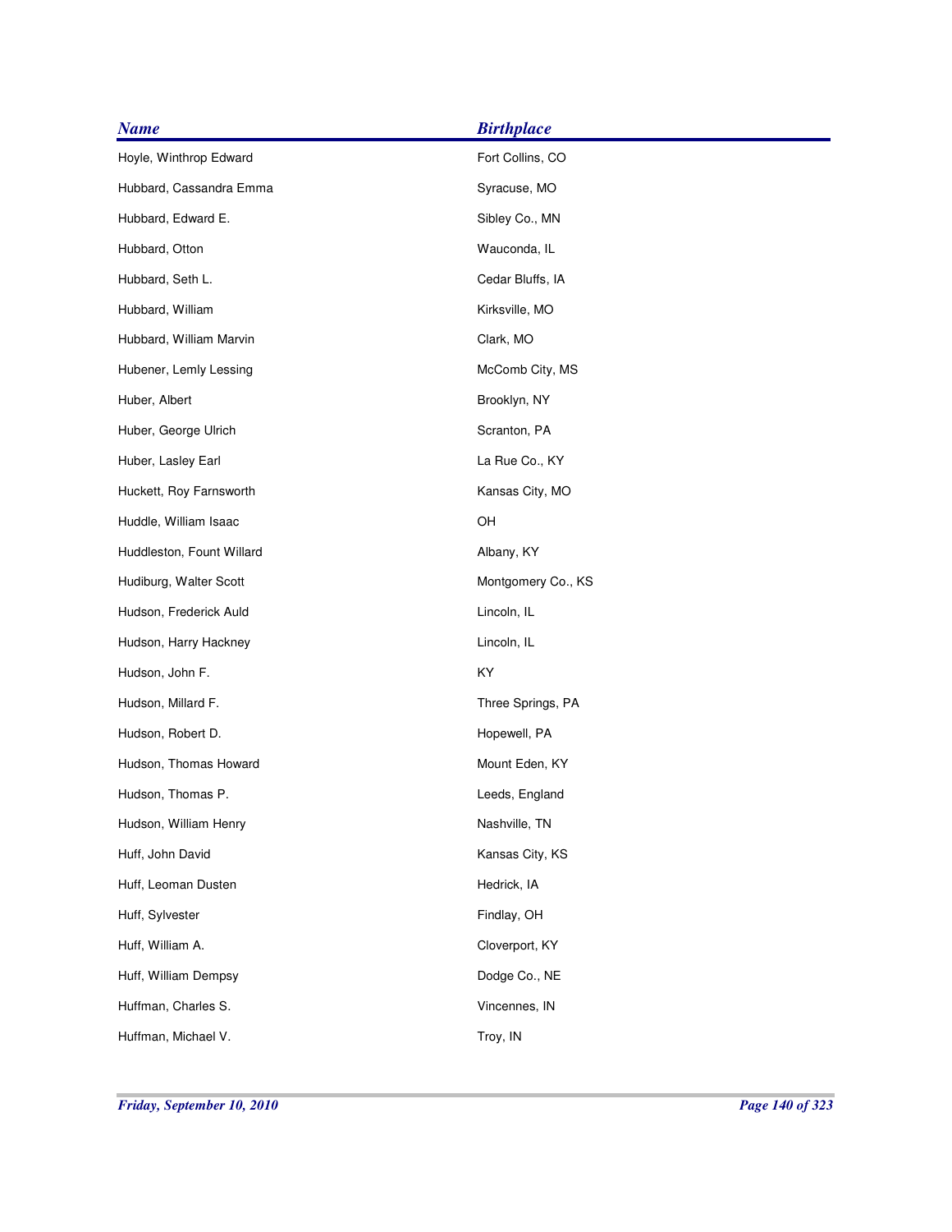| Name | Birthplace |
|---|---|
| Hoyle, Winthrop Edward | Fort Collins, CO |
| Hubbard, Cassandra Emma | Syracuse, MO |
| Hubbard, Edward E. | Sibley Co., MN |
| Hubbard, Otton | Wauconda, IL |
| Hubbard, Seth L. | Cedar Bluffs, IA |
| Hubbard, William | Kirksville, MO |
| Hubbard, William Marvin | Clark, MO |
| Hubener, Lemly Lessing | McComb City, MS |
| Huber, Albert | Brooklyn, NY |
| Huber, George Ulrich | Scranton, PA |
| Huber, Lasley Earl | La Rue Co., KY |
| Huckett, Roy Farnsworth | Kansas City, MO |
| Huddle, William Isaac | OH |
| Huddleston, Fount Willard | Albany, KY |
| Hudiburg, Walter Scott | Montgomery Co., KS |
| Hudson, Frederick Auld | Lincoln, IL |
| Hudson, Harry Hackney | Lincoln, IL |
| Hudson, John F. | KY |
| Hudson, Millard F. | Three Springs, PA |
| Hudson, Robert D. | Hopewell, PA |
| Hudson, Thomas Howard | Mount Eden, KY |
| Hudson, Thomas P. | Leeds, England |
| Hudson, William Henry | Nashville, TN |
| Huff, John David | Kansas City, KS |
| Huff, Leoman Dusten | Hedrick, IA |
| Huff, Sylvester | Findlay, OH |
| Huff, William A. | Cloverport, KY |
| Huff, William Dempsy | Dodge Co., NE |
| Huffman, Charles S. | Vincennes, IN |
| Huffman, Michael V. | Troy, IN |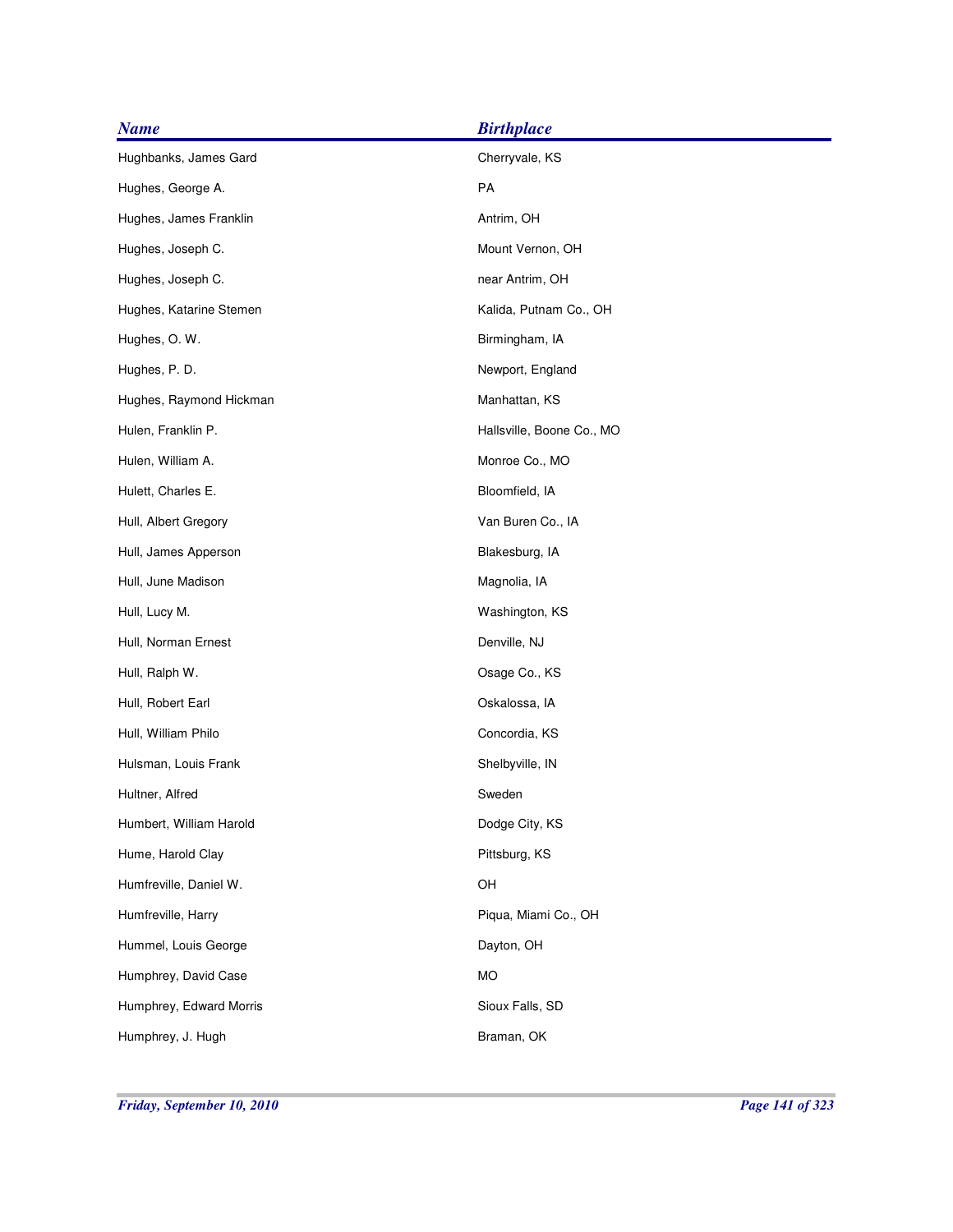| Name | Birthplace |
| --- | --- |
| Hughbanks, James Gard | Cherryvale, KS |
| Hughes, George A. | PA |
| Hughes, James Franklin | Antrim, OH |
| Hughes, Joseph C. | Mount Vernon, OH |
| Hughes, Joseph C. | near Antrim, OH |
| Hughes, Katarine Stemen | Kalida, Putnam Co., OH |
| Hughes, O. W. | Birmingham, IA |
| Hughes, P. D. | Newport, England |
| Hughes, Raymond Hickman | Manhattan, KS |
| Hulen, Franklin P. | Hallsville, Boone Co., MO |
| Hulen, William A. | Monroe Co., MO |
| Hulett, Charles E. | Bloomfield, IA |
| Hull, Albert Gregory | Van Buren Co., IA |
| Hull, James Apperson | Blakesburg, IA |
| Hull, June Madison | Magnolia, IA |
| Hull, Lucy M. | Washington, KS |
| Hull, Norman Ernest | Denville, NJ |
| Hull, Ralph W. | Osage Co., KS |
| Hull, Robert Earl | Oskalossa, IA |
| Hull, William Philo | Concordia, KS |
| Hulsman, Louis Frank | Shelbyville, IN |
| Hultner, Alfred | Sweden |
| Humbert, William Harold | Dodge City, KS |
| Hume, Harold Clay | Pittsburg, KS |
| Humfreville, Daniel W. | OH |
| Humfreville, Harry | Piqua, Miami Co., OH |
| Hummel, Louis George | Dayton, OH |
| Humphrey, David Case | MO |
| Humphrey, Edward Morris | Sioux Falls, SD |
| Humphrey, J. Hugh | Braman, OK |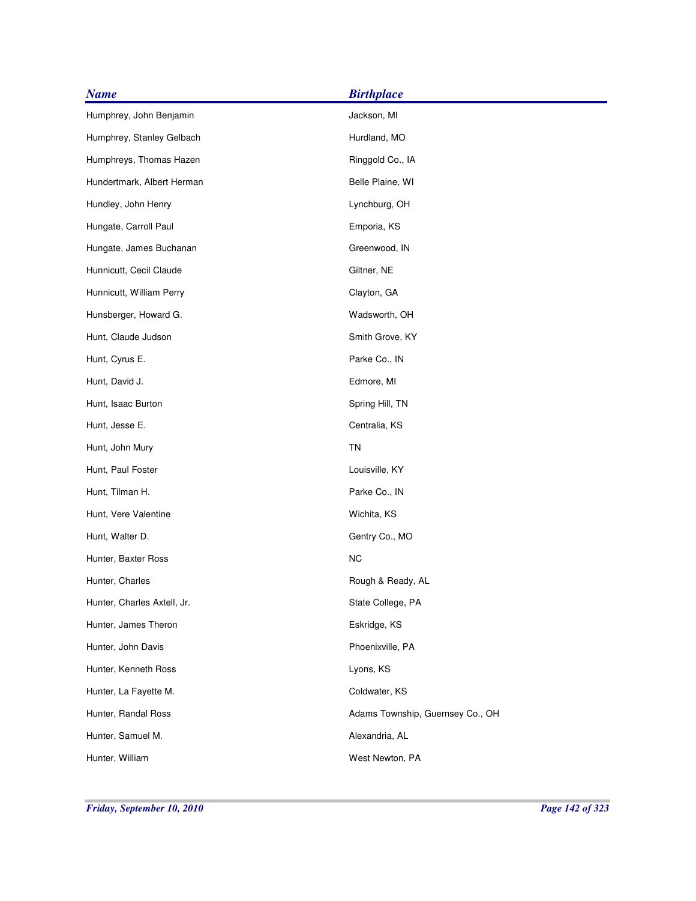| Name | Birthplace |
| --- | --- |
| Humphrey, John Benjamin | Jackson, MI |
| Humphrey, Stanley Gelbach | Hurdland, MO |
| Humphreys, Thomas Hazen | Ringgold Co., IA |
| Hundertmark, Albert Herman | Belle Plaine, WI |
| Hundley, John Henry | Lynchburg, OH |
| Hungate, Carroll Paul | Emporia, KS |
| Hungate, James Buchanan | Greenwood, IN |
| Hunnicutt, Cecil Claude | Giltner, NE |
| Hunnicutt, William Perry | Clayton, GA |
| Hunsberger, Howard G. | Wadsworth, OH |
| Hunt, Claude Judson | Smith Grove, KY |
| Hunt, Cyrus E. | Parke Co., IN |
| Hunt, David J. | Edmore, MI |
| Hunt, Isaac Burton | Spring Hill, TN |
| Hunt, Jesse E. | Centralia, KS |
| Hunt, John Mury | TN |
| Hunt, Paul Foster | Louisville, KY |
| Hunt, Tilman H. | Parke Co., IN |
| Hunt, Vere Valentine | Wichita, KS |
| Hunt, Walter D. | Gentry Co., MO |
| Hunter, Baxter Ross | NC |
| Hunter, Charles | Rough & Ready, AL |
| Hunter, Charles Axtell, Jr. | State College, PA |
| Hunter, James Theron | Eskridge, KS |
| Hunter, John Davis | Phoenixville, PA |
| Hunter, Kenneth Ross | Lyons, KS |
| Hunter, La Fayette M. | Coldwater, KS |
| Hunter, Randal Ross | Adams Township, Guernsey Co., OH |
| Hunter, Samuel M. | Alexandria, AL |
| Hunter, William | West Newton, PA |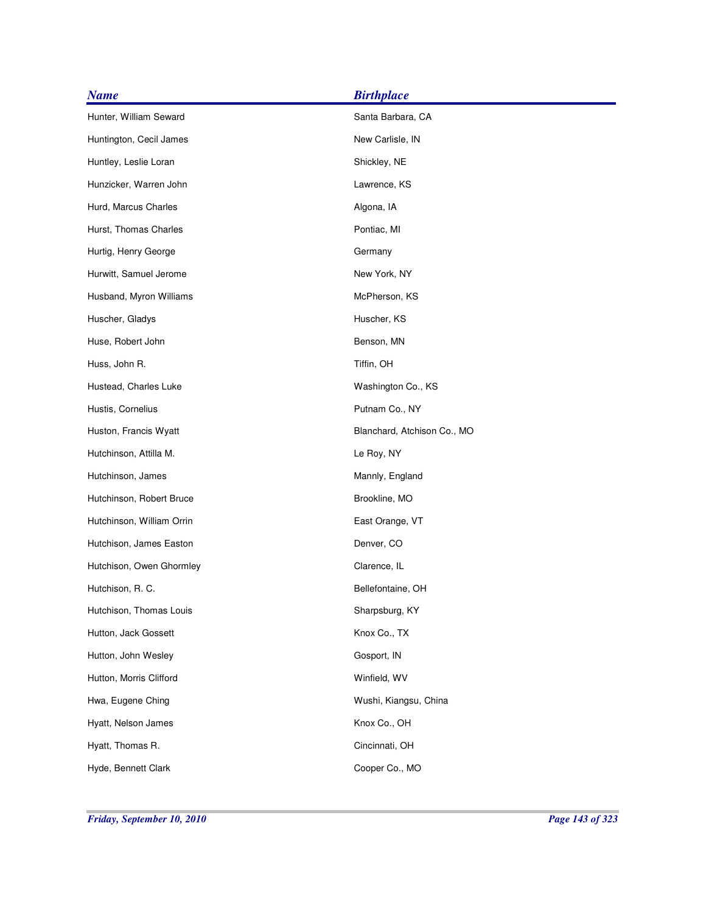| Name | Birthplace |
|---|---|
| Hunter, William Seward | Santa Barbara, CA |
| Huntington, Cecil James | New Carlisle, IN |
| Huntley, Leslie Loran | Shickley, NE |
| Hunzicker, Warren John | Lawrence, KS |
| Hurd, Marcus Charles | Algona, IA |
| Hurst, Thomas Charles | Pontiac, MI |
| Hurtig, Henry George | Germany |
| Hurwitt, Samuel Jerome | New York, NY |
| Husband, Myron Williams | McPherson, KS |
| Huscher, Gladys | Huscher, KS |
| Huse, Robert John | Benson, MN |
| Huss, John R. | Tiffin, OH |
| Hustead, Charles Luke | Washington Co., KS |
| Hustis, Cornelius | Putnam Co., NY |
| Huston, Francis Wyatt | Blanchard, Atchison Co., MO |
| Hutchinson, Attilla M. | Le Roy, NY |
| Hutchinson, James | Mannly, England |
| Hutchinson, Robert Bruce | Brookline, MO |
| Hutchinson, William Orrin | East Orange, VT |
| Hutchison, James Easton | Denver, CO |
| Hutchison, Owen Ghormley | Clarence, IL |
| Hutchison, R. C. | Bellefontaine, OH |
| Hutchison, Thomas Louis | Sharpsburg, KY |
| Hutton, Jack Gossett | Knox Co., TX |
| Hutton, John Wesley | Gosport, IN |
| Hutton, Morris Clifford | Winfield, WV |
| Hwa, Eugene Ching | Wushi, Kiangsu, China |
| Hyatt, Nelson James | Knox Co., OH |
| Hyatt, Thomas R. | Cincinnati, OH |
| Hyde, Bennett Clark | Cooper Co., MO |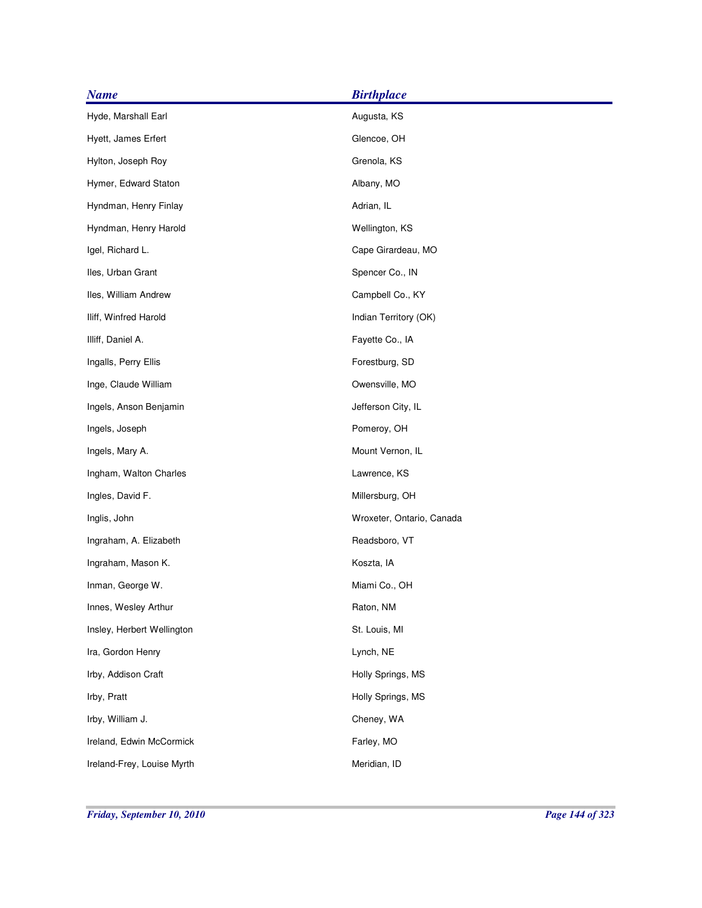| *Name* | *Birthplace* |
| --- | --- |
| Hyde, Marshall Earl | Augusta, KS |
| Hyett, James Erfert | Glencoe, OH |
| Hylton, Joseph Roy | Grenola, KS |
| Hymer, Edward Staton | Albany, MO |
| Hyndman, Henry Finlay | Adrian, IL |
| Hyndman, Henry Harold | Wellington, KS |
| Igel, Richard L. | Cape Girardeau, MO |
| Iles, Urban Grant | Spencer Co., IN |
| Iles, William Andrew | Campbell Co., KY |
| Iliff, Winfred Harold | Indian Territory (OK) |
| Illiff, Daniel A. | Fayette Co., IA |
| Ingalls, Perry Ellis | Forestburg, SD |
| Inge, Claude William | Owensville, MO |
| Ingels, Anson Benjamin | Jefferson City, IL |
| Ingels, Joseph | Pomeroy, OH |
| Ingels, Mary A. | Mount Vernon, IL |
| Ingham, Walton Charles | Lawrence, KS |
| Ingles, David F. | Millersburg, OH |
| Inglis, John | Wroxeter, Ontario, Canada |
| Ingraham, A. Elizabeth | Readsboro, VT |
| Ingraham, Mason K. | Koszta, IA |
| Inman, George W. | Miami Co., OH |
| Innes, Wesley Arthur | Raton, NM |
| Insley, Herbert Wellington | St. Louis, MI |
| Ira, Gordon Henry | Lynch, NE |
| Irby, Addison Craft | Holly Springs, MS |
| Irby, Pratt | Holly Springs, MS |
| Irby, William J. | Cheney, WA |
| Ireland, Edwin McCormick | Farley, MO |
| Ireland-Frey, Louise Myrth | Meridian, ID |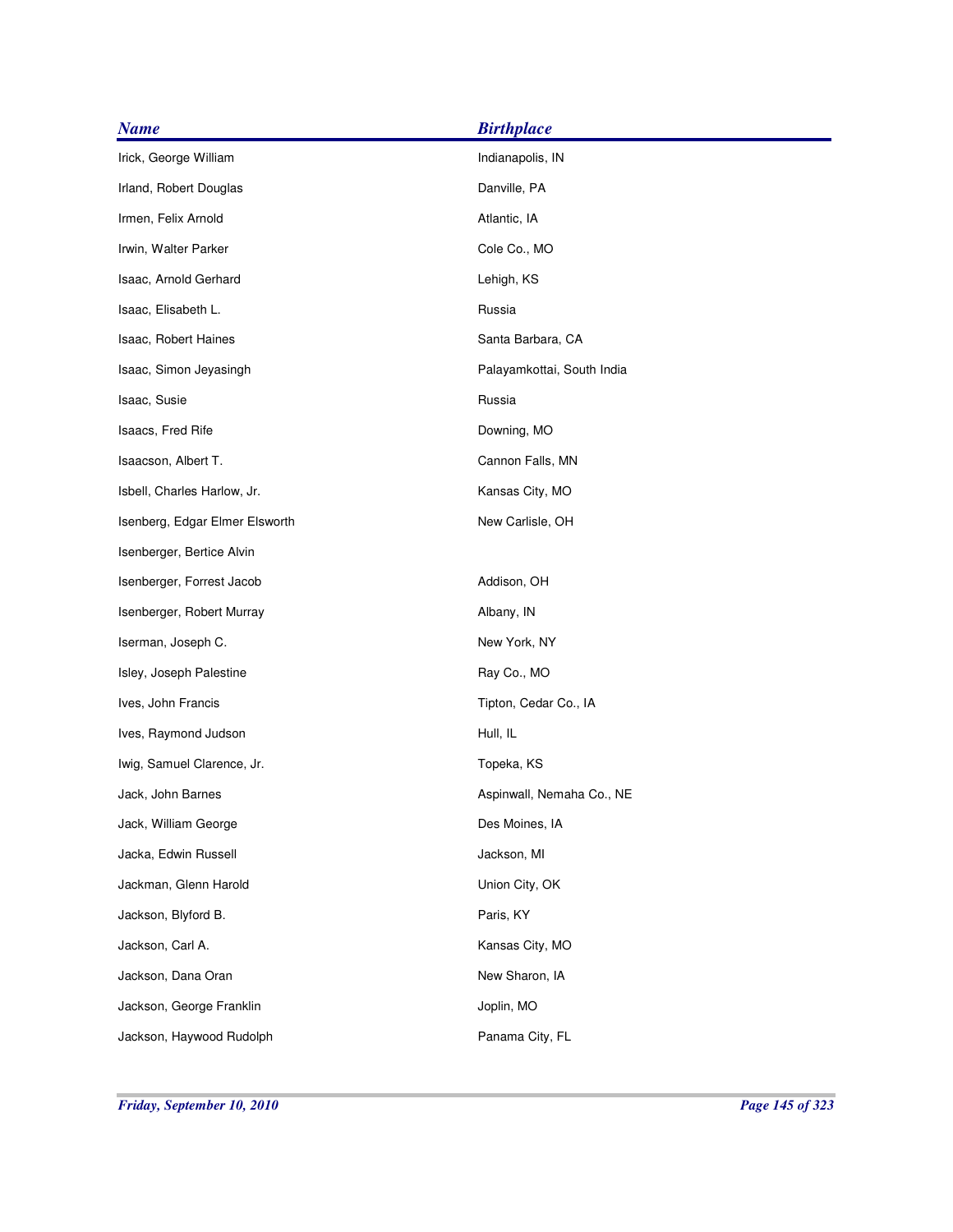| Name | Birthplace |
|---|---|
| Irick, George William | Indianapolis, IN |
| Irland, Robert Douglas | Danville, PA |
| Irmen, Felix Arnold | Atlantic, IA |
| Irwin, Walter Parker | Cole Co., MO |
| Isaac, Arnold Gerhard | Lehigh, KS |
| Isaac, Elisabeth L. | Russia |
| Isaac, Robert Haines | Santa Barbara, CA |
| Isaac, Simon Jeyasingh | Palayamkottai, South India |
| Isaac, Susie | Russia |
| Isaacs, Fred Rife | Downing, MO |
| Isaacson, Albert T. | Cannon Falls, MN |
| Isbell, Charles Harlow, Jr. | Kansas City, MO |
| Isenberg, Edgar Elmer Elsworth | New Carlisle, OH |
| Isenberger, Bertice Alvin | |
| Isenberger, Forrest Jacob | Addison, OH |
| Isenberger, Robert Murray | Albany, IN |
| Iserman, Joseph C. | New York, NY |
| Isley, Joseph Palestine | Ray Co., MO |
| Ives, John Francis | Tipton, Cedar Co., IA |
| Ives, Raymond Judson | Hull, IL |
| Iwig, Samuel Clarence, Jr. | Topeka, KS |
| Jack, John Barnes | Aspinwall, Nemaha Co., NE |
| Jack, William George | Des Moines, IA |
| Jacka, Edwin Russell | Jackson, MI |
| Jackman, Glenn Harold | Union City, OK |
| Jackson, Blyford B. | Paris, KY |
| Jackson, Carl A. | Kansas City, MO |
| Jackson, Dana Oran | New Sharon, IA |
| Jackson, George Franklin | Joplin, MO |
| Jackson, Haywood Rudolph | Panama City, FL |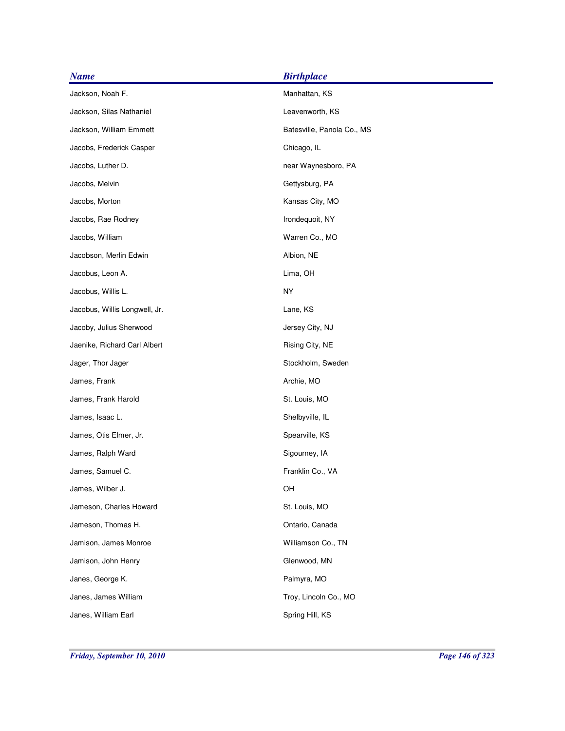| Name | Birthplace |
|---|---|
| Jackson, Noah F. | Manhattan, KS |
| Jackson, Silas Nathaniel | Leavenworth, KS |
| Jackson, William Emmett | Batesville, Panola Co., MS |
| Jacobs, Frederick Casper | Chicago, IL |
| Jacobs, Luther D. | near Waynesboro, PA |
| Jacobs, Melvin | Gettysburg, PA |
| Jacobs, Morton | Kansas City, MO |
| Jacobs, Rae Rodney | Irondequoit, NY |
| Jacobs, William | Warren Co., MO |
| Jacobson, Merlin Edwin | Albion, NE |
| Jacobus, Leon A. | Lima, OH |
| Jacobus, Willis L. | NY |
| Jacobus, Willis Longwell, Jr. | Lane, KS |
| Jacoby, Julius Sherwood | Jersey City, NJ |
| Jaenike, Richard Carl Albert | Rising City, NE |
| Jager, Thor Jager | Stockholm, Sweden |
| James, Frank | Archie, MO |
| James, Frank Harold | St. Louis, MO |
| James, Isaac L. | Shelbyville, IL |
| James, Otis Elmer, Jr. | Spearville, KS |
| James, Ralph Ward | Sigourney, IA |
| James, Samuel C. | Franklin Co., VA |
| James, Wilber J. | OH |
| Jameson, Charles Howard | St. Louis, MO |
| Jameson, Thomas H. | Ontario, Canada |
| Jamison, James Monroe | Williamson Co., TN |
| Jamison, John Henry | Glenwood, MN |
| Janes, George K. | Palmyra, MO |
| Janes, James William | Troy, Lincoln Co., MO |
| Janes, William Earl | Spring Hill, KS |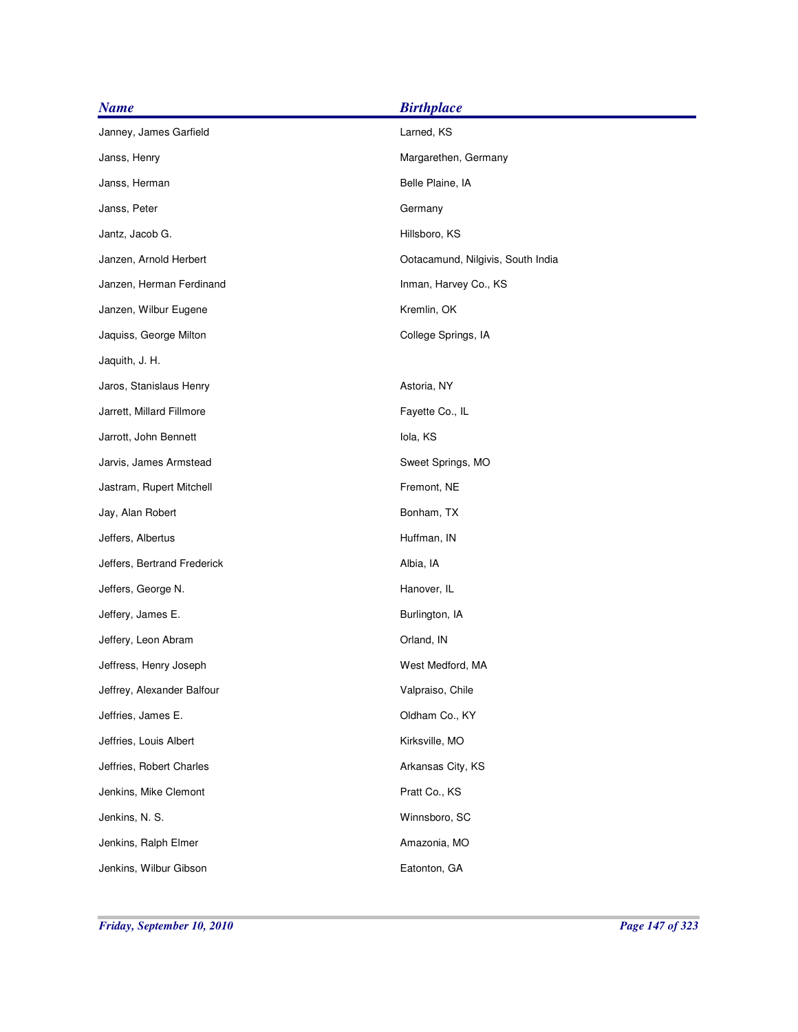| Name | Birthplace |
| --- | --- |
| Janney, James Garfield | Larned, KS |
| Janss, Henry | Margarethen, Germany |
| Janss, Herman | Belle Plaine, IA |
| Janss, Peter | Germany |
| Jantz, Jacob G. | Hillsboro, KS |
| Janzen, Arnold Herbert | Ootacamund, Nilgivis, South India |
| Janzen, Herman Ferdinand | Inman, Harvey Co., KS |
| Janzen, Wilbur Eugene | Kremlin, OK |
| Jaquiss, George Milton | College Springs, IA |
| Jaquith, J. H. | |
| Jaros, Stanislaus Henry | Astoria, NY |
| Jarrett, Millard Fillmore | Fayette Co., IL |
| Jarrott, John Bennett | Iola, KS |
| Jarvis, James Armstead | Sweet Springs, MO |
| Jastram, Rupert Mitchell | Fremont, NE |
| Jay, Alan Robert | Bonham, TX |
| Jeffers, Albertus | Huffman, IN |
| Jeffers, Bertrand Frederick | Albia, IA |
| Jeffers, George N. | Hanover, IL |
| Jeffery, James E. | Burlington, IA |
| Jeffery, Leon Abram | Orland, IN |
| Jeffress, Henry Joseph | West Medford, MA |
| Jeffrey, Alexander Balfour | Valpraiso, Chile |
| Jeffries, James E. | Oldham Co., KY |
| Jeffries, Louis Albert | Kirksville, MO |
| Jeffries, Robert Charles | Arkansas City, KS |
| Jenkins, Mike Clemont | Pratt Co., KS |
| Jenkins, N. S. | Winnsboro, SC |
| Jenkins, Ralph Elmer | Amazonia, MO |
| Jenkins, Wilbur Gibson | Eatonton, GA |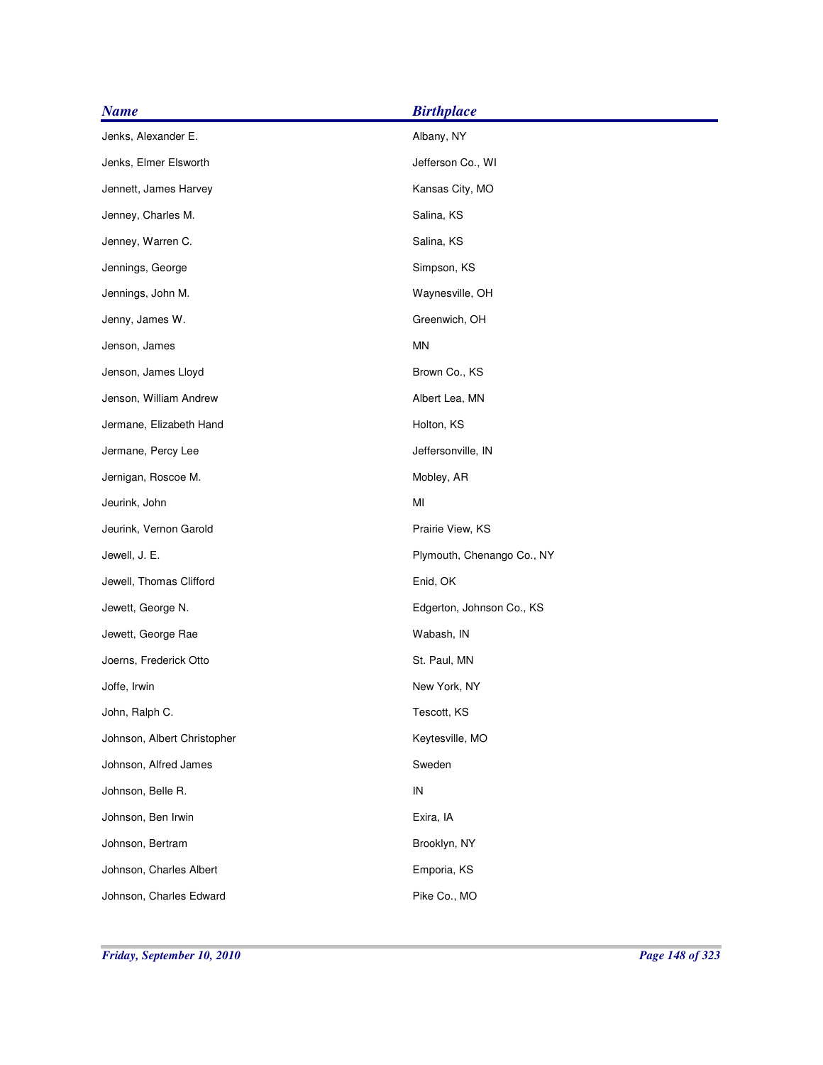| Name | Birthplace |
|---|---|
| Jenks, Alexander E. | Albany, NY |
| Jenks, Elmer Elsworth | Jefferson Co., WI |
| Jennett, James Harvey | Kansas City, MO |
| Jenney, Charles M. | Salina, KS |
| Jenney, Warren C. | Salina, KS |
| Jennings, George | Simpson, KS |
| Jennings, John M. | Waynesville, OH |
| Jenny, James W. | Greenwich, OH |
| Jenson, James | MN |
| Jenson, James Lloyd | Brown Co., KS |
| Jenson, William Andrew | Albert Lea, MN |
| Jermane, Elizabeth Hand | Holton, KS |
| Jermane, Percy Lee | Jeffersonville, IN |
| Jernigan, Roscoe M. | Mobley, AR |
| Jeurink, John | MI |
| Jeurink, Vernon Garold | Prairie View, KS |
| Jewell, J. E. | Plymouth, Chenango Co., NY |
| Jewell, Thomas Clifford | Enid, OK |
| Jewett, George N. | Edgerton, Johnson Co., KS |
| Jewett, George Rae | Wabash, IN |
| Joerns, Frederick Otto | St. Paul, MN |
| Joffe, Irwin | New York, NY |
| John, Ralph C. | Tescott, KS |
| Johnson, Albert Christopher | Keytesville, MO |
| Johnson, Alfred James | Sweden |
| Johnson, Belle R. | IN |
| Johnson, Ben Irwin | Exira, IA |
| Johnson, Bertram | Brooklyn, NY |
| Johnson, Charles Albert | Emporia, KS |
| Johnson, Charles Edward | Pike Co., MO |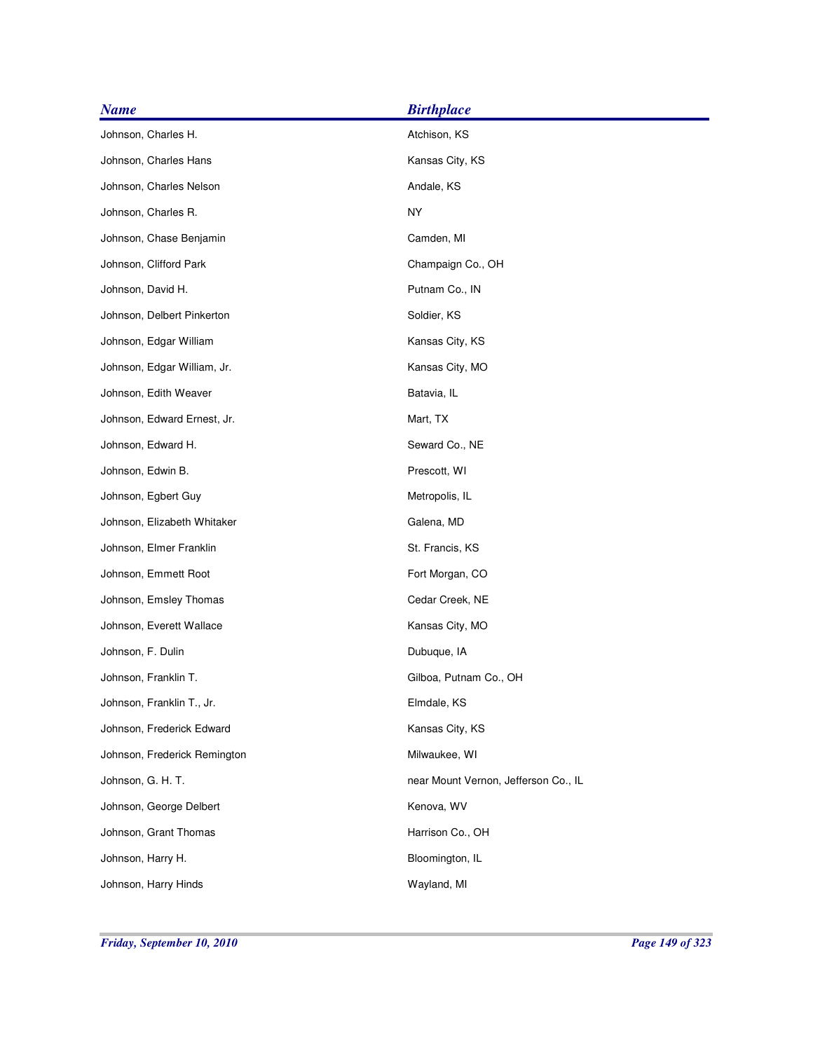| Name | Birthplace |
| --- | --- |
| Johnson, Charles H. | Atchison, KS |
| Johnson, Charles Hans | Kansas City, KS |
| Johnson, Charles Nelson | Andale, KS |
| Johnson, Charles R. | NY |
| Johnson, Chase Benjamin | Camden, MI |
| Johnson, Clifford Park | Champaign Co., OH |
| Johnson, David H. | Putnam Co., IN |
| Johnson, Delbert Pinkerton | Soldier, KS |
| Johnson, Edgar William | Kansas City, KS |
| Johnson, Edgar William, Jr. | Kansas City, MO |
| Johnson, Edith Weaver | Batavia, IL |
| Johnson, Edward Ernest, Jr. | Mart, TX |
| Johnson, Edward H. | Seward Co., NE |
| Johnson, Edwin B. | Prescott, WI |
| Johnson, Egbert Guy | Metropolis, IL |
| Johnson, Elizabeth Whitaker | Galena, MD |
| Johnson, Elmer Franklin | St. Francis, KS |
| Johnson, Emmett Root | Fort Morgan, CO |
| Johnson, Emsley Thomas | Cedar Creek, NE |
| Johnson, Everett Wallace | Kansas City, MO |
| Johnson, F. Dulin | Dubuque, IA |
| Johnson, Franklin T. | Gilboa, Putnam Co., OH |
| Johnson, Franklin T., Jr. | Elmdale, KS |
| Johnson, Frederick Edward | Kansas City, KS |
| Johnson, Frederick Remington | Milwaukee, WI |
| Johnson, G. H. T. | near Mount Vernon, Jefferson Co., IL |
| Johnson, George Delbert | Kenova, WV |
| Johnson, Grant Thomas | Harrison Co., OH |
| Johnson, Harry H. | Bloomington, IL |
| Johnson, Harry Hinds | Wayland, MI |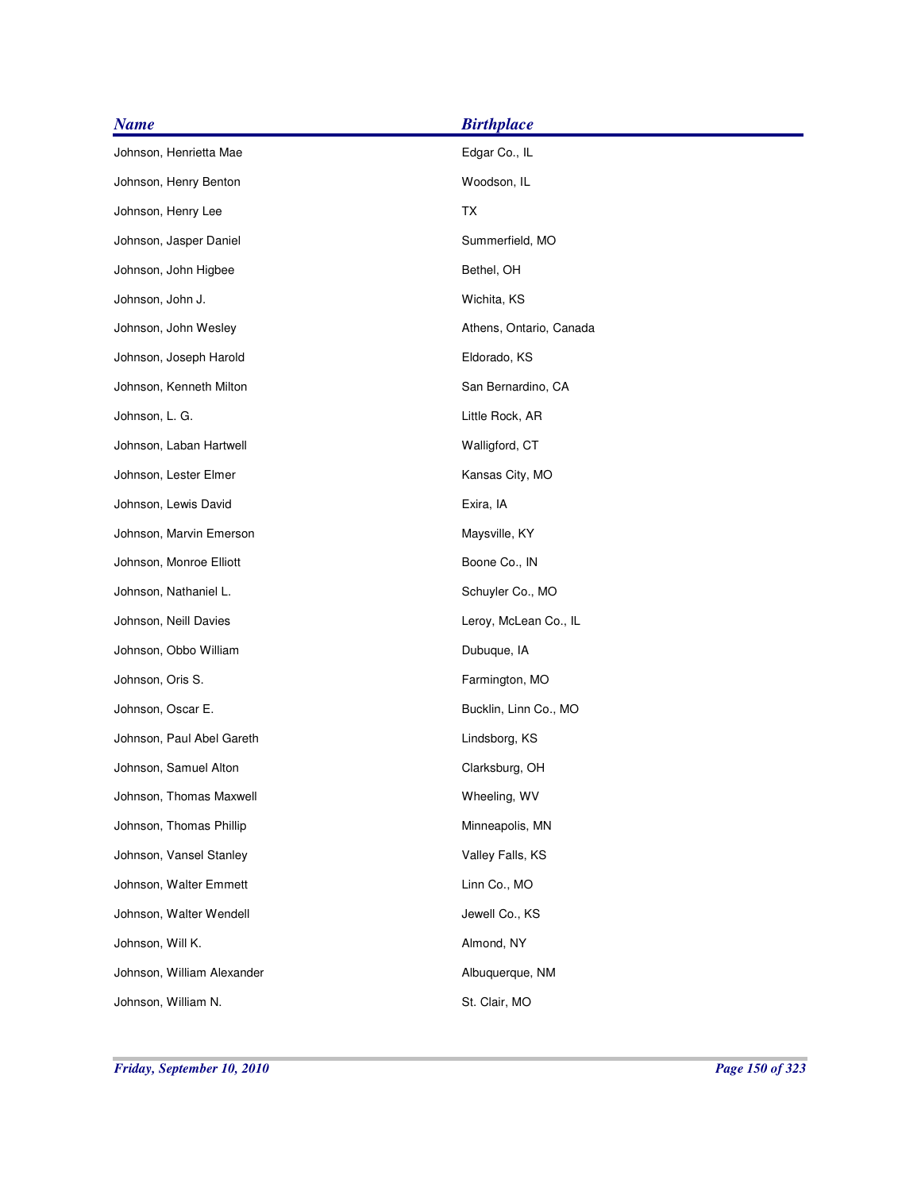| *Name* | *Birthplace* |
| --- | --- |
| Johnson, Henrietta Mae | Edgar Co., IL |
| Johnson, Henry Benton | Woodson, IL |
| Johnson, Henry Lee | TX |
| Johnson, Jasper Daniel | Summerfield, MO |
| Johnson, John Higbee | Bethel, OH |
| Johnson, John J. | Wichita, KS |
| Johnson, John Wesley | Athens, Ontario, Canada |
| Johnson, Joseph Harold | Eldorado, KS |
| Johnson, Kenneth Milton | San Bernardino, CA |
| Johnson, L. G. | Little Rock, AR |
| Johnson, Laban Hartwell | Walligford, CT |
| Johnson, Lester Elmer | Kansas City, MO |
| Johnson, Lewis David | Exira, IA |
| Johnson, Marvin Emerson | Maysville, KY |
| Johnson, Monroe Elliott | Boone Co., IN |
| Johnson, Nathaniel L. | Schuyler Co., MO |
| Johnson, Neill Davies | Leroy, McLean Co., IL |
| Johnson, Obbo William | Dubuque, IA |
| Johnson, Oris S. | Farmington, MO |
| Johnson, Oscar E. | Bucklin, Linn Co., MO |
| Johnson, Paul Abel Gareth | Lindsborg, KS |
| Johnson, Samuel Alton | Clarksburg, OH |
| Johnson, Thomas Maxwell | Wheeling, WV |
| Johnson, Thomas Phillip | Minneapolis, MN |
| Johnson, Vansel Stanley | Valley Falls, KS |
| Johnson, Walter Emmett | Linn Co., MO |
| Johnson, Walter Wendell | Jewell Co., KS |
| Johnson, Will K. | Almond, NY |
| Johnson, William Alexander | Albuquerque, NM |
| Johnson, William N. | St. Clair, MO |

*Friday, September 10, 2010*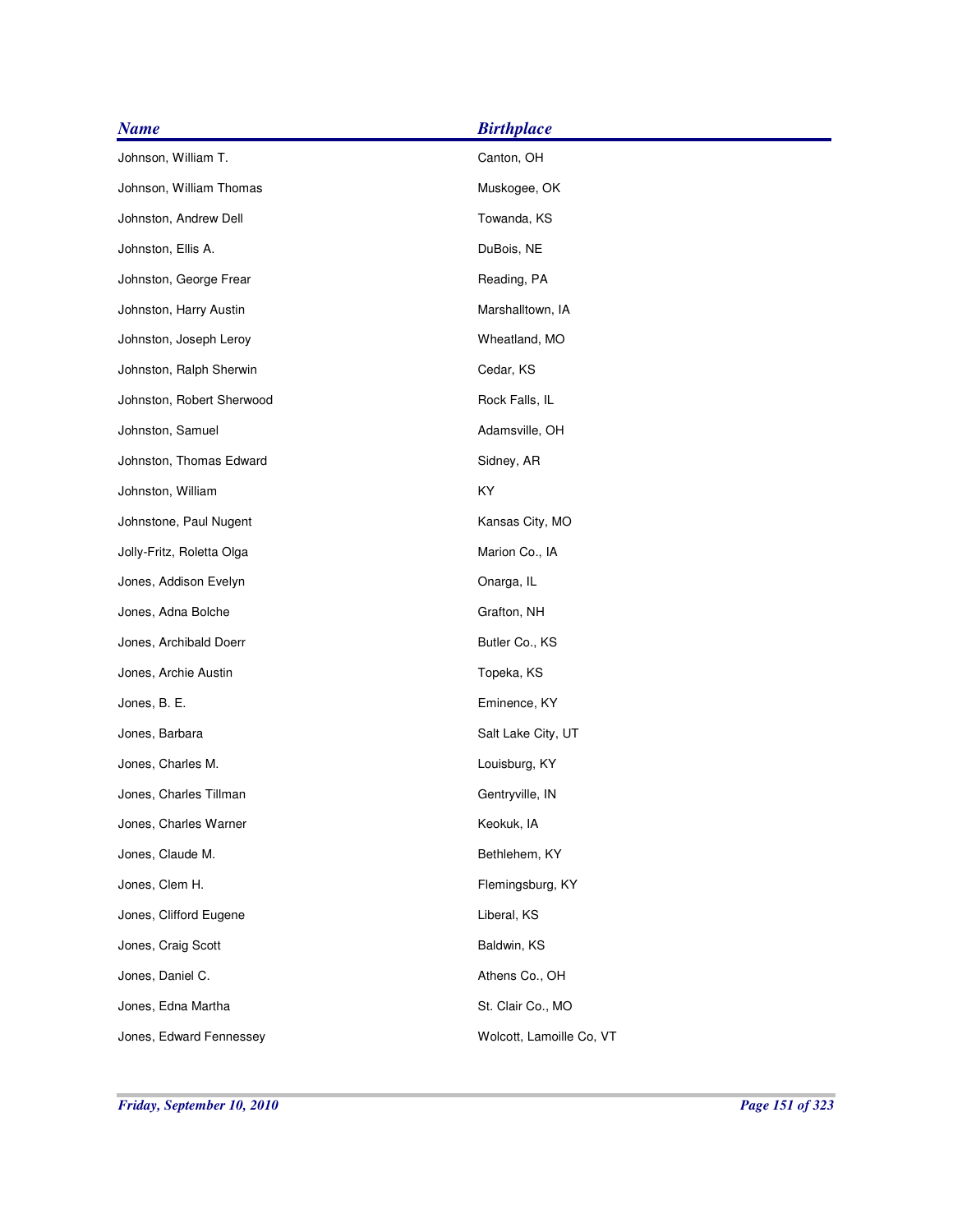| Name | Birthplace |
| --- | --- |
| Johnson, William T. | Canton, OH |
| Johnson, William Thomas | Muskogee, OK |
| Johnston, Andrew Dell | Towanda, KS |
| Johnston, Ellis A. | DuBois, NE |
| Johnston, George Frear | Reading, PA |
| Johnston, Harry Austin | Marshalltown, IA |
| Johnston, Joseph Leroy | Wheatland, MO |
| Johnston, Ralph Sherwin | Cedar, KS |
| Johnston, Robert Sherwood | Rock Falls, IL |
| Johnston, Samuel | Adamsville, OH |
| Johnston, Thomas Edward | Sidney, AR |
| Johnston, William | KY |
| Johnstone, Paul Nugent | Kansas City, MO |
| Jolly-Fritz, Roletta Olga | Marion Co., IA |
| Jones, Addison Evelyn | Onarga, IL |
| Jones, Adna Bolche | Grafton, NH |
| Jones, Archibald Doerr | Butler Co., KS |
| Jones, Archie Austin | Topeka, KS |
| Jones, B. E. | Eminence, KY |
| Jones, Barbara | Salt Lake City, UT |
| Jones, Charles M. | Louisburg, KY |
| Jones, Charles Tillman | Gentryville, IN |
| Jones, Charles Warner | Keokuk, IA |
| Jones, Claude M. | Bethlehem, KY |
| Jones, Clem H. | Flemingsburg, KY |
| Jones, Clifford Eugene | Liberal, KS |
| Jones, Craig Scott | Baldwin, KS |
| Jones, Daniel C. | Athens Co., OH |
| Jones, Edna Martha | St. Clair Co., MO |
| Jones, Edward Fennessey | Wolcott, Lamoille Co, VT |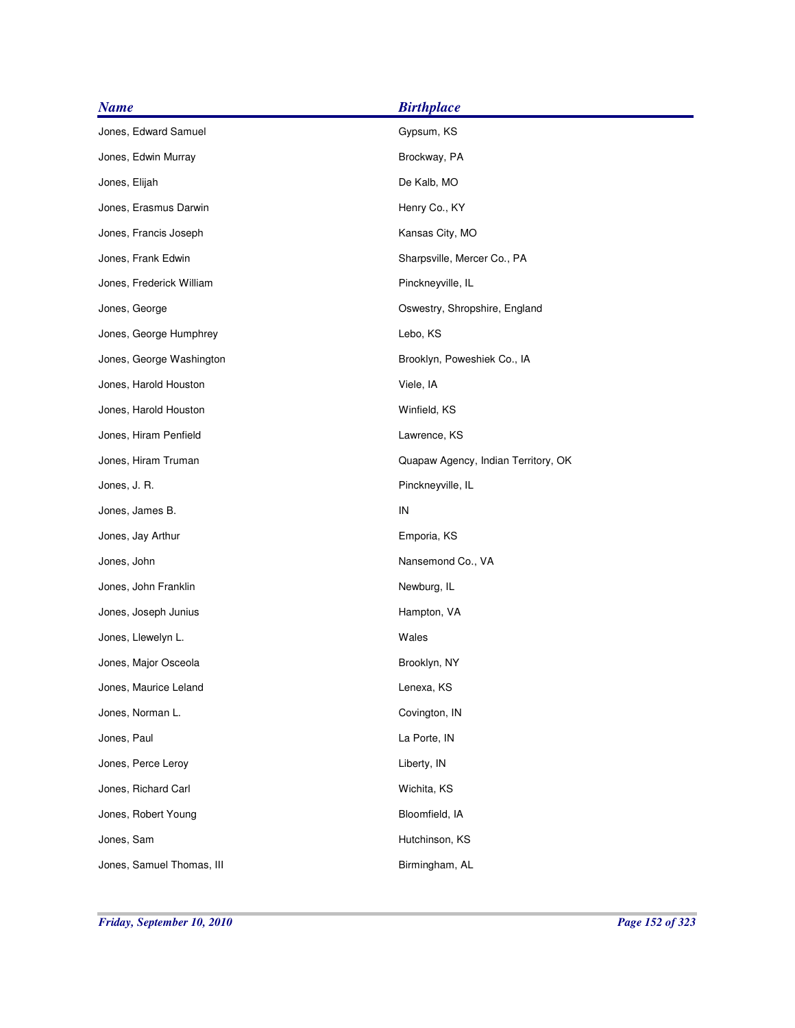| Name | Birthplace |
| --- | --- |
| Jones, Edward Samuel | Gypsum, KS |
| Jones, Edwin Murray | Brockway, PA |
| Jones, Elijah | De Kalb, MO |
| Jones, Erasmus Darwin | Henry Co., KY |
| Jones, Francis Joseph | Kansas City, MO |
| Jones, Frank Edwin | Sharpsville, Mercer Co., PA |
| Jones, Frederick William | Pinckneyville, IL |
| Jones, George | Oswestry, Shropshire, England |
| Jones, George Humphrey | Lebo, KS |
| Jones, George Washington | Brooklyn, Poweshiek Co., IA |
| Jones, Harold Houston | Viele, IA |
| Jones, Harold Houston | Winfield, KS |
| Jones, Hiram Penfield | Lawrence, KS |
| Jones, Hiram Truman | Quapaw Agency, Indian Territory, OK |
| Jones, J. R. | Pinckneyville, IL |
| Jones, James B. | IN |
| Jones, Jay Arthur | Emporia, KS |
| Jones, John | Nansemond Co., VA |
| Jones, John Franklin | Newburg, IL |
| Jones, Joseph Junius | Hampton, VA |
| Jones, Llewelyn L. | Wales |
| Jones, Major Osceola | Brooklyn, NY |
| Jones, Maurice Leland | Lenexa, KS |
| Jones, Norman L. | Covington, IN |
| Jones, Paul | La Porte, IN |
| Jones, Perce Leroy | Liberty, IN |
| Jones, Richard Carl | Wichita, KS |
| Jones, Robert Young | Bloomfield, IA |
| Jones, Sam | Hutchinson, KS |
| Jones, Samuel Thomas, III | Birmingham, AL |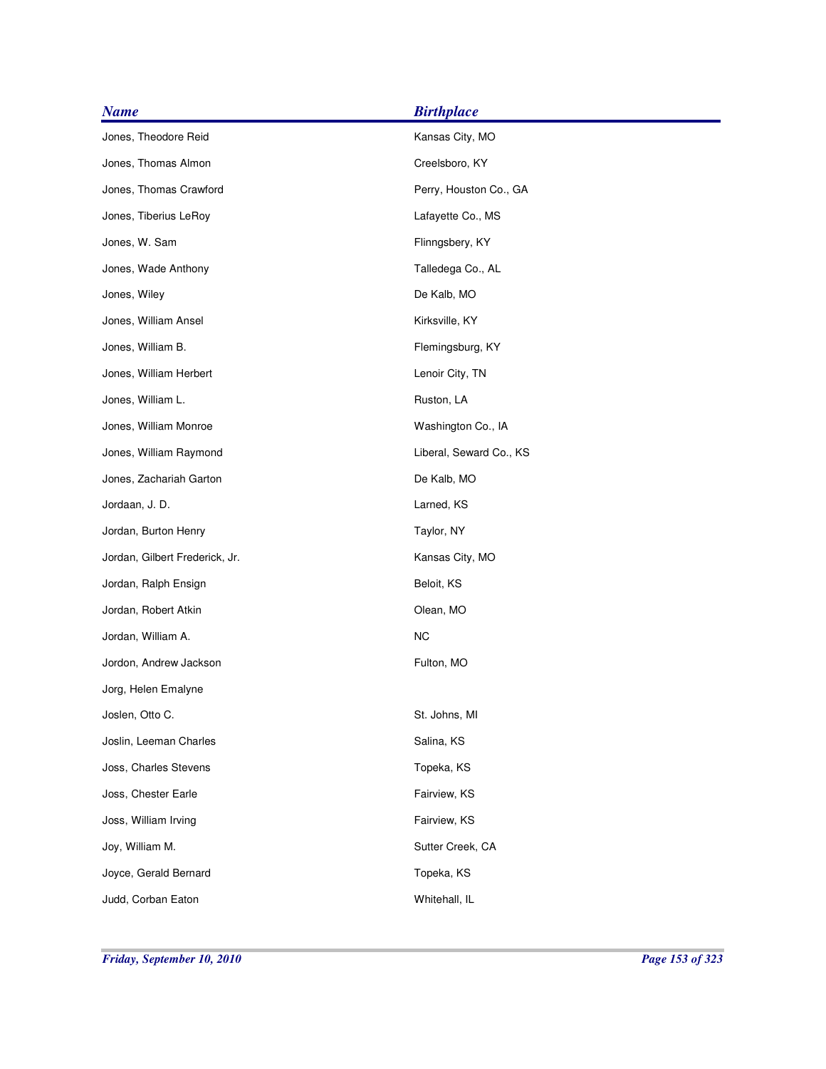| Name | Birthplace |
|---|---|
| Jones, Theodore Reid | Kansas City, MO |
| Jones, Thomas Almon | Creelsboro, KY |
| Jones, Thomas Crawford | Perry, Houston Co., GA |
| Jones, Tiberius LeRoy | Lafayette Co., MS |
| Jones, W. Sam | Flinngsbery, KY |
| Jones, Wade Anthony | Talledega Co., AL |
| Jones, Wiley | De Kalb, MO |
| Jones, William Ansel | Kirksville, KY |
| Jones, William B. | Flemingsburg, KY |
| Jones, William Herbert | Lenoir City, TN |
| Jones, William L. | Ruston, LA |
| Jones, William Monroe | Washington Co., IA |
| Jones, William Raymond | Liberal, Seward Co., KS |
| Jones, Zachariah Garton | De Kalb, MO |
| Jordaan, J. D. | Larned, KS |
| Jordan, Burton Henry | Taylor, NY |
| Jordan, Gilbert Frederick, Jr. | Kansas City, MO |
| Jordan, Ralph Ensign | Beloit, KS |
| Jordan, Robert Atkin | Olean, MO |
| Jordan, William A. | NC |
| Jordon, Andrew Jackson | Fulton, MO |
| Jorg, Helen Emalyne | |
| Joslen, Otto C. | St. Johns, MI |
| Joslin, Leeman Charles | Salina, KS |
| Joss, Charles Stevens | Topeka, KS |
| Joss, Chester Earle | Fairview, KS |
| Joss, William Irving | Fairview, KS |
| Joy, William M. | Sutter Creek, CA |
| Joyce, Gerald Bernard | Topeka, KS |
| Judd, Corban Eaton | Whitehall, IL |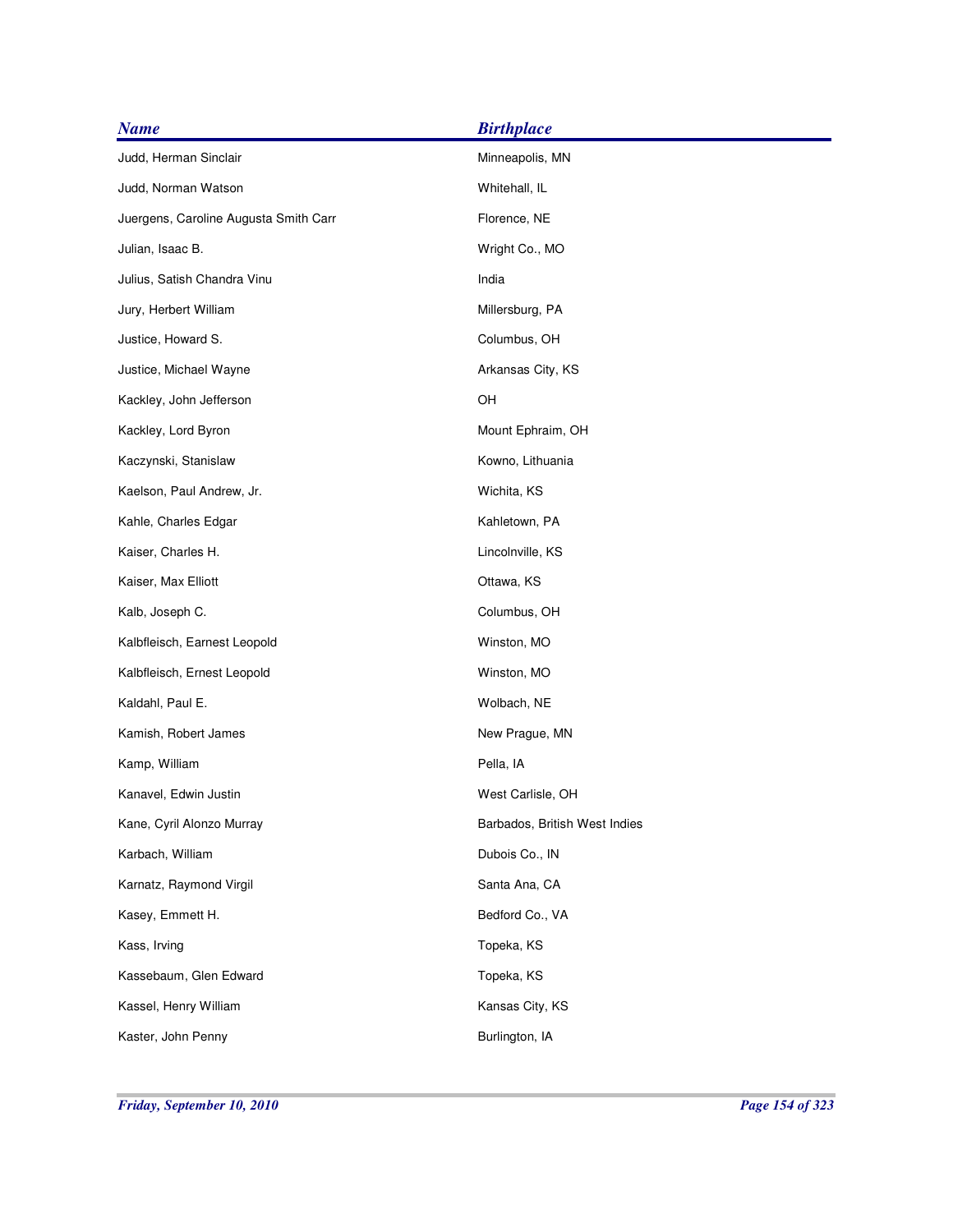| Name | Birthplace |
|---|---|
| Judd, Herman Sinclair | Minneapolis, MN |
| Judd, Norman Watson | Whitehall, IL |
| Juergens, Caroline Augusta Smith Carr | Florence, NE |
| Julian, Isaac B. | Wright Co., MO |
| Julius, Satish Chandra Vinu | India |
| Jury, Herbert William | Millersburg, PA |
| Justice, Howard S. | Columbus, OH |
| Justice, Michael Wayne | Arkansas City, KS |
| Kackley, John Jefferson | OH |
| Kackley, Lord Byron | Mount Ephraim, OH |
| Kaczynski, Stanislaw | Kowno, Lithuania |
| Kaelson, Paul Andrew, Jr. | Wichita, KS |
| Kahle, Charles Edgar | Kahletown, PA |
| Kaiser, Charles H. | Lincolnville, KS |
| Kaiser, Max Elliott | Ottawa, KS |
| Kalb, Joseph C. | Columbus, OH |
| Kalbfleisch, Earnest Leopold | Winston, MO |
| Kalbfleisch, Ernest Leopold | Winston, MO |
| Kaldahl, Paul E. | Wolbach, NE |
| Kamish, Robert James | New Prague, MN |
| Kamp, William | Pella, IA |
| Kanavel, Edwin Justin | West Carlisle, OH |
| Kane, Cyril Alonzo Murray | Barbados, British West Indies |
| Karbach, William | Dubois Co., IN |
| Karnatz, Raymond Virgil | Santa Ana, CA |
| Kasey, Emmett H. | Bedford Co., VA |
| Kass, Irving | Topeka, KS |
| Kassebaum, Glen Edward | Topeka, KS |
| Kassel, Henry William | Kansas City, KS |
| Kaster, John Penny | Burlington, IA |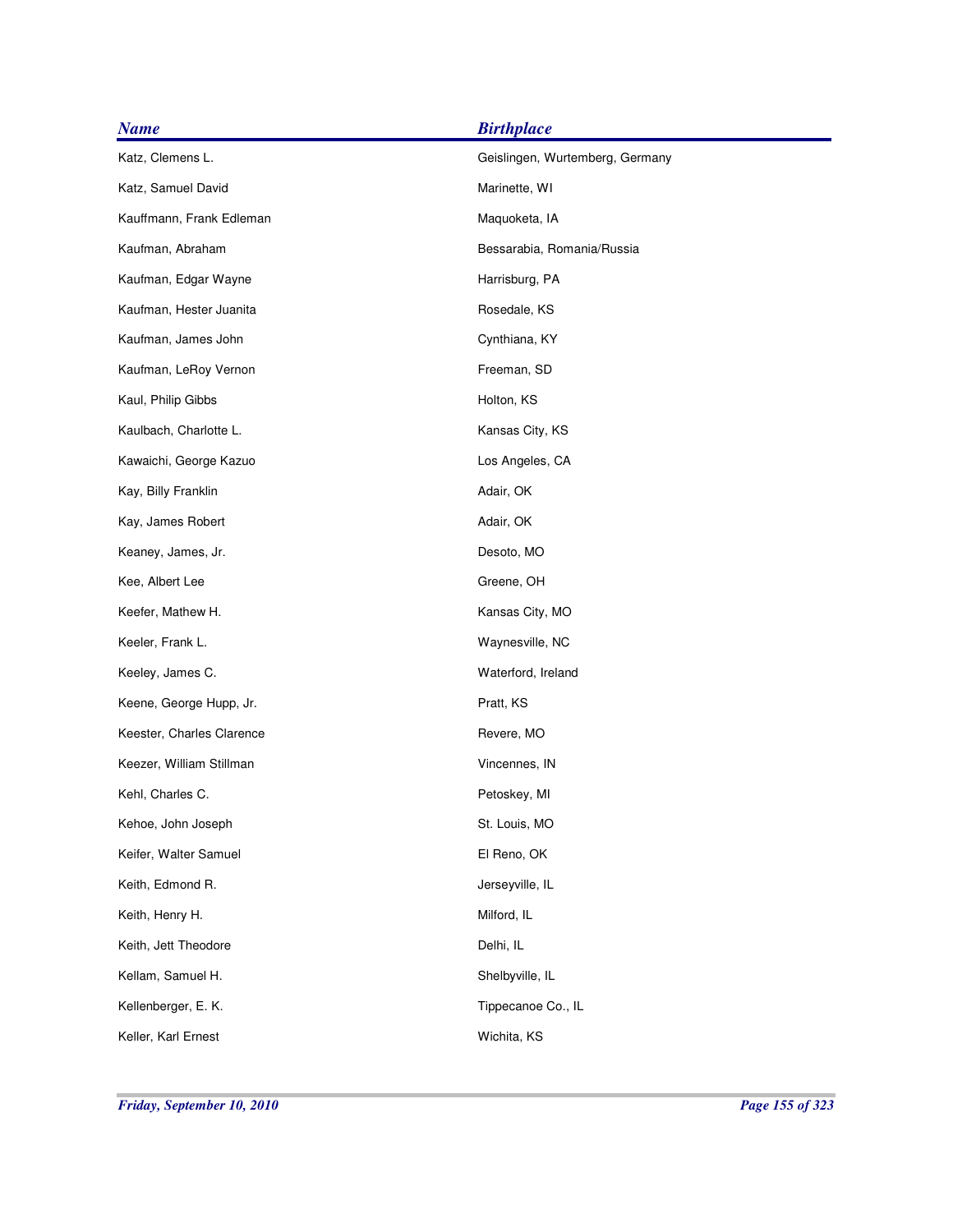| Name | Birthplace |
|---|---|
| Katz, Clemens L. | Geislingen, Wurtemberg, Germany |
| Katz, Samuel David | Marinette, WI |
| Kauffmann, Frank Edleman | Maquoketa, IA |
| Kaufman, Abraham | Bessarabia, Romania/Russia |
| Kaufman, Edgar Wayne | Harrisburg, PA |
| Kaufman, Hester Juanita | Rosedale, KS |
| Kaufman, James John | Cynthiana, KY |
| Kaufman, LeRoy Vernon | Freeman, SD |
| Kaul, Philip Gibbs | Holton, KS |
| Kaulbach, Charlotte L. | Kansas City, KS |
| Kawaichi, George Kazuo | Los Angeles, CA |
| Kay, Billy Franklin | Adair, OK |
| Kay, James Robert | Adair, OK |
| Keaney, James, Jr. | Desoto, MO |
| Kee, Albert Lee | Greene, OH |
| Keefer, Mathew H. | Kansas City, MO |
| Keeler, Frank L. | Waynesville, NC |
| Keeley, James C. | Waterford, Ireland |
| Keene, George Hupp, Jr. | Pratt, KS |
| Keester, Charles Clarence | Revere, MO |
| Keezer, William Stillman | Vincennes, IN |
| Kehl, Charles C. | Petoskey, MI |
| Kehoe, John Joseph | St. Louis, MO |
| Keifer, Walter Samuel | El Reno, OK |
| Keith, Edmond R. | Jerseyville, IL |
| Keith, Henry H. | Milford, IL |
| Keith, Jett Theodore | Delhi, IL |
| Kellam, Samuel H. | Shelbyville, IL |
| Kellenberger, E. K. | Tippecanoe Co., IL |
| Keller, Karl Ernest | Wichita, KS |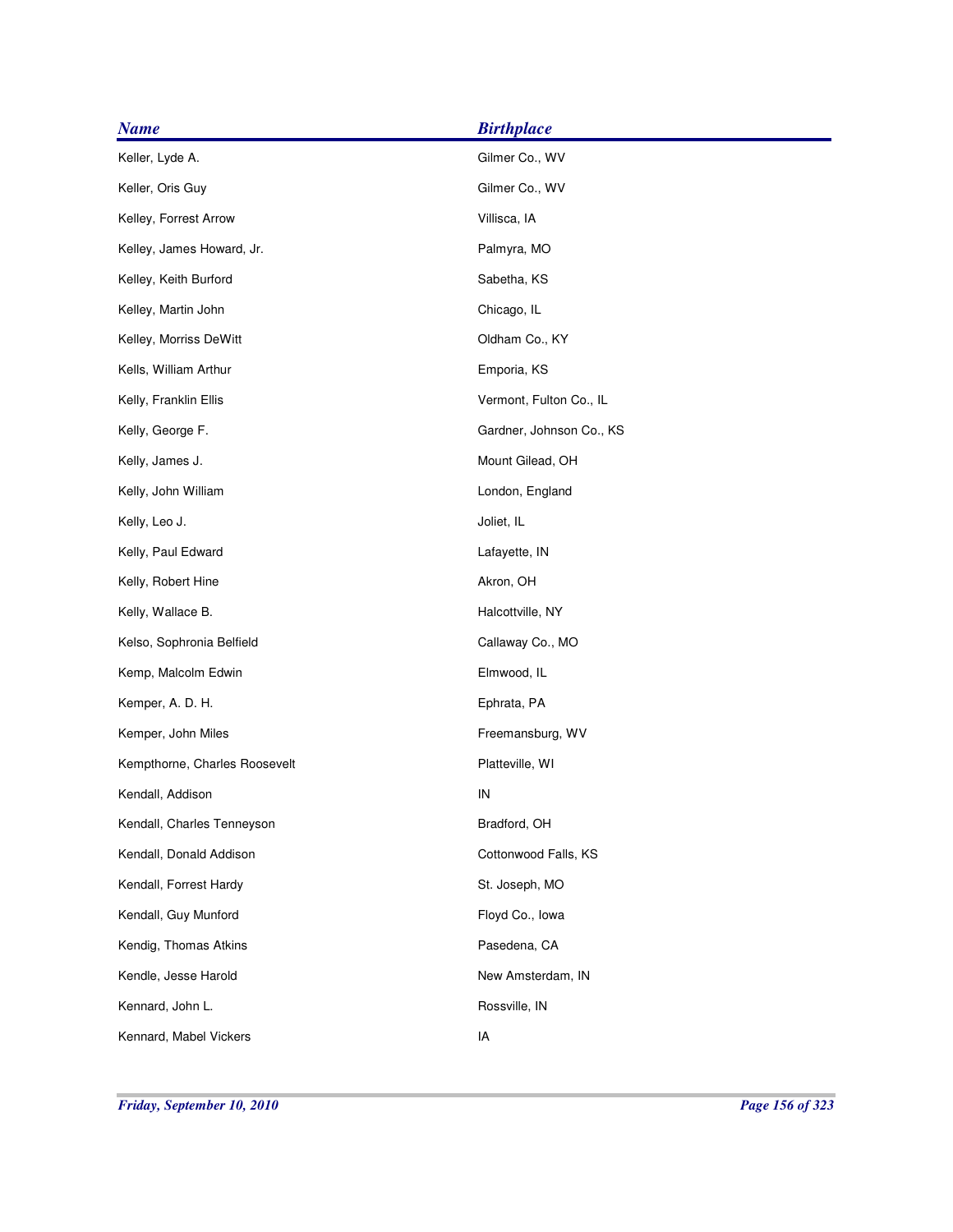| Name | Birthplace |
|---|---|
| Keller, Lyde A. | Gilmer Co., WV |
| Keller, Oris Guy | Gilmer Co., WV |
| Kelley, Forrest Arrow | Villisca, IA |
| Kelley, James Howard, Jr. | Palmyra, MO |
| Kelley, Keith Burford | Sabetha, KS |
| Kelley, Martin John | Chicago, IL |
| Kelley, Morriss DeWitt | Oldham Co., KY |
| Kells, William Arthur | Emporia, KS |
| Kelly, Franklin Ellis | Vermont, Fulton Co., IL |
| Kelly, George F. | Gardner, Johnson Co., KS |
| Kelly, James J. | Mount Gilead, OH |
| Kelly, John William | London, England |
| Kelly, Leo J. | Joliet, IL |
| Kelly, Paul Edward | Lafayette, IN |
| Kelly, Robert Hine | Akron, OH |
| Kelly, Wallace B. | Halcottville, NY |
| Kelso, Sophronia Belfield | Callaway Co., MO |
| Kemp, Malcolm Edwin | Elmwood, IL |
| Kemper, A. D. H. | Ephrata, PA |
| Kemper, John Miles | Freemansburg, WV |
| Kempthorne, Charles Roosevelt | Platteville, WI |
| Kendall, Addison | IN |
| Kendall, Charles Tenneyson | Bradford, OH |
| Kendall, Donald Addison | Cottonwood Falls, KS |
| Kendall, Forrest Hardy | St. Joseph, MO |
| Kendall, Guy Munford | Floyd Co., Iowa |
| Kendig, Thomas Atkins | Pasedena, CA |
| Kendle, Jesse Harold | New Amsterdam, IN |
| Kennard, John L. | Rossville, IN |
| Kennard, Mabel Vickers | IA |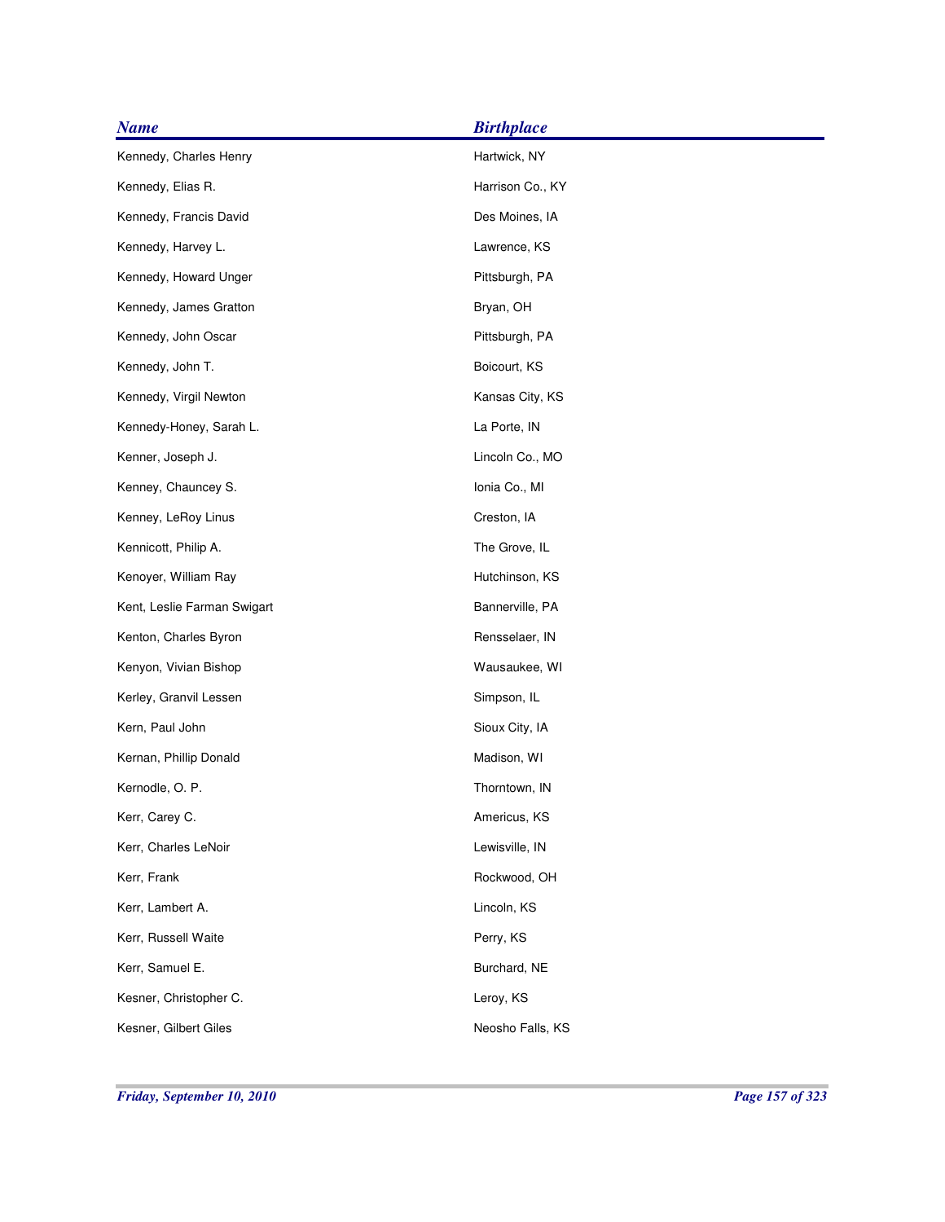| Name | Birthplace |
|---|---|
| Kennedy, Charles Henry | Hartwick, NY |
| Kennedy, Elias R. | Harrison Co., KY |
| Kennedy, Francis David | Des Moines, IA |
| Kennedy, Harvey L. | Lawrence, KS |
| Kennedy, Howard Unger | Pittsburgh, PA |
| Kennedy, James Gratton | Bryan, OH |
| Kennedy, John Oscar | Pittsburgh, PA |
| Kennedy, John T. | Boicourt, KS |
| Kennedy, Virgil Newton | Kansas City, KS |
| Kennedy-Honey, Sarah L. | La Porte, IN |
| Kenner, Joseph J. | Lincoln Co., MO |
| Kenney, Chauncey S. | Ionia Co., MI |
| Kenney, LeRoy Linus | Creston, IA |
| Kennicott, Philip A. | The Grove, IL |
| Kenoyer, William Ray | Hutchinson, KS |
| Kent, Leslie Farman Swigart | Bannerville, PA |
| Kenton, Charles Byron | Rensselaer, IN |
| Kenyon, Vivian Bishop | Wausaukee, WI |
| Kerley, Granvil Lessen | Simpson, IL |
| Kern, Paul John | Sioux City, IA |
| Kernan, Phillip Donald | Madison, WI |
| Kernodle, O. P. | Thorntown, IN |
| Kerr, Carey C. | Americus, KS |
| Kerr, Charles LeNoir | Lewisville, IN |
| Kerr, Frank | Rockwood, OH |
| Kerr, Lambert A. | Lincoln, KS |
| Kerr, Russell Waite | Perry, KS |
| Kerr, Samuel E. | Burchard, NE |
| Kesner, Christopher C. | Leroy, KS |
| Kesner, Gilbert Giles | Neosho Falls, KS |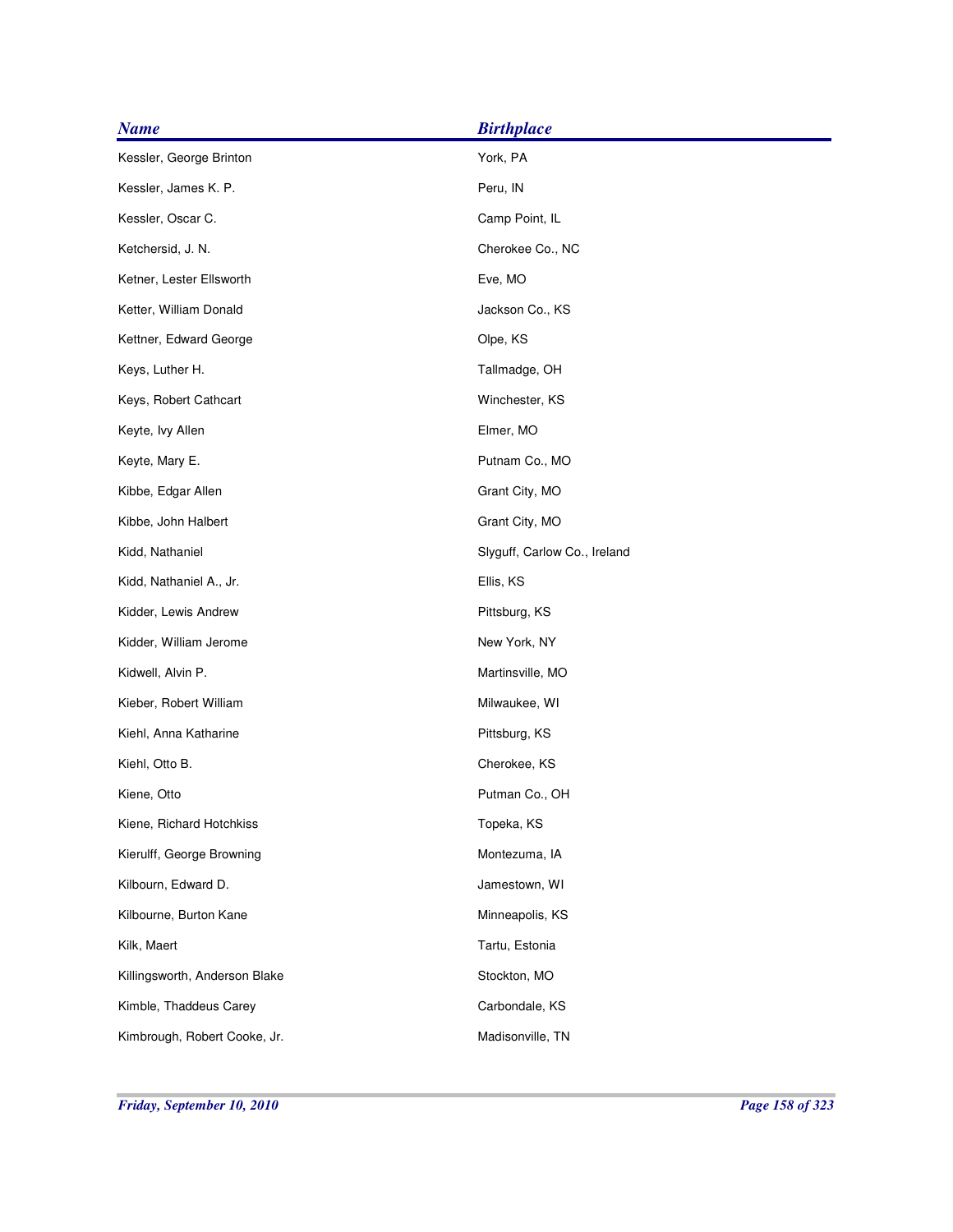| Name | Birthplace |
|---|---|
| Kessler, George Brinton | York, PA |
| Kessler, James K. P. | Peru, IN |
| Kessler, Oscar C. | Camp Point, IL |
| Ketchersid, J. N. | Cherokee Co., NC |
| Ketner, Lester Ellsworth | Eve, MO |
| Ketter, William Donald | Jackson Co., KS |
| Kettner, Edward George | Olpe, KS |
| Keys, Luther H. | Tallmadge, OH |
| Keys, Robert Cathcart | Winchester, KS |
| Keyte, Ivy Allen | Elmer, MO |
| Keyte, Mary E. | Putnam Co., MO |
| Kibbe, Edgar Allen | Grant City, MO |
| Kibbe, John Halbert | Grant City, MO |
| Kidd, Nathaniel | Slyguff, Carlow Co., Ireland |
| Kidd, Nathaniel A., Jr. | Ellis, KS |
| Kidder, Lewis Andrew | Pittsburg, KS |
| Kidder, William Jerome | New York, NY |
| Kidwell, Alvin P. | Martinsville, MO |
| Kieber, Robert William | Milwaukee, WI |
| Kiehl, Anna Katharine | Pittsburg, KS |
| Kiehl, Otto B. | Cherokee, KS |
| Kiene, Otto | Putman Co., OH |
| Kiene, Richard Hotchkiss | Topeka, KS |
| Kierulff, George Browning | Montezuma, IA |
| Kilbourn, Edward D. | Jamestown, WI |
| Kilbourne, Burton Kane | Minneapolis, KS |
| Kilk, Maert | Tartu, Estonia |
| Killingsworth, Anderson Blake | Stockton, MO |
| Kimble, Thaddeus Carey | Carbondale, KS |
| Kimbrough, Robert Cooke, Jr. | Madisonville, TN |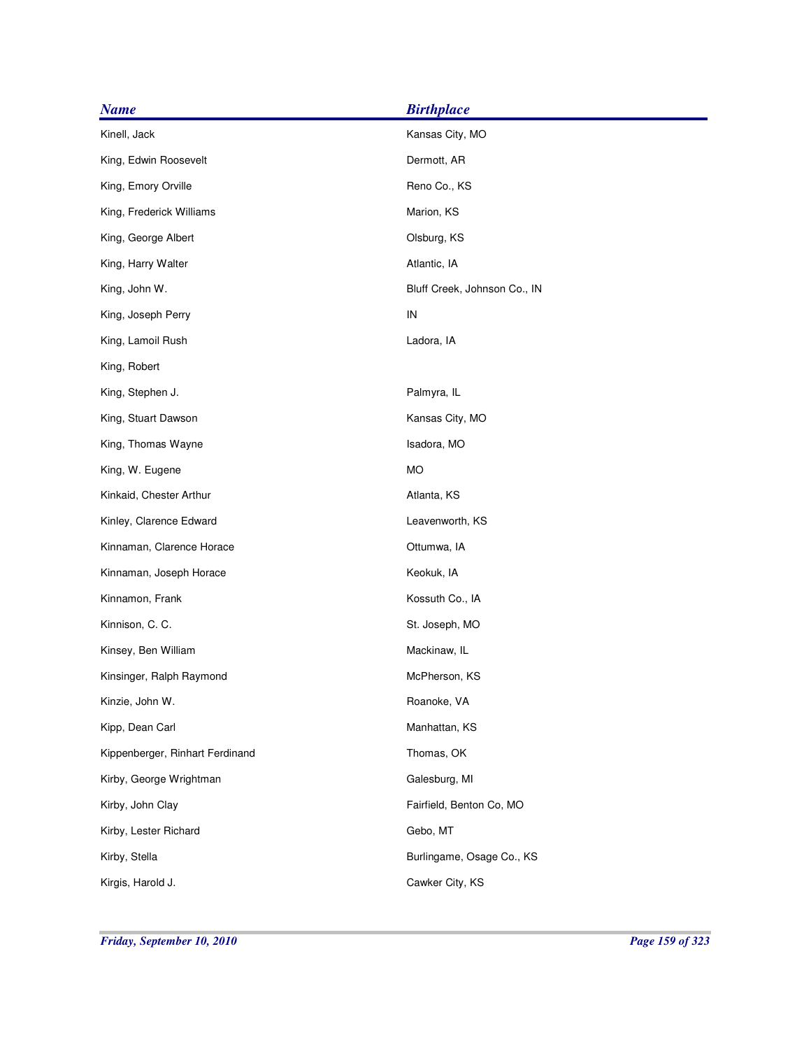| Name | Birthplace |
| --- | --- |
| Kinell, Jack | Kansas City, MO |
| King, Edwin Roosevelt | Dermott, AR |
| King, Emory Orville | Reno Co., KS |
| King, Frederick Williams | Marion, KS |
| King, George Albert | Olsburg, KS |
| King, Harry Walter | Atlantic, IA |
| King, John W. | Bluff Creek, Johnson Co., IN |
| King, Joseph Perry | IN |
| King, Lamoil Rush | Ladora, IA |
| King, Robert | |
| King, Stephen J. | Palmyra, IL |
| King, Stuart Dawson | Kansas City, MO |
| King, Thomas Wayne | Isadora, MO |
| King, W. Eugene | MO |
| Kinkaid, Chester Arthur | Atlanta, KS |
| Kinley, Clarence Edward | Leavenworth, KS |
| Kinnaman, Clarence Horace | Ottumwa, IA |
| Kinnaman, Joseph Horace | Keokuk, IA |
| Kinnamon, Frank | Kossuth Co., IA |
| Kinnison, C. C. | St. Joseph, MO |
| Kinsey, Ben William | Mackinaw, IL |
| Kinsinger, Ralph Raymond | McPherson, KS |
| Kinzie, John W. | Roanoke, VA |
| Kipp, Dean Carl | Manhattan, KS |
| Kippenberger, Rinhart Ferdinand | Thomas, OK |
| Kirby, George Wrightman | Galesburg, MI |
| Kirby, John Clay | Fairfield, Benton Co, MO |
| Kirby, Lester Richard | Gebo, MT |
| Kirby, Stella | Burlingame, Osage Co., KS |
| Kirgis, Harold J. | Cawker City, KS |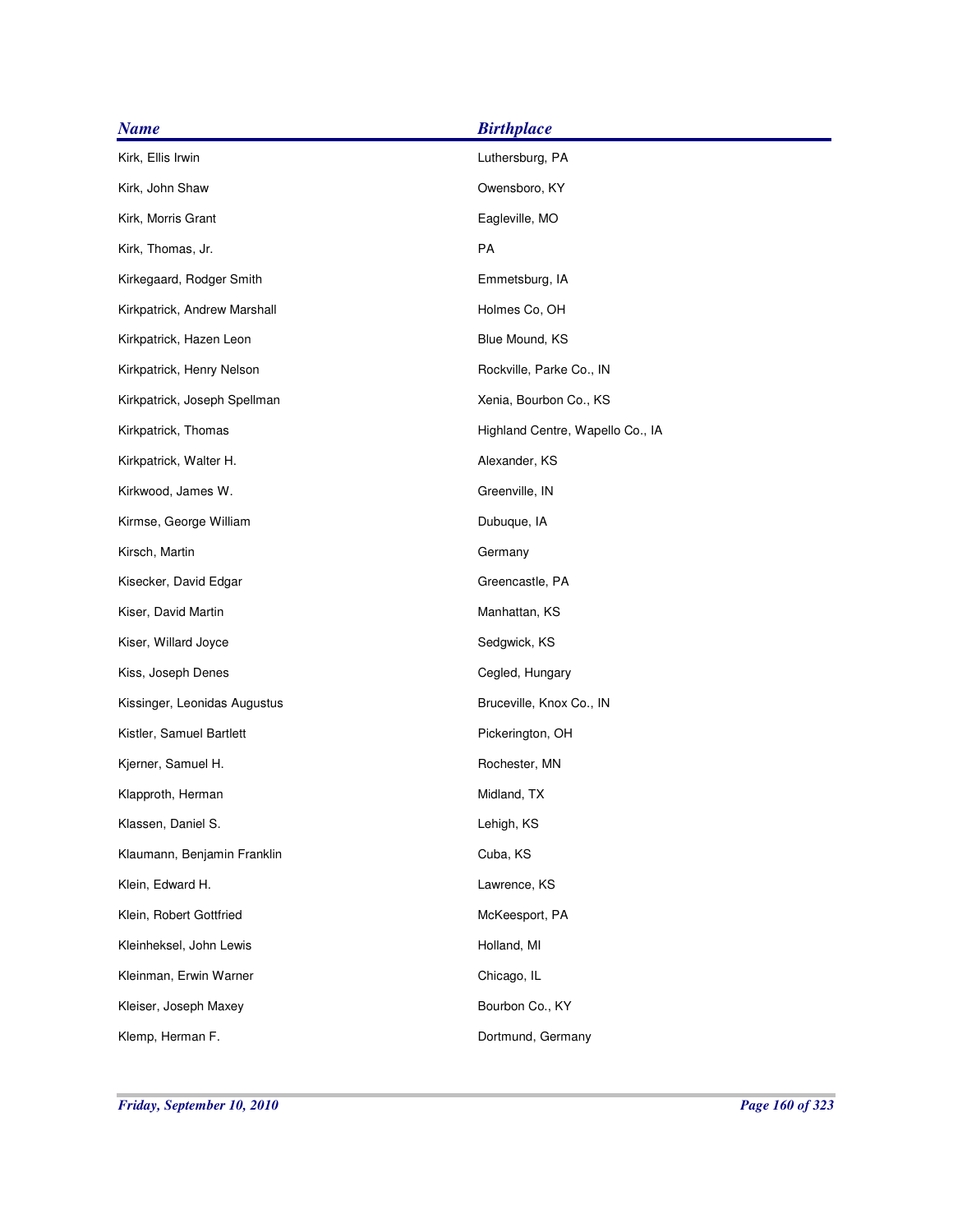| Name | Birthplace |
| --- | --- |
| Kirk, Ellis Irwin | Luthersburg, PA |
| Kirk, John Shaw | Owensboro, KY |
| Kirk, Morris Grant | Eagleville, MO |
| Kirk, Thomas, Jr. | PA |
| Kirkegaard, Rodger Smith | Emmetsburg, IA |
| Kirkpatrick, Andrew Marshall | Holmes Co, OH |
| Kirkpatrick, Hazen Leon | Blue Mound, KS |
| Kirkpatrick, Henry Nelson | Rockville, Parke Co., IN |
| Kirkpatrick, Joseph Spellman | Xenia, Bourbon Co., KS |
| Kirkpatrick, Thomas | Highland Centre, Wapello Co., IA |
| Kirkpatrick, Walter H. | Alexander, KS |
| Kirkwood, James W. | Greenville, IN |
| Kirmse, George William | Dubuque, IA |
| Kirsch, Martin | Germany |
| Kisecker, David Edgar | Greencastle, PA |
| Kiser, David Martin | Manhattan, KS |
| Kiser, Willard Joyce | Sedgwick, KS |
| Kiss, Joseph Denes | Cegled, Hungary |
| Kissinger, Leonidas Augustus | Bruceville, Knox Co., IN |
| Kistler, Samuel Bartlett | Pickerington, OH |
| Kjerner, Samuel H. | Rochester, MN |
| Klapproth, Herman | Midland, TX |
| Klassen, Daniel S. | Lehigh, KS |
| Klaumann, Benjamin Franklin | Cuba, KS |
| Klein, Edward H. | Lawrence, KS |
| Klein, Robert Gottfried | McKeesport, PA |
| Kleinheksel, John Lewis | Holland, MI |
| Kleinman, Erwin Warner | Chicago, IL |
| Kleiser, Joseph Maxey | Bourbon Co., KY |
| Klemp, Herman F. | Dortmund, Germany |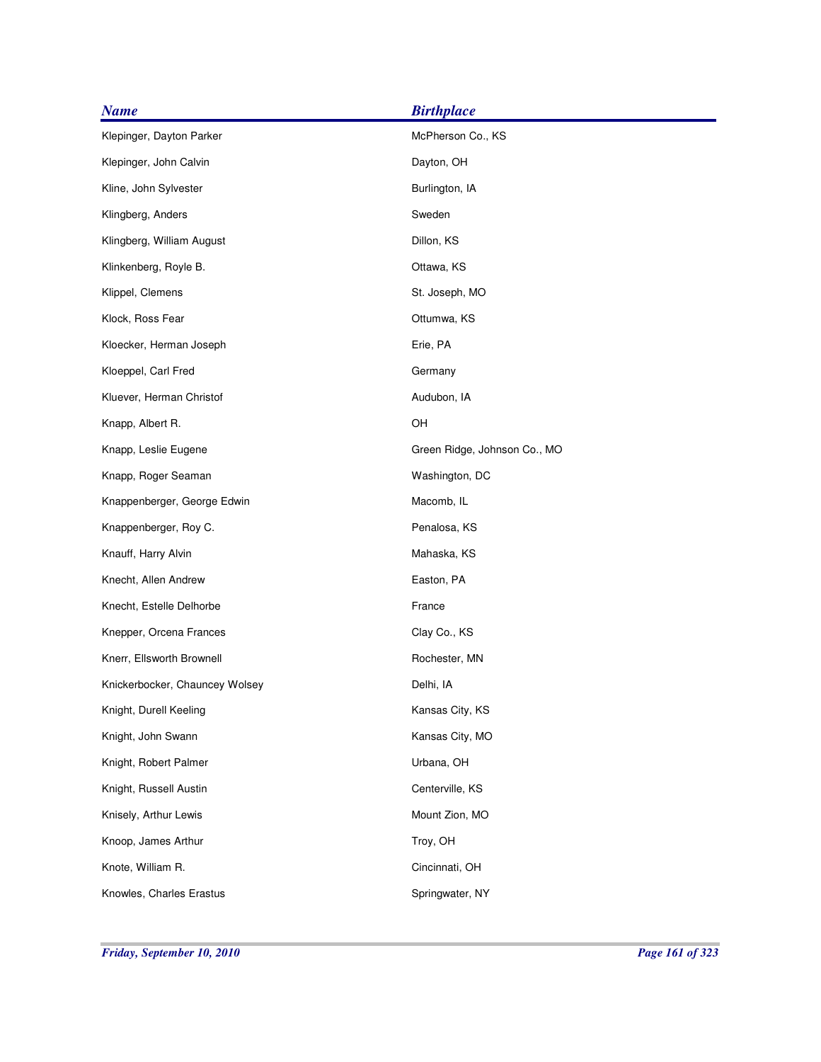| Name | Birthplace |
| --- | --- |
| Klepinger, Dayton Parker | McPherson Co., KS |
| Klepinger, John Calvin | Dayton, OH |
| Kline, John Sylvester | Burlington, IA |
| Klingberg, Anders | Sweden |
| Klingberg, William August | Dillon, KS |
| Klinkenberg, Royle B. | Ottawa, KS |
| Klippel, Clemens | St. Joseph, MO |
| Klock, Ross Fear | Ottumwa, KS |
| Kloecker, Herman Joseph | Erie, PA |
| Kloeppel, Carl Fred | Germany |
| Kluever, Herman Christof | Audubon, IA |
| Knapp, Albert R. | OH |
| Knapp, Leslie Eugene | Green Ridge, Johnson Co., MO |
| Knapp, Roger Seaman | Washington, DC |
| Knappenberger, George Edwin | Macomb, IL |
| Knappenberger, Roy C. | Penalosa, KS |
| Knauff, Harry Alvin | Mahaska, KS |
| Knecht, Allen Andrew | Easton, PA |
| Knecht, Estelle Delhorbe | France |
| Knepper, Orcena Frances | Clay Co., KS |
| Knerr, Ellsworth Brownell | Rochester, MN |
| Knickerbocker, Chauncey Wolsey | Delhi, IA |
| Knight, Durell Keeling | Kansas City, KS |
| Knight, John Swann | Kansas City, MO |
| Knight, Robert Palmer | Urbana, OH |
| Knight, Russell Austin | Centerville, KS |
| Knisely, Arthur Lewis | Mount Zion, MO |
| Knoop, James Arthur | Troy, OH |
| Knote, William R. | Cincinnati, OH |
| Knowles, Charles Erastus | Springwater, NY |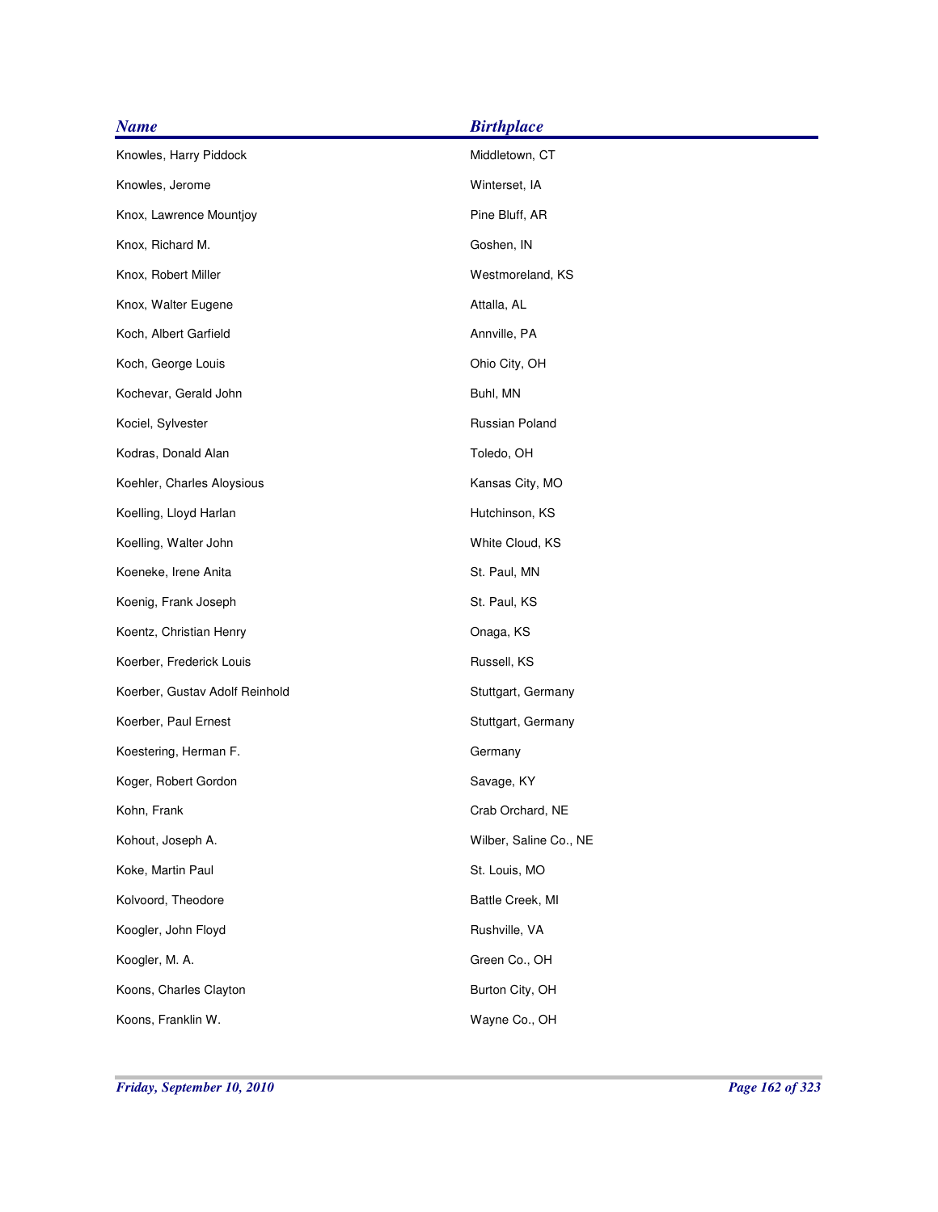| Name | Birthplace |
|---|---|
| Knowles, Harry Piddock | Middletown, CT |
| Knowles, Jerome | Winterset, IA |
| Knox, Lawrence Mountjoy | Pine Bluff, AR |
| Knox, Richard M. | Goshen, IN |
| Knox, Robert Miller | Westmoreland, KS |
| Knox, Walter Eugene | Attalla, AL |
| Koch, Albert Garfield | Annville, PA |
| Koch, George Louis | Ohio City, OH |
| Kochevar, Gerald John | Buhl, MN |
| Kociel, Sylvester | Russian Poland |
| Kodras, Donald Alan | Toledo, OH |
| Koehler, Charles Aloysious | Kansas City, MO |
| Koelling, Lloyd Harlan | Hutchinson, KS |
| Koelling, Walter John | White Cloud, KS |
| Koeneke, Irene Anita | St. Paul, MN |
| Koenig, Frank Joseph | St. Paul, KS |
| Koentz, Christian Henry | Onaga, KS |
| Koerber, Frederick Louis | Russell, KS |
| Koerber, Gustav Adolf Reinhold | Stuttgart, Germany |
| Koerber, Paul Ernest | Stuttgart, Germany |
| Koestering, Herman F. | Germany |
| Koger, Robert Gordon | Savage, KY |
| Kohn, Frank | Crab Orchard, NE |
| Kohout, Joseph A. | Wilber, Saline Co., NE |
| Koke, Martin Paul | St. Louis, MO |
| Kolvoord, Theodore | Battle Creek, MI |
| Koogler, John Floyd | Rushville, VA |
| Koogler, M. A. | Green Co., OH |
| Koons, Charles Clayton | Burton City, OH |
| Koons, Franklin W. | Wayne Co., OH |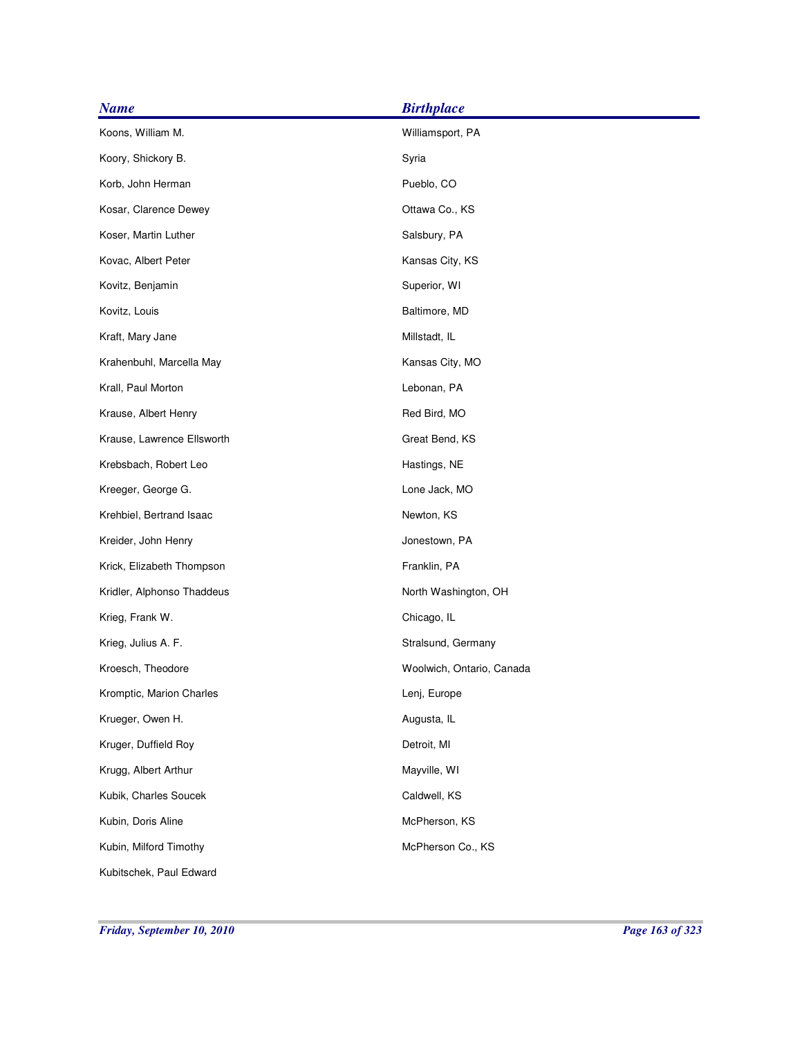| Name | Birthplace |
| --- | --- |
| Koons, William M. | Williamsport, PA |
| Koory, Shickory B. | Syria |
| Korb, John Herman | Pueblo, CO |
| Kosar, Clarence Dewey | Ottawa Co., KS |
| Koser, Martin Luther | Salsbury, PA |
| Kovac, Albert Peter | Kansas City, KS |
| Kovitz, Benjamin | Superior, WI |
| Kovitz, Louis | Baltimore, MD |
| Kraft, Mary Jane | Millstadt, IL |
| Krahenbuhl, Marcella May | Kansas City, MO |
| Krall, Paul Morton | Lebonan, PA |
| Krause, Albert Henry | Red Bird, MO |
| Krause, Lawrence Ellsworth | Great Bend, KS |
| Krebsbach, Robert Leo | Hastings, NE |
| Kreeger, George G. | Lone Jack, MO |
| Krehbiel, Bertrand Isaac | Newton, KS |
| Kreider, John Henry | Jonestown, PA |
| Krick, Elizabeth Thompson | Franklin, PA |
| Kridler, Alphonso Thaddeus | North Washington, OH |
| Krieg, Frank W. | Chicago, IL |
| Krieg, Julius A. F. | Stralsund, Germany |
| Kroesch, Theodore | Woolwich, Ontario, Canada |
| Kromptic, Marion Charles | Lenj, Europe |
| Krueger, Owen H. | Augusta, IL |
| Kruger, Duffield Roy | Detroit, MI |
| Krugg, Albert Arthur | Mayville, WI |
| Kubik, Charles Soucek | Caldwell, KS |
| Kubin, Doris Aline | McPherson, KS |
| Kubin, Milford Timothy | McPherson Co., KS |
| Kubitschek, Paul Edward | |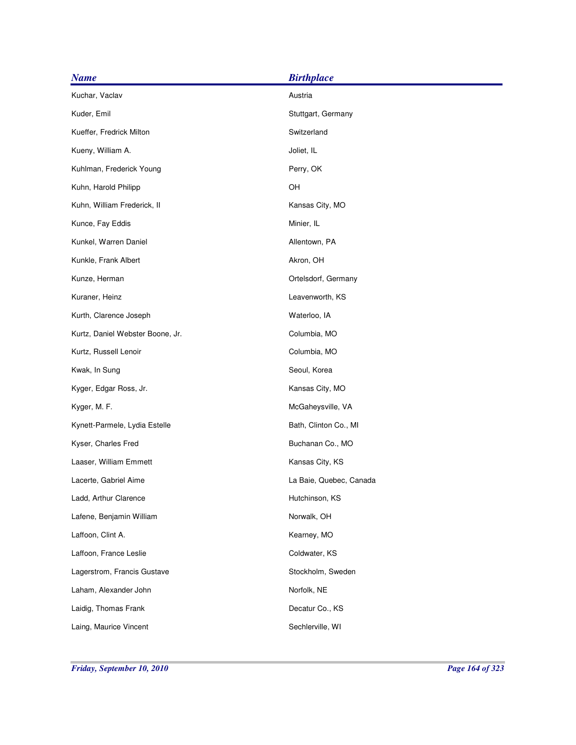| Name | Birthplace |
|---|---|
| Kuchar, Vaclav | Austria |
| Kuder, Emil | Stuttgart, Germany |
| Kueffer, Fredrick Milton | Switzerland |
| Kueny, William A. | Joliet, IL |
| Kuhlman, Frederick Young | Perry, OK |
| Kuhn, Harold Philipp | OH |
| Kuhn, William Frederick, II | Kansas City, MO |
| Kunce, Fay Eddis | Minier, IL |
| Kunkel, Warren Daniel | Allentown, PA |
| Kunkle, Frank Albert | Akron, OH |
| Kunze, Herman | Ortelsdorf, Germany |
| Kuraner, Heinz | Leavenworth, KS |
| Kurth, Clarence Joseph | Waterloo, IA |
| Kurtz, Daniel Webster Boone, Jr. | Columbia, MO |
| Kurtz, Russell Lenoir | Columbia, MO |
| Kwak, In Sung | Seoul, Korea |
| Kyger, Edgar Ross, Jr. | Kansas City, MO |
| Kyger, M. F. | McGaheysville, VA |
| Kynett-Parmele, Lydia Estelle | Bath, Clinton Co., MI |
| Kyser, Charles Fred | Buchanan Co., MO |
| Laaser, William Emmett | Kansas City, KS |
| Lacerte, Gabriel Aime | La Baie, Quebec, Canada |
| Ladd, Arthur Clarence | Hutchinson, KS |
| Lafene, Benjamin William | Norwalk, OH |
| Laffoon, Clint A. | Kearney, MO |
| Laffoon, France Leslie | Coldwater, KS |
| Lagerstrom, Francis Gustave | Stockholm, Sweden |
| Laham, Alexander John | Norfolk, NE |
| Laidig, Thomas Frank | Decatur Co., KS |
| Laing, Maurice Vincent | Sechlerville, WI |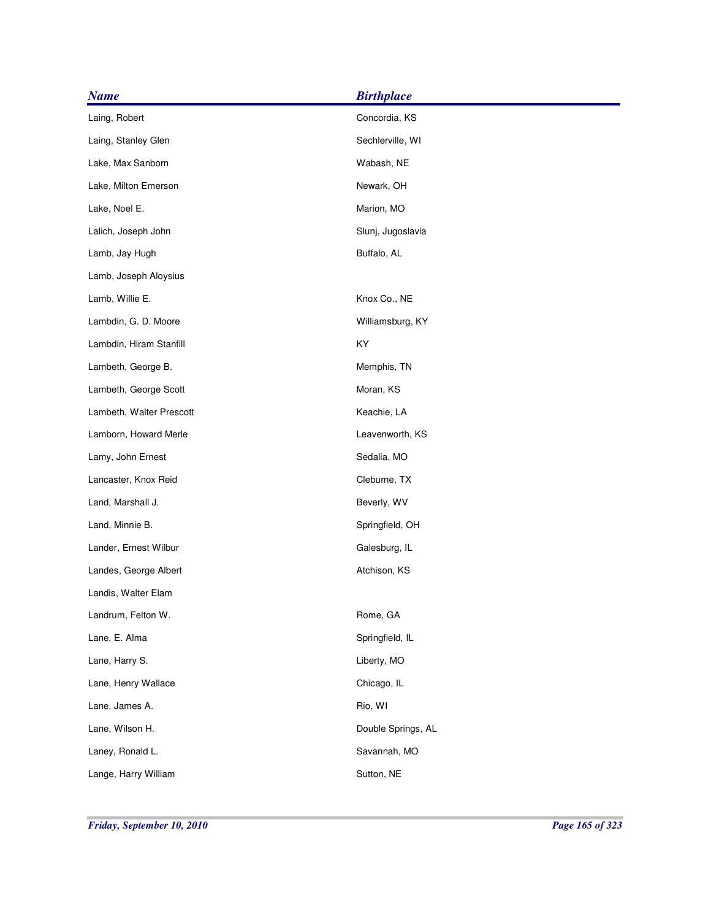| Name | Birthplace |
| --- | --- |
| Laing, Robert | Concordia, KS |
| Laing, Stanley Glen | Sechlerville, WI |
| Lake, Max Sanborn | Wabash, NE |
| Lake, Milton Emerson | Newark, OH |
| Lake, Noel E. | Marion, MO |
| Lalich, Joseph John | Slunj, Jugoslavia |
| Lamb, Jay Hugh | Buffalo, AL |
| Lamb, Joseph Aloysius | |
| Lamb, Willie E. | Knox Co., NE |
| Lambdin, G. D. Moore | Williamsburg, KY |
| Lambdin, Hiram Stanfill | KY |
| Lambeth, George B. | Memphis, TN |
| Lambeth, George Scott | Moran, KS |
| Lambeth, Walter Prescott | Keachie, LA |
| Lamborn, Howard Merle | Leavenworth, KS |
| Lamy, John Ernest | Sedalia, MO |
| Lancaster, Knox Reid | Cleburne, TX |
| Land, Marshall J. | Beverly, WV |
| Land, Minnie B. | Springfield, OH |
| Lander, Ernest Wilbur | Galesburg, IL |
| Landes, George Albert | Atchison, KS |
| Landis, Walter Elam | |
| Landrum, Felton W. | Rome, GA |
| Lane, E. Alma | Springfield, IL |
| Lane, Harry S. | Liberty, MO |
| Lane, Henry Wallace | Chicago, IL |
| Lane, James A. | Rio, WI |
| Lane, Wilson H. | Double Springs, AL |
| Laney, Ronald L. | Savannah, MO |
| Lange, Harry William | Sutton, NE |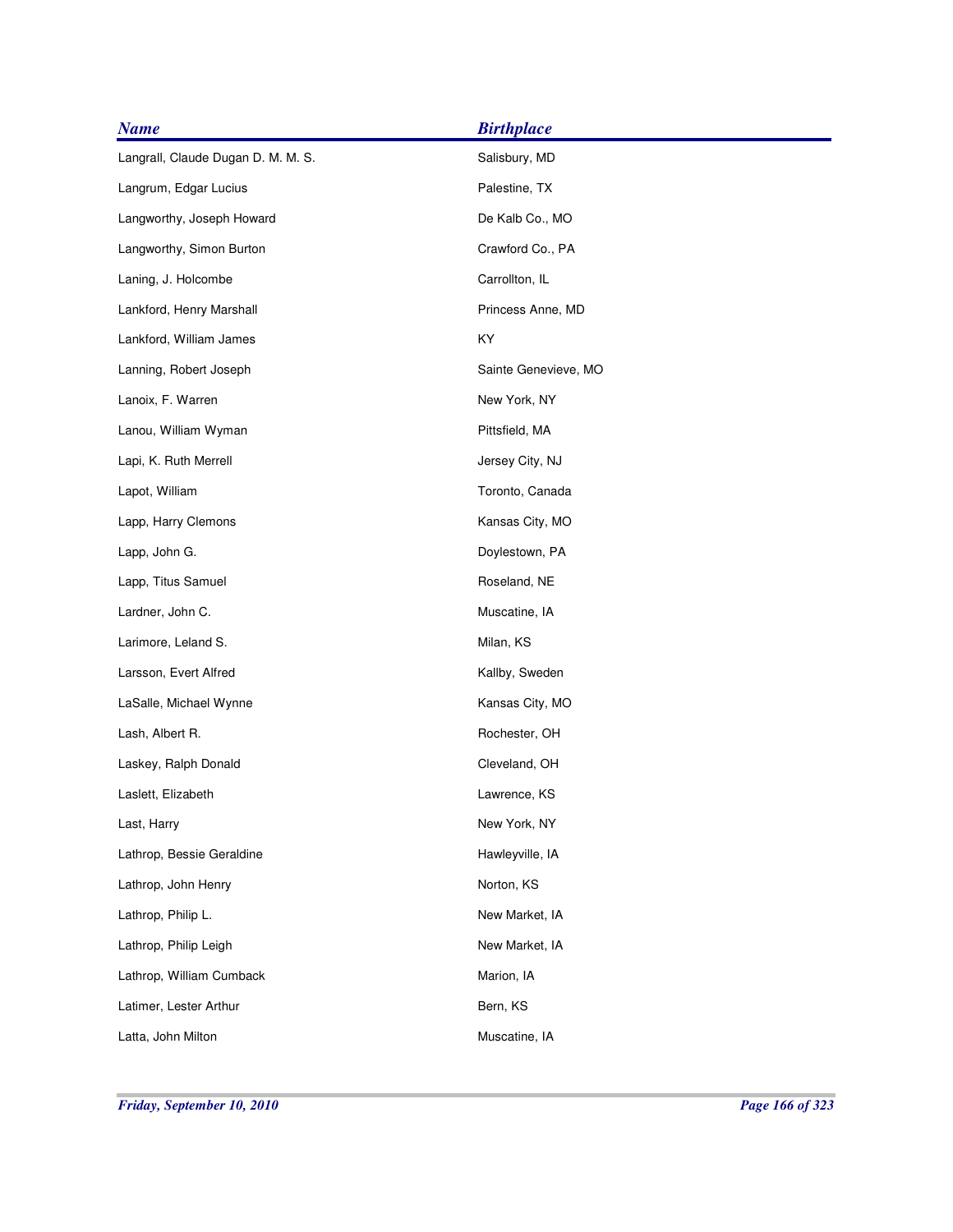| *Name* | *Birthplace* |
| --- | --- |
| Langrall, Claude Dugan D. M. M. S. | Salisbury, MD |
| Langrum, Edgar Lucius | Palestine, TX |
| Langworthy, Joseph Howard | De Kalb Co., MO |
| Langworthy, Simon Burton | Crawford Co., PA |
| Laning, J. Holcombe | Carrollton, IL |
| Lankford, Henry Marshall | Princess Anne, MD |
| Lankford, William James | KY |
| Lanning, Robert Joseph | Sainte Genevieve, MO |
| Lanoix, F. Warren | New York, NY |
| Lanou, William Wyman | Pittsfield, MA |
| Lapi, K. Ruth Merrell | Jersey City, NJ |
| Lapot, William | Toronto, Canada |
| Lapp, Harry Clemons | Kansas City, MO |
| Lapp, John G. | Doylestown, PA |
| Lapp, Titus Samuel | Roseland, NE |
| Lardner, John C. | Muscatine, IA |
| Larimore, Leland S. | Milan, KS |
| Larsson, Evert Alfred | Kallby, Sweden |
| LaSalle, Michael Wynne | Kansas City, MO |
| Lash, Albert R. | Rochester, OH |
| Laskey, Ralph Donald | Cleveland, OH |
| Laslett, Elizabeth | Lawrence, KS |
| Last, Harry | New York, NY |
| Lathrop, Bessie Geraldine | Hawleyville, IA |
| Lathrop, John Henry | Norton, KS |
| Lathrop, Philip L. | New Market, IA |
| Lathrop, Philip Leigh | New Market, IA |
| Lathrop, William Cumback | Marion, IA |
| Latimer, Lester Arthur | Bern, KS |
| Latta, John Milton | Muscatine, IA |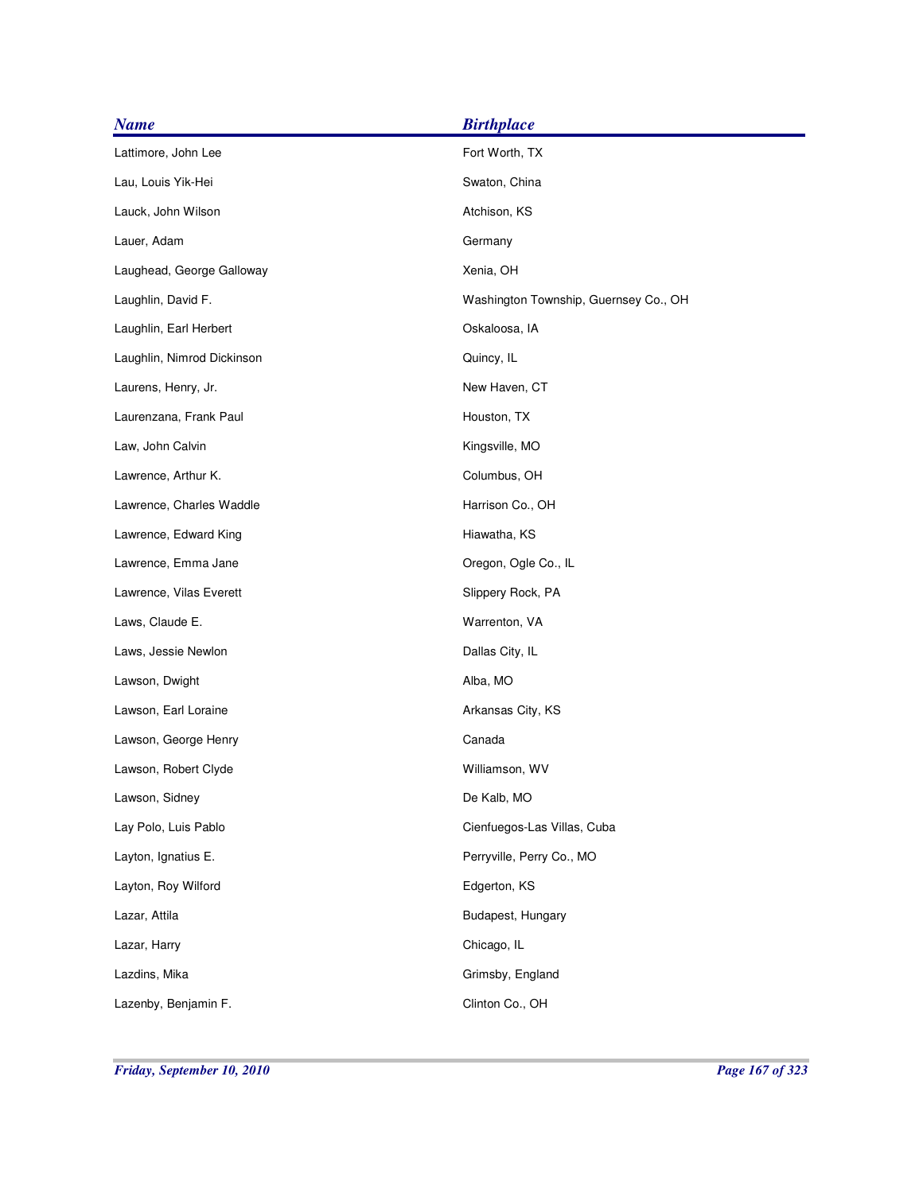| Name | Birthplace |
| --- | --- |
| Lattimore, John Lee | Fort Worth, TX |
| Lau, Louis Yik-Hei | Swaton, China |
| Lauck, John Wilson | Atchison, KS |
| Lauer, Adam | Germany |
| Laughead, George Galloway | Xenia, OH |
| Laughlin, David F. | Washington Township, Guernsey Co., OH |
| Laughlin, Earl Herbert | Oskaloosa, IA |
| Laughlin, Nimrod Dickinson | Quincy, IL |
| Laurens, Henry, Jr. | New Haven, CT |
| Laurenzana, Frank Paul | Houston, TX |
| Law, John Calvin | Kingsville, MO |
| Lawrence, Arthur K. | Columbus, OH |
| Lawrence, Charles Waddle | Harrison Co., OH |
| Lawrence, Edward King | Hiawatha, KS |
| Lawrence, Emma Jane | Oregon, Ogle Co., IL |
| Lawrence, Vilas Everett | Slippery Rock, PA |
| Laws, Claude E. | Warrenton, VA |
| Laws, Jessie Newlon | Dallas City, IL |
| Lawson, Dwight | Alba, MO |
| Lawson, Earl Loraine | Arkansas City, KS |
| Lawson, George Henry | Canada |
| Lawson, Robert Clyde | Williamson, WV |
| Lawson, Sidney | De Kalb, MO |
| Lay Polo, Luis Pablo | Cienfuegos-Las Villas, Cuba |
| Layton, Ignatius E. | Perryville, Perry Co., MO |
| Layton, Roy Wilford | Edgerton, KS |
| Lazar, Attila | Budapest, Hungary |
| Lazar, Harry | Chicago, IL |
| Lazdins, Mika | Grimsby, England |
| Lazenby, Benjamin F. | Clinton Co., OH |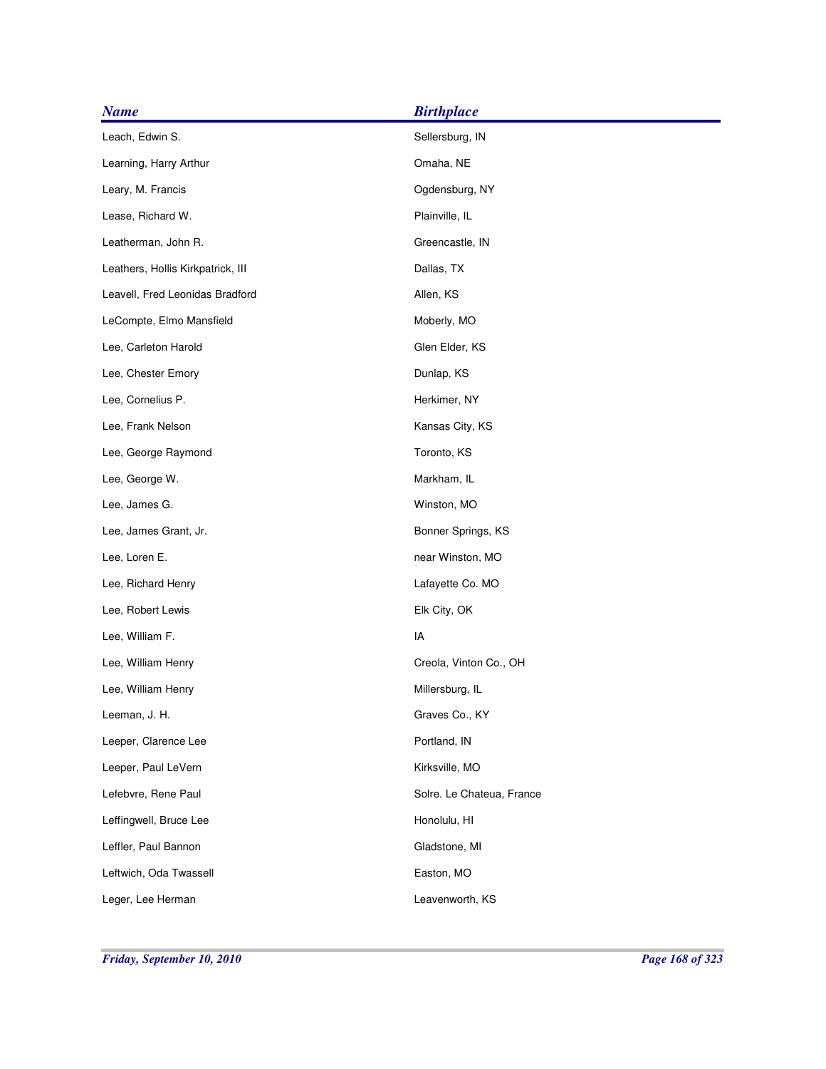| Name | Birthplace |
|---|---|
| Leach, Edwin S. | Sellersburg, IN |
| Learning, Harry Arthur | Omaha, NE |
| Leary, M. Francis | Ogdensburg, NY |
| Lease, Richard W. | Plainville, IL |
| Leatherman, John R. | Greencastle, IN |
| Leathers, Hollis Kirkpatrick, III | Dallas, TX |
| Leavell, Fred Leonidas Bradford | Allen, KS |
| LeCompte, Elmo Mansfield | Moberly, MO |
| Lee, Carleton Harold | Glen Elder, KS |
| Lee, Chester Emory | Dunlap, KS |
| Lee, Cornelius P. | Herkimer, NY |
| Lee, Frank Nelson | Kansas City, KS |
| Lee, George Raymond | Toronto, KS |
| Lee, George W. | Markham, IL |
| Lee, James G. | Winston, MO |
| Lee, James Grant, Jr. | Bonner Springs, KS |
| Lee, Loren E. | near Winston, MO |
| Lee, Richard Henry | Lafayette Co. MO |
| Lee, Robert Lewis | Elk City, OK |
| Lee, William F. | IA |
| Lee, William Henry | Creola, Vinton Co., OH |
| Lee, William Henry | Millersburg, IL |
| Leeman, J. H. | Graves Co., KY |
| Leeper, Clarence Lee | Portland, IN |
| Leeper, Paul LeVern | Kirksville, MO |
| Lefebvre, Rene Paul | Solre. Le Chateua, France |
| Leffingwell, Bruce Lee | Honolulu, HI |
| Leffler, Paul Bannon | Gladstone, MI |
| Leftwich, Oda Twassell | Easton, MO |
| Leger, Lee Herman | Leavenworth, KS |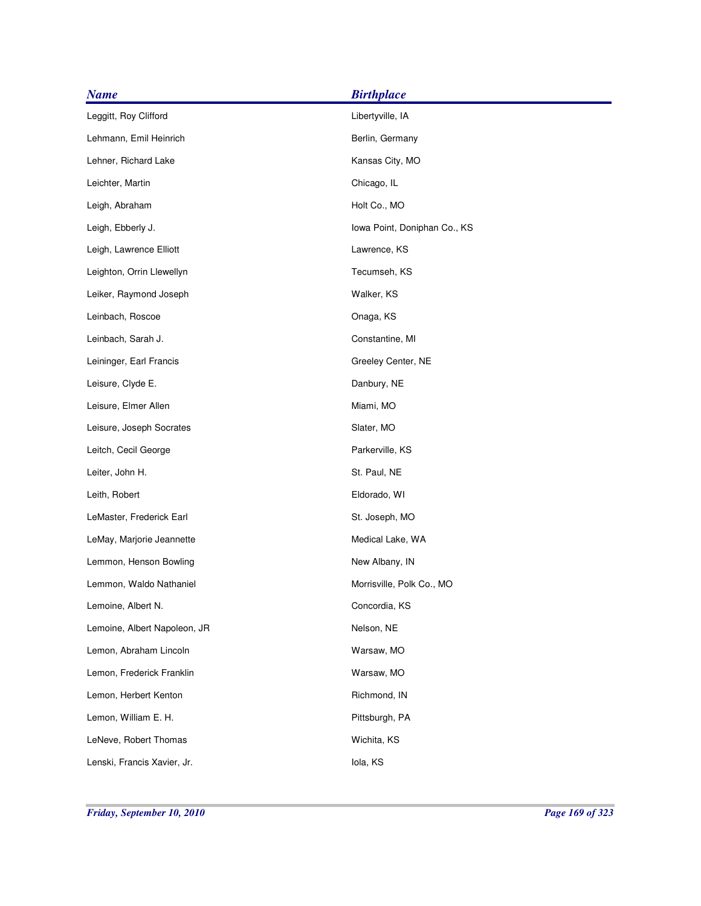| Name | Birthplace |
|---|---|
| Leggitt, Roy Clifford | Libertyville, IA |
| Lehmann, Emil Heinrich | Berlin, Germany |
| Lehner, Richard Lake | Kansas City, MO |
| Leichter, Martin | Chicago, IL |
| Leigh, Abraham | Holt Co., MO |
| Leigh, Ebberly J. | Iowa Point, Doniphan Co., KS |
| Leigh, Lawrence Elliott | Lawrence, KS |
| Leighton, Orrin Llewellyn | Tecumseh, KS |
| Leiker, Raymond Joseph | Walker, KS |
| Leinbach, Roscoe | Onaga, KS |
| Leinbach, Sarah J. | Constantine, MI |
| Leininger, Earl Francis | Greeley Center, NE |
| Leisure, Clyde E. | Danbury, NE |
| Leisure, Elmer Allen | Miami, MO |
| Leisure, Joseph Socrates | Slater, MO |
| Leitch, Cecil George | Parkerville, KS |
| Leiter, John H. | St. Paul, NE |
| Leith, Robert | Eldorado, WI |
| LeMaster, Frederick Earl | St. Joseph, MO |
| LeMay, Marjorie Jeannette | Medical Lake, WA |
| Lemmon, Henson Bowling | New Albany, IN |
| Lemmon, Waldo Nathaniel | Morrisville, Polk Co., MO |
| Lemoine, Albert N. | Concordia, KS |
| Lemoine, Albert Napoleon, JR | Nelson, NE |
| Lemon, Abraham Lincoln | Warsaw, MO |
| Lemon, Frederick Franklin | Warsaw, MO |
| Lemon, Herbert Kenton | Richmond, IN |
| Lemon, William E. H. | Pittsburgh, PA |
| LeNeve, Robert Thomas | Wichita, KS |
| Lenski, Francis Xavier, Jr. | Iola, KS |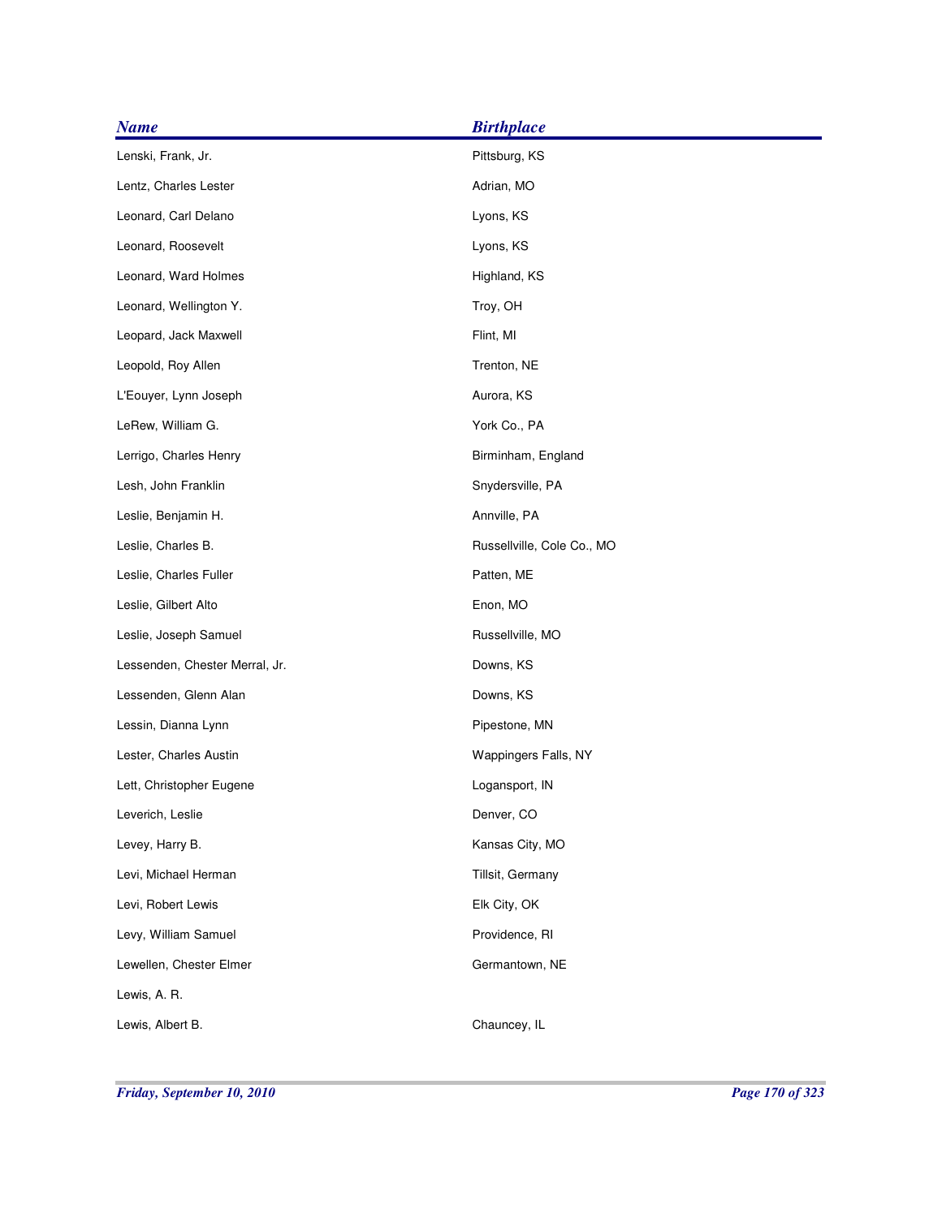| Name | Birthplace |
|---|---|
| Lenski, Frank, Jr. | Pittsburg, KS |
| Lentz, Charles Lester | Adrian, MO |
| Leonard, Carl Delano | Lyons, KS |
| Leonard, Roosevelt | Lyons, KS |
| Leonard, Ward Holmes | Highland, KS |
| Leonard, Wellington Y. | Troy, OH |
| Leopard, Jack Maxwell | Flint, MI |
| Leopold, Roy Allen | Trenton, NE |
| L'Eouyer, Lynn Joseph | Aurora, KS |
| LeRew, William G. | York Co., PA |
| Lerrigo, Charles Henry | Birminham, England |
| Lesh, John Franklin | Snydersville, PA |
| Leslie, Benjamin H. | Annville, PA |
| Leslie, Charles B. | Russellville, Cole Co., MO |
| Leslie, Charles Fuller | Patten, ME |
| Leslie, Gilbert Alto | Enon, MO |
| Leslie, Joseph Samuel | Russellville, MO |
| Lessenden, Chester Merral, Jr. | Downs, KS |
| Lessenden, Glenn Alan | Downs, KS |
| Lessin, Dianna Lynn | Pipestone, MN |
| Lester, Charles Austin | Wappingers Falls, NY |
| Lett, Christopher Eugene | Logansport, IN |
| Leverich, Leslie | Denver, CO |
| Levey, Harry B. | Kansas City, MO |
| Levi, Michael Herman | Tillsit, Germany |
| Levi, Robert Lewis | Elk City, OK |
| Levy, William Samuel | Providence, RI |
| Lewellen, Chester Elmer | Germantown, NE |
| Lewis, A. R. | |
| Lewis, Albert B. | Chauncey, IL |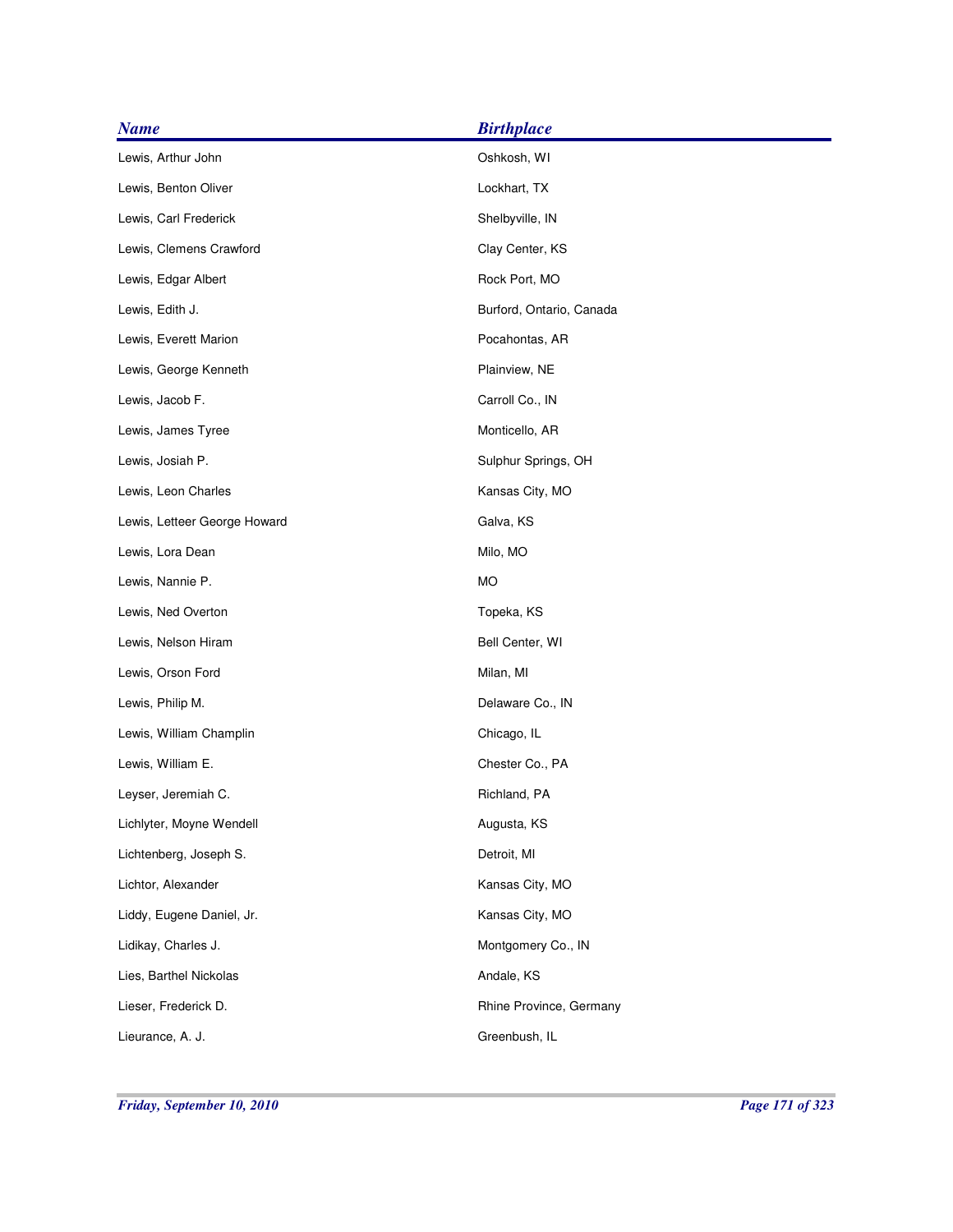| Name | Birthplace |
|---|---|
| Lewis, Arthur John | Oshkosh, WI |
| Lewis, Benton Oliver | Lockhart, TX |
| Lewis, Carl Frederick | Shelbyville, IN |
| Lewis, Clemens Crawford | Clay Center, KS |
| Lewis, Edgar Albert | Rock Port, MO |
| Lewis, Edith J. | Burford, Ontario, Canada |
| Lewis, Everett Marion | Pocahontas, AR |
| Lewis, George Kenneth | Plainview, NE |
| Lewis, Jacob F. | Carroll Co., IN |
| Lewis, James Tyree | Monticello, AR |
| Lewis, Josiah P. | Sulphur Springs, OH |
| Lewis, Leon Charles | Kansas City, MO |
| Lewis, Letteer George Howard | Galva, KS |
| Lewis, Lora Dean | Milo, MO |
| Lewis, Nannie P. | MO |
| Lewis, Ned Overton | Topeka, KS |
| Lewis, Nelson Hiram | Bell Center, WI |
| Lewis, Orson Ford | Milan, MI |
| Lewis, Philip M. | Delaware Co., IN |
| Lewis, William Champlin | Chicago, IL |
| Lewis, William E. | Chester Co., PA |
| Leyser, Jeremiah C. | Richland, PA |
| Lichlyter, Moyne Wendell | Augusta, KS |
| Lichtenberg, Joseph S. | Detroit, MI |
| Lichtor, Alexander | Kansas City, MO |
| Liddy, Eugene Daniel, Jr. | Kansas City, MO |
| Lidikay, Charles J. | Montgomery Co., IN |
| Lies, Barthel Nickolas | Andale, KS |
| Lieser, Frederick D. | Rhine Province, Germany |
| Lieurance, A. J. | Greenbush, IL |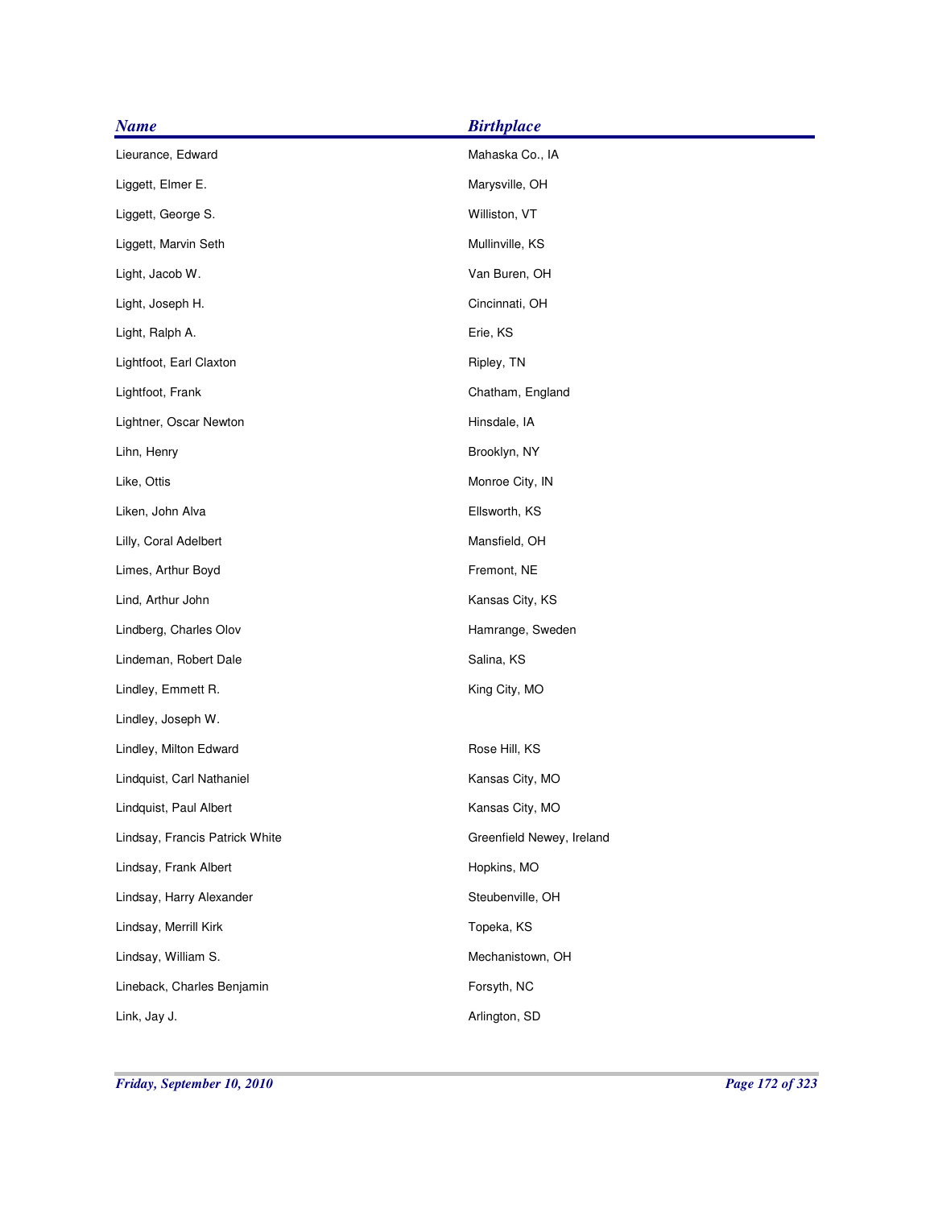| Name | Birthplace |
|---|---|
| Lieurance, Edward | Mahaska Co., IA |
| Liggett, Elmer E. | Marysville, OH |
| Liggett, George S. | Williston, VT |
| Liggett, Marvin Seth | Mullinville, KS |
| Light, Jacob W. | Van Buren, OH |
| Light, Joseph H. | Cincinnati, OH |
| Light, Ralph A. | Erie, KS |
| Lightfoot, Earl Claxton | Ripley, TN |
| Lightfoot, Frank | Chatham, England |
| Lightner, Oscar Newton | Hinsdale, IA |
| Lihn, Henry | Brooklyn, NY |
| Like, Ottis | Monroe City, IN |
| Liken, John Alva | Ellsworth, KS |
| Lilly, Coral Adelbert | Mansfield, OH |
| Limes, Arthur Boyd | Fremont, NE |
| Lind, Arthur John | Kansas City, KS |
| Lindberg, Charles Olov | Hamrange, Sweden |
| Lindeman, Robert Dale | Salina, KS |
| Lindley, Emmett R. | King City, MO |
| Lindley, Joseph W. | |
| Lindley, Milton Edward | Rose Hill, KS |
| Lindquist, Carl Nathaniel | Kansas City, MO |
| Lindquist, Paul Albert | Kansas City, MO |
| Lindsay, Francis Patrick White | Greenfield Newey, Ireland |
| Lindsay, Frank Albert | Hopkins, MO |
| Lindsay, Harry Alexander | Steubenville, OH |
| Lindsay, Merrill Kirk | Topeka, KS |
| Lindsay, William S. | Mechanistown, OH |
| Lineback, Charles Benjamin | Forsyth, NC |
| Link, Jay J. | Arlington, SD |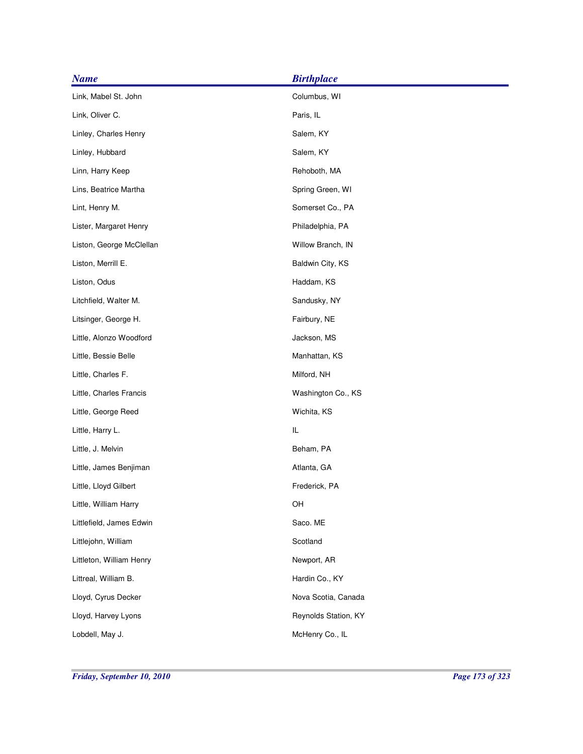| Name | Birthplace |
|---|---|
| Link, Mabel St. John | Columbus, WI |
| Link, Oliver C. | Paris, IL |
| Linley, Charles Henry | Salem, KY |
| Linley, Hubbard | Salem, KY |
| Linn, Harry Keep | Rehoboth, MA |
| Lins, Beatrice Martha | Spring Green, WI |
| Lint, Henry M. | Somerset Co., PA |
| Lister, Margaret Henry | Philadelphia, PA |
| Liston, George McClellan | Willow Branch, IN |
| Liston, Merrill E. | Baldwin City, KS |
| Liston, Odus | Haddam, KS |
| Litchfield, Walter M. | Sandusky, NY |
| Litsinger, George H. | Fairbury, NE |
| Little, Alonzo Woodford | Jackson, MS |
| Little, Bessie Belle | Manhattan, KS |
| Little, Charles F. | Milford, NH |
| Little, Charles Francis | Washington Co., KS |
| Little, George Reed | Wichita, KS |
| Little, Harry L. | IL |
| Little, J. Melvin | Beham, PA |
| Little, James Benjiman | Atlanta, GA |
| Little, Lloyd Gilbert | Frederick, PA |
| Little, William Harry | OH |
| Littlefield, James Edwin | Saco. ME |
| Littlejohn, William | Scotland |
| Littleton, William Henry | Newport, AR |
| Littreal, William B. | Hardin Co., KY |
| Lloyd, Cyrus Decker | Nova Scotia, Canada |
| Lloyd, Harvey Lyons | Reynolds Station, KY |
| Lobdell, May J. | McHenry Co., IL |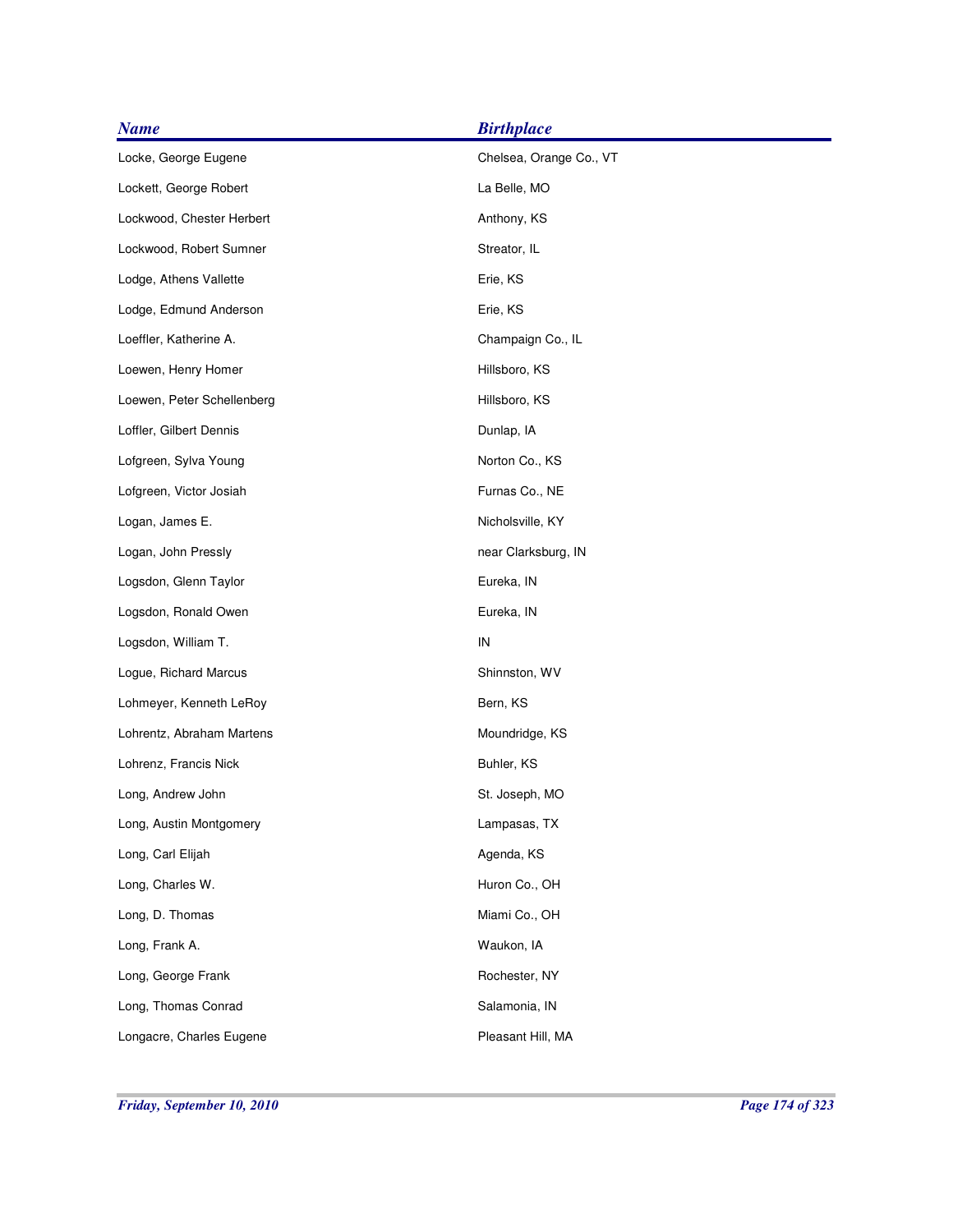| Name | Birthplace |
|---|---|
| Locke, George Eugene | Chelsea, Orange Co., VT |
| Lockett, George Robert | La Belle, MO |
| Lockwood, Chester Herbert | Anthony, KS |
| Lockwood, Robert Sumner | Streator, IL |
| Lodge, Athens Vallette | Erie, KS |
| Lodge, Edmund Anderson | Erie, KS |
| Loeffler, Katherine A. | Champaign Co., IL |
| Loewen, Henry Homer | Hillsboro, KS |
| Loewen, Peter Schellenberg | Hillsboro, KS |
| Loffler, Gilbert Dennis | Dunlap, IA |
| Lofgreen, Sylva Young | Norton Co., KS |
| Lofgreen, Victor Josiah | Furnas Co., NE |
| Logan, James E. | Nicholsville, KY |
| Logan, John Pressly | near Clarksburg, IN |
| Logsdon, Glenn Taylor | Eureka, IN |
| Logsdon, Ronald Owen | Eureka, IN |
| Logsdon, William T. | IN |
| Logue, Richard Marcus | Shinnston, WV |
| Lohmeyer, Kenneth LeRoy | Bern, KS |
| Lohrentz, Abraham Martens | Moundridge, KS |
| Lohrenz, Francis Nick | Buhler, KS |
| Long, Andrew John | St. Joseph, MO |
| Long, Austin Montgomery | Lampasas, TX |
| Long, Carl Elijah | Agenda, KS |
| Long, Charles W. | Huron Co., OH |
| Long, D. Thomas | Miami Co., OH |
| Long, Frank A. | Waukon, IA |
| Long, George Frank | Rochester, NY |
| Long, Thomas Conrad | Salamonia, IN |
| Longacre, Charles Eugene | Pleasant Hill, MA |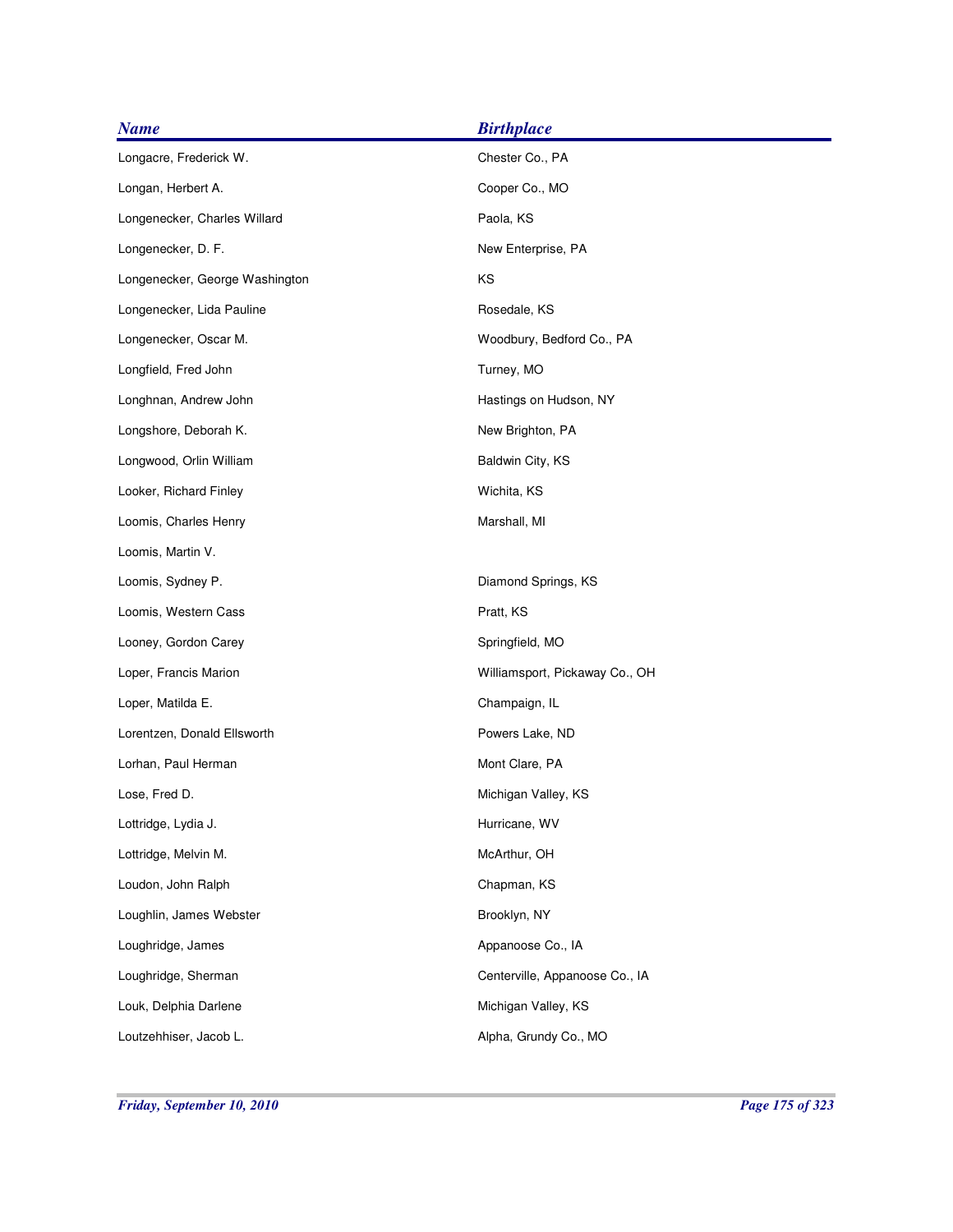| Name | Birthplace |
| --- | --- |
| Longacre, Frederick W. | Chester Co., PA |
| Longan, Herbert A. | Cooper Co., MO |
| Longenecker, Charles Willard | Paola, KS |
| Longenecker, D. F. | New Enterprise, PA |
| Longenecker, George Washington | KS |
| Longenecker, Lida Pauline | Rosedale, KS |
| Longenecker, Oscar M. | Woodbury, Bedford Co., PA |
| Longfield, Fred John | Turney, MO |
| Longhnan, Andrew John | Hastings on Hudson, NY |
| Longshore, Deborah K. | New Brighton, PA |
| Longwood, Orlin William | Baldwin City, KS |
| Looker, Richard Finley | Wichita, KS |
| Loomis, Charles Henry | Marshall, MI |
| Loomis, Martin V. | |
| Loomis, Sydney P. | Diamond Springs, KS |
| Loomis, Western Cass | Pratt, KS |
| Looney, Gordon Carey | Springfield, MO |
| Loper, Francis Marion | Williamsport, Pickaway Co., OH |
| Loper, Matilda E. | Champaign, IL |
| Lorentzen, Donald Ellsworth | Powers Lake, ND |
| Lorhan, Paul Herman | Mont Clare, PA |
| Lose, Fred D. | Michigan Valley, KS |
| Lottridge, Lydia J. | Hurricane, WV |
| Lottridge, Melvin M. | McArthur, OH |
| Loudon, John Ralph | Chapman, KS |
| Loughlin, James Webster | Brooklyn, NY |
| Loughridge, James | Appanoose Co., IA |
| Loughridge, Sherman | Centerville, Appanoose Co., IA |
| Louk, Delphia Darlene | Michigan Valley, KS |
| Loutzehhiser, Jacob L. | Alpha, Grundy Co., MO |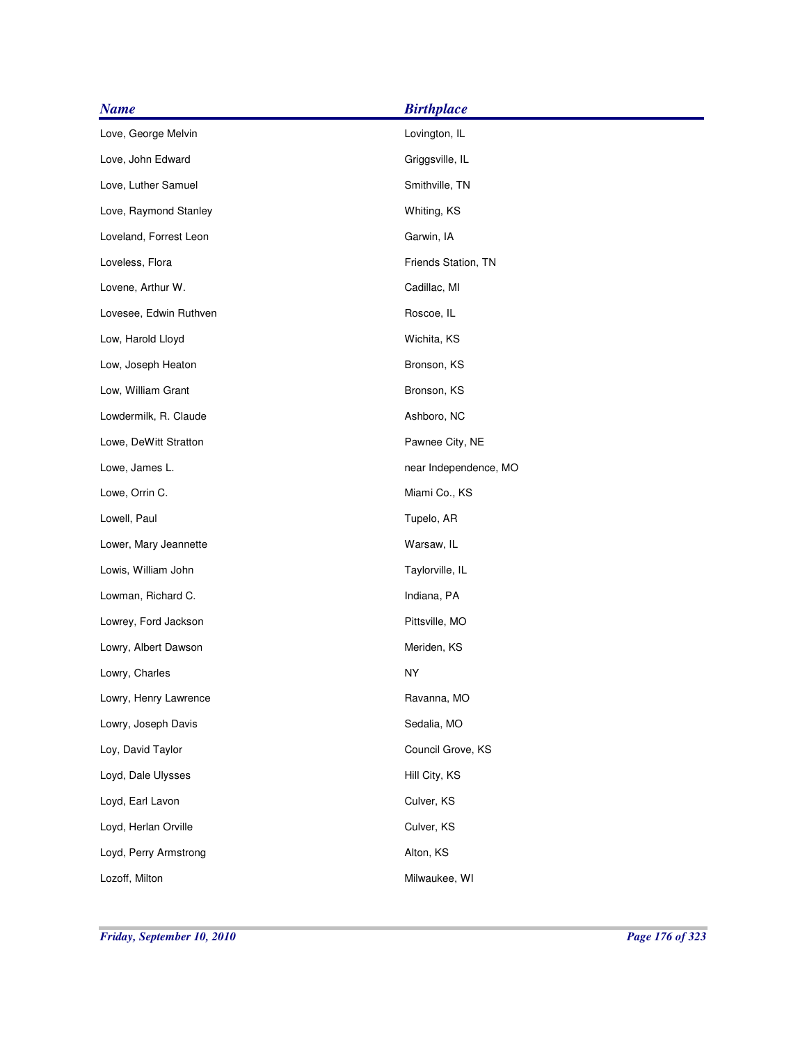| Name | Birthplace |
| --- | --- |
| Love, George Melvin | Lovington, IL |
| Love, John Edward | Griggsville, IL |
| Love, Luther Samuel | Smithville, TN |
| Love, Raymond Stanley | Whiting, KS |
| Loveland, Forrest Leon | Garwin, IA |
| Loveless, Flora | Friends Station, TN |
| Lovene, Arthur W. | Cadillac, MI |
| Lovesee, Edwin Ruthven | Roscoe, IL |
| Low, Harold Lloyd | Wichita, KS |
| Low, Joseph Heaton | Bronson, KS |
| Low, William Grant | Bronson, KS |
| Lowdermilk, R. Claude | Ashboro, NC |
| Lowe, DeWitt Stratton | Pawnee City, NE |
| Lowe, James L. | near Independence, MO |
| Lowe, Orrin C. | Miami Co., KS |
| Lowell, Paul | Tupelo, AR |
| Lower, Mary Jeannette | Warsaw, IL |
| Lowis, William John | Taylorville, IL |
| Lowman, Richard C. | Indiana, PA |
| Lowrey, Ford Jackson | Pittsville, MO |
| Lowry, Albert Dawson | Meriden, KS |
| Lowry, Charles | NY |
| Lowry, Henry Lawrence | Ravanna, MO |
| Lowry, Joseph Davis | Sedalia, MO |
| Loy, David Taylor | Council Grove, KS |
| Loyd, Dale Ulysses | Hill City, KS |
| Loyd, Earl Lavon | Culver, KS |
| Loyd, Herlan Orville | Culver, KS |
| Loyd, Perry Armstrong | Alton, KS |
| Lozoff, Milton | Milwaukee, WI |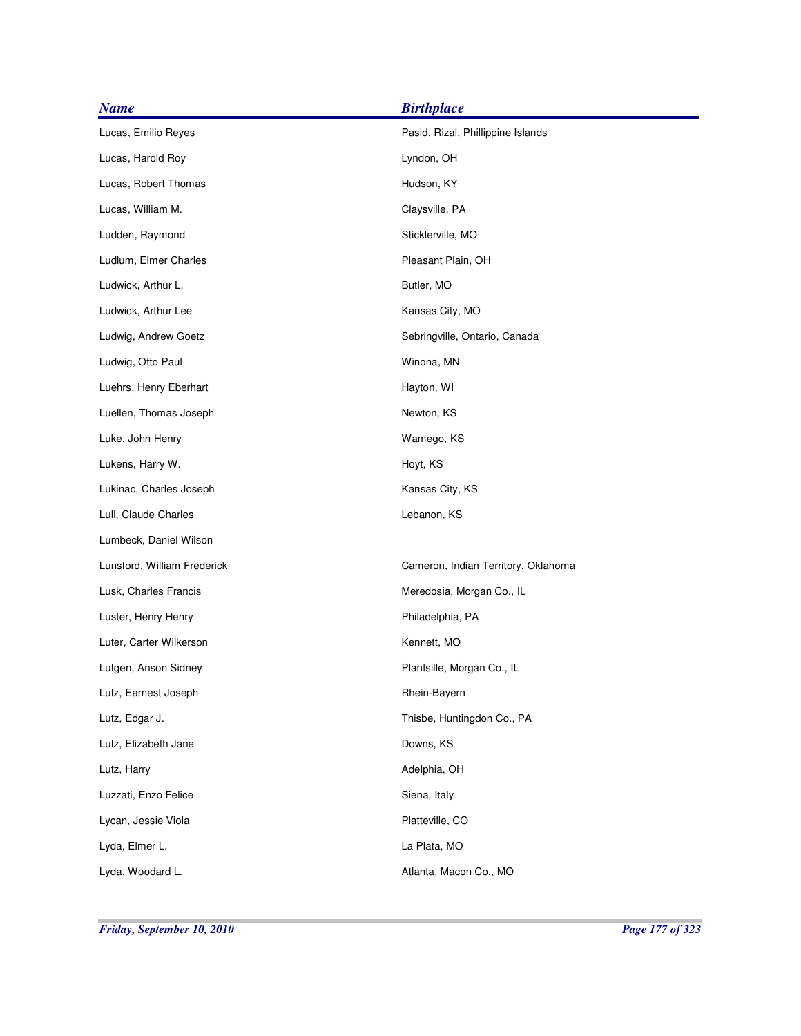| Name | Birthplace |
|---|---|
| Lucas, Emilio Reyes | Pasid, Rizal, Phillippine Islands |
| Lucas, Harold Roy | Lyndon, OH |
| Lucas, Robert Thomas | Hudson, KY |
| Lucas, William M. | Claysville, PA |
| Ludden, Raymond | Sticklerville, MO |
| Ludlum, Elmer Charles | Pleasant Plain, OH |
| Ludwick, Arthur L. | Butler, MO |
| Ludwick, Arthur Lee | Kansas City, MO |
| Ludwig, Andrew Goetz | Sebringville, Ontario, Canada |
| Ludwig, Otto Paul | Winona, MN |
| Luehrs, Henry Eberhart | Hayton, WI |
| Luellen, Thomas Joseph | Newton, KS |
| Luke, John Henry | Wamego, KS |
| Lukens, Harry W. | Hoyt, KS |
| Lukinac, Charles Joseph | Kansas City, KS |
| Lull, Claude Charles | Lebanon, KS |
| Lumbeck, Daniel Wilson | |
| Lunsford, William Frederick | Cameron, Indian Territory, Oklahoma |
| Lusk, Charles Francis | Meredosia, Morgan Co., IL |
| Luster, Henry Henry | Philadelphia, PA |
| Luter, Carter Wilkerson | Kennett, MO |
| Lutgen, Anson Sidney | Plantsille, Morgan Co., IL |
| Lutz, Earnest Joseph | Rhein-Bayern |
| Lutz, Edgar J. | Thisbe, Huntingdon Co., PA |
| Lutz, Elizabeth Jane | Downs, KS |
| Lutz, Harry | Adelphia, OH |
| Luzzati, Enzo Felice | Siena, Italy |
| Lycan, Jessie Viola | Platteville, CO |
| Lyda, Elmer L. | La Plata, MO |
| Lyda, Woodard L. | Atlanta, Macon Co., MO |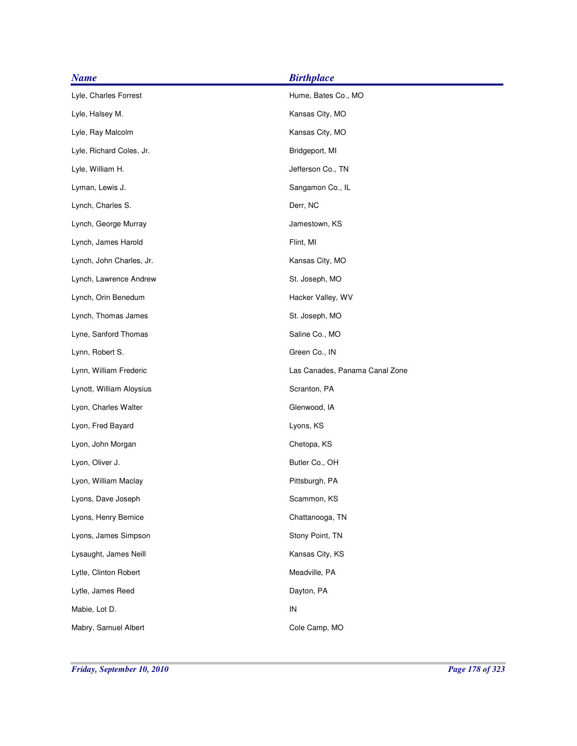| Name | Birthplace |
|---|---|
| Lyle, Charles Forrest | Hume, Bates Co., MO |
| Lyle, Halsey M. | Kansas City, MO |
| Lyle, Ray Malcolm | Kansas City, MO |
| Lyle, Richard Coles, Jr. | Bridgeport, MI |
| Lyle, William H. | Jefferson Co., TN |
| Lyman, Lewis J. | Sangamon Co., IL |
| Lynch, Charles S. | Derr, NC |
| Lynch, George Murray | Jamestown, KS |
| Lynch, James Harold | Flint, MI |
| Lynch, John Charles, Jr. | Kansas City, MO |
| Lynch, Lawrence Andrew | St. Joseph, MO |
| Lynch, Orin Benedum | Hacker Valley, WV |
| Lynch, Thomas James | St. Joseph, MO |
| Lyne, Sanford Thomas | Saline Co., MO |
| Lynn, Robert S. | Green Co., IN |
| Lynn, William Frederic | Las Canades, Panama Canal Zone |
| Lynott, William Aloysius | Scranton, PA |
| Lyon, Charles Walter | Glenwood, IA |
| Lyon, Fred Bayard | Lyons, KS |
| Lyon, John Morgan | Chetopa, KS |
| Lyon, Oliver J. | Butler Co., OH |
| Lyon, William Maclay | Pittsburgh, PA |
| Lyons, Dave Joseph | Scammon, KS |
| Lyons, Henry Bernice | Chattanooga, TN |
| Lyons, James Simpson | Stony Point, TN |
| Lysaught, James Neill | Kansas City, KS |
| Lytle, Clinton Robert | Meadville, PA |
| Lytle, James Reed | Dayton, PA |
| Mabie, Lot D. | IN |
| Mabry, Samuel Albert | Cole Camp, MO |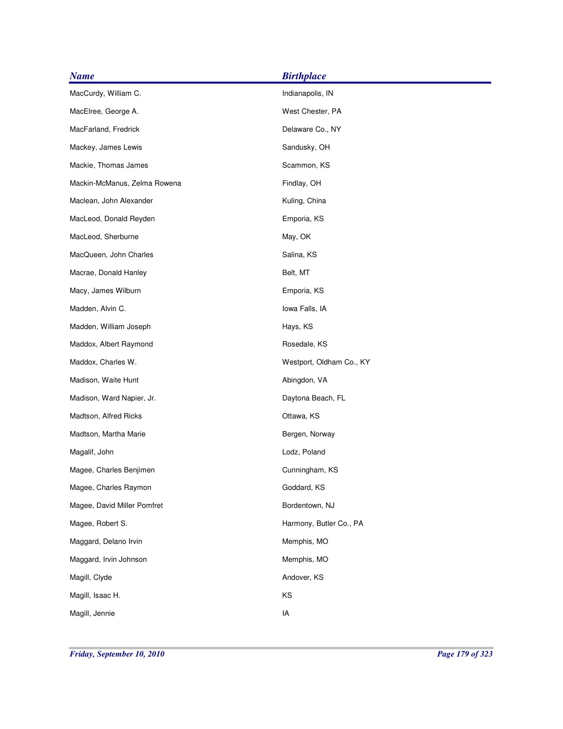| Name | Birthplace |
| --- | --- |
| MacCurdy, William C. | Indianapolis, IN |
| MacElree, George A. | West Chester, PA |
| MacFarland, Fredrick | Delaware Co., NY |
| Mackey, James Lewis | Sandusky, OH |
| Mackie, Thomas James | Scammon, KS |
| Mackin-McManus, Zelma Rowena | Findlay, OH |
| Maclean, John Alexander | Kuling, China |
| MacLeod, Donald Reyden | Emporia, KS |
| MacLeod, Sherburne | May, OK |
| MacQueen, John Charles | Salina, KS |
| Macrae, Donald Hanley | Belt, MT |
| Macy, James Wilburn | Emporia, KS |
| Madden, Alvin C. | Iowa Falls, IA |
| Madden, William Joseph | Hays, KS |
| Maddox, Albert Raymond | Rosedale, KS |
| Maddox, Charles W. | Westport, Oldham Co., KY |
| Madison, Waite Hunt | Abingdon, VA |
| Madison, Ward Napier, Jr. | Daytona Beach, FL |
| Madtson, Alfred Ricks | Ottawa, KS |
| Madtson, Martha Marie | Bergen, Norway |
| Magalif, John | Lodz, Poland |
| Magee, Charles Benjimen | Cunningham, KS |
| Magee, Charles Raymon | Goddard, KS |
| Magee, David Miller Pomfret | Bordentown, NJ |
| Magee, Robert S. | Harmony, Butler Co., PA |
| Maggard, Delano Irvin | Memphis, MO |
| Maggard, Irvin Johnson | Memphis, MO |
| Magill, Clyde | Andover, KS |
| Magill, Isaac H. | KS |
| Magill, Jennie | IA |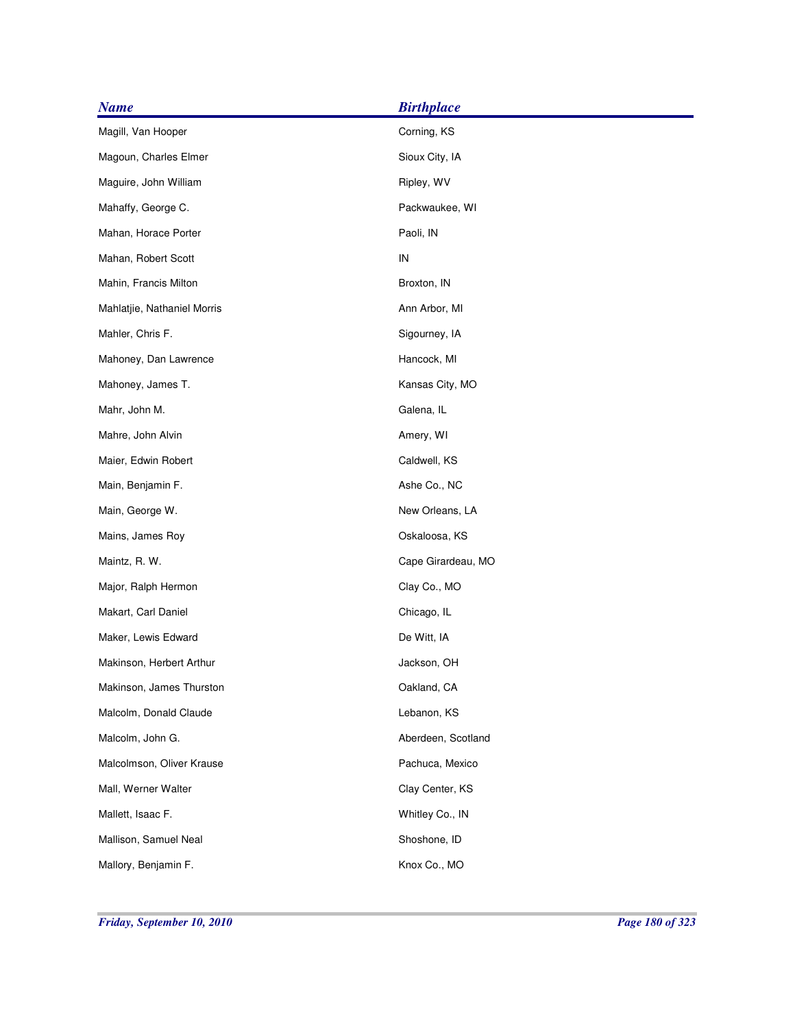| Name | Birthplace |
|---|---|
| Magill, Van Hooper | Corning, KS |
| Magoun, Charles Elmer | Sioux City, IA |
| Maguire, John William | Ripley, WV |
| Mahaffy, George C. | Packwaukee, WI |
| Mahan, Horace Porter | Paoli, IN |
| Mahan, Robert Scott | IN |
| Mahin, Francis Milton | Broxton, IN |
| Mahlatjie, Nathaniel Morris | Ann Arbor, MI |
| Mahler, Chris F. | Sigourney, IA |
| Mahoney, Dan Lawrence | Hancock, MI |
| Mahoney, James T. | Kansas City, MO |
| Mahr, John M. | Galena, IL |
| Mahre, John Alvin | Amery, WI |
| Maier, Edwin Robert | Caldwell, KS |
| Main, Benjamin F. | Ashe Co., NC |
| Main, George W. | New Orleans, LA |
| Mains, James Roy | Oskaloosa, KS |
| Maintz, R. W. | Cape Girardeau, MO |
| Major, Ralph Hermon | Clay Co., MO |
| Makart, Carl Daniel | Chicago, IL |
| Maker, Lewis Edward | De Witt, IA |
| Makinson, Herbert Arthur | Jackson, OH |
| Makinson, James Thurston | Oakland, CA |
| Malcolm, Donald Claude | Lebanon, KS |
| Malcolm, John G. | Aberdeen, Scotland |
| Malcolmson, Oliver Krause | Pachuca, Mexico |
| Mall, Werner Walter | Clay Center, KS |
| Mallett, Isaac F. | Whitley Co., IN |
| Mallison, Samuel Neal | Shoshone, ID |
| Mallory, Benjamin F. | Knox Co., MO |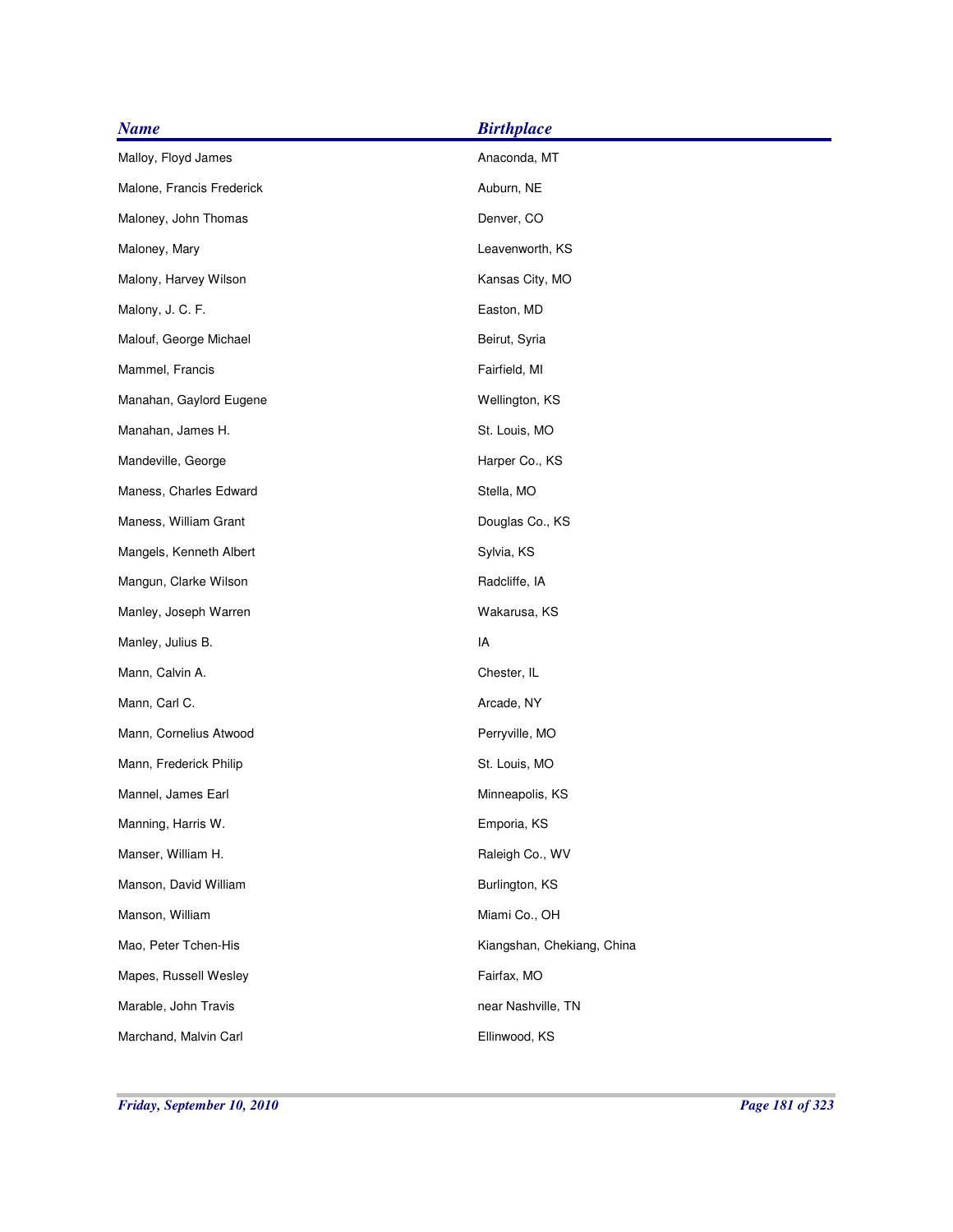| Name | Birthplace |
|---|---|
| Malloy, Floyd James | Anaconda, MT |
| Malone, Francis Frederick | Auburn, NE |
| Maloney, John Thomas | Denver, CO |
| Maloney, Mary | Leavenworth, KS |
| Malony, Harvey Wilson | Kansas City, MO |
| Malony, J. C. F. | Easton, MD |
| Malouf, George Michael | Beirut, Syria |
| Mammel, Francis | Fairfield, MI |
| Manahan, Gaylord Eugene | Wellington, KS |
| Manahan, James H. | St. Louis, MO |
| Mandeville, George | Harper Co., KS |
| Maness, Charles Edward | Stella, MO |
| Maness, William Grant | Douglas Co., KS |
| Mangels, Kenneth Albert | Sylvia, KS |
| Mangun, Clarke Wilson | Radcliffe, IA |
| Manley, Joseph Warren | Wakarusa, KS |
| Manley, Julius B. | IA |
| Mann, Calvin A. | Chester, IL |
| Mann, Carl C. | Arcade, NY |
| Mann, Cornelius Atwood | Perryville, MO |
| Mann, Frederick Philip | St. Louis, MO |
| Mannel, James Earl | Minneapolis, KS |
| Manning, Harris W. | Emporia, KS |
| Manser, William H. | Raleigh Co., WV |
| Manson, David William | Burlington, KS |
| Manson, William | Miami Co., OH |
| Mao, Peter Tchen-His | Kiangshan, Chekiang, China |
| Mapes, Russell Wesley | Fairfax, MO |
| Marable, John Travis | near Nashville, TN |
| Marchand, Malvin Carl | Ellinwood, KS |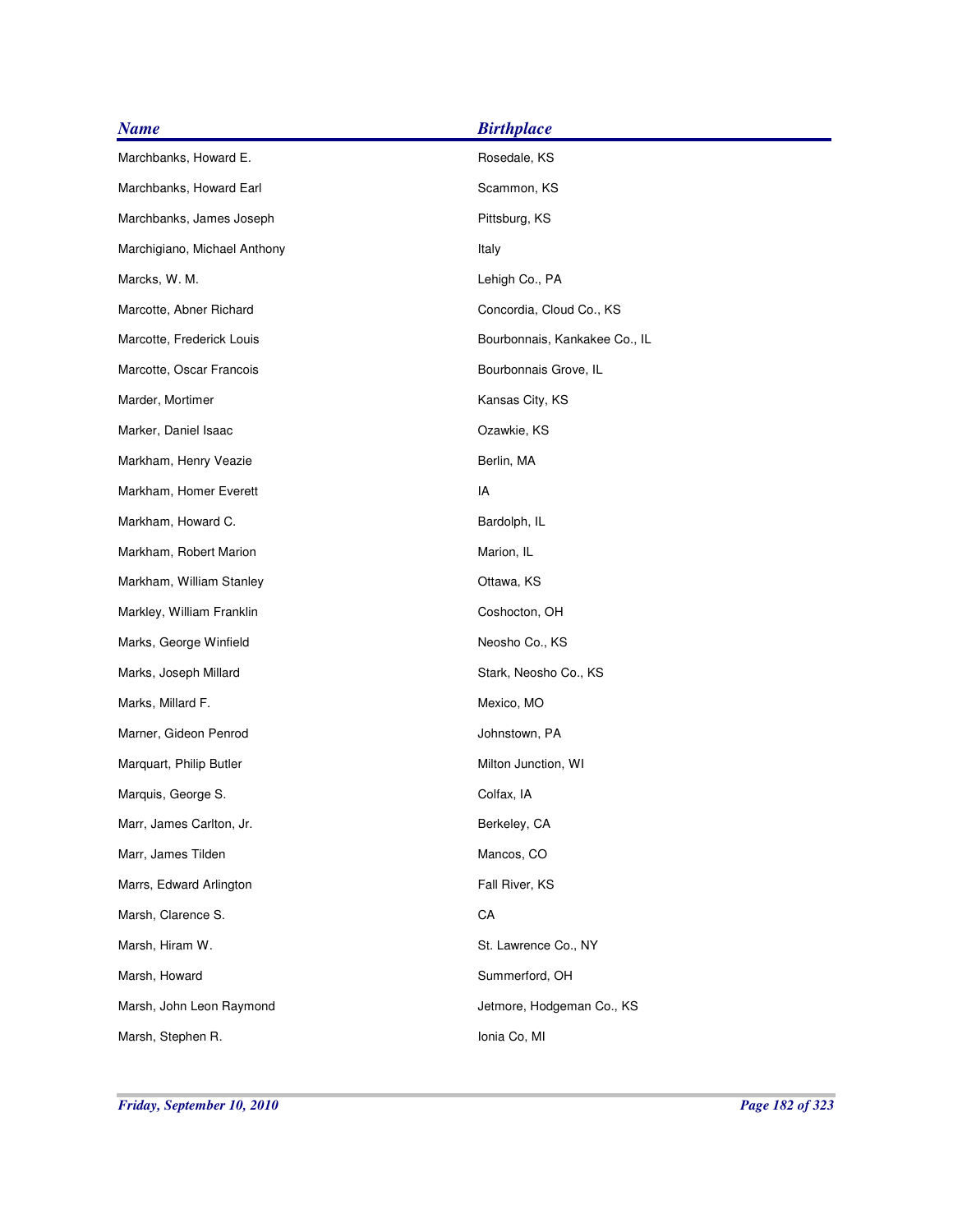| Name | Birthplace |
| --- | --- |
| Marchbanks, Howard E. | Rosedale, KS |
| Marchbanks, Howard Earl | Scammon, KS |
| Marchbanks, James Joseph | Pittsburg, KS |
| Marchigiano, Michael Anthony | Italy |
| Marcks, W. M. | Lehigh Co., PA |
| Marcotte, Abner Richard | Concordia, Cloud Co., KS |
| Marcotte, Frederick Louis | Bourbonnais, Kankakee Co., IL |
| Marcotte, Oscar Francois | Bourbonnais Grove, IL |
| Marder, Mortimer | Kansas City, KS |
| Marker, Daniel Isaac | Ozawkie, KS |
| Markham, Henry Veazie | Berlin, MA |
| Markham, Homer Everett | IA |
| Markham, Howard C. | Bardolph, IL |
| Markham, Robert Marion | Marion, IL |
| Markham, William Stanley | Ottawa, KS |
| Markley, William Franklin | Coshocton, OH |
| Marks, George Winfield | Neosho Co., KS |
| Marks, Joseph Millard | Stark, Neosho Co., KS |
| Marks, Millard F. | Mexico, MO |
| Marner, Gideon Penrod | Johnstown, PA |
| Marquart, Philip Butler | Milton Junction, WI |
| Marquis, George S. | Colfax, IA |
| Marr, James Carlton, Jr. | Berkeley, CA |
| Marr, James Tilden | Mancos, CO |
| Marrs, Edward Arlington | Fall River, KS |
| Marsh, Clarence S. | CA |
| Marsh, Hiram W. | St. Lawrence Co., NY |
| Marsh, Howard | Summerford, OH |
| Marsh, John Leon Raymond | Jetmore, Hodgeman Co., KS |
| Marsh, Stephen R. | Ionia Co, MI |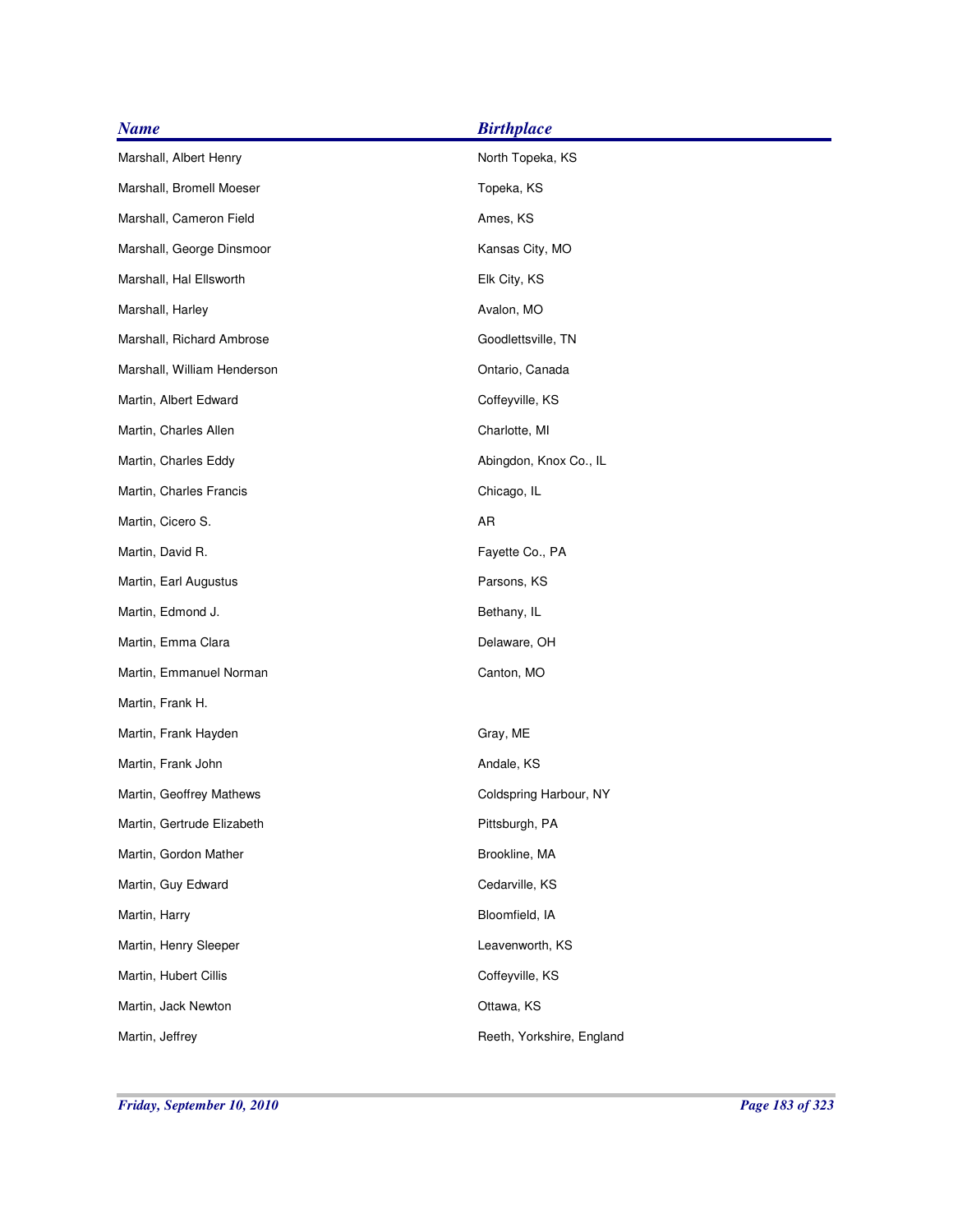| Name | Birthplace |
| --- | --- |
| Marshall, Albert Henry | North Topeka, KS |
| Marshall, Bromell Moeser | Topeka, KS |
| Marshall, Cameron Field | Ames, KS |
| Marshall, George Dinsmoor | Kansas City, MO |
| Marshall, Hal Ellsworth | Elk City, KS |
| Marshall, Harley | Avalon, MO |
| Marshall, Richard Ambrose | Goodlettsville, TN |
| Marshall, William Henderson | Ontario, Canada |
| Martin, Albert Edward | Coffeyville, KS |
| Martin, Charles Allen | Charlotte, MI |
| Martin, Charles Eddy | Abingdon, Knox Co., IL |
| Martin, Charles Francis | Chicago, IL |
| Martin, Cicero S. | AR |
| Martin, David R. | Fayette Co., PA |
| Martin, Earl Augustus | Parsons, KS |
| Martin, Edmond J. | Bethany, IL |
| Martin, Emma Clara | Delaware, OH |
| Martin, Emmanuel Norman | Canton, MO |
| Martin, Frank H. | |
| Martin, Frank Hayden | Gray, ME |
| Martin, Frank John | Andale, KS |
| Martin, Geoffrey Mathews | Coldspring Harbour, NY |
| Martin, Gertrude Elizabeth | Pittsburgh, PA |
| Martin, Gordon Mather | Brookline, MA |
| Martin, Guy Edward | Cedarville, KS |
| Martin, Harry | Bloomfield, IA |
| Martin, Henry Sleeper | Leavenworth, KS |
| Martin, Hubert Cillis | Coffeyville, KS |
| Martin, Jack Newton | Ottawa, KS |
| Martin, Jeffrey | Reeth, Yorkshire, England |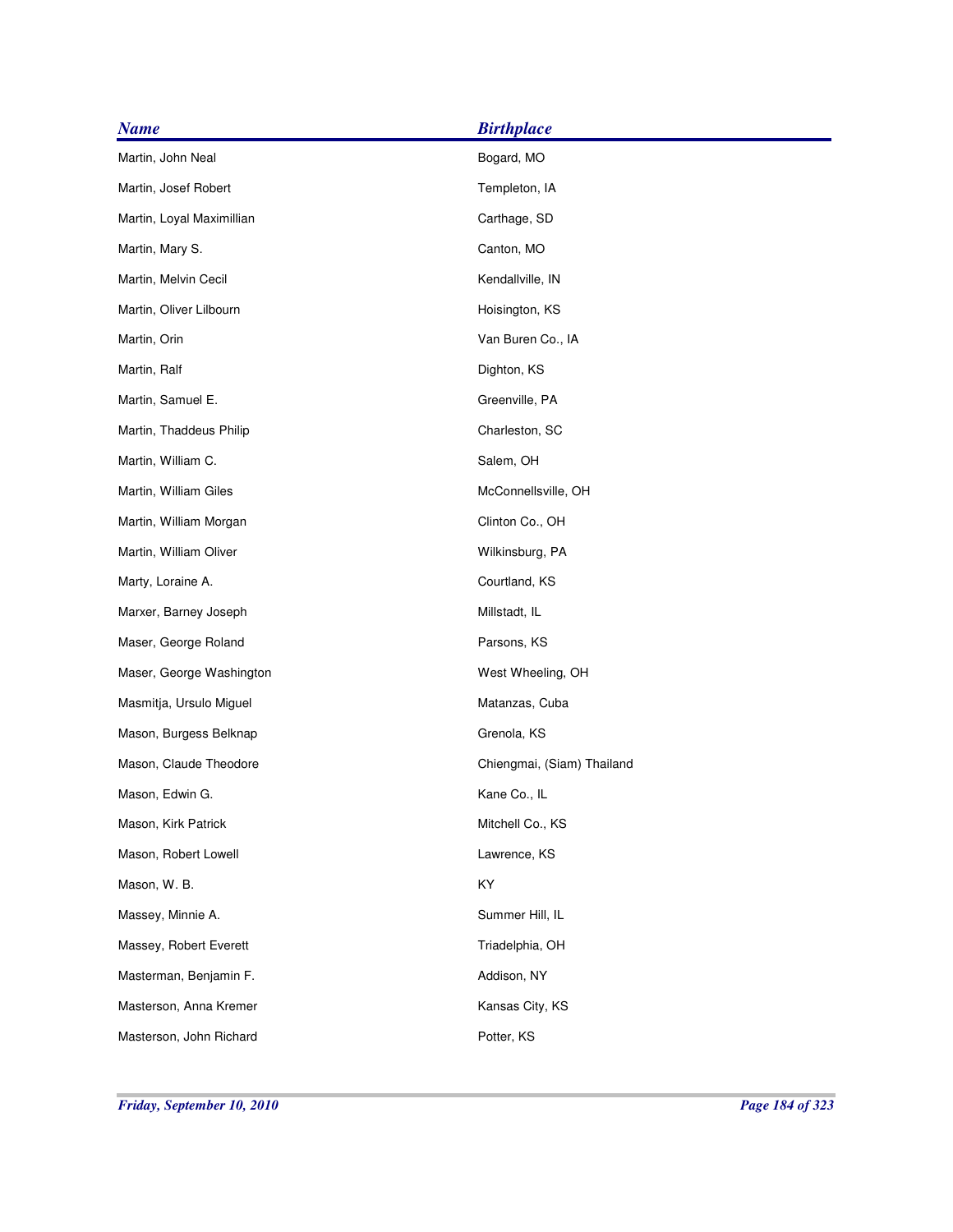| Name | Birthplace |
|---|---|
| Martin, John Neal | Bogard, MO |
| Martin, Josef Robert | Templeton, IA |
| Martin, Loyal Maximillian | Carthage, SD |
| Martin, Mary S. | Canton, MO |
| Martin, Melvin Cecil | Kendallville, IN |
| Martin, Oliver Lilbourn | Hoisington, KS |
| Martin, Orin | Van Buren Co., IA |
| Martin, Ralf | Dighton, KS |
| Martin, Samuel E. | Greenville, PA |
| Martin, Thaddeus Philip | Charleston, SC |
| Martin, William C. | Salem, OH |
| Martin, William Giles | McConnellsville, OH |
| Martin, William Morgan | Clinton Co., OH |
| Martin, William Oliver | Wilkinsburg, PA |
| Marty, Loraine A. | Courtland, KS |
| Marxer, Barney Joseph | Millstadt, IL |
| Maser, George Roland | Parsons, KS |
| Maser, George Washington | West Wheeling, OH |
| Masmitja, Ursulo Miguel | Matanzas, Cuba |
| Mason, Burgess Belknap | Grenola, KS |
| Mason, Claude Theodore | Chiengmai, (Siam) Thailand |
| Mason, Edwin G. | Kane Co., IL |
| Mason, Kirk Patrick | Mitchell Co., KS |
| Mason, Robert Lowell | Lawrence, KS |
| Mason, W. B. | KY |
| Massey, Minnie A. | Summer Hill, IL |
| Massey, Robert Everett | Triadelphia, OH |
| Masterman, Benjamin F. | Addison, NY |
| Masterson, Anna Kremer | Kansas City, KS |
| Masterson, John Richard | Potter, KS |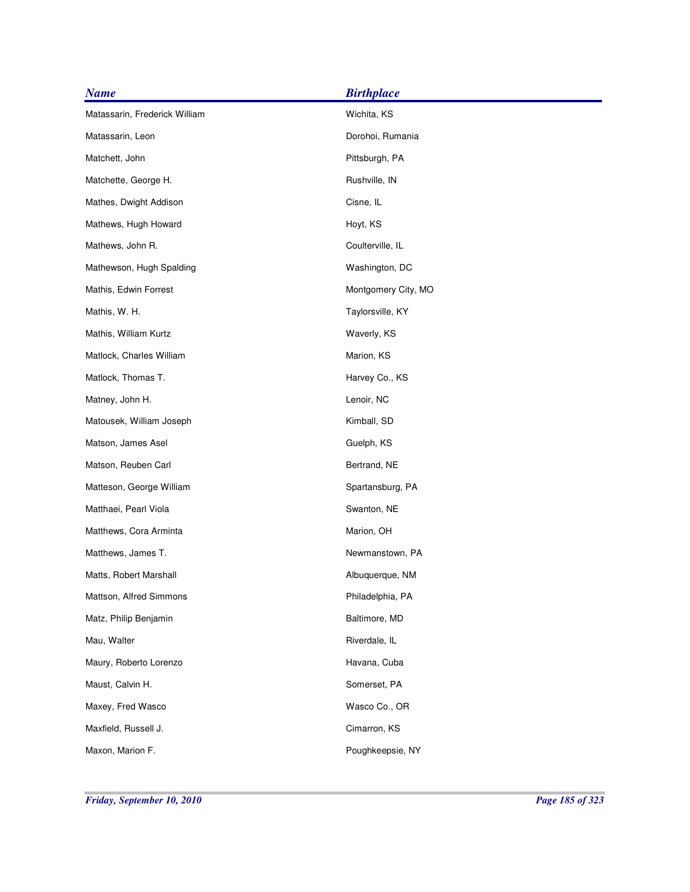| Name | Birthplace |
| --- | --- |
| Matassarin, Frederick William | Wichita, KS |
| Matassarin, Leon | Dorohoi, Rumania |
| Matchett, John | Pittsburgh, PA |
| Matchette, George H. | Rushville, IN |
| Mathes, Dwight Addison | Cisne, IL |
| Mathews, Hugh Howard | Hoyt, KS |
| Mathews, John R. | Coulterville, IL |
| Mathewson, Hugh Spalding | Washington, DC |
| Mathis, Edwin Forrest | Montgomery City, MO |
| Mathis, W. H. | Taylorsville, KY |
| Mathis, William Kurtz | Waverly, KS |
| Matlock, Charles William | Marion, KS |
| Matlock, Thomas T. | Harvey Co., KS |
| Matney, John H. | Lenoir, NC |
| Matousek, William Joseph | Kimball, SD |
| Matson, James Asel | Guelph, KS |
| Matson, Reuben Carl | Bertrand, NE |
| Matteson, George William | Spartansburg, PA |
| Matthaei, Pearl Viola | Swanton, NE |
| Matthews, Cora Arminta | Marion, OH |
| Matthews, James T. | Newmanstown, PA |
| Matts, Robert Marshall | Albuquerque, NM |
| Mattson, Alfred Simmons | Philadelphia, PA |
| Matz, Philip Benjamin | Baltimore, MD |
| Mau, Walter | Riverdale, IL |
| Maury, Roberto Lorenzo | Havana, Cuba |
| Maust, Calvin H. | Somerset, PA |
| Maxey, Fred Wasco | Wasco Co., OR |
| Maxfield, Russell J. | Cimarron, KS |
| Maxon, Marion F. | Poughkeepsie, NY |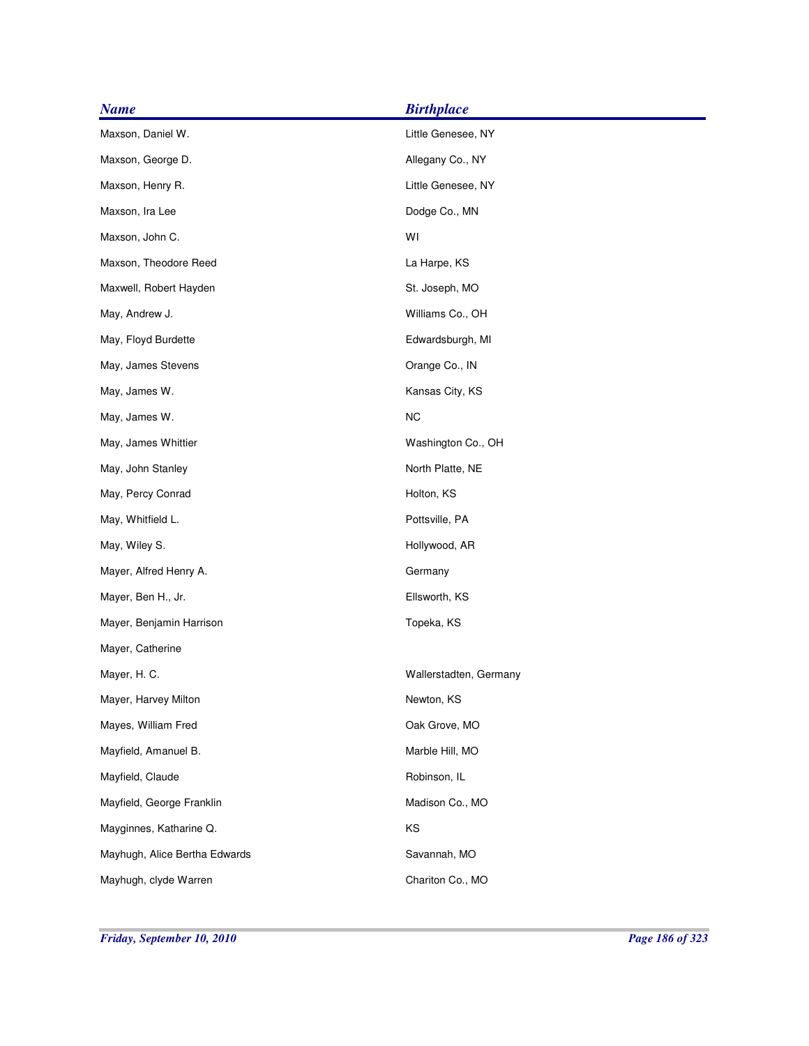| *Name* | *Birthplace* |
|---|---|
| Maxson, Daniel W. | Little Genesee, NY |
| Maxson, George D. | Allegany Co., NY |
| Maxson, Henry R. | Little Genesee, NY |
| Maxson, Ira Lee | Dodge Co., MN |
| Maxson, John C. | WI |
| Maxson, Theodore Reed | La Harpe, KS |
| Maxwell, Robert Hayden | St. Joseph, MO |
| May, Andrew J. | Williams Co., OH |
| May, Floyd Burdette | Edwardsburgh, MI |
| May, James Stevens | Orange Co., IN |
| May, James W. | Kansas City, KS |
| May, James W. | NC |
| May, James Whittier | Washington Co., OH |
| May, John Stanley | North Platte, NE |
| May, Percy Conrad | Holton, KS |
| May, Whitfield L. | Pottsville, PA |
| May, Wiley S. | Hollywood, AR |
| Mayer, Alfred Henry A. | Germany |
| Mayer, Ben H., Jr. | Ellsworth, KS |
| Mayer, Benjamin Harrison | Topeka, KS |
| Mayer, Catherine | |
| Mayer, H. C. | Wallerstadten, Germany |
| Mayer, Harvey Milton | Newton, KS |
| Mayes, William Fred | Oak Grove, MO |
| Mayfield, Amanuel B. | Marble Hill, MO |
| Mayfield, Claude | Robinson, IL |
| Mayfield, George Franklin | Madison Co., MO |
| Mayginnes, Katharine Q. | KS |
| Mayhugh, Alice Bertha Edwards | Savannah, MO |
| Mayhugh, clyde Warren | Chariton Co., MO |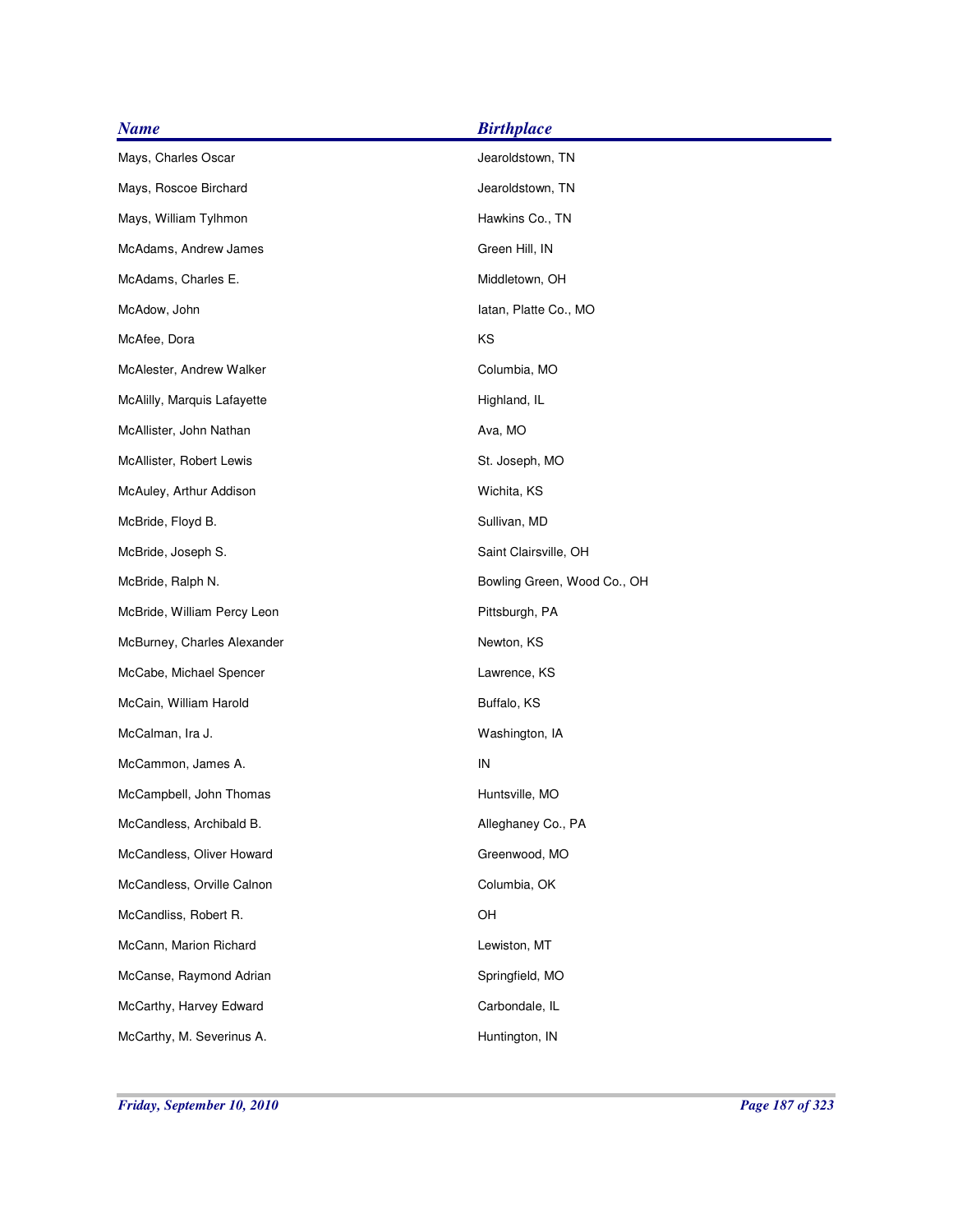| Name | Birthplace |
| --- | --- |
| Mays, Charles Oscar | Jearoldstown, TN |
| Mays, Roscoe Birchard | Jearoldstown, TN |
| Mays, William Tylhmon | Hawkins Co., TN |
| McAdams, Andrew James | Green Hill, IN |
| McAdams, Charles E. | Middletown, OH |
| McAdow, John | Iatan, Platte Co., MO |
| McAfee, Dora | KS |
| McAlester, Andrew Walker | Columbia, MO |
| McAlilly, Marquis Lafayette | Highland, IL |
| McAllister, John Nathan | Ava, MO |
| McAllister, Robert Lewis | St. Joseph, MO |
| McAuley, Arthur Addison | Wichita, KS |
| McBride, Floyd B. | Sullivan, MD |
| McBride, Joseph S. | Saint Clairsville, OH |
| McBride, Ralph N. | Bowling Green, Wood Co., OH |
| McBride, William Percy Leon | Pittsburgh, PA |
| McBurney, Charles Alexander | Newton, KS |
| McCabe, Michael Spencer | Lawrence, KS |
| McCain, William Harold | Buffalo, KS |
| McCalman, Ira J. | Washington, IA |
| McCammon, James A. | IN |
| McCampbell, John Thomas | Huntsville, MO |
| McCandless, Archibald B. | Alleghaney Co., PA |
| McCandless, Oliver Howard | Greenwood, MO |
| McCandless, Orville Calnon | Columbia, OK |
| McCandliss, Robert R. | OH |
| McCann, Marion Richard | Lewiston, MT |
| McCanse, Raymond Adrian | Springfield, MO |
| McCarthy, Harvey Edward | Carbondale, IL |
| McCarthy, M. Severinus A. | Huntington, IN |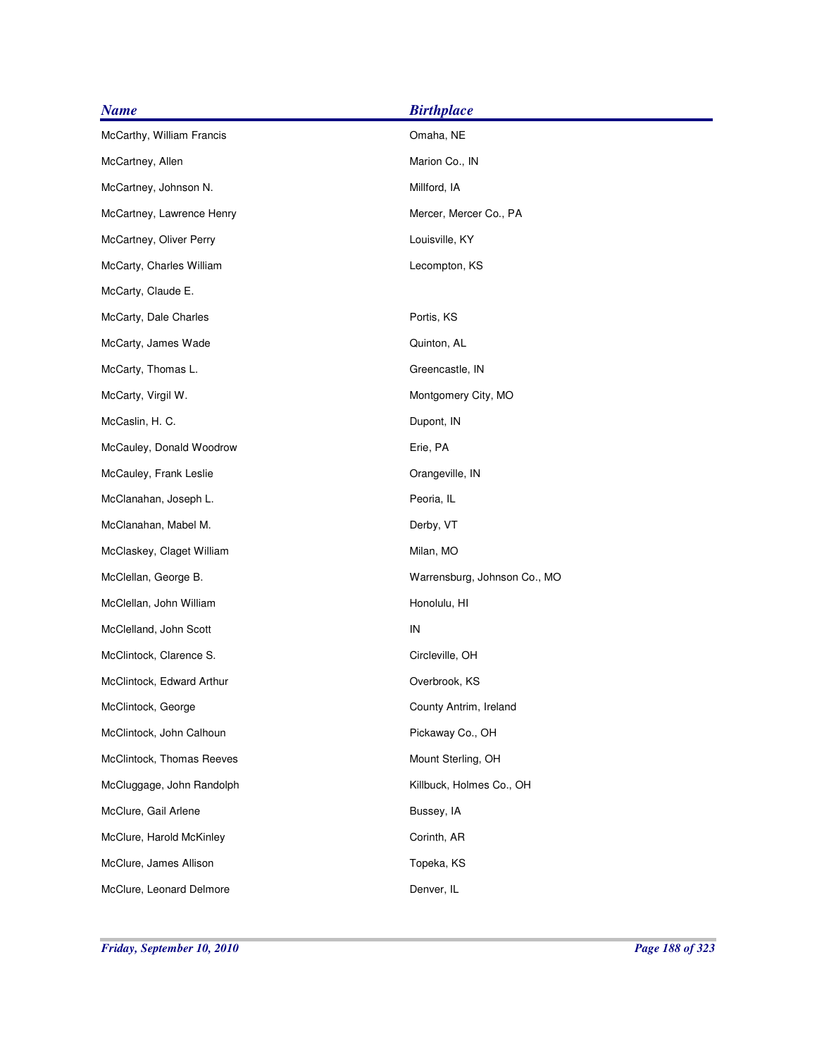| Name | Birthplace |
| --- | --- |
| McCarthy, William Francis | Omaha, NE |
| McCartney, Allen | Marion Co., IN |
| McCartney, Johnson N. | Millford, IA |
| McCartney, Lawrence Henry | Mercer, Mercer Co., PA |
| McCartney, Oliver Perry | Louisville, KY |
| McCarty, Charles William | Lecompton, KS |
| McCarty, Claude E. | |
| McCarty, Dale Charles | Portis, KS |
| McCarty, James Wade | Quinton, AL |
| McCarty, Thomas L. | Greencastle, IN |
| McCarty, Virgil W. | Montgomery City, MO |
| McCaslin, H. C. | Dupont, IN |
| McCauley, Donald Woodrow | Erie, PA |
| McCauley, Frank Leslie | Orangeville, IN |
| McClanahan, Joseph L. | Peoria, IL |
| McClanahan, Mabel M. | Derby, VT |
| McClaskey, Claget William | Milan, MO |
| McClellan, George B. | Warrensburg, Johnson Co., MO |
| McClellan, John William | Honolulu, HI |
| McClelland, John Scott | IN |
| McClintock, Clarence S. | Circleville, OH |
| McClintock, Edward Arthur | Overbrook, KS |
| McClintock, George | County Antrim, Ireland |
| McClintock, John Calhoun | Pickaway Co., OH |
| McClintock, Thomas Reeves | Mount Sterling, OH |
| McCluggage, John Randolph | Killbuck, Holmes Co., OH |
| McClure, Gail Arlene | Bussey, IA |
| McClure, Harold McKinley | Corinth, AR |
| McClure, James Allison | Topeka, KS |
| McClure, Leonard Delmore | Denver, IL |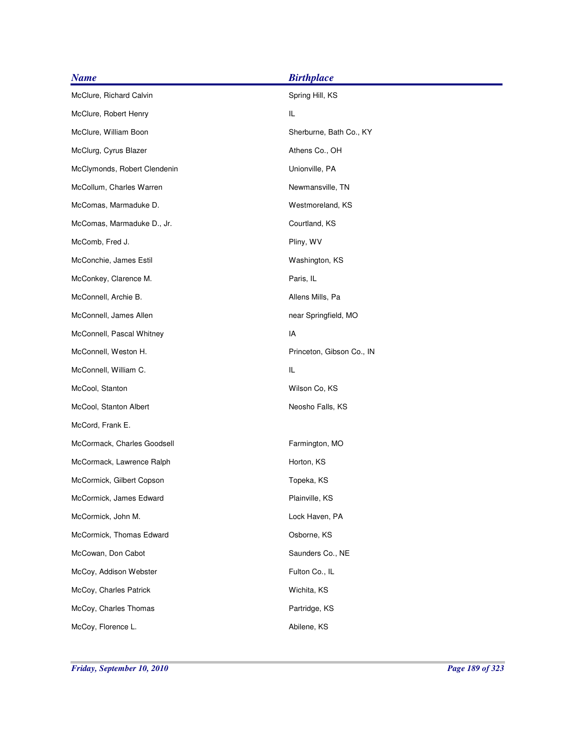| Name | Birthplace |
| --- | --- |
| McClure, Richard Calvin | Spring Hill, KS |
| McClure, Robert Henry | IL |
| McClure, William Boon | Sherburne, Bath Co., KY |
| McClurg, Cyrus Blazer | Athens Co., OH |
| McClymonds, Robert Clendenin | Unionville, PA |
| McCollum, Charles Warren | Newmansville, TN |
| McComas, Marmaduke D. | Westmoreland, KS |
| McComas, Marmaduke D., Jr. | Courtland, KS |
| McComb, Fred J. | Pliny, WV |
| McConchie, James Estil | Washington, KS |
| McConkey, Clarence M. | Paris, IL |
| McConnell, Archie B. | Allens Mills, Pa |
| McConnell, James Allen | near Springfield, MO |
| McConnell, Pascal Whitney | IA |
| McConnell, Weston H. | Princeton, Gibson Co., IN |
| McConnell, William C. | IL |
| McCool, Stanton | Wilson Co, KS |
| McCool, Stanton Albert | Neosho Falls, KS |
| McCord, Frank E. | |
| McCormack, Charles Goodsell | Farmington, MO |
| McCormack, Lawrence Ralph | Horton, KS |
| McCormick, Gilbert Copson | Topeka, KS |
| McCormick, James Edward | Plainville, KS |
| McCormick, John M. | Lock Haven, PA |
| McCormick, Thomas Edward | Osborne, KS |
| McCowan, Don Cabot | Saunders Co., NE |
| McCoy, Addison Webster | Fulton Co., IL |
| McCoy, Charles Patrick | Wichita, KS |
| McCoy, Charles Thomas | Partridge, KS |
| McCoy, Florence L. | Abilene, KS |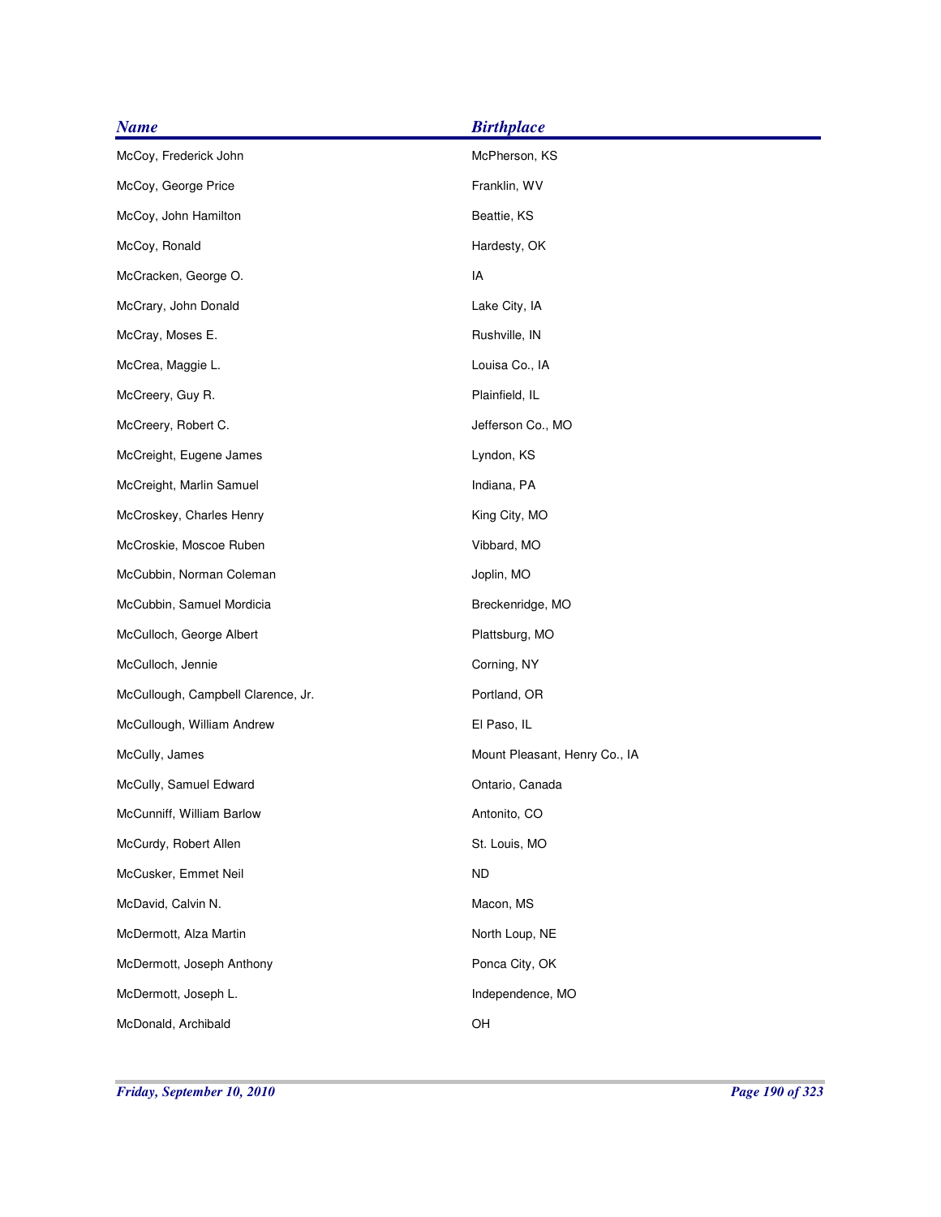| Name | Birthplace |
|---|---|
| McCoy, Frederick John | McPherson, KS |
| McCoy, George Price | Franklin, WV |
| McCoy, John Hamilton | Beattie, KS |
| McCoy, Ronald | Hardesty, OK |
| McCracken, George O. | IA |
| McCrary, John Donald | Lake City, IA |
| McCray, Moses E. | Rushville, IN |
| McCrea, Maggie L. | Louisa Co., IA |
| McCreery, Guy R. | Plainfield, IL |
| McCreery, Robert C. | Jefferson Co., MO |
| McCreight, Eugene James | Lyndon, KS |
| McCreight, Marlin Samuel | Indiana, PA |
| McCroskey, Charles Henry | King City, MO |
| McCroskie, Moscoe Ruben | Vibbard, MO |
| McCubbin, Norman Coleman | Joplin, MO |
| McCubbin, Samuel Mordicia | Breckenridge, MO |
| McCulloch, George Albert | Plattsburg, MO |
| McCulloch, Jennie | Corning, NY |
| McCullough, Campbell Clarence, Jr. | Portland, OR |
| McCullough, William Andrew | El Paso, IL |
| McCully, James | Mount Pleasant, Henry Co., IA |
| McCully, Samuel Edward | Ontario, Canada |
| McCunniff, William Barlow | Antonito, CO |
| McCurdy, Robert Allen | St. Louis, MO |
| McCusker, Emmet Neil | ND |
| McDavid, Calvin N. | Macon, MS |
| McDermott, Alza Martin | North Loup, NE |
| McDermott, Joseph Anthony | Ponca City, OK |
| McDermott, Joseph L. | Independence, MO |
| McDonald, Archibald | OH |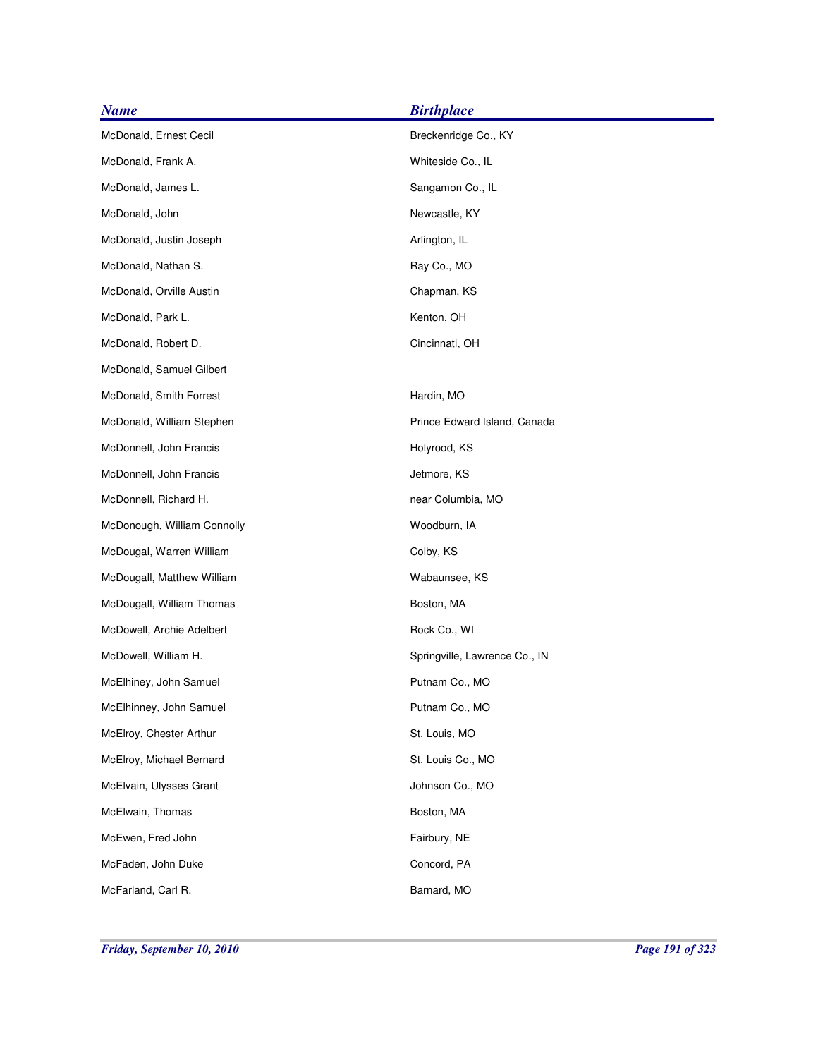| Name | Birthplace |
| --- | --- |
| McDonald, Ernest Cecil | Breckenridge Co., KY |
| McDonald, Frank A. | Whiteside Co., IL |
| McDonald, James L. | Sangamon Co., IL |
| McDonald, John | Newcastle, KY |
| McDonald, Justin Joseph | Arlington, IL |
| McDonald, Nathan S. | Ray Co., MO |
| McDonald, Orville Austin | Chapman, KS |
| McDonald, Park L. | Kenton, OH |
| McDonald, Robert D. | Cincinnati, OH |
| McDonald, Samuel Gilbert | |
| McDonald, Smith Forrest | Hardin, MO |
| McDonald, William Stephen | Prince Edward Island, Canada |
| McDonnell, John Francis | Holyrood, KS |
| McDonnell, John Francis | Jetmore, KS |
| McDonnell, Richard H. | near Columbia, MO |
| McDonough, William Connolly | Woodburn, IA |
| McDougal, Warren William | Colby, KS |
| McDougall, Matthew William | Wabaunsee, KS |
| McDougall, William Thomas | Boston, MA |
| McDowell, Archie Adelbert | Rock Co., WI |
| McDowell, William H. | Springville, Lawrence Co., IN |
| McElhiney, John Samuel | Putnam Co., MO |
| McElhinney, John Samuel | Putnam Co., MO |
| McElroy, Chester Arthur | St. Louis, MO |
| McElroy, Michael Bernard | St. Louis Co., MO |
| McElvain, Ulysses Grant | Johnson Co., MO |
| McElwain, Thomas | Boston, MA |
| McEwen, Fred John | Fairbury, NE |
| McFaden, John Duke | Concord, PA |
| McFarland, Carl R. | Barnard, MO |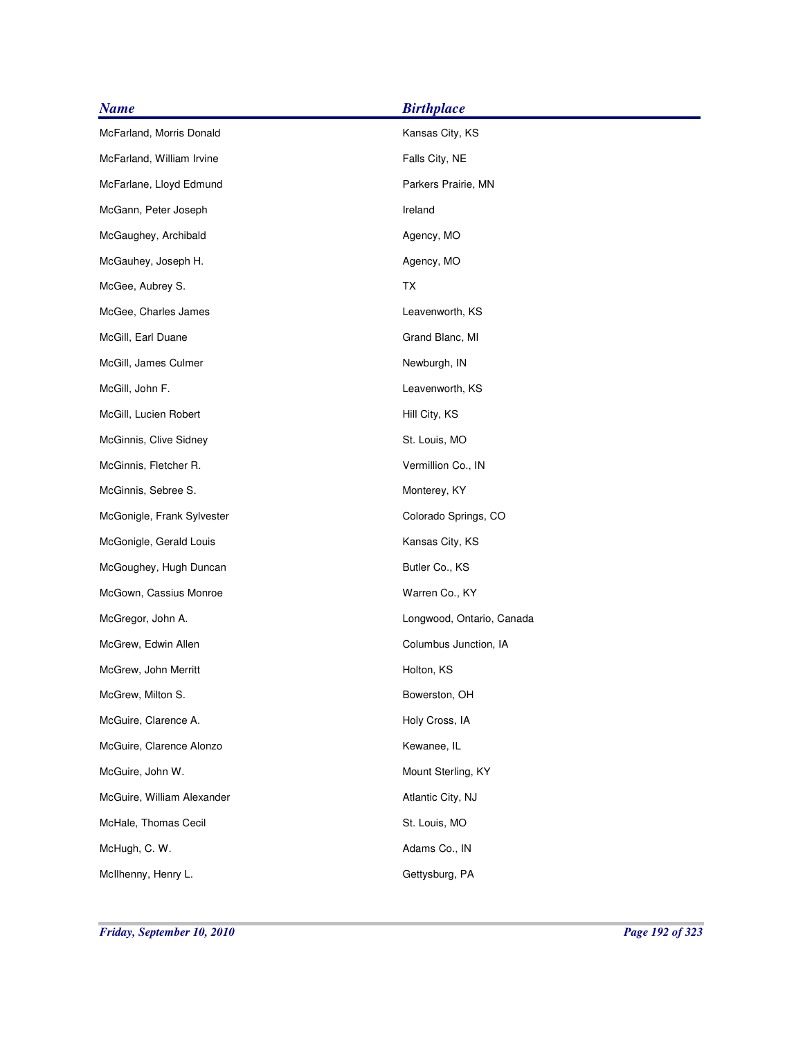| Name | Birthplace |
|---|---|
| McFarland, Morris Donald | Kansas City, KS |
| McFarland, William Irvine | Falls City, NE |
| McFarlane, Lloyd Edmund | Parkers Prairie, MN |
| McGann, Peter Joseph | Ireland |
| McGaughey, Archibald | Agency, MO |
| McGauhey, Joseph H. | Agency, MO |
| McGee, Aubrey S. | TX |
| McGee, Charles James | Leavenworth, KS |
| McGill, Earl Duane | Grand Blanc, MI |
| McGill, James Culmer | Newburgh, IN |
| McGill, John F. | Leavenworth, KS |
| McGill, Lucien Robert | Hill City, KS |
| McGinnis, Clive Sidney | St. Louis, MO |
| McGinnis, Fletcher R. | Vermillion Co., IN |
| McGinnis, Sebree S. | Monterey, KY |
| McGonigle, Frank Sylvester | Colorado Springs, CO |
| McGonigle, Gerald Louis | Kansas City, KS |
| McGoughey, Hugh Duncan | Butler Co., KS |
| McGown, Cassius Monroe | Warren Co., KY |
| McGregor, John A. | Longwood, Ontario, Canada |
| McGrew, Edwin Allen | Columbus Junction, IA |
| McGrew, John Merritt | Holton, KS |
| McGrew, Milton S. | Bowerston, OH |
| McGuire, Clarence A. | Holy Cross, IA |
| McGuire, Clarence Alonzo | Kewanee, IL |
| McGuire, John W. | Mount Sterling, KY |
| McGuire, William Alexander | Atlantic City, NJ |
| McHale, Thomas Cecil | St. Louis, MO |
| McHugh, C. W. | Adams Co., IN |
| McIlhenny, Henry L. | Gettysburg, PA |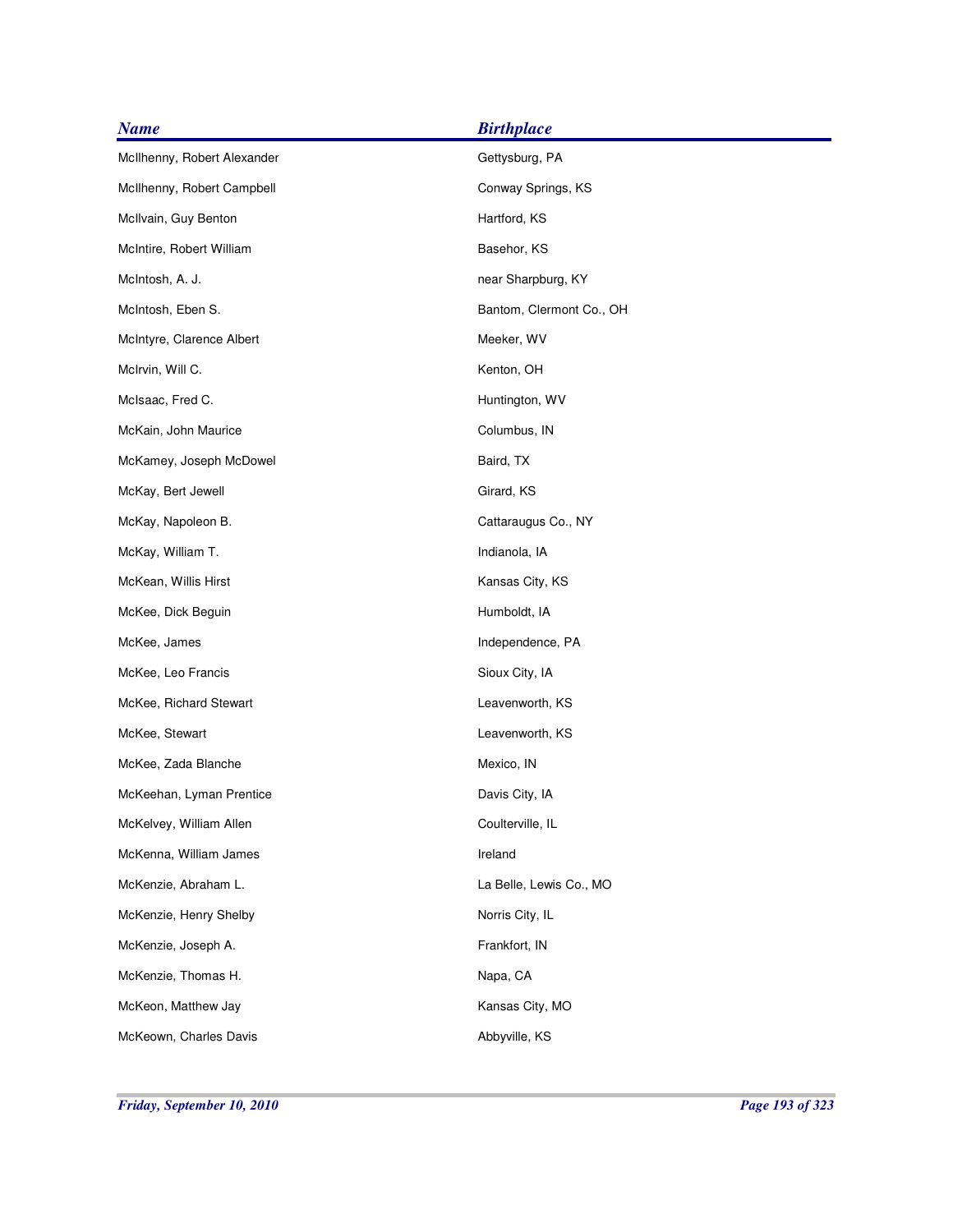| Name | Birthplace |
|---|---|
| McIlhenny, Robert Alexander | Gettysburg, PA |
| McIlhenny, Robert Campbell | Conway Springs, KS |
| McIlvain, Guy Benton | Hartford, KS |
| McIntire, Robert William | Basehor, KS |
| McIntosh, A. J. | near Sharpburg, KY |
| McIntosh, Eben S. | Bantom, Clermont Co., OH |
| McIntyre, Clarence Albert | Meeker, WV |
| McIrvin, Will C. | Kenton, OH |
| McIsaac, Fred C. | Huntington, WV |
| McKain, John Maurice | Columbus, IN |
| McKamey, Joseph McDowel | Baird, TX |
| McKay, Bert Jewell | Girard, KS |
| McKay, Napoleon B. | Cattaraugus Co., NY |
| McKay, William T. | Indianola, IA |
| McKean, Willis Hirst | Kansas City, KS |
| McKee, Dick Beguin | Humboldt, IA |
| McKee, James | Independence, PA |
| McKee, Leo Francis | Sioux City, IA |
| McKee, Richard Stewart | Leavenworth, KS |
| McKee, Stewart | Leavenworth, KS |
| McKee, Zada Blanche | Mexico, IN |
| McKeehan, Lyman Prentice | Davis City, IA |
| McKelvey, William Allen | Coulterville, IL |
| McKenna, William James | Ireland |
| McKenzie, Abraham L. | La Belle, Lewis Co., MO |
| McKenzie, Henry Shelby | Norris City, IL |
| McKenzie, Joseph A. | Frankfort, IN |
| McKenzie, Thomas H. | Napa, CA |
| McKeon, Matthew Jay | Kansas City, MO |
| McKeown, Charles Davis | Abbyville, KS |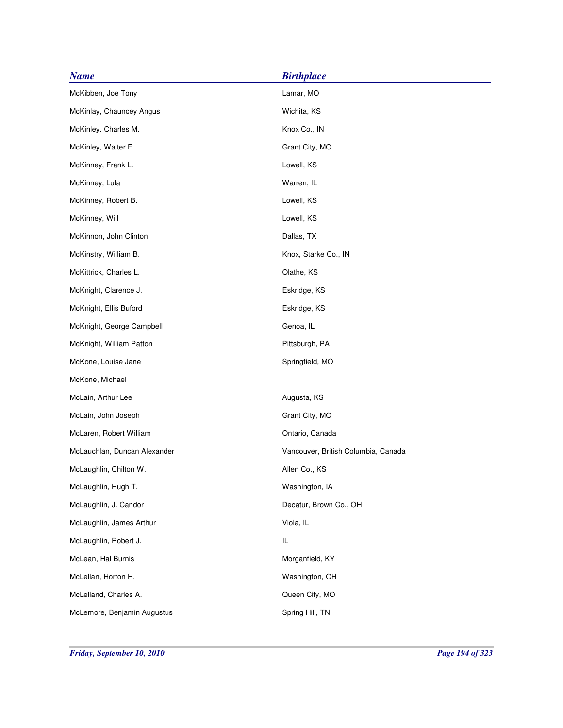| Name | Birthplace |
|---|---|
| McKibben, Joe Tony | Lamar, MO |
| McKinlay, Chauncey Angus | Wichita, KS |
| McKinley, Charles M. | Knox Co., IN |
| McKinley, Walter E. | Grant City, MO |
| McKinney, Frank L. | Lowell, KS |
| McKinney, Lula | Warren, IL |
| McKinney, Robert B. | Lowell, KS |
| McKinney, Will | Lowell, KS |
| McKinnon, John Clinton | Dallas, TX |
| McKinstry, William B. | Knox, Starke Co., IN |
| McKittrick, Charles L. | Olathe, KS |
| McKnight, Clarence J. | Eskridge, KS |
| McKnight, Ellis Buford | Eskridge, KS |
| McKnight, George Campbell | Genoa, IL |
| McKnight, William Patton | Pittsburgh, PA |
| McKone, Louise Jane | Springfield, MO |
| McKone, Michael | |
| McLain, Arthur Lee | Augusta, KS |
| McLain, John Joseph | Grant City, MO |
| McLaren, Robert William | Ontario, Canada |
| McLauchlan, Duncan Alexander | Vancouver, British Columbia, Canada |
| McLaughlin, Chilton W. | Allen Co., KS |
| McLaughlin, Hugh T. | Washington, IA |
| McLaughlin, J. Candor | Decatur, Brown Co., OH |
| McLaughlin, James Arthur | Viola, IL |
| McLaughlin, Robert J. | IL |
| McLean, Hal Burnis | Morganfield, KY |
| McLellan, Horton H. | Washington, OH |
| McLelland, Charles A. | Queen City, MO |
| McLemore, Benjamin Augustus | Spring Hill, TN |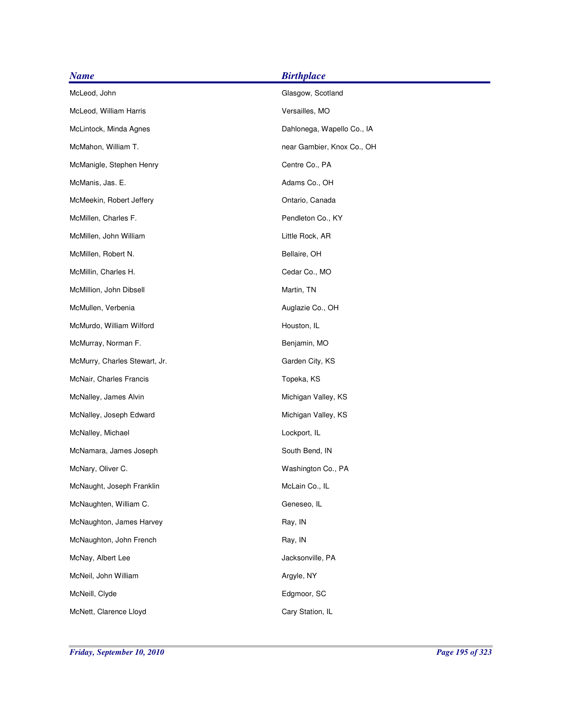| Name | Birthplace |
| --- | --- |
| McLeod, John | Glasgow, Scotland |
| McLeod, William Harris | Versailles, MO |
| McLintock, Minda Agnes | Dahlonega, Wapello Co., IA |
| McMahon, William T. | near Gambier, Knox Co., OH |
| McManigle, Stephen Henry | Centre Co., PA |
| McManis, Jas. E. | Adams Co., OH |
| McMeekin, Robert Jeffery | Ontario, Canada |
| McMillen, Charles F. | Pendleton Co., KY |
| McMillen, John William | Little Rock, AR |
| McMillen, Robert N. | Bellaire, OH |
| McMillin, Charles H. | Cedar Co., MO |
| McMillion, John Dibsell | Martin, TN |
| McMullen, Verbenia | Auglazie Co., OH |
| McMurdo, William Wilford | Houston, IL |
| McMurray, Norman F. | Benjamin, MO |
| McMurry, Charles Stewart, Jr. | Garden City, KS |
| McNair, Charles Francis | Topeka, KS |
| McNalley, James Alvin | Michigan Valley, KS |
| McNalley, Joseph Edward | Michigan Valley, KS |
| McNalley, Michael | Lockport, IL |
| McNamara, James Joseph | South Bend, IN |
| McNary, Oliver C. | Washington Co., PA |
| McNaught, Joseph Franklin | McLain Co., IL |
| McNaughten, William C. | Geneseo, IL |
| McNaughton, James Harvey | Ray, IN |
| McNaughton, John French | Ray, IN |
| McNay, Albert Lee | Jacksonville, PA |
| McNeil, John William | Argyle, NY |
| McNeill, Clyde | Edgmoor, SC |
| McNett, Clarence Lloyd | Cary Station, IL |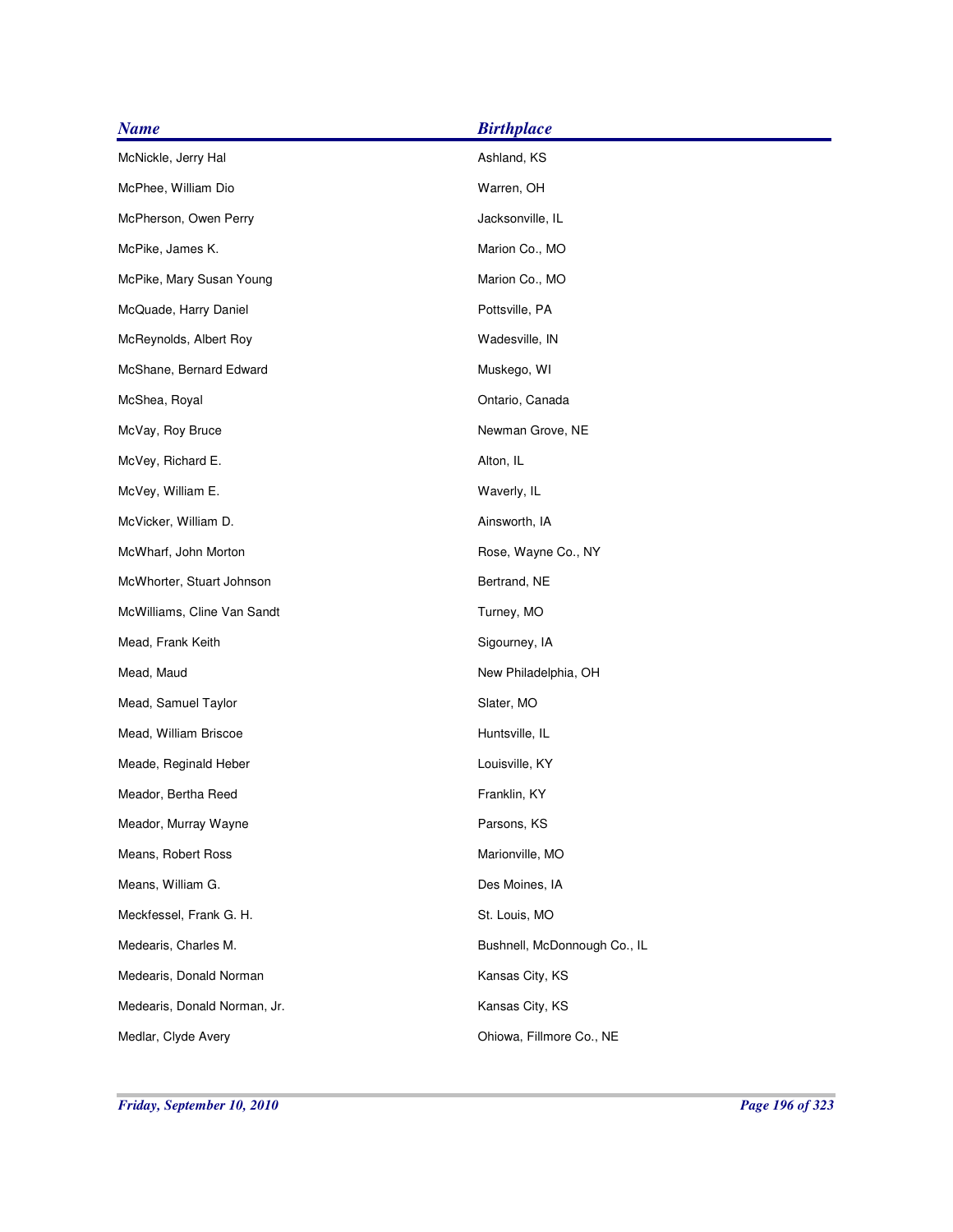| Name | Birthplace |
|---|---|
| McNickle, Jerry Hal | Ashland, KS |
| McPhee, William Dio | Warren, OH |
| McPherson, Owen Perry | Jacksonville, IL |
| McPike, James K. | Marion Co., MO |
| McPike, Mary Susan Young | Marion Co., MO |
| McQuade, Harry Daniel | Pottsville, PA |
| McReynolds, Albert Roy | Wadesville, IN |
| McShane, Bernard Edward | Muskego, WI |
| McShea, Royal | Ontario, Canada |
| McVay, Roy Bruce | Newman Grove, NE |
| McVey, Richard E. | Alton, IL |
| McVey, William E. | Waverly, IL |
| McVicker, William D. | Ainsworth, IA |
| McWharf, John Morton | Rose, Wayne Co., NY |
| McWhorter, Stuart Johnson | Bertrand, NE |
| McWilliams, Cline Van Sandt | Turney, MO |
| Mead, Frank Keith | Sigourney, IA |
| Mead, Maud | New Philadelphia, OH |
| Mead, Samuel Taylor | Slater, MO |
| Mead, William Briscoe | Huntsville, IL |
| Meade, Reginald Heber | Louisville, KY |
| Meador, Bertha Reed | Franklin, KY |
| Meador, Murray Wayne | Parsons, KS |
| Means, Robert Ross | Marionville, MO |
| Means, William G. | Des Moines, IA |
| Meckfessel, Frank G. H. | St. Louis, MO |
| Medearis, Charles M. | Bushnell, McDonnough Co., IL |
| Medearis, Donald Norman | Kansas City, KS |
| Medearis, Donald Norman, Jr. | Kansas City, KS |
| Medlar, Clyde Avery | Ohiowa, Fillmore Co., NE |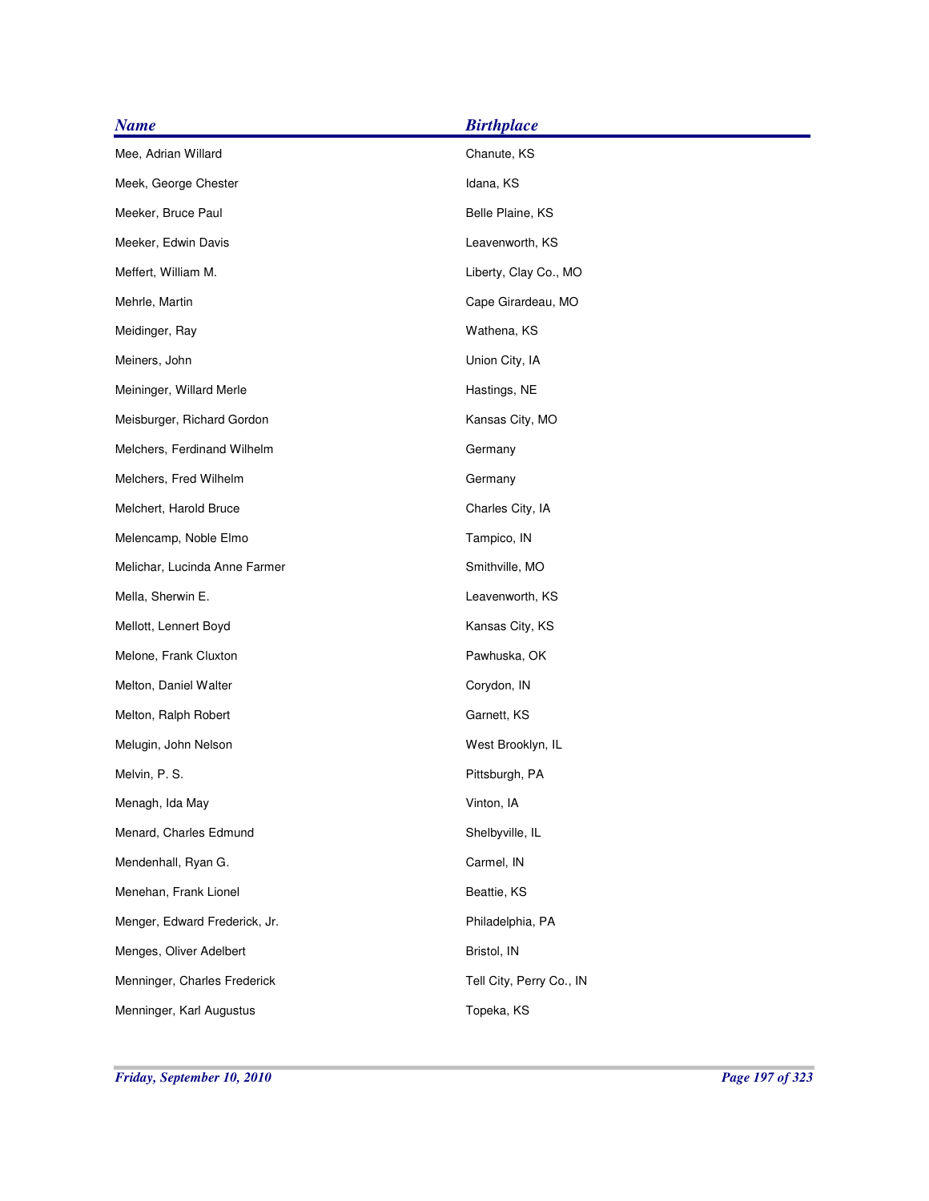| Name | Birthplace |
| --- | --- |
| Mee, Adrian Willard | Chanute, KS |
| Meek, George Chester | Idana, KS |
| Meeker, Bruce Paul | Belle Plaine, KS |
| Meeker, Edwin Davis | Leavenworth, KS |
| Meffert, William M. | Liberty, Clay Co., MO |
| Mehrle, Martin | Cape Girardeau, MO |
| Meidinger, Ray | Wathena, KS |
| Meiners, John | Union City, IA |
| Meininger, Willard Merle | Hastings, NE |
| Meisburger, Richard Gordon | Kansas City, MO |
| Melchers, Ferdinand Wilhelm | Germany |
| Melchers, Fred Wilhelm | Germany |
| Melchert, Harold Bruce | Charles City, IA |
| Melencamp, Noble Elmo | Tampico, IN |
| Melichar, Lucinda Anne Farmer | Smithville, MO |
| Mella, Sherwin E. | Leavenworth, KS |
| Mellott, Lennert Boyd | Kansas City, KS |
| Melone, Frank Cluxton | Pawhuska, OK |
| Melton, Daniel Walter | Corydon, IN |
| Melton, Ralph Robert | Garnett, KS |
| Melugin, John Nelson | West Brooklyn, IL |
| Melvin, P. S. | Pittsburgh, PA |
| Menagh, Ida May | Vinton, IA |
| Menard, Charles Edmund | Shelbyville, IL |
| Mendenhall, Ryan G. | Carmel, IN |
| Menehan, Frank Lionel | Beattie, KS |
| Menger, Edward Frederick, Jr. | Philadelphia, PA |
| Menges, Oliver Adelbert | Bristol, IN |
| Menninger, Charles Frederick | Tell City, Perry Co., IN |
| Menninger, Karl Augustus | Topeka, KS |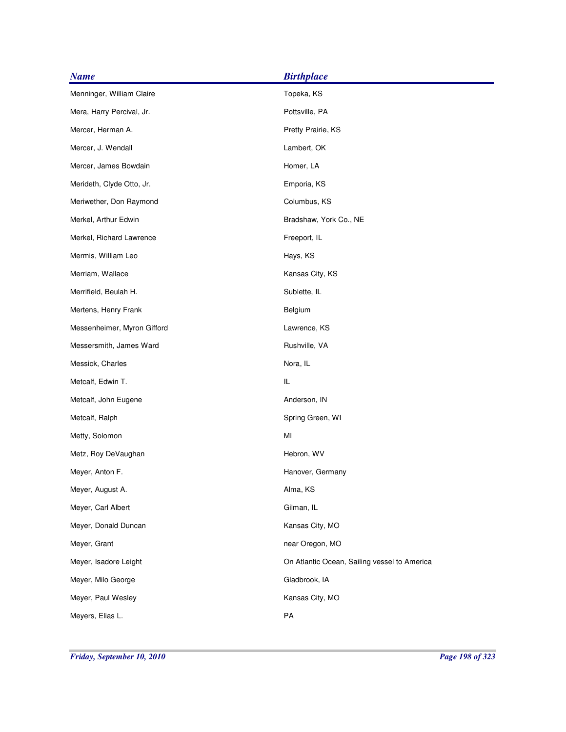| Name | Birthplace |
| --- | --- |
| Menninger, William Claire | Topeka, KS |
| Mera, Harry Percival, Jr. | Pottsville, PA |
| Mercer, Herman A. | Pretty Prairie, KS |
| Mercer, J. Wendall | Lambert, OK |
| Mercer, James Bowdain | Homer, LA |
| Merideth, Clyde Otto, Jr. | Emporia, KS |
| Meriwether, Don Raymond | Columbus, KS |
| Merkel, Arthur Edwin | Bradshaw, York Co., NE |
| Merkel, Richard Lawrence | Freeport, IL |
| Mermis, William Leo | Hays, KS |
| Merriam, Wallace | Kansas City, KS |
| Merrifield, Beulah H. | Sublette, IL |
| Mertens, Henry Frank | Belgium |
| Messenheimer, Myron Gifford | Lawrence, KS |
| Messersmith, James Ward | Rushville, VA |
| Messick, Charles | Nora, IL |
| Metcalf, Edwin T. | IL |
| Metcalf, John Eugene | Anderson, IN |
| Metcalf, Ralph | Spring Green, WI |
| Metty, Solomon | MI |
| Metz, Roy DeVaughan | Hebron, WV |
| Meyer, Anton F. | Hanover, Germany |
| Meyer, August A. | Alma, KS |
| Meyer, Carl Albert | Gilman, IL |
| Meyer, Donald Duncan | Kansas City, MO |
| Meyer, Grant | near Oregon, MO |
| Meyer, Isadore Leight | On Atlantic Ocean, Sailing vessel to America |
| Meyer, Milo George | Gladbrook, IA |
| Meyer, Paul Wesley | Kansas City, MO |
| Meyers, Elias L. | PA |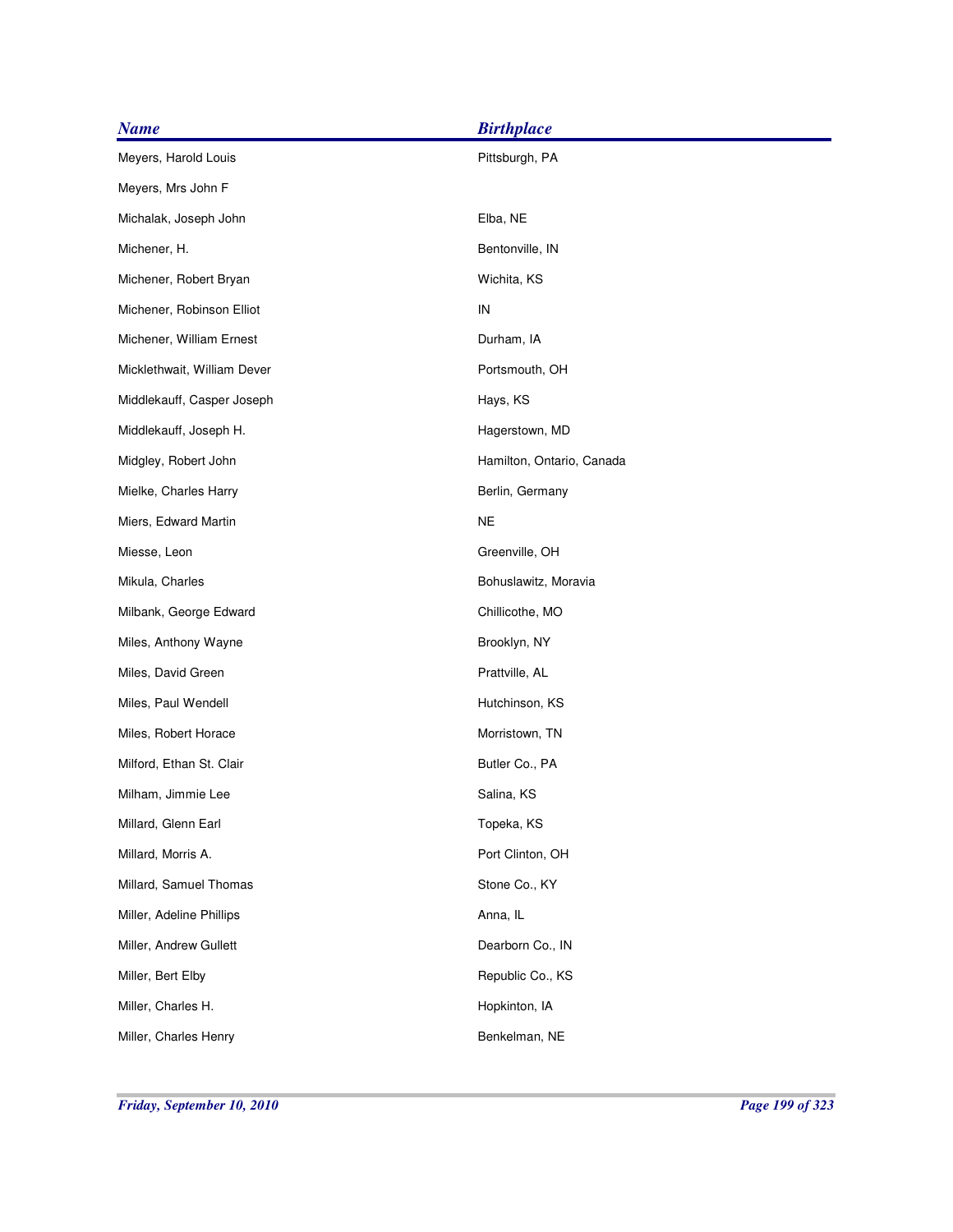| Name | Birthplace |
|---|---|
| Meyers, Harold Louis | Pittsburgh, PA |
| Meyers, Mrs John F | |
| Michalak, Joseph John | Elba, NE |
| Michener, H. | Bentonville, IN |
| Michener, Robert Bryan | Wichita, KS |
| Michener, Robinson Elliot | IN |
| Michener, William Ernest | Durham, IA |
| Micklethwait, William Dever | Portsmouth, OH |
| Middlekauff, Casper Joseph | Hays, KS |
| Middlekauff, Joseph H. | Hagerstown, MD |
| Midgley, Robert John | Hamilton, Ontario, Canada |
| Mielke, Charles Harry | Berlin, Germany |
| Miers, Edward Martin | NE |
| Miesse, Leon | Greenville, OH |
| Mikula, Charles | Bohuslawitz, Moravia |
| Milbank, George Edward | Chillicothe, MO |
| Miles, Anthony Wayne | Brooklyn, NY |
| Miles, David Green | Prattville, AL |
| Miles, Paul Wendell | Hutchinson, KS |
| Miles, Robert Horace | Morristown, TN |
| Milford, Ethan St. Clair | Butler Co., PA |
| Milham, Jimmie Lee | Salina, KS |
| Millard, Glenn Earl | Topeka, KS |
| Millard, Morris A. | Port Clinton, OH |
| Millard, Samuel Thomas | Stone Co., KY |
| Miller, Adeline Phillips | Anna, IL |
| Miller, Andrew Gullett | Dearborn Co., IN |
| Miller, Bert Elby | Republic Co., KS |
| Miller, Charles H. | Hopkinton, IA |
| Miller, Charles Henry | Benkelman, NE |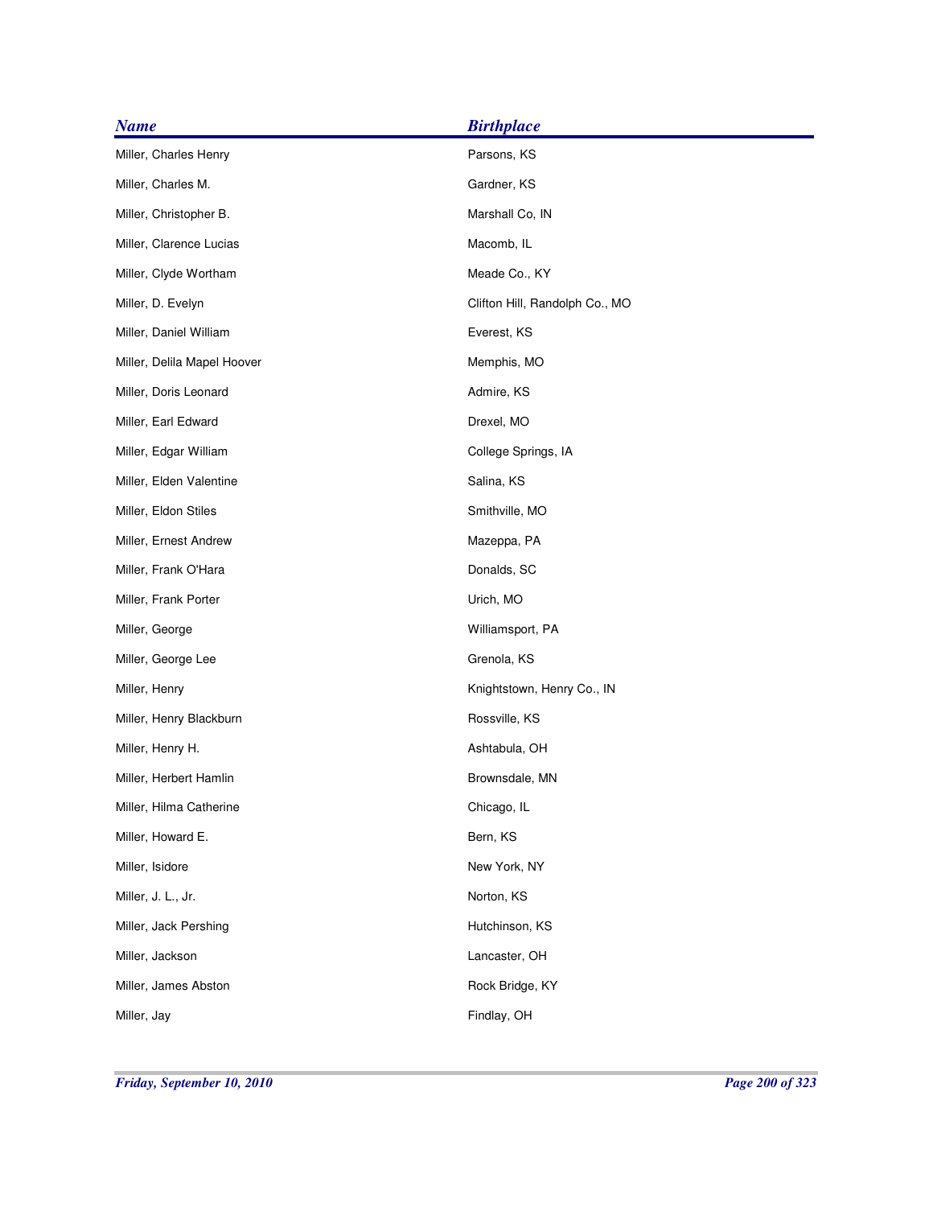| Name | Birthplace |
|---|---|
| Miller, Charles Henry | Parsons, KS |
| Miller, Charles M. | Gardner, KS |
| Miller, Christopher B. | Marshall Co, IN |
| Miller, Clarence Lucias | Macomb, IL |
| Miller, Clyde Wortham | Meade Co., KY |
| Miller, D. Evelyn | Clifton Hill, Randolph Co., MO |
| Miller, Daniel William | Everest, KS |
| Miller, Delila Mapel Hoover | Memphis, MO |
| Miller, Doris Leonard | Admire, KS |
| Miller, Earl Edward | Drexel, MO |
| Miller, Edgar William | College Springs, IA |
| Miller, Elden Valentine | Salina, KS |
| Miller, Eldon Stiles | Smithville, MO |
| Miller, Ernest Andrew | Mazeppa, PA |
| Miller, Frank O'Hara | Donalds, SC |
| Miller, Frank Porter | Urich, MO |
| Miller, George | Williamsport, PA |
| Miller, George Lee | Grenola, KS |
| Miller, Henry | Knightstown, Henry Co., IN |
| Miller, Henry Blackburn | Rossville, KS |
| Miller, Henry H. | Ashtabula, OH |
| Miller, Herbert Hamlin | Brownsdale, MN |
| Miller, Hilma Catherine | Chicago, IL |
| Miller, Howard E. | Bern, KS |
| Miller, Isidore | New York, NY |
| Miller, J. L., Jr. | Norton, KS |
| Miller, Jack Pershing | Hutchinson, KS |
| Miller, Jackson | Lancaster, OH |
| Miller, James Abston | Rock Bridge, KY |
| Miller, Jay | Findlay, OH |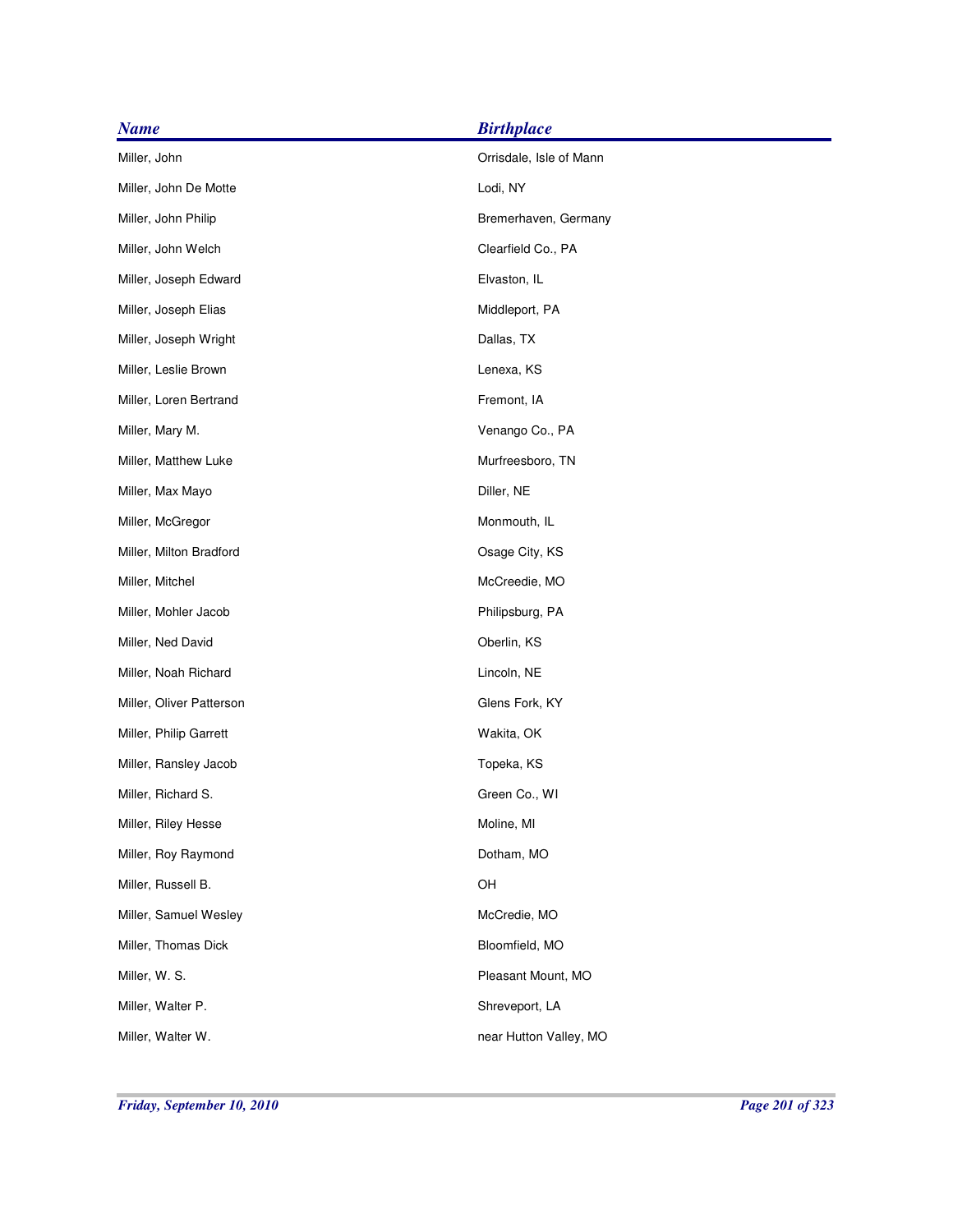| Name | Birthplace |
|---|---|
| Miller, John | Orrisdale, Isle of Mann |
| Miller, John De Motte | Lodi, NY |
| Miller, John Philip | Bremerhaven, Germany |
| Miller, John Welch | Clearfield Co., PA |
| Miller, Joseph Edward | Elvaston, IL |
| Miller, Joseph Elias | Middleport, PA |
| Miller, Joseph Wright | Dallas, TX |
| Miller, Leslie Brown | Lenexa, KS |
| Miller, Loren Bertrand | Fremont, IA |
| Miller, Mary M. | Venango Co., PA |
| Miller, Matthew Luke | Murfreesboro, TN |
| Miller, Max Mayo | Diller, NE |
| Miller, McGregor | Monmouth, IL |
| Miller, Milton Bradford | Osage City, KS |
| Miller, Mitchel | McCreedie, MO |
| Miller, Mohler Jacob | Philipsburg, PA |
| Miller, Ned David | Oberlin, KS |
| Miller, Noah Richard | Lincoln, NE |
| Miller, Oliver Patterson | Glens Fork, KY |
| Miller, Philip Garrett | Wakita, OK |
| Miller, Ransley Jacob | Topeka, KS |
| Miller, Richard S. | Green Co., WI |
| Miller, Riley Hesse | Moline, MI |
| Miller, Roy Raymond | Dotham, MO |
| Miller, Russell B. | OH |
| Miller, Samuel Wesley | McCredie, MO |
| Miller, Thomas Dick | Bloomfield, MO |
| Miller, W. S. | Pleasant Mount, MO |
| Miller, Walter P. | Shreveport, LA |
| Miller, Walter W. | near Hutton Valley, MO |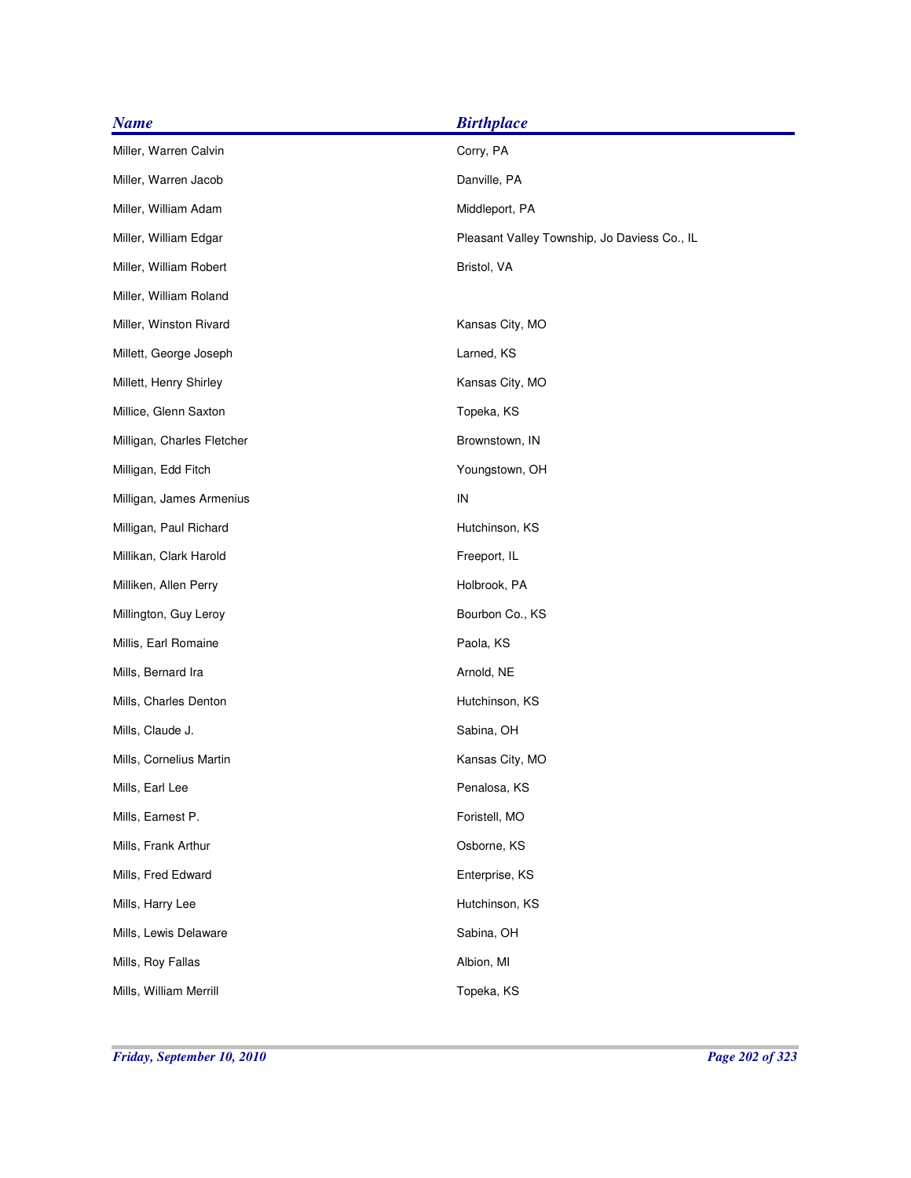| Name | Birthplace |
|---|---|
| Miller, Warren Calvin | Corry, PA |
| Miller, Warren Jacob | Danville, PA |
| Miller, William Adam | Middleport, PA |
| Miller, William Edgar | Pleasant Valley Township, Jo Daviess Co., IL |
| Miller, William Robert | Bristol, VA |
| Miller, William Roland | |
| Miller, Winston Rivard | Kansas City, MO |
| Millett, George Joseph | Larned, KS |
| Millett, Henry Shirley | Kansas City, MO |
| Millice, Glenn Saxton | Topeka, KS |
| Milligan, Charles Fletcher | Brownstown, IN |
| Milligan, Edd Fitch | Youngstown, OH |
| Milligan, James Armenius | IN |
| Milligan, Paul Richard | Hutchinson, KS |
| Millikan, Clark Harold | Freeport, IL |
| Milliken, Allen Perry | Holbrook, PA |
| Millington, Guy Leroy | Bourbon Co., KS |
| Millis, Earl Romaine | Paola, KS |
| Mills, Bernard Ira | Arnold, NE |
| Mills, Charles Denton | Hutchinson, KS |
| Mills, Claude J. | Sabina, OH |
| Mills, Cornelius Martin | Kansas City, MO |
| Mills, Earl Lee | Penalosa, KS |
| Mills, Earnest P. | Foristell, MO |
| Mills, Frank Arthur | Osborne, KS |
| Mills, Fred Edward | Enterprise, KS |
| Mills, Harry Lee | Hutchinson, KS |
| Mills, Lewis Delaware | Sabina, OH |
| Mills, Roy Fallas | Albion, MI |
| Mills, William Merrill | Topeka, KS |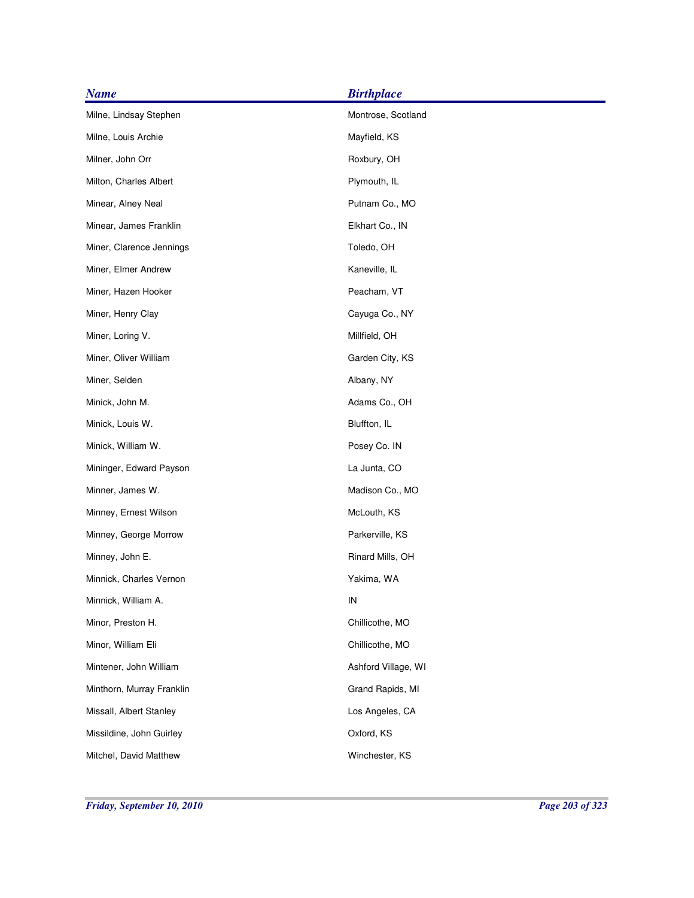| Name | Birthplace |
|---|---|
| Milne, Lindsay Stephen | Montrose, Scotland |
| Milne, Louis Archie | Mayfield, KS |
| Milner, John Orr | Roxbury, OH |
| Milton, Charles Albert | Plymouth, IL |
| Minear, Alney Neal | Putnam Co., MO |
| Minear, James Franklin | Elkhart Co., IN |
| Miner, Clarence Jennings | Toledo, OH |
| Miner, Elmer Andrew | Kaneville, IL |
| Miner, Hazen Hooker | Peacham, VT |
| Miner, Henry Clay | Cayuga Co., NY |
| Miner, Loring V. | Millfield, OH |
| Miner, Oliver William | Garden City, KS |
| Miner, Selden | Albany, NY |
| Minick, John M. | Adams Co., OH |
| Minick, Louis W. | Bluffton, IL |
| Minick, William W. | Posey Co. IN |
| Mininger, Edward Payson | La Junta, CO |
| Minner, James W. | Madison Co., MO |
| Minney, Ernest Wilson | McLouth, KS |
| Minney, George Morrow | Parkerville, KS |
| Minney, John E. | Rinard Mills, OH |
| Minnick, Charles Vernon | Yakima, WA |
| Minnick, William A. | IN |
| Minor, Preston H. | Chillicothe, MO |
| Minor, William Eli | Chillicothe, MO |
| Mintener, John William | Ashford Village, WI |
| Minthorn, Murray Franklin | Grand Rapids, MI |
| Missall, Albert Stanley | Los Angeles, CA |
| Missildine, John Guirley | Oxford, KS |
| Mitchel, David Matthew | Winchester, KS |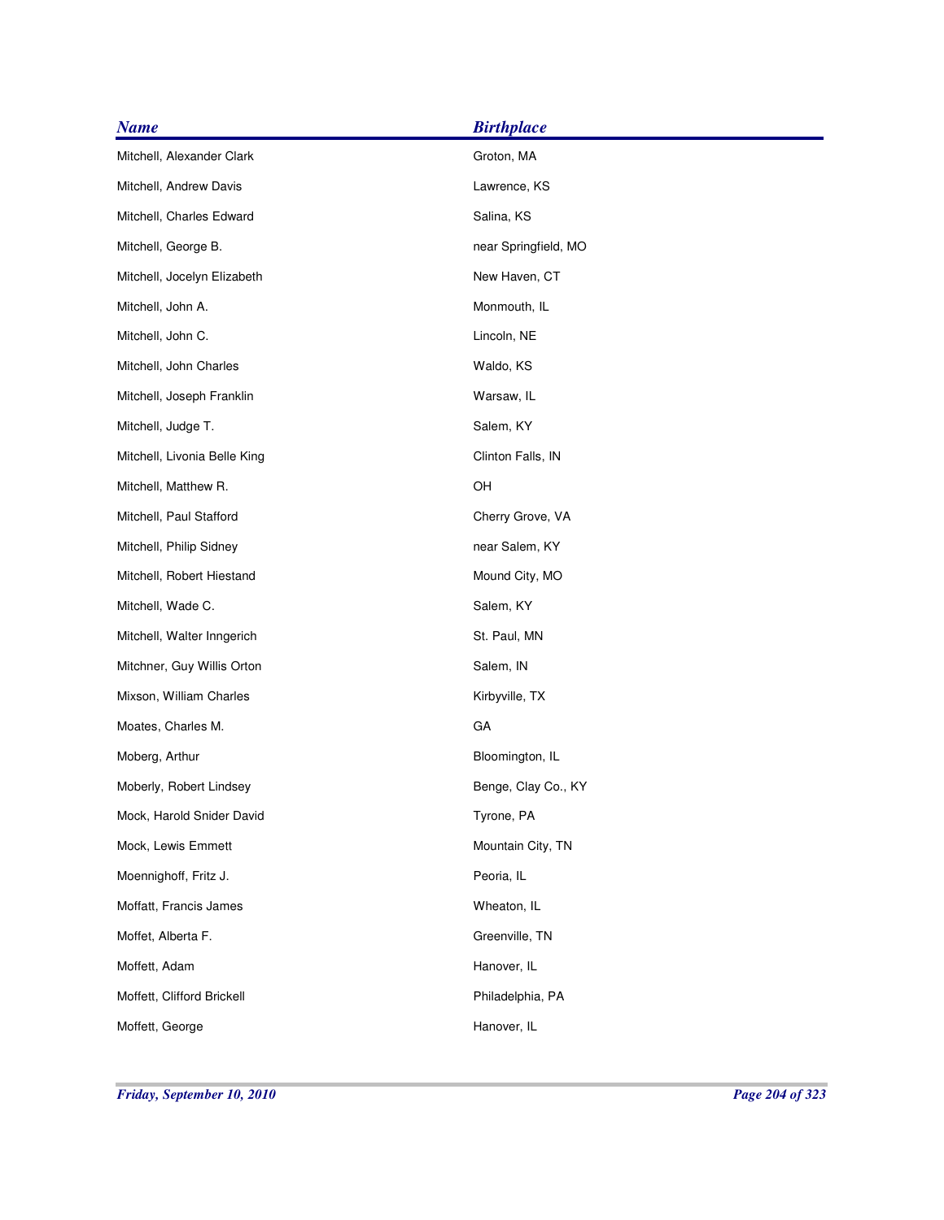| Name | Birthplace |
| --- | --- |
| Mitchell, Alexander Clark | Groton, MA |
| Mitchell, Andrew Davis | Lawrence, KS |
| Mitchell, Charles Edward | Salina, KS |
| Mitchell, George B. | near Springfield, MO |
| Mitchell, Jocelyn Elizabeth | New Haven, CT |
| Mitchell, John A. | Monmouth, IL |
| Mitchell, John C. | Lincoln, NE |
| Mitchell, John Charles | Waldo, KS |
| Mitchell, Joseph Franklin | Warsaw, IL |
| Mitchell, Judge T. | Salem, KY |
| Mitchell, Livonia Belle King | Clinton Falls, IN |
| Mitchell, Matthew R. | OH |
| Mitchell, Paul Stafford | Cherry Grove, VA |
| Mitchell, Philip Sidney | near Salem, KY |
| Mitchell, Robert Hiestand | Mound City, MO |
| Mitchell, Wade C. | Salem, KY |
| Mitchell, Walter Inngerich | St. Paul, MN |
| Mitchner, Guy Willis Orton | Salem, IN |
| Mixson, William Charles | Kirbyville, TX |
| Moates, Charles M. | GA |
| Moberg, Arthur | Bloomington, IL |
| Moberly, Robert Lindsey | Benge, Clay Co., KY |
| Mock, Harold Snider David | Tyrone, PA |
| Mock, Lewis Emmett | Mountain City, TN |
| Moennighoff, Fritz J. | Peoria, IL |
| Moffatt, Francis James | Wheaton, IL |
| Moffet, Alberta F. | Greenville, TN |
| Moffett, Adam | Hanover, IL |
| Moffett, Clifford Brickell | Philadelphia, PA |
| Moffett, George | Hanover, IL |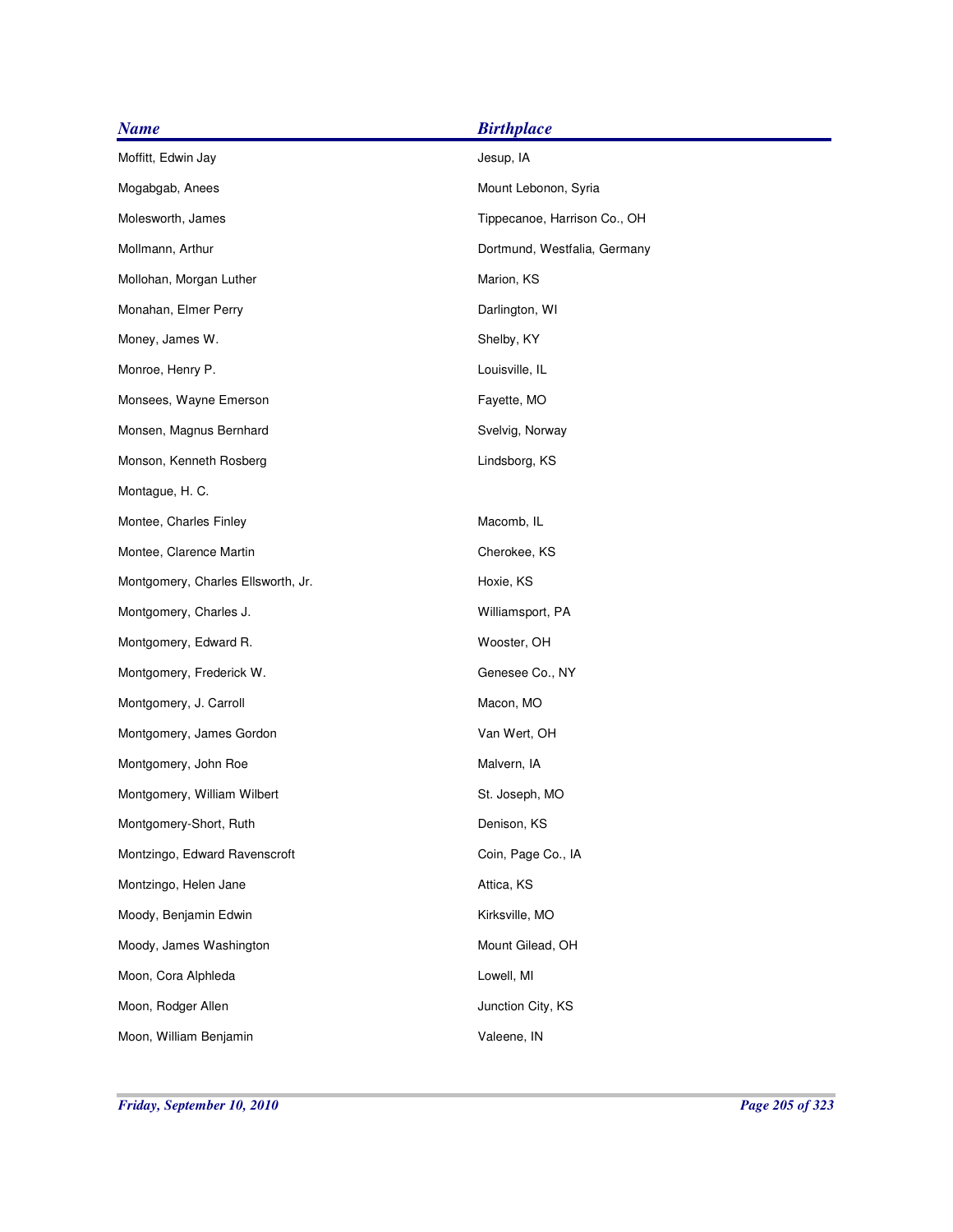| Name | Birthplace |
|---|---|
| Moffitt, Edwin Jay | Jesup, IA |
| Mogabgab, Anees | Mount Lebonon, Syria |
| Molesworth, James | Tippecanoe, Harrison Co., OH |
| Mollmann, Arthur | Dortmund, Westfalia, Germany |
| Mollohan, Morgan Luther | Marion, KS |
| Monahan, Elmer Perry | Darlington, WI |
| Money, James W. | Shelby, KY |
| Monroe, Henry P. | Louisville, IL |
| Monsees, Wayne Emerson | Fayette, MO |
| Monsen, Magnus Bernhard | Svelvig, Norway |
| Monson, Kenneth Rosberg | Lindsborg, KS |
| Montague, H. C. | |
| Montee, Charles Finley | Macomb, IL |
| Montee, Clarence Martin | Cherokee, KS |
| Montgomery, Charles Ellsworth, Jr. | Hoxie, KS |
| Montgomery, Charles J. | Williamsport, PA |
| Montgomery, Edward R. | Wooster, OH |
| Montgomery, Frederick W. | Genesee Co., NY |
| Montgomery, J. Carroll | Macon, MO |
| Montgomery, James Gordon | Van Wert, OH |
| Montgomery, John Roe | Malvern, IA |
| Montgomery, William Wilbert | St. Joseph, MO |
| Montgomery-Short, Ruth | Denison, KS |
| Montzingo, Edward Ravenscroft | Coin, Page Co., IA |
| Montzingo, Helen Jane | Attica, KS |
| Moody, Benjamin Edwin | Kirksville, MO |
| Moody, James Washington | Mount Gilead, OH |
| Moon, Cora Alphleda | Lowell, MI |
| Moon, Rodger Allen | Junction City, KS |
| Moon, William Benjamin | Valeene, IN |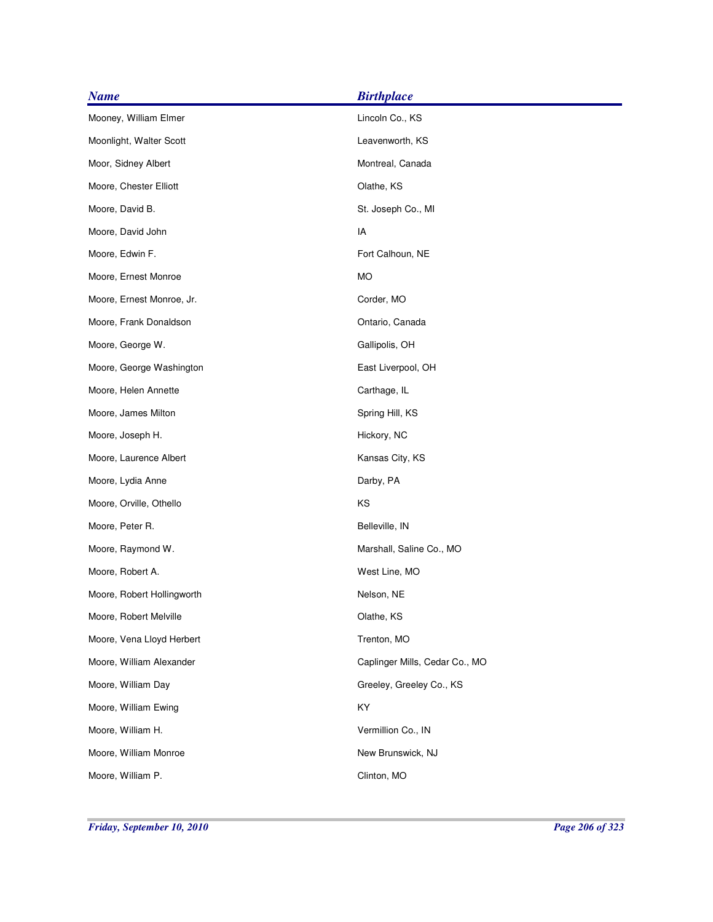| Name | Birthplace |
| --- | --- |
| Mooney, William Elmer | Lincoln Co., KS |
| Moonlight, Walter Scott | Leavenworth, KS |
| Moor, Sidney Albert | Montreal, Canada |
| Moore, Chester Elliott | Olathe, KS |
| Moore, David B. | St. Joseph Co., MI |
| Moore, David John | IA |
| Moore, Edwin F. | Fort Calhoun, NE |
| Moore, Ernest Monroe | MO |
| Moore, Ernest Monroe, Jr. | Corder, MO |
| Moore, Frank Donaldson | Ontario, Canada |
| Moore, George W. | Gallipolis, OH |
| Moore, George Washington | East Liverpool, OH |
| Moore, Helen Annette | Carthage, IL |
| Moore, James Milton | Spring Hill, KS |
| Moore, Joseph H. | Hickory, NC |
| Moore, Laurence Albert | Kansas City, KS |
| Moore, Lydia Anne | Darby, PA |
| Moore, Orville, Othello | KS |
| Moore, Peter R. | Belleville, IN |
| Moore, Raymond W. | Marshall, Saline Co., MO |
| Moore, Robert A. | West Line, MO |
| Moore, Robert Hollingworth | Nelson, NE |
| Moore, Robert Melville | Olathe, KS |
| Moore, Vena Lloyd Herbert | Trenton, MO |
| Moore, William Alexander | Caplinger Mills, Cedar Co., MO |
| Moore, William Day | Greeley, Greeley Co., KS |
| Moore, William Ewing | KY |
| Moore, William H. | Vermillion Co., IN |
| Moore, William Monroe | New Brunswick, NJ |
| Moore, William P. | Clinton, MO |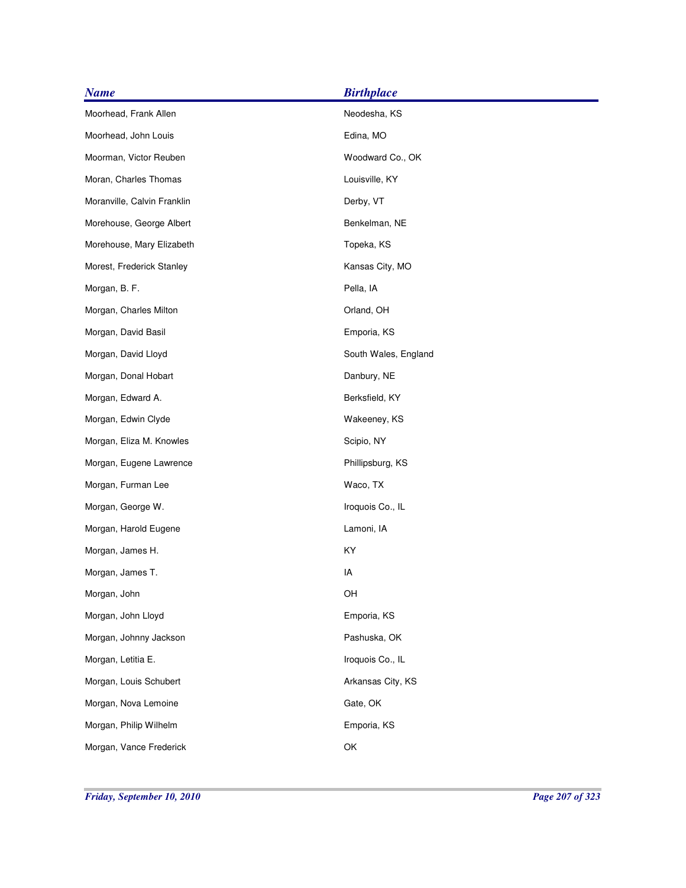| Name | Birthplace |
| --- | --- |
| Moorhead, Frank Allen | Neodesha, KS |
| Moorhead, John Louis | Edina, MO |
| Moorman, Victor Reuben | Woodward Co., OK |
| Moran, Charles Thomas | Louisville, KY |
| Moranville, Calvin Franklin | Derby, VT |
| Morehouse, George Albert | Benkelman, NE |
| Morehouse, Mary Elizabeth | Topeka, KS |
| Morest, Frederick Stanley | Kansas City, MO |
| Morgan, B. F. | Pella, IA |
| Morgan, Charles Milton | Orland, OH |
| Morgan, David Basil | Emporia, KS |
| Morgan, David Lloyd | South Wales, England |
| Morgan, Donal Hobart | Danbury, NE |
| Morgan, Edward A. | Berksfield, KY |
| Morgan, Edwin Clyde | Wakeeney, KS |
| Morgan, Eliza M. Knowles | Scipio, NY |
| Morgan, Eugene Lawrence | Phillipsburg, KS |
| Morgan, Furman Lee | Waco, TX |
| Morgan, George W. | Iroquois Co., IL |
| Morgan, Harold Eugene | Lamoni, IA |
| Morgan, James H. | KY |
| Morgan, James T. | IA |
| Morgan, John | OH |
| Morgan, John Lloyd | Emporia, KS |
| Morgan, Johnny Jackson | Pashuska, OK |
| Morgan, Letitia E. | Iroquois Co., IL |
| Morgan, Louis Schubert | Arkansas City, KS |
| Morgan, Nova Lemoine | Gate, OK |
| Morgan, Philip Wilhelm | Emporia, KS |
| Morgan, Vance Frederick | OK |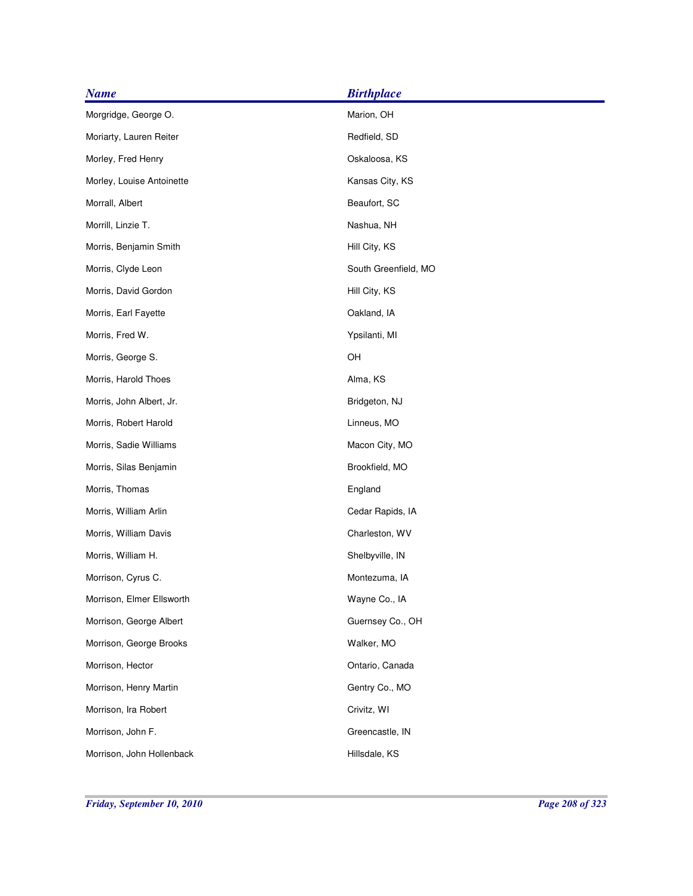| Name | Birthplace |
|---|---|
| Morgridge, George O. | Marion, OH |
| Moriarty, Lauren Reiter | Redfield, SD |
| Morley, Fred Henry | Oskaloosa, KS |
| Morley, Louise Antoinette | Kansas City, KS |
| Morrall, Albert | Beaufort, SC |
| Morrill, Linzie T. | Nashua, NH |
| Morris, Benjamin Smith | Hill City, KS |
| Morris, Clyde Leon | South Greenfield, MO |
| Morris, David Gordon | Hill City, KS |
| Morris, Earl Fayette | Oakland, IA |
| Morris, Fred W. | Ypsilanti, MI |
| Morris, George S. | OH |
| Morris, Harold Thoes | Alma, KS |
| Morris, John Albert, Jr. | Bridgeton, NJ |
| Morris, Robert Harold | Linneus, MO |
| Morris, Sadie Williams | Macon City, MO |
| Morris, Silas Benjamin | Brookfield, MO |
| Morris, Thomas | England |
| Morris, William Arlin | Cedar Rapids, IA |
| Morris, William Davis | Charleston, WV |
| Morris, William H. | Shelbyville, IN |
| Morrison, Cyrus C. | Montezuma, IA |
| Morrison, Elmer Ellsworth | Wayne Co., IA |
| Morrison, George Albert | Guernsey Co., OH |
| Morrison, George Brooks | Walker, MO |
| Morrison, Hector | Ontario, Canada |
| Morrison, Henry Martin | Gentry Co., MO |
| Morrison, Ira Robert | Crivitz, WI |
| Morrison, John F. | Greencastle, IN |
| Morrison, John Hollenback | Hillsdale, KS |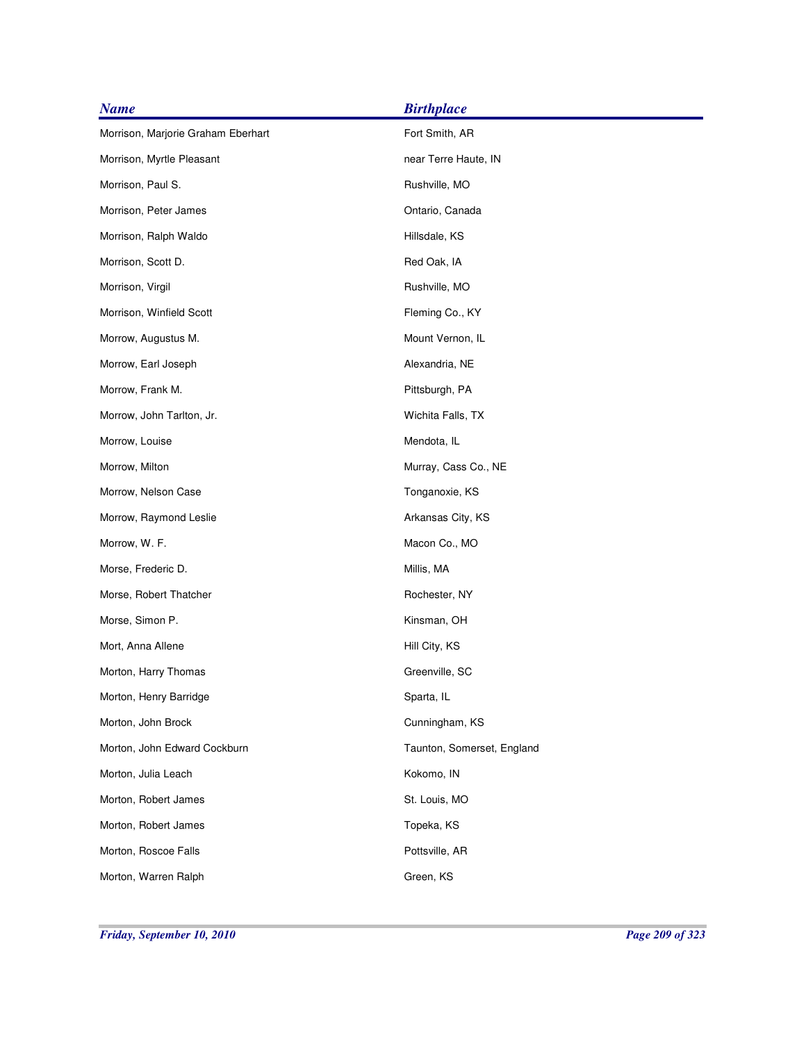| Name | Birthplace |
| --- | --- |
| Morrison, Marjorie Graham Eberhart | Fort Smith, AR |
| Morrison, Myrtle Pleasant | near Terre Haute, IN |
| Morrison, Paul S. | Rushville, MO |
| Morrison, Peter James | Ontario, Canada |
| Morrison, Ralph Waldo | Hillsdale, KS |
| Morrison, Scott D. | Red Oak, IA |
| Morrison, Virgil | Rushville, MO |
| Morrison, Winfield Scott | Fleming Co., KY |
| Morrow, Augustus M. | Mount Vernon, IL |
| Morrow, Earl Joseph | Alexandria, NE |
| Morrow, Frank M. | Pittsburgh, PA |
| Morrow, John Tarlton, Jr. | Wichita Falls, TX |
| Morrow, Louise | Mendota, IL |
| Morrow, Milton | Murray, Cass Co., NE |
| Morrow, Nelson Case | Tonganoxie, KS |
| Morrow, Raymond Leslie | Arkansas City, KS |
| Morrow, W. F. | Macon Co., MO |
| Morse, Frederic D. | Millis, MA |
| Morse, Robert Thatcher | Rochester, NY |
| Morse, Simon P. | Kinsman, OH |
| Mort, Anna Allene | Hill City, KS |
| Morton, Harry Thomas | Greenville, SC |
| Morton, Henry Barridge | Sparta, IL |
| Morton, John Brock | Cunningham, KS |
| Morton, John Edward Cockburn | Taunton, Somerset, England |
| Morton, Julia Leach | Kokomo, IN |
| Morton, Robert James | St. Louis, MO |
| Morton, Robert James | Topeka, KS |
| Morton, Roscoe Falls | Pottsville, AR |
| Morton, Warren Ralph | Green, KS |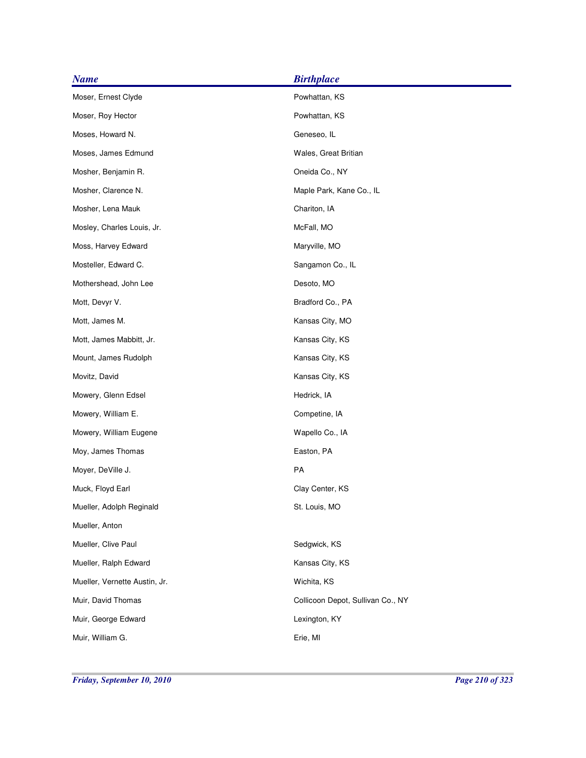| Name | Birthplace |
| --- | --- |
| Moser, Ernest Clyde | Powhattan, KS |
| Moser, Roy Hector | Powhattan, KS |
| Moses, Howard N. | Geneseo, IL |
| Moses, James Edmund | Wales, Great Britian |
| Mosher, Benjamin R. | Oneida Co., NY |
| Mosher, Clarence N. | Maple Park, Kane Co., IL |
| Mosher, Lena Mauk | Chariton, IA |
| Mosley, Charles Louis, Jr. | McFall, MO |
| Moss, Harvey Edward | Maryville, MO |
| Mosteller, Edward C. | Sangamon Co., IL |
| Mothershead, John Lee | Desoto, MO |
| Mott, Devyr V. | Bradford Co., PA |
| Mott, James M. | Kansas City, MO |
| Mott, James Mabbitt, Jr. | Kansas City, KS |
| Mount, James Rudolph | Kansas City, KS |
| Movitz, David | Kansas City, KS |
| Mowery, Glenn Edsel | Hedrick, IA |
| Mowery, William E. | Competine, IA |
| Mowery, William Eugene | Wapello Co., IA |
| Moy, James Thomas | Easton, PA |
| Moyer, DeVille J. | PA |
| Muck, Floyd Earl | Clay Center, KS |
| Mueller, Adolph Reginald | St. Louis, MO |
| Mueller, Anton | |
| Mueller, Clive Paul | Sedgwick, KS |
| Mueller, Ralph Edward | Kansas City, KS |
| Mueller, Vernette Austin, Jr. | Wichita, KS |
| Muir, David Thomas | Collicoon Depot, Sullivan Co., NY |
| Muir, George Edward | Lexington, KY |
| Muir, William G. | Erie, MI |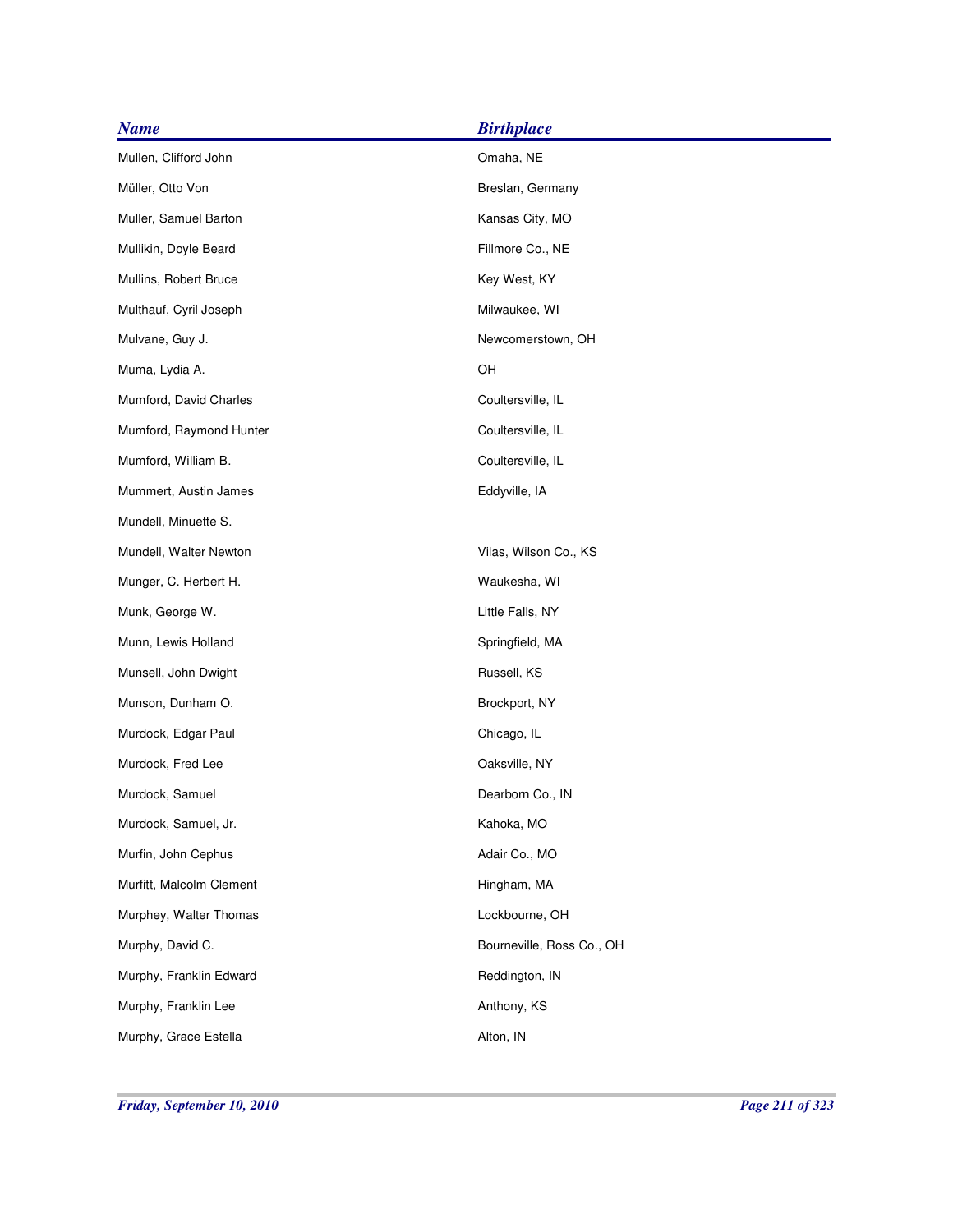| Name | Birthplace |
|---|---|
| Mullen, Clifford John | Omaha, NE |
| Müller, Otto Von | Breslan, Germany |
| Muller, Samuel Barton | Kansas City, MO |
| Mullikin, Doyle Beard | Fillmore Co., NE |
| Mullins, Robert Bruce | Key West, KY |
| Multhauf, Cyril Joseph | Milwaukee, WI |
| Mulvane, Guy J. | Newcomerstown, OH |
| Muma, Lydia A. | OH |
| Mumford, David Charles | Coultersville, IL |
| Mumford, Raymond Hunter | Coultersville, IL |
| Mumford, William B. | Coultersville, IL |
| Mummert, Austin James | Eddyville, IA |
| Mundell, Minuette S. | |
| Mundell, Walter Newton | Vilas, Wilson Co., KS |
| Munger, C. Herbert H. | Waukesha, WI |
| Munk, George W. | Little Falls, NY |
| Munn, Lewis Holland | Springfield, MA |
| Munsell, John Dwight | Russell, KS |
| Munson, Dunham O. | Brockport, NY |
| Murdock, Edgar Paul | Chicago, IL |
| Murdock, Fred Lee | Oaksville, NY |
| Murdock, Samuel | Dearborn Co., IN |
| Murdock, Samuel, Jr. | Kahoka, MO |
| Murfin, John Cephus | Adair Co., MO |
| Murfitt, Malcolm Clement | Hingham, MA |
| Murphey, Walter Thomas | Lockbourne, OH |
| Murphy, David C. | Bourneville, Ross Co., OH |
| Murphy, Franklin Edward | Reddington, IN |
| Murphy, Franklin Lee | Anthony, KS |
| Murphy, Grace Estella | Alton, IN |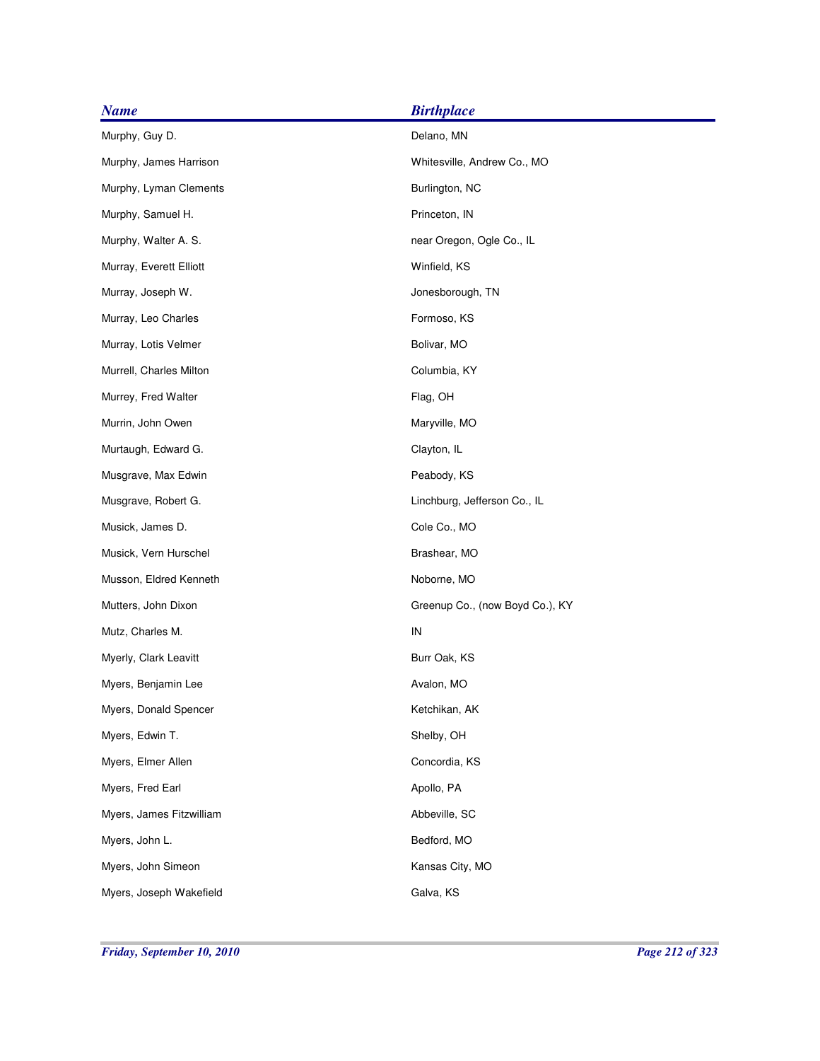| Name | Birthplace |
| --- | --- |
| Murphy, Guy D. | Delano, MN |
| Murphy, James Harrison | Whitesville, Andrew Co., MO |
| Murphy, Lyman Clements | Burlington, NC |
| Murphy, Samuel H. | Princeton, IN |
| Murphy, Walter A. S. | near Oregon, Ogle Co., IL |
| Murray, Everett Elliott | Winfield, KS |
| Murray, Joseph W. | Jonesborough, TN |
| Murray, Leo Charles | Formoso, KS |
| Murray, Lotis Velmer | Bolivar, MO |
| Murrell, Charles Milton | Columbia, KY |
| Murrey, Fred Walter | Flag, OH |
| Murrin, John Owen | Maryville, MO |
| Murtaugh, Edward G. | Clayton, IL |
| Musgrave, Max Edwin | Peabody, KS |
| Musgrave, Robert G. | Linchburg, Jefferson Co., IL |
| Musick, James D. | Cole Co., MO |
| Musick, Vern Hurschel | Brashear, MO |
| Musson, Eldred Kenneth | Noborne, MO |
| Mutters, John Dixon | Greenup Co., (now Boyd Co.), KY |
| Mutz, Charles M. | IN |
| Myerly, Clark Leavitt | Burr Oak, KS |
| Myers, Benjamin Lee | Avalon, MO |
| Myers, Donald Spencer | Ketchikan, AK |
| Myers, Edwin T. | Shelby, OH |
| Myers, Elmer Allen | Concordia, KS |
| Myers, Fred Earl | Apollo, PA |
| Myers, James Fitzwilliam | Abbeville, SC |
| Myers, John L. | Bedford, MO |
| Myers, John Simeon | Kansas City, MO |
| Myers, Joseph Wakefield | Galva, KS |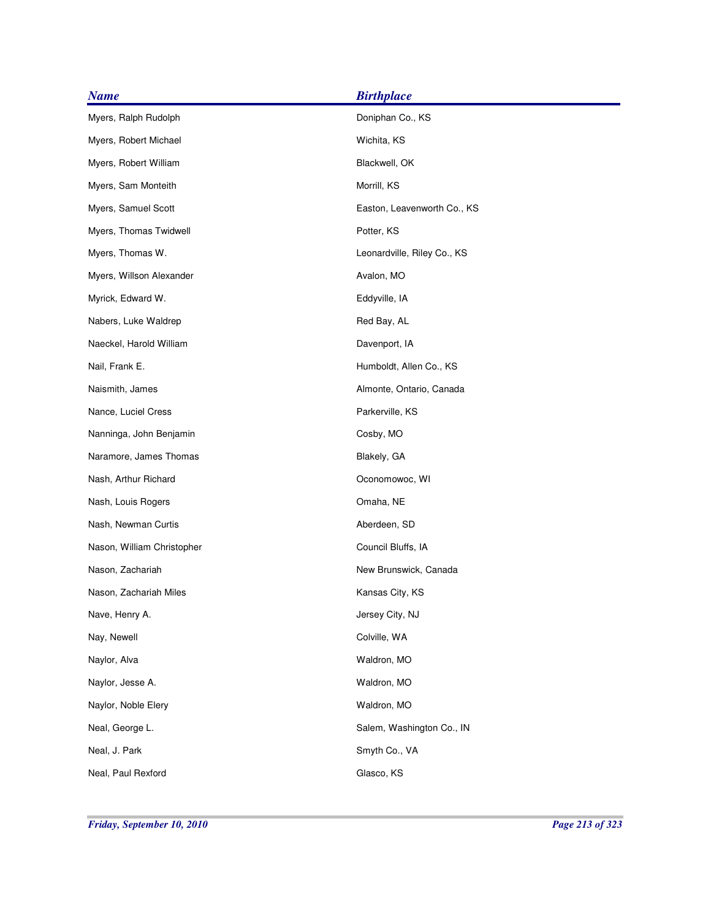| Name | Birthplace |
| --- | --- |
| Myers, Ralph Rudolph | Doniphan Co., KS |
| Myers, Robert Michael | Wichita, KS |
| Myers, Robert William | Blackwell, OK |
| Myers, Sam Monteith | Morrill, KS |
| Myers, Samuel Scott | Easton, Leavenworth Co., KS |
| Myers, Thomas Twidwell | Potter, KS |
| Myers, Thomas W. | Leonardville, Riley Co., KS |
| Myers, Willson Alexander | Avalon, MO |
| Myrick, Edward W. | Eddyville, IA |
| Nabers, Luke Waldrep | Red Bay, AL |
| Naeckel, Harold William | Davenport, IA |
| Nail, Frank E. | Humboldt, Allen Co., KS |
| Naismith, James | Almonte, Ontario, Canada |
| Nance, Luciel Cress | Parkerville, KS |
| Nanninga, John Benjamin | Cosby, MO |
| Naramore, James Thomas | Blakely, GA |
| Nash, Arthur Richard | Oconomowoc, WI |
| Nash, Louis Rogers | Omaha, NE |
| Nash, Newman Curtis | Aberdeen, SD |
| Nason, William Christopher | Council Bluffs, IA |
| Nason, Zachariah | New Brunswick, Canada |
| Nason, Zachariah Miles | Kansas City, KS |
| Nave, Henry A. | Jersey City, NJ |
| Nay, Newell | Colville, WA |
| Naylor, Alva | Waldron, MO |
| Naylor, Jesse A. | Waldron, MO |
| Naylor, Noble Elery | Waldron, MO |
| Neal, George L. | Salem, Washington Co., IN |
| Neal, J. Park | Smyth Co., VA |
| Neal, Paul Rexford | Glasco, KS |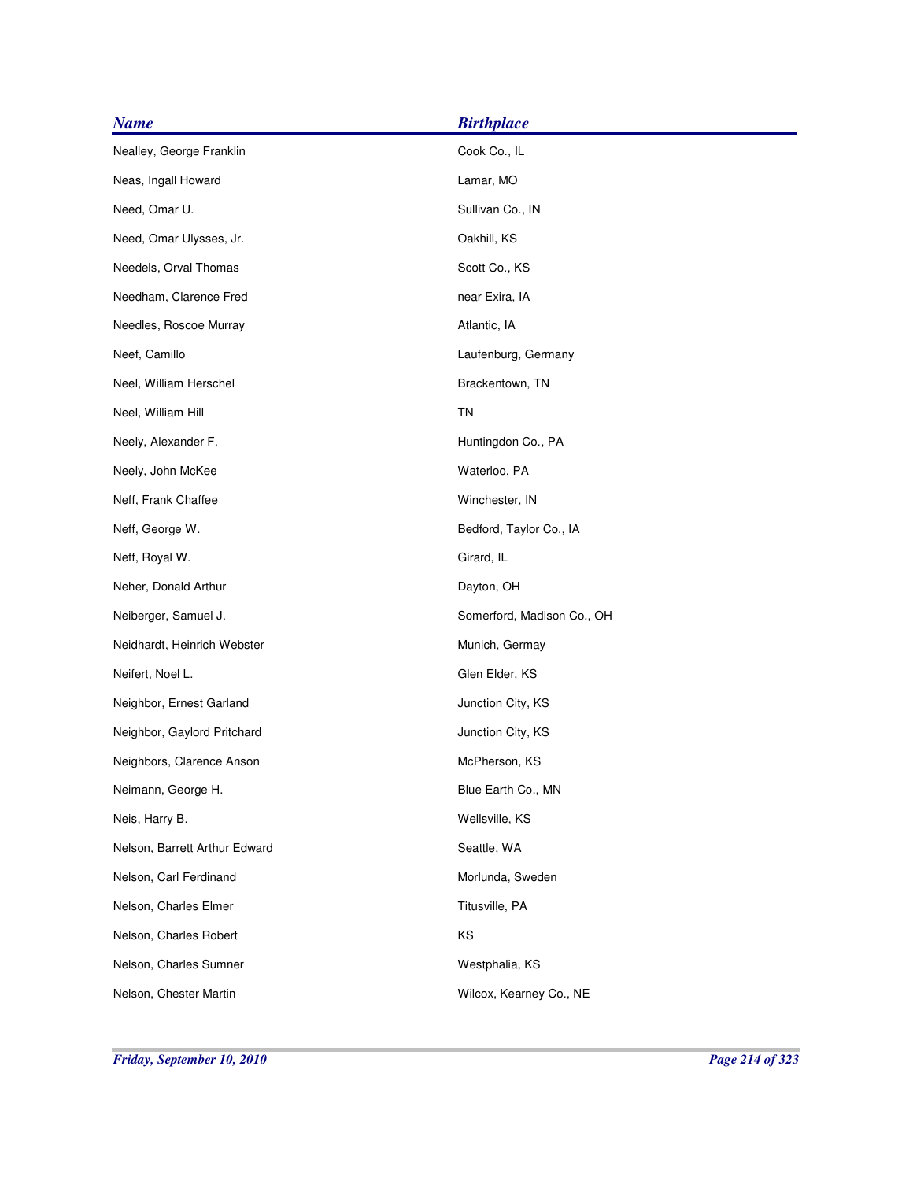| Name | Birthplace |
|---|---|
| Nealley, George Franklin | Cook Co., IL |
| Neas, Ingall Howard | Lamar, MO |
| Need, Omar U. | Sullivan Co., IN |
| Need, Omar Ulysses, Jr. | Oakhill, KS |
| Needels, Orval Thomas | Scott Co., KS |
| Needham, Clarence Fred | near Exira, IA |
| Needles, Roscoe Murray | Atlantic, IA |
| Neef, Camillo | Laufenburg, Germany |
| Neel, William Herschel | Brackentown, TN |
| Neel, William Hill | TN |
| Neely, Alexander F. | Huntingdon Co., PA |
| Neely, John McKee | Waterloo, PA |
| Neff, Frank Chaffee | Winchester, IN |
| Neff, George W. | Bedford, Taylor Co., IA |
| Neff, Royal W. | Girard, IL |
| Neher, Donald Arthur | Dayton, OH |
| Neiberger, Samuel J. | Somerford, Madison Co., OH |
| Neidhardt, Heinrich Webster | Munich, Germay |
| Neifert, Noel L. | Glen Elder, KS |
| Neighbor, Ernest Garland | Junction City, KS |
| Neighbor, Gaylord Pritchard | Junction City, KS |
| Neighbors, Clarence Anson | McPherson, KS |
| Neimann, George H. | Blue Earth Co., MN |
| Neis, Harry B. | Wellsville, KS |
| Nelson, Barrett Arthur Edward | Seattle, WA |
| Nelson, Carl Ferdinand | Morlunda, Sweden |
| Nelson, Charles Elmer | Titusville, PA |
| Nelson, Charles Robert | KS |
| Nelson, Charles Sumner | Westphalia, KS |
| Nelson, Chester Martin | Wilcox, Kearney Co., NE |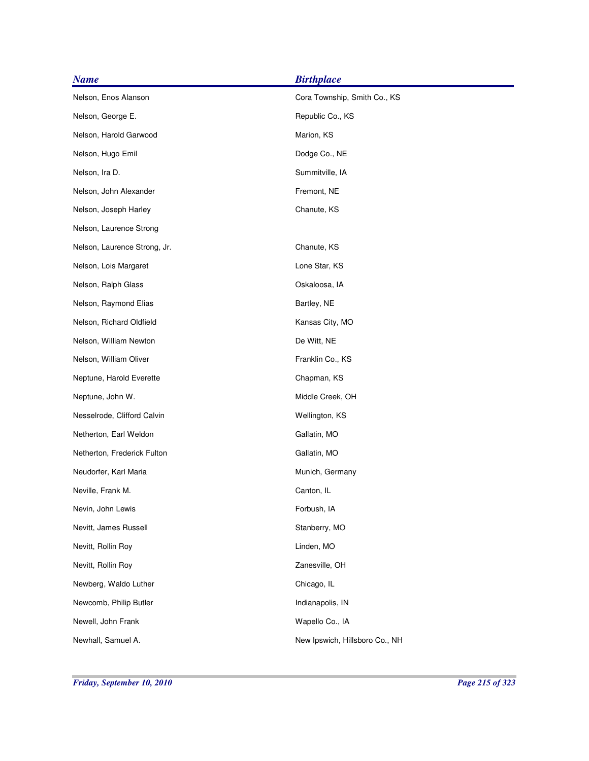| Name | Birthplace |
|---|---|
| Nelson, Enos Alanson | Cora Township, Smith Co., KS |
| Nelson, George E. | Republic Co., KS |
| Nelson, Harold Garwood | Marion, KS |
| Nelson, Hugo Emil | Dodge Co., NE |
| Nelson, Ira D. | Summitville, IA |
| Nelson, John Alexander | Fremont, NE |
| Nelson, Joseph Harley | Chanute, KS |
| Nelson, Laurence Strong | |
| Nelson, Laurence Strong, Jr. | Chanute, KS |
| Nelson, Lois Margaret | Lone Star, KS |
| Nelson, Ralph Glass | Oskaloosa, IA |
| Nelson, Raymond Elias | Bartley, NE |
| Nelson, Richard Oldfield | Kansas City, MO |
| Nelson, William Newton | De Witt, NE |
| Nelson, William Oliver | Franklin Co., KS |
| Neptune, Harold Everette | Chapman, KS |
| Neptune, John W. | Middle Creek, OH |
| Nesselrode, Clifford Calvin | Wellington, KS |
| Netherton, Earl Weldon | Gallatin, MO |
| Netherton, Frederick Fulton | Gallatin, MO |
| Neudorfer, Karl Maria | Munich, Germany |
| Neville, Frank M. | Canton, IL |
| Nevin, John Lewis | Forbush, IA |
| Nevitt, James Russell | Stanberry, MO |
| Nevitt, Rollin Roy | Linden, MO |
| Nevitt, Rollin Roy | Zanesville, OH |
| Newberg, Waldo Luther | Chicago, IL |
| Newcomb, Philip Butler | Indianapolis, IN |
| Newell, John Frank | Wapello Co., IA |
| Newhall, Samuel A. | New Ipswich, Hillsboro Co., NH |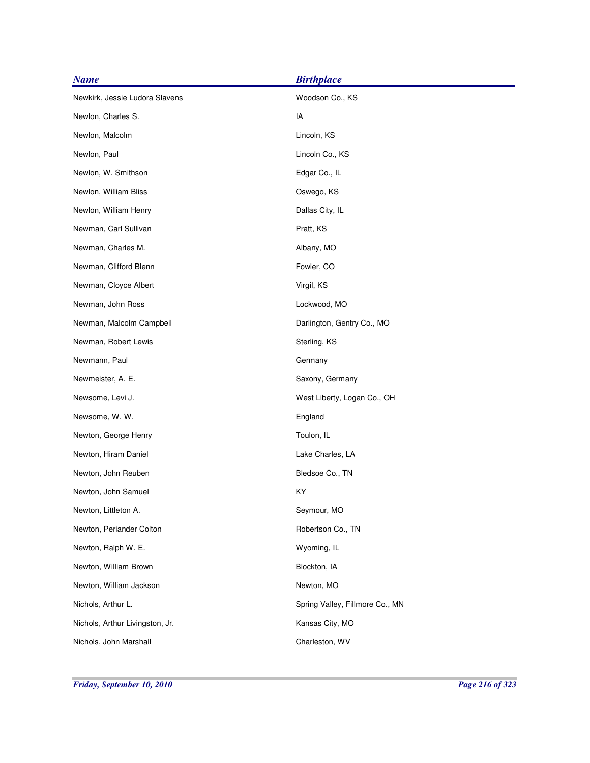| Name | Birthplace |
|---|---|
| Newkirk, Jessie Ludora Slavens | Woodson Co., KS |
| Newlon, Charles S. | IA |
| Newlon, Malcolm | Lincoln, KS |
| Newlon, Paul | Lincoln Co., KS |
| Newlon, W. Smithson | Edgar Co., IL |
| Newlon, William Bliss | Oswego, KS |
| Newlon, William Henry | Dallas City, IL |
| Newman, Carl Sullivan | Pratt, KS |
| Newman, Charles M. | Albany, MO |
| Newman, Clifford Blenn | Fowler, CO |
| Newman, Cloyce Albert | Virgil, KS |
| Newman, John Ross | Lockwood, MO |
| Newman, Malcolm Campbell | Darlington, Gentry Co., MO |
| Newman, Robert Lewis | Sterling, KS |
| Newmann, Paul | Germany |
| Newmeister, A. E. | Saxony, Germany |
| Newsome, Levi J. | West Liberty, Logan Co., OH |
| Newsome, W. W. | England |
| Newton, George Henry | Toulon, IL |
| Newton, Hiram Daniel | Lake Charles, LA |
| Newton, John Reuben | Bledsoe Co., TN |
| Newton, John Samuel | KY |
| Newton, Littleton A. | Seymour, MO |
| Newton, Periander Colton | Robertson Co., TN |
| Newton, Ralph W. E. | Wyoming, IL |
| Newton, William Brown | Blockton, IA |
| Newton, William Jackson | Newton, MO |
| Nichols, Arthur L. | Spring Valley, Fillmore Co., MN |
| Nichols, Arthur Livingston, Jr. | Kansas City, MO |
| Nichols, John Marshall | Charleston, WV |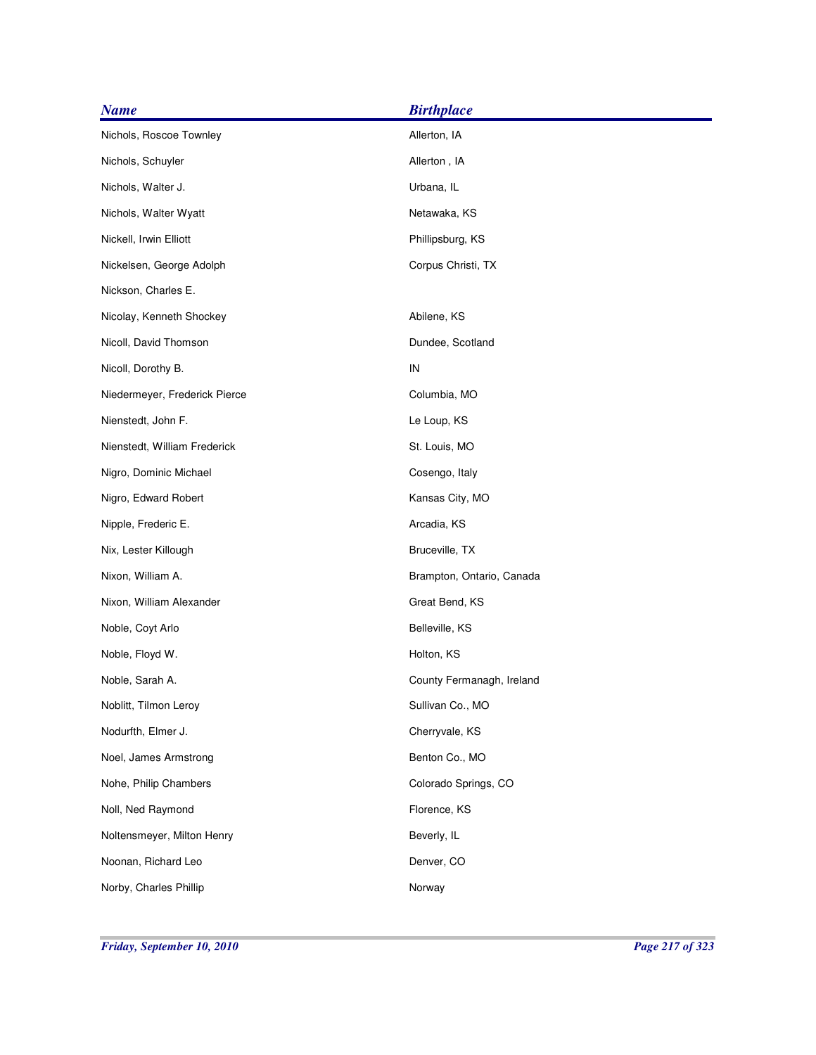| Name | Birthplace |
|---|---|
| Nichols, Roscoe Townley | Allerton, IA |
| Nichols, Schuyler | Allerton , IA |
| Nichols, Walter J. | Urbana, IL |
| Nichols, Walter Wyatt | Netawaka, KS |
| Nickell, Irwin Elliott | Phillipsburg, KS |
| Nickelsen, George Adolph | Corpus Christi, TX |
| Nickson, Charles E. | |
| Nicolay, Kenneth Shockey | Abilene, KS |
| Nicoll, David Thomson | Dundee, Scotland |
| Nicoll, Dorothy B. | IN |
| Niedermeyer, Frederick Pierce | Columbia, MO |
| Nienstedt, John F. | Le Loup, KS |
| Nienstedt, William Frederick | St. Louis, MO |
| Nigro, Dominic Michael | Cosengo, Italy |
| Nigro, Edward Robert | Kansas City, MO |
| Nipple, Frederic E. | Arcadia, KS |
| Nix, Lester Killough | Bruceville, TX |
| Nixon, William A. | Brampton, Ontario, Canada |
| Nixon, William Alexander | Great Bend, KS |
| Noble, Coyt Arlo | Belleville, KS |
| Noble, Floyd W. | Holton, KS |
| Noble, Sarah A. | County Fermanagh, Ireland |
| Noblitt, Tilmon Leroy | Sullivan Co., MO |
| Nodurfth, Elmer J. | Cherryvale, KS |
| Noel, James Armstrong | Benton Co., MO |
| Nohe, Philip Chambers | Colorado Springs, CO |
| Noll, Ned Raymond | Florence, KS |
| Noltensmeyer, Milton Henry | Beverly, IL |
| Noonan, Richard Leo | Denver, CO |
| Norby, Charles Phillip | Norway |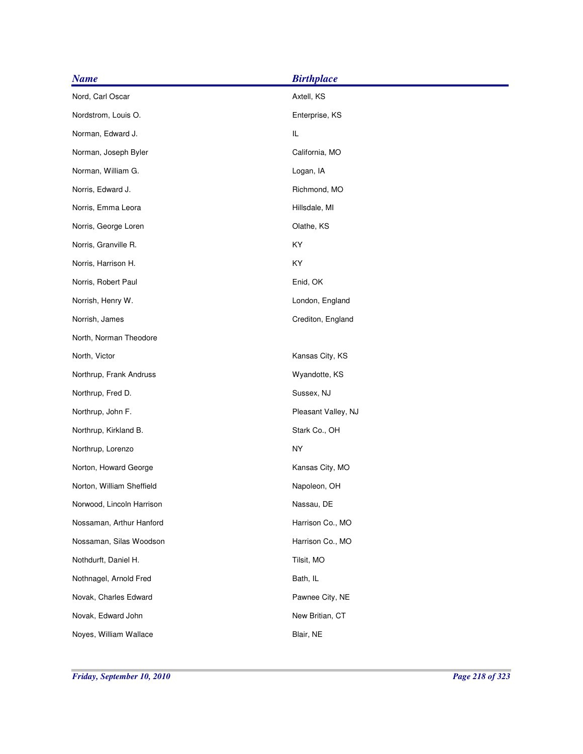| Name | Birthplace |
| --- | --- |
| Nord, Carl Oscar | Axtell, KS |
| Nordstrom, Louis O. | Enterprise, KS |
| Norman, Edward J. | IL |
| Norman, Joseph Byler | California, MO |
| Norman, William G. | Logan, IA |
| Norris, Edward J. | Richmond, MO |
| Norris, Emma Leora | Hillsdale, MI |
| Norris, George Loren | Olathe, KS |
| Norris, Granville R. | KY |
| Norris, Harrison H. | KY |
| Norris, Robert Paul | Enid, OK |
| Norrish, Henry W. | London, England |
| Norrish, James | Crediton, England |
| North, Norman Theodore | |
| North, Victor | Kansas City, KS |
| Northrup, Frank Andruss | Wyandotte, KS |
| Northrup, Fred D. | Sussex, NJ |
| Northrup, John F. | Pleasant Valley, NJ |
| Northrup, Kirkland B. | Stark Co., OH |
| Northrup, Lorenzo | NY |
| Norton, Howard George | Kansas City, MO |
| Norton, William Sheffield | Napoleon, OH |
| Norwood, Lincoln Harrison | Nassau, DE |
| Nossaman, Arthur Hanford | Harrison Co., MO |
| Nossaman, Silas Woodson | Harrison Co., MO |
| Nothdurft, Daniel H. | Tilsit, MO |
| Nothnagel, Arnold Fred | Bath, IL |
| Novak, Charles Edward | Pawnee City, NE |
| Novak, Edward John | New Britian, CT |
| Noyes, William Wallace | Blair, NE |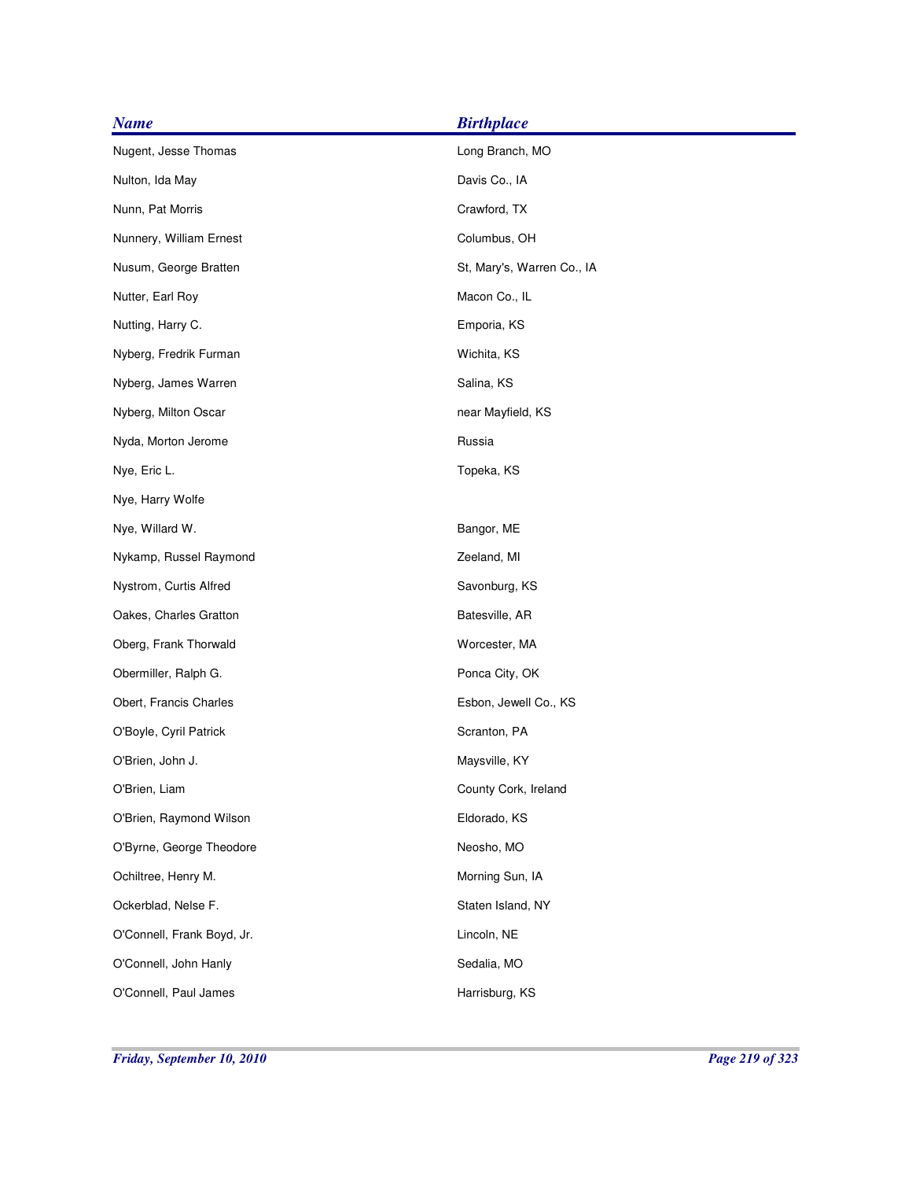| Name | Birthplace |
| --- | --- |
| Nugent, Jesse Thomas | Long Branch, MO |
| Nulton, Ida May | Davis Co., IA |
| Nunn, Pat Morris | Crawford, TX |
| Nunnery, William Ernest | Columbus, OH |
| Nusum, George Bratten | St, Mary's, Warren Co., IA |
| Nutter, Earl Roy | Macon Co., IL |
| Nutting, Harry C. | Emporia, KS |
| Nyberg, Fredrik Furman | Wichita, KS |
| Nyberg, James Warren | Salina, KS |
| Nyberg, Milton Oscar | near Mayfield, KS |
| Nyda, Morton Jerome | Russia |
| Nye, Eric L. | Topeka, KS |
| Nye, Harry Wolfe | |
| Nye, Willard W. | Bangor, ME |
| Nykamp, Russel Raymond | Zeeland, MI |
| Nystrom, Curtis Alfred | Savonburg, KS |
| Oakes, Charles Gratton | Batesville, AR |
| Oberg, Frank Thorwald | Worcester, MA |
| Obermiller, Ralph G. | Ponca City, OK |
| Obert, Francis Charles | Esbon, Jewell Co., KS |
| O'Boyle, Cyril Patrick | Scranton, PA |
| O'Brien, John J. | Maysville, KY |
| O'Brien, Liam | County Cork, Ireland |
| O'Brien, Raymond Wilson | Eldorado, KS |
| O'Byrne, George Theodore | Neosho, MO |
| Ochiltree, Henry M. | Morning Sun, IA |
| Ockerblad, Nelse F. | Staten Island, NY |
| O'Connell, Frank Boyd, Jr. | Lincoln, NE |
| O'Connell, John Hanly | Sedalia, MO |
| O'Connell, Paul James | Harrisburg, KS |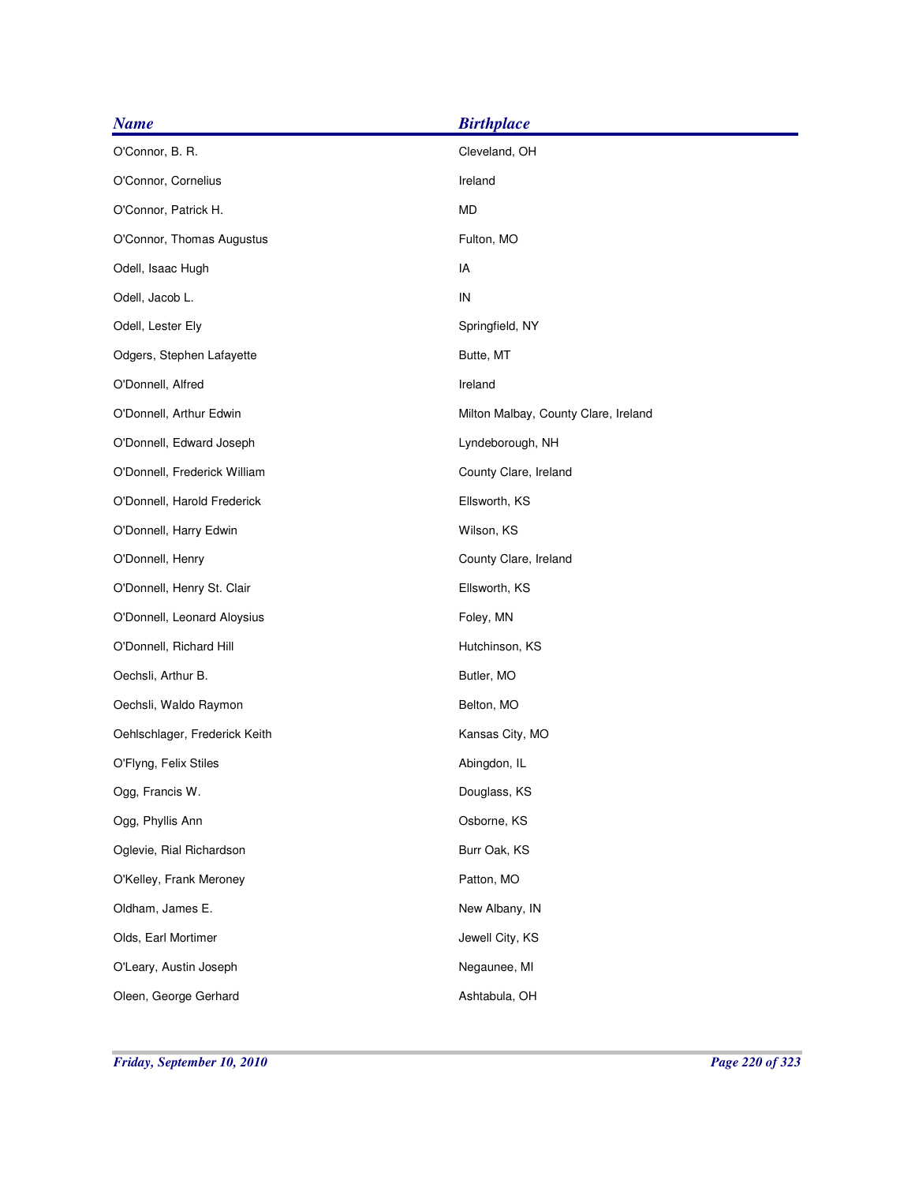| Name | Birthplace |
| --- | --- |
| O'Connor, B. R. | Cleveland, OH |
| O'Connor, Cornelius | Ireland |
| O'Connor, Patrick H. | MD |
| O'Connor, Thomas Augustus | Fulton, MO |
| Odell, Isaac Hugh | IA |
| Odell, Jacob L. | IN |
| Odell, Lester Ely | Springfield, NY |
| Odgers, Stephen Lafayette | Butte, MT |
| O'Donnell, Alfred | Ireland |
| O'Donnell, Arthur Edwin | Milton Malbay, County Clare, Ireland |
| O'Donnell, Edward Joseph | Lyndeborough, NH |
| O'Donnell, Frederick William | County Clare, Ireland |
| O'Donnell, Harold Frederick | Ellsworth, KS |
| O'Donnell, Harry Edwin | Wilson, KS |
| O'Donnell, Henry | County Clare, Ireland |
| O'Donnell, Henry St. Clair | Ellsworth, KS |
| O'Donnell, Leonard Aloysius | Foley, MN |
| O'Donnell, Richard Hill | Hutchinson, KS |
| Oechsli, Arthur B. | Butler, MO |
| Oechsli, Waldo Raymon | Belton, MO |
| Oehlschlager, Frederick Keith | Kansas City, MO |
| O'Flyng, Felix Stiles | Abingdon, IL |
| Ogg, Francis W. | Douglass, KS |
| Ogg, Phyllis Ann | Osborne, KS |
| Oglevie, Rial Richardson | Burr Oak, KS |
| O'Kelley, Frank Meroney | Patton, MO |
| Oldham, James E. | New Albany, IN |
| Olds, Earl Mortimer | Jewell City, KS |
| O'Leary, Austin Joseph | Negaunee, MI |
| Oleen, George Gerhard | Ashtabula, OH |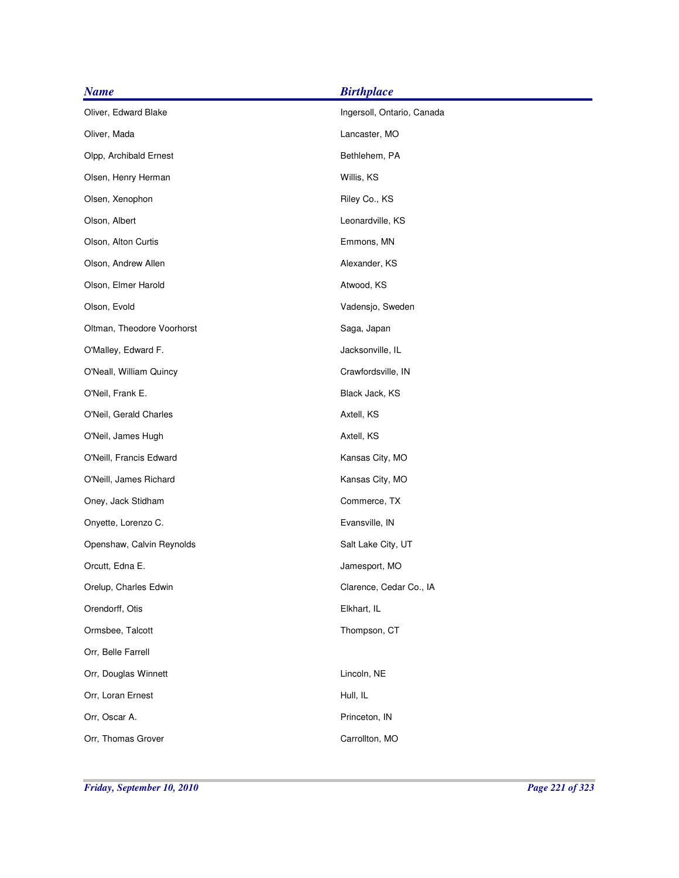| Name | Birthplace |
|---|---|
| Oliver, Edward Blake | Ingersoll, Ontario, Canada |
| Oliver, Mada | Lancaster, MO |
| Olpp, Archibald Ernest | Bethlehem, PA |
| Olsen, Henry Herman | Willis, KS |
| Olsen, Xenophon | Riley Co., KS |
| Olson, Albert | Leonardville, KS |
| Olson, Alton Curtis | Emmons, MN |
| Olson, Andrew Allen | Alexander, KS |
| Olson, Elmer Harold | Atwood, KS |
| Olson, Evold | Vadensjo, Sweden |
| Oltman, Theodore Voorhorst | Saga, Japan |
| O'Malley, Edward F. | Jacksonville, IL |
| O'Neall, William Quincy | Crawfordsville, IN |
| O'Neil, Frank E. | Black Jack, KS |
| O'Neil, Gerald Charles | Axtell, KS |
| O'Neil, James Hugh | Axtell, KS |
| O'Neill, Francis Edward | Kansas City, MO |
| O'Neill, James Richard | Kansas City, MO |
| Oney, Jack Stidham | Commerce, TX |
| Onyette, Lorenzo C. | Evansville, IN |
| Openshaw, Calvin Reynolds | Salt Lake City, UT |
| Orcutt, Edna E. | Jamesport, MO |
| Orelup, Charles Edwin | Clarence, Cedar Co., IA |
| Orendorff, Otis | Elkhart, IL |
| Ormsbee, Talcott | Thompson, CT |
| Orr, Belle Farrell | |
| Orr, Douglas Winnett | Lincoln, NE |
| Orr, Loran Ernest | Hull, IL |
| Orr, Oscar A. | Princeton, IN |
| Orr, Thomas Grover | Carrollton, MO |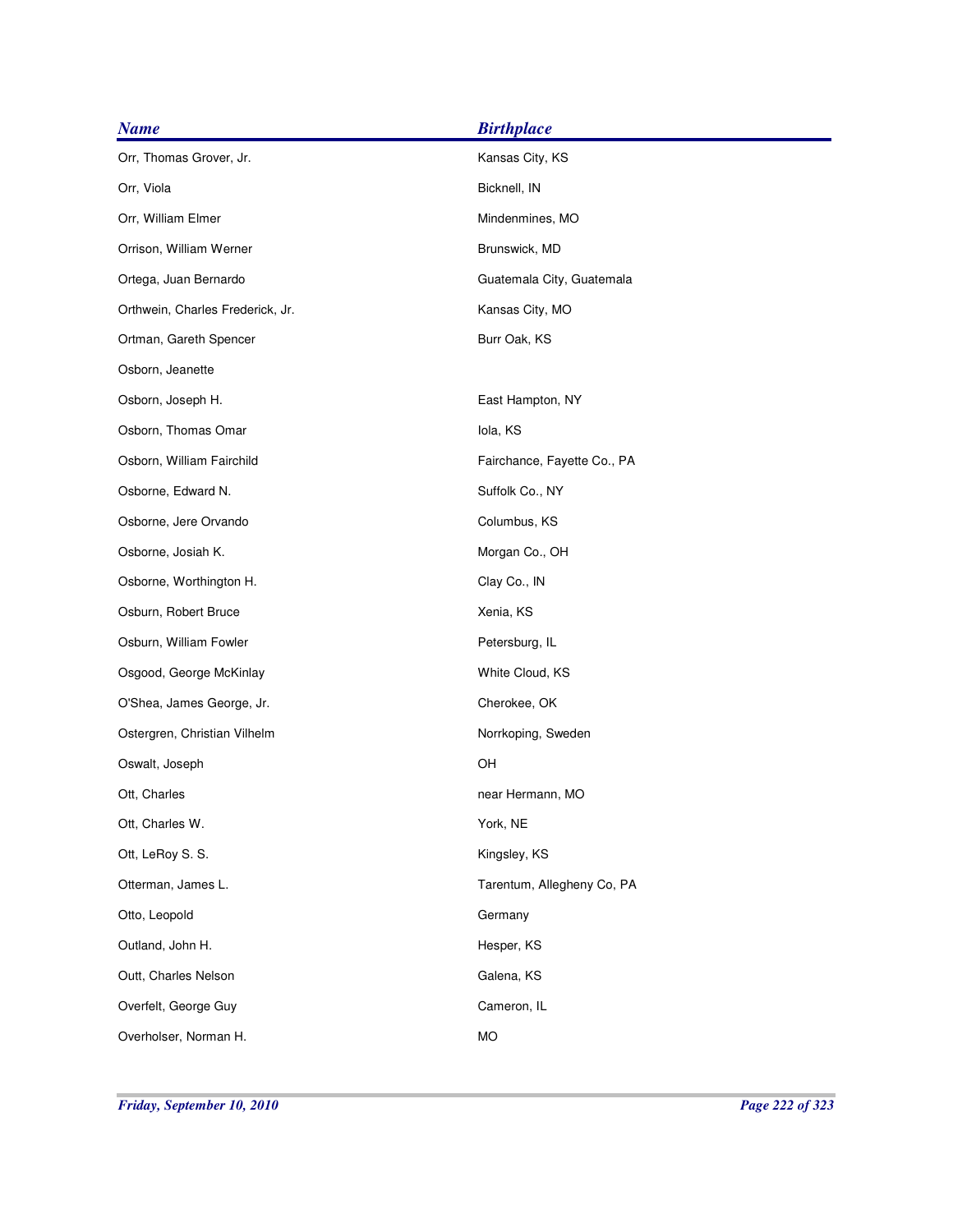| Name | Birthplace |
|---|---|
| Orr, Thomas Grover, Jr. | Kansas City, KS |
| Orr, Viola | Bicknell, IN |
| Orr, William Elmer | Mindenmines, MO |
| Orrison, William Werner | Brunswick, MD |
| Ortega, Juan Bernardo | Guatemala City, Guatemala |
| Orthwein, Charles Frederick, Jr. | Kansas City, MO |
| Ortman, Gareth Spencer | Burr Oak, KS |
| Osborn, Jeanette | |
| Osborn, Joseph H. | East Hampton, NY |
| Osborn, Thomas Omar | Iola, KS |
| Osborn, William Fairchild | Fairchance, Fayette Co., PA |
| Osborne, Edward N. | Suffolk Co., NY |
| Osborne, Jere Orvando | Columbus, KS |
| Osborne, Josiah K. | Morgan Co., OH |
| Osborne, Worthington H. | Clay Co., IN |
| Osburn, Robert Bruce | Xenia, KS |
| Osburn, William Fowler | Petersburg, IL |
| Osgood, George McKinlay | White Cloud, KS |
| O'Shea, James George, Jr. | Cherokee, OK |
| Ostergren, Christian Vilhelm | Norrkoping, Sweden |
| Oswalt, Joseph | OH |
| Ott, Charles | near Hermann, MO |
| Ott, Charles W. | York, NE |
| Ott, LeRoy S. S. | Kingsley, KS |
| Otterman, James L. | Tarentum, Allegheny Co, PA |
| Otto, Leopold | Germany |
| Outland, John H. | Hesper, KS |
| Outt, Charles Nelson | Galena, KS |
| Overfelt, George Guy | Cameron, IL |
| Overholser, Norman H. | MO |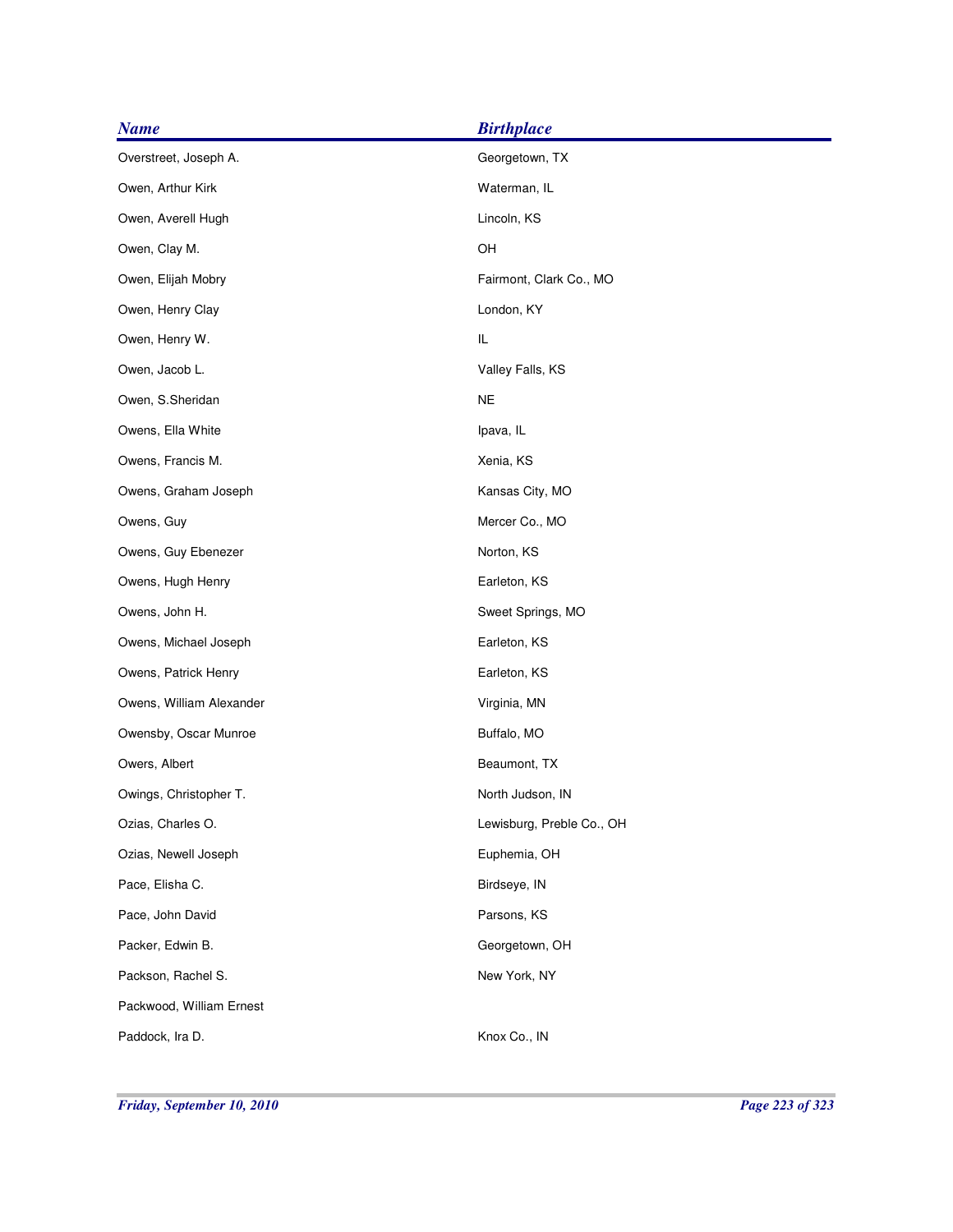| Name | Birthplace |
|---|---|
| Overstreet, Joseph A. | Georgetown, TX |
| Owen, Arthur Kirk | Waterman, IL |
| Owen, Averell Hugh | Lincoln, KS |
| Owen, Clay M. | OH |
| Owen, Elijah Mobry | Fairmont, Clark Co., MO |
| Owen, Henry Clay | London, KY |
| Owen, Henry W. | IL |
| Owen, Jacob L. | Valley Falls, KS |
| Owen, S.Sheridan | NE |
| Owens, Ella White | Ipava, IL |
| Owens, Francis M. | Xenia, KS |
| Owens, Graham Joseph | Kansas City, MO |
| Owens, Guy | Mercer Co., MO |
| Owens, Guy Ebenezer | Norton, KS |
| Owens, Hugh Henry | Earleton, KS |
| Owens, John H. | Sweet Springs, MO |
| Owens, Michael Joseph | Earleton, KS |
| Owens, Patrick Henry | Earleton, KS |
| Owens, William Alexander | Virginia, MN |
| Owensby, Oscar Munroe | Buffalo, MO |
| Owers, Albert | Beaumont, TX |
| Owings, Christopher T. | North Judson, IN |
| Ozias, Charles O. | Lewisburg, Preble Co., OH |
| Ozias, Newell Joseph | Euphemia, OH |
| Pace, Elisha C. | Birdseye, IN |
| Pace, John David | Parsons, KS |
| Packer, Edwin B. | Georgetown, OH |
| Packson, Rachel S. | New York, NY |
| Packwood, William Ernest | |
| Paddock, Ira D. | Knox Co., IN |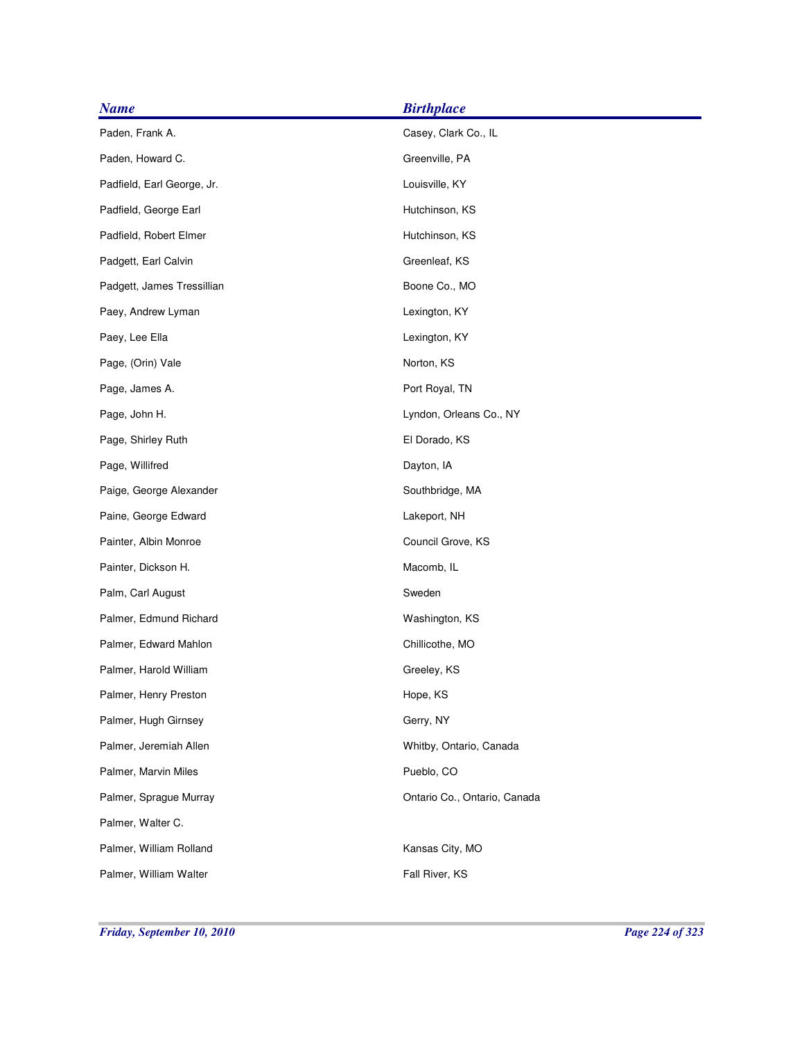| Name | Birthplace |
|---|---|
| Paden, Frank A. | Casey, Clark Co., IL |
| Paden, Howard C. | Greenville, PA |
| Padfield, Earl George, Jr. | Louisville, KY |
| Padfield, George Earl | Hutchinson, KS |
| Padfield, Robert Elmer | Hutchinson, KS |
| Padgett, Earl Calvin | Greenleaf, KS |
| Padgett, James Tressillian | Boone Co., MO |
| Paey, Andrew Lyman | Lexington, KY |
| Paey, Lee Ella | Lexington, KY |
| Page, (Orin) Vale | Norton, KS |
| Page, James A. | Port Royal, TN |
| Page, John H. | Lyndon, Orleans Co., NY |
| Page, Shirley Ruth | El Dorado, KS |
| Page, Willifred | Dayton, IA |
| Paige, George Alexander | Southbridge, MA |
| Paine, George Edward | Lakeport, NH |
| Painter, Albin Monroe | Council Grove, KS |
| Painter, Dickson H. | Macomb, IL |
| Palm, Carl August | Sweden |
| Palmer, Edmund Richard | Washington, KS |
| Palmer, Edward Mahlon | Chillicothe, MO |
| Palmer, Harold William | Greeley, KS |
| Palmer, Henry Preston | Hope, KS |
| Palmer, Hugh Girnsey | Gerry, NY |
| Palmer, Jeremiah Allen | Whitby, Ontario, Canada |
| Palmer, Marvin Miles | Pueblo, CO |
| Palmer, Sprague Murray | Ontario Co., Ontario, Canada |
| Palmer, Walter C. | |
| Palmer, William Rolland | Kansas City, MO |
| Palmer, William Walter | Fall River, KS |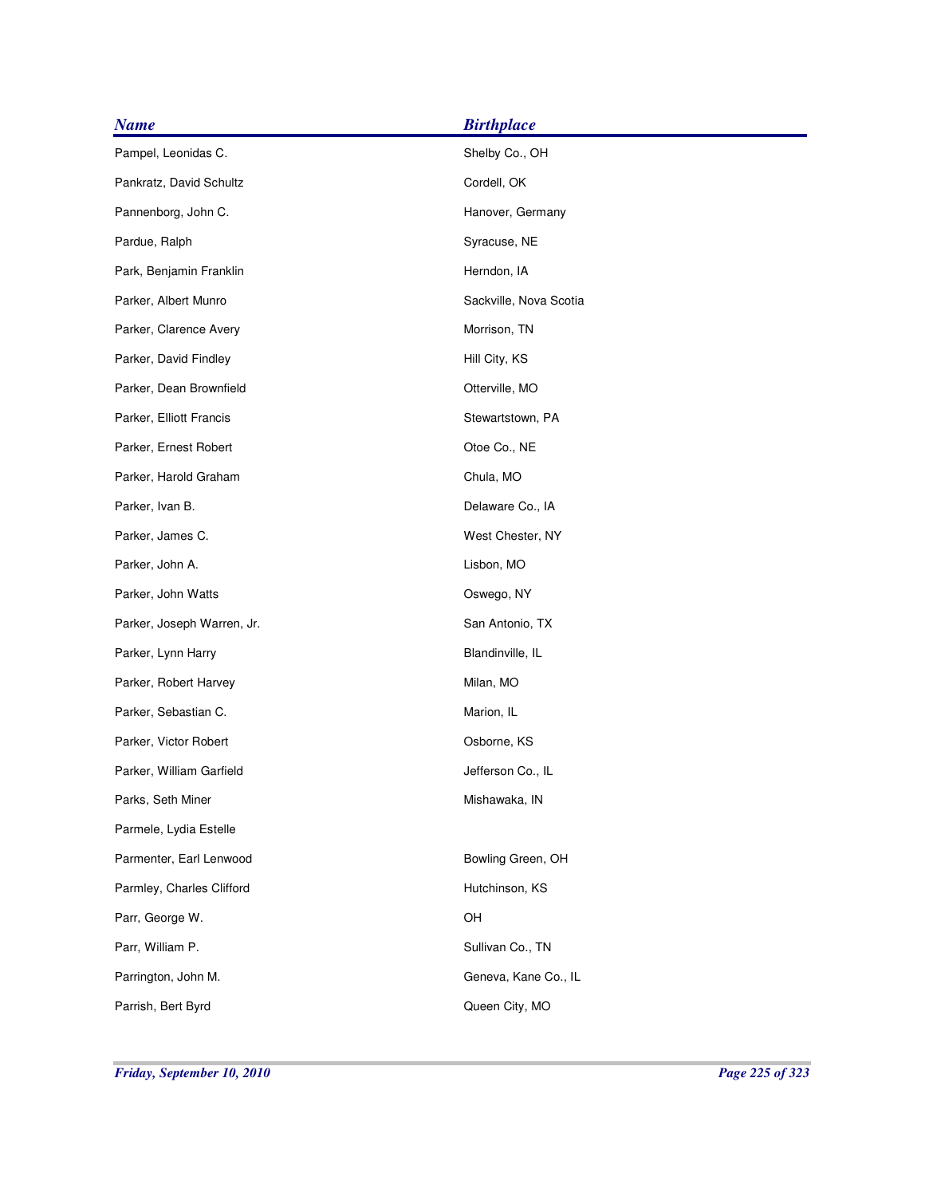| Name | Birthplace |
| --- | --- |
| Pampel, Leonidas C. | Shelby Co., OH |
| Pankratz, David Schultz | Cordell, OK |
| Pannenborg, John C. | Hanover, Germany |
| Pardue, Ralph | Syracuse, NE |
| Park, Benjamin Franklin | Herndon, IA |
| Parker, Albert Munro | Sackville, Nova Scotia |
| Parker, Clarence Avery | Morrison, TN |
| Parker, David Findley | Hill City, KS |
| Parker, Dean Brownfield | Otterville, MO |
| Parker, Elliott Francis | Stewartstown, PA |
| Parker, Ernest Robert | Otoe Co., NE |
| Parker, Harold Graham | Chula, MO |
| Parker, Ivan B. | Delaware Co., IA |
| Parker, James C. | West Chester, NY |
| Parker, John A. | Lisbon, MO |
| Parker, John Watts | Oswego, NY |
| Parker, Joseph Warren, Jr. | San Antonio, TX |
| Parker, Lynn Harry | Blandinville, IL |
| Parker, Robert Harvey | Milan, MO |
| Parker, Sebastian C. | Marion, IL |
| Parker, Victor Robert | Osborne, KS |
| Parker, William Garfield | Jefferson Co., IL |
| Parks, Seth Miner | Mishawaka, IN |
| Parmele, Lydia Estelle | |
| Parmenter, Earl Lenwood | Bowling Green, OH |
| Parmley, Charles Clifford | Hutchinson, KS |
| Parr, George W. | OH |
| Parr, William P. | Sullivan Co., TN |
| Parrington, John M. | Geneva, Kane Co., IL |
| Parrish, Bert Byrd | Queen City, MO |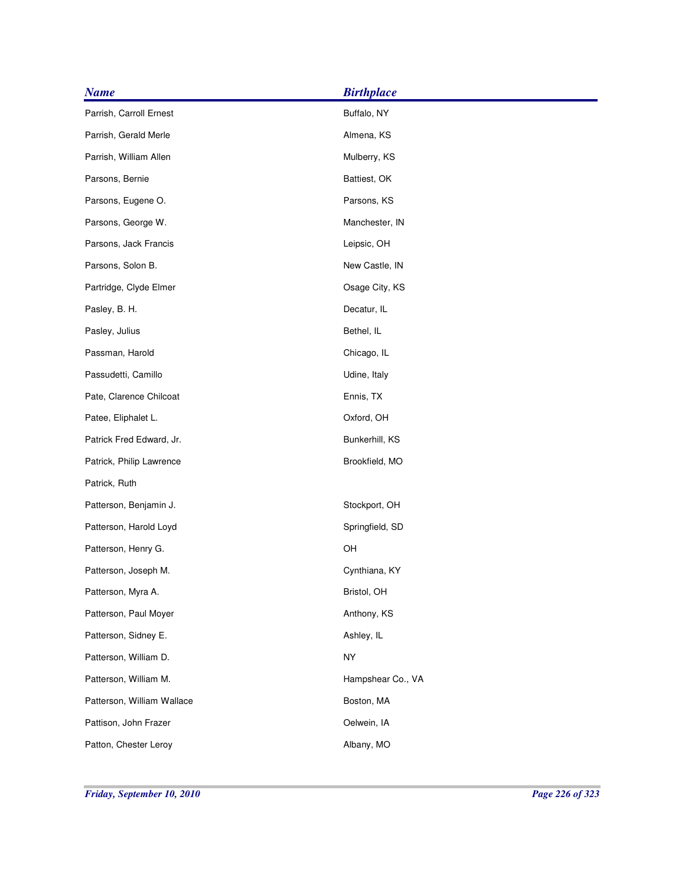| Name | Birthplace |
| --- | --- |
| Parrish, Carroll Ernest | Buffalo, NY |
| Parrish, Gerald Merle | Almena, KS |
| Parrish, William Allen | Mulberry, KS |
| Parsons, Bernie | Battiest, OK |
| Parsons, Eugene O. | Parsons, KS |
| Parsons, George W. | Manchester, IN |
| Parsons, Jack Francis | Leipsic, OH |
| Parsons, Solon B. | New Castle, IN |
| Partridge, Clyde Elmer | Osage City, KS |
| Pasley, B. H. | Decatur, IL |
| Pasley, Julius | Bethel, IL |
| Passman, Harold | Chicago, IL |
| Passudetti, Camillo | Udine, Italy |
| Pate, Clarence Chilcoat | Ennis, TX |
| Patee, Eliphalet L. | Oxford, OH |
| Patrick Fred Edward, Jr. | Bunkerhill, KS |
| Patrick, Philip Lawrence | Brookfield, MO |
| Patrick, Ruth | |
| Patterson, Benjamin J. | Stockport, OH |
| Patterson, Harold Loyd | Springfield, SD |
| Patterson, Henry G. | OH |
| Patterson, Joseph M. | Cynthiana, KY |
| Patterson, Myra A. | Bristol, OH |
| Patterson, Paul Moyer | Anthony, KS |
| Patterson, Sidney E. | Ashley, IL |
| Patterson, William D. | NY |
| Patterson, William M. | Hampshear Co., VA |
| Patterson, William Wallace | Boston, MA |
| Pattison, John Frazer | Oelwein, IA |
| Patton, Chester Leroy | Albany, MO |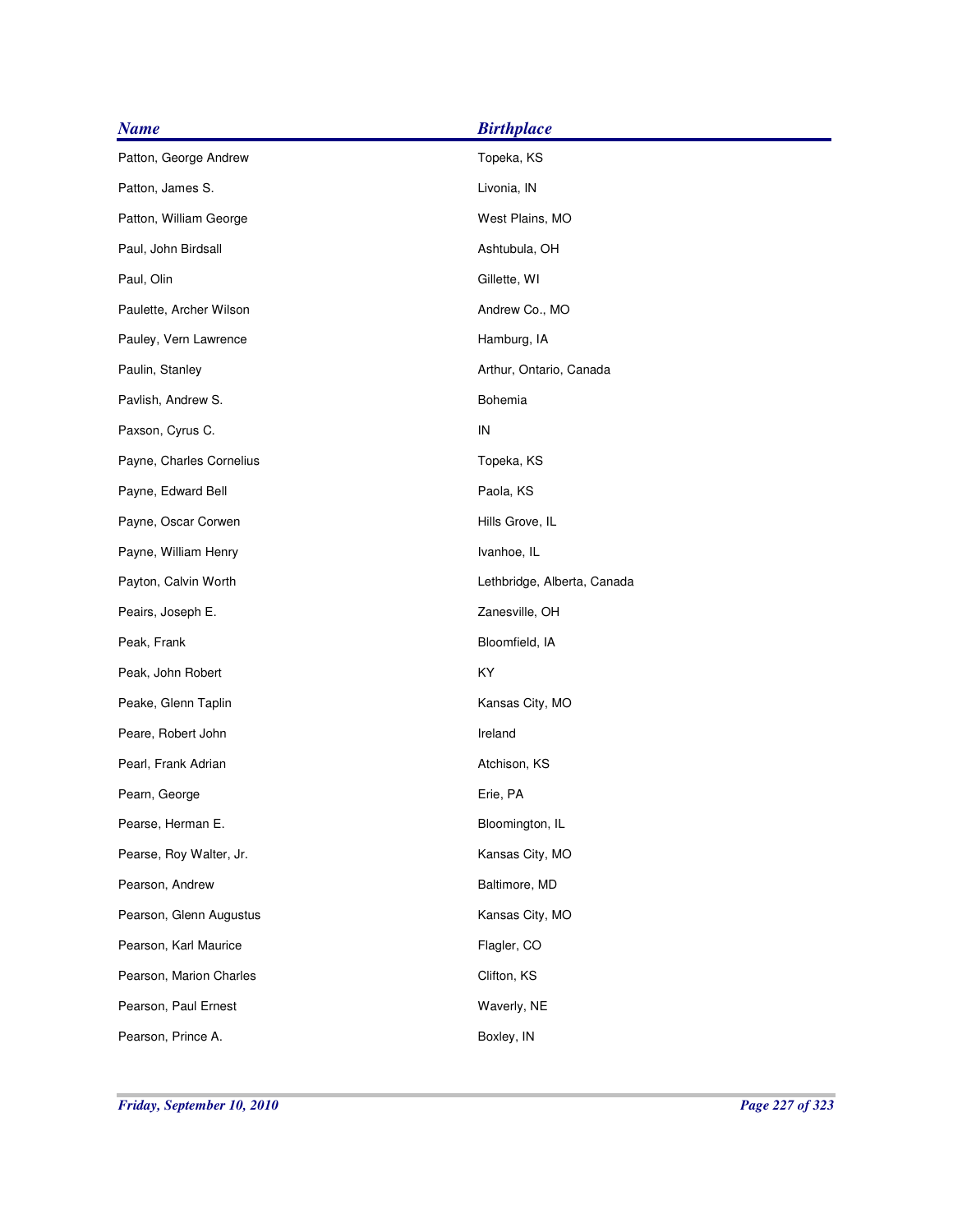| Name | Birthplace |
| --- | --- |
| Patton, George Andrew | Topeka, KS |
| Patton, James S. | Livonia, IN |
| Patton, William George | West Plains, MO |
| Paul, John Birdsall | Ashtubula, OH |
| Paul, Olin | Gillette, WI |
| Paulette, Archer Wilson | Andrew Co., MO |
| Pauley, Vern Lawrence | Hamburg, IA |
| Paulin, Stanley | Arthur, Ontario, Canada |
| Pavlish, Andrew S. | Bohemia |
| Paxson, Cyrus C. | IN |
| Payne, Charles Cornelius | Topeka, KS |
| Payne, Edward Bell | Paola, KS |
| Payne, Oscar Corwen | Hills Grove, IL |
| Payne, William Henry | Ivanhoe, IL |
| Payton, Calvin Worth | Lethbridge, Alberta, Canada |
| Peairs, Joseph E. | Zanesville, OH |
| Peak, Frank | Bloomfield, IA |
| Peak, John Robert | KY |
| Peake, Glenn Taplin | Kansas City, MO |
| Peare, Robert John | Ireland |
| Pearl, Frank Adrian | Atchison, KS |
| Pearn, George | Erie, PA |
| Pearse, Herman E. | Bloomington, IL |
| Pearse, Roy Walter, Jr. | Kansas City, MO |
| Pearson, Andrew | Baltimore, MD |
| Pearson, Glenn Augustus | Kansas City, MO |
| Pearson, Karl Maurice | Flagler, CO |
| Pearson, Marion Charles | Clifton, KS |
| Pearson, Paul Ernest | Waverly, NE |
| Pearson, Prince A. | Boxley, IN |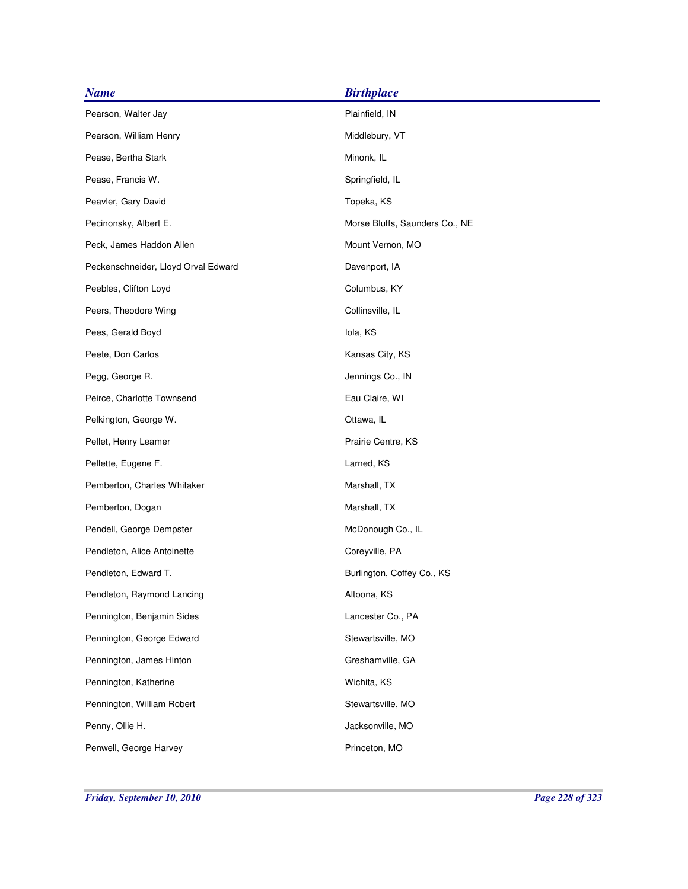| Name | Birthplace |
|---|---|
| Pearson, Walter Jay | Plainfield, IN |
| Pearson, William Henry | Middlebury, VT |
| Pease, Bertha Stark | Minonk, IL |
| Pease, Francis W. | Springfield, IL |
| Peavler, Gary David | Topeka, KS |
| Pecinonsky, Albert E. | Morse Bluffs, Saunders Co., NE |
| Peck, James Haddon Allen | Mount Vernon, MO |
| Peckenschneider, Lloyd Orval Edward | Davenport, IA |
| Peebles, Clifton Loyd | Columbus, KY |
| Peers, Theodore Wing | Collinsville, IL |
| Pees, Gerald Boyd | Iola, KS |
| Peete, Don Carlos | Kansas City, KS |
| Pegg, George R. | Jennings Co., IN |
| Peirce, Charlotte Townsend | Eau Claire, WI |
| Pelkington, George W. | Ottawa, IL |
| Pellet, Henry Leamer | Prairie Centre, KS |
| Pellette, Eugene F. | Larned, KS |
| Pemberton, Charles Whitaker | Marshall, TX |
| Pemberton, Dogan | Marshall, TX |
| Pendell, George Dempster | McDonough Co., IL |
| Pendleton, Alice Antoinette | Coreyville, PA |
| Pendleton, Edward T. | Burlington, Coffey Co., KS |
| Pendleton, Raymond Lancing | Altoona, KS |
| Pennington, Benjamin Sides | Lancester Co., PA |
| Pennington, George Edward | Stewartsville, MO |
| Pennington, James Hinton | Greshamville, GA |
| Pennington, Katherine | Wichita, KS |
| Pennington, William Robert | Stewartsville, MO |
| Penny, Ollie H. | Jacksonville, MO |
| Penwell, George Harvey | Princeton, MO |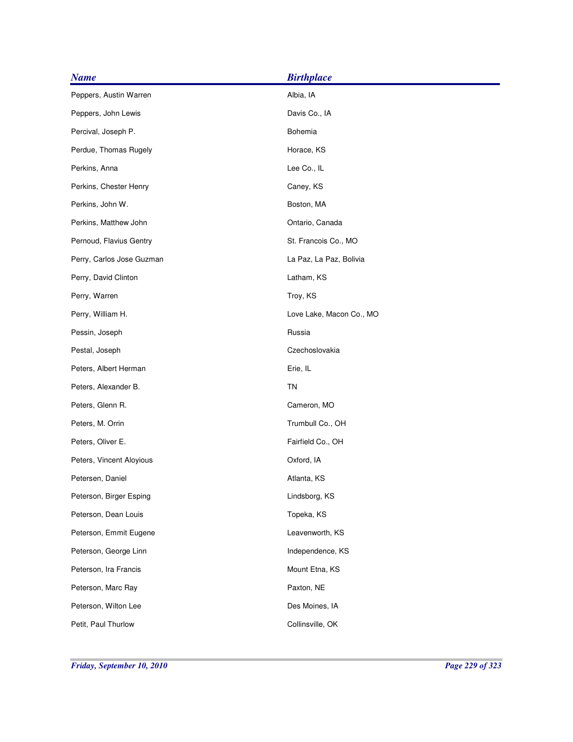| Name | Birthplace |
|---|---|
| Peppers, Austin Warren | Albia, IA |
| Peppers, John Lewis | Davis Co., IA |
| Percival, Joseph P. | Bohemia |
| Perdue, Thomas Rugely | Horace, KS |
| Perkins, Anna | Lee Co., IL |
| Perkins, Chester Henry | Caney, KS |
| Perkins, John W. | Boston, MA |
| Perkins, Matthew John | Ontario, Canada |
| Pernoud, Flavius Gentry | St. Francois Co., MO |
| Perry, Carlos Jose Guzman | La Paz, La Paz, Bolivia |
| Perry, David Clinton | Latham, KS |
| Perry, Warren | Troy, KS |
| Perry, William H. | Love Lake, Macon Co., MO |
| Pessin, Joseph | Russia |
| Pestal, Joseph | Czechoslovakia |
| Peters, Albert Herman | Erie, IL |
| Peters, Alexander B. | TN |
| Peters, Glenn R. | Cameron, MO |
| Peters, M. Orrin | Trumbull Co., OH |
| Peters, Oliver E. | Fairfield Co., OH |
| Peters, Vincent Aloyious | Oxford, IA |
| Petersen, Daniel | Atlanta, KS |
| Peterson, Birger Esping | Lindsborg, KS |
| Peterson, Dean Louis | Topeka, KS |
| Peterson, Emmit Eugene | Leavenworth, KS |
| Peterson, George Linn | Independence, KS |
| Peterson, Ira Francis | Mount Etna, KS |
| Peterson, Marc Ray | Paxton, NE |
| Peterson, Wilton Lee | Des Moines, IA |
| Petit, Paul Thurlow | Collinsville, OK |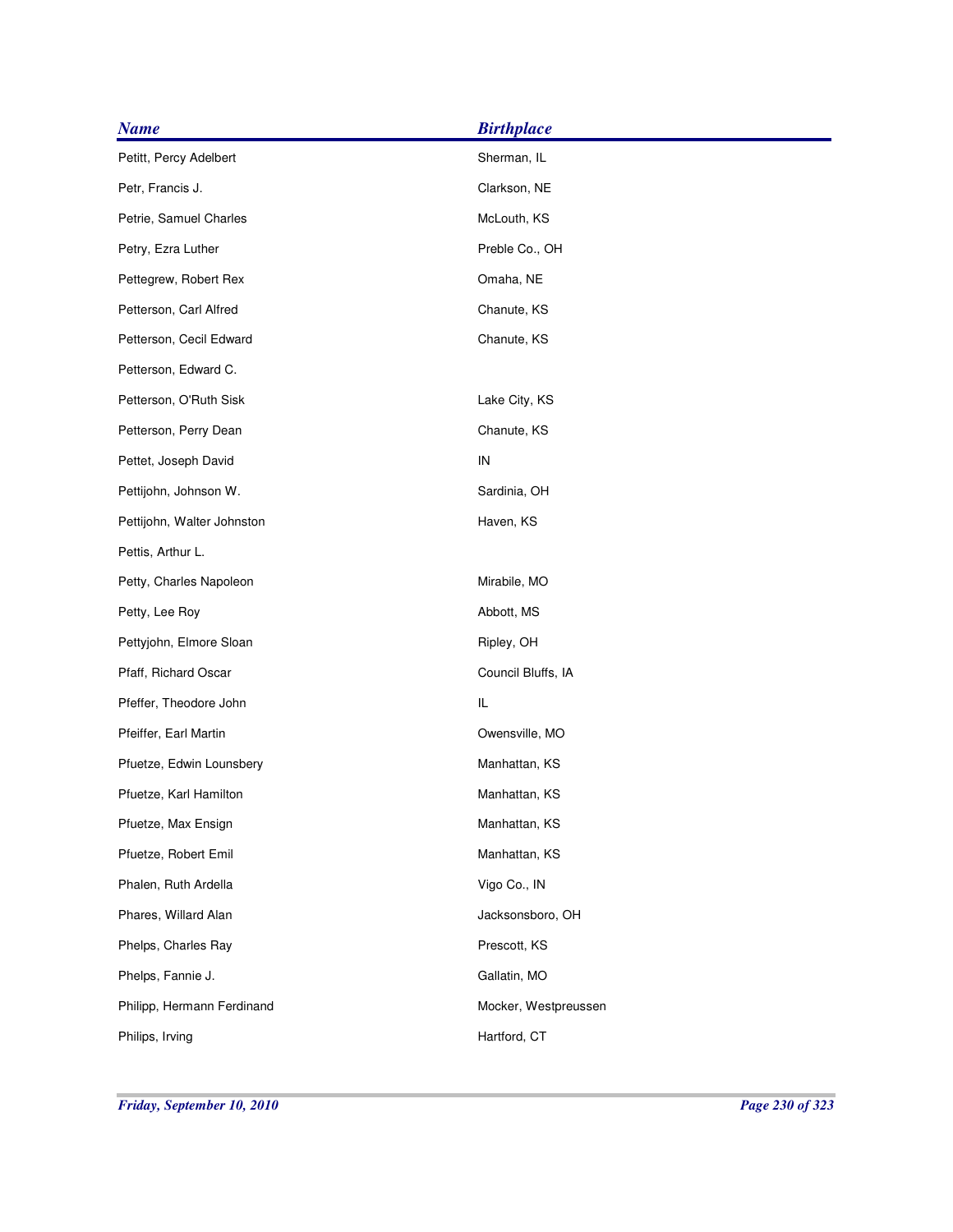| Name | Birthplace |
|---|---|
| Petitt, Percy Adelbert | Sherman, IL |
| Petr, Francis J. | Clarkson, NE |
| Petrie, Samuel Charles | McLouth, KS |
| Petry, Ezra Luther | Preble Co., OH |
| Pettegrew, Robert Rex | Omaha, NE |
| Petterson, Carl Alfred | Chanute, KS |
| Petterson, Cecil Edward | Chanute, KS |
| Petterson, Edward C. | |
| Petterson, O'Ruth Sisk | Lake City, KS |
| Petterson, Perry Dean | Chanute, KS |
| Pettet, Joseph David | IN |
| Pettijohn, Johnson W. | Sardinia, OH |
| Pettijohn, Walter Johnston | Haven, KS |
| Pettis, Arthur L. | |
| Petty, Charles Napoleon | Mirabile, MO |
| Petty, Lee Roy | Abbott, MS |
| Pettyjohn, Elmore Sloan | Ripley, OH |
| Pfaff, Richard Oscar | Council Bluffs, IA |
| Pfeffer, Theodore John | IL |
| Pfeiffer, Earl Martin | Owensville, MO |
| Pfuetze, Edwin Lounsbery | Manhattan, KS |
| Pfuetze, Karl Hamilton | Manhattan, KS |
| Pfuetze, Max Ensign | Manhattan, KS |
| Pfuetze, Robert Emil | Manhattan, KS |
| Phalen, Ruth Ardella | Vigo Co., IN |
| Phares, Willard Alan | Jacksonsboro, OH |
| Phelps, Charles Ray | Prescott, KS |
| Phelps, Fannie J. | Gallatin, MO |
| Philipp, Hermann Ferdinand | Mocker, Westpreussen |
| Philips, Irving | Hartford, CT |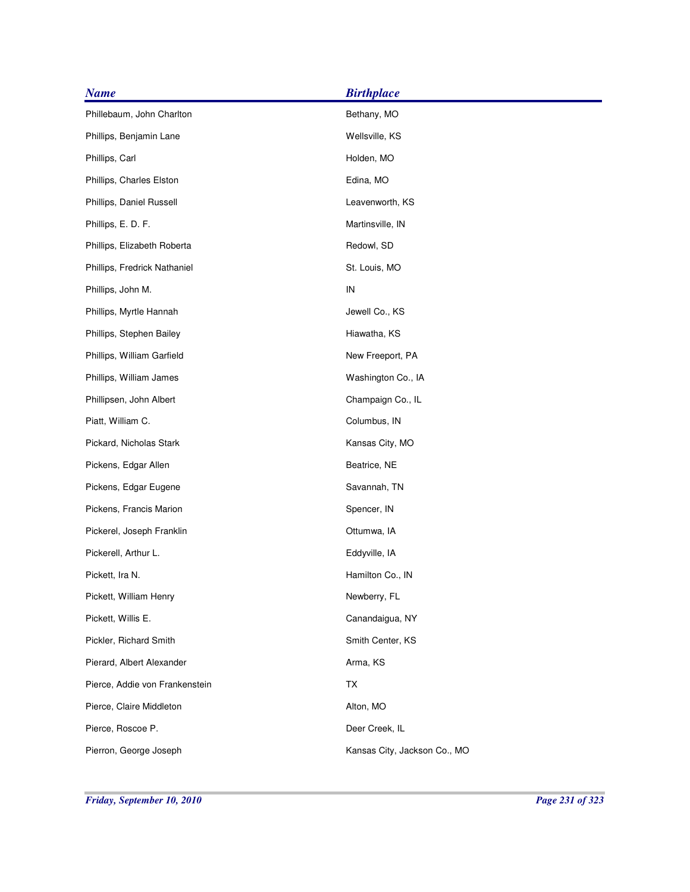| Name | Birthplace |
| --- | --- |
| Phillebaum, John Charlton | Bethany, MO |
| Phillips, Benjamin Lane | Wellsville, KS |
| Phillips, Carl | Holden, MO |
| Phillips, Charles Elston | Edina, MO |
| Phillips, Daniel Russell | Leavenworth, KS |
| Phillips, E. D. F. | Martinsville, IN |
| Phillips, Elizabeth Roberta | Redowl, SD |
| Phillips, Fredrick Nathaniel | St. Louis, MO |
| Phillips, John M. | IN |
| Phillips, Myrtle Hannah | Jewell Co., KS |
| Phillips, Stephen Bailey | Hiawatha, KS |
| Phillips, William Garfield | New Freeport, PA |
| Phillips, William James | Washington Co., IA |
| Phillipsen, John Albert | Champaign Co., IL |
| Piatt, William C. | Columbus, IN |
| Pickard, Nicholas Stark | Kansas City, MO |
| Pickens, Edgar Allen | Beatrice, NE |
| Pickens, Edgar Eugene | Savannah, TN |
| Pickens, Francis Marion | Spencer, IN |
| Pickerel, Joseph Franklin | Ottumwa, IA |
| Pickerell, Arthur L. | Eddyville, IA |
| Pickett, Ira N. | Hamilton Co., IN |
| Pickett, William Henry | Newberry, FL |
| Pickett, Willis E. | Canandaigua, NY |
| Pickler, Richard Smith | Smith Center, KS |
| Pierard, Albert Alexander | Arma, KS |
| Pierce, Addie von Frankenstein | TX |
| Pierce, Claire Middleton | Alton, MO |
| Pierce, Roscoe P. | Deer Creek, IL |
| Pierron, George Joseph | Kansas City, Jackson Co., MO |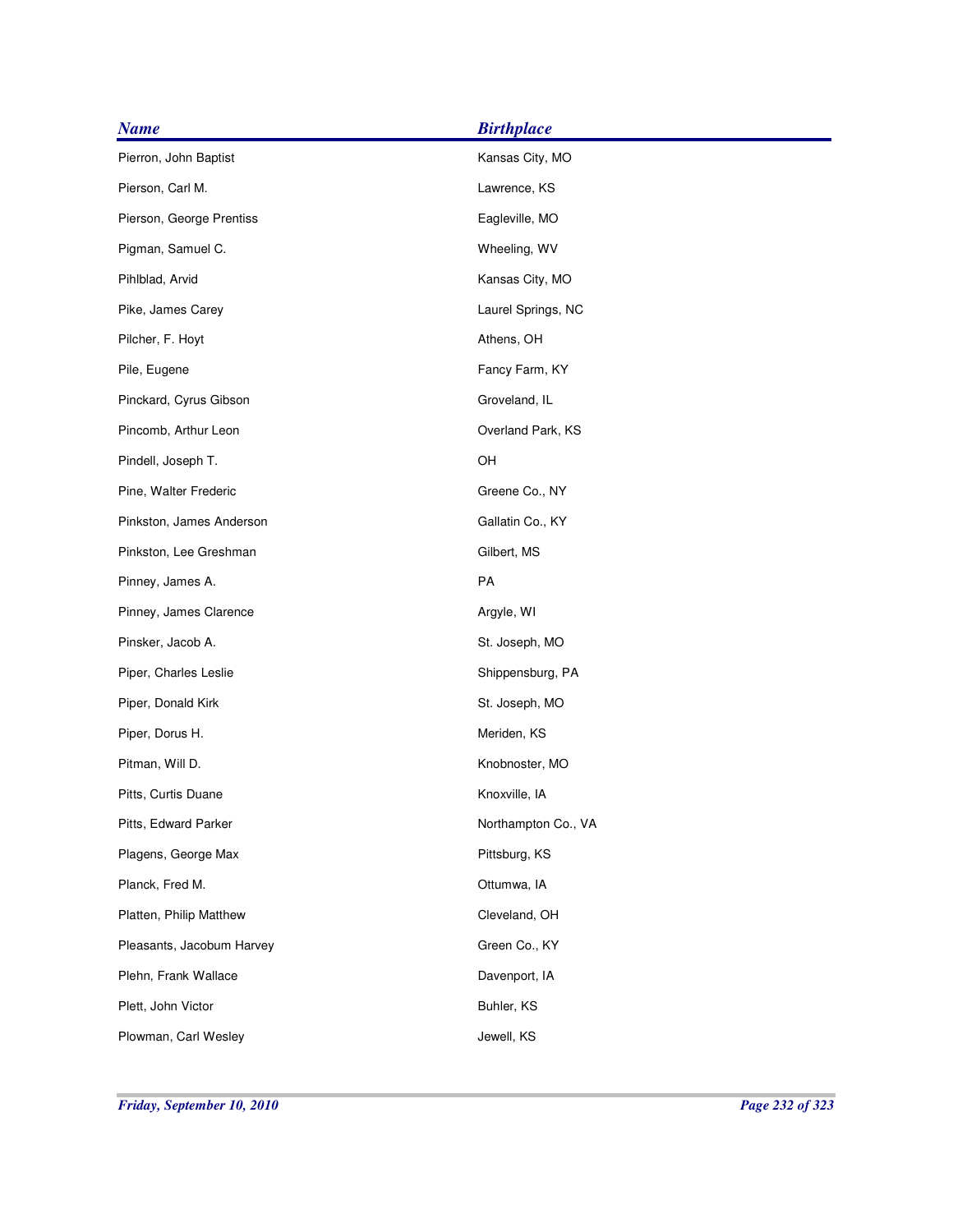| Name | Birthplace |
| --- | --- |
| Pierron, John Baptist | Kansas City, MO |
| Pierson, Carl M. | Lawrence, KS |
| Pierson, George Prentiss | Eagleville, MO |
| Pigman, Samuel C. | Wheeling, WV |
| Pihlblad, Arvid | Kansas City, MO |
| Pike, James Carey | Laurel Springs, NC |
| Pilcher, F. Hoyt | Athens, OH |
| Pile, Eugene | Fancy Farm, KY |
| Pinckard, Cyrus Gibson | Groveland, IL |
| Pincomb, Arthur Leon | Overland Park, KS |
| Pindell, Joseph T. | OH |
| Pine, Walter Frederic | Greene Co., NY |
| Pinkston, James Anderson | Gallatin Co., KY |
| Pinkston, Lee Greshman | Gilbert, MS |
| Pinney, James A. | PA |
| Pinney, James Clarence | Argyle, WI |
| Pinsker, Jacob A. | St. Joseph, MO |
| Piper, Charles Leslie | Shippensburg, PA |
| Piper, Donald Kirk | St. Joseph, MO |
| Piper, Dorus H. | Meriden, KS |
| Pitman, Will D. | Knobnoster, MO |
| Pitts, Curtis Duane | Knoxville, IA |
| Pitts, Edward Parker | Northampton Co., VA |
| Plagens, George Max | Pittsburg, KS |
| Planck, Fred M. | Ottumwa, IA |
| Platten, Philip Matthew | Cleveland, OH |
| Pleasants, Jacobum Harvey | Green Co., KY |
| Plehn, Frank Wallace | Davenport, IA |
| Plett, John Victor | Buhler, KS |
| Plowman, Carl Wesley | Jewell, KS |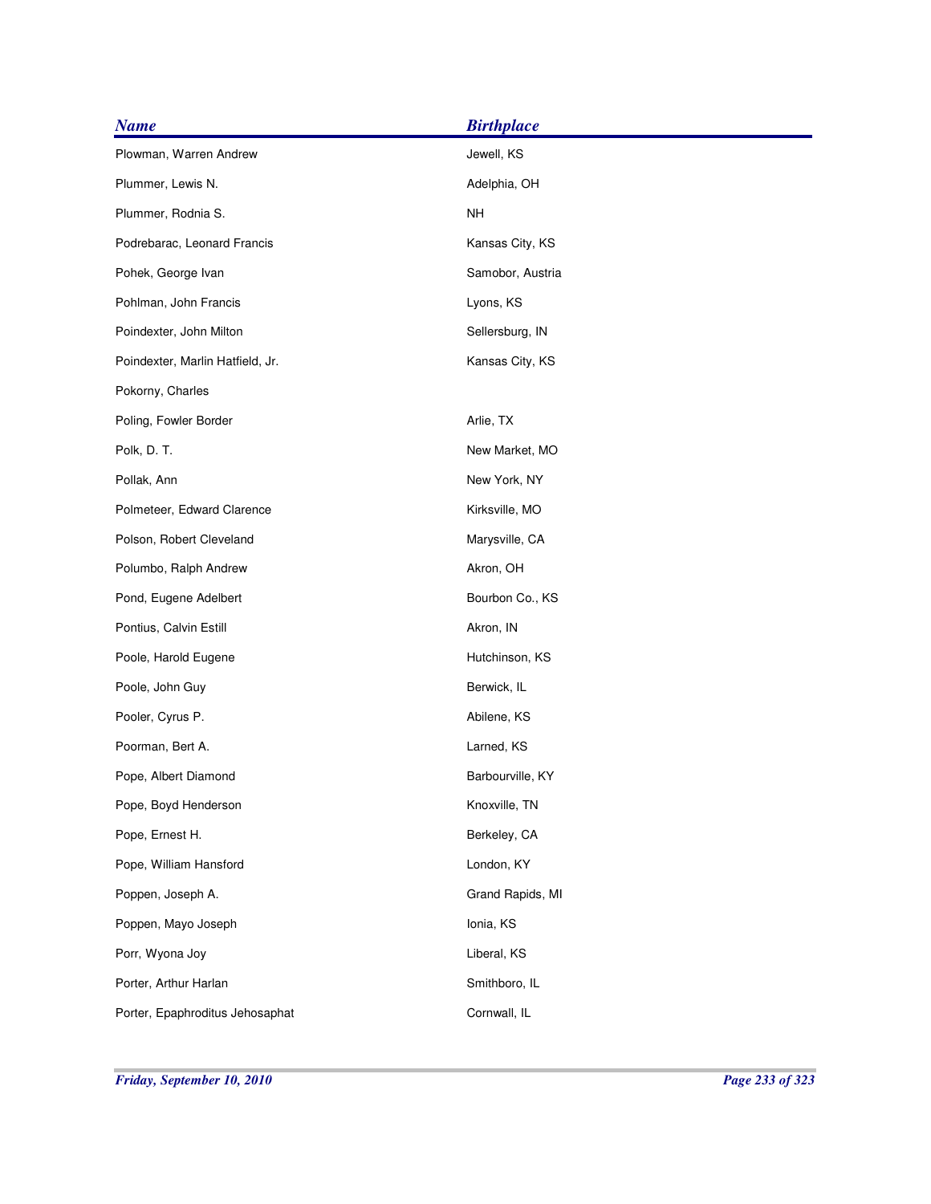| Name | Birthplace |
|---|---|
| Plowman, Warren Andrew | Jewell, KS |
| Plummer, Lewis N. | Adelphia, OH |
| Plummer, Rodnia S. | NH |
| Podrebarac, Leonard Francis | Kansas City, KS |
| Pohek, George Ivan | Samobor, Austria |
| Pohlman, John Francis | Lyons, KS |
| Poindexter, John Milton | Sellersburg, IN |
| Poindexter, Marlin Hatfield, Jr. | Kansas City, KS |
| Pokorny, Charles | |
| Poling, Fowler Border | Arlie, TX |
| Polk, D. T. | New Market, MO |
| Pollak, Ann | New York, NY |
| Polmeteer, Edward Clarence | Kirksville, MO |
| Polson, Robert Cleveland | Marysville, CA |
| Polumbo, Ralph Andrew | Akron, OH |
| Pond, Eugene Adelbert | Bourbon Co., KS |
| Pontius, Calvin Estill | Akron, IN |
| Poole, Harold Eugene | Hutchinson, KS |
| Poole, John Guy | Berwick, IL |
| Pooler, Cyrus P. | Abilene, KS |
| Poorman, Bert A. | Larned, KS |
| Pope, Albert Diamond | Barbourville, KY |
| Pope, Boyd Henderson | Knoxville, TN |
| Pope, Ernest H. | Berkeley, CA |
| Pope, William Hansford | London, KY |
| Poppen, Joseph A. | Grand Rapids, MI |
| Poppen, Mayo Joseph | Ionia, KS |
| Porr, Wyona Joy | Liberal, KS |
| Porter, Arthur Harlan | Smithboro, IL |
| Porter, Epaphroditus Jehosaphat | Cornwall, IL |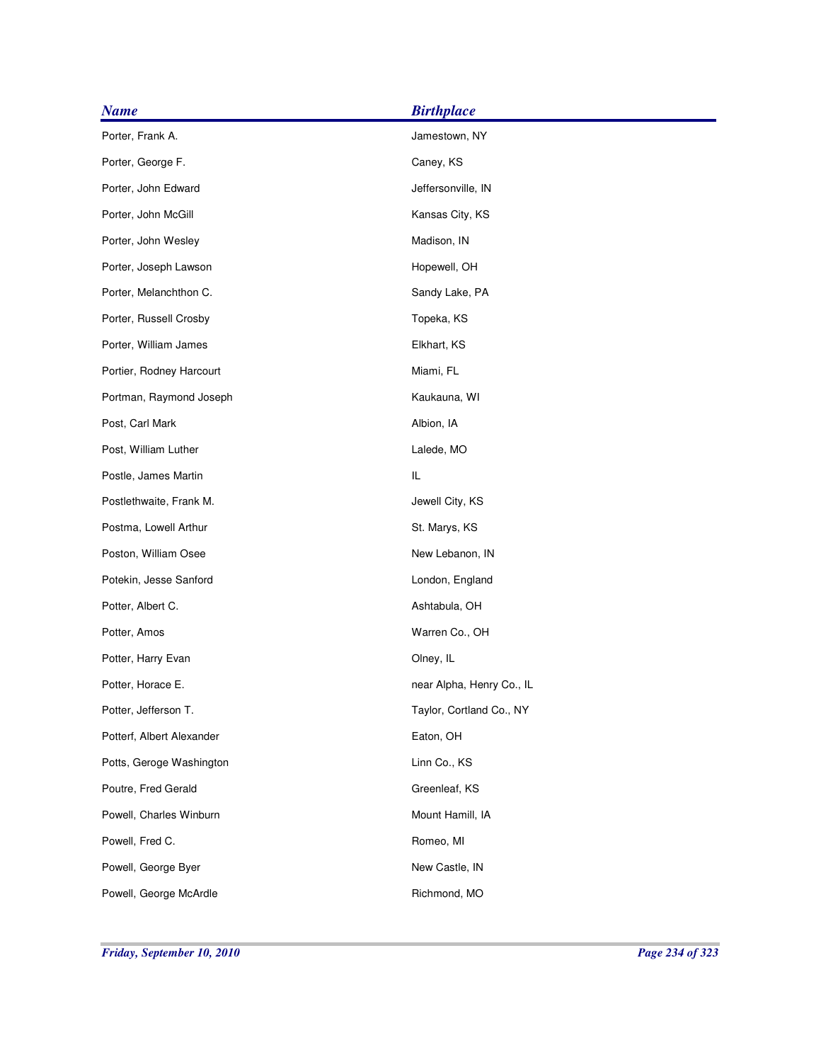| Name | Birthplace |
|---|---|
| Porter, Frank A. | Jamestown, NY |
| Porter, George F. | Caney, KS |
| Porter, John Edward | Jeffersonville, IN |
| Porter, John McGill | Kansas City, KS |
| Porter, John Wesley | Madison, IN |
| Porter, Joseph Lawson | Hopewell, OH |
| Porter, Melanchthon C. | Sandy Lake, PA |
| Porter, Russell Crosby | Topeka, KS |
| Porter, William James | Elkhart, KS |
| Portier, Rodney Harcourt | Miami, FL |
| Portman, Raymond Joseph | Kaukauna, WI |
| Post, Carl Mark | Albion, IA |
| Post, William Luther | Lalede, MO |
| Postle, James Martin | IL |
| Postlethwaite, Frank M. | Jewell City, KS |
| Postma, Lowell Arthur | St. Marys, KS |
| Poston, William Osee | New Lebanon, IN |
| Potekin, Jesse Sanford | London, England |
| Potter, Albert C. | Ashtabula, OH |
| Potter, Amos | Warren Co., OH |
| Potter, Harry Evan | Olney, IL |
| Potter, Horace E. | near Alpha, Henry Co., IL |
| Potter, Jefferson T. | Taylor, Cortland Co., NY |
| Potterf, Albert Alexander | Eaton, OH |
| Potts, Geroge Washington | Linn Co., KS |
| Poutre, Fred Gerald | Greenleaf, KS |
| Powell, Charles Winburn | Mount Hamill, IA |
| Powell, Fred C. | Romeo, MI |
| Powell, George Byer | New Castle, IN |
| Powell, George McArdle | Richmond, MO |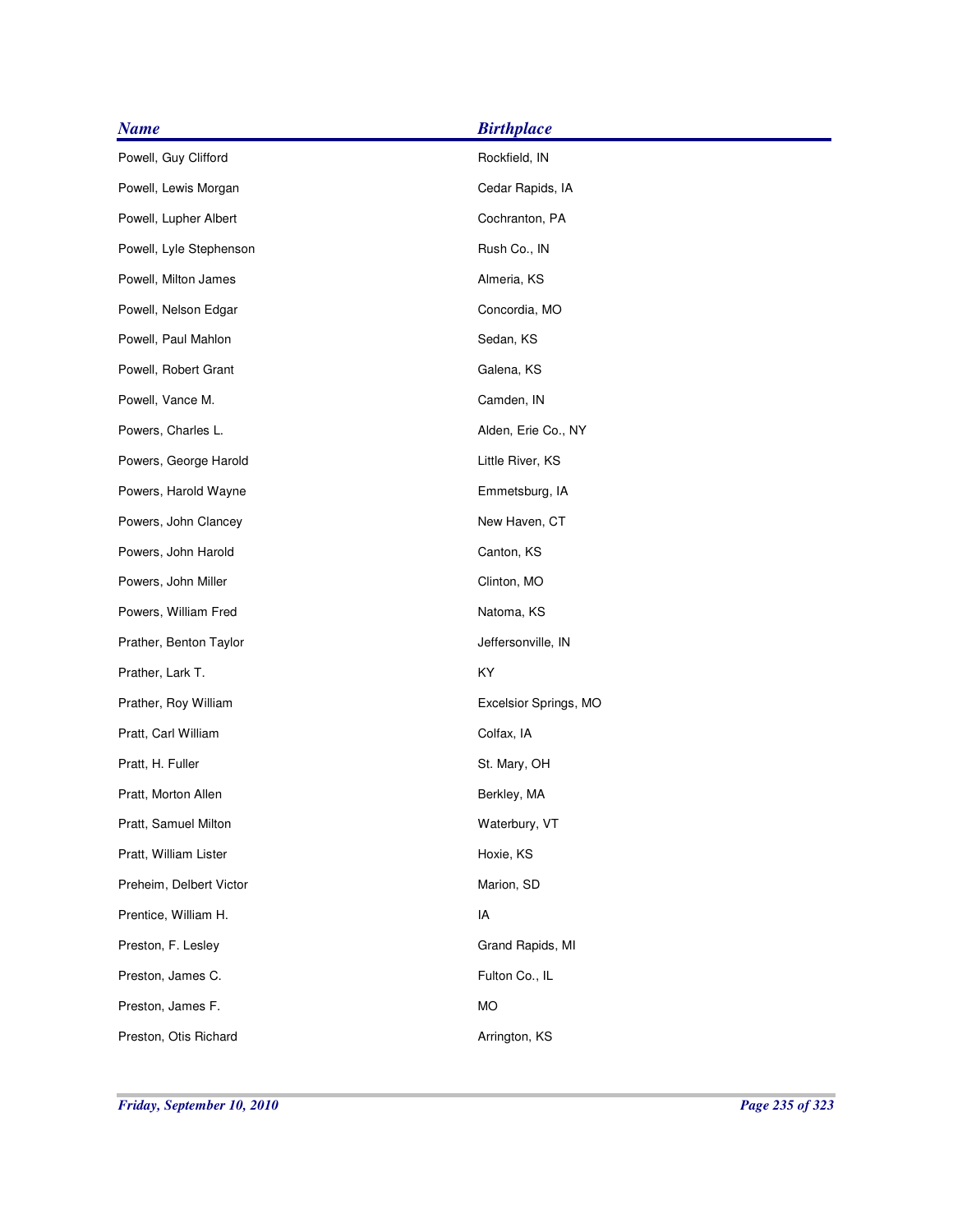| Name | Birthplace |
| --- | --- |
| Powell, Guy Clifford | Rockfield, IN |
| Powell, Lewis Morgan | Cedar Rapids, IA |
| Powell, Lupher Albert | Cochranton, PA |
| Powell, Lyle Stephenson | Rush Co., IN |
| Powell, Milton James | Almeria, KS |
| Powell, Nelson Edgar | Concordia, MO |
| Powell, Paul Mahlon | Sedan, KS |
| Powell, Robert Grant | Galena, KS |
| Powell, Vance M. | Camden, IN |
| Powers, Charles L. | Alden, Erie Co., NY |
| Powers, George Harold | Little River, KS |
| Powers, Harold Wayne | Emmetsburg, IA |
| Powers, John Clancey | New Haven, CT |
| Powers, John Harold | Canton, KS |
| Powers, John Miller | Clinton, MO |
| Powers, William Fred | Natoma, KS |
| Prather, Benton Taylor | Jeffersonville, IN |
| Prather, Lark T. | KY |
| Prather, Roy William | Excelsior Springs, MO |
| Pratt, Carl William | Colfax, IA |
| Pratt, H. Fuller | St. Mary, OH |
| Pratt, Morton Allen | Berkley, MA |
| Pratt, Samuel Milton | Waterbury, VT |
| Pratt, William Lister | Hoxie, KS |
| Preheim, Delbert Victor | Marion, SD |
| Prentice, William H. | IA |
| Preston, F. Lesley | Grand Rapids, MI |
| Preston, James C. | Fulton Co., IL |
| Preston, James F. | MO |
| Preston, Otis Richard | Arrington, KS |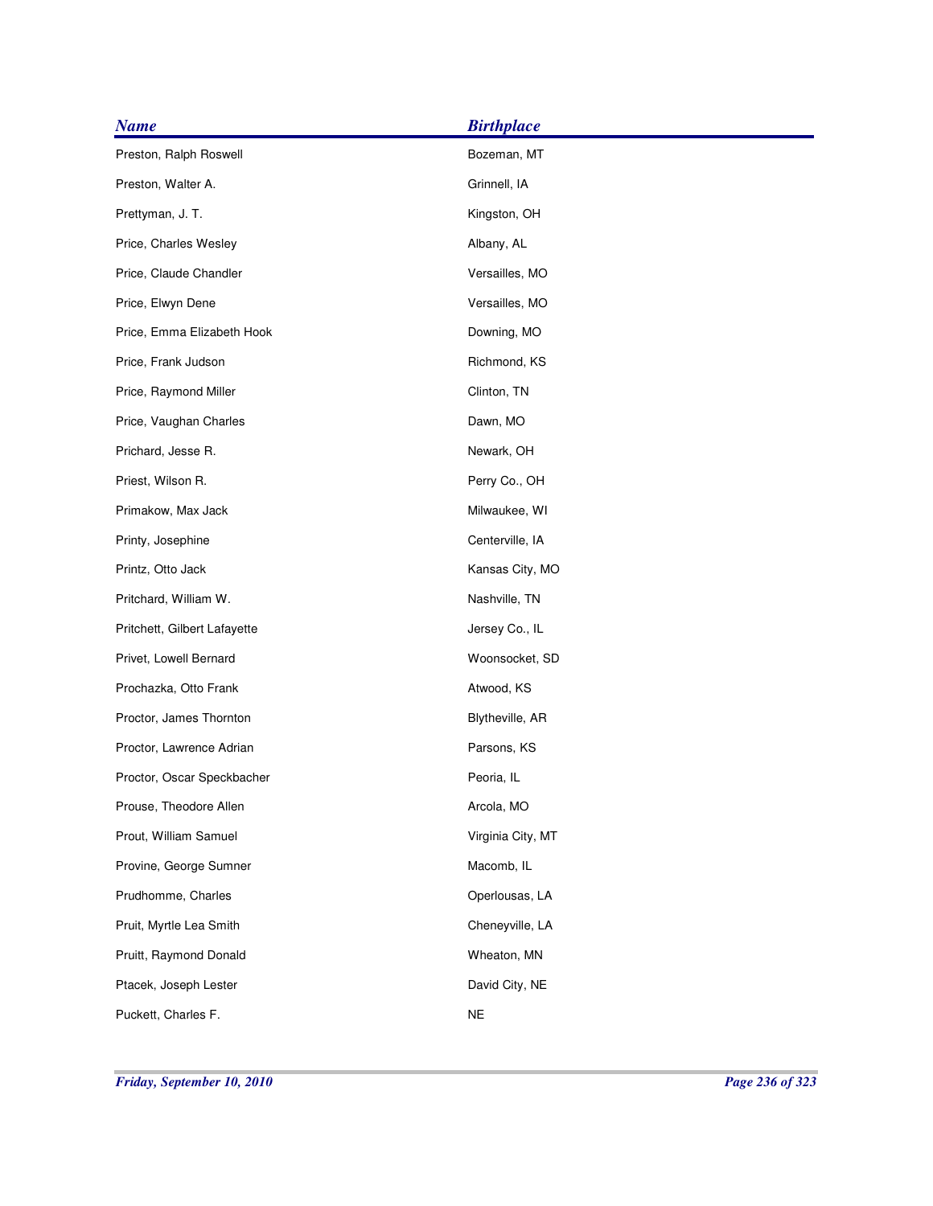| Name | Birthplace |
|---|---|
| Preston, Ralph Roswell | Bozeman, MT |
| Preston, Walter A. | Grinnell, IA |
| Prettyman, J. T. | Kingston, OH |
| Price, Charles Wesley | Albany, AL |
| Price, Claude Chandler | Versailles, MO |
| Price, Elwyn Dene | Versailles, MO |
| Price, Emma Elizabeth Hook | Downing, MO |
| Price, Frank Judson | Richmond, KS |
| Price, Raymond Miller | Clinton, TN |
| Price, Vaughan Charles | Dawn, MO |
| Prichard, Jesse R. | Newark, OH |
| Priest, Wilson R. | Perry Co., OH |
| Primakow, Max Jack | Milwaukee, WI |
| Printy, Josephine | Centerville, IA |
| Printz, Otto Jack | Kansas City, MO |
| Pritchard, William W. | Nashville, TN |
| Pritchett, Gilbert Lafayette | Jersey Co., IL |
| Privet, Lowell Bernard | Woonsocket, SD |
| Prochazka, Otto Frank | Atwood, KS |
| Proctor, James Thornton | Blytheville, AR |
| Proctor, Lawrence Adrian | Parsons, KS |
| Proctor, Oscar Speckbacher | Peoria, IL |
| Prouse, Theodore Allen | Arcola, MO |
| Prout, William Samuel | Virginia City, MT |
| Provine, George Sumner | Macomb, IL |
| Prudhomme, Charles | Operlousas, LA |
| Pruit, Myrtle Lea Smith | Cheneyville, LA |
| Pruitt, Raymond Donald | Wheaton, MN |
| Ptacek, Joseph Lester | David City, NE |
| Puckett, Charles F. | NE |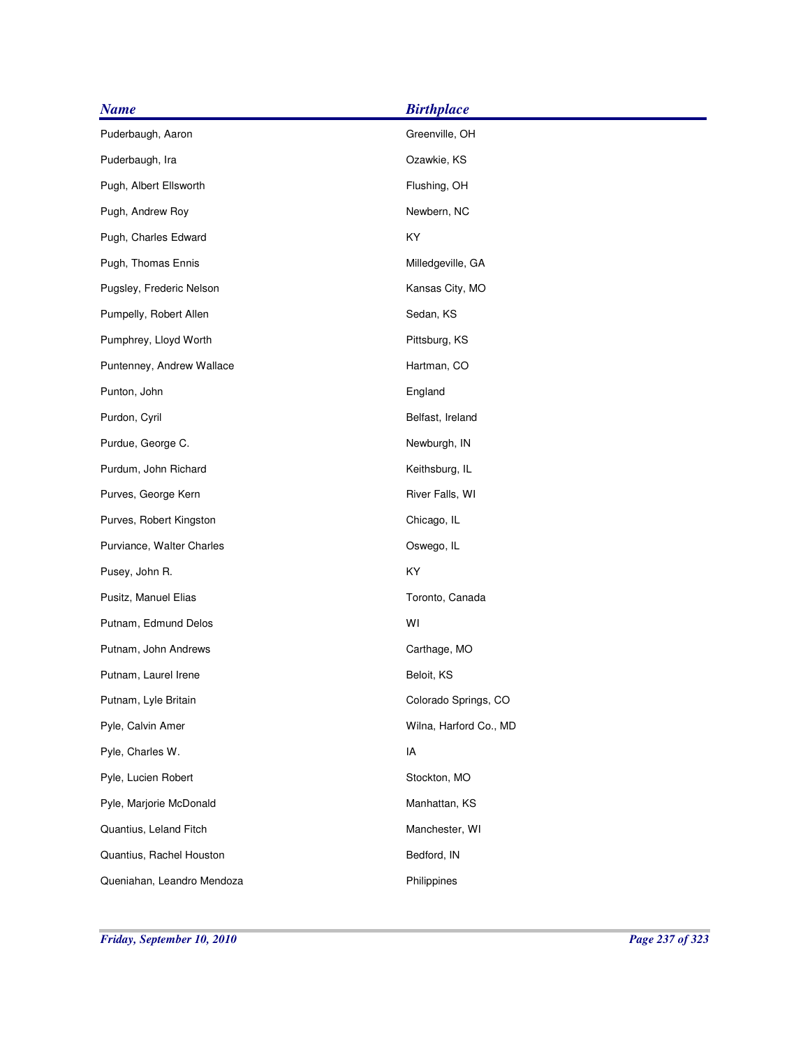| Name | Birthplace |
| --- | --- |
| Puderbaugh, Aaron | Greenville, OH |
| Puderbaugh, Ira | Ozawkie, KS |
| Pugh, Albert Ellsworth | Flushing, OH |
| Pugh, Andrew Roy | Newbern, NC |
| Pugh, Charles Edward | KY |
| Pugh, Thomas Ennis | Milledgeville, GA |
| Pugsley, Frederic Nelson | Kansas City, MO |
| Pumpelly, Robert Allen | Sedan, KS |
| Pumphrey, Lloyd Worth | Pittsburg, KS |
| Puntenney, Andrew Wallace | Hartman, CO |
| Punton, John | England |
| Purdon, Cyril | Belfast, Ireland |
| Purdue, George C. | Newburgh, IN |
| Purdum, John Richard | Keithsburg, IL |
| Purves, George Kern | River Falls, WI |
| Purves, Robert Kingston | Chicago, IL |
| Purviance, Walter Charles | Oswego, IL |
| Pusey, John R. | KY |
| Pusitz, Manuel Elias | Toronto, Canada |
| Putnam, Edmund Delos | WI |
| Putnam, John Andrews | Carthage, MO |
| Putnam, Laurel Irene | Beloit, KS |
| Putnam, Lyle Britain | Colorado Springs, CO |
| Pyle, Calvin Amer | Wilna, Harford Co., MD |
| Pyle, Charles W. | IA |
| Pyle, Lucien Robert | Stockton, MO |
| Pyle, Marjorie McDonald | Manhattan, KS |
| Quantius, Leland Fitch | Manchester, WI |
| Quantius, Rachel Houston | Bedford, IN |
| Queniahan, Leandro Mendoza | Philippines |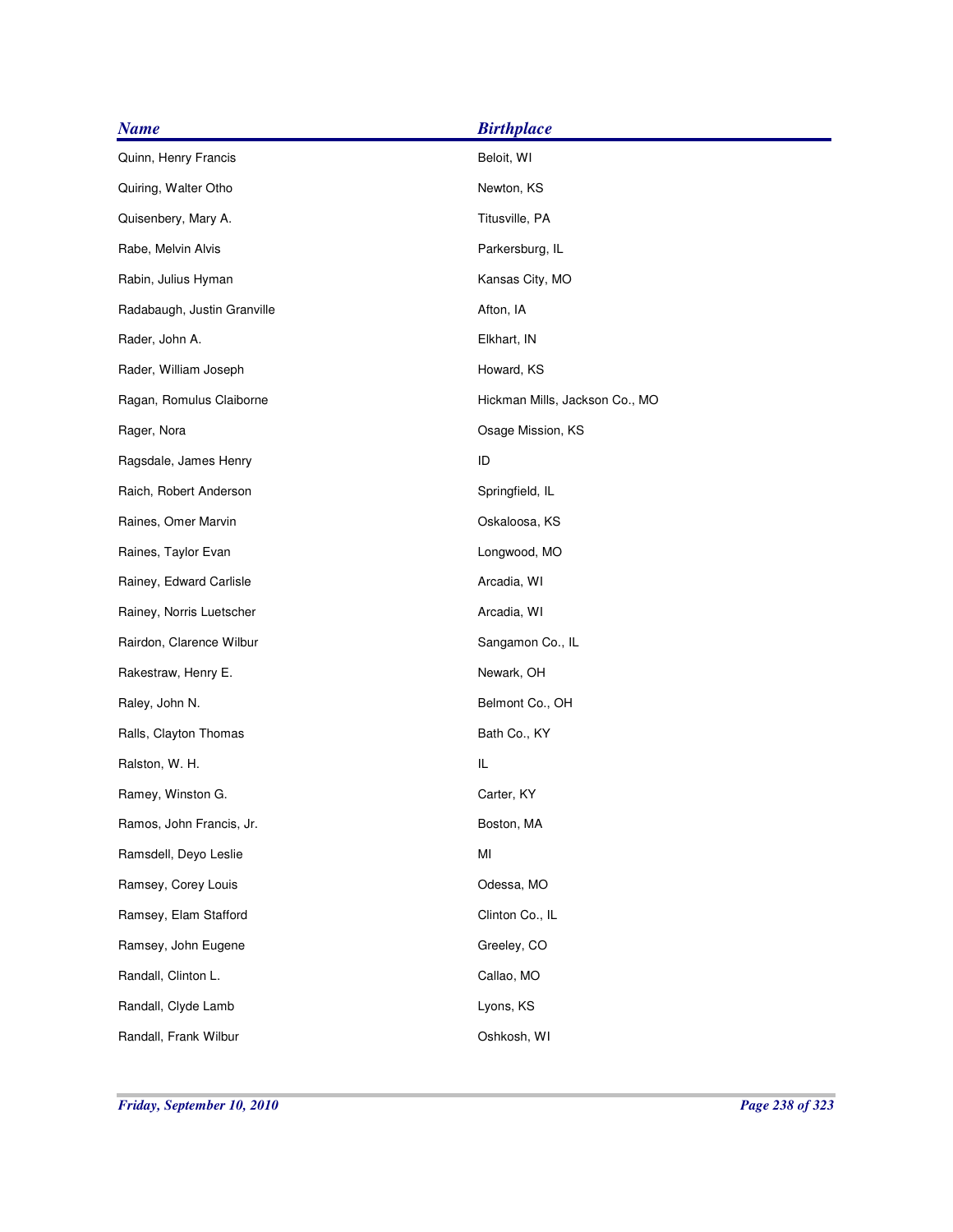| Name | Birthplace |
|---|---|
| Quinn, Henry Francis | Beloit, WI |
| Quiring, Walter Otho | Newton, KS |
| Quisenbery, Mary A. | Titusville, PA |
| Rabe, Melvin Alvis | Parkersburg, IL |
| Rabin, Julius Hyman | Kansas City, MO |
| Radabaugh, Justin Granville | Afton, IA |
| Rader, John A. | Elkhart, IN |
| Rader, William Joseph | Howard, KS |
| Ragan, Romulus Claiborne | Hickman Mills, Jackson Co., MO |
| Rager, Nora | Osage Mission, KS |
| Ragsdale, James Henry | ID |
| Raich, Robert Anderson | Springfield, IL |
| Raines, Omer Marvin | Oskaloosa, KS |
| Raines, Taylor Evan | Longwood, MO |
| Rainey, Edward Carlisle | Arcadia, WI |
| Rainey, Norris Luetscher | Arcadia, WI |
| Rairdon, Clarence Wilbur | Sangamon Co., IL |
| Rakestraw, Henry E. | Newark, OH |
| Raley, John N. | Belmont Co., OH |
| Ralls, Clayton Thomas | Bath Co., KY |
| Ralston, W. H. | IL |
| Ramey, Winston G. | Carter, KY |
| Ramos, John Francis, Jr. | Boston, MA |
| Ramsdell, Deyo Leslie | MI |
| Ramsey, Corey Louis | Odessa, MO |
| Ramsey, Elam Stafford | Clinton Co., IL |
| Ramsey, John Eugene | Greeley, CO |
| Randall, Clinton L. | Callao, MO |
| Randall, Clyde Lamb | Lyons, KS |
| Randall, Frank Wilbur | Oshkosh, WI |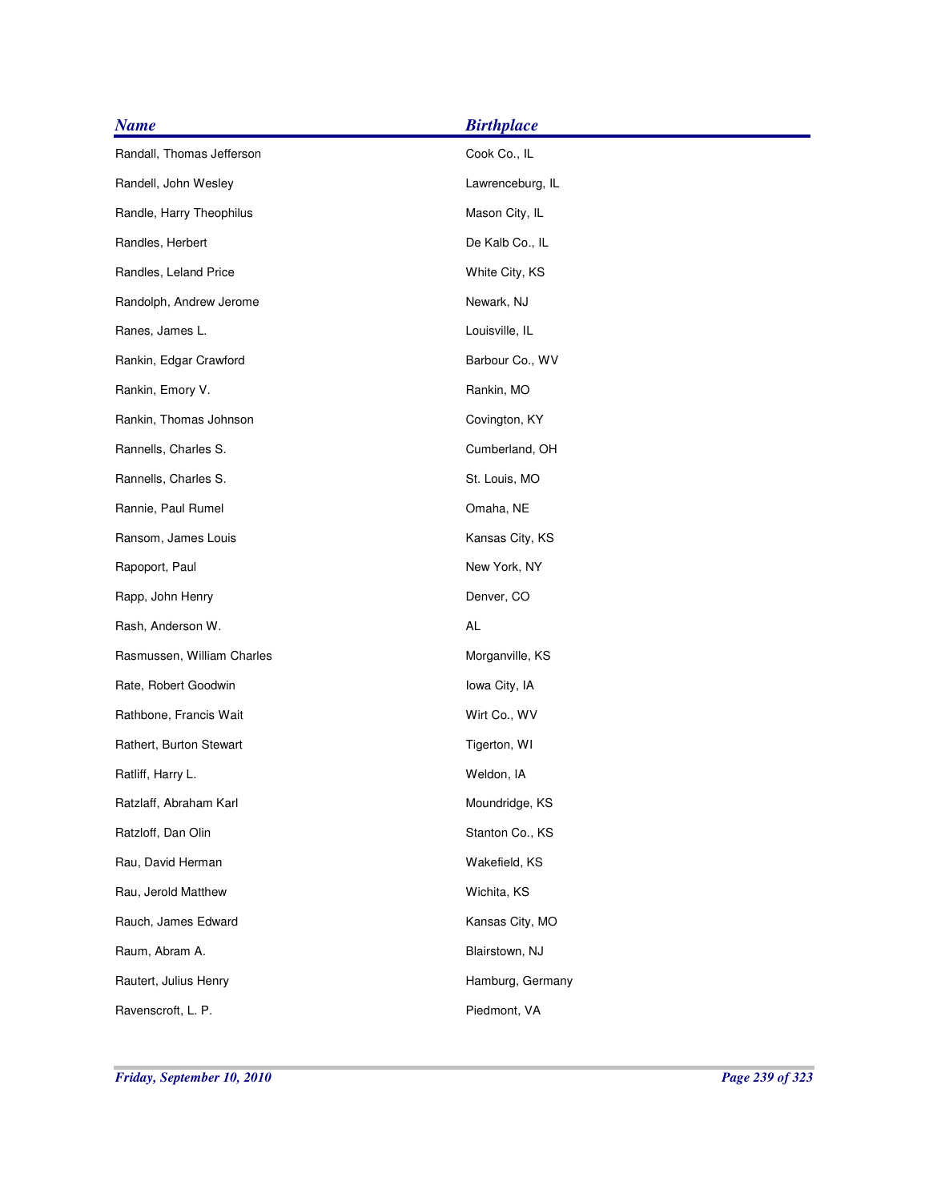| Name | Birthplace |
| --- | --- |
| Randall, Thomas Jefferson | Cook Co., IL |
| Randell, John Wesley | Lawrenceburg, IL |
| Randle, Harry Theophilus | Mason City, IL |
| Randles, Herbert | De Kalb Co., IL |
| Randles, Leland Price | White City, KS |
| Randolph, Andrew Jerome | Newark, NJ |
| Ranes, James L. | Louisville, IL |
| Rankin, Edgar Crawford | Barbour Co., WV |
| Rankin, Emory V. | Rankin, MO |
| Rankin, Thomas Johnson | Covington, KY |
| Rannells, Charles S. | Cumberland, OH |
| Rannells, Charles S. | St. Louis, MO |
| Rannie, Paul Rumel | Omaha, NE |
| Ransom, James Louis | Kansas City, KS |
| Rapoport, Paul | New York, NY |
| Rapp, John Henry | Denver, CO |
| Rash, Anderson W. | AL |
| Rasmussen, William Charles | Morganville, KS |
| Rate, Robert Goodwin | Iowa City, IA |
| Rathbone, Francis Wait | Wirt Co., WV |
| Rathert, Burton Stewart | Tigerton, WI |
| Ratliff, Harry L. | Weldon, IA |
| Ratzlaff, Abraham Karl | Moundridge, KS |
| Ratzloff, Dan Olin | Stanton Co., KS |
| Rau, David Herman | Wakefield, KS |
| Rau, Jerold Matthew | Wichita, KS |
| Rauch, James Edward | Kansas City, MO |
| Raum, Abram A. | Blairstown, NJ |
| Rautert, Julius Henry | Hamburg, Germany |
| Ravenscroft, L. P. | Piedmont, VA |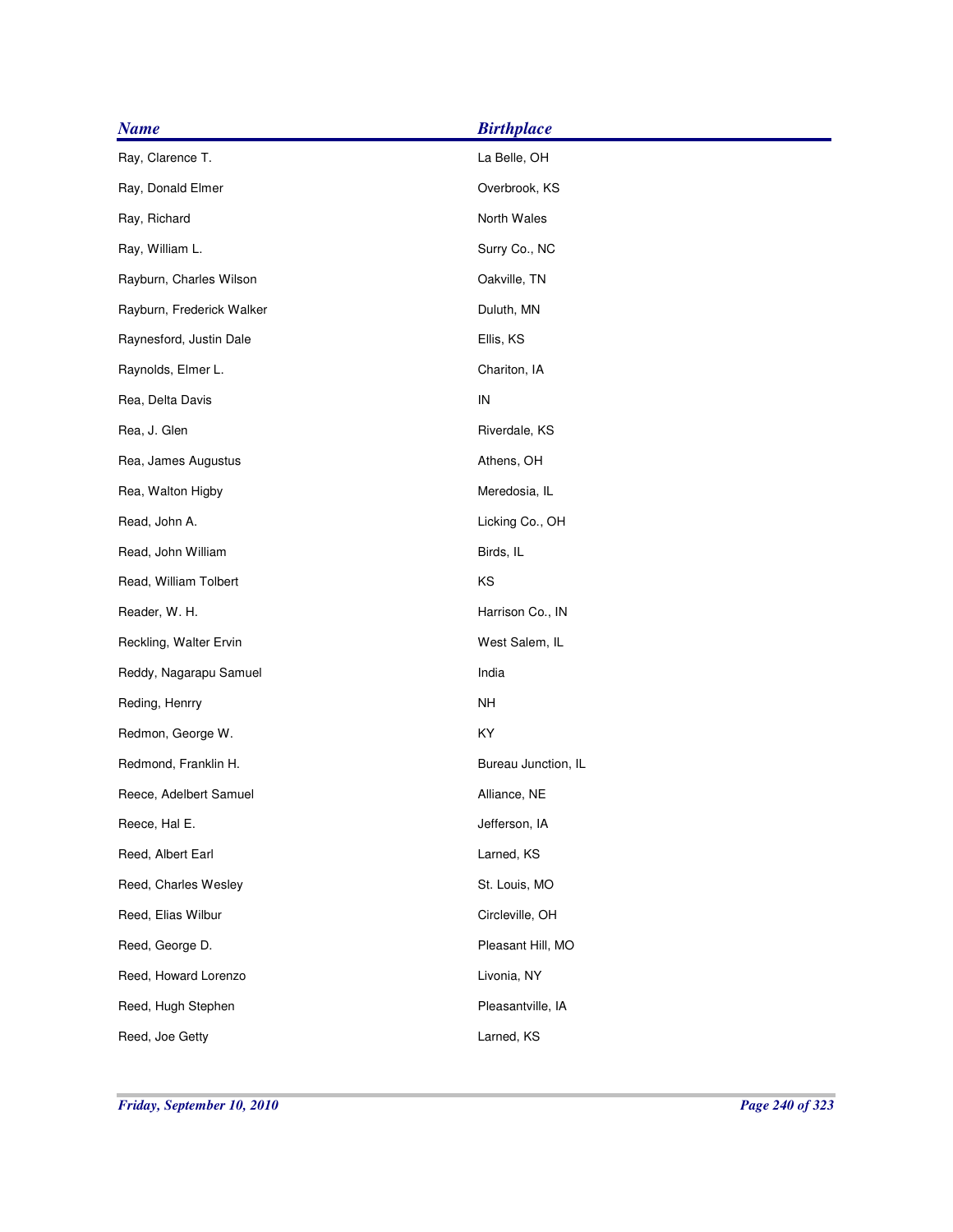| Name | Birthplace |
|---|---|
| Ray, Clarence T. | La Belle, OH |
| Ray, Donald Elmer | Overbrook, KS |
| Ray, Richard | North Wales |
| Ray, William L. | Surry Co., NC |
| Rayburn, Charles Wilson | Oakville, TN |
| Rayburn, Frederick Walker | Duluth, MN |
| Raynesford, Justin Dale | Ellis, KS |
| Raynolds, Elmer L. | Chariton, IA |
| Rea, Delta Davis | IN |
| Rea, J. Glen | Riverdale, KS |
| Rea, James Augustus | Athens, OH |
| Rea, Walton Higby | Meredosia, IL |
| Read, John A. | Licking Co., OH |
| Read, John William | Birds, IL |
| Read, William Tolbert | KS |
| Reader, W. H. | Harrison Co., IN |
| Reckling, Walter Ervin | West Salem, IL |
| Reddy, Nagarapu Samuel | India |
| Reding, Henrry | NH |
| Redmon, George W. | KY |
| Redmond, Franklin H. | Bureau Junction, IL |
| Reece, Adelbert Samuel | Alliance, NE |
| Reece, Hal E. | Jefferson, IA |
| Reed, Albert Earl | Larned, KS |
| Reed, Charles Wesley | St. Louis, MO |
| Reed, Elias Wilbur | Circleville, OH |
| Reed, George D. | Pleasant Hill, MO |
| Reed, Howard Lorenzo | Livonia, NY |
| Reed, Hugh Stephen | Pleasantville, IA |
| Reed, Joe Getty | Larned, KS |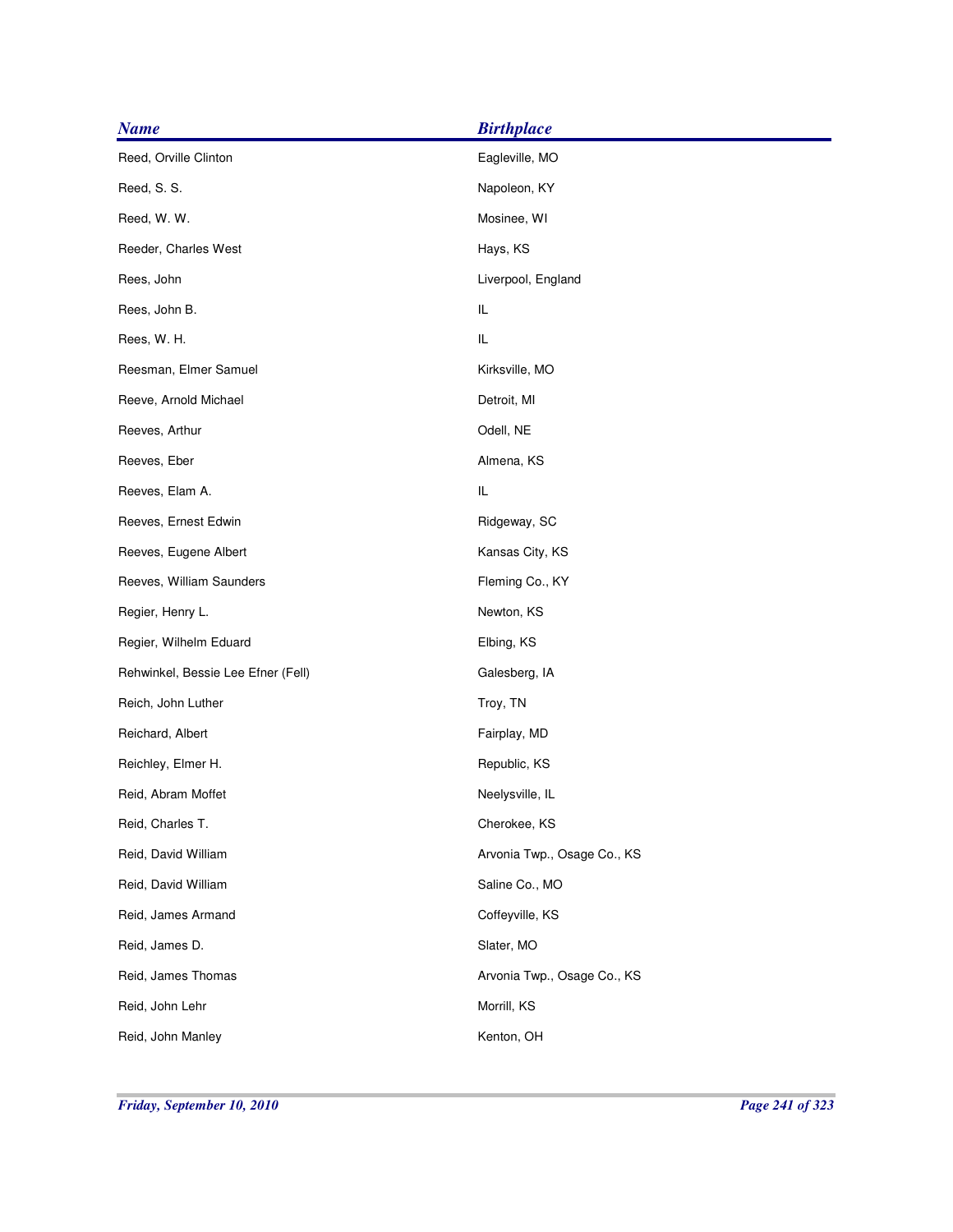| Name | Birthplace |
| --- | --- |
| Reed, Orville Clinton | Eagleville, MO |
| Reed, S. S. | Napoleon, KY |
| Reed, W. W. | Mosinee, WI |
| Reeder, Charles West | Hays, KS |
| Rees, John | Liverpool, England |
| Rees, John B. | IL |
| Rees, W. H. | IL |
| Reesman, Elmer Samuel | Kirksville, MO |
| Reeve, Arnold Michael | Detroit, MI |
| Reeves, Arthur | Odell, NE |
| Reeves, Eber | Almena, KS |
| Reeves, Elam A. | IL |
| Reeves, Ernest Edwin | Ridgeway, SC |
| Reeves, Eugene Albert | Kansas City, KS |
| Reeves, William Saunders | Fleming Co., KY |
| Regier, Henry L. | Newton, KS |
| Regier, Wilhelm Eduard | Elbing, KS |
| Rehwinkel, Bessie Lee Efner (Fell) | Galesberg, IA |
| Reich, John Luther | Troy, TN |
| Reichard, Albert | Fairplay, MD |
| Reichley, Elmer H. | Republic, KS |
| Reid, Abram Moffet | Neelysville, IL |
| Reid, Charles T. | Cherokee, KS |
| Reid, David William | Arvonia Twp., Osage Co., KS |
| Reid, David William | Saline Co., MO |
| Reid, James Armand | Coffeyville, KS |
| Reid, James D. | Slater, MO |
| Reid, James Thomas | Arvonia Twp., Osage Co., KS |
| Reid, John Lehr | Morrill, KS |
| Reid, John Manley | Kenton, OH |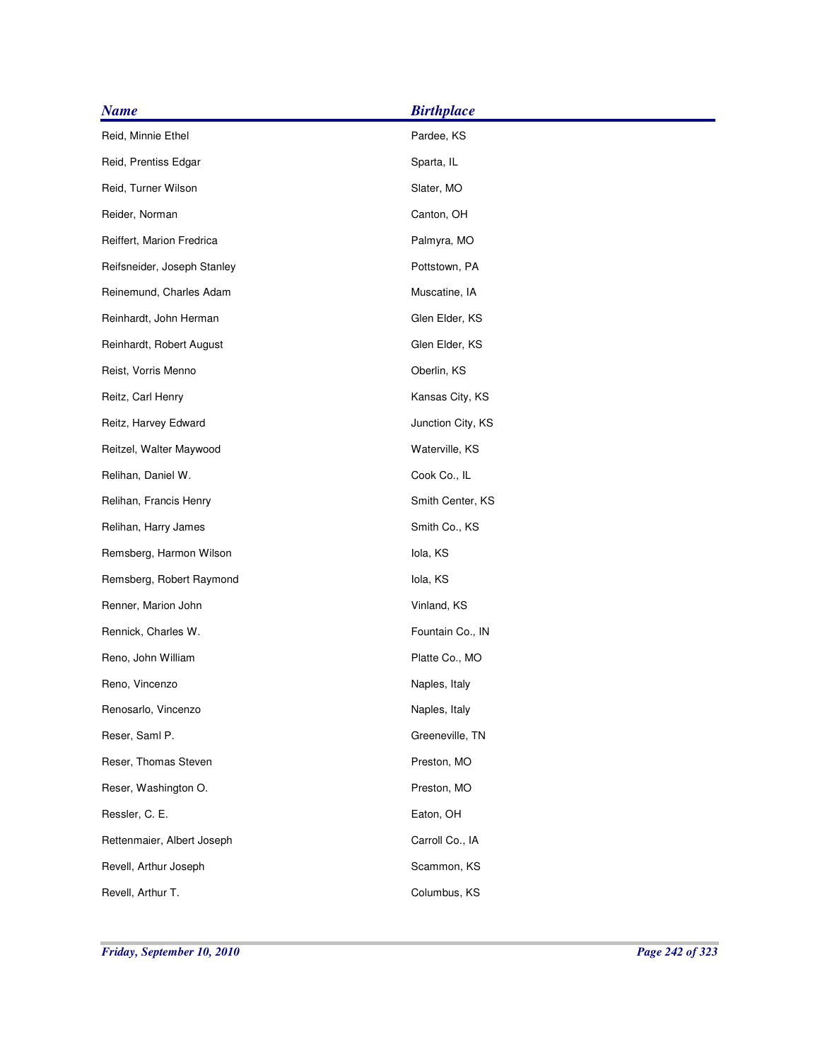| Name | Birthplace |
|---|---|
| Reid, Minnie Ethel | Pardee, KS |
| Reid, Prentiss Edgar | Sparta, IL |
| Reid, Turner Wilson | Slater, MO |
| Reider, Norman | Canton, OH |
| Reiffert, Marion Fredrica | Palmyra, MO |
| Reifsneider, Joseph Stanley | Pottstown, PA |
| Reinemund, Charles Adam | Muscatine, IA |
| Reinhardt, John Herman | Glen Elder, KS |
| Reinhardt, Robert August | Glen Elder, KS |
| Reist, Vorris Menno | Oberlin, KS |
| Reitz, Carl Henry | Kansas City, KS |
| Reitz, Harvey Edward | Junction City, KS |
| Reitzel, Walter Maywood | Waterville, KS |
| Relihan, Daniel W. | Cook Co., IL |
| Relihan, Francis Henry | Smith Center, KS |
| Relihan, Harry James | Smith Co., KS |
| Remsberg, Harmon Wilson | Iola, KS |
| Remsberg, Robert Raymond | Iola, KS |
| Renner, Marion John | Vinland, KS |
| Rennick, Charles W. | Fountain Co., IN |
| Reno, John William | Platte Co., MO |
| Reno, Vincenzo | Naples, Italy |
| Renosarlo, Vincenzo | Naples, Italy |
| Reser, Saml P. | Greeneville, TN |
| Reser, Thomas Steven | Preston, MO |
| Reser, Washington O. | Preston, MO |
| Ressler, C. E. | Eaton, OH |
| Rettenmaier, Albert Joseph | Carroll Co., IA |
| Revell, Arthur Joseph | Scammon, KS |
| Revell, Arthur T. | Columbus, KS |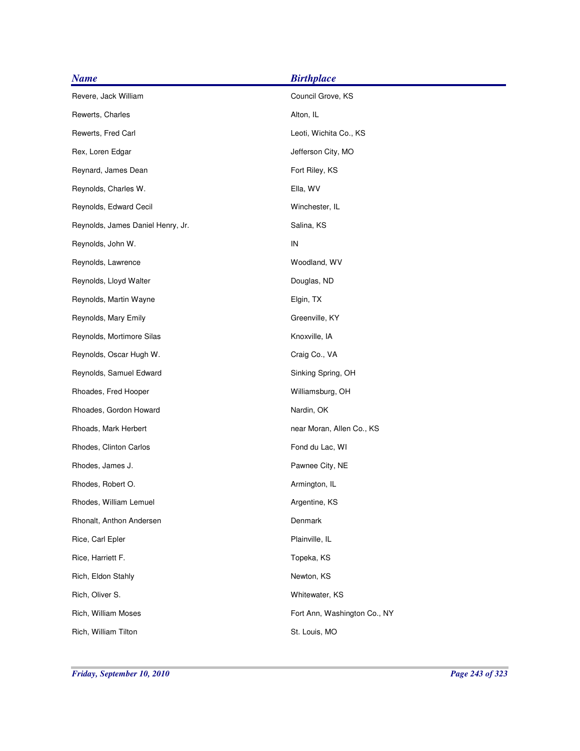| Name | Birthplace |
|---|---|
| Revere, Jack William | Council Grove, KS |
| Rewerts, Charles | Alton, IL |
| Rewerts, Fred Carl | Leoti, Wichita Co., KS |
| Rex, Loren Edgar | Jefferson City, MO |
| Reynard, James Dean | Fort Riley, KS |
| Reynolds, Charles W. | Ella, WV |
| Reynolds, Edward Cecil | Winchester, IL |
| Reynolds, James Daniel Henry, Jr. | Salina, KS |
| Reynolds, John W. | IN |
| Reynolds, Lawrence | Woodland, WV |
| Reynolds, Lloyd Walter | Douglas, ND |
| Reynolds, Martin Wayne | Elgin, TX |
| Reynolds, Mary Emily | Greenville, KY |
| Reynolds, Mortimore Silas | Knoxville, IA |
| Reynolds, Oscar Hugh W. | Craig Co., VA |
| Reynolds, Samuel Edward | Sinking Spring, OH |
| Rhoades, Fred Hooper | Williamsburg, OH |
| Rhoades, Gordon Howard | Nardin, OK |
| Rhoads, Mark Herbert | near Moran, Allen Co., KS |
| Rhodes, Clinton Carlos | Fond du Lac, WI |
| Rhodes, James J. | Pawnee City, NE |
| Rhodes, Robert O. | Armington, IL |
| Rhodes, William Lemuel | Argentine, KS |
| Rhonalt, Anthon Andersen | Denmark |
| Rice, Carl Epler | Plainville, IL |
| Rice, Harriett F. | Topeka, KS |
| Rich, Eldon Stahly | Newton, KS |
| Rich, Oliver S. | Whitewater, KS |
| Rich, William Moses | Fort Ann, Washington Co., NY |
| Rich, William Tilton | St. Louis, MO |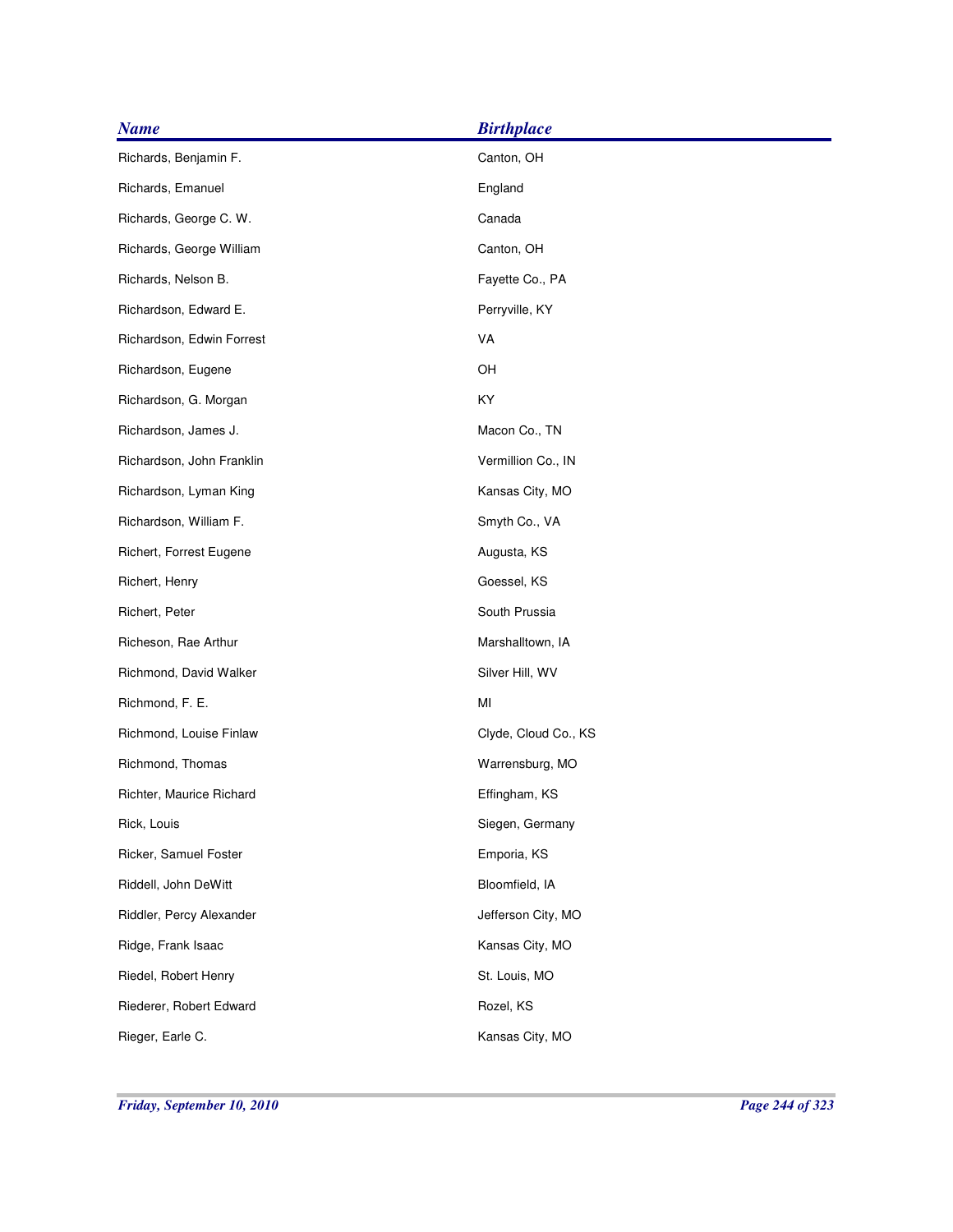| Name | Birthplace |
| --- | --- |
| Richards, Benjamin F. | Canton, OH |
| Richards, Emanuel | England |
| Richards, George C. W. | Canada |
| Richards, George William | Canton, OH |
| Richards, Nelson B. | Fayette Co., PA |
| Richardson, Edward E. | Perryville, KY |
| Richardson, Edwin Forrest | VA |
| Richardson, Eugene | OH |
| Richardson, G. Morgan | KY |
| Richardson, James J. | Macon Co., TN |
| Richardson, John Franklin | Vermillion Co., IN |
| Richardson, Lyman King | Kansas City, MO |
| Richardson, William F. | Smyth Co., VA |
| Richert, Forrest Eugene | Augusta, KS |
| Richert, Henry | Goessel, KS |
| Richert, Peter | South Prussia |
| Richeson, Rae Arthur | Marshalltown, IA |
| Richmond, David Walker | Silver Hill, WV |
| Richmond, F. E. | MI |
| Richmond, Louise Finlaw | Clyde, Cloud Co., KS |
| Richmond, Thomas | Warrensburg, MO |
| Richter, Maurice Richard | Effingham, KS |
| Rick, Louis | Siegen, Germany |
| Ricker, Samuel Foster | Emporia, KS |
| Riddell, John DeWitt | Bloomfield, IA |
| Riddler, Percy Alexander | Jefferson City, MO |
| Ridge, Frank Isaac | Kansas City, MO |
| Riedel, Robert Henry | St. Louis, MO |
| Riederer, Robert Edward | Rozel, KS |
| Rieger, Earle C. | Kansas City, MO |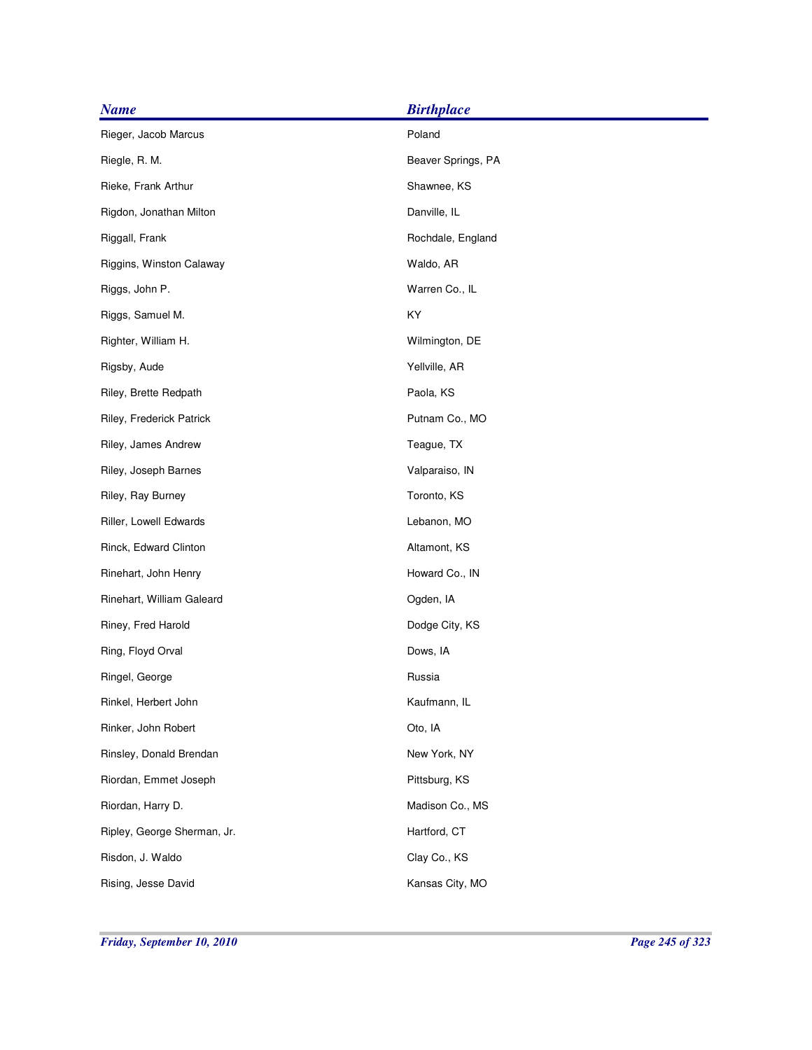| Name | Birthplace |
|---|---|
| Rieger, Jacob Marcus | Poland |
| Riegle, R. M. | Beaver Springs, PA |
| Rieke, Frank Arthur | Shawnee, KS |
| Rigdon, Jonathan Milton | Danville, IL |
| Riggall, Frank | Rochdale, England |
| Riggins, Winston Calaway | Waldo, AR |
| Riggs, John P. | Warren Co., IL |
| Riggs, Samuel M. | KY |
| Righter, William H. | Wilmington, DE |
| Rigsby, Aude | Yellville, AR |
| Riley, Brette Redpath | Paola, KS |
| Riley, Frederick Patrick | Putnam Co., MO |
| Riley, James Andrew | Teague, TX |
| Riley, Joseph Barnes | Valparaiso, IN |
| Riley, Ray Burney | Toronto, KS |
| Riller, Lowell Edwards | Lebanon, MO |
| Rinck, Edward Clinton | Altamont, KS |
| Rinehart, John Henry | Howard Co., IN |
| Rinehart, William Galeard | Ogden, IA |
| Riney, Fred Harold | Dodge City, KS |
| Ring, Floyd Orval | Dows, IA |
| Ringel, George | Russia |
| Rinkel, Herbert John | Kaufmann, IL |
| Rinker, John Robert | Oto, IA |
| Rinsley, Donald Brendan | New York, NY |
| Riordan, Emmet Joseph | Pittsburg, KS |
| Riordan, Harry D. | Madison Co., MS |
| Ripley, George Sherman, Jr. | Hartford, CT |
| Risdon, J. Waldo | Clay Co., KS |
| Rising, Jesse David | Kansas City, MO |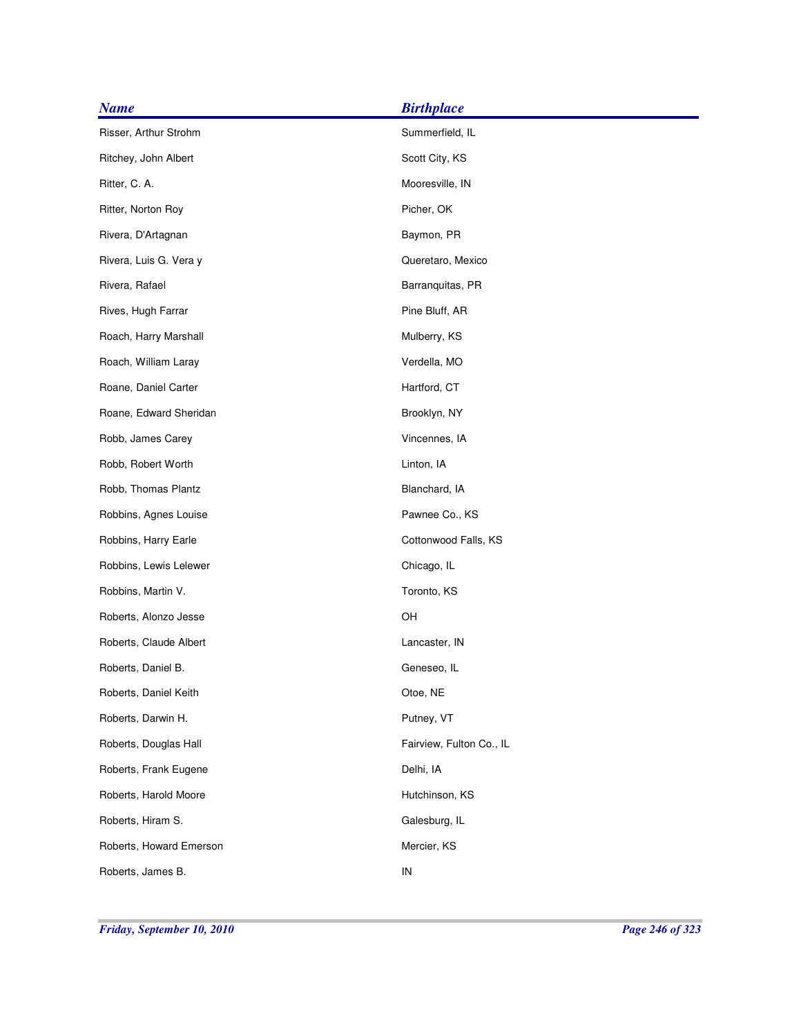| Name | Birthplace |
| --- | --- |
| Risser, Arthur Strohm | Summerfield, IL |
| Ritchey, John Albert | Scott City, KS |
| Ritter, C. A. | Mooresville, IN |
| Ritter, Norton Roy | Picher, OK |
| Rivera, D'Artagnan | Baymon, PR |
| Rivera, Luis G. Vera y | Queretaro, Mexico |
| Rivera, Rafael | Barranquitas, PR |
| Rives, Hugh Farrar | Pine Bluff, AR |
| Roach, Harry Marshall | Mulberry, KS |
| Roach, William Laray | Verdella, MO |
| Roane, Daniel Carter | Hartford, CT |
| Roane, Edward Sheridan | Brooklyn, NY |
| Robb, James Carey | Vincennes, IA |
| Robb, Robert Worth | Linton, IA |
| Robb, Thomas Plantz | Blanchard, IA |
| Robbins, Agnes Louise | Pawnee Co., KS |
| Robbins, Harry Earle | Cottonwood Falls, KS |
| Robbins, Lewis Lelewer | Chicago, IL |
| Robbins, Martin V. | Toronto, KS |
| Roberts, Alonzo Jesse | OH |
| Roberts, Claude Albert | Lancaster, IN |
| Roberts, Daniel B. | Geneseo, IL |
| Roberts, Daniel Keith | Otoe, NE |
| Roberts, Darwin H. | Putney, VT |
| Roberts, Douglas Hall | Fairview, Fulton Co., IL |
| Roberts, Frank Eugene | Delhi, IA |
| Roberts, Harold Moore | Hutchinson, KS |
| Roberts, Hiram S. | Galesburg, IL |
| Roberts, Howard Emerson | Mercier, KS |
| Roberts, James B. | IN |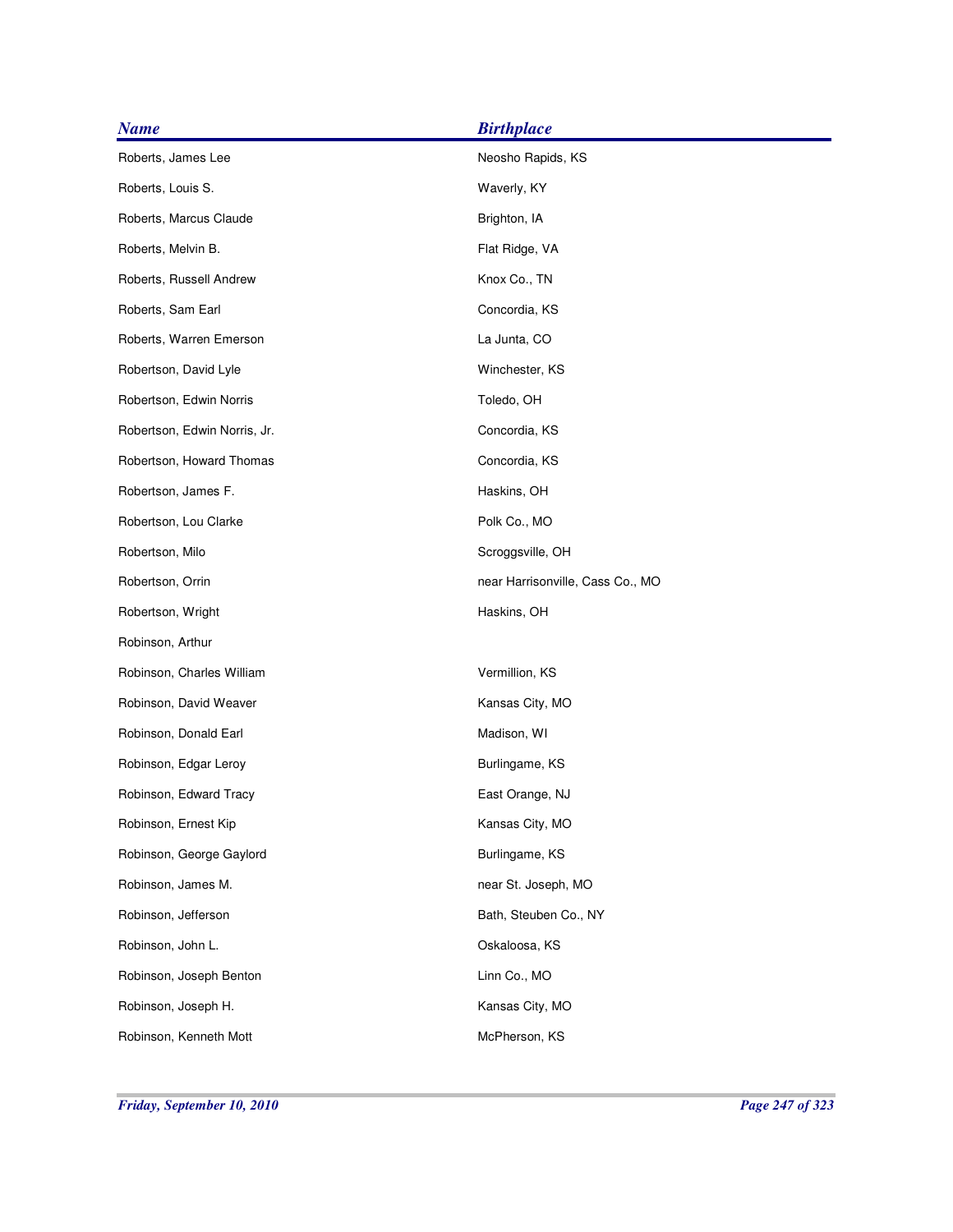| Name | Birthplace |
| --- | --- |
| Roberts, James Lee | Neosho Rapids, KS |
| Roberts, Louis S. | Waverly, KY |
| Roberts, Marcus Claude | Brighton, IA |
| Roberts, Melvin B. | Flat Ridge, VA |
| Roberts, Russell Andrew | Knox Co., TN |
| Roberts, Sam Earl | Concordia, KS |
| Roberts, Warren Emerson | La Junta, CO |
| Robertson, David Lyle | Winchester, KS |
| Robertson, Edwin Norris | Toledo, OH |
| Robertson, Edwin Norris, Jr. | Concordia, KS |
| Robertson, Howard Thomas | Concordia, KS |
| Robertson, James F. | Haskins, OH |
| Robertson, Lou Clarke | Polk Co., MO |
| Robertson, Milo | Scroggsville, OH |
| Robertson, Orrin | near Harrisonville, Cass Co., MO |
| Robertson, Wright | Haskins, OH |
| Robinson, Arthur | |
| Robinson, Charles William | Vermillion, KS |
| Robinson, David Weaver | Kansas City, MO |
| Robinson, Donald Earl | Madison, WI |
| Robinson, Edgar Leroy | Burlingame, KS |
| Robinson, Edward Tracy | East Orange, NJ |
| Robinson, Ernest Kip | Kansas City, MO |
| Robinson, George Gaylord | Burlingame, KS |
| Robinson, James M. | near St. Joseph, MO |
| Robinson, Jefferson | Bath, Steuben Co., NY |
| Robinson, John L. | Oskaloosa, KS |
| Robinson, Joseph Benton | Linn Co., MO |
| Robinson, Joseph H. | Kansas City, MO |
| Robinson, Kenneth Mott | McPherson, KS |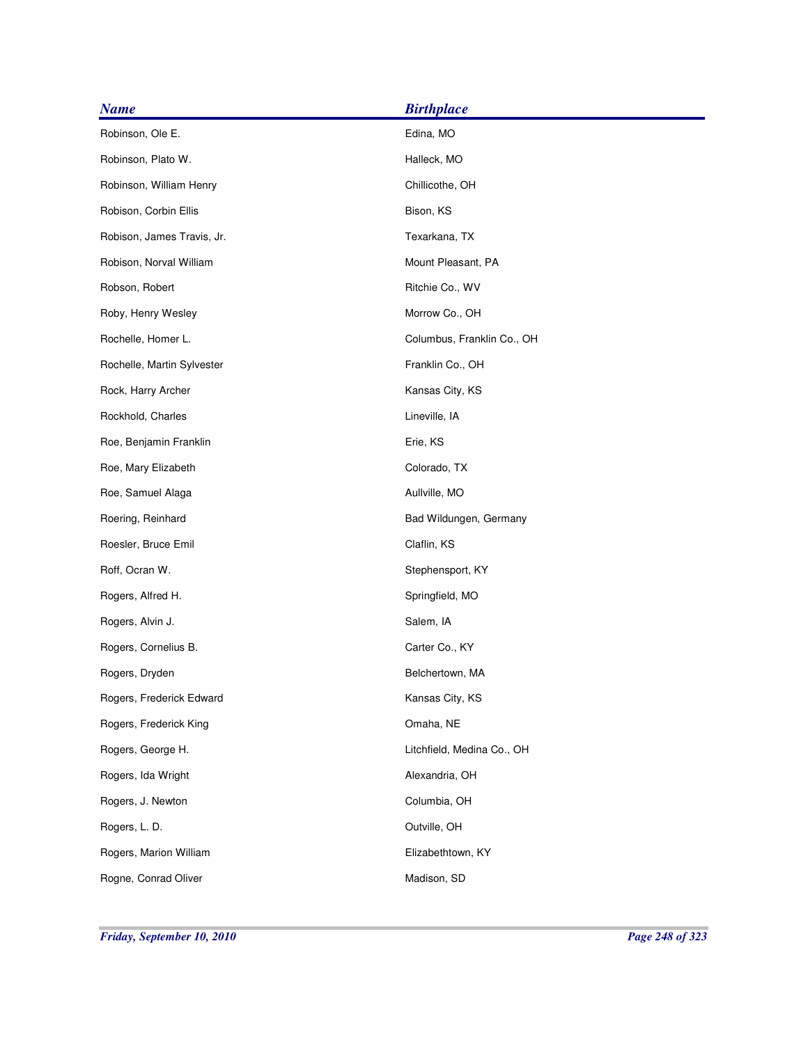| Name | Birthplace |
| --- | --- |
| Robinson, Ole E. | Edina, MO |
| Robinson, Plato W. | Halleck, MO |
| Robinson, William Henry | Chillicothe, OH |
| Robison, Corbin Ellis | Bison, KS |
| Robison, James Travis, Jr. | Texarkana, TX |
| Robison, Norval William | Mount Pleasant, PA |
| Robson, Robert | Ritchie Co., WV |
| Roby, Henry Wesley | Morrow Co., OH |
| Rochelle, Homer L. | Columbus, Franklin Co., OH |
| Rochelle, Martin Sylvester | Franklin Co., OH |
| Rock, Harry Archer | Kansas City, KS |
| Rockhold, Charles | Lineville, IA |
| Roe, Benjamin Franklin | Erie, KS |
| Roe, Mary Elizabeth | Colorado, TX |
| Roe, Samuel Alaga | Aullville, MO |
| Roering, Reinhard | Bad Wildungen, Germany |
| Roesler, Bruce Emil | Claflin, KS |
| Roff, Ocran W. | Stephensport, KY |
| Rogers, Alfred H. | Springfield, MO |
| Rogers, Alvin J. | Salem, IA |
| Rogers, Cornelius B. | Carter Co., KY |
| Rogers, Dryden | Belchertown, MA |
| Rogers, Frederick Edward | Kansas City, KS |
| Rogers, Frederick King | Omaha, NE |
| Rogers, George H. | Litchfield, Medina Co., OH |
| Rogers, Ida Wright | Alexandria, OH |
| Rogers, J. Newton | Columbia, OH |
| Rogers, L. D. | Outville, OH |
| Rogers, Marion William | Elizabethtown, KY |
| Rogne, Conrad Oliver | Madison, SD |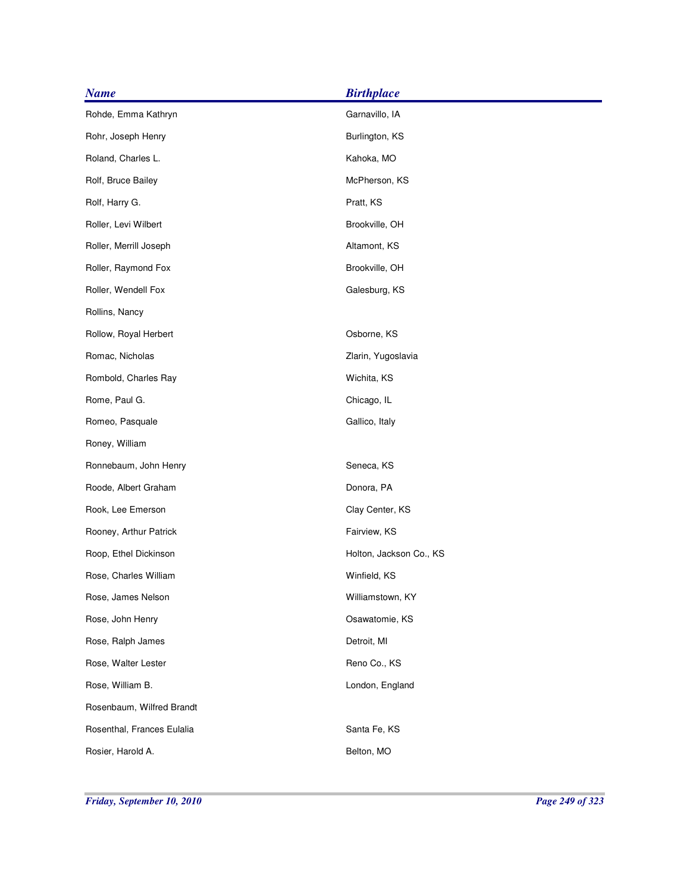| Name | Birthplace |
| --- | --- |
| Rohde, Emma Kathryn | Garnavillo, IA |
| Rohr, Joseph Henry | Burlington, KS |
| Roland, Charles L. | Kahoka, MO |
| Rolf, Bruce Bailey | McPherson, KS |
| Rolf, Harry G. | Pratt, KS |
| Roller, Levi Wilbert | Brookville, OH |
| Roller, Merrill Joseph | Altamont, KS |
| Roller, Raymond Fox | Brookville, OH |
| Roller, Wendell Fox | Galesburg, KS |
| Rollins, Nancy | |
| Rollow, Royal Herbert | Osborne, KS |
| Romac, Nicholas | Zlarin, Yugoslavia |
| Rombold, Charles Ray | Wichita, KS |
| Rome, Paul G. | Chicago, IL |
| Romeo, Pasquale | Gallico, Italy |
| Roney, William | |
| Ronnebaum, John Henry | Seneca, KS |
| Roode, Albert Graham | Donora, PA |
| Rook, Lee Emerson | Clay Center, KS |
| Rooney, Arthur Patrick | Fairview, KS |
| Roop, Ethel Dickinson | Holton, Jackson Co., KS |
| Rose, Charles William | Winfield, KS |
| Rose, James Nelson | Williamstown, KY |
| Rose, John Henry | Osawatomie, KS |
| Rose, Ralph James | Detroit, MI |
| Rose, Walter Lester | Reno Co., KS |
| Rose, William B. | London, England |
| Rosenbaum, Wilfred Brandt | |
| Rosenthal, Frances Eulalia | Santa Fe, KS |
| Rosier, Harold A. | Belton, MO |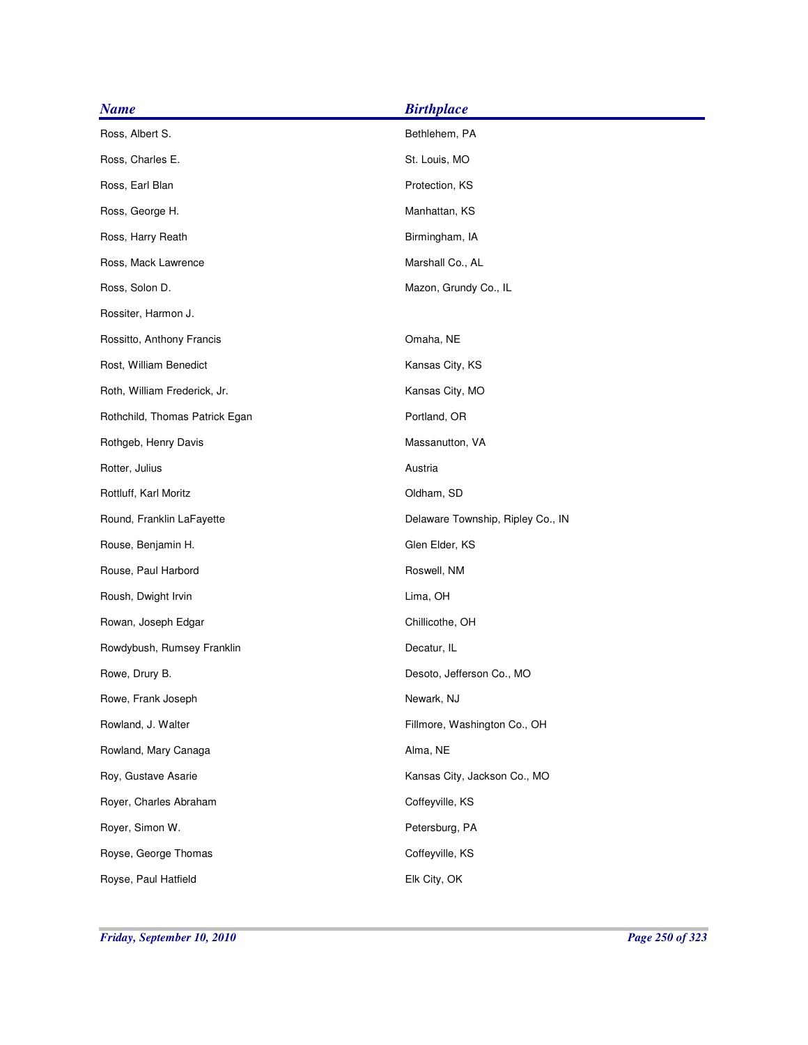| Name | Birthplace |
|---|---|
| Ross, Albert S. | Bethlehem, PA |
| Ross, Charles E. | St. Louis, MO |
| Ross, Earl Blan | Protection, KS |
| Ross, George H. | Manhattan, KS |
| Ross, Harry Reath | Birmingham, IA |
| Ross, Mack Lawrence | Marshall Co., AL |
| Ross, Solon D. | Mazon, Grundy Co., IL |
| Rossiter, Harmon J. | |
| Rossitto, Anthony Francis | Omaha, NE |
| Rost, William Benedict | Kansas City, KS |
| Roth, William Frederick, Jr. | Kansas City, MO |
| Rothchild, Thomas Patrick Egan | Portland, OR |
| Rothgeb, Henry Davis | Massanutton, VA |
| Rotter, Julius | Austria |
| Rottluff, Karl Moritz | Oldham, SD |
| Round, Franklin LaFayette | Delaware Township, Ripley Co., IN |
| Rouse, Benjamin H. | Glen Elder, KS |
| Rouse, Paul Harbord | Roswell, NM |
| Roush, Dwight Irvin | Lima, OH |
| Rowan, Joseph Edgar | Chillicothe, OH |
| Rowdybush, Rumsey Franklin | Decatur, IL |
| Rowe, Drury B. | Desoto, Jefferson Co., MO |
| Rowe, Frank Joseph | Newark, NJ |
| Rowland, J. Walter | Fillmore, Washington Co., OH |
| Rowland, Mary Canaga | Alma, NE |
| Roy, Gustave Asarie | Kansas City, Jackson Co., MO |
| Royer, Charles Abraham | Coffeyville, KS |
| Royer, Simon W. | Petersburg, PA |
| Royse, George Thomas | Coffeyville, KS |
| Royse, Paul Hatfield | Elk City, OK |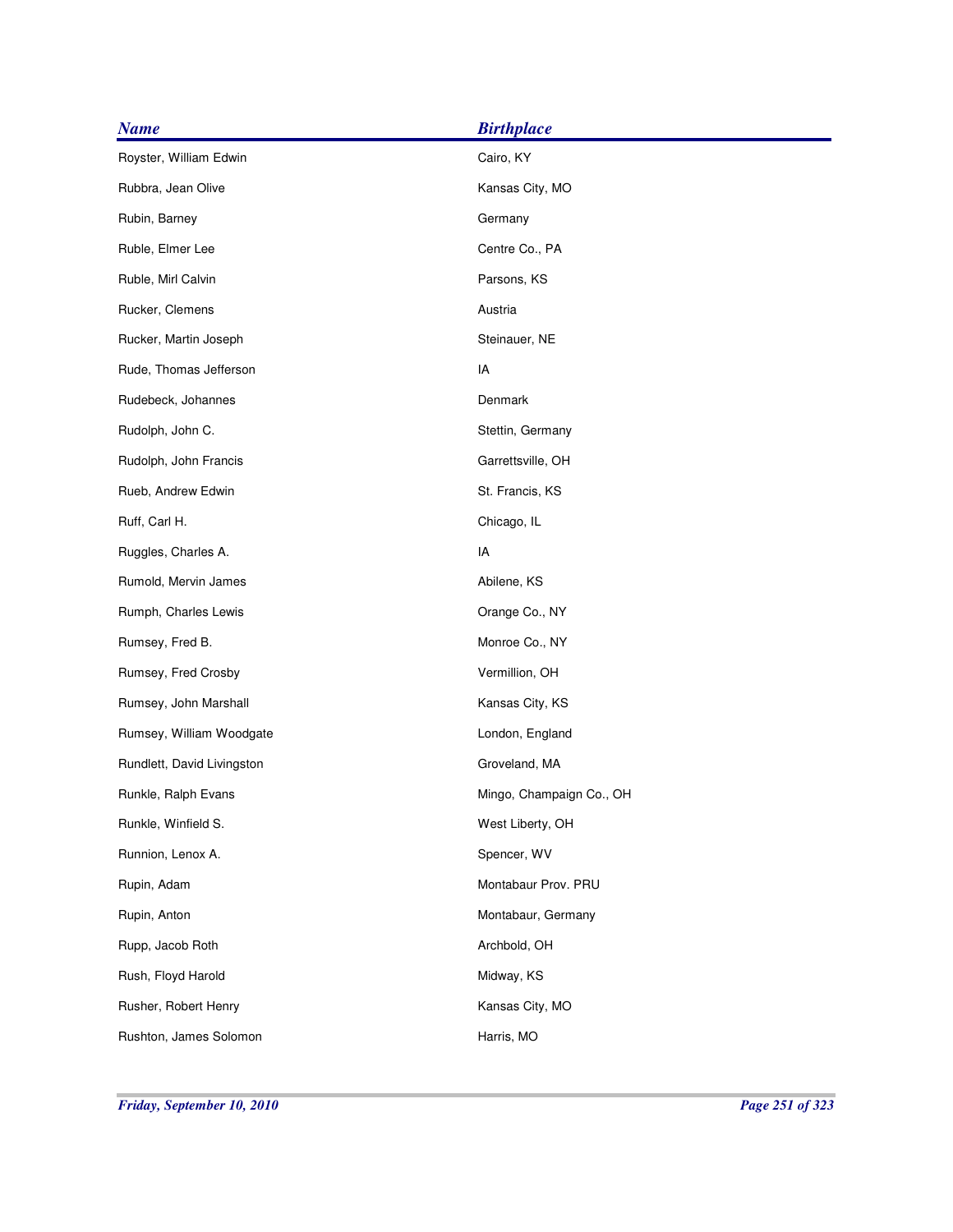| Name | Birthplace |
| --- | --- |
| Royster, William Edwin | Cairo, KY |
| Rubbra, Jean Olive | Kansas City, MO |
| Rubin, Barney | Germany |
| Ruble, Elmer Lee | Centre Co., PA |
| Ruble, Mirl Calvin | Parsons, KS |
| Rucker, Clemens | Austria |
| Rucker, Martin Joseph | Steinauer, NE |
| Rude, Thomas Jefferson | IA |
| Rudebeck, Johannes | Denmark |
| Rudolph, John C. | Stettin, Germany |
| Rudolph, John Francis | Garrettsville, OH |
| Rueb, Andrew Edwin | St. Francis, KS |
| Ruff, Carl H. | Chicago, IL |
| Ruggles, Charles A. | IA |
| Rumold, Mervin James | Abilene, KS |
| Rumph, Charles Lewis | Orange Co., NY |
| Rumsey, Fred B. | Monroe Co., NY |
| Rumsey, Fred Crosby | Vermillion, OH |
| Rumsey, John Marshall | Kansas City, KS |
| Rumsey, William Woodgate | London, England |
| Rundlett, David Livingston | Groveland, MA |
| Runkle, Ralph Evans | Mingo, Champaign Co., OH |
| Runkle, Winfield S. | West Liberty, OH |
| Runnion, Lenox A. | Spencer, WV |
| Rupin, Adam | Montabaur Prov. PRU |
| Rupin, Anton | Montabaur, Germany |
| Rupp, Jacob Roth | Archbold, OH |
| Rush, Floyd Harold | Midway, KS |
| Rusher, Robert Henry | Kansas City, MO |
| Rushton, James Solomon | Harris, MO |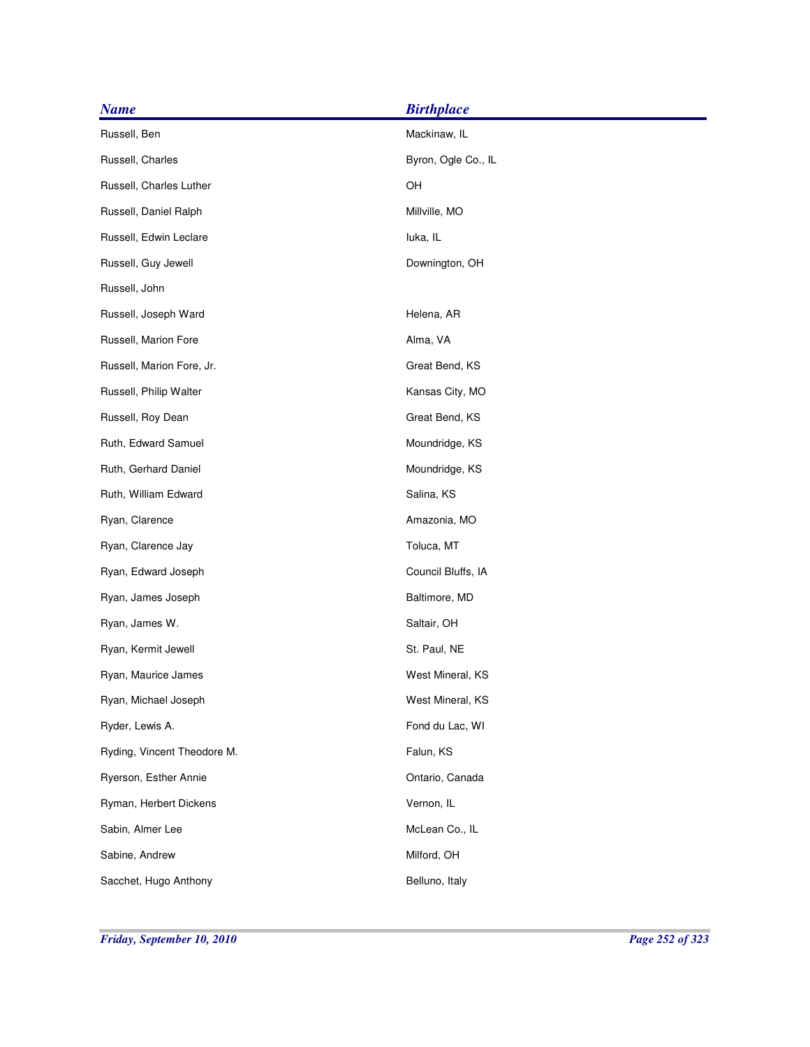| Name | Birthplace |
|---|---|
| Russell, Ben | Mackinaw, IL |
| Russell, Charles | Byron, Ogle Co., IL |
| Russell, Charles Luther | OH |
| Russell, Daniel Ralph | Millville, MO |
| Russell, Edwin Leclare | Iuka, IL |
| Russell, Guy Jewell | Downington, OH |
| Russell, John | |
| Russell, Joseph Ward | Helena, AR |
| Russell, Marion Fore | Alma, VA |
| Russell, Marion Fore, Jr. | Great Bend, KS |
| Russell, Philip Walter | Kansas City, MO |
| Russell, Roy Dean | Great Bend, KS |
| Ruth, Edward Samuel | Moundridge, KS |
| Ruth, Gerhard Daniel | Moundridge, KS |
| Ruth, William Edward | Salina, KS |
| Ryan, Clarence | Amazonia, MO |
| Ryan, Clarence Jay | Toluca, MT |
| Ryan, Edward Joseph | Council Bluffs, IA |
| Ryan, James Joseph | Baltimore, MD |
| Ryan, James W. | Saltair, OH |
| Ryan, Kermit Jewell | St. Paul, NE |
| Ryan, Maurice James | West Mineral, KS |
| Ryan, Michael Joseph | West Mineral, KS |
| Ryder, Lewis A. | Fond du Lac, WI |
| Ryding, Vincent Theodore M. | Falun, KS |
| Ryerson, Esther Annie | Ontario, Canada |
| Ryman, Herbert Dickens | Vernon, IL |
| Sabin, Almer Lee | McLean Co., IL |
| Sabine, Andrew | Milford, OH |
| Sacchet, Hugo Anthony | Belluno, Italy |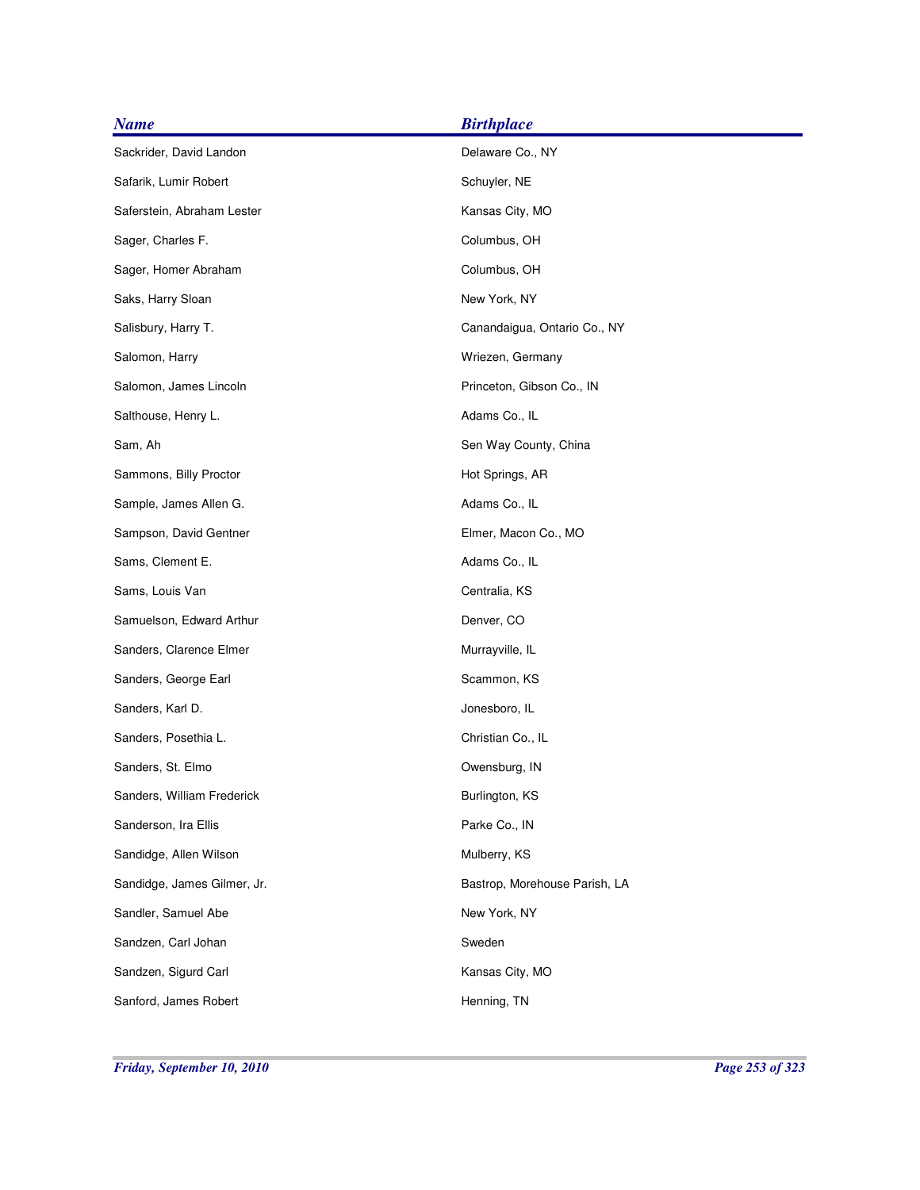| Name | Birthplace |
| --- | --- |
| Sackrider, David Landon | Delaware Co., NY |
| Safarik, Lumir Robert | Schuyler, NE |
| Saferstein, Abraham Lester | Kansas City, MO |
| Sager, Charles F. | Columbus, OH |
| Sager, Homer Abraham | Columbus, OH |
| Saks, Harry Sloan | New York, NY |
| Salisbury, Harry T. | Canandaigua, Ontario Co., NY |
| Salomon, Harry | Wriezen, Germany |
| Salomon, James Lincoln | Princeton, Gibson Co., IN |
| Salthouse, Henry L. | Adams Co., IL |
| Sam, Ah | Sen Way County, China |
| Sammons, Billy Proctor | Hot Springs, AR |
| Sample, James Allen G. | Adams Co., IL |
| Sampson, David Gentner | Elmer, Macon Co., MO |
| Sams, Clement E. | Adams Co., IL |
| Sams, Louis Van | Centralia, KS |
| Samuelson, Edward Arthur | Denver, CO |
| Sanders, Clarence Elmer | Murrayville, IL |
| Sanders, George Earl | Scammon, KS |
| Sanders, Karl D. | Jonesboro, IL |
| Sanders, Posethia L. | Christian Co., IL |
| Sanders, St. Elmo | Owensburg, IN |
| Sanders, William Frederick | Burlington, KS |
| Sanderson, Ira Ellis | Parke Co., IN |
| Sandidge, Allen Wilson | Mulberry, KS |
| Sandidge, James Gilmer, Jr. | Bastrop, Morehouse Parish, LA |
| Sandler, Samuel Abe | New York, NY |
| Sandzen, Carl Johan | Sweden |
| Sandzen, Sigurd Carl | Kansas City, MO |
| Sanford, James Robert | Henning, TN |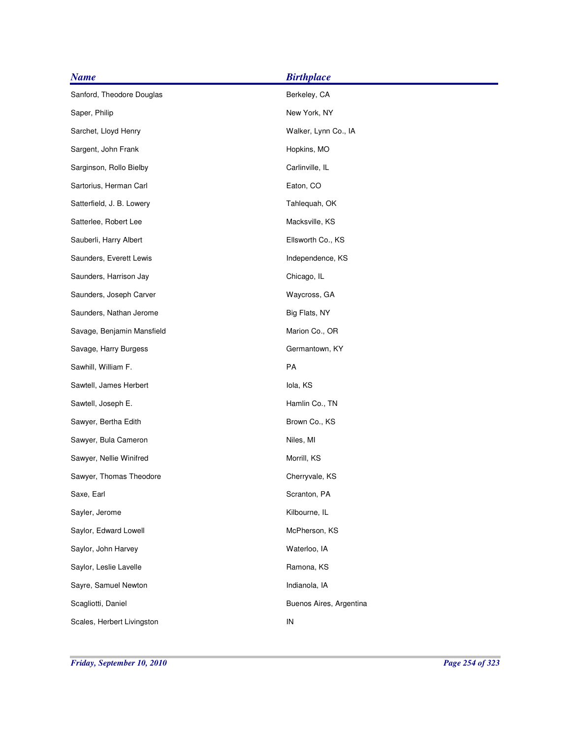| Name | Birthplace |
| --- | --- |
| Sanford, Theodore Douglas | Berkeley, CA |
| Saper, Philip | New York, NY |
| Sarchet, Lloyd Henry | Walker, Lynn Co., IA |
| Sargent, John Frank | Hopkins, MO |
| Sarginson, Rollo Bielby | Carlinville, IL |
| Sartorius, Herman Carl | Eaton, CO |
| Satterfield, J. B. Lowery | Tahlequah, OK |
| Satterlee, Robert Lee | Macksville, KS |
| Sauberli, Harry Albert | Ellsworth Co., KS |
| Saunders, Everett Lewis | Independence, KS |
| Saunders, Harrison Jay | Chicago, IL |
| Saunders, Joseph Carver | Waycross, GA |
| Saunders, Nathan Jerome | Big Flats, NY |
| Savage, Benjamin Mansfield | Marion Co., OR |
| Savage, Harry Burgess | Germantown, KY |
| Sawhill, William F. | PA |
| Sawtell, James Herbert | Iola, KS |
| Sawtell, Joseph E. | Hamlin Co., TN |
| Sawyer, Bertha Edith | Brown Co., KS |
| Sawyer, Bula Cameron | Niles, MI |
| Sawyer, Nellie Winifred | Morrill, KS |
| Sawyer, Thomas Theodore | Cherryvale, KS |
| Saxe, Earl | Scranton, PA |
| Sayler, Jerome | Kilbourne, IL |
| Saylor, Edward Lowell | McPherson, KS |
| Saylor, John Harvey | Waterloo, IA |
| Saylor, Leslie Lavelle | Ramona, KS |
| Sayre, Samuel Newton | Indianola, IA |
| Scagliotti, Daniel | Buenos Aires, Argentina |
| Scales, Herbert Livingston | IN |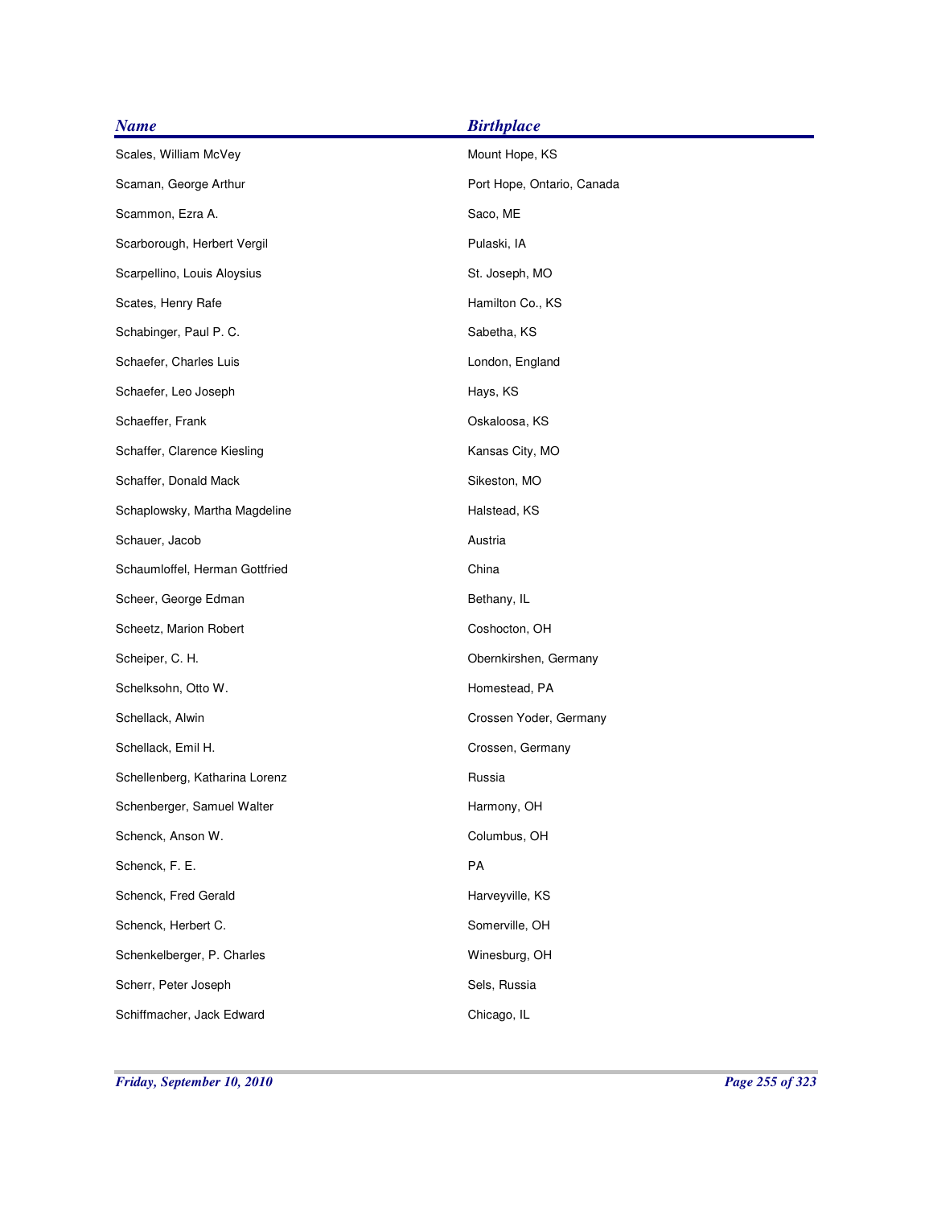| Name | Birthplace |
| --- | --- |
| Scales, William McVey | Mount Hope, KS |
| Scaman, George Arthur | Port Hope, Ontario, Canada |
| Scammon, Ezra A. | Saco, ME |
| Scarborough, Herbert Vergil | Pulaski, IA |
| Scarpellino, Louis Aloysius | St. Joseph, MO |
| Scates, Henry Rafe | Hamilton Co., KS |
| Schabinger, Paul P. C. | Sabetha, KS |
| Schaefer, Charles Luis | London, England |
| Schaefer, Leo Joseph | Hays, KS |
| Schaeffer, Frank | Oskaloosa, KS |
| Schaffer, Clarence Kiesling | Kansas City, MO |
| Schaffer, Donald Mack | Sikeston, MO |
| Schaplowsky, Martha Magdeline | Halstead, KS |
| Schauer, Jacob | Austria |
| Schaumloffel, Herman Gottfried | China |
| Scheer, George Edman | Bethany, IL |
| Scheetz, Marion Robert | Coshocton, OH |
| Scheiper, C. H. | Obernkirshen, Germany |
| Schelksohn, Otto W. | Homestead, PA |
| Schellack, Alwin | Crossen Yoder, Germany |
| Schellack, Emil H. | Crossen, Germany |
| Schellenberg, Katharina Lorenz | Russia |
| Schenberger, Samuel Walter | Harmony, OH |
| Schenck, Anson W. | Columbus, OH |
| Schenck, F. E. | PA |
| Schenck, Fred Gerald | Harveyville, KS |
| Schenck, Herbert C. | Somerville, OH |
| Schenkelberger, P. Charles | Winesburg, OH |
| Scherr, Peter Joseph | Sels, Russia |
| Schiffmacher, Jack Edward | Chicago, IL |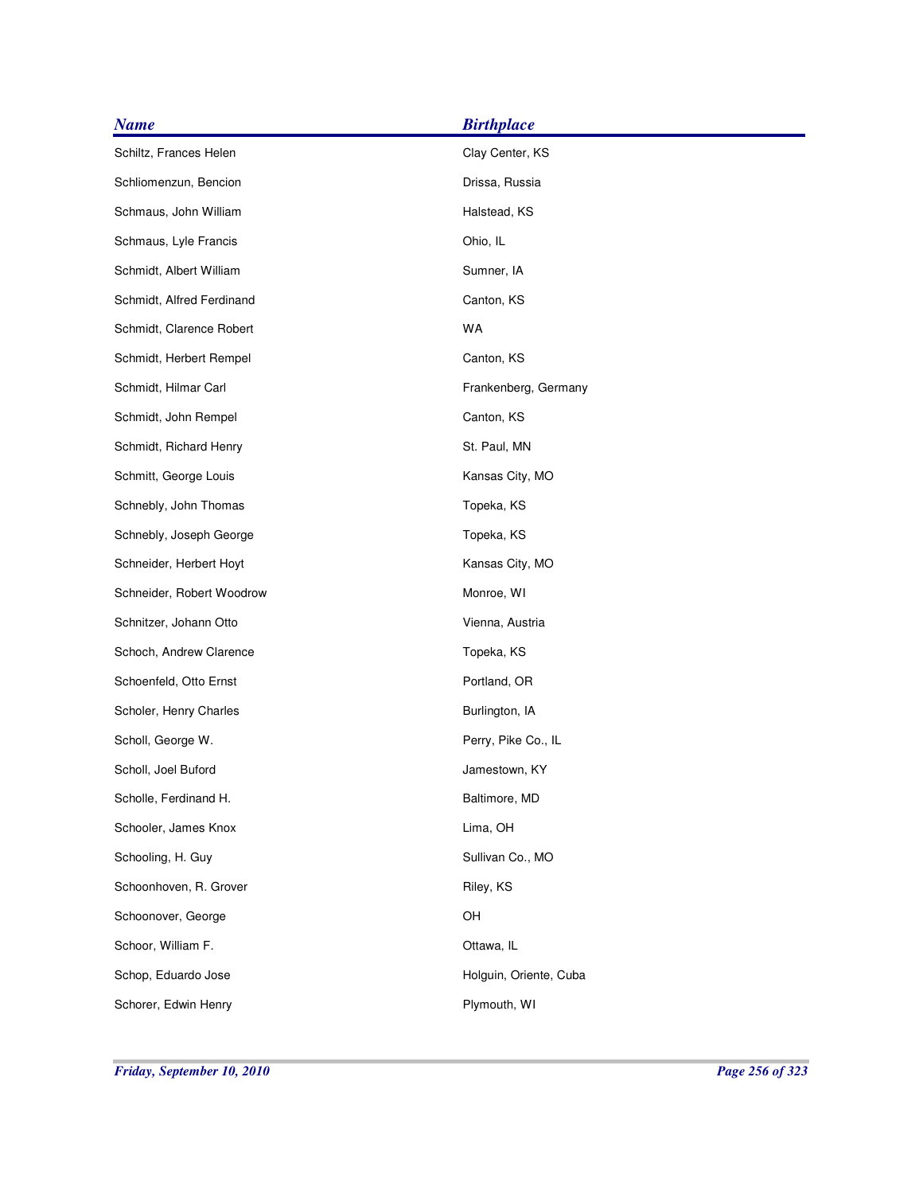| Name | Birthplace |
| --- | --- |
| Schiltz, Frances Helen | Clay Center, KS |
| Schliomenzun, Bencion | Drissa, Russia |
| Schmaus, John William | Halstead, KS |
| Schmaus, Lyle Francis | Ohio, IL |
| Schmidt, Albert William | Sumner, IA |
| Schmidt, Alfred Ferdinand | Canton, KS |
| Schmidt, Clarence Robert | WA |
| Schmidt, Herbert Rempel | Canton, KS |
| Schmidt, Hilmar Carl | Frankenberg, Germany |
| Schmidt, John Rempel | Canton, KS |
| Schmidt, Richard Henry | St. Paul, MN |
| Schmitt, George Louis | Kansas City, MO |
| Schnebly, John Thomas | Topeka, KS |
| Schnebly, Joseph George | Topeka, KS |
| Schneider, Herbert Hoyt | Kansas City, MO |
| Schneider, Robert Woodrow | Monroe, WI |
| Schnitzer, Johann Otto | Vienna, Austria |
| Schoch, Andrew Clarence | Topeka, KS |
| Schoenfeld, Otto Ernst | Portland, OR |
| Scholer, Henry Charles | Burlington, IA |
| Scholl, George W. | Perry, Pike Co., IL |
| Scholl, Joel Buford | Jamestown, KY |
| Scholle, Ferdinand H. | Baltimore, MD |
| Schooler, James Knox | Lima, OH |
| Schooling, H. Guy | Sullivan Co., MO |
| Schoonhoven, R. Grover | Riley, KS |
| Schoonover, George | OH |
| Schoor, William F. | Ottawa, IL |
| Schop, Eduardo Jose | Holguin, Oriente, Cuba |
| Schorer, Edwin Henry | Plymouth, WI |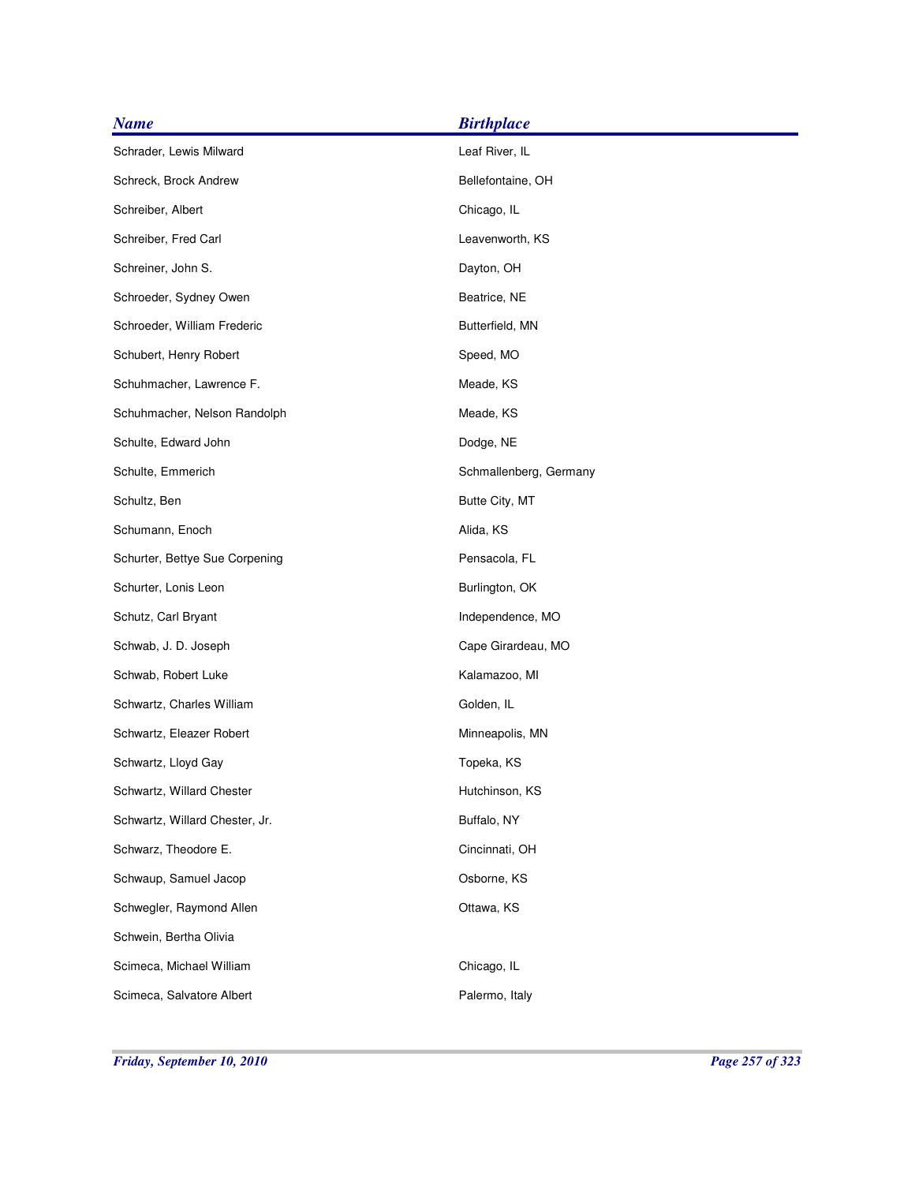| Name | Birthplace |
| --- | --- |
| Schrader, Lewis Milward | Leaf River, IL |
| Schreck, Brock Andrew | Bellefontaine, OH |
| Schreiber, Albert | Chicago, IL |
| Schreiber, Fred Carl | Leavenworth, KS |
| Schreiner, John S. | Dayton, OH |
| Schroeder, Sydney Owen | Beatrice, NE |
| Schroeder, William Frederic | Butterfield, MN |
| Schubert, Henry Robert | Speed, MO |
| Schuhmacher, Lawrence F. | Meade, KS |
| Schuhmacher, Nelson Randolph | Meade, KS |
| Schulte, Edward John | Dodge, NE |
| Schulte, Emmerich | Schmallenberg, Germany |
| Schultz, Ben | Butte City, MT |
| Schumann, Enoch | Alida, KS |
| Schurter, Bettye Sue Corpening | Pensacola, FL |
| Schurter, Lonis Leon | Burlington, OK |
| Schutz, Carl Bryant | Independence, MO |
| Schwab, J. D. Joseph | Cape Girardeau, MO |
| Schwab, Robert Luke | Kalamazoo, MI |
| Schwartz, Charles William | Golden, IL |
| Schwartz, Eleazer Robert | Minneapolis, MN |
| Schwartz, Lloyd Gay | Topeka, KS |
| Schwartz, Willard Chester | Hutchinson, KS |
| Schwartz, Willard Chester, Jr. | Buffalo, NY |
| Schwarz, Theodore E. | Cincinnati, OH |
| Schwaup, Samuel Jacop | Osborne, KS |
| Schwegler, Raymond Allen | Ottawa, KS |
| Schwein, Bertha Olivia | |
| Scimeca, Michael William | Chicago, IL |
| Scimeca, Salvatore Albert | Palermo, Italy |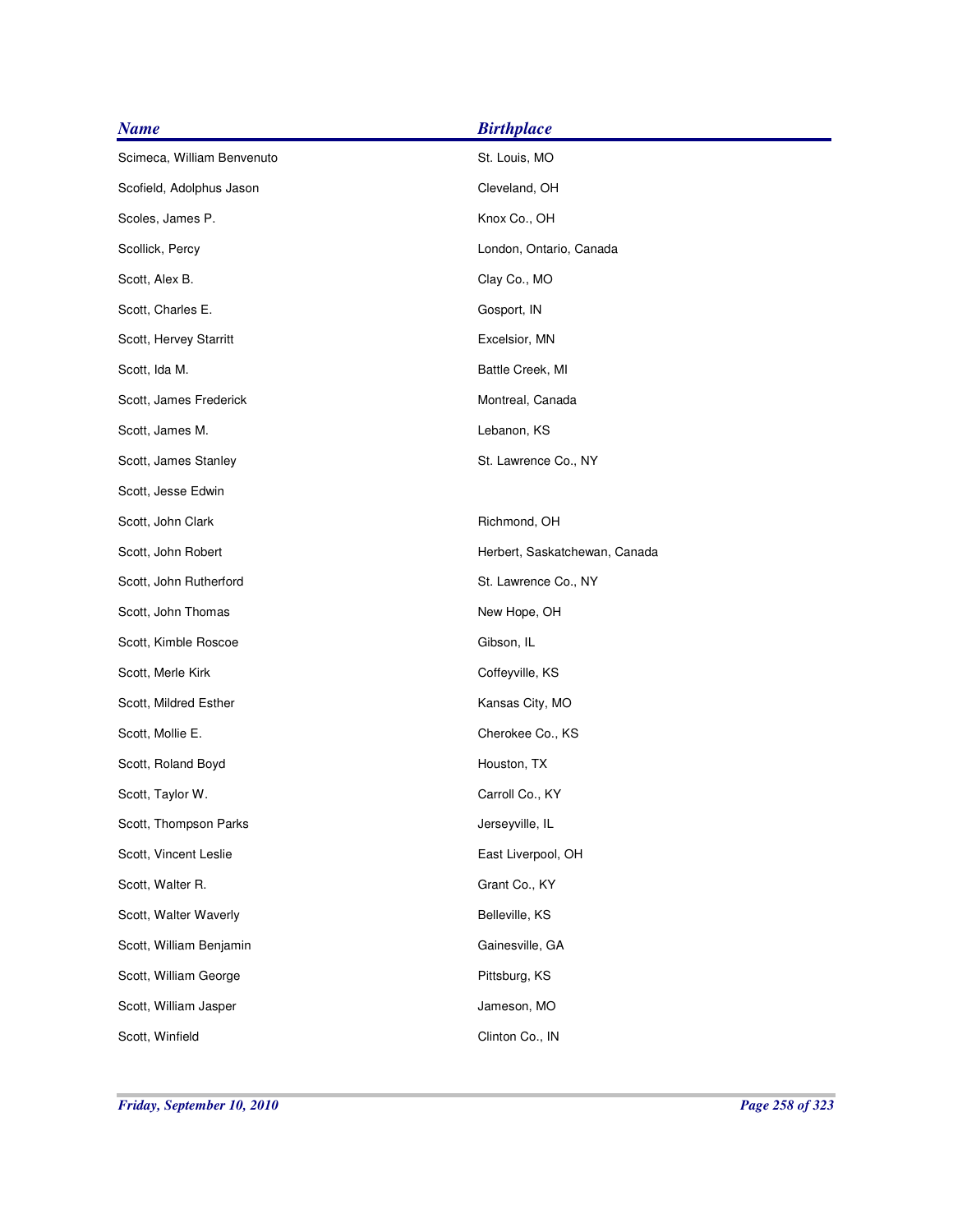| Name | Birthplace |
| --- | --- |
| Scimeca, William Benvenuto | St. Louis, MO |
| Scofield, Adolphus Jason | Cleveland, OH |
| Scoles, James P. | Knox Co., OH |
| Scollick, Percy | London, Ontario, Canada |
| Scott, Alex B. | Clay Co., MO |
| Scott, Charles E. | Gosport, IN |
| Scott, Hervey Starritt | Excelsior, MN |
| Scott, Ida M. | Battle Creek, MI |
| Scott, James Frederick | Montreal, Canada |
| Scott, James M. | Lebanon, KS |
| Scott, James Stanley | St. Lawrence Co., NY |
| Scott, Jesse Edwin | |
| Scott, John Clark | Richmond, OH |
| Scott, John Robert | Herbert, Saskatchewan, Canada |
| Scott, John Rutherford | St. Lawrence Co., NY |
| Scott, John Thomas | New Hope, OH |
| Scott, Kimble Roscoe | Gibson, IL |
| Scott, Merle Kirk | Coffeyville, KS |
| Scott, Mildred Esther | Kansas City, MO |
| Scott, Mollie E. | Cherokee Co., KS |
| Scott, Roland Boyd | Houston, TX |
| Scott, Taylor W. | Carroll Co., KY |
| Scott, Thompson Parks | Jerseyville, IL |
| Scott, Vincent Leslie | East Liverpool, OH |
| Scott, Walter R. | Grant Co., KY |
| Scott, Walter Waverly | Belleville, KS |
| Scott, William Benjamin | Gainesville, GA |
| Scott, William George | Pittsburg, KS |
| Scott, William Jasper | Jameson, MO |
| Scott, Winfield | Clinton Co., IN |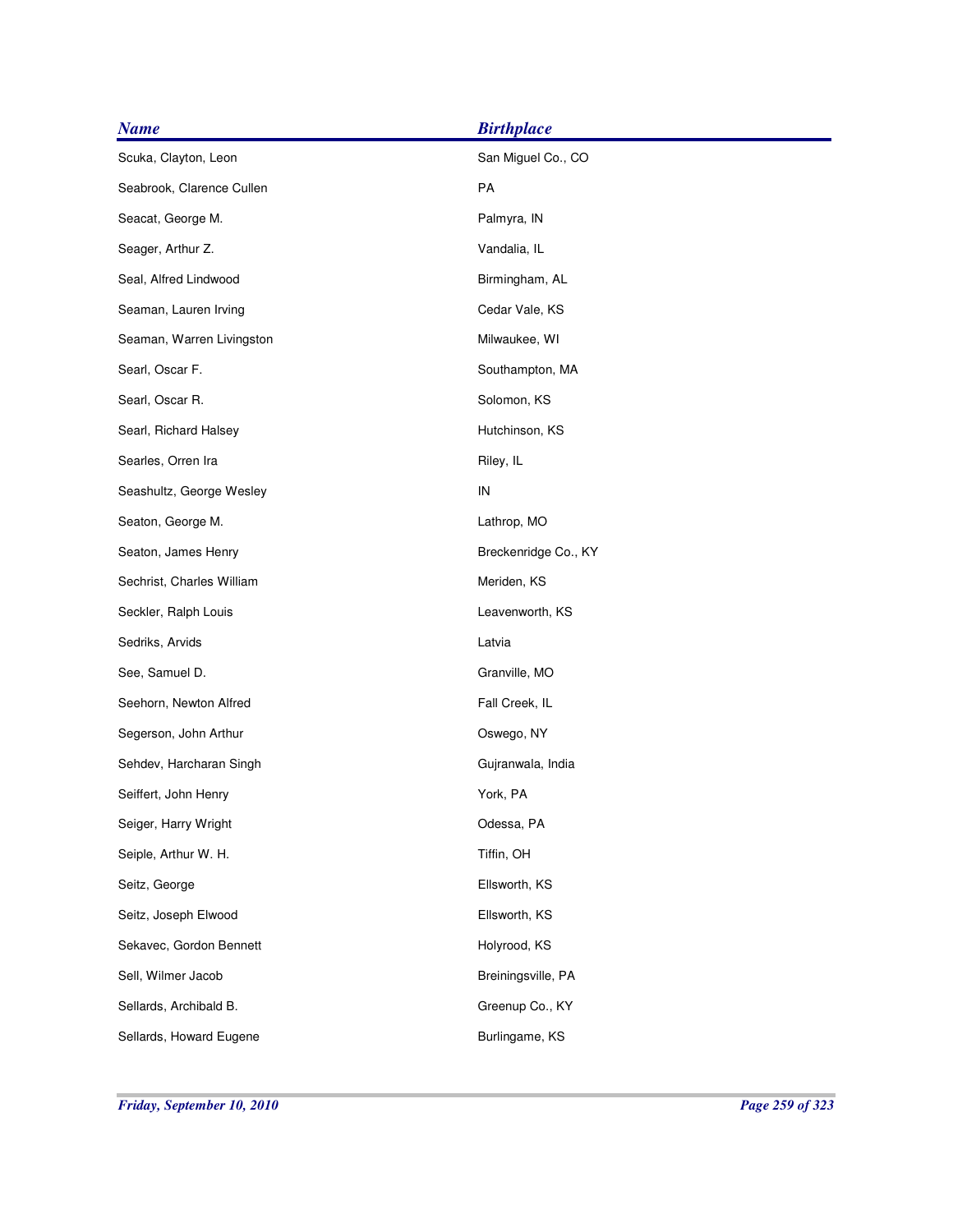| Name | Birthplace |
|---|---|
| Scuka, Clayton, Leon | San Miguel Co., CO |
| Seabrook, Clarence Cullen | PA |
| Seacat, George M. | Palmyra, IN |
| Seager, Arthur Z. | Vandalia, IL |
| Seal, Alfred Lindwood | Birmingham, AL |
| Seaman, Lauren Irving | Cedar Vale, KS |
| Seaman, Warren Livingston | Milwaukee, WI |
| Searl, Oscar F. | Southampton, MA |
| Searl, Oscar R. | Solomon, KS |
| Searl, Richard Halsey | Hutchinson, KS |
| Searles, Orren Ira | Riley, IL |
| Seashultz, George Wesley | IN |
| Seaton, George M. | Lathrop, MO |
| Seaton, James Henry | Breckenridge Co., KY |
| Sechrist, Charles William | Meriden, KS |
| Seckler, Ralph Louis | Leavenworth, KS |
| Sedriks, Arvids | Latvia |
| See, Samuel D. | Granville, MO |
| Seehorn, Newton Alfred | Fall Creek, IL |
| Segerson, John Arthur | Oswego, NY |
| Sehdev, Harcharan Singh | Gujranwala, India |
| Seiffert, John Henry | York, PA |
| Seiger, Harry Wright | Odessa, PA |
| Seiple, Arthur W. H. | Tiffin, OH |
| Seitz, George | Ellsworth, KS |
| Seitz, Joseph Elwood | Ellsworth, KS |
| Sekavec, Gordon Bennett | Holyrood, KS |
| Sell, Wilmer Jacob | Breiningsville, PA |
| Sellards, Archibald B. | Greenup Co., KY |
| Sellards, Howard Eugene | Burlingame, KS |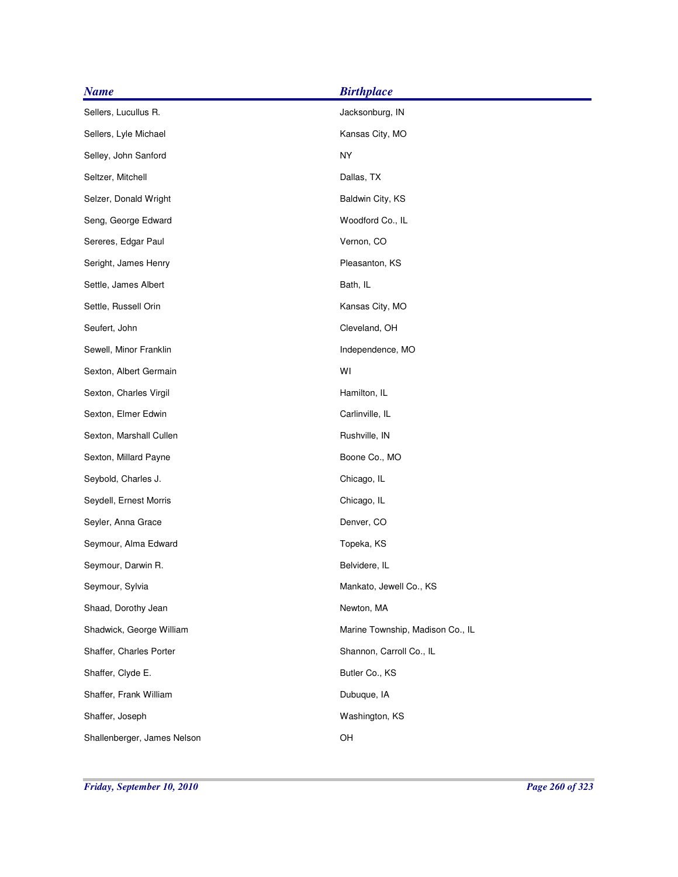| Name | Birthplace |
| --- | --- |
| Sellers, Lucullus R. | Jacksonburg, IN |
| Sellers, Lyle Michael | Kansas City, MO |
| Selley, John Sanford | NY |
| Seltzer, Mitchell | Dallas, TX |
| Selzer, Donald Wright | Baldwin City, KS |
| Seng, George Edward | Woodford Co., IL |
| Sereres, Edgar Paul | Vernon, CO |
| Seright, James Henry | Pleasanton, KS |
| Settle, James Albert | Bath, IL |
| Settle, Russell Orin | Kansas City, MO |
| Seufert, John | Cleveland, OH |
| Sewell, Minor Franklin | Independence, MO |
| Sexton, Albert Germain | WI |
| Sexton, Charles Virgil | Hamilton, IL |
| Sexton, Elmer Edwin | Carlinville, IL |
| Sexton, Marshall Cullen | Rushville, IN |
| Sexton, Millard Payne | Boone Co., MO |
| Seybold, Charles J. | Chicago, IL |
| Seydell, Ernest Morris | Chicago, IL |
| Seyler, Anna Grace | Denver, CO |
| Seymour, Alma Edward | Topeka, KS |
| Seymour, Darwin R. | Belvidere, IL |
| Seymour, Sylvia | Mankato, Jewell Co., KS |
| Shaad, Dorothy Jean | Newton, MA |
| Shadwick, George William | Marine Township, Madison Co., IL |
| Shaffer, Charles Porter | Shannon, Carroll Co., IL |
| Shaffer, Clyde E. | Butler Co., KS |
| Shaffer, Frank William | Dubuque, IA |
| Shaffer, Joseph | Washington, KS |
| Shallenberger, James Nelson | OH |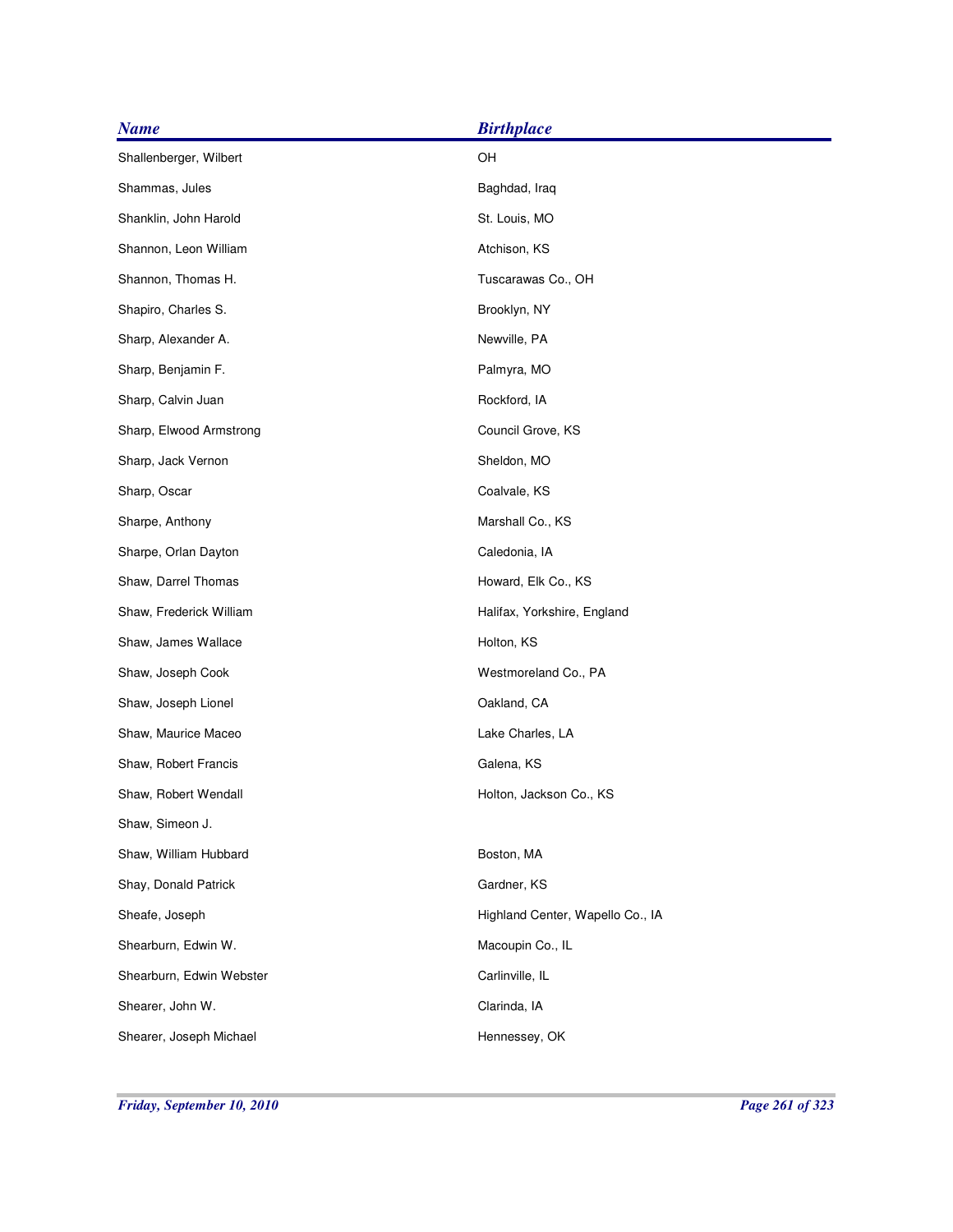| Name | Birthplace |
| --- | --- |
| Shallenberger, Wilbert | OH |
| Shammas, Jules | Baghdad, Iraq |
| Shanklin, John Harold | St. Louis, MO |
| Shannon, Leon William | Atchison, KS |
| Shannon, Thomas H. | Tuscarawas Co., OH |
| Shapiro, Charles S. | Brooklyn, NY |
| Sharp, Alexander A. | Newville, PA |
| Sharp, Benjamin F. | Palmyra, MO |
| Sharp, Calvin Juan | Rockford, IA |
| Sharp, Elwood Armstrong | Council Grove, KS |
| Sharp, Jack Vernon | Sheldon, MO |
| Sharp, Oscar | Coalvale, KS |
| Sharpe, Anthony | Marshall Co., KS |
| Sharpe, Orlan Dayton | Caledonia, IA |
| Shaw, Darrel Thomas | Howard, Elk Co., KS |
| Shaw, Frederick William | Halifax, Yorkshire, England |
| Shaw, James Wallace | Holton, KS |
| Shaw, Joseph Cook | Westmoreland Co., PA |
| Shaw, Joseph Lionel | Oakland, CA |
| Shaw, Maurice Maceo | Lake Charles, LA |
| Shaw, Robert Francis | Galena, KS |
| Shaw, Robert Wendall | Holton, Jackson Co., KS |
| Shaw, Simeon J. | |
| Shaw, William Hubbard | Boston, MA |
| Shay, Donald Patrick | Gardner, KS |
| Sheafe, Joseph | Highland Center, Wapello Co., IA |
| Shearburn, Edwin W. | Macoupin Co., IL |
| Shearburn, Edwin Webster | Carlinville, IL |
| Shearer, John W. | Clarinda, IA |
| Shearer, Joseph Michael | Hennessey, OK |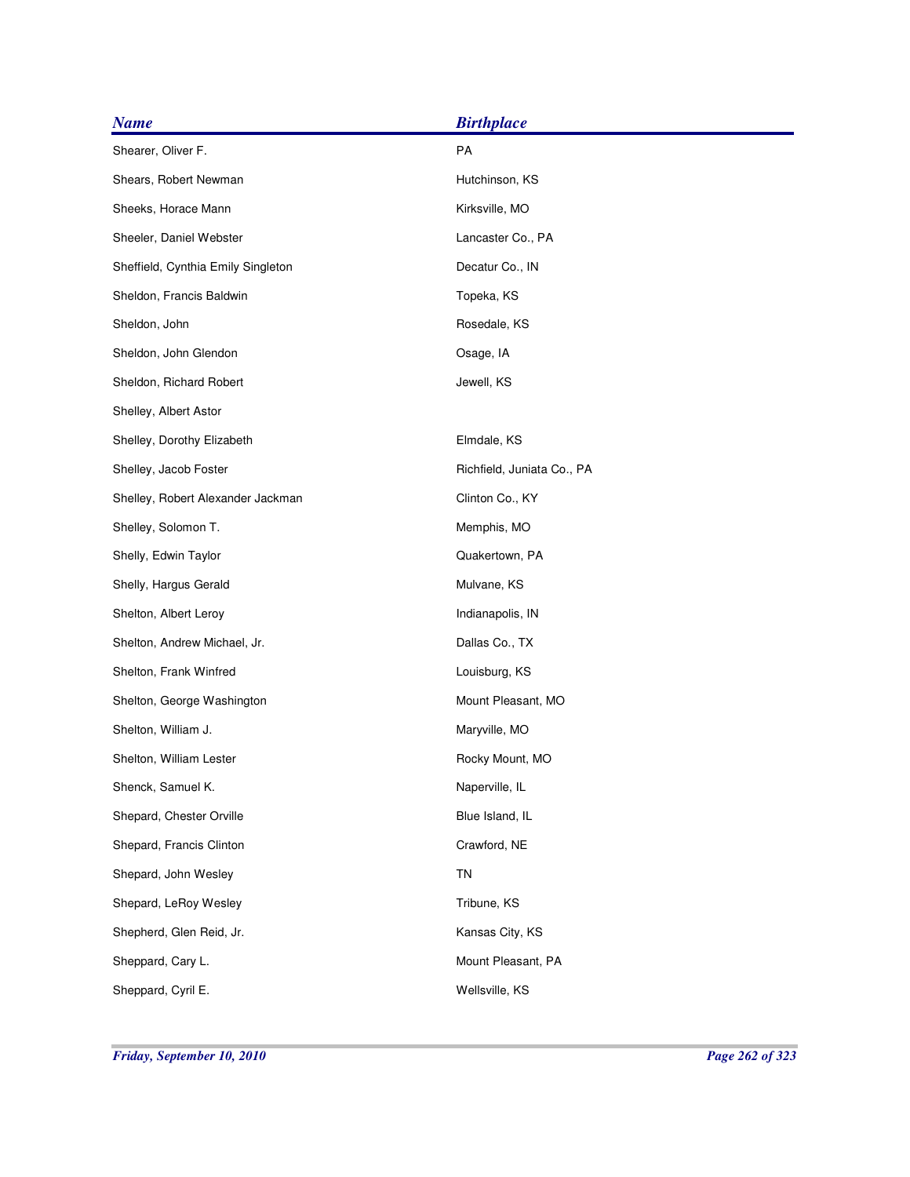| Name | Birthplace |
| --- | --- |
| Shearer, Oliver F. | PA |
| Shears, Robert Newman | Hutchinson, KS |
| Sheeks, Horace Mann | Kirksville, MO |
| Sheeler, Daniel Webster | Lancaster Co., PA |
| Sheffield, Cynthia Emily Singleton | Decatur Co., IN |
| Sheldon, Francis Baldwin | Topeka, KS |
| Sheldon, John | Rosedale, KS |
| Sheldon, John Glendon | Osage, IA |
| Sheldon, Richard Robert | Jewell, KS |
| Shelley, Albert Astor | |
| Shelley, Dorothy Elizabeth | Elmdale, KS |
| Shelley, Jacob Foster | Richfield, Juniata Co., PA |
| Shelley, Robert Alexander Jackman | Clinton Co., KY |
| Shelley, Solomon T. | Memphis, MO |
| Shelly, Edwin Taylor | Quakertown, PA |
| Shelly, Hargus Gerald | Mulvane, KS |
| Shelton, Albert Leroy | Indianapolis, IN |
| Shelton, Andrew Michael, Jr. | Dallas Co., TX |
| Shelton, Frank Winfred | Louisburg, KS |
| Shelton, George Washington | Mount Pleasant, MO |
| Shelton, William J. | Maryville, MO |
| Shelton, William Lester | Rocky Mount, MO |
| Shenck, Samuel K. | Naperville, IL |
| Shepard, Chester Orville | Blue Island, IL |
| Shepard, Francis Clinton | Crawford, NE |
| Shepard, John Wesley | TN |
| Shepard, LeRoy Wesley | Tribune, KS |
| Shepherd, Glen Reid, Jr. | Kansas City, KS |
| Sheppard, Cary L. | Mount Pleasant, PA |
| Sheppard, Cyril E. | Wellsville, KS |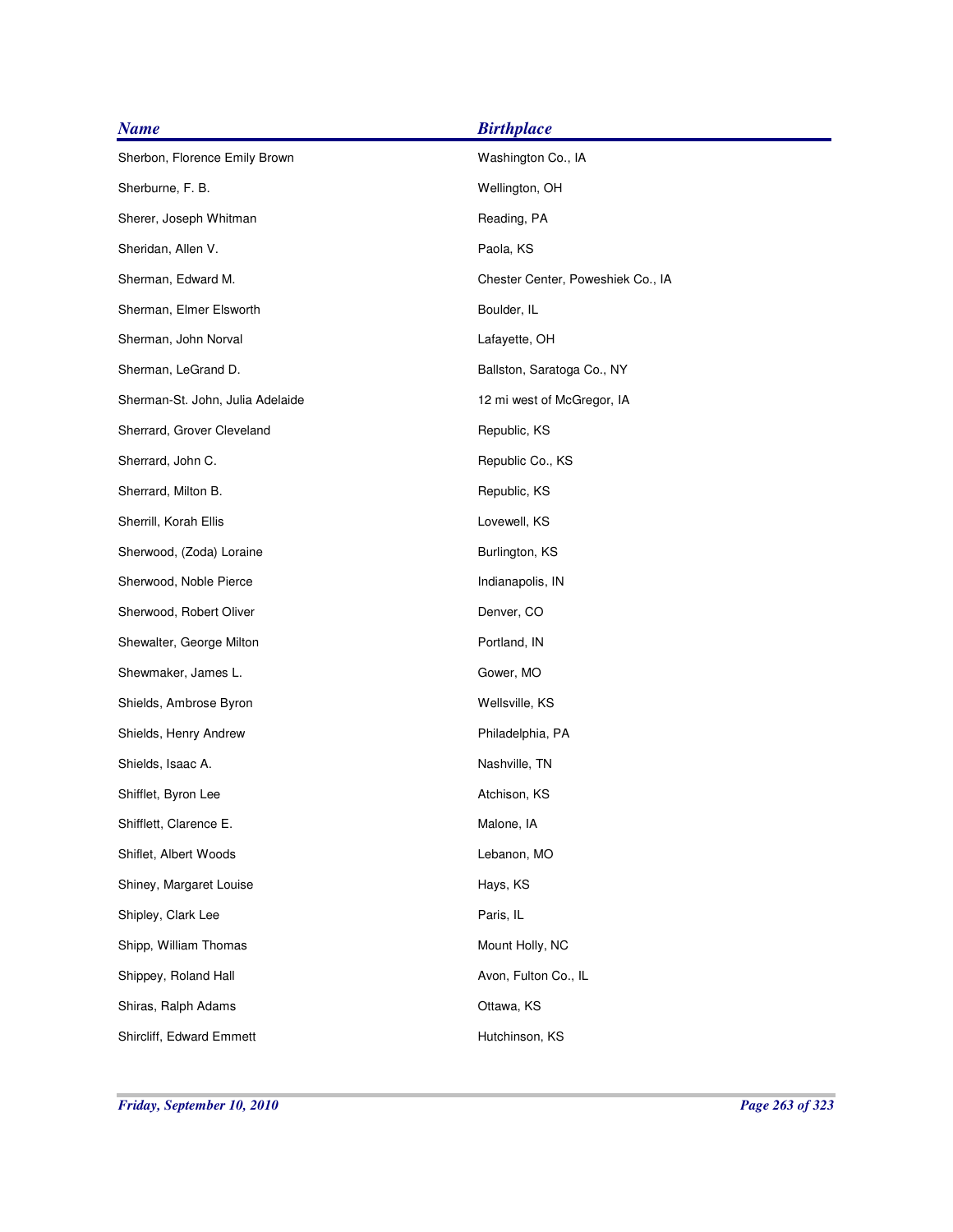| Name | Birthplace |
| --- | --- |
| Sherbon, Florence Emily Brown | Washington Co., IA |
| Sherburne, F. B. | Wellington, OH |
| Sherer, Joseph Whitman | Reading, PA |
| Sheridan, Allen V. | Paola, KS |
| Sherman, Edward M. | Chester Center, Poweshiek Co., IA |
| Sherman, Elmer Elsworth | Boulder, IL |
| Sherman, John Norval | Lafayette, OH |
| Sherman, LeGrand D. | Ballston, Saratoga Co., NY |
| Sherman-St. John, Julia Adelaide | 12 mi west of McGregor, IA |
| Sherrard, Grover Cleveland | Republic, KS |
| Sherrard, John C. | Republic Co., KS |
| Sherrard, Milton B. | Republic, KS |
| Sherrill, Korah Ellis | Lovewell, KS |
| Sherwood, (Zoda) Loraine | Burlington, KS |
| Sherwood, Noble Pierce | Indianapolis, IN |
| Sherwood, Robert Oliver | Denver, CO |
| Shewalter, George Milton | Portland, IN |
| Shewmaker, James L. | Gower, MO |
| Shields, Ambrose Byron | Wellsville, KS |
| Shields, Henry Andrew | Philadelphia, PA |
| Shields, Isaac A. | Nashville, TN |
| Shifflet, Byron Lee | Atchison, KS |
| Shifflett, Clarence E. | Malone, IA |
| Shiflet, Albert Woods | Lebanon, MO |
| Shiney, Margaret Louise | Hays, KS |
| Shipley, Clark Lee | Paris, IL |
| Shipp, William Thomas | Mount Holly, NC |
| Shippey, Roland Hall | Avon, Fulton Co., IL |
| Shiras, Ralph Adams | Ottawa, KS |
| Shircliff, Edward Emmett | Hutchinson, KS |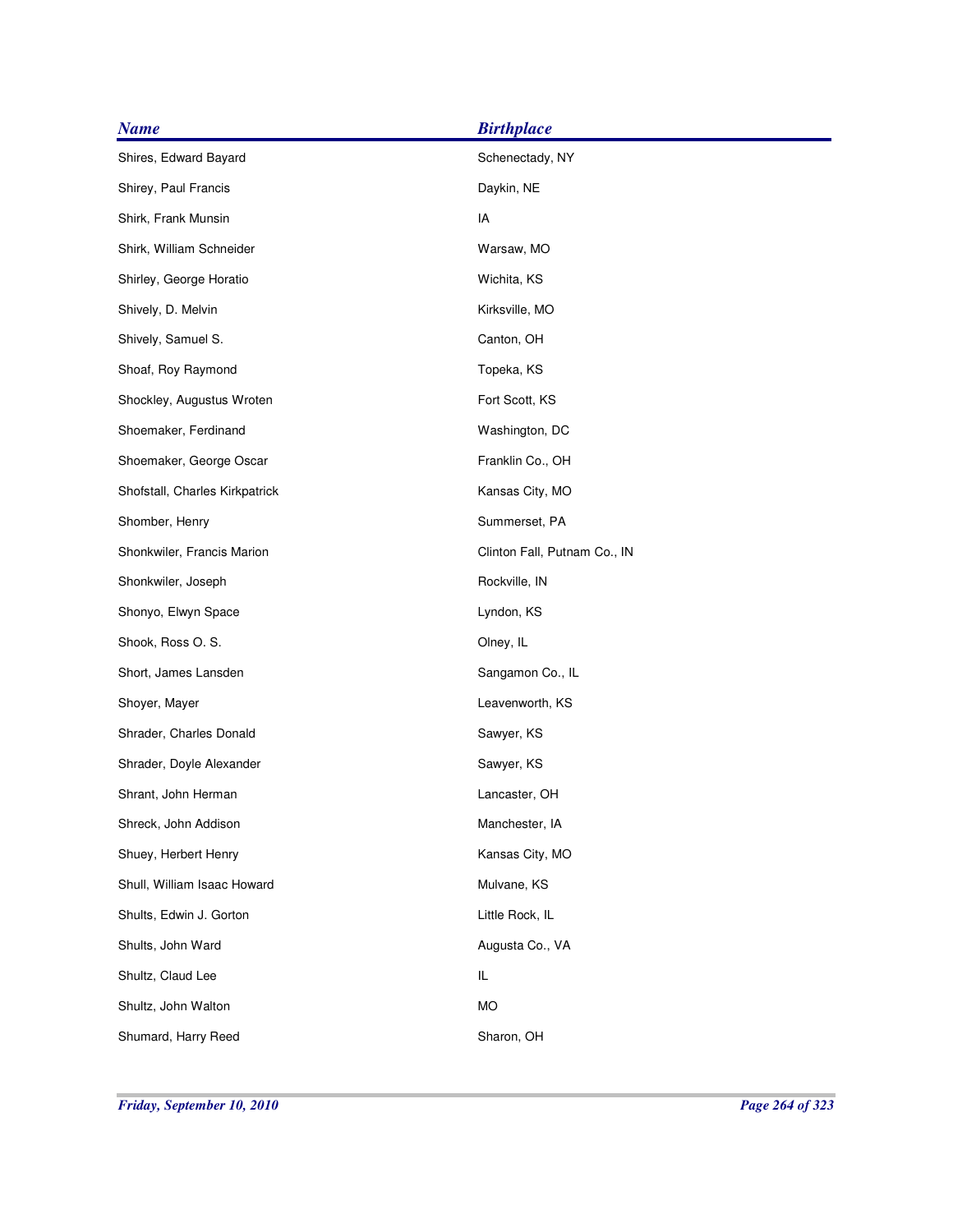| Name | Birthplace |
|---|---|
| Shires, Edward Bayard | Schenectady, NY |
| Shirey, Paul Francis | Daykin, NE |
| Shirk, Frank Munsin | IA |
| Shirk, William Schneider | Warsaw, MO |
| Shirley, George Horatio | Wichita, KS |
| Shively, D. Melvin | Kirksville, MO |
| Shively, Samuel S. | Canton, OH |
| Shoaf, Roy Raymond | Topeka, KS |
| Shockley, Augustus Wroten | Fort Scott, KS |
| Shoemaker, Ferdinand | Washington, DC |
| Shoemaker, George Oscar | Franklin Co., OH |
| Shofstall, Charles Kirkpatrick | Kansas City, MO |
| Shomber, Henry | Summerset, PA |
| Shonkwiler, Francis Marion | Clinton Fall, Putnam Co., IN |
| Shonkwiler, Joseph | Rockville, IN |
| Shonyo, Elwyn Space | Lyndon, KS |
| Shook, Ross O. S. | Olney, IL |
| Short, James Lansden | Sangamon Co., IL |
| Shoyer, Mayer | Leavenworth, KS |
| Shrader, Charles Donald | Sawyer, KS |
| Shrader, Doyle Alexander | Sawyer, KS |
| Shrant, John Herman | Lancaster, OH |
| Shreck, John Addison | Manchester, IA |
| Shuey, Herbert Henry | Kansas City, MO |
| Shull, William Isaac Howard | Mulvane, KS |
| Shults, Edwin J. Gorton | Little Rock, IL |
| Shults, John Ward | Augusta Co., VA |
| Shultz, Claud Lee | IL |
| Shultz, John Walton | MO |
| Shumard, Harry Reed | Sharon, OH |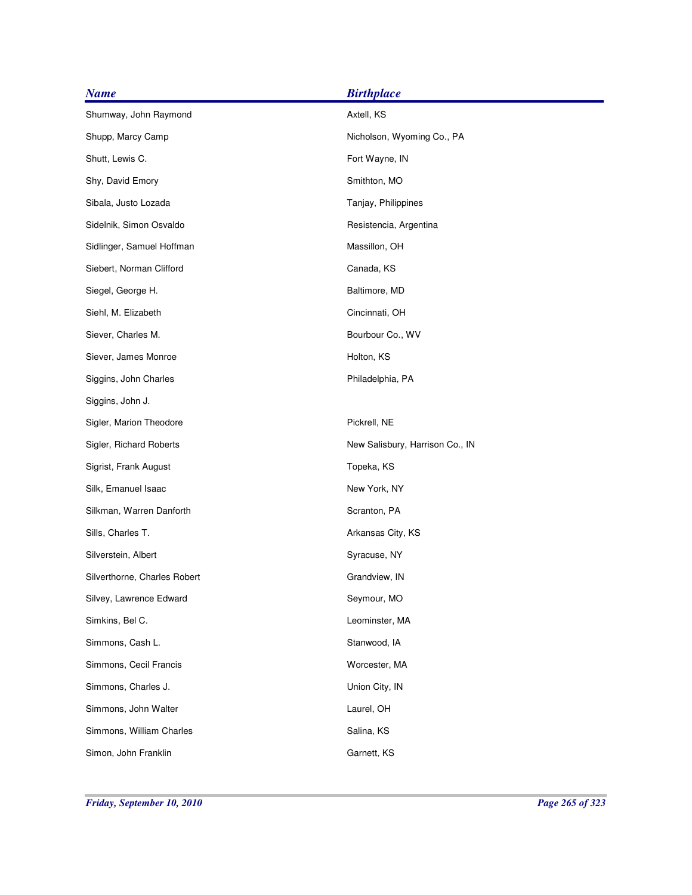| Name | Birthplace |
|---|---|
| Shumway, John Raymond | Axtell, KS |
| Shupp, Marcy Camp | Nicholson, Wyoming Co., PA |
| Shutt, Lewis C. | Fort Wayne, IN |
| Shy, David Emory | Smithton, MO |
| Sibala, Justo Lozada | Tanjay, Philippines |
| Sidelnik, Simon Osvaldo | Resistencia, Argentina |
| Sidlinger, Samuel Hoffman | Massillon, OH |
| Siebert, Norman Clifford | Canada, KS |
| Siegel, George H. | Baltimore, MD |
| Siehl, M. Elizabeth | Cincinnati, OH |
| Siever, Charles M. | Bourbour Co., WV |
| Siever, James Monroe | Holton, KS |
| Siggins, John Charles | Philadelphia, PA |
| Siggins, John J. | |
| Sigler, Marion Theodore | Pickrell, NE |
| Sigler, Richard Roberts | New Salisbury, Harrison Co., IN |
| Sigrist, Frank August | Topeka, KS |
| Silk, Emanuel Isaac | New York, NY |
| Silkman, Warren Danforth | Scranton, PA |
| Sills, Charles T. | Arkansas City, KS |
| Silverstein, Albert | Syracuse, NY |
| Silverthorne, Charles Robert | Grandview, IN |
| Silvey, Lawrence Edward | Seymour, MO |
| Simkins, Bel C. | Leominster, MA |
| Simmons, Cash L. | Stanwood, IA |
| Simmons, Cecil Francis | Worcester, MA |
| Simmons, Charles J. | Union City, IN |
| Simmons, John Walter | Laurel, OH |
| Simmons, William Charles | Salina, KS |
| Simon, John Franklin | Garnett, KS |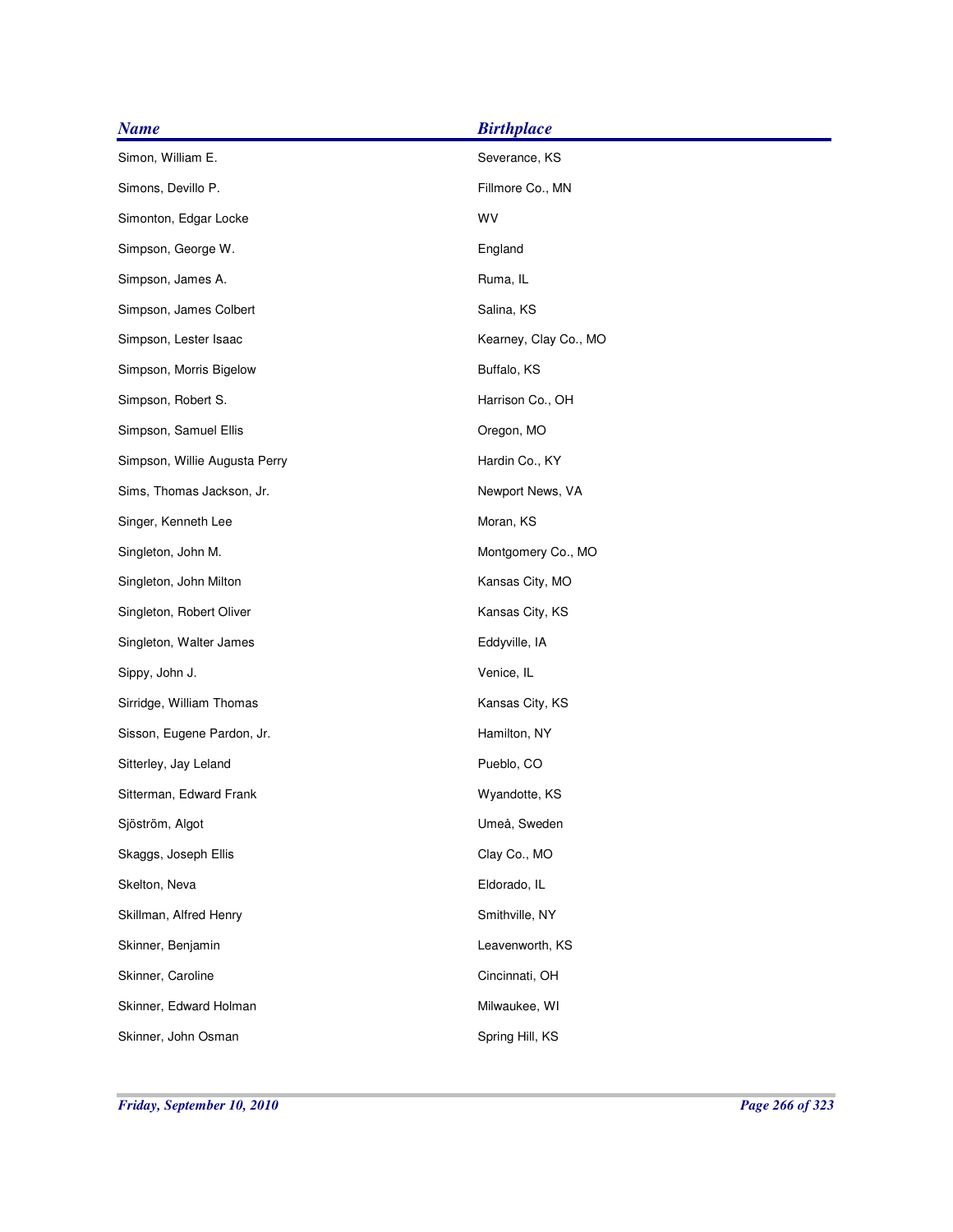| Name | Birthplace |
|---|---|
| Simon, William E. | Severance, KS |
| Simons, Devillo P. | Fillmore Co., MN |
| Simonton, Edgar Locke | WV |
| Simpson, George W. | England |
| Simpson, James A. | Ruma, IL |
| Simpson, James Colbert | Salina, KS |
| Simpson, Lester Isaac | Kearney, Clay Co., MO |
| Simpson, Morris Bigelow | Buffalo, KS |
| Simpson, Robert S. | Harrison Co., OH |
| Simpson, Samuel Ellis | Oregon, MO |
| Simpson, Willie Augusta Perry | Hardin Co., KY |
| Sims, Thomas Jackson, Jr. | Newport News, VA |
| Singer, Kenneth Lee | Moran, KS |
| Singleton, John M. | Montgomery Co., MO |
| Singleton, John Milton | Kansas City, MO |
| Singleton, Robert Oliver | Kansas City, KS |
| Singleton, Walter James | Eddyville, IA |
| Sippy, John J. | Venice, IL |
| Sirridge, William Thomas | Kansas City, KS |
| Sisson, Eugene Pardon, Jr. | Hamilton, NY |
| Sitterley, Jay Leland | Pueblo, CO |
| Sitterman, Edward Frank | Wyandotte, KS |
| Sjöström, Algot | Umeå, Sweden |
| Skaggs, Joseph Ellis | Clay Co., MO |
| Skelton, Neva | Eldorado, IL |
| Skillman, Alfred Henry | Smithville, NY |
| Skinner, Benjamin | Leavenworth, KS |
| Skinner, Caroline | Cincinnati, OH |
| Skinner, Edward Holman | Milwaukee, WI |
| Skinner, John Osman | Spring Hill, KS |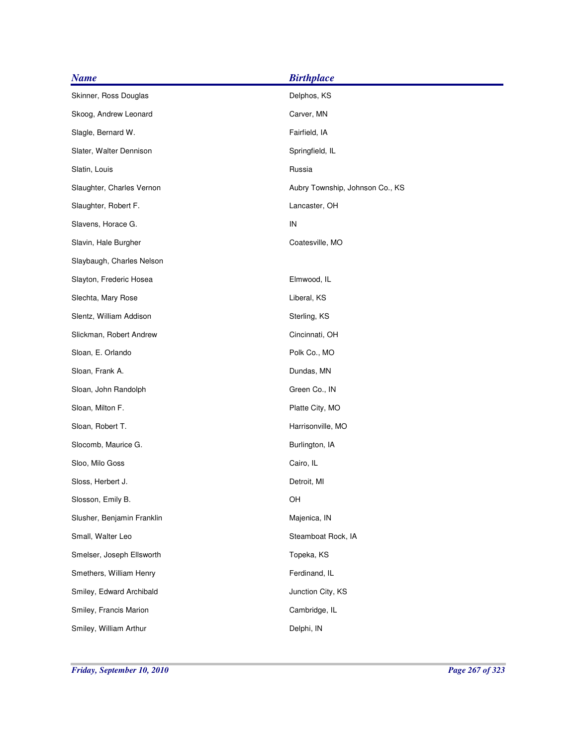| Name | Birthplace |
|---|---|
| Skinner, Ross Douglas | Delphos, KS |
| Skoog, Andrew Leonard | Carver, MN |
| Slagle, Bernard W. | Fairfield, IA |
| Slater, Walter Dennison | Springfield, IL |
| Slatin, Louis | Russia |
| Slaughter, Charles Vernon | Aubry Township, Johnson Co., KS |
| Slaughter, Robert F. | Lancaster, OH |
| Slavens, Horace G. | IN |
| Slavin, Hale Burgher | Coatesville, MO |
| Slaybaugh, Charles Nelson | |
| Slayton, Frederic Hosea | Elmwood, IL |
| Slechta, Mary Rose | Liberal, KS |
| Slentz, William Addison | Sterling, KS |
| Slickman, Robert Andrew | Cincinnati, OH |
| Sloan, E. Orlando | Polk Co., MO |
| Sloan, Frank A. | Dundas, MN |
| Sloan, John Randolph | Green Co., IN |
| Sloan, Milton F. | Platte City, MO |
| Sloan, Robert T. | Harrisonville, MO |
| Slocomb, Maurice G. | Burlington, IA |
| Sloo, Milo Goss | Cairo, IL |
| Sloss, Herbert J. | Detroit, MI |
| Slosson, Emily B. | OH |
| Slusher, Benjamin Franklin | Majenica, IN |
| Small, Walter Leo | Steamboat Rock, IA |
| Smelser, Joseph Ellsworth | Topeka, KS |
| Smethers, William Henry | Ferdinand, IL |
| Smiley, Edward Archibald | Junction City, KS |
| Smiley, Francis Marion | Cambridge, IL |
| Smiley, William Arthur | Delphi, IN |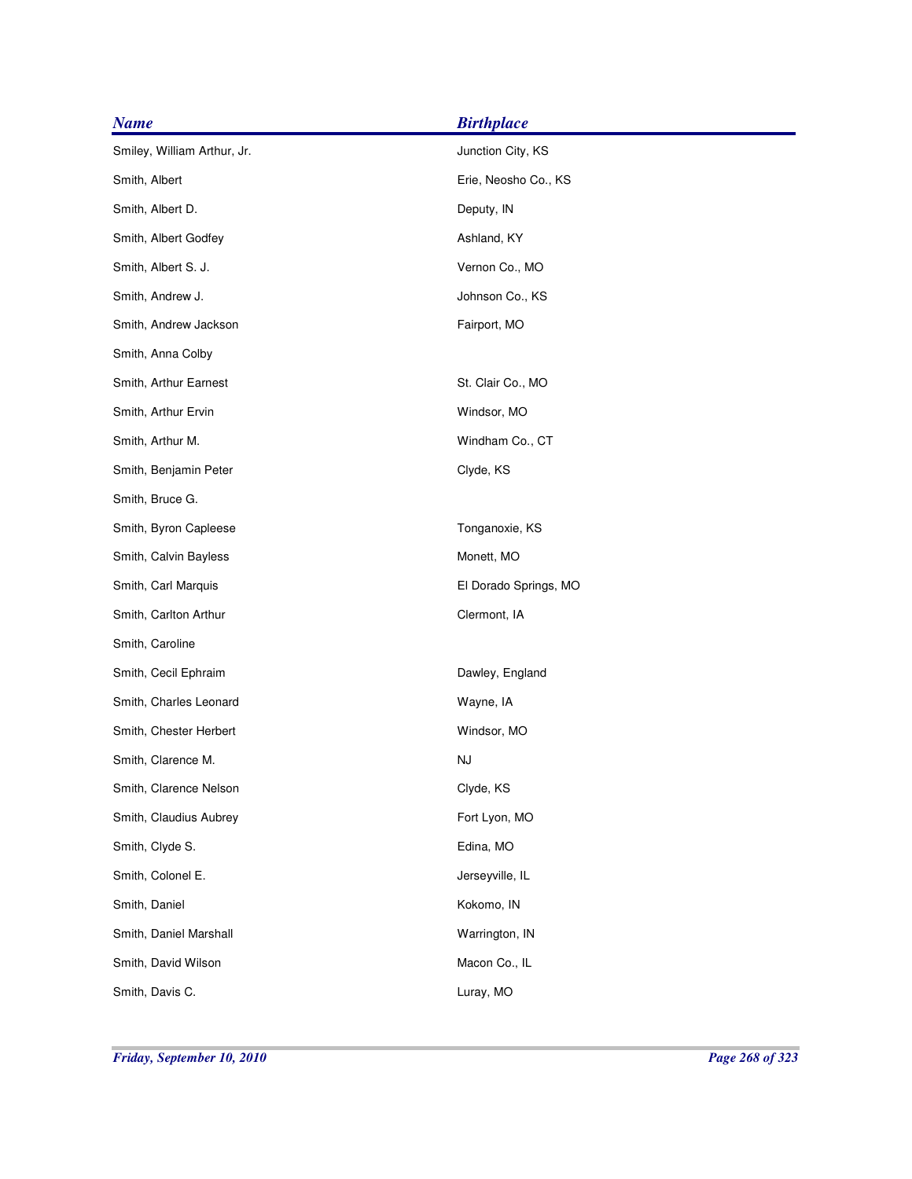| Name | Birthplace |
| --- | --- |
| Smiley, William Arthur, Jr. | Junction City, KS |
| Smith, Albert | Erie, Neosho Co., KS |
| Smith, Albert D. | Deputy, IN |
| Smith, Albert Godfey | Ashland, KY |
| Smith, Albert S. J. | Vernon Co., MO |
| Smith, Andrew J. | Johnson Co., KS |
| Smith, Andrew Jackson | Fairport, MO |
| Smith, Anna Colby | |
| Smith, Arthur Earnest | St. Clair Co., MO |
| Smith, Arthur Ervin | Windsor, MO |
| Smith, Arthur M. | Windham Co., CT |
| Smith, Benjamin Peter | Clyde, KS |
| Smith, Bruce G. | |
| Smith, Byron Capleese | Tonganoxie, KS |
| Smith, Calvin Bayless | Monett, MO |
| Smith, Carl Marquis | El Dorado Springs, MO |
| Smith, Carlton Arthur | Clermont, IA |
| Smith, Caroline | |
| Smith, Cecil Ephraim | Dawley, England |
| Smith, Charles Leonard | Wayne, IA |
| Smith, Chester Herbert | Windsor, MO |
| Smith, Clarence M. | NJ |
| Smith, Clarence Nelson | Clyde, KS |
| Smith, Claudius Aubrey | Fort Lyon, MO |
| Smith, Clyde S. | Edina, MO |
| Smith, Colonel E. | Jerseyville, IL |
| Smith, Daniel | Kokomo, IN |
| Smith, Daniel Marshall | Warrington, IN |
| Smith, David Wilson | Macon Co., IL |
| Smith, Davis C. | Luray, MO |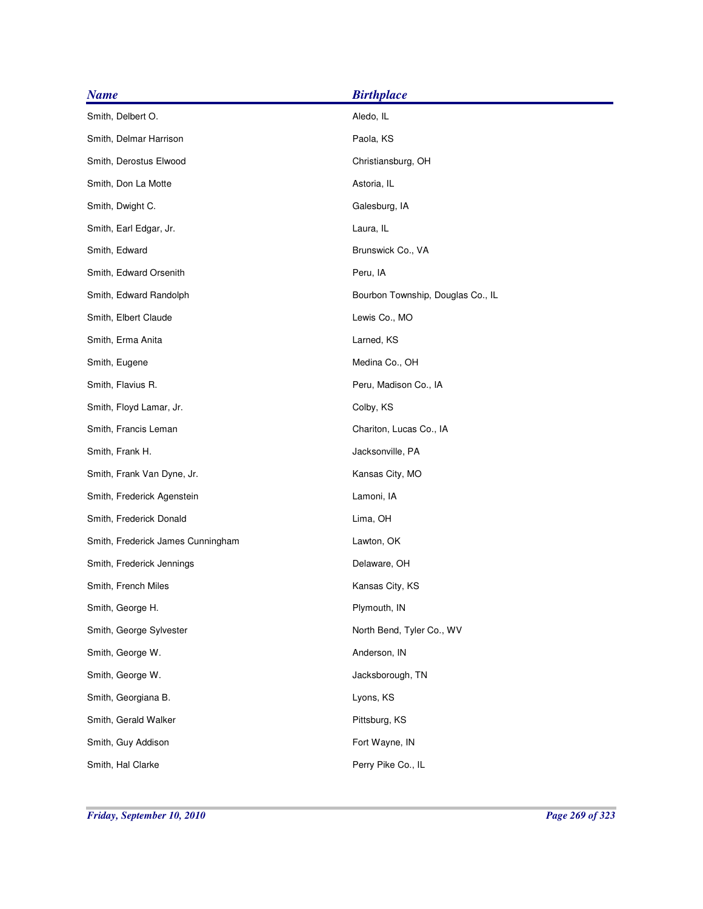| Name | Birthplace |
|---|---|
| Smith, Delbert O. | Aledo, IL |
| Smith, Delmar Harrison | Paola, KS |
| Smith, Derostus Elwood | Christiansburg, OH |
| Smith, Don La Motte | Astoria, IL |
| Smith, Dwight C. | Galesburg, IA |
| Smith, Earl Edgar, Jr. | Laura, IL |
| Smith, Edward | Brunswick Co., VA |
| Smith, Edward Orsenith | Peru, IA |
| Smith, Edward Randolph | Bourbon Township, Douglas Co., IL |
| Smith, Elbert Claude | Lewis Co., MO |
| Smith, Erma Anita | Larned, KS |
| Smith, Eugene | Medina Co., OH |
| Smith, Flavius R. | Peru, Madison Co., IA |
| Smith, Floyd Lamar, Jr. | Colby, KS |
| Smith, Francis Leman | Chariton, Lucas Co., IA |
| Smith, Frank H. | Jacksonville, PA |
| Smith, Frank Van Dyne, Jr. | Kansas City, MO |
| Smith, Frederick Agenstein | Lamoni, IA |
| Smith, Frederick Donald | Lima, OH |
| Smith, Frederick James Cunningham | Lawton, OK |
| Smith, Frederick Jennings | Delaware, OH |
| Smith, French Miles | Kansas City, KS |
| Smith, George H. | Plymouth, IN |
| Smith, George Sylvester | North Bend, Tyler Co., WV |
| Smith, George W. | Anderson, IN |
| Smith, George W. | Jacksborough, TN |
| Smith, Georgiana B. | Lyons, KS |
| Smith, Gerald Walker | Pittsburg, KS |
| Smith, Guy Addison | Fort Wayne, IN |
| Smith, Hal Clarke | Perry Pike Co., IL |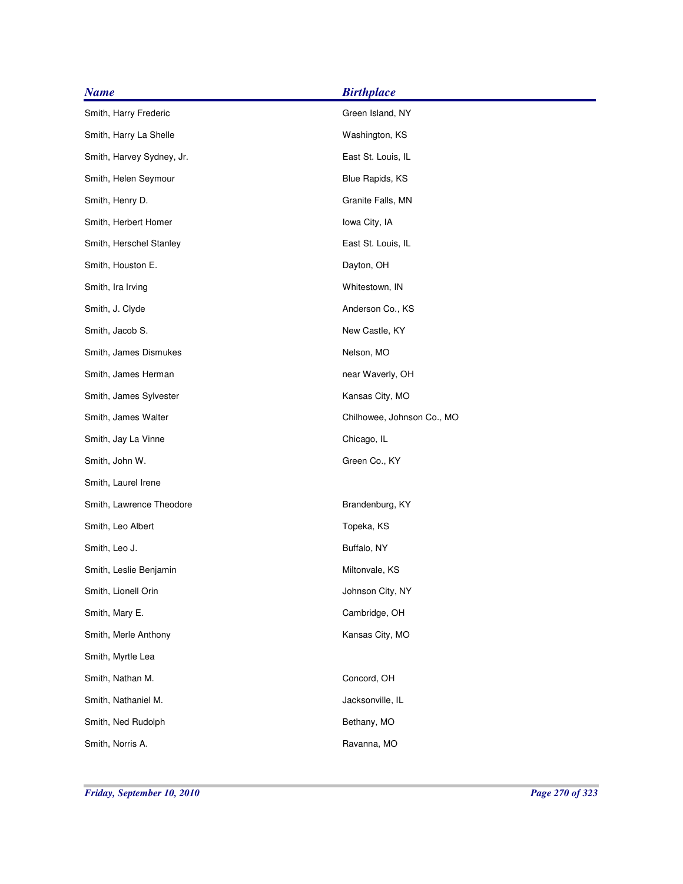| Name | Birthplace |
|---|---|
| Smith, Harry Frederic | Green Island, NY |
| Smith, Harry La Shelle | Washington, KS |
| Smith, Harvey Sydney, Jr. | East St. Louis, IL |
| Smith, Helen Seymour | Blue Rapids, KS |
| Smith, Henry D. | Granite Falls, MN |
| Smith, Herbert Homer | Iowa City, IA |
| Smith, Herschel Stanley | East St. Louis, IL |
| Smith, Houston E. | Dayton, OH |
| Smith, Ira Irving | Whitestown, IN |
| Smith, J. Clyde | Anderson Co., KS |
| Smith, Jacob S. | New Castle, KY |
| Smith, James Dismukes | Nelson, MO |
| Smith, James Herman | near Waverly, OH |
| Smith, James Sylvester | Kansas City, MO |
| Smith, James Walter | Chilhowee, Johnson Co., MO |
| Smith, Jay La Vinne | Chicago, IL |
| Smith, John W. | Green Co., KY |
| Smith, Laurel Irene | |
| Smith, Lawrence Theodore | Brandenburg, KY |
| Smith, Leo Albert | Topeka, KS |
| Smith, Leo J. | Buffalo, NY |
| Smith, Leslie Benjamin | Miltonvale, KS |
| Smith, Lionell Orin | Johnson City, NY |
| Smith, Mary E. | Cambridge, OH |
| Smith, Merle Anthony | Kansas City, MO |
| Smith, Myrtle Lea | |
| Smith, Nathan M. | Concord, OH |
| Smith, Nathaniel M. | Jacksonville, IL |
| Smith, Ned Rudolph | Bethany, MO |
| Smith, Norris A. | Ravanna, MO |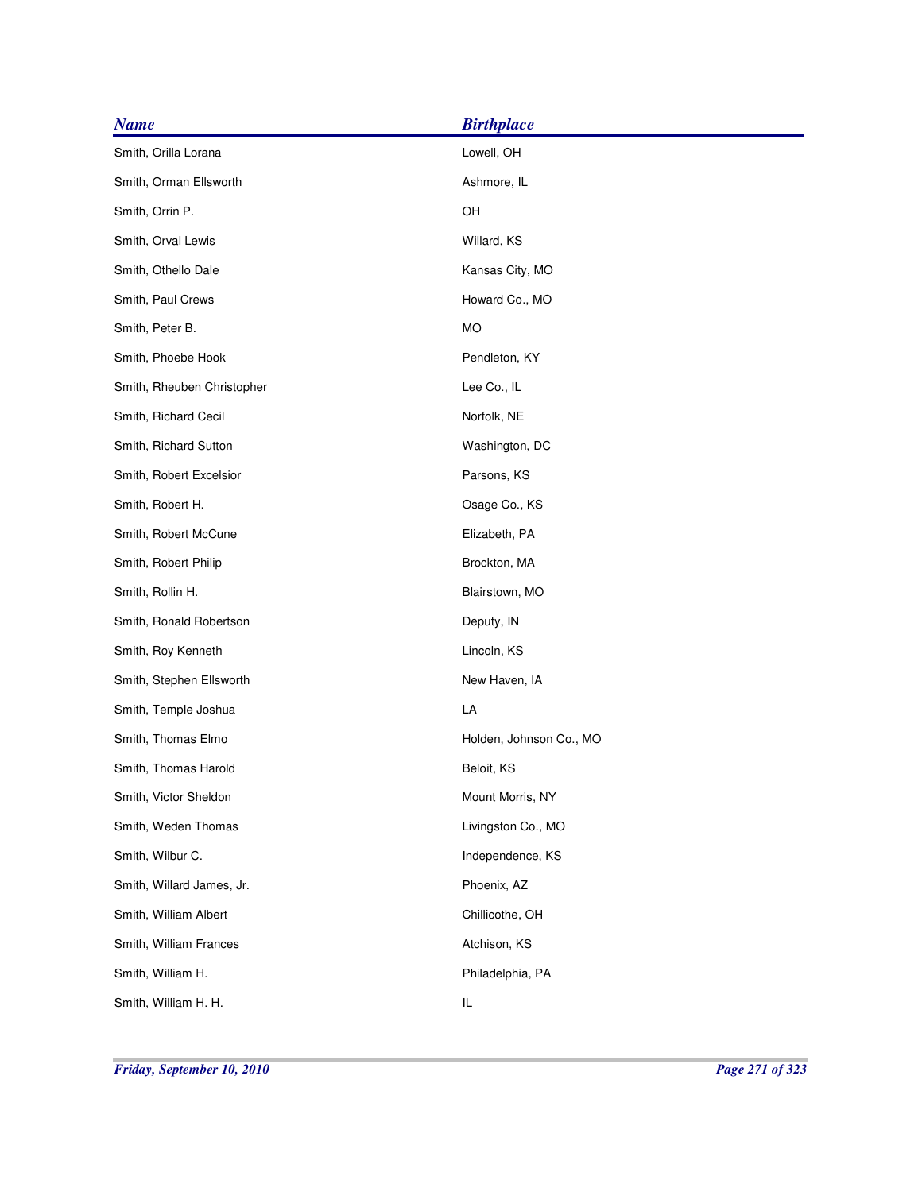| Name | Birthplace |
| --- | --- |
| Smith, Orilla Lorana | Lowell, OH |
| Smith, Orman Ellsworth | Ashmore, IL |
| Smith, Orrin P. | OH |
| Smith, Orval Lewis | Willard, KS |
| Smith, Othello Dale | Kansas City, MO |
| Smith, Paul Crews | Howard Co., MO |
| Smith, Peter B. | MO |
| Smith, Phoebe Hook | Pendleton, KY |
| Smith, Rheuben Christopher | Lee Co., IL |
| Smith, Richard Cecil | Norfolk, NE |
| Smith, Richard Sutton | Washington, DC |
| Smith, Robert Excelsior | Parsons, KS |
| Smith, Robert H. | Osage Co., KS |
| Smith, Robert McCune | Elizabeth, PA |
| Smith, Robert Philip | Brockton, MA |
| Smith, Rollin H. | Blairstown, MO |
| Smith, Ronald Robertson | Deputy, IN |
| Smith, Roy Kenneth | Lincoln, KS |
| Smith, Stephen Ellsworth | New Haven, IA |
| Smith, Temple Joshua | LA |
| Smith, Thomas Elmo | Holden, Johnson Co., MO |
| Smith, Thomas Harold | Beloit, KS |
| Smith, Victor Sheldon | Mount Morris, NY |
| Smith, Weden Thomas | Livingston Co., MO |
| Smith, Wilbur C. | Independence, KS |
| Smith, Willard James, Jr. | Phoenix, AZ |
| Smith, William Albert | Chillicothe, OH |
| Smith, William Frances | Atchison, KS |
| Smith, William H. | Philadelphia, PA |
| Smith, William H. H. | IL |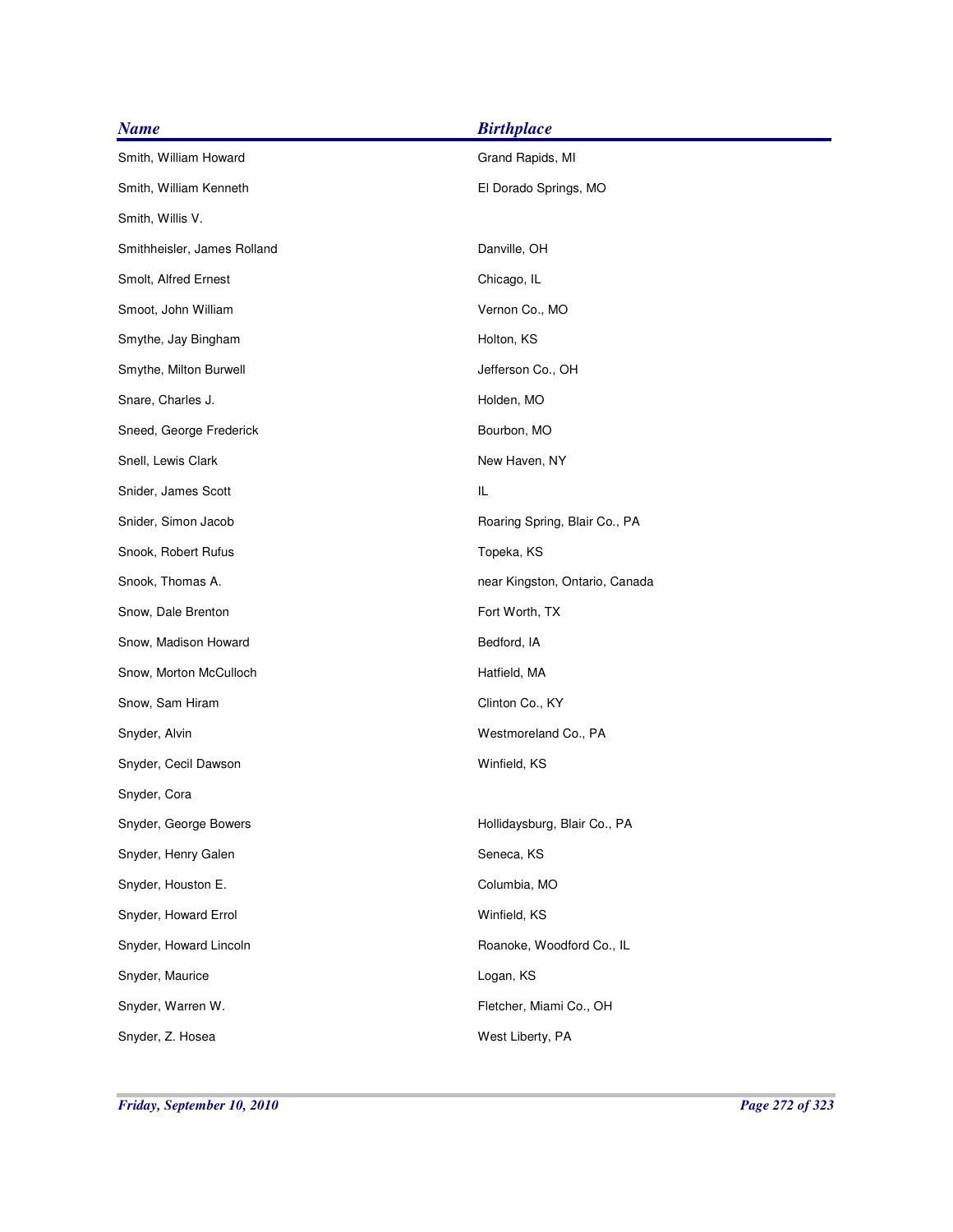| Name | Birthplace |
|---|---|
| Smith, William Howard | Grand Rapids, MI |
| Smith, William Kenneth | El Dorado Springs, MO |
| Smith, Willis V. | |
| Smithheisler, James Rolland | Danville, OH |
| Smolt, Alfred Ernest | Chicago, IL |
| Smoot, John William | Vernon Co., MO |
| Smythe, Jay Bingham | Holton, KS |
| Smythe, Milton Burwell | Jefferson Co., OH |
| Snare, Charles J. | Holden, MO |
| Sneed, George Frederick | Bourbon, MO |
| Snell, Lewis Clark | New Haven, NY |
| Snider, James Scott | IL |
| Snider, Simon Jacob | Roaring Spring, Blair Co., PA |
| Snook, Robert Rufus | Topeka, KS |
| Snook, Thomas A. | near Kingston, Ontario, Canada |
| Snow, Dale Brenton | Fort Worth, TX |
| Snow, Madison Howard | Bedford, IA |
| Snow, Morton McCulloch | Hatfield, MA |
| Snow, Sam Hiram | Clinton Co., KY |
| Snyder, Alvin | Westmoreland Co., PA |
| Snyder, Cecil Dawson | Winfield, KS |
| Snyder, Cora | |
| Snyder, George Bowers | Hollidaysburg, Blair Co., PA |
| Snyder, Henry Galen | Seneca, KS |
| Snyder, Houston E. | Columbia, MO |
| Snyder, Howard Errol | Winfield, KS |
| Snyder, Howard Lincoln | Roanoke, Woodford Co., IL |
| Snyder, Maurice | Logan, KS |
| Snyder, Warren W. | Fletcher, Miami Co., OH |
| Snyder, Z. Hosea | West Liberty, PA |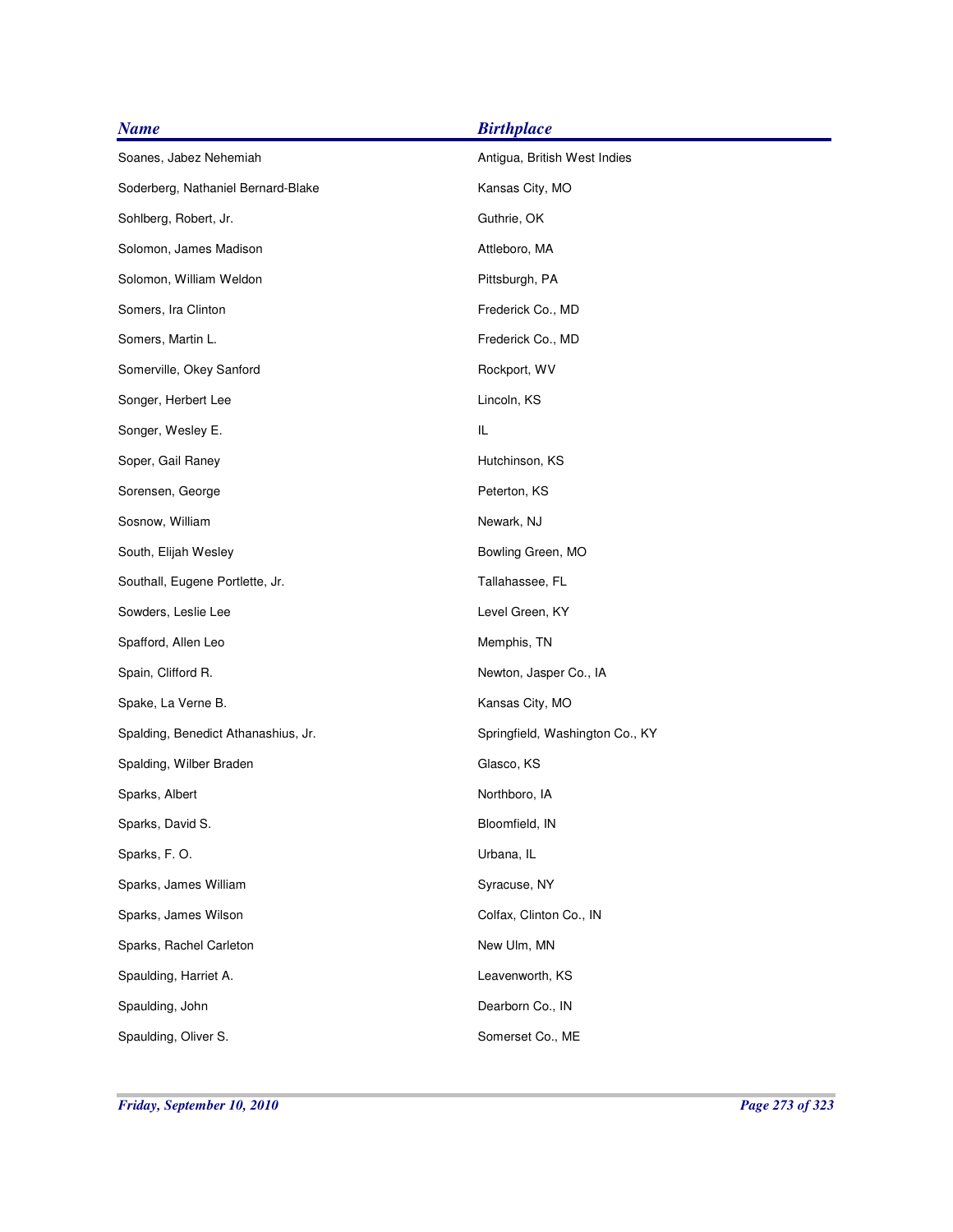| Name | Birthplace |
|---|---|
| Soanes, Jabez Nehemiah | Antigua, British West Indies |
| Soderberg, Nathaniel Bernard-Blake | Kansas City, MO |
| Sohlberg, Robert, Jr. | Guthrie, OK |
| Solomon, James Madison | Attleboro, MA |
| Solomon, William Weldon | Pittsburgh, PA |
| Somers, Ira Clinton | Frederick Co., MD |
| Somers, Martin L. | Frederick Co., MD |
| Somerville, Okey Sanford | Rockport, WV |
| Songer, Herbert Lee | Lincoln, KS |
| Songer, Wesley E. | IL |
| Soper, Gail Raney | Hutchinson, KS |
| Sorensen, George | Peterton, KS |
| Sosnow, William | Newark, NJ |
| South, Elijah Wesley | Bowling Green, MO |
| Southall, Eugene Portlette, Jr. | Tallahassee, FL |
| Sowders, Leslie Lee | Level Green, KY |
| Spafford, Allen Leo | Memphis, TN |
| Spain, Clifford R. | Newton, Jasper Co., IA |
| Spake, La Verne B. | Kansas City, MO |
| Spalding, Benedict Athanashius, Jr. | Springfield, Washington Co., KY |
| Spalding, Wilber Braden | Glasco, KS |
| Sparks, Albert | Northboro, IA |
| Sparks, David S. | Bloomfield, IN |
| Sparks, F. O. | Urbana, IL |
| Sparks, James William | Syracuse, NY |
| Sparks, James Wilson | Colfax, Clinton Co., IN |
| Sparks, Rachel Carleton | New Ulm, MN |
| Spaulding, Harriet A. | Leavenworth, KS |
| Spaulding, John | Dearborn Co., IN |
| Spaulding, Oliver S. | Somerset Co., ME |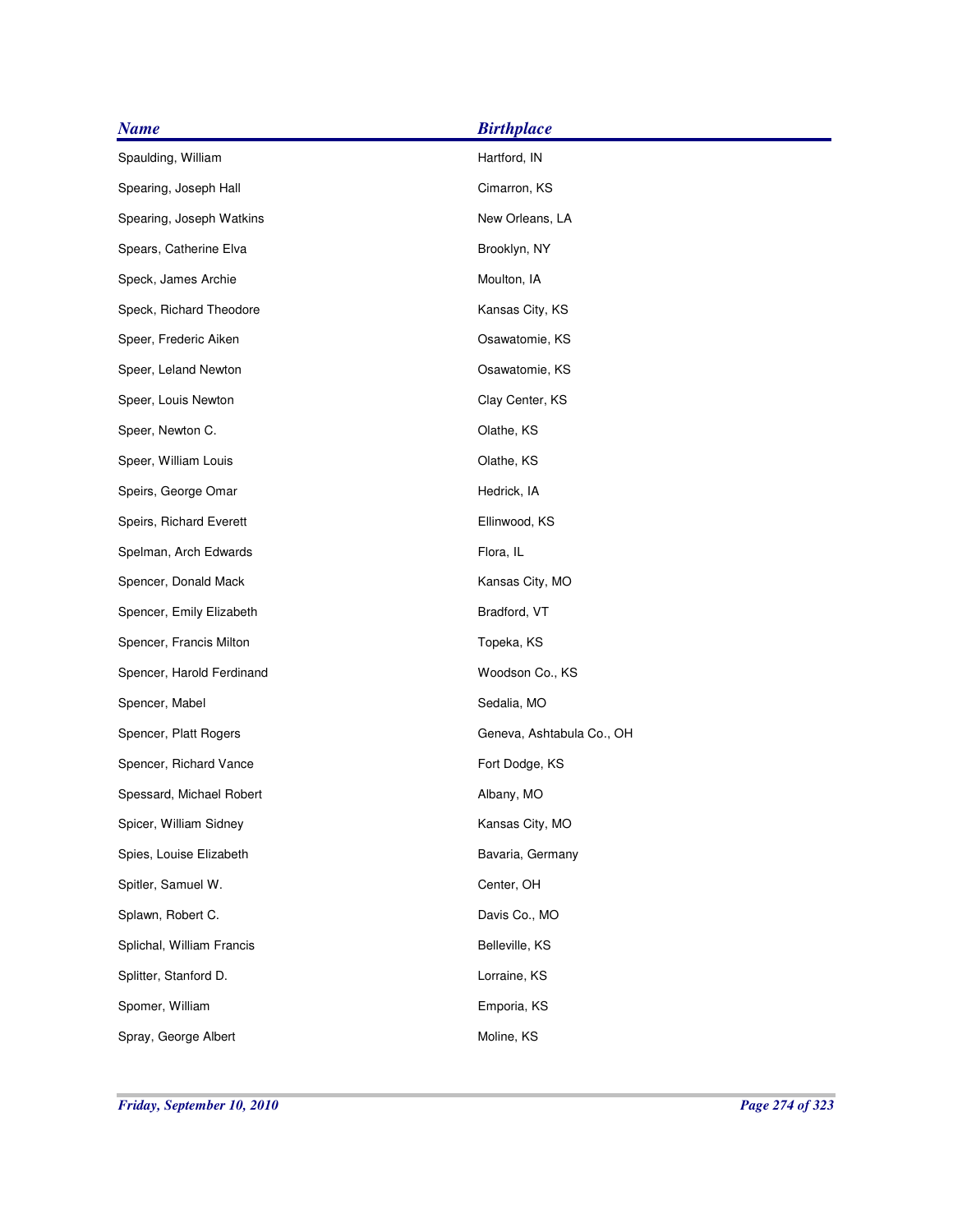| Name | Birthplace |
| --- | --- |
| Spaulding, William | Hartford, IN |
| Spearing, Joseph Hall | Cimarron, KS |
| Spearing, Joseph Watkins | New Orleans, LA |
| Spears, Catherine Elva | Brooklyn, NY |
| Speck, James Archie | Moulton, IA |
| Speck, Richard Theodore | Kansas City, KS |
| Speer, Frederic Aiken | Osawatomie, KS |
| Speer, Leland Newton | Osawatomie, KS |
| Speer, Louis Newton | Clay Center, KS |
| Speer, Newton C. | Olathe, KS |
| Speer, William Louis | Olathe, KS |
| Speirs, George Omar | Hedrick, IA |
| Speirs, Richard Everett | Ellinwood, KS |
| Spelman, Arch Edwards | Flora, IL |
| Spencer, Donald Mack | Kansas City, MO |
| Spencer, Emily Elizabeth | Bradford, VT |
| Spencer, Francis Milton | Topeka, KS |
| Spencer, Harold Ferdinand | Woodson Co., KS |
| Spencer, Mabel | Sedalia, MO |
| Spencer, Platt Rogers | Geneva, Ashtabula Co., OH |
| Spencer, Richard Vance | Fort Dodge, KS |
| Spessard, Michael Robert | Albany, MO |
| Spicer, William Sidney | Kansas City, MO |
| Spies, Louise Elizabeth | Bavaria, Germany |
| Spitler, Samuel W. | Center, OH |
| Splawn, Robert C. | Davis Co., MO |
| Splichal, William Francis | Belleville, KS |
| Splitter, Stanford D. | Lorraine, KS |
| Spomer, William | Emporia, KS |
| Spray, George Albert | Moline, KS |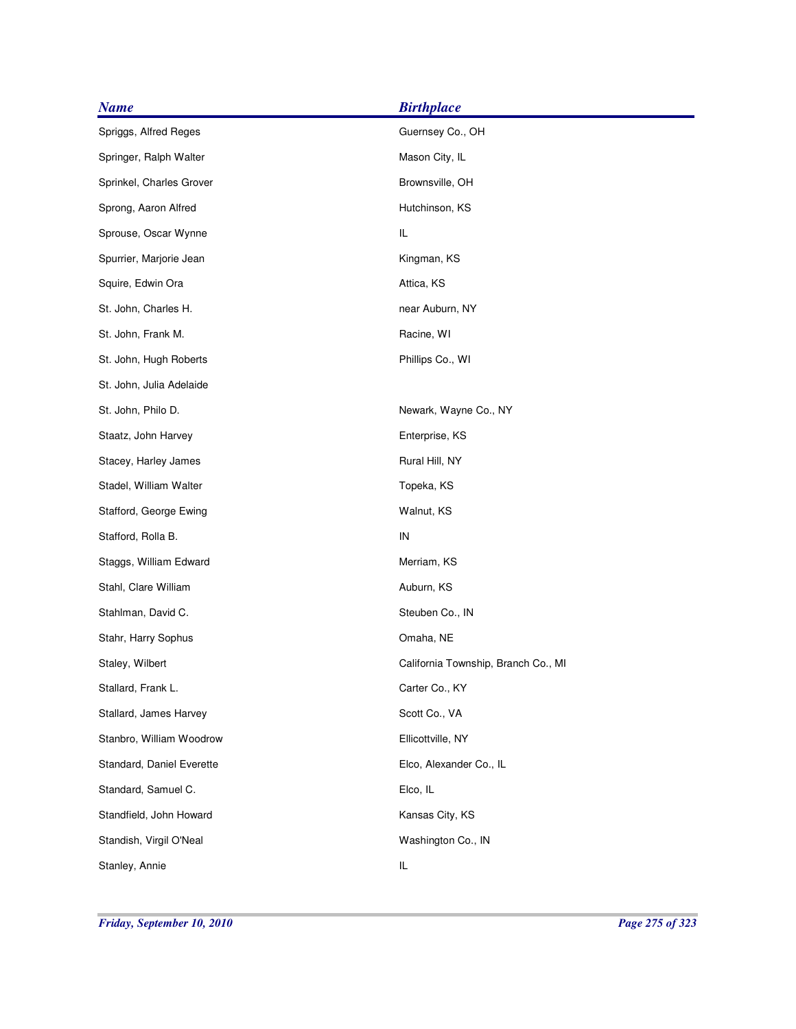| Name | Birthplace |
|---|---|
| Spriggs, Alfred Reges | Guernsey Co., OH |
| Springer, Ralph Walter | Mason City, IL |
| Sprinkel, Charles Grover | Brownsville, OH |
| Sprong, Aaron Alfred | Hutchinson, KS |
| Sprouse, Oscar Wynne | IL |
| Spurrier, Marjorie Jean | Kingman, KS |
| Squire, Edwin Ora | Attica, KS |
| St. John, Charles H. | near Auburn, NY |
| St. John, Frank M. | Racine, WI |
| St. John, Hugh Roberts | Phillips Co., WI |
| St. John, Julia Adelaide | |
| St. John, Philo D. | Newark, Wayne Co., NY |
| Staatz, John Harvey | Enterprise, KS |
| Stacey, Harley James | Rural Hill, NY |
| Stadel, William Walter | Topeka, KS |
| Stafford, George Ewing | Walnut, KS |
| Stafford, Rolla B. | IN |
| Staggs, William Edward | Merriam, KS |
| Stahl, Clare William | Auburn, KS |
| Stahlman, David C. | Steuben Co., IN |
| Stahr, Harry Sophus | Omaha, NE |
| Staley, Wilbert | California Township, Branch Co., MI |
| Stallard, Frank L. | Carter Co., KY |
| Stallard, James Harvey | Scott Co., VA |
| Stanbro, William Woodrow | Ellicottville, NY |
| Standard, Daniel Everette | Elco, Alexander Co., IL |
| Standard, Samuel C. | Elco, IL |
| Standfield, John Howard | Kansas City, KS |
| Standish, Virgil O'Neal | Washington Co., IN |
| Stanley, Annie | IL |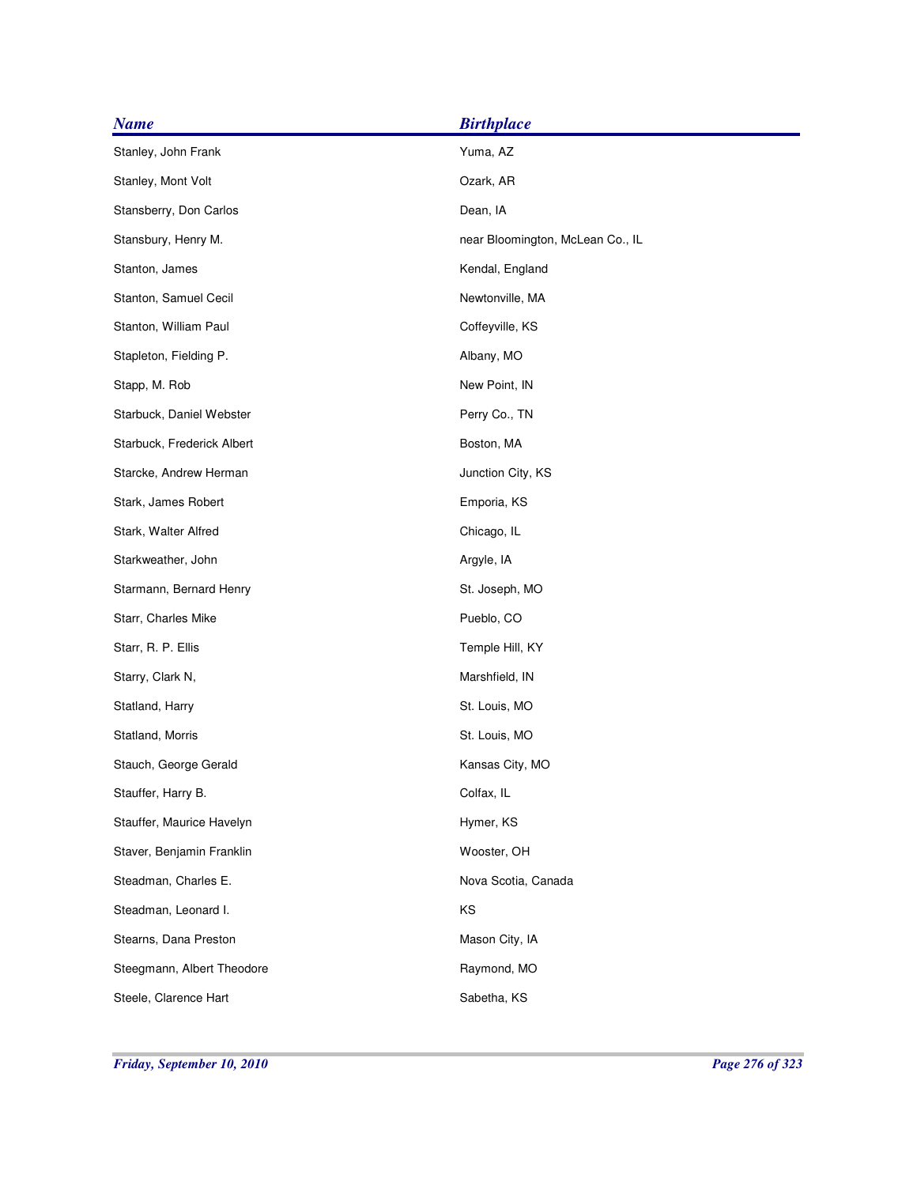| Name | Birthplace |
|---|---|
| Stanley, John Frank | Yuma, AZ |
| Stanley, Mont Volt | Ozark, AR |
| Stansberry, Don Carlos | Dean, IA |
| Stansbury, Henry M. | near Bloomington, McLean Co., IL |
| Stanton, James | Kendal, England |
| Stanton, Samuel Cecil | Newtonville, MA |
| Stanton, William Paul | Coffeyville, KS |
| Stapleton, Fielding P. | Albany, MO |
| Stapp, M. Rob | New Point, IN |
| Starbuck, Daniel Webster | Perry Co., TN |
| Starbuck, Frederick Albert | Boston, MA |
| Starcke, Andrew Herman | Junction City, KS |
| Stark, James Robert | Emporia, KS |
| Stark, Walter Alfred | Chicago, IL |
| Starkweather, John | Argyle, IA |
| Starmann, Bernard Henry | St. Joseph, MO |
| Starr, Charles Mike | Pueblo, CO |
| Starr, R. P. Ellis | Temple Hill, KY |
| Starry, Clark N, | Marshfield, IN |
| Statland, Harry | St. Louis, MO |
| Statland, Morris | St. Louis, MO |
| Stauch, George Gerald | Kansas City, MO |
| Stauffer, Harry B. | Colfax, IL |
| Stauffer, Maurice Havelyn | Hymer, KS |
| Staver, Benjamin Franklin | Wooster, OH |
| Steadman, Charles E. | Nova Scotia, Canada |
| Steadman, Leonard I. | KS |
| Stearns, Dana Preston | Mason City, IA |
| Steegmann, Albert Theodore | Raymond, MO |
| Steele, Clarence Hart | Sabetha, KS |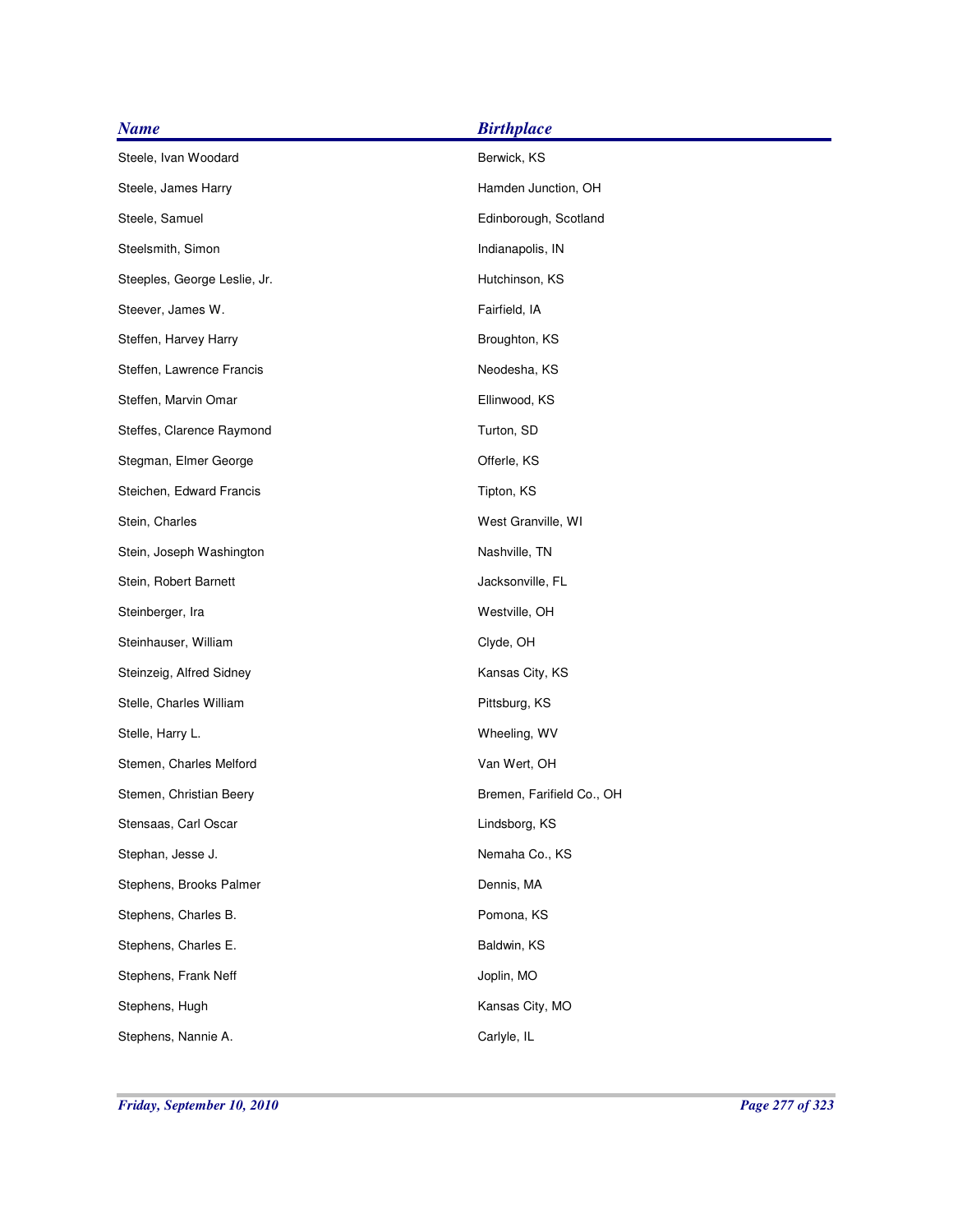| Name | Birthplace |
|---|---|
| Steele, Ivan Woodard | Berwick, KS |
| Steele, James Harry | Hamden Junction, OH |
| Steele, Samuel | Edinborough, Scotland |
| Steelsmith, Simon | Indianapolis, IN |
| Steeples, George Leslie, Jr. | Hutchinson, KS |
| Steever, James W. | Fairfield, IA |
| Steffen, Harvey Harry | Broughton, KS |
| Steffen, Lawrence Francis | Neodesha, KS |
| Steffen, Marvin Omar | Ellinwood, KS |
| Steffes, Clarence Raymond | Turton, SD |
| Stegman, Elmer George | Offerle, KS |
| Steichen, Edward Francis | Tipton, KS |
| Stein, Charles | West Granville, WI |
| Stein, Joseph Washington | Nashville, TN |
| Stein, Robert Barnett | Jacksonville, FL |
| Steinberger, Ira | Westville, OH |
| Steinhauser, William | Clyde, OH |
| Steinzeig, Alfred Sidney | Kansas City, KS |
| Stelle, Charles William | Pittsburg, KS |
| Stelle, Harry L. | Wheeling, WV |
| Stemen, Charles Melford | Van Wert, OH |
| Stemen, Christian Beery | Bremen, Farifield Co., OH |
| Stensaas, Carl Oscar | Lindsborg, KS |
| Stephan, Jesse J. | Nemaha Co., KS |
| Stephens, Brooks Palmer | Dennis, MA |
| Stephens, Charles B. | Pomona, KS |
| Stephens, Charles E. | Baldwin, KS |
| Stephens, Frank Neff | Joplin, MO |
| Stephens, Hugh | Kansas City, MO |
| Stephens, Nannie A. | Carlyle, IL |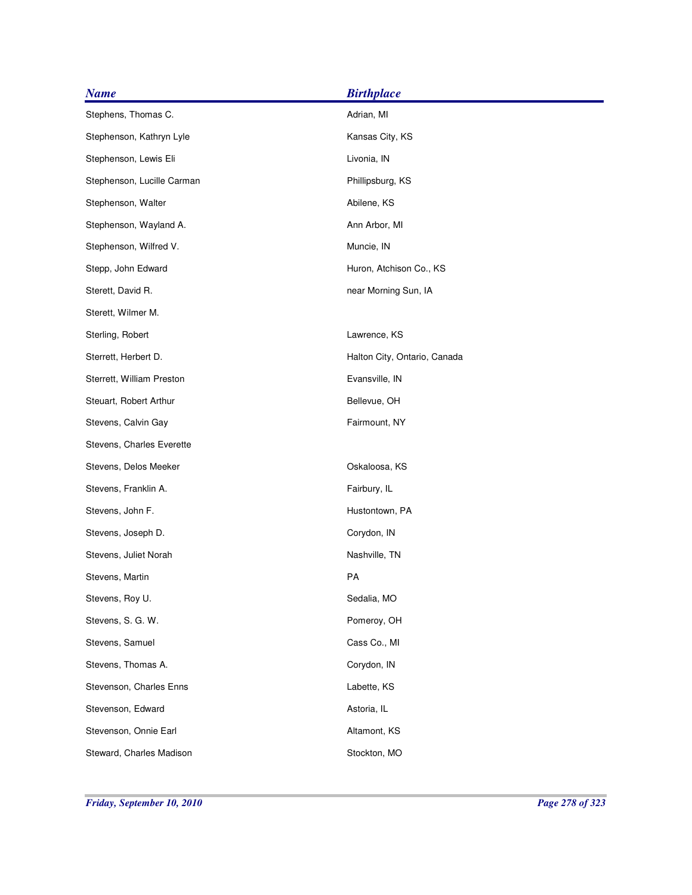| Name | Birthplace |
|---|---|
| Stephens, Thomas C. | Adrian, MI |
| Stephenson, Kathryn Lyle | Kansas City, KS |
| Stephenson, Lewis Eli | Livonia, IN |
| Stephenson, Lucille Carman | Phillipsburg, KS |
| Stephenson, Walter | Abilene, KS |
| Stephenson, Wayland A. | Ann Arbor, MI |
| Stephenson, Wilfred V. | Muncie, IN |
| Stepp, John Edward | Huron, Atchison Co., KS |
| Sterett, David R. | near Morning Sun, IA |
| Sterett, Wilmer M. | |
| Sterling, Robert | Lawrence, KS |
| Sterrett, Herbert D. | Halton City, Ontario, Canada |
| Sterrett, William Preston | Evansville, IN |
| Steuart, Robert Arthur | Bellevue, OH |
| Stevens, Calvin Gay | Fairmount, NY |
| Stevens, Charles Everette | |
| Stevens, Delos Meeker | Oskaloosa, KS |
| Stevens, Franklin A. | Fairbury, IL |
| Stevens, John F. | Hustontown, PA |
| Stevens, Joseph D. | Corydon, IN |
| Stevens, Juliet Norah | Nashville, TN |
| Stevens, Martin | PA |
| Stevens, Roy U. | Sedalia, MO |
| Stevens, S. G. W. | Pomeroy, OH |
| Stevens, Samuel | Cass Co., MI |
| Stevens, Thomas A. | Corydon, IN |
| Stevenson, Charles Enns | Labette, KS |
| Stevenson, Edward | Astoria, IL |
| Stevenson, Onnie Earl | Altamont, KS |
| Steward, Charles Madison | Stockton, MO |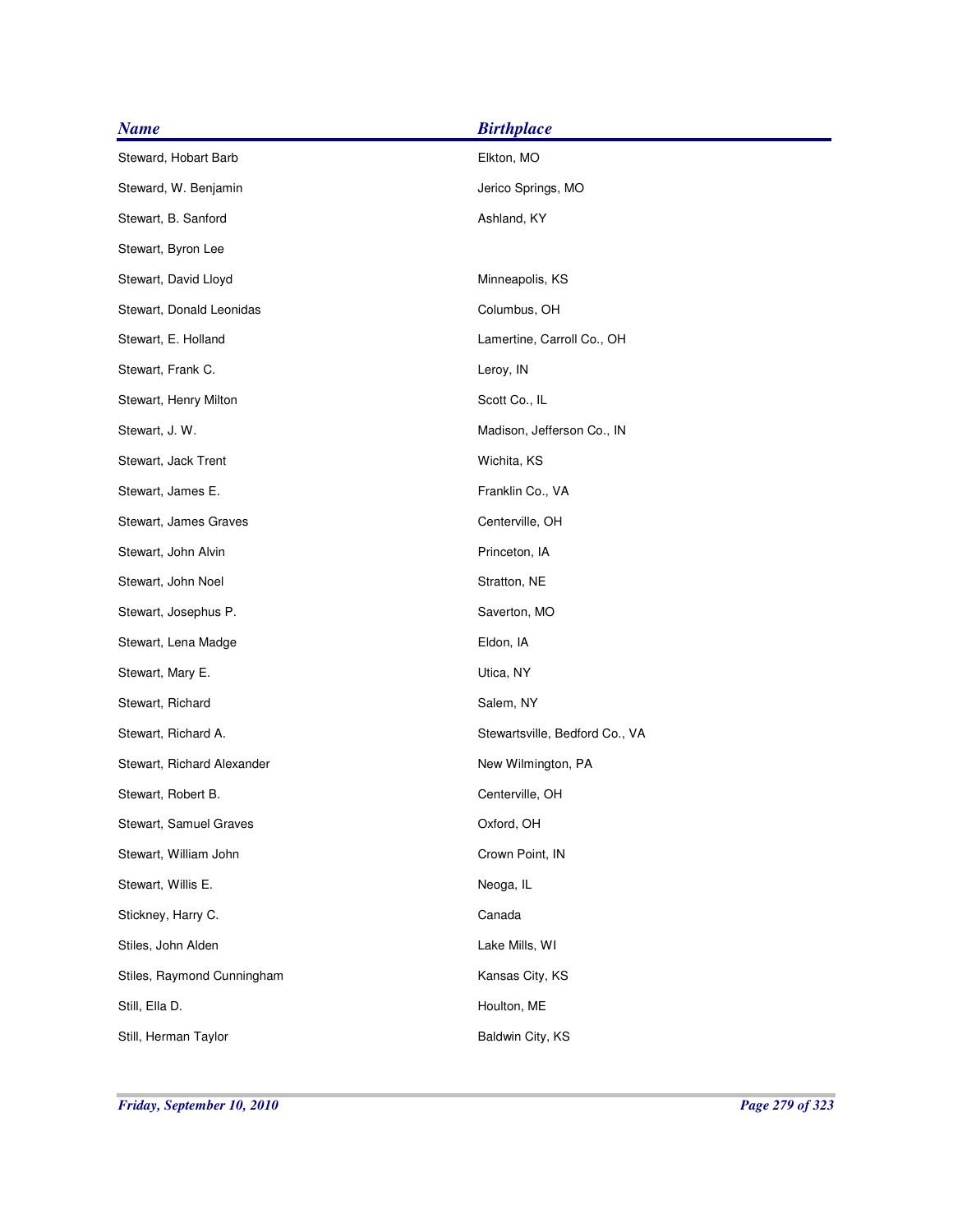| Name | Birthplace |
| --- | --- |
| Steward, Hobart Barb | Elkton, MO |
| Steward, W. Benjamin | Jerico Springs, MO |
| Stewart, B. Sanford | Ashland, KY |
| Stewart, Byron Lee | |
| Stewart, David Lloyd | Minneapolis, KS |
| Stewart, Donald Leonidas | Columbus, OH |
| Stewart, E. Holland | Lamertine, Carroll Co., OH |
| Stewart, Frank C. | Leroy, IN |
| Stewart, Henry Milton | Scott Co., IL |
| Stewart, J. W. | Madison, Jefferson Co., IN |
| Stewart, Jack Trent | Wichita, KS |
| Stewart, James E. | Franklin Co., VA |
| Stewart, James Graves | Centerville, OH |
| Stewart, John Alvin | Princeton, IA |
| Stewart, John Noel | Stratton, NE |
| Stewart, Josephus P. | Saverton, MO |
| Stewart, Lena Madge | Eldon, IA |
| Stewart, Mary E. | Utica, NY |
| Stewart, Richard | Salem, NY |
| Stewart, Richard A. | Stewartsville, Bedford Co., VA |
| Stewart, Richard Alexander | New Wilmington, PA |
| Stewart, Robert B. | Centerville, OH |
| Stewart, Samuel Graves | Oxford, OH |
| Stewart, William John | Crown Point, IN |
| Stewart, Willis E. | Neoga, IL |
| Stickney, Harry C. | Canada |
| Stiles, John Alden | Lake Mills, WI |
| Stiles, Raymond Cunningham | Kansas City, KS |
| Still, Ella D. | Houlton, ME |
| Still, Herman Taylor | Baldwin City, KS |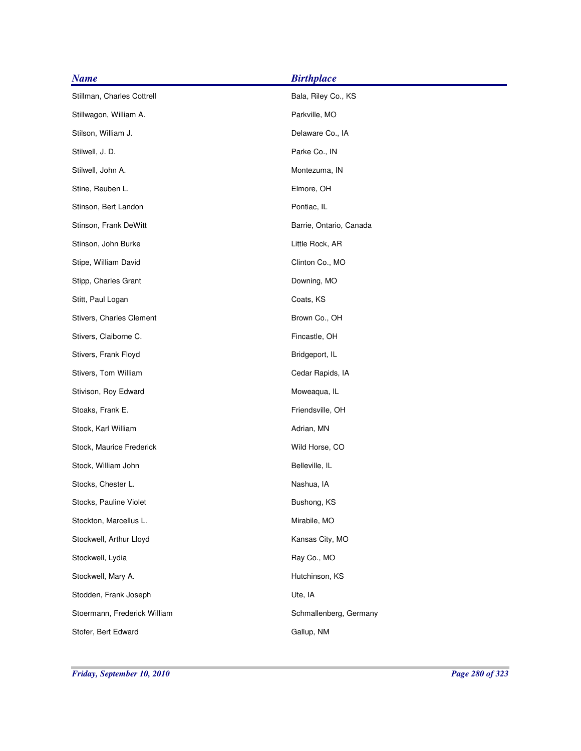| Name | Birthplace |
| --- | --- |
| Stillman, Charles Cottrell | Bala, Riley Co., KS |
| Stillwagon, William A. | Parkville, MO |
| Stilson, William J. | Delaware Co., IA |
| Stilwell, J. D. | Parke Co., IN |
| Stilwell, John A. | Montezuma, IN |
| Stine, Reuben L. | Elmore, OH |
| Stinson, Bert Landon | Pontiac, IL |
| Stinson, Frank DeWitt | Barrie, Ontario, Canada |
| Stinson, John Burke | Little Rock, AR |
| Stipe, William David | Clinton Co., MO |
| Stipp, Charles Grant | Downing, MO |
| Stitt, Paul Logan | Coats, KS |
| Stivers, Charles Clement | Brown Co., OH |
| Stivers, Claiborne C. | Fincastle, OH |
| Stivers, Frank Floyd | Bridgeport, IL |
| Stivers, Tom William | Cedar Rapids, IA |
| Stivison, Roy Edward | Moweaqua, IL |
| Stoaks, Frank E. | Friendsville, OH |
| Stock, Karl William | Adrian, MN |
| Stock, Maurice Frederick | Wild Horse, CO |
| Stock, William John | Belleville, IL |
| Stocks, Chester L. | Nashua, IA |
| Stocks, Pauline Violet | Bushong, KS |
| Stockton, Marcellus L. | Mirabile, MO |
| Stockwell, Arthur Lloyd | Kansas City, MO |
| Stockwell, Lydia | Ray Co., MO |
| Stockwell, Mary A. | Hutchinson, KS |
| Stodden, Frank Joseph | Ute, IA |
| Stoermann, Frederick William | Schmallenberg, Germany |
| Stofer, Bert Edward | Gallup, NM |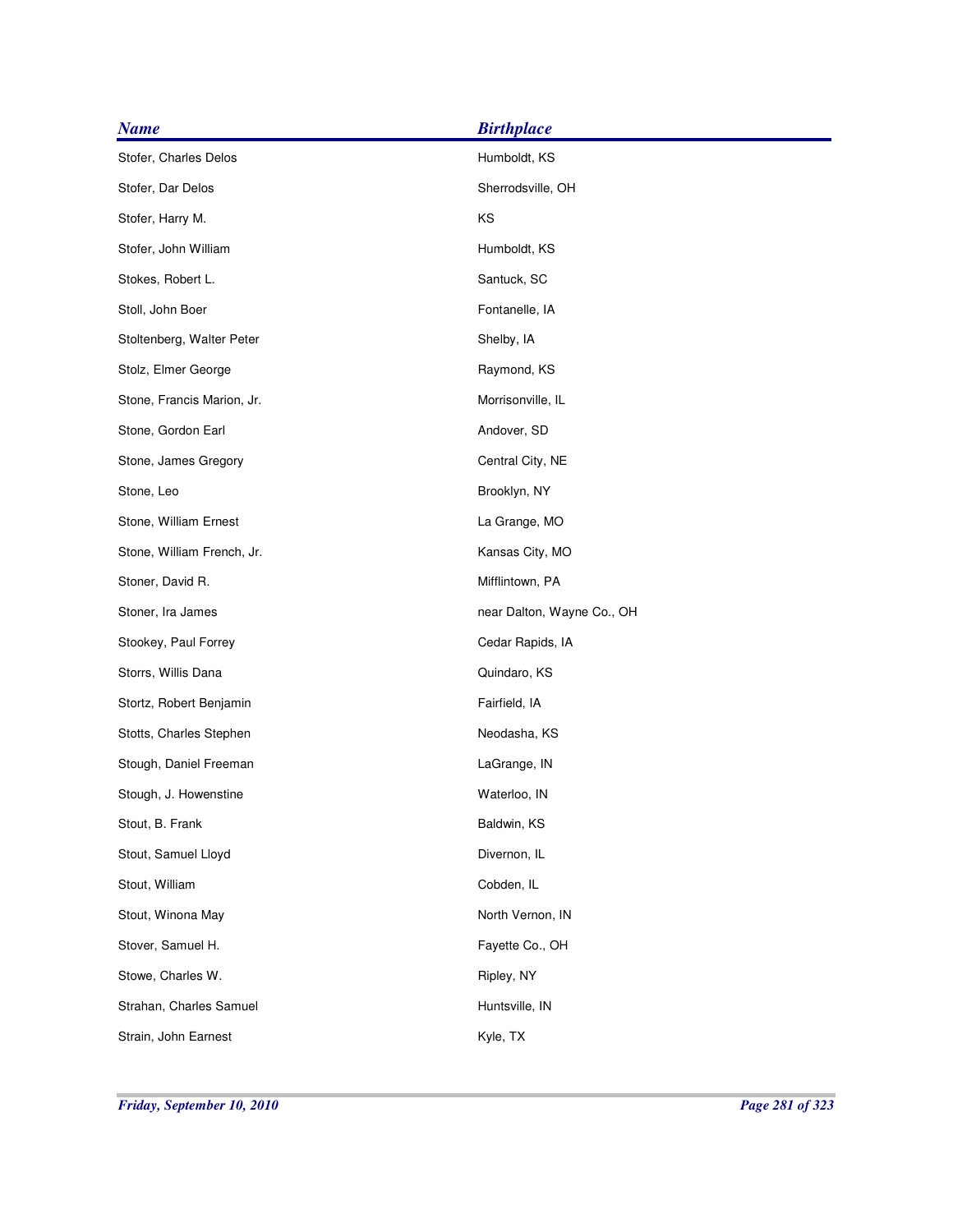| Name | Birthplace |
| --- | --- |
| Stofer, Charles Delos | Humboldt, KS |
| Stofer, Dar Delos | Sherrodsville, OH |
| Stofer, Harry M. | KS |
| Stofer, John William | Humboldt, KS |
| Stokes, Robert L. | Santuck, SC |
| Stoll, John Boer | Fontanelle, IA |
| Stoltenberg, Walter Peter | Shelby, IA |
| Stolz, Elmer George | Raymond, KS |
| Stone, Francis Marion, Jr. | Morrisonville, IL |
| Stone, Gordon Earl | Andover, SD |
| Stone, James Gregory | Central City, NE |
| Stone, Leo | Brooklyn, NY |
| Stone, William Ernest | La Grange, MO |
| Stone, William French, Jr. | Kansas City, MO |
| Stoner, David R. | Mifflintown, PA |
| Stoner, Ira James | near Dalton, Wayne Co., OH |
| Stookey, Paul Forrey | Cedar Rapids, IA |
| Storrs, Willis Dana | Quindaro, KS |
| Stortz, Robert Benjamin | Fairfield, IA |
| Stotts, Charles Stephen | Neodasha, KS |
| Stough, Daniel Freeman | LaGrange, IN |
| Stough, J. Howenstine | Waterloo, IN |
| Stout, B. Frank | Baldwin, KS |
| Stout, Samuel Lloyd | Divernon, IL |
| Stout, William | Cobden, IL |
| Stout, Winona May | North Vernon, IN |
| Stover, Samuel H. | Fayette Co., OH |
| Stowe, Charles W. | Ripley, NY |
| Strahan, Charles Samuel | Huntsville, IN |
| Strain, John Earnest | Kyle, TX |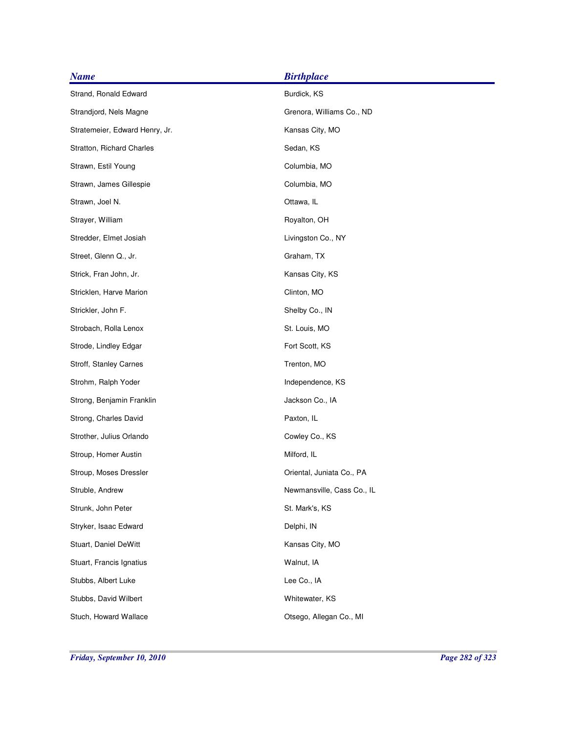| Name | Birthplace |
| --- | --- |
| Strand, Ronald Edward | Burdick, KS |
| Strandjord, Nels Magne | Grenora, Williams Co., ND |
| Stratemeier, Edward Henry, Jr. | Kansas City, MO |
| Stratton, Richard Charles | Sedan, KS |
| Strawn, Estil Young | Columbia, MO |
| Strawn, James Gillespie | Columbia, MO |
| Strawn, Joel N. | Ottawa, IL |
| Strayer, William | Royalton, OH |
| Stredder, Elmet Josiah | Livingston Co., NY |
| Street, Glenn Q., Jr. | Graham, TX |
| Strick, Fran John, Jr. | Kansas City, KS |
| Stricklen, Harve Marion | Clinton, MO |
| Strickler, John F. | Shelby Co., IN |
| Strobach, Rolla Lenox | St. Louis, MO |
| Strode, Lindley Edgar | Fort Scott, KS |
| Stroff, Stanley Carnes | Trenton, MO |
| Strohm, Ralph Yoder | Independence, KS |
| Strong, Benjamin Franklin | Jackson Co., IA |
| Strong, Charles David | Paxton, IL |
| Strother, Julius Orlando | Cowley Co., KS |
| Stroup, Homer Austin | Milford, IL |
| Stroup, Moses Dressler | Oriental, Juniata Co., PA |
| Struble, Andrew | Newmansville, Cass Co., IL |
| Strunk, John Peter | St. Mark's, KS |
| Stryker, Isaac Edward | Delphi, IN |
| Stuart, Daniel DeWitt | Kansas City, MO |
| Stuart, Francis Ignatius | Walnut, IA |
| Stubbs, Albert Luke | Lee Co., IA |
| Stubbs, David Wilbert | Whitewater, KS |
| Stuch, Howard Wallace | Otsego, Allegan Co., MI |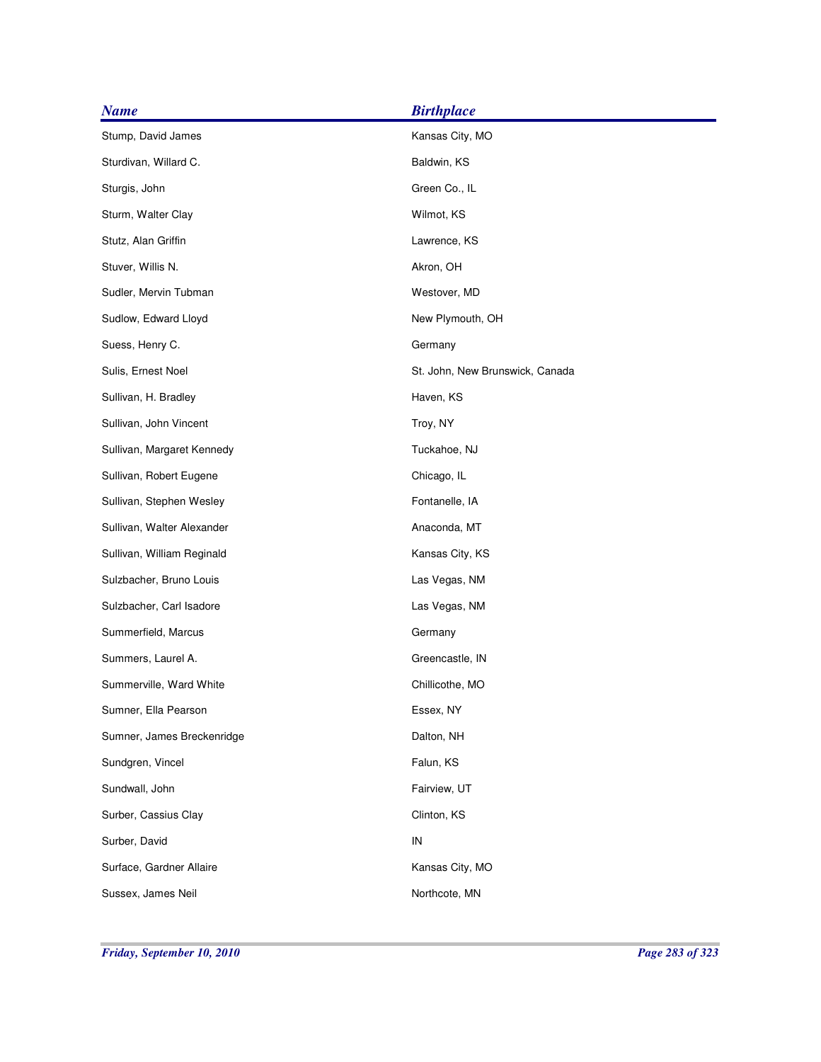| Name | Birthplace |
|---|---|
| Stump, David James | Kansas City, MO |
| Sturdivan, Willard C. | Baldwin, KS |
| Sturgis, John | Green Co., IL |
| Sturm, Walter Clay | Wilmot, KS |
| Stutz, Alan Griffin | Lawrence, KS |
| Stuver, Willis N. | Akron, OH |
| Sudler, Mervin Tubman | Westover, MD |
| Sudlow, Edward Lloyd | New Plymouth, OH |
| Suess, Henry C. | Germany |
| Sulis, Ernest Noel | St. John, New Brunswick, Canada |
| Sullivan, H. Bradley | Haven, KS |
| Sullivan, John Vincent | Troy, NY |
| Sullivan, Margaret Kennedy | Tuckahoe, NJ |
| Sullivan, Robert Eugene | Chicago, IL |
| Sullivan, Stephen Wesley | Fontanelle, IA |
| Sullivan, Walter Alexander | Anaconda, MT |
| Sullivan, William Reginald | Kansas City, KS |
| Sulzbacher, Bruno Louis | Las Vegas, NM |
| Sulzbacher, Carl Isadore | Las Vegas, NM |
| Summerfield, Marcus | Germany |
| Summers, Laurel A. | Greencastle, IN |
| Summerville, Ward White | Chillicothe, MO |
| Sumner, Ella Pearson | Essex, NY |
| Sumner, James Breckenridge | Dalton, NH |
| Sundgren, Vincel | Falun, KS |
| Sundwall, John | Fairview, UT |
| Surber, Cassius Clay | Clinton, KS |
| Surber, David | IN |
| Surface, Gardner Allaire | Kansas City, MO |
| Sussex, James Neil | Northcote, MN |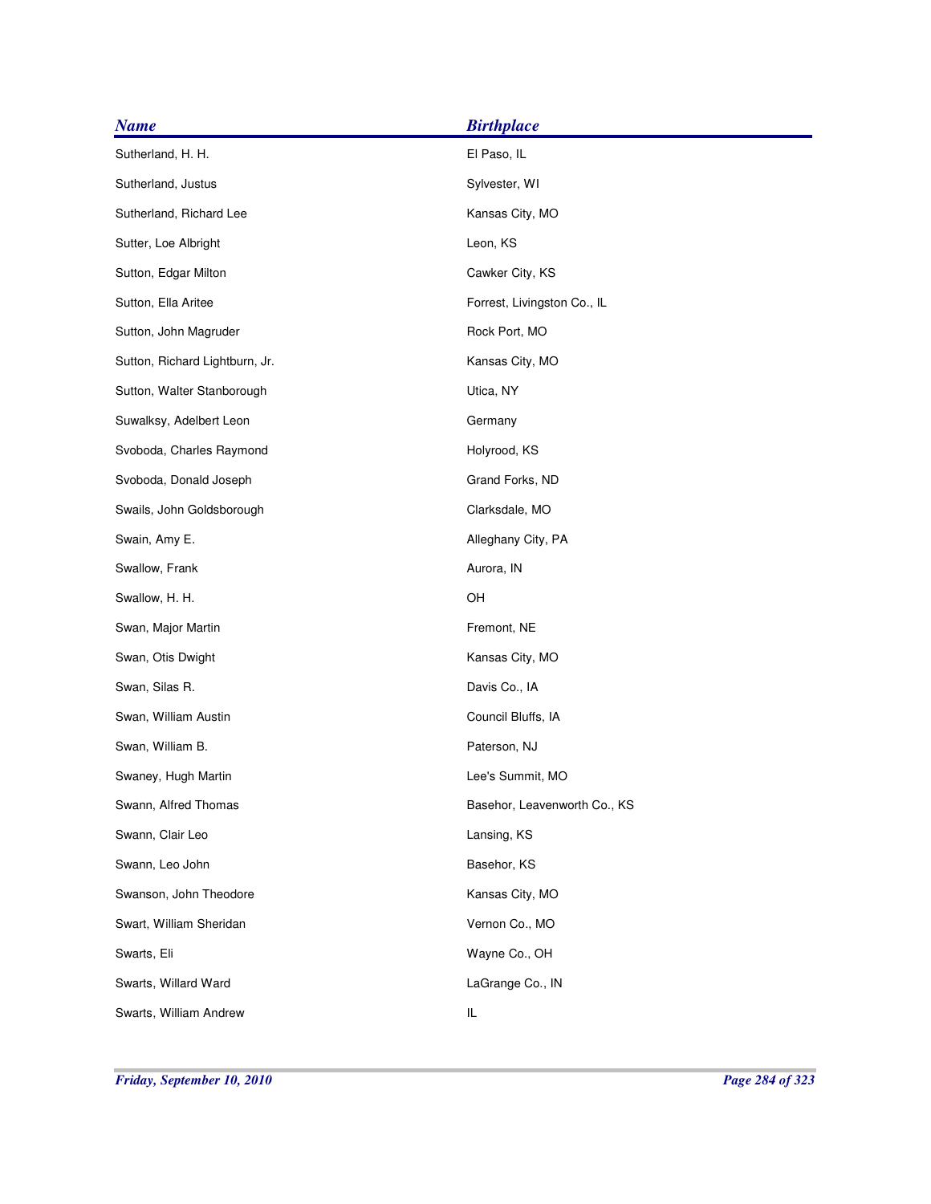| Name | Birthplace |
|---|---|
| Sutherland, H. H. | El Paso, IL |
| Sutherland, Justus | Sylvester, WI |
| Sutherland, Richard Lee | Kansas City, MO |
| Sutter, Loe Albright | Leon, KS |
| Sutton, Edgar Milton | Cawker City, KS |
| Sutton, Ella Aritee | Forrest, Livingston Co., IL |
| Sutton, John Magruder | Rock Port, MO |
| Sutton, Richard Lightburn, Jr. | Kansas City, MO |
| Sutton, Walter Stanborough | Utica, NY |
| Suwalksy, Adelbert Leon | Germany |
| Svoboda, Charles Raymond | Holyrood, KS |
| Svoboda, Donald Joseph | Grand Forks, ND |
| Swails, John Goldsborough | Clarksdale, MO |
| Swain, Amy E. | Alleghany City, PA |
| Swallow, Frank | Aurora, IN |
| Swallow, H. H. | OH |
| Swan, Major Martin | Fremont, NE |
| Swan, Otis Dwight | Kansas City, MO |
| Swan, Silas R. | Davis Co., IA |
| Swan, William Austin | Council Bluffs, IA |
| Swan, William B. | Paterson, NJ |
| Swaney, Hugh Martin | Lee's Summit, MO |
| Swann, Alfred Thomas | Basehor, Leavenworth Co., KS |
| Swann, Clair Leo | Lansing, KS |
| Swann, Leo John | Basehor, KS |
| Swanson, John Theodore | Kansas City, MO |
| Swart, William Sheridan | Vernon Co., MO |
| Swarts, Eli | Wayne Co., OH |
| Swarts, Willard Ward | LaGrange Co., IN |
| Swarts, William Andrew | IL |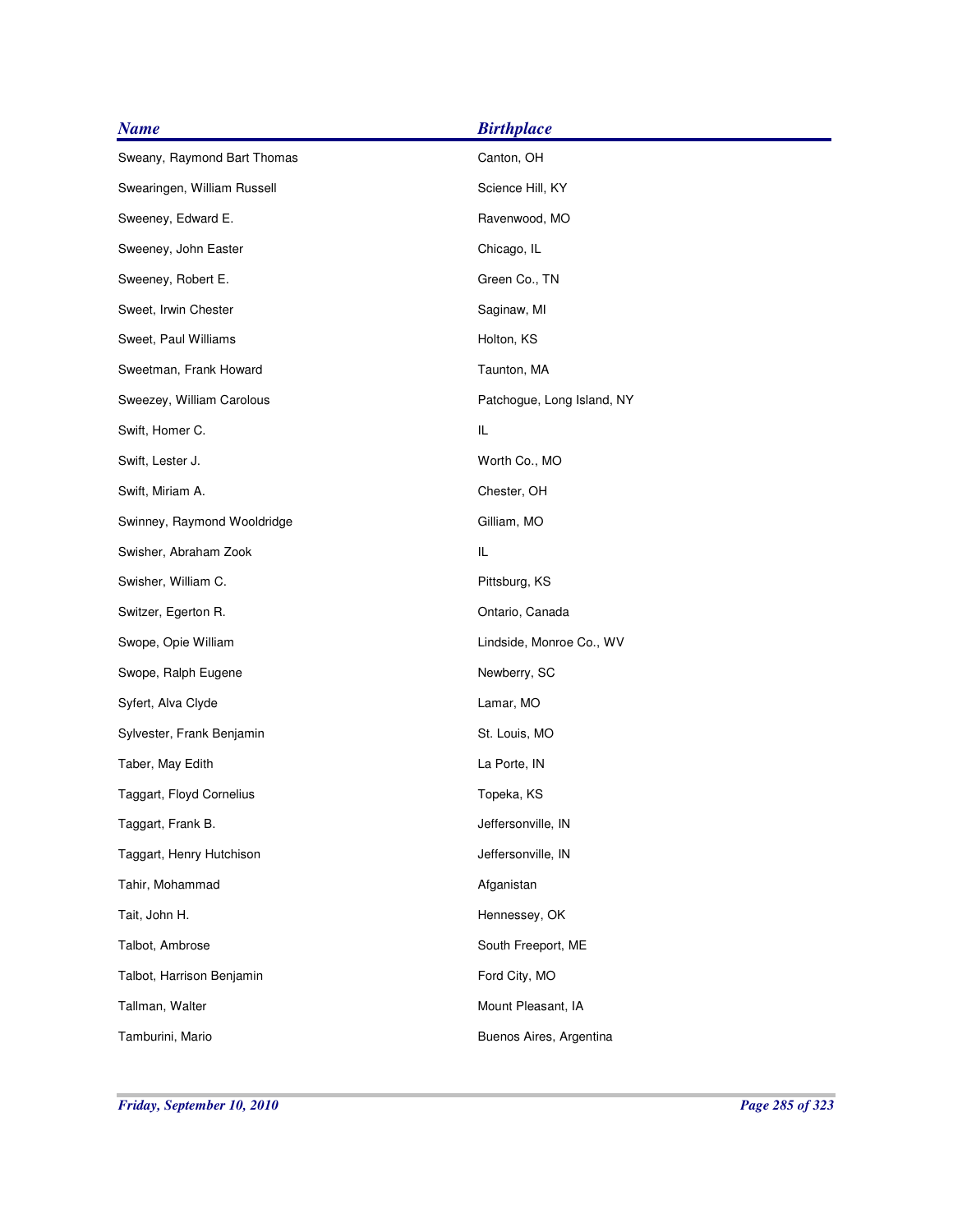| Name | Birthplace |
|---|---|
| Sweany, Raymond Bart Thomas | Canton, OH |
| Swearingen, William Russell | Science Hill, KY |
| Sweeney, Edward E. | Ravenwood, MO |
| Sweeney, John Easter | Chicago, IL |
| Sweeney, Robert E. | Green Co., TN |
| Sweet, Irwin Chester | Saginaw, MI |
| Sweet, Paul Williams | Holton, KS |
| Sweetman, Frank Howard | Taunton, MA |
| Sweezey, William Carolous | Patchogue, Long Island, NY |
| Swift, Homer C. | IL |
| Swift, Lester J. | Worth Co., MO |
| Swift, Miriam A. | Chester, OH |
| Swinney, Raymond Wooldridge | Gilliam, MO |
| Swisher, Abraham Zook | IL |
| Swisher, William C. | Pittsburg, KS |
| Switzer, Egerton R. | Ontario, Canada |
| Swope, Opie William | Lindside, Monroe Co., WV |
| Swope, Ralph Eugene | Newberry, SC |
| Syfert, Alva Clyde | Lamar, MO |
| Sylvester, Frank Benjamin | St. Louis, MO |
| Taber, May Edith | La Porte, IN |
| Taggart, Floyd Cornelius | Topeka, KS |
| Taggart, Frank B. | Jeffersonville, IN |
| Taggart, Henry Hutchison | Jeffersonville, IN |
| Tahir, Mohammad | Afganistan |
| Tait, John H. | Hennessey, OK |
| Talbot, Ambrose | South Freeport, ME |
| Talbot, Harrison Benjamin | Ford City, MO |
| Tallman, Walter | Mount Pleasant, IA |
| Tamburini, Mario | Buenos Aires, Argentina |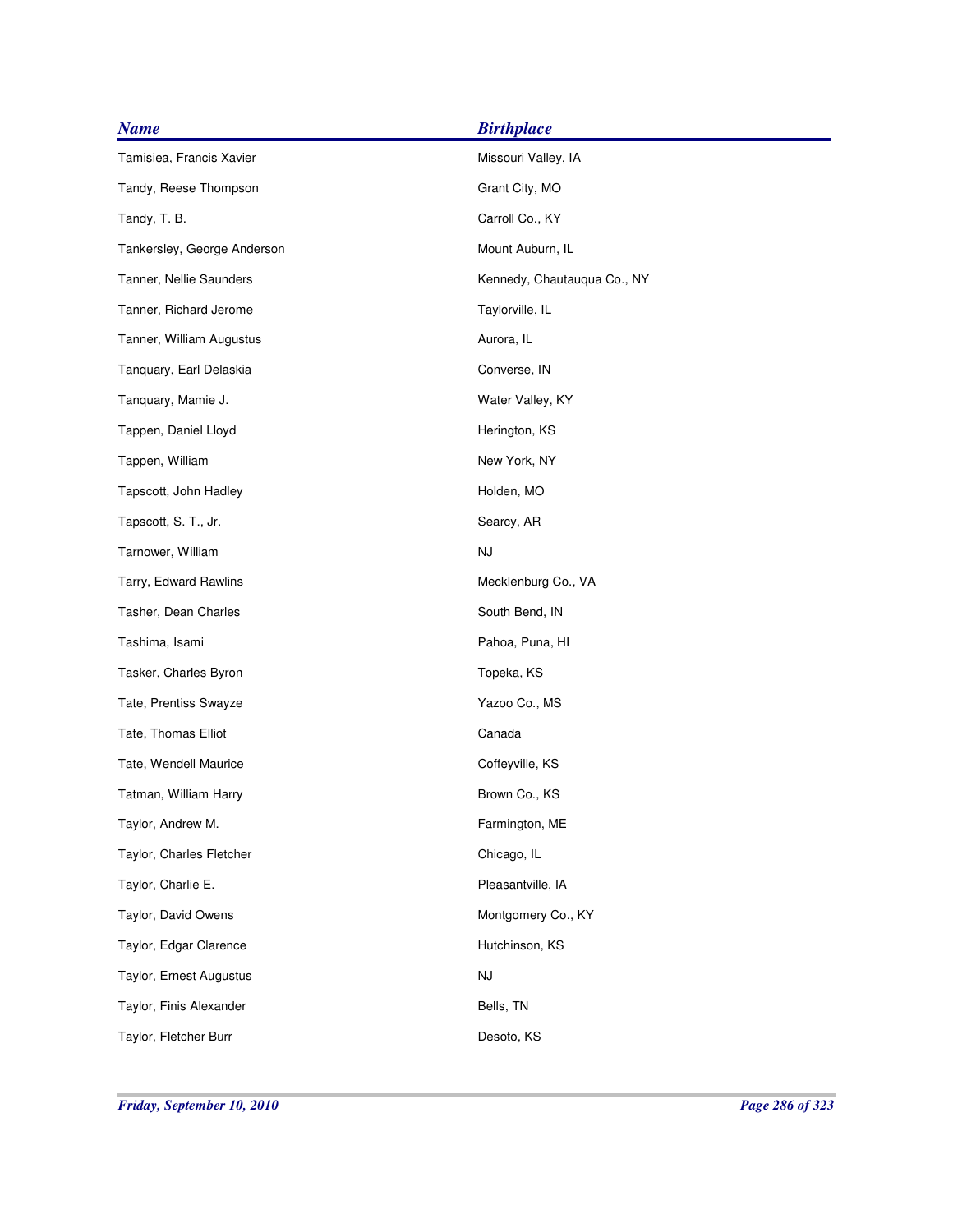| Name | Birthplace |
| --- | --- |
| Tamisiea, Francis Xavier | Missouri Valley, IA |
| Tandy, Reese Thompson | Grant City, MO |
| Tandy, T. B. | Carroll Co., KY |
| Tankersley, George Anderson | Mount Auburn, IL |
| Tanner, Nellie Saunders | Kennedy, Chautauqua Co., NY |
| Tanner, Richard Jerome | Taylorville, IL |
| Tanner, William Augustus | Aurora, IL |
| Tanquary, Earl Delaskia | Converse, IN |
| Tanquary, Mamie J. | Water Valley, KY |
| Tappen, Daniel Lloyd | Herington, KS |
| Tappen, William | New York, NY |
| Tapscott, John Hadley | Holden, MO |
| Tapscott, S. T., Jr. | Searcy, AR |
| Tarnower, William | NJ |
| Tarry, Edward Rawlins | Mecklenburg Co., VA |
| Tasher, Dean Charles | South Bend, IN |
| Tashima, Isami | Pahoa, Puna, HI |
| Tasker, Charles Byron | Topeka, KS |
| Tate, Prentiss Swayze | Yazoo Co., MS |
| Tate, Thomas Elliot | Canada |
| Tate, Wendell Maurice | Coffeyville, KS |
| Tatman, William Harry | Brown Co., KS |
| Taylor, Andrew M. | Farmington, ME |
| Taylor, Charles Fletcher | Chicago, IL |
| Taylor, Charlie E. | Pleasantville, IA |
| Taylor, David Owens | Montgomery Co., KY |
| Taylor, Edgar Clarence | Hutchinson, KS |
| Taylor, Ernest Augustus | NJ |
| Taylor, Finis Alexander | Bells, TN |
| Taylor, Fletcher Burr | Desoto, KS |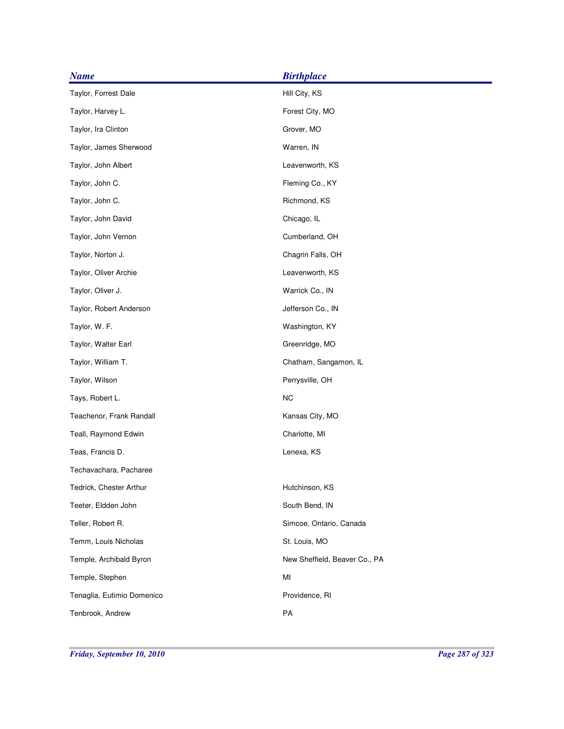| Name | Birthplace |
|---|---|
| Taylor, Forrest Dale | Hill City, KS |
| Taylor, Harvey L. | Forest City, MO |
| Taylor, Ira Clinton | Grover, MO |
| Taylor, James Sherwood | Warren, IN |
| Taylor, John Albert | Leavenworth, KS |
| Taylor, John C. | Fleming Co., KY |
| Taylor, John C. | Richmond, KS |
| Taylor, John David | Chicago, IL |
| Taylor, John Vernon | Cumberland, OH |
| Taylor, Norton J. | Chagrin Falls, OH |
| Taylor, Oliver Archie | Leavenworth, KS |
| Taylor, Oliver J. | Warrick Co., IN |
| Taylor, Robert Anderson | Jefferson Co., IN |
| Taylor, W. F. | Washington, KY |
| Taylor, Walter Earl | Greenridge, MO |
| Taylor, William T. | Chatham, Sangamon, IL |
| Taylor, Wilson | Perrysville, OH |
| Tays, Robert L. | NC |
| Teachenor, Frank Randall | Kansas City, MO |
| Teall, Raymond Edwin | Charlotte, MI |
| Teas, Francis D. | Lenexa, KS |
| Techavachara, Pacharee | |
| Tedrick, Chester Arthur | Hutchinson, KS |
| Teeter, Eldden John | South Bend, IN |
| Teller, Robert R. | Simcoe, Ontario, Canada |
| Temm, Louis Nicholas | St. Louis, MO |
| Temple, Archibald Byron | New Sheffield, Beaver Co., PA |
| Temple, Stephen | MI |
| Tenaglia, Eutimio Domenico | Providence, RI |
| Tenbrook, Andrew | PA |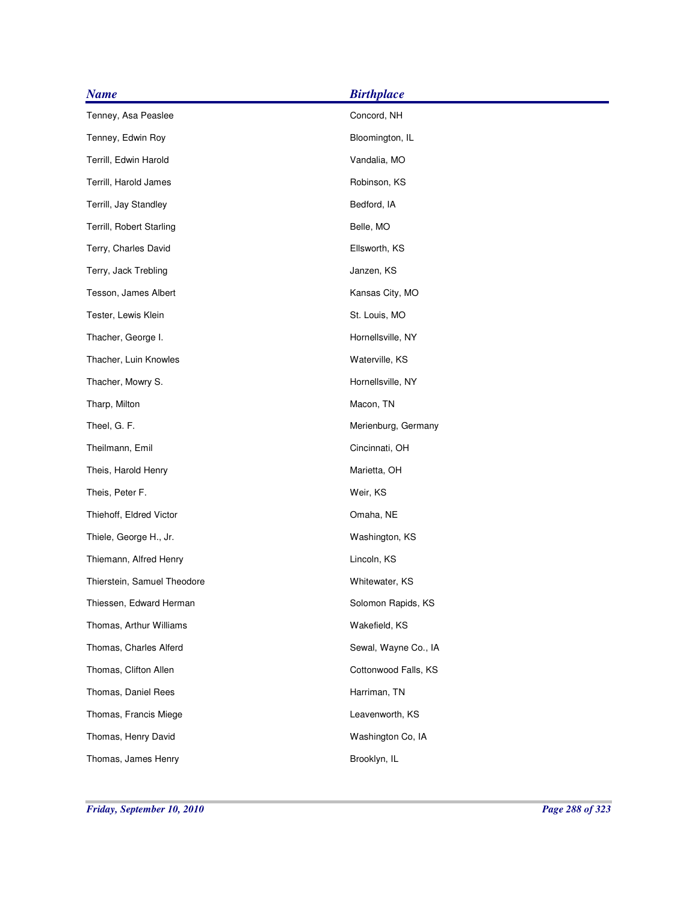| Name | Birthplace |
| --- | --- |
| Tenney, Asa Peaslee | Concord, NH |
| Tenney, Edwin Roy | Bloomington, IL |
| Terrill, Edwin Harold | Vandalia, MO |
| Terrill, Harold James | Robinson, KS |
| Terrill, Jay Standley | Bedford, IA |
| Terrill, Robert Starling | Belle, MO |
| Terry, Charles David | Ellsworth, KS |
| Terry, Jack Trebling | Janzen, KS |
| Tesson, James Albert | Kansas City, MO |
| Tester, Lewis Klein | St. Louis, MO |
| Thacher, George I. | Hornellsville, NY |
| Thacher, Luin Knowles | Waterville, KS |
| Thacher, Mowry S. | Hornellsville, NY |
| Tharp, Milton | Macon, TN |
| Theel, G. F. | Merienburg, Germany |
| Theilmann, Emil | Cincinnati, OH |
| Theis, Harold Henry | Marietta, OH |
| Theis, Peter F. | Weir, KS |
| Thiehoff, Eldred Victor | Omaha, NE |
| Thiele, George H., Jr. | Washington, KS |
| Thiemann, Alfred Henry | Lincoln, KS |
| Thierstein, Samuel Theodore | Whitewater, KS |
| Thiessen, Edward Herman | Solomon Rapids, KS |
| Thomas, Arthur Williams | Wakefield, KS |
| Thomas, Charles Alferd | Sewal, Wayne Co., IA |
| Thomas, Clifton Allen | Cottonwood Falls, KS |
| Thomas, Daniel Rees | Harriman, TN |
| Thomas, Francis Miege | Leavenworth, KS |
| Thomas, Henry David | Washington Co, IA |
| Thomas, James Henry | Brooklyn, IL |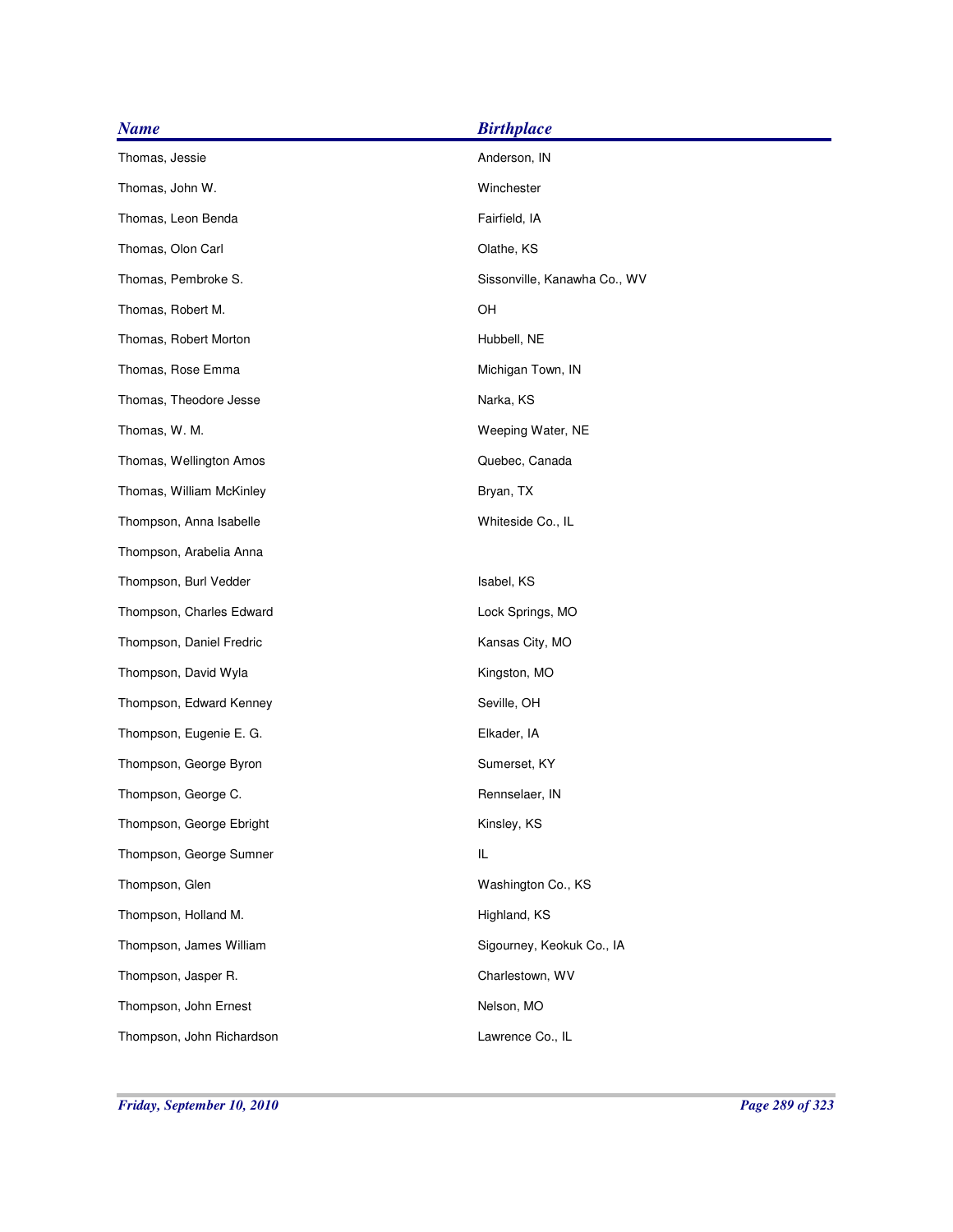| Name | Birthplace |
| --- | --- |
| Thomas, Jessie | Anderson, IN |
| Thomas, John W. | Winchester |
| Thomas, Leon Benda | Fairfield, IA |
| Thomas, Olon Carl | Olathe, KS |
| Thomas, Pembroke S. | Sissonville, Kanawha Co., WV |
| Thomas, Robert M. | OH |
| Thomas, Robert Morton | Hubbell, NE |
| Thomas, Rose Emma | Michigan Town, IN |
| Thomas, Theodore Jesse | Narka, KS |
| Thomas, W. M. | Weeping Water, NE |
| Thomas, Wellington Amos | Quebec, Canada |
| Thomas, William McKinley | Bryan, TX |
| Thompson, Anna Isabelle | Whiteside Co., IL |
| Thompson, Arabelia Anna | |
| Thompson, Burl Vedder | Isabel, KS |
| Thompson, Charles Edward | Lock Springs, MO |
| Thompson, Daniel Fredric | Kansas City, MO |
| Thompson, David Wyla | Kingston, MO |
| Thompson, Edward Kenney | Seville, OH |
| Thompson, Eugenie E. G. | Elkader, IA |
| Thompson, George Byron | Sumerset, KY |
| Thompson, George C. | Rennselaer, IN |
| Thompson, George Ebright | Kinsley, KS |
| Thompson, George Sumner | IL |
| Thompson, Glen | Washington Co., KS |
| Thompson, Holland M. | Highland, KS |
| Thompson, James William | Sigourney, Keokuk Co., IA |
| Thompson, Jasper R. | Charlestown, WV |
| Thompson, John Ernest | Nelson, MO |
| Thompson, John Richardson | Lawrence Co., IL |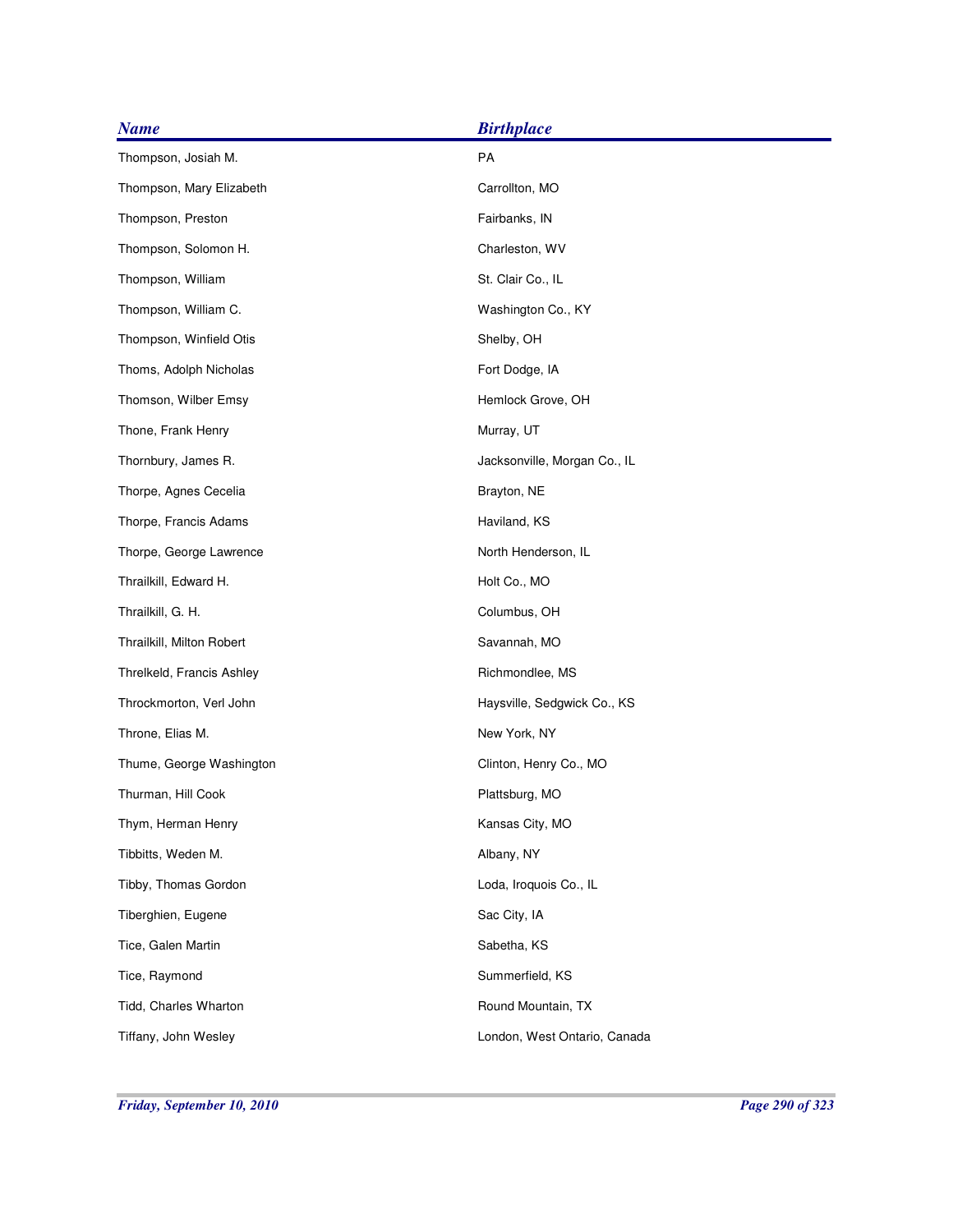| Name | Birthplace |
|---|---|
| Thompson, Josiah M. | PA |
| Thompson, Mary Elizabeth | Carrollton, MO |
| Thompson, Preston | Fairbanks, IN |
| Thompson, Solomon H. | Charleston, WV |
| Thompson, William | St. Clair Co., IL |
| Thompson, William C. | Washington Co., KY |
| Thompson, Winfield Otis | Shelby, OH |
| Thoms, Adolph Nicholas | Fort Dodge, IA |
| Thomson, Wilber Emsy | Hemlock Grove, OH |
| Thone, Frank Henry | Murray, UT |
| Thornbury, James R. | Jacksonville, Morgan Co., IL |
| Thorpe, Agnes Cecelia | Brayton, NE |
| Thorpe, Francis Adams | Haviland, KS |
| Thorpe, George Lawrence | North Henderson, IL |
| Thrailkill, Edward H. | Holt Co., MO |
| Thrailkill, G. H. | Columbus, OH |
| Thrailkill, Milton Robert | Savannah, MO |
| Threlkeld, Francis Ashley | Richmondlee, MS |
| Throckmorton, Verl John | Haysville, Sedgwick Co., KS |
| Throne, Elias M. | New York, NY |
| Thume, George Washington | Clinton, Henry Co., MO |
| Thurman, Hill Cook | Plattsburg, MO |
| Thym, Herman Henry | Kansas City, MO |
| Tibbitts, Weden M. | Albany, NY |
| Tibby, Thomas Gordon | Loda, Iroquois Co., IL |
| Tiberghien, Eugene | Sac City, IA |
| Tice, Galen Martin | Sabetha, KS |
| Tice, Raymond | Summerfield, KS |
| Tidd, Charles Wharton | Round Mountain, TX |
| Tiffany, John Wesley | London, West Ontario, Canada |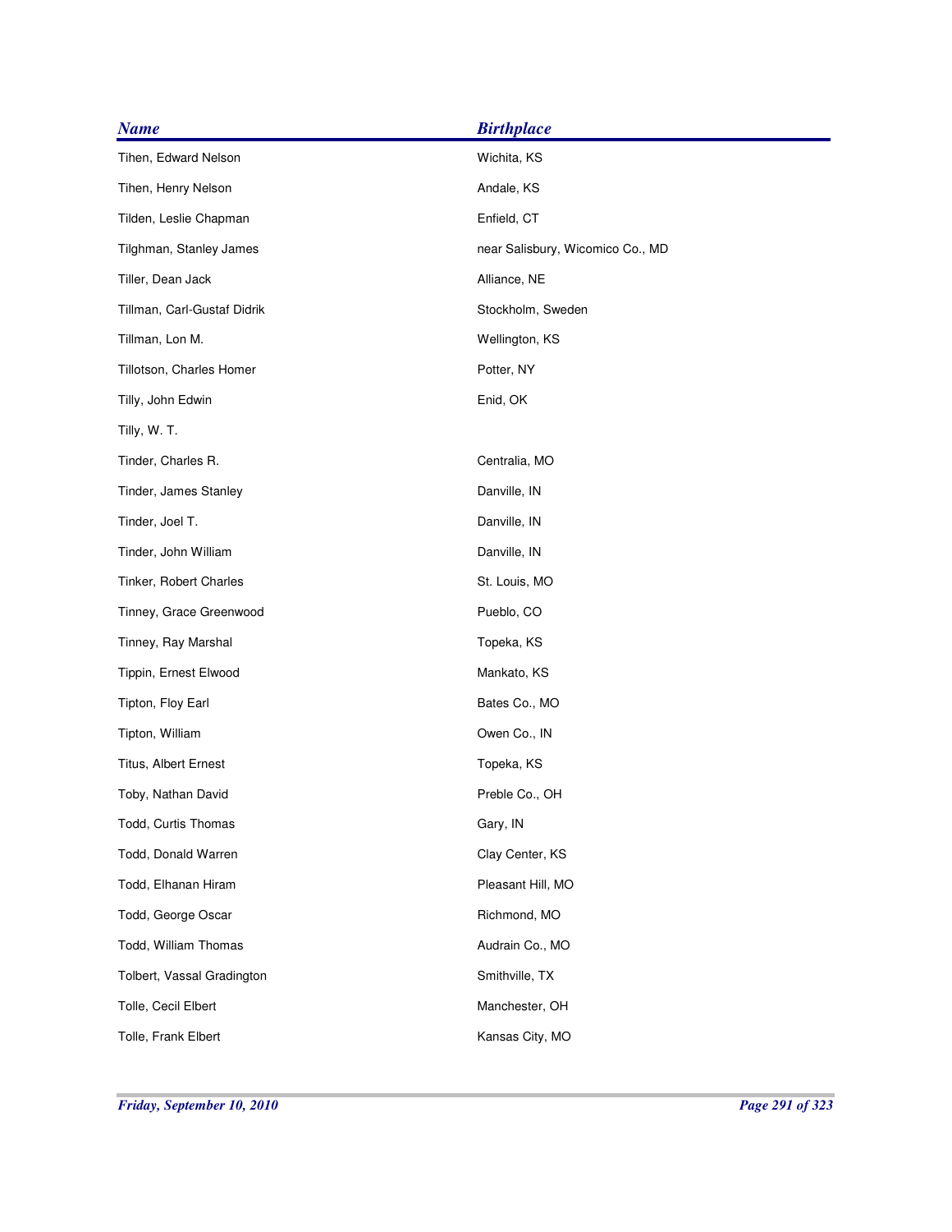| Name | Birthplace |
|---|---|
| Tihen, Edward Nelson | Wichita, KS |
| Tihen, Henry Nelson | Andale, KS |
| Tilden, Leslie Chapman | Enfield, CT |
| Tilghman, Stanley James | near Salisbury, Wicomico Co., MD |
| Tiller, Dean Jack | Alliance, NE |
| Tillman, Carl-Gustaf Didrik | Stockholm, Sweden |
| Tillman, Lon M. | Wellington, KS |
| Tillotson, Charles Homer | Potter, NY |
| Tilly, John Edwin | Enid, OK |
| Tilly, W. T. | |
| Tinder, Charles R. | Centralia, MO |
| Tinder, James Stanley | Danville, IN |
| Tinder, Joel T. | Danville, IN |
| Tinder, John William | Danville, IN |
| Tinker, Robert Charles | St. Louis, MO |
| Tinney, Grace Greenwood | Pueblo, CO |
| Tinney, Ray Marshal | Topeka, KS |
| Tippin, Ernest Elwood | Mankato, KS |
| Tipton, Floy Earl | Bates Co., MO |
| Tipton, William | Owen Co., IN |
| Titus, Albert Ernest | Topeka, KS |
| Toby, Nathan David | Preble Co., OH |
| Todd, Curtis Thomas | Gary, IN |
| Todd, Donald Warren | Clay Center, KS |
| Todd, Elhanan Hiram | Pleasant Hill, MO |
| Todd, George Oscar | Richmond, MO |
| Todd, William Thomas | Audrain Co., MO |
| Tolbert, Vassal Gradington | Smithville, TX |
| Tolle, Cecil Elbert | Manchester, OH |
| Tolle, Frank Elbert | Kansas City, MO |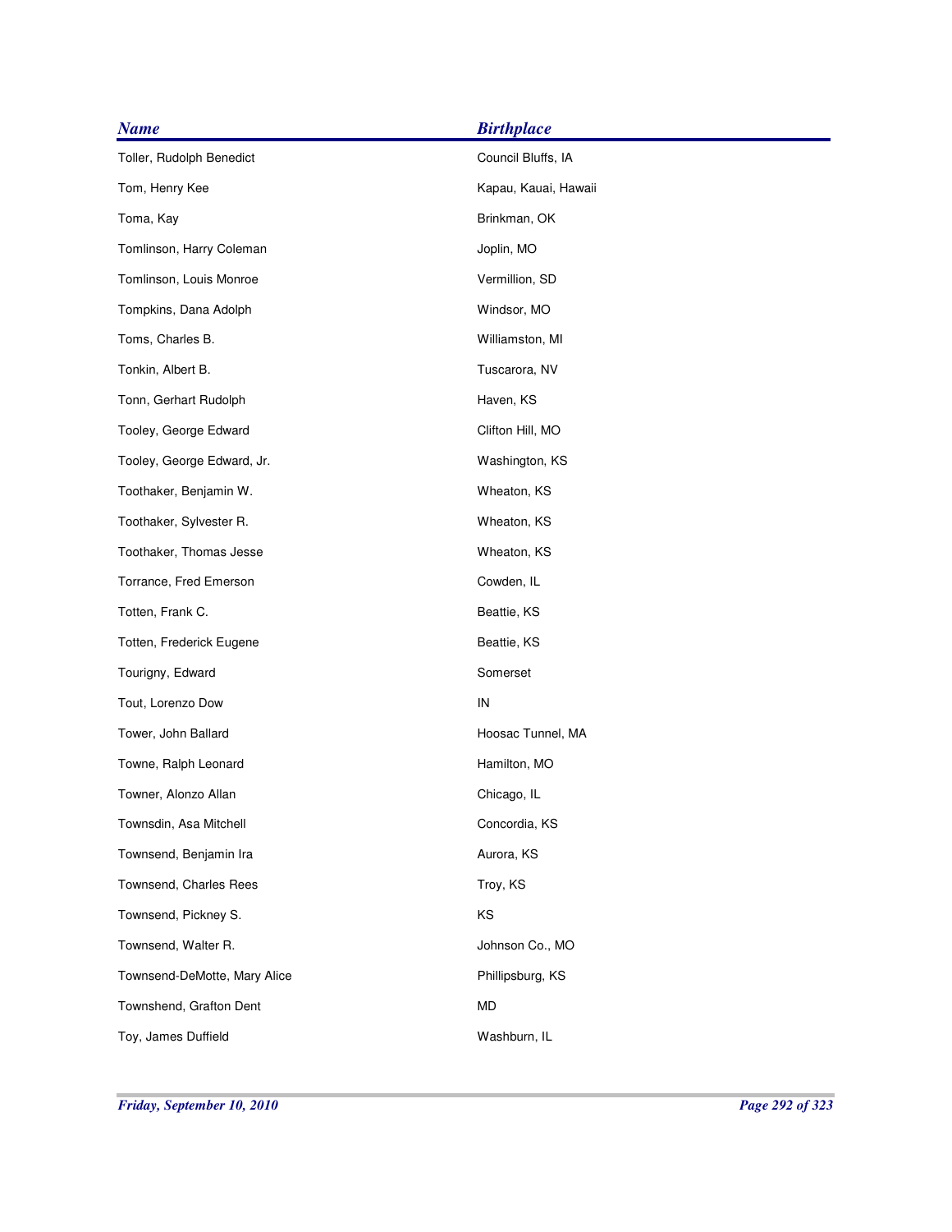| Name | Birthplace |
|---|---|
| Toller, Rudolph Benedict | Council Bluffs, IA |
| Tom, Henry Kee | Kapau, Kauai, Hawaii |
| Toma, Kay | Brinkman, OK |
| Tomlinson, Harry Coleman | Joplin, MO |
| Tomlinson, Louis Monroe | Vermillion, SD |
| Tompkins, Dana Adolph | Windsor, MO |
| Toms, Charles B. | Williamston, MI |
| Tonkin, Albert B. | Tuscarora, NV |
| Tonn, Gerhart Rudolph | Haven, KS |
| Tooley, George Edward | Clifton Hill, MO |
| Tooley, George Edward, Jr. | Washington, KS |
| Toothaker, Benjamin W. | Wheaton, KS |
| Toothaker, Sylvester R. | Wheaton, KS |
| Toothaker, Thomas Jesse | Wheaton, KS |
| Torrance, Fred Emerson | Cowden, IL |
| Totten, Frank C. | Beattie, KS |
| Totten, Frederick Eugene | Beattie, KS |
| Tourigny, Edward | Somerset |
| Tout, Lorenzo Dow | IN |
| Tower, John Ballard | Hoosac Tunnel, MA |
| Towne, Ralph Leonard | Hamilton, MO |
| Towner, Alonzo Allan | Chicago, IL |
| Townsdin, Asa Mitchell | Concordia, KS |
| Townsend, Benjamin Ira | Aurora, KS |
| Townsend, Charles Rees | Troy, KS |
| Townsend, Pickney S. | KS |
| Townsend, Walter R. | Johnson Co., MO |
| Townsend-DeMotte, Mary Alice | Phillipsburg, KS |
| Townshend, Grafton Dent | MD |
| Toy, James Duffield | Washburn, IL |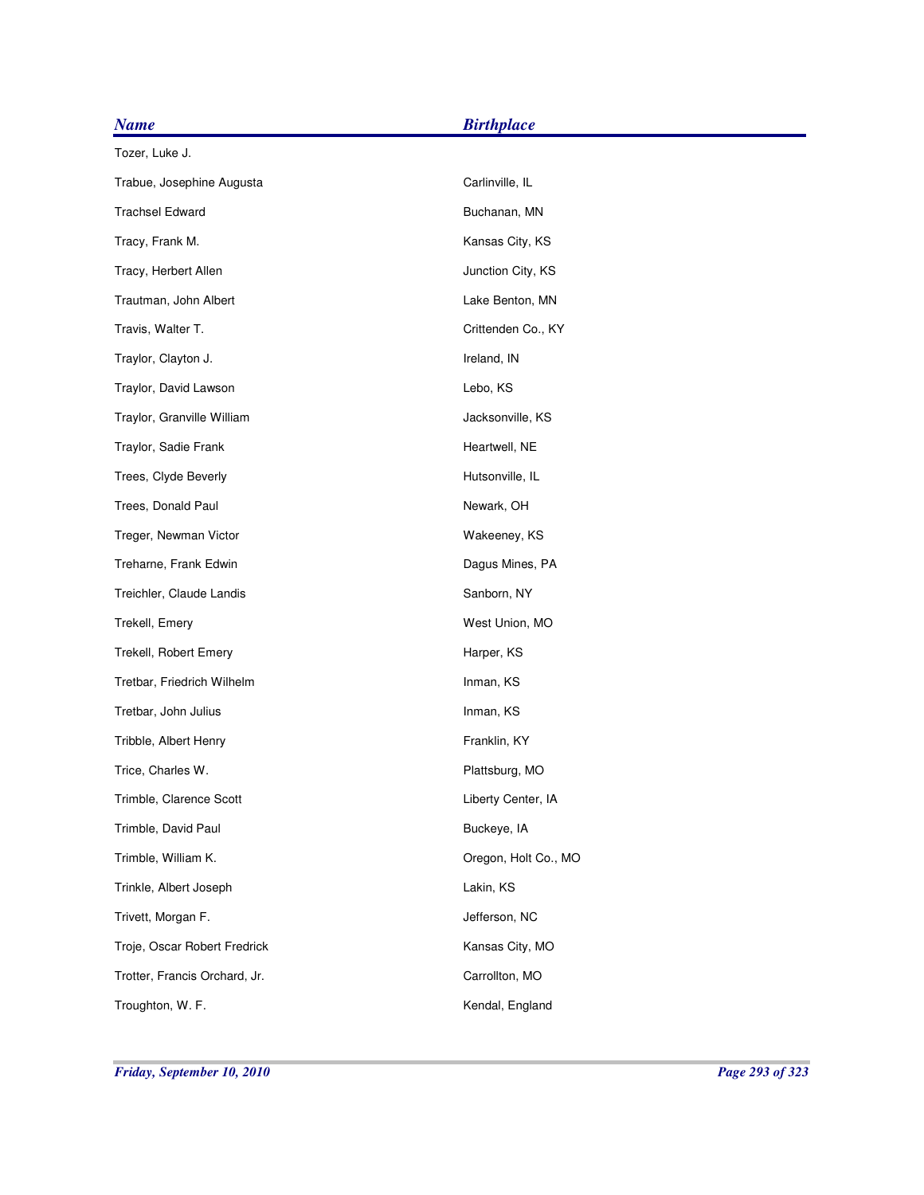| Name | Birthplace |
|---|---|
| Tozer, Luke J. | |
| Trabue, Josephine Augusta | Carlinville, IL |
| Trachsel Edward | Buchanan, MN |
| Tracy, Frank M. | Kansas City, KS |
| Tracy, Herbert Allen | Junction City, KS |
| Trautman, John Albert | Lake Benton, MN |
| Travis, Walter T. | Crittenden Co., KY |
| Traylor, Clayton J. | Ireland, IN |
| Traylor, David Lawson | Lebo, KS |
| Traylor, Granville William | Jacksonville, KS |
| Traylor, Sadie Frank | Heartwell, NE |
| Trees, Clyde Beverly | Hutsonville, IL |
| Trees, Donald Paul | Newark, OH |
| Treger, Newman Victor | Wakeeney, KS |
| Treharne, Frank Edwin | Dagus Mines, PA |
| Treichler, Claude Landis | Sanborn, NY |
| Trekell, Emery | West Union, MO |
| Trekell, Robert Emery | Harper, KS |
| Tretbar, Friedrich Wilhelm | Inman, KS |
| Tretbar, John Julius | Inman, KS |
| Tribble, Albert Henry | Franklin, KY |
| Trice, Charles W. | Plattsburg, MO |
| Trimble, Clarence Scott | Liberty Center, IA |
| Trimble, David Paul | Buckeye, IA |
| Trimble, William K. | Oregon, Holt Co., MO |
| Trinkle, Albert Joseph | Lakin, KS |
| Trivett, Morgan F. | Jefferson, NC |
| Troje, Oscar Robert Fredrick | Kansas City, MO |
| Trotter, Francis Orchard, Jr. | Carrollton, MO |
| Troughton, W. F. | Kendal, England |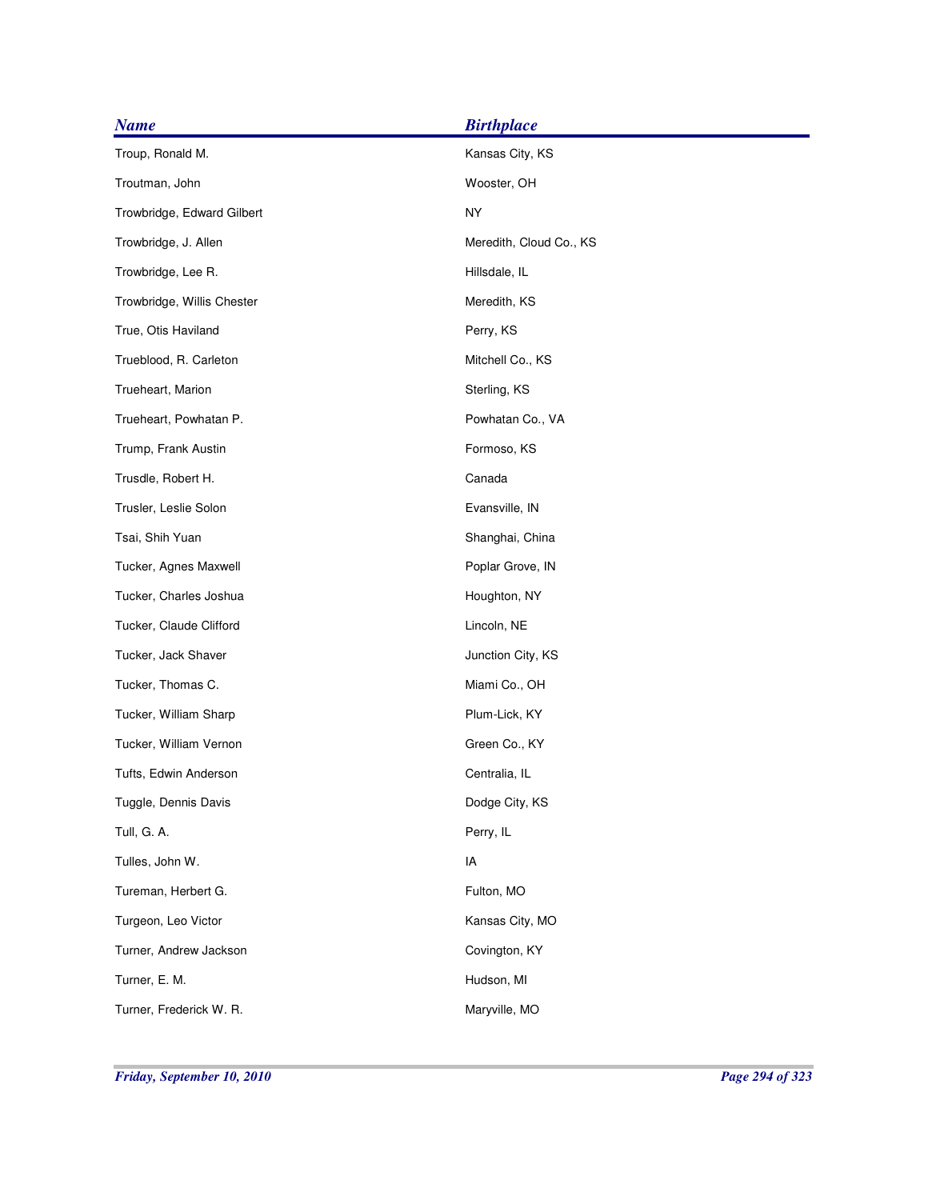| Name | Birthplace |
| --- | --- |
| Troup, Ronald M. | Kansas City, KS |
| Troutman, John | Wooster, OH |
| Trowbridge, Edward Gilbert | NY |
| Trowbridge, J. Allen | Meredith, Cloud Co., KS |
| Trowbridge, Lee R. | Hillsdale, IL |
| Trowbridge, Willis Chester | Meredith, KS |
| True, Otis Haviland | Perry, KS |
| Trueblood, R. Carleton | Mitchell Co., KS |
| Trueheart, Marion | Sterling, KS |
| Trueheart, Powhatan P. | Powhatan Co., VA |
| Trump, Frank Austin | Formoso, KS |
| Trusdle, Robert H. | Canada |
| Trusler, Leslie Solon | Evansville, IN |
| Tsai, Shih Yuan | Shanghai, China |
| Tucker, Agnes Maxwell | Poplar Grove, IN |
| Tucker, Charles Joshua | Houghton, NY |
| Tucker, Claude Clifford | Lincoln, NE |
| Tucker, Jack Shaver | Junction City, KS |
| Tucker, Thomas C. | Miami Co., OH |
| Tucker, William Sharp | Plum-Lick, KY |
| Tucker, William Vernon | Green Co., KY |
| Tufts, Edwin Anderson | Centralia, IL |
| Tuggle, Dennis Davis | Dodge City, KS |
| Tull, G. A. | Perry, IL |
| Tulles, John W. | IA |
| Tureman, Herbert G. | Fulton, MO |
| Turgeon, Leo Victor | Kansas City, MO |
| Turner, Andrew Jackson | Covington, KY |
| Turner, E. M. | Hudson, MI |
| Turner, Frederick W. R. | Maryville, MO |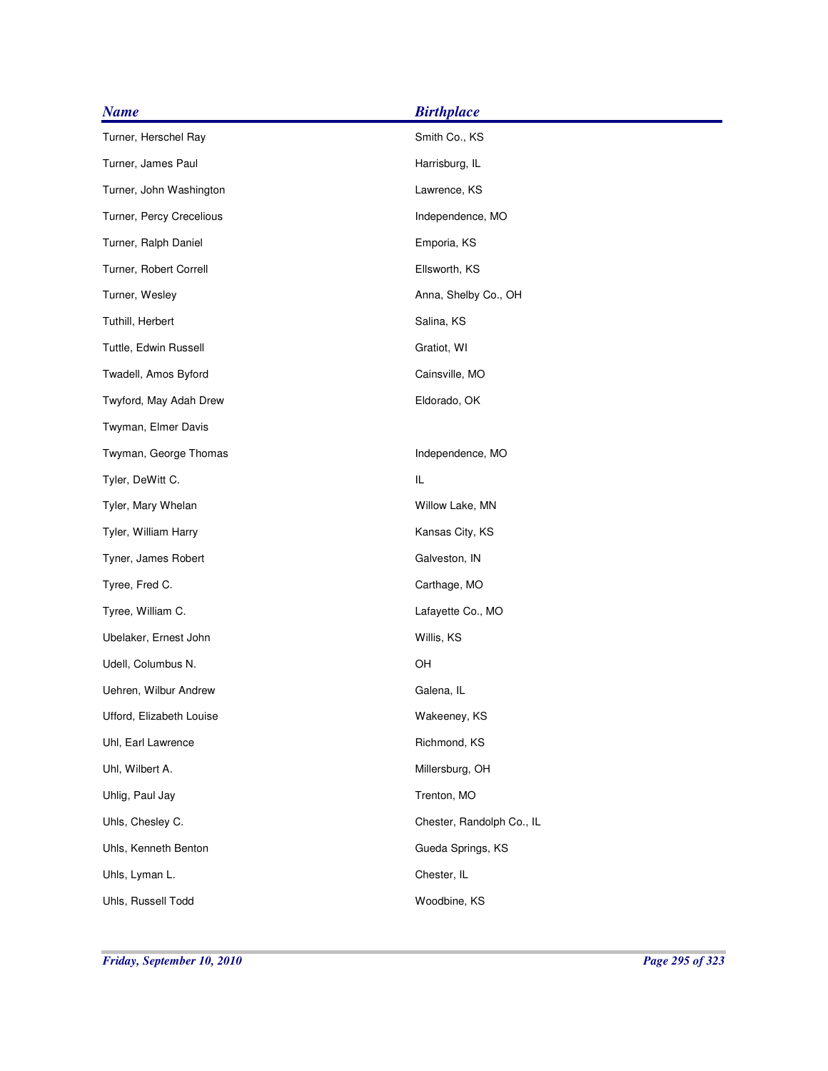| Name | Birthplace |
| --- | --- |
| Turner, Herschel Ray | Smith Co., KS |
| Turner, James Paul | Harrisburg, IL |
| Turner, John Washington | Lawrence, KS |
| Turner, Percy Crecelious | Independence, MO |
| Turner, Ralph Daniel | Emporia, KS |
| Turner, Robert Correll | Ellsworth, KS |
| Turner, Wesley | Anna, Shelby Co., OH |
| Tuthill, Herbert | Salina, KS |
| Tuttle, Edwin Russell | Gratiot, WI |
| Twadell, Amos Byford | Cainsville, MO |
| Twyford, May Adah Drew | Eldorado, OK |
| Twyman, Elmer Davis | |
| Twyman, George Thomas | Independence, MO |
| Tyler, DeWitt C. | IL |
| Tyler, Mary Whelan | Willow Lake, MN |
| Tyler, William Harry | Kansas City, KS |
| Tyner, James Robert | Galveston, IN |
| Tyree, Fred C. | Carthage, MO |
| Tyree, William C. | Lafayette Co., MO |
| Ubelaker, Ernest John | Willis, KS |
| Udell, Columbus N. | OH |
| Uehren, Wilbur Andrew | Galena, IL |
| Ufford, Elizabeth Louise | Wakeeney, KS |
| Uhl, Earl Lawrence | Richmond, KS |
| Uhl, Wilbert A. | Millersburg, OH |
| Uhlig, Paul Jay | Trenton, MO |
| Uhls, Chesley C. | Chester, Randolph Co., IL |
| Uhls, Kenneth Benton | Gueda Springs, KS |
| Uhls, Lyman L. | Chester, IL |
| Uhls, Russell Todd | Woodbine, KS |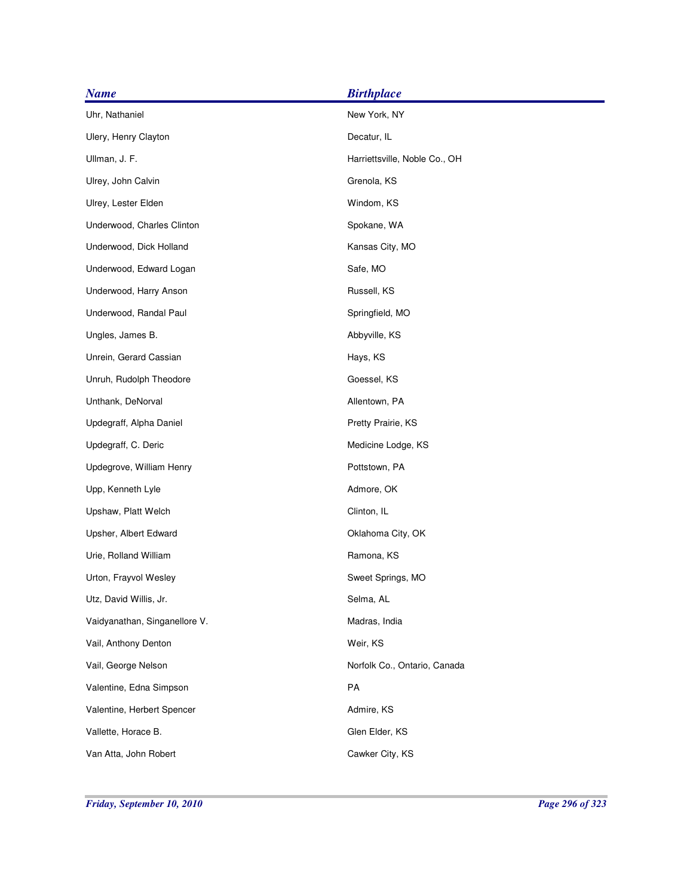| Name | Birthplace |
| --- | --- |
| Uhr, Nathaniel | New York, NY |
| Ulery, Henry Clayton | Decatur, IL |
| Ullman, J. F. | Harriettsville, Noble Co., OH |
| Ulrey, John Calvin | Grenola, KS |
| Ulrey, Lester Elden | Windom, KS |
| Underwood, Charles Clinton | Spokane, WA |
| Underwood, Dick Holland | Kansas City, MO |
| Underwood, Edward Logan | Safe, MO |
| Underwood, Harry Anson | Russell, KS |
| Underwood, Randal Paul | Springfield, MO |
| Ungles, James B. | Abbyville, KS |
| Unrein, Gerard Cassian | Hays, KS |
| Unruh, Rudolph Theodore | Goessel, KS |
| Unthank, DeNorval | Allentown, PA |
| Updegraff, Alpha Daniel | Pretty Prairie, KS |
| Updegraff, C. Deric | Medicine Lodge, KS |
| Updegrove, William Henry | Pottstown, PA |
| Upp, Kenneth Lyle | Admore, OK |
| Upshaw, Platt Welch | Clinton, IL |
| Upsher, Albert Edward | Oklahoma City, OK |
| Urie, Rolland William | Ramona, KS |
| Urton, Frayvol Wesley | Sweet Springs, MO |
| Utz, David Willis, Jr. | Selma, AL |
| Vaidyanathan, Singanellore V. | Madras, India |
| Vail, Anthony Denton | Weir, KS |
| Vail, George Nelson | Norfolk Co., Ontario, Canada |
| Valentine, Edna Simpson | PA |
| Valentine, Herbert Spencer | Admire, KS |
| Vallette, Horace B. | Glen Elder, KS |
| Van Atta, John Robert | Cawker City, KS |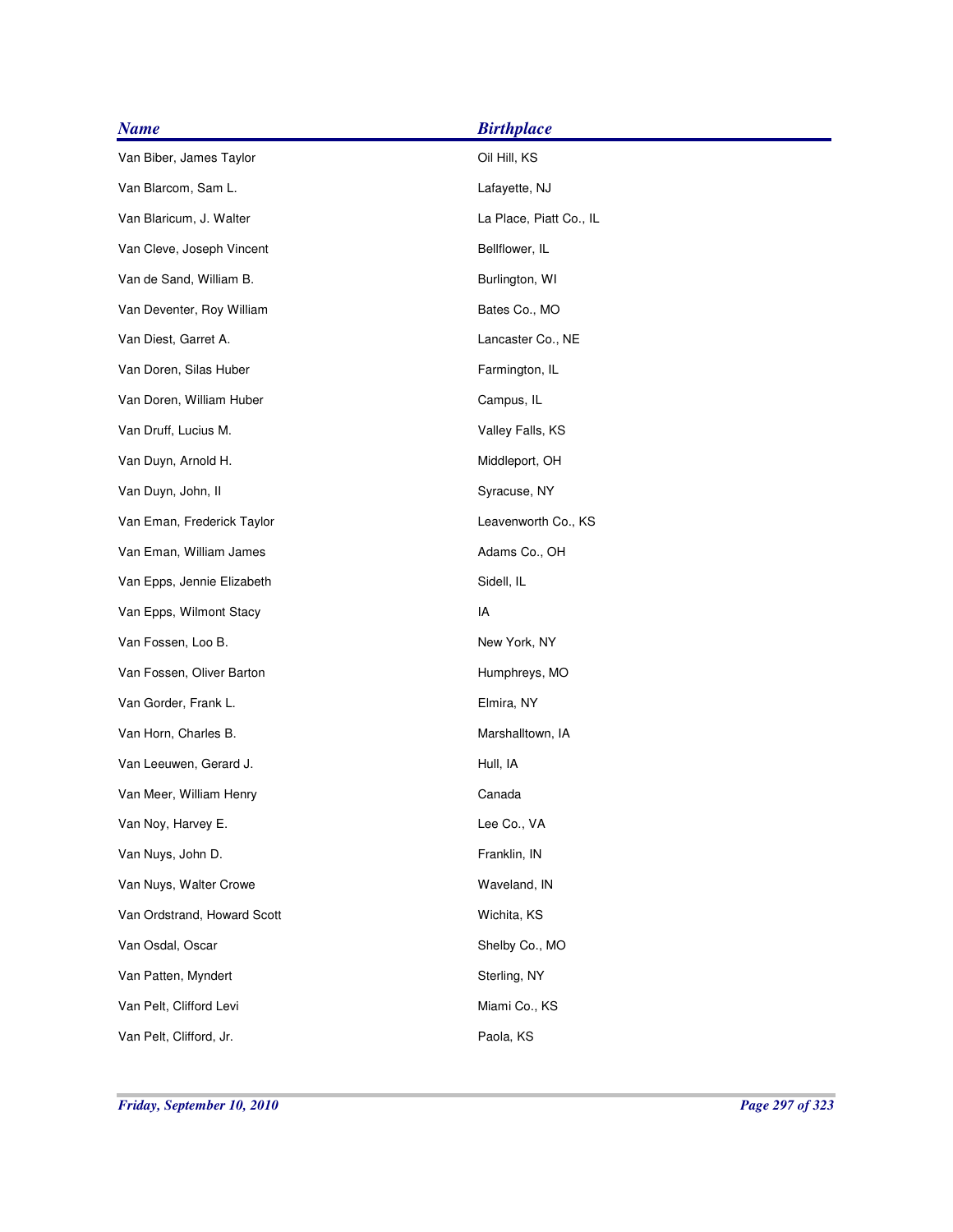| Name | Birthplace |
| --- | --- |
| Van Biber, James Taylor | Oil Hill, KS |
| Van Blarcom, Sam L. | Lafayette, NJ |
| Van Blaricum, J. Walter | La Place, Piatt Co., IL |
| Van Cleve, Joseph Vincent | Bellflower, IL |
| Van de Sand, William B. | Burlington, WI |
| Van Deventer, Roy William | Bates Co., MO |
| Van Diest, Garret A. | Lancaster Co., NE |
| Van Doren, Silas Huber | Farmington, IL |
| Van Doren, William Huber | Campus, IL |
| Van Druff, Lucius M. | Valley Falls, KS |
| Van Duyn, Arnold H. | Middleport, OH |
| Van Duyn, John, II | Syracuse, NY |
| Van Eman, Frederick Taylor | Leavenworth Co., KS |
| Van Eman, William James | Adams Co., OH |
| Van Epps, Jennie Elizabeth | Sidell, IL |
| Van Epps, Wilmont Stacy | IA |
| Van Fossen, Loo B. | New York, NY |
| Van Fossen, Oliver Barton | Humphreys, MO |
| Van Gorder, Frank L. | Elmira, NY |
| Van Horn, Charles B. | Marshalltown, IA |
| Van Leeuwen, Gerard J. | Hull, IA |
| Van Meer, William Henry | Canada |
| Van Noy, Harvey E. | Lee Co., VA |
| Van Nuys, John D. | Franklin, IN |
| Van Nuys, Walter Crowe | Waveland, IN |
| Van Ordstrand, Howard Scott | Wichita, KS |
| Van Osdal, Oscar | Shelby Co., MO |
| Van Patten, Myndert | Sterling, NY |
| Van Pelt, Clifford Levi | Miami Co., KS |
| Van Pelt, Clifford, Jr. | Paola, KS |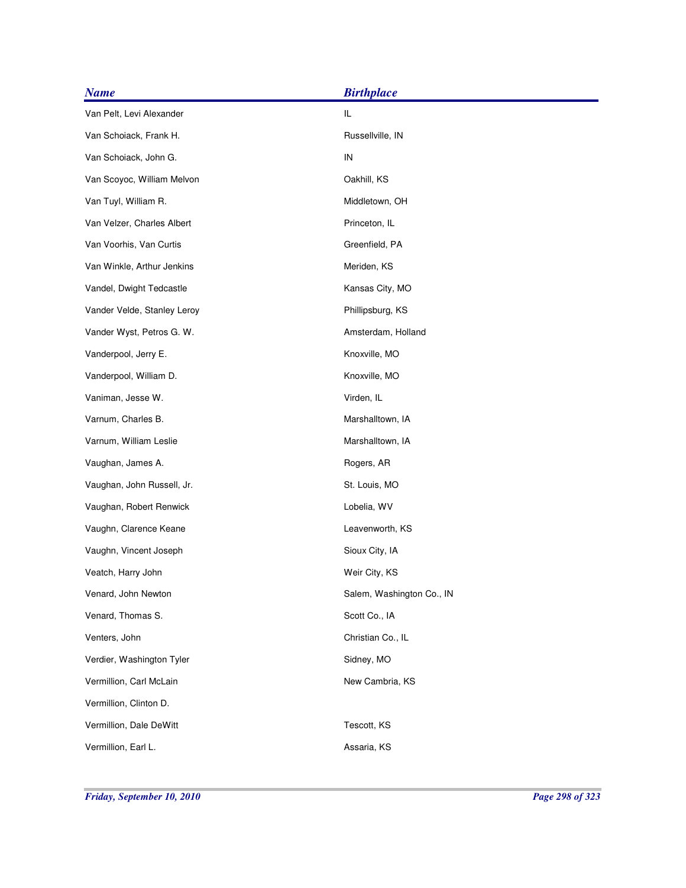| Name | Birthplace |
| --- | --- |
| Van Pelt, Levi Alexander | IL |
| Van Schoiack, Frank H. | Russellville, IN |
| Van Schoiack, John G. | IN |
| Van Scoyoc, William Melvon | Oakhill, KS |
| Van Tuyl, William R. | Middletown, OH |
| Van Velzer, Charles Albert | Princeton, IL |
| Van Voorhis, Van Curtis | Greenfield, PA |
| Van Winkle, Arthur Jenkins | Meriden, KS |
| Vandel, Dwight Tedcastle | Kansas City, MO |
| Vander Velde, Stanley Leroy | Phillipsburg, KS |
| Vander Wyst, Petros G. W. | Amsterdam, Holland |
| Vanderpool, Jerry E. | Knoxville, MO |
| Vanderpool, William D. | Knoxville, MO |
| Vaniman, Jesse W. | Virden, IL |
| Varnum, Charles B. | Marshalltown, IA |
| Varnum, William Leslie | Marshalltown, IA |
| Vaughan, James A. | Rogers, AR |
| Vaughan, John Russell, Jr. | St. Louis, MO |
| Vaughan, Robert Renwick | Lobelia, WV |
| Vaughn, Clarence Keane | Leavenworth, KS |
| Vaughn, Vincent Joseph | Sioux City, IA |
| Veatch, Harry John | Weir City, KS |
| Venard, John Newton | Salem, Washington Co., IN |
| Venard, Thomas S. | Scott Co., IA |
| Venters, John | Christian Co., IL |
| Verdier, Washington Tyler | Sidney, MO |
| Vermillion, Carl McLain | New Cambria, KS |
| Vermillion, Clinton D. | |
| Vermillion, Dale DeWitt | Tescott, KS |
| Vermillion, Earl L. | Assaria, KS |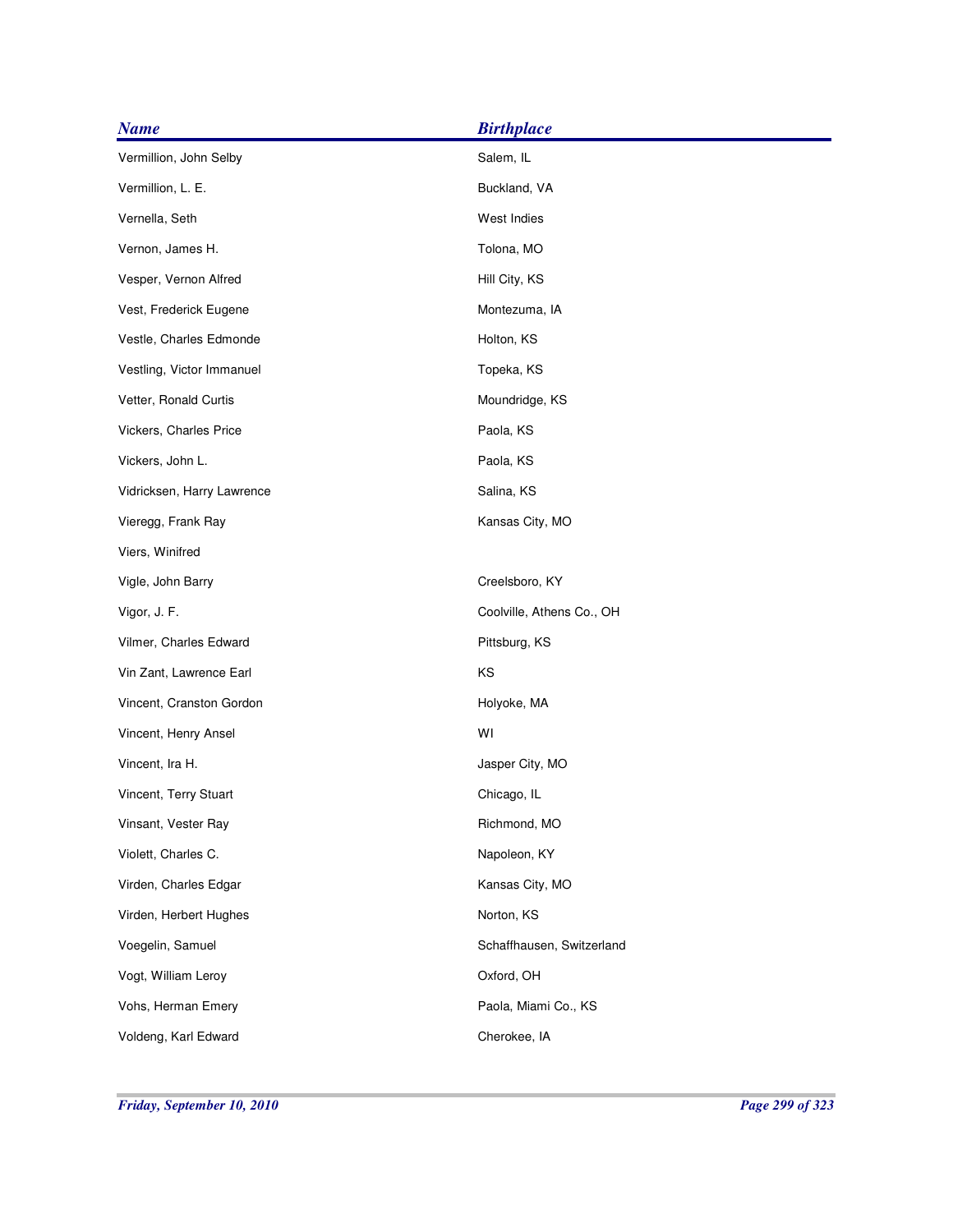| Name | Birthplace |
|---|---|
| Vermillion, John Selby | Salem, IL |
| Vermillion, L. E. | Buckland, VA |
| Vernella, Seth | West Indies |
| Vernon, James H. | Tolona, MO |
| Vesper, Vernon Alfred | Hill City, KS |
| Vest, Frederick Eugene | Montezuma, IA |
| Vestle, Charles Edmonde | Holton, KS |
| Vestling, Victor Immanuel | Topeka, KS |
| Vetter, Ronald Curtis | Moundridge, KS |
| Vickers, Charles Price | Paola, KS |
| Vickers, John L. | Paola, KS |
| Vidricksen, Harry Lawrence | Salina, KS |
| Vieregg, Frank Ray | Kansas City, MO |
| Viers, Winifred | |
| Vigle, John Barry | Creelsboro, KY |
| Vigor, J. F. | Coolville, Athens Co., OH |
| Vilmer, Charles Edward | Pittsburg, KS |
| Vin Zant, Lawrence Earl | KS |
| Vincent, Cranston Gordon | Holyoke, MA |
| Vincent, Henry Ansel | WI |
| Vincent, Ira H. | Jasper City, MO |
| Vincent, Terry Stuart | Chicago, IL |
| Vinsant, Vester Ray | Richmond, MO |
| Violett, Charles C. | Napoleon, KY |
| Virden, Charles Edgar | Kansas City, MO |
| Virden, Herbert Hughes | Norton, KS |
| Voegelin, Samuel | Schaffhausen, Switzerland |
| Vogt, William Leroy | Oxford, OH |
| Vohs, Herman Emery | Paola, Miami Co., KS |
| Voldeng, Karl Edward | Cherokee, IA |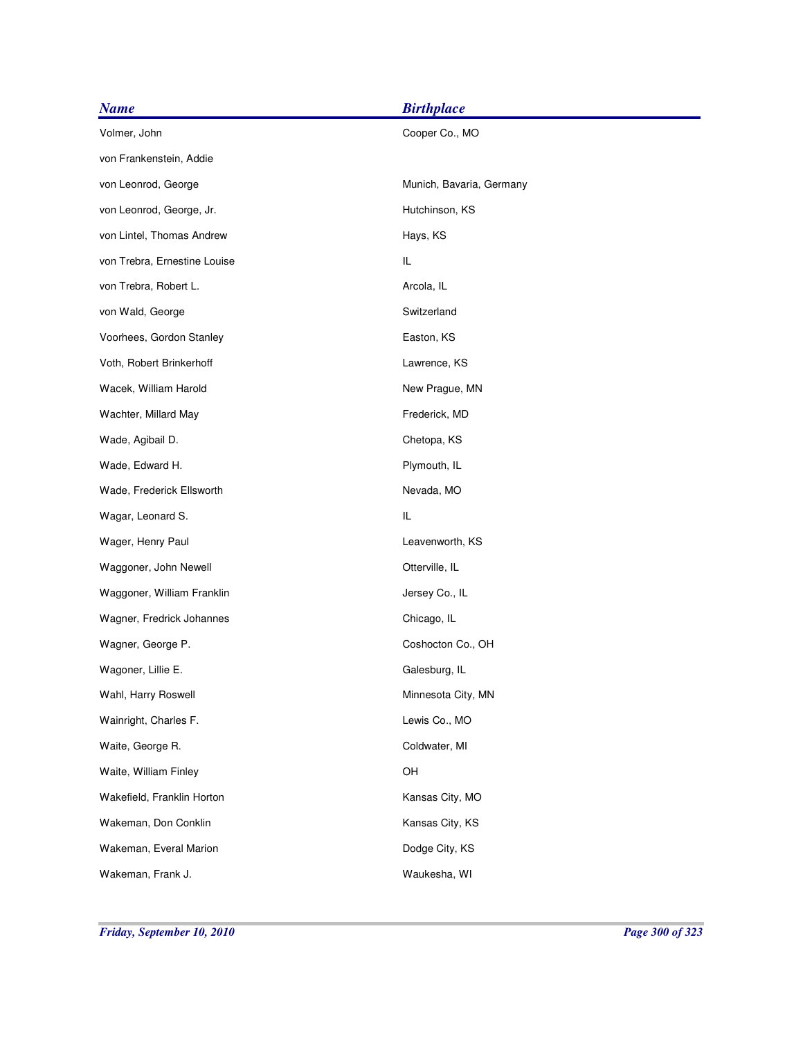| Name | Birthplace |
| --- | --- |
| Volmer, John | Cooper Co., MO |
| von Frankenstein, Addie | |
| von Leonrod, George | Munich, Bavaria, Germany |
| von Leonrod, George, Jr. | Hutchinson, KS |
| von Lintel, Thomas Andrew | Hays, KS |
| von Trebra, Ernestine Louise | IL |
| von Trebra, Robert L. | Arcola, IL |
| von Wald, George | Switzerland |
| Voorhees, Gordon Stanley | Easton, KS |
| Voth, Robert Brinkerhoff | Lawrence, KS |
| Wacek, William Harold | New Prague, MN |
| Wachter, Millard May | Frederick, MD |
| Wade, Agibail D. | Chetopa, KS |
| Wade, Edward H. | Plymouth, IL |
| Wade, Frederick Ellsworth | Nevada, MO |
| Wagar, Leonard S. | IL |
| Wager, Henry Paul | Leavenworth, KS |
| Waggoner, John Newell | Otterville, IL |
| Waggoner, William Franklin | Jersey Co., IL |
| Wagner, Fredrick Johannes | Chicago, IL |
| Wagner, George P. | Coshocton Co., OH |
| Wagoner, Lillie E. | Galesburg, IL |
| Wahl, Harry Roswell | Minnesota City, MN |
| Wainright, Charles F. | Lewis Co., MO |
| Waite, George R. | Coldwater, MI |
| Waite, William Finley | OH |
| Wakefield, Franklin Horton | Kansas City, MO |
| Wakeman, Don Conklin | Kansas City, KS |
| Wakeman, Everal Marion | Dodge City, KS |
| Wakeman, Frank J. | Waukesha, WI |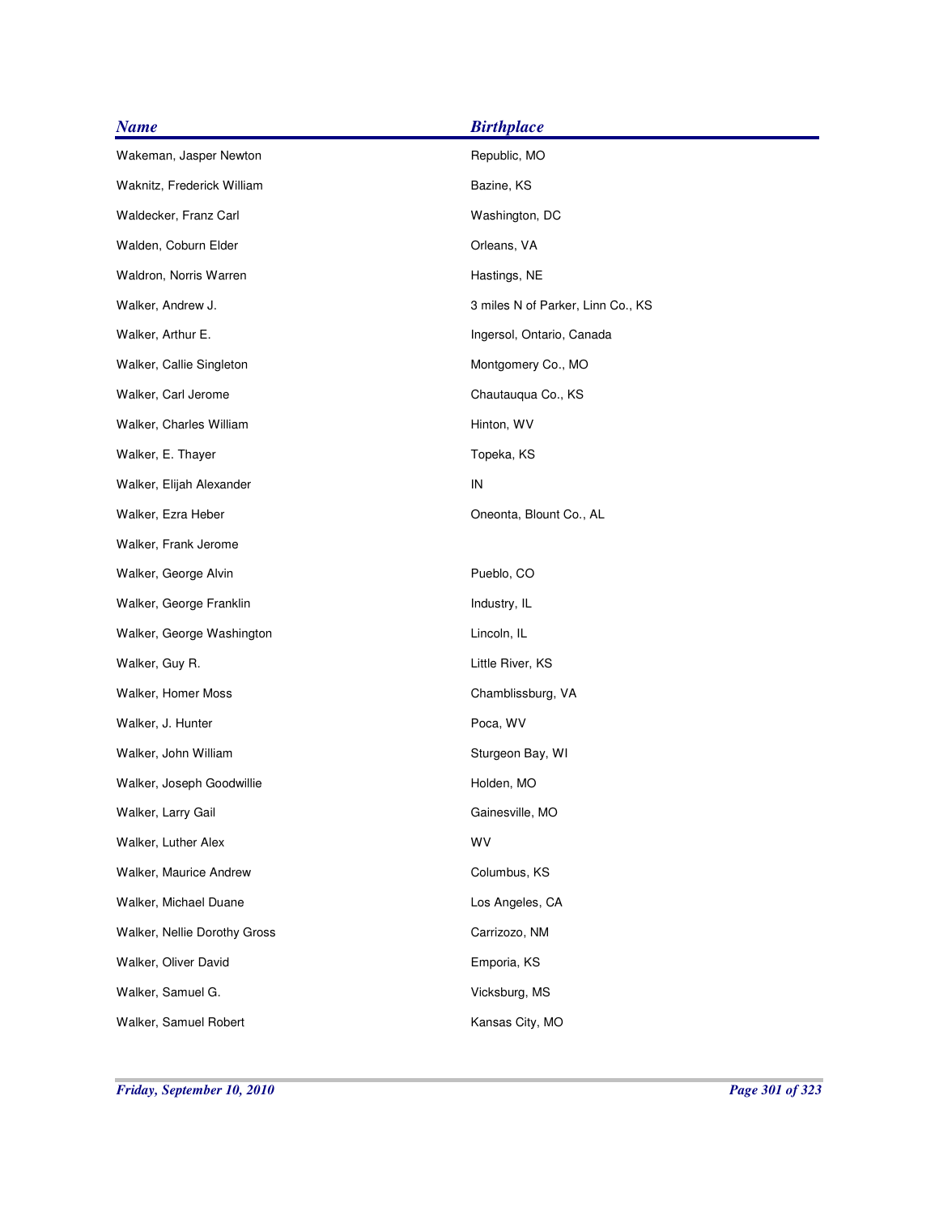| Name | Birthplace |
| --- | --- |
| Wakeman, Jasper Newton | Republic, MO |
| Waknitz, Frederick William | Bazine, KS |
| Waldecker, Franz Carl | Washington, DC |
| Walden, Coburn Elder | Orleans, VA |
| Waldron, Norris Warren | Hastings, NE |
| Walker, Andrew J. | 3 miles N of Parker, Linn Co., KS |
| Walker, Arthur E. | Ingersol, Ontario, Canada |
| Walker, Callie Singleton | Montgomery Co., MO |
| Walker, Carl Jerome | Chautauqua Co., KS |
| Walker, Charles William | Hinton, WV |
| Walker, E. Thayer | Topeka, KS |
| Walker, Elijah Alexander | IN |
| Walker, Ezra Heber | Oneonta, Blount Co., AL |
| Walker, Frank Jerome | |
| Walker, George Alvin | Pueblo, CO |
| Walker, George Franklin | Industry, IL |
| Walker, George Washington | Lincoln, IL |
| Walker, Guy R. | Little River, KS |
| Walker, Homer Moss | Chamblissburg, VA |
| Walker, J. Hunter | Poca, WV |
| Walker, John William | Sturgeon Bay, WI |
| Walker, Joseph Goodwillie | Holden, MO |
| Walker, Larry Gail | Gainesville, MO |
| Walker, Luther Alex | WV |
| Walker, Maurice Andrew | Columbus, KS |
| Walker, Michael Duane | Los Angeles, CA |
| Walker, Nellie Dorothy Gross | Carrizozo, NM |
| Walker, Oliver David | Emporia, KS |
| Walker, Samuel G. | Vicksburg, MS |
| Walker, Samuel Robert | Kansas City, MO |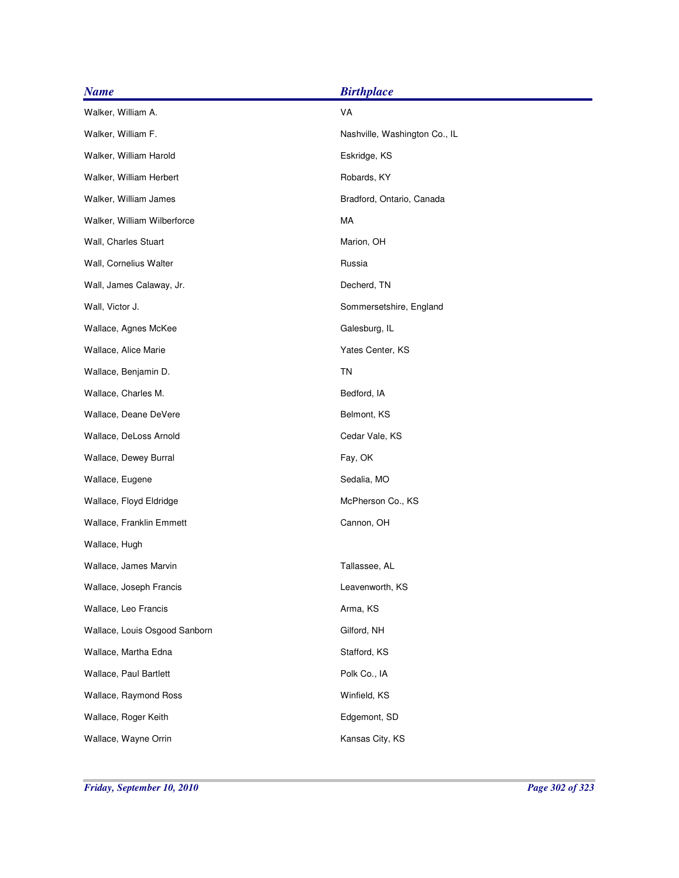| Name | Birthplace |
| --- | --- |
| Walker, William A. | VA |
| Walker, William F. | Nashville, Washington Co., IL |
| Walker, William Harold | Eskridge, KS |
| Walker, William Herbert | Robards, KY |
| Walker, William James | Bradford, Ontario, Canada |
| Walker, William Wilberforce | MA |
| Wall, Charles Stuart | Marion, OH |
| Wall, Cornelius Walter | Russia |
| Wall, James Calaway, Jr. | Decherd, TN |
| Wall, Victor J. | Sommersetshire, England |
| Wallace, Agnes McKee | Galesburg, IL |
| Wallace, Alice Marie | Yates Center, KS |
| Wallace, Benjamin D. | TN |
| Wallace, Charles M. | Bedford, IA |
| Wallace, Deane DeVere | Belmont, KS |
| Wallace, DeLoss Arnold | Cedar Vale, KS |
| Wallace, Dewey Burral | Fay, OK |
| Wallace, Eugene | Sedalia, MO |
| Wallace, Floyd Eldridge | McPherson Co., KS |
| Wallace, Franklin Emmett | Cannon, OH |
| Wallace, Hugh | |
| Wallace, James Marvin | Tallassee, AL |
| Wallace, Joseph Francis | Leavenworth, KS |
| Wallace, Leo Francis | Arma, KS |
| Wallace, Louis Osgood Sanborn | Gilford, NH |
| Wallace, Martha Edna | Stafford, KS |
| Wallace, Paul Bartlett | Polk Co., IA |
| Wallace, Raymond Ross | Winfield, KS |
| Wallace, Roger Keith | Edgemont, SD |
| Wallace, Wayne Orrin | Kansas City, KS |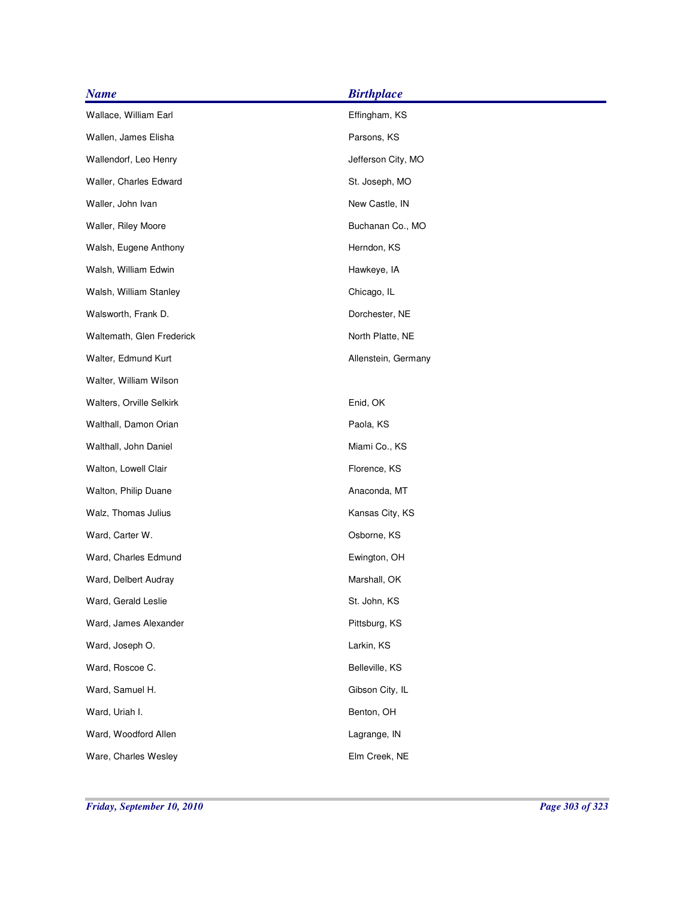| Name | Birthplace |
|---|---|
| Wallace, William Earl | Effingham, KS |
| Wallen, James Elisha | Parsons, KS |
| Wallendorf, Leo Henry | Jefferson City, MO |
| Waller, Charles Edward | St. Joseph, MO |
| Waller, John Ivan | New Castle, IN |
| Waller, Riley Moore | Buchanan Co., MO |
| Walsh, Eugene Anthony | Herndon, KS |
| Walsh, William Edwin | Hawkeye, IA |
| Walsh, William Stanley | Chicago, IL |
| Walsworth, Frank D. | Dorchester, NE |
| Waltemath, Glen Frederick | North Platte, NE |
| Walter, Edmund Kurt | Allenstein, Germany |
| Walter, William Wilson | |
| Walters, Orville Selkirk | Enid, OK |
| Walthall, Damon Orian | Paola, KS |
| Walthall, John Daniel | Miami Co., KS |
| Walton, Lowell Clair | Florence, KS |
| Walton, Philip Duane | Anaconda, MT |
| Walz, Thomas Julius | Kansas City, KS |
| Ward, Carter W. | Osborne, KS |
| Ward, Charles Edmund | Ewington, OH |
| Ward, Delbert Audray | Marshall, OK |
| Ward, Gerald Leslie | St. John, KS |
| Ward, James Alexander | Pittsburg, KS |
| Ward, Joseph O. | Larkin, KS |
| Ward, Roscoe C. | Belleville, KS |
| Ward, Samuel H. | Gibson City, IL |
| Ward, Uriah I. | Benton, OH |
| Ward, Woodford Allen | Lagrange, IN |
| Ware, Charles Wesley | Elm Creek, NE |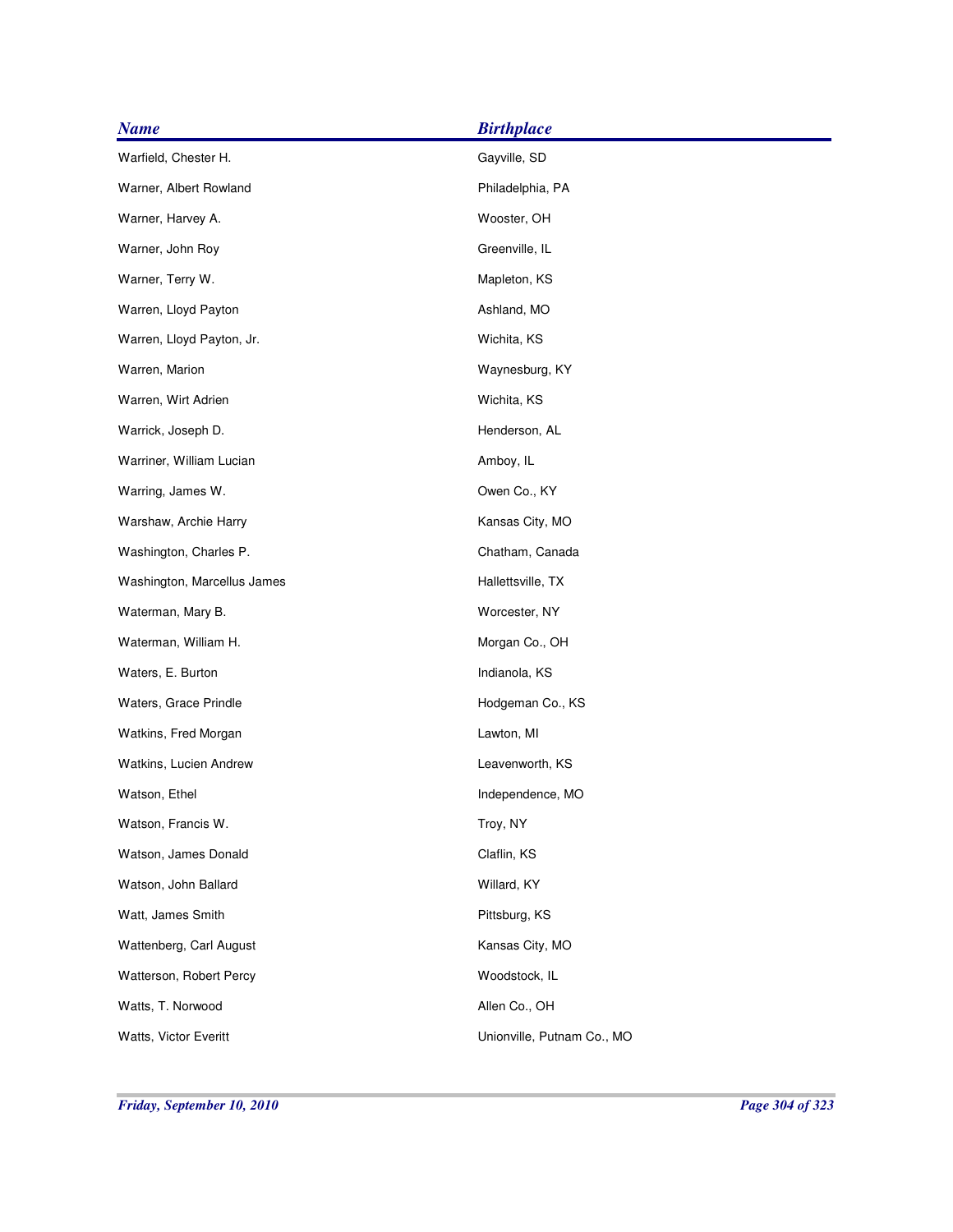| Name | Birthplace |
|---|---|
| Warfield, Chester H. | Gayville, SD |
| Warner, Albert Rowland | Philadelphia, PA |
| Warner, Harvey A. | Wooster, OH |
| Warner, John Roy | Greenville, IL |
| Warner, Terry W. | Mapleton, KS |
| Warren, Lloyd Payton | Ashland, MO |
| Warren, Lloyd Payton, Jr. | Wichita, KS |
| Warren, Marion | Waynesburg, KY |
| Warren, Wirt Adrien | Wichita, KS |
| Warrick, Joseph D. | Henderson, AL |
| Warriner, William Lucian | Amboy, IL |
| Warring, James W. | Owen Co., KY |
| Warshaw, Archie Harry | Kansas City, MO |
| Washington, Charles P. | Chatham, Canada |
| Washington, Marcellus James | Hallettsville, TX |
| Waterman, Mary B. | Worcester, NY |
| Waterman, William H. | Morgan Co., OH |
| Waters, E. Burton | Indianola, KS |
| Waters, Grace Prindle | Hodgeman Co., KS |
| Watkins, Fred Morgan | Lawton, MI |
| Watkins, Lucien Andrew | Leavenworth, KS |
| Watson, Ethel | Independence, MO |
| Watson, Francis W. | Troy, NY |
| Watson, James Donald | Claflin, KS |
| Watson, John Ballard | Willard, KY |
| Watt, James Smith | Pittsburg, KS |
| Wattenberg, Carl August | Kansas City, MO |
| Watterson, Robert Percy | Woodstock, IL |
| Watts, T. Norwood | Allen Co., OH |
| Watts, Victor Everitt | Unionville, Putnam Co., MO |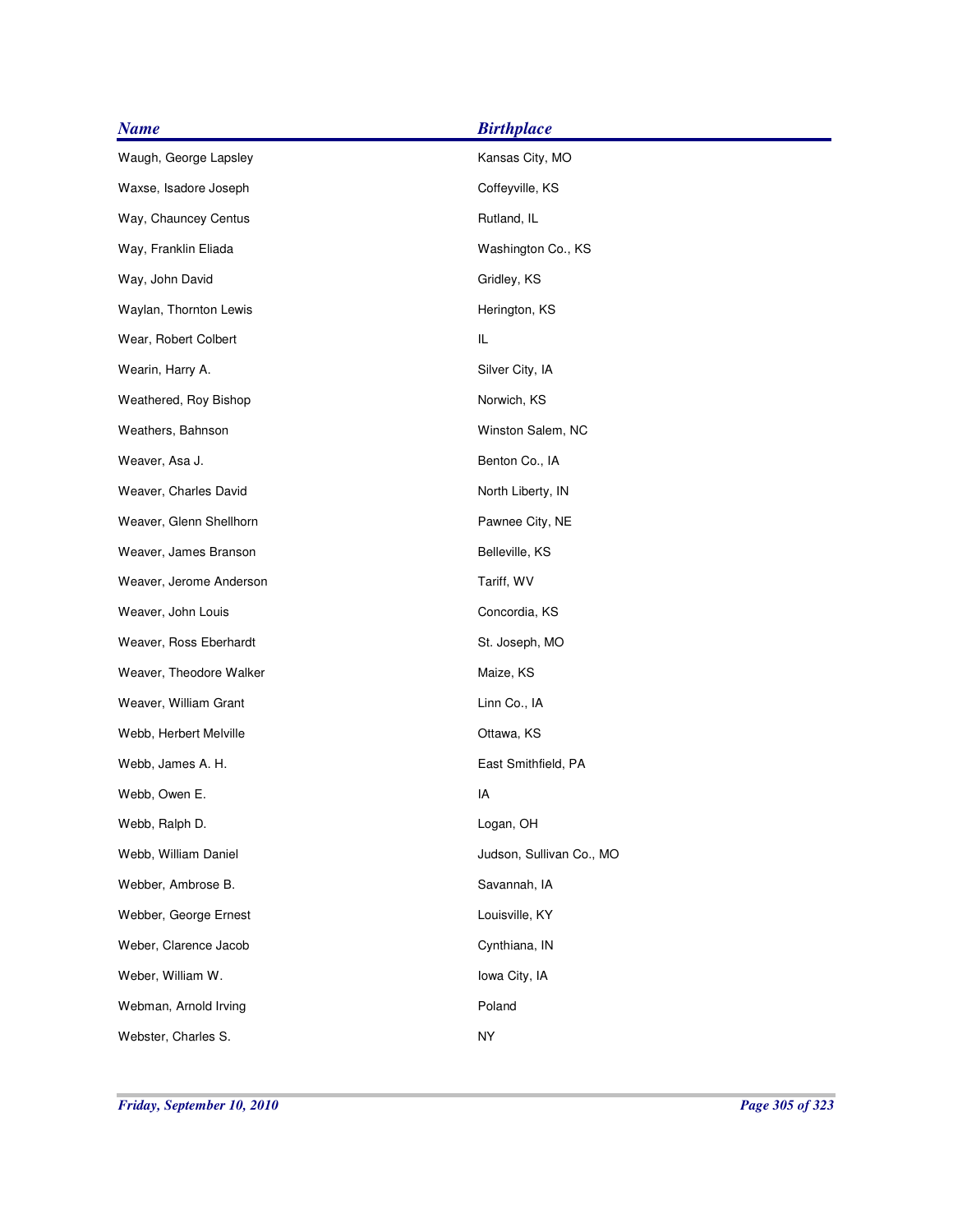| Name | Birthplace |
|---|---|
| Waugh, George Lapsley | Kansas City, MO |
| Waxse, Isadore Joseph | Coffeyville, KS |
| Way, Chauncey Centus | Rutland, IL |
| Way, Franklin Eliada | Washington Co., KS |
| Way, John David | Gridley, KS |
| Waylan, Thornton Lewis | Herington, KS |
| Wear, Robert Colbert | IL |
| Wearin, Harry A. | Silver City, IA |
| Weathered, Roy Bishop | Norwich, KS |
| Weathers, Bahnson | Winston Salem, NC |
| Weaver, Asa J. | Benton Co., IA |
| Weaver, Charles David | North Liberty, IN |
| Weaver, Glenn Shellhorn | Pawnee City, NE |
| Weaver, James Branson | Belleville, KS |
| Weaver, Jerome Anderson | Tariff, WV |
| Weaver, John Louis | Concordia, KS |
| Weaver, Ross Eberhardt | St. Joseph, MO |
| Weaver, Theodore Walker | Maize, KS |
| Weaver, William Grant | Linn Co., IA |
| Webb, Herbert Melville | Ottawa, KS |
| Webb, James A. H. | East Smithfield, PA |
| Webb, Owen E. | IA |
| Webb, Ralph D. | Logan, OH |
| Webb, William Daniel | Judson, Sullivan Co., MO |
| Webber, Ambrose B. | Savannah, IA |
| Webber, George Ernest | Louisville, KY |
| Weber, Clarence Jacob | Cynthiana, IN |
| Weber, William W. | Iowa City, IA |
| Webman, Arnold Irving | Poland |
| Webster, Charles S. | NY |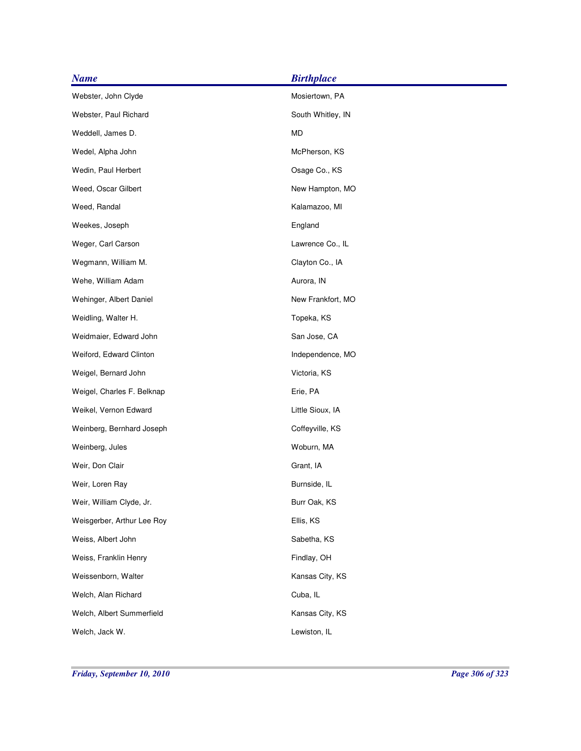| Name | Birthplace |
|---|---|
| Webster, John Clyde | Mosiertown, PA |
| Webster, Paul Richard | South Whitley, IN |
| Weddell, James D. | MD |
| Wedel, Alpha John | McPherson, KS |
| Wedin, Paul Herbert | Osage Co., KS |
| Weed, Oscar Gilbert | New Hampton, MO |
| Weed, Randal | Kalamazoo, MI |
| Weekes, Joseph | England |
| Weger, Carl Carson | Lawrence Co., IL |
| Wegmann, William M. | Clayton Co., IA |
| Wehe, William Adam | Aurora, IN |
| Wehinger, Albert Daniel | New Frankfort, MO |
| Weidling, Walter H. | Topeka, KS |
| Weidmaier, Edward John | San Jose, CA |
| Weiford, Edward Clinton | Independence, MO |
| Weigel, Bernard John | Victoria, KS |
| Weigel, Charles F. Belknap | Erie, PA |
| Weikel, Vernon Edward | Little Sioux, IA |
| Weinberg, Bernhard Joseph | Coffeyville, KS |
| Weinberg, Jules | Woburn, MA |
| Weir, Don Clair | Grant, IA |
| Weir, Loren Ray | Burnside, IL |
| Weir, William Clyde, Jr. | Burr Oak, KS |
| Weisgerber, Arthur Lee Roy | Ellis, KS |
| Weiss, Albert John | Sabetha, KS |
| Weiss, Franklin Henry | Findlay, OH |
| Weissenborn, Walter | Kansas City, KS |
| Welch, Alan Richard | Cuba, IL |
| Welch, Albert Summerfield | Kansas City, KS |
| Welch, Jack W. | Lewiston, IL |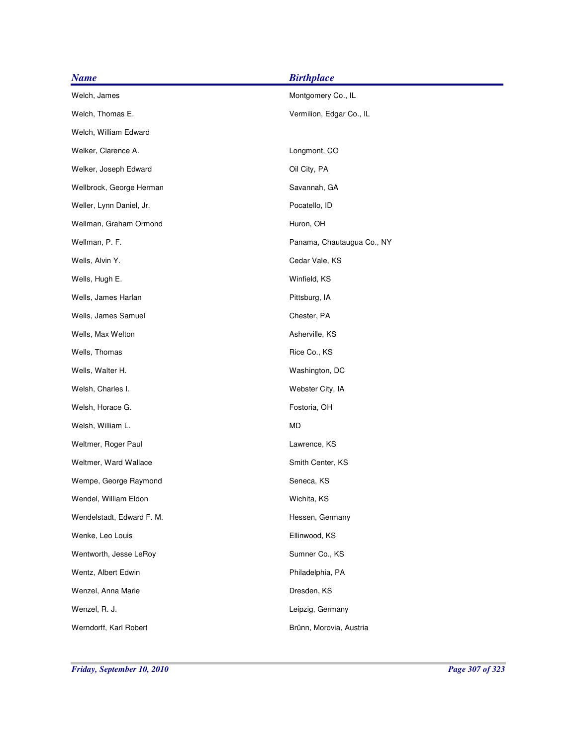| Name | Birthplace |
|---|---|
| Welch, James | Montgomery Co., IL |
| Welch, Thomas E. | Vermilion, Edgar Co., IL |
| Welch, William Edward | |
| Welker, Clarence A. | Longmont, CO |
| Welker, Joseph Edward | Oil City, PA |
| Wellbrock, George Herman | Savannah, GA |
| Weller, Lynn Daniel, Jr. | Pocatello, ID |
| Wellman, Graham Ormond | Huron, OH |
| Wellman, P. F. | Panama, Chautaugua Co., NY |
| Wells, Alvin Y. | Cedar Vale, KS |
| Wells, Hugh E. | Winfield, KS |
| Wells, James Harlan | Pittsburg, IA |
| Wells, James Samuel | Chester, PA |
| Wells, Max Welton | Asherville, KS |
| Wells, Thomas | Rice Co., KS |
| Wells, Walter H. | Washington, DC |
| Welsh, Charles I. | Webster City, IA |
| Welsh, Horace G. | Fostoria, OH |
| Welsh, William L. | MD |
| Weltmer, Roger Paul | Lawrence, KS |
| Weltmer, Ward Wallace | Smith Center, KS |
| Wempe, George Raymond | Seneca, KS |
| Wendel, William Eldon | Wichita, KS |
| Wendelstadt, Edward F. M. | Hessen, Germany |
| Wenke, Leo Louis | Ellinwood, KS |
| Wentworth, Jesse LeRoy | Sumner Co., KS |
| Wentz, Albert Edwin | Philadelphia, PA |
| Wenzel, Anna Marie | Dresden, KS |
| Wenzel, R. J. | Leipzig, Germany |
| Werndorff, Karl Robert | Brünn, Morovia, Austria |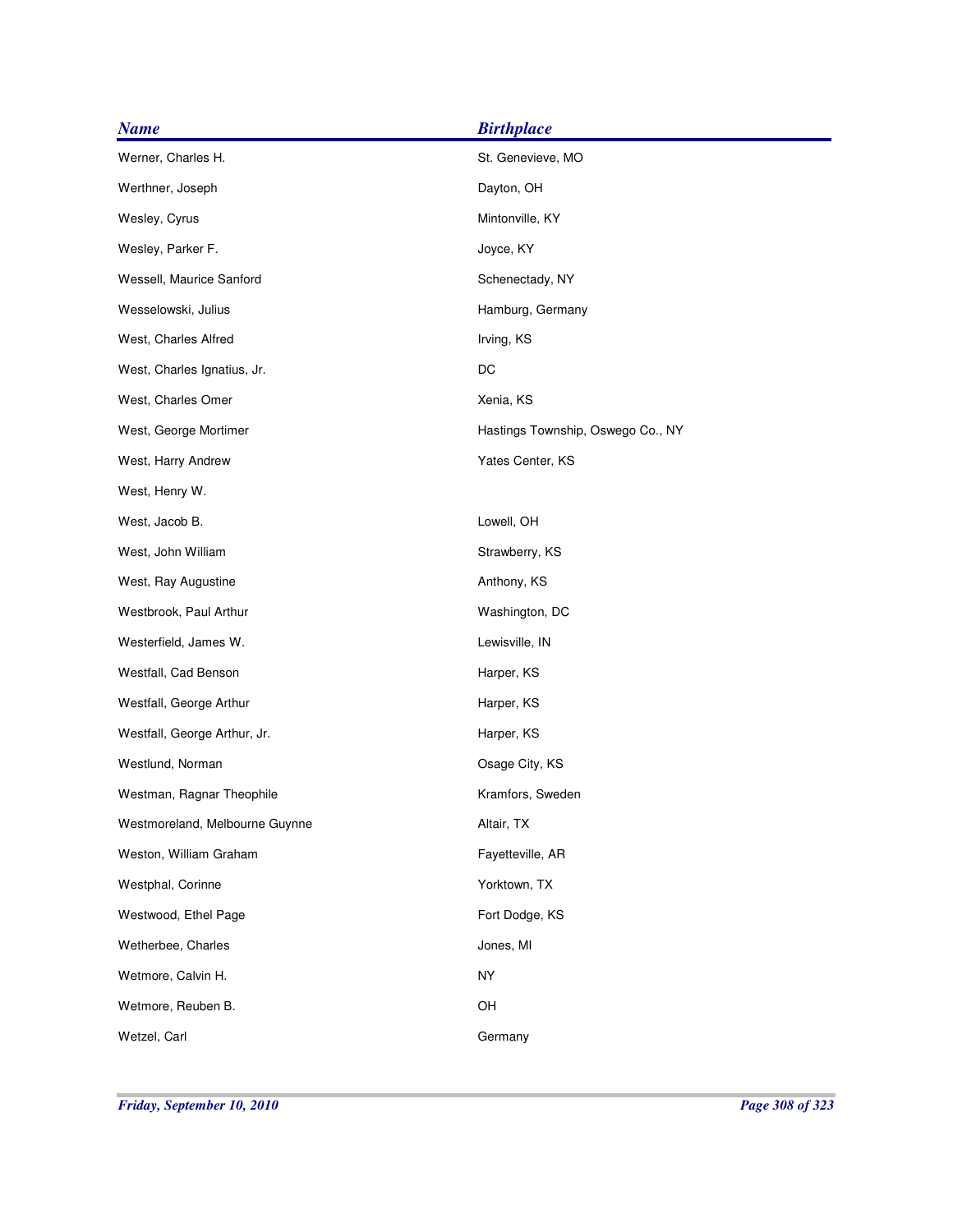| Name | Birthplace |
|---|---|
| Werner, Charles H. | St. Genevieve, MO |
| Werthner, Joseph | Dayton, OH |
| Wesley, Cyrus | Mintonville, KY |
| Wesley, Parker F. | Joyce, KY |
| Wessell, Maurice Sanford | Schenectady, NY |
| Wesselowski, Julius | Hamburg, Germany |
| West, Charles Alfred | Irving, KS |
| West, Charles Ignatius, Jr. | DC |
| West, Charles Omer | Xenia, KS |
| West, George Mortimer | Hastings Township, Oswego Co., NY |
| West, Harry Andrew | Yates Center, KS |
| West, Henry W. | |
| West, Jacob B. | Lowell, OH |
| West, John William | Strawberry, KS |
| West, Ray Augustine | Anthony, KS |
| Westbrook, Paul Arthur | Washington, DC |
| Westerfield, James W. | Lewisville, IN |
| Westfall, Cad Benson | Harper, KS |
| Westfall, George Arthur | Harper, KS |
| Westfall, George Arthur, Jr. | Harper, KS |
| Westlund, Norman | Osage City, KS |
| Westman, Ragnar Theophile | Kramfors, Sweden |
| Westmoreland, Melbourne Guynne | Altair, TX |
| Weston, William Graham | Fayetteville, AR |
| Westphal, Corinne | Yorktown, TX |
| Westwood, Ethel Page | Fort Dodge, KS |
| Wetherbee, Charles | Jones, MI |
| Wetmore, Calvin H. | NY |
| Wetmore, Reuben B. | OH |
| Wetzel, Carl | Germany |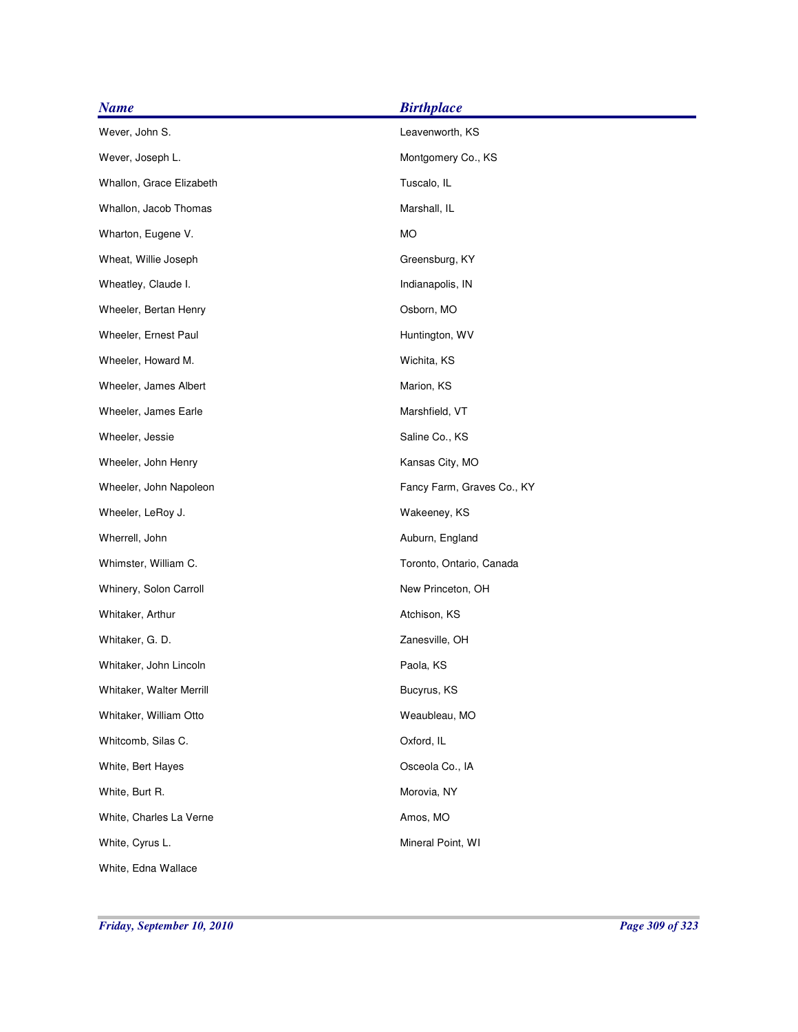| Name | Birthplace |
| --- | --- |
| Wever, John S. | Leavenworth, KS |
| Wever, Joseph L. | Montgomery Co., KS |
| Whallon, Grace Elizabeth | Tuscalo, IL |
| Whallon, Jacob Thomas | Marshall, IL |
| Wharton, Eugene V. | MO |
| Wheat, Willie Joseph | Greensburg, KY |
| Wheatley, Claude I. | Indianapolis, IN |
| Wheeler, Bertan Henry | Osborn, MO |
| Wheeler, Ernest Paul | Huntington, WV |
| Wheeler, Howard M. | Wichita, KS |
| Wheeler, James Albert | Marion, KS |
| Wheeler, James Earle | Marshfield, VT |
| Wheeler, Jessie | Saline Co., KS |
| Wheeler, John Henry | Kansas City, MO |
| Wheeler, John Napoleon | Fancy Farm, Graves Co., KY |
| Wheeler, LeRoy J. | Wakeeney, KS |
| Wherrell, John | Auburn, England |
| Whimster, William C. | Toronto, Ontario, Canada |
| Whinery, Solon Carroll | New Princeton, OH |
| Whitaker, Arthur | Atchison, KS |
| Whitaker, G. D. | Zanesville, OH |
| Whitaker, John Lincoln | Paola, KS |
| Whitaker, Walter Merrill | Bucyrus, KS |
| Whitaker, William Otto | Weaubleau, MO |
| Whitcomb, Silas C. | Oxford, IL |
| White, Bert Hayes | Osceola Co., IA |
| White, Burt R. | Morovia, NY |
| White, Charles La Verne | Amos, MO |
| White, Cyrus L. | Mineral Point, WI |
| White, Edna Wallace | |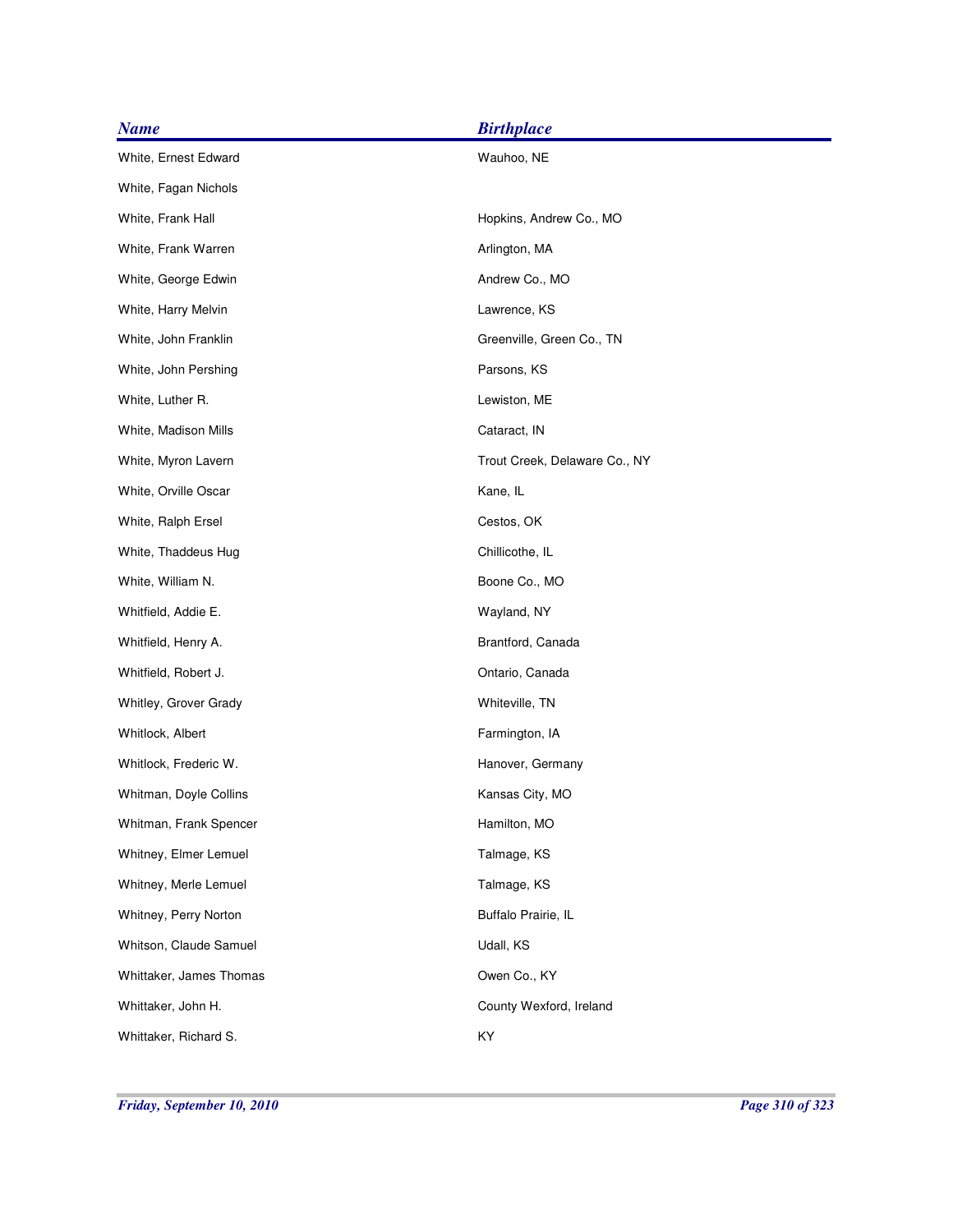| Name | Birthplace |
| --- | --- |
| White, Ernest Edward | Wauhoo, NE |
| White, Fagan Nichols | |
| White, Frank Hall | Hopkins, Andrew Co., MO |
| White, Frank Warren | Arlington, MA |
| White, George Edwin | Andrew Co., MO |
| White, Harry Melvin | Lawrence, KS |
| White, John Franklin | Greenville, Green Co., TN |
| White, John Pershing | Parsons, KS |
| White, Luther R. | Lewiston, ME |
| White, Madison Mills | Cataract, IN |
| White, Myron Lavern | Trout Creek, Delaware Co., NY |
| White, Orville Oscar | Kane, IL |
| White, Ralph Ersel | Cestos, OK |
| White, Thaddeus Hug | Chillicothe, IL |
| White, William N. | Boone Co., MO |
| Whitfield, Addie E. | Wayland, NY |
| Whitfield, Henry A. | Brantford, Canada |
| Whitfield, Robert J. | Ontario, Canada |
| Whitley, Grover Grady | Whiteville, TN |
| Whitlock, Albert | Farmington, IA |
| Whitlock, Frederic W. | Hanover, Germany |
| Whitman, Doyle Collins | Kansas City, MO |
| Whitman, Frank Spencer | Hamilton, MO |
| Whitney, Elmer Lemuel | Talmage, KS |
| Whitney, Merle Lemuel | Talmage, KS |
| Whitney, Perry Norton | Buffalo Prairie, IL |
| Whitson, Claude Samuel | Udall, KS |
| Whittaker, James Thomas | Owen Co., KY |
| Whittaker, John H. | County Wexford, Ireland |
| Whittaker, Richard S. | KY |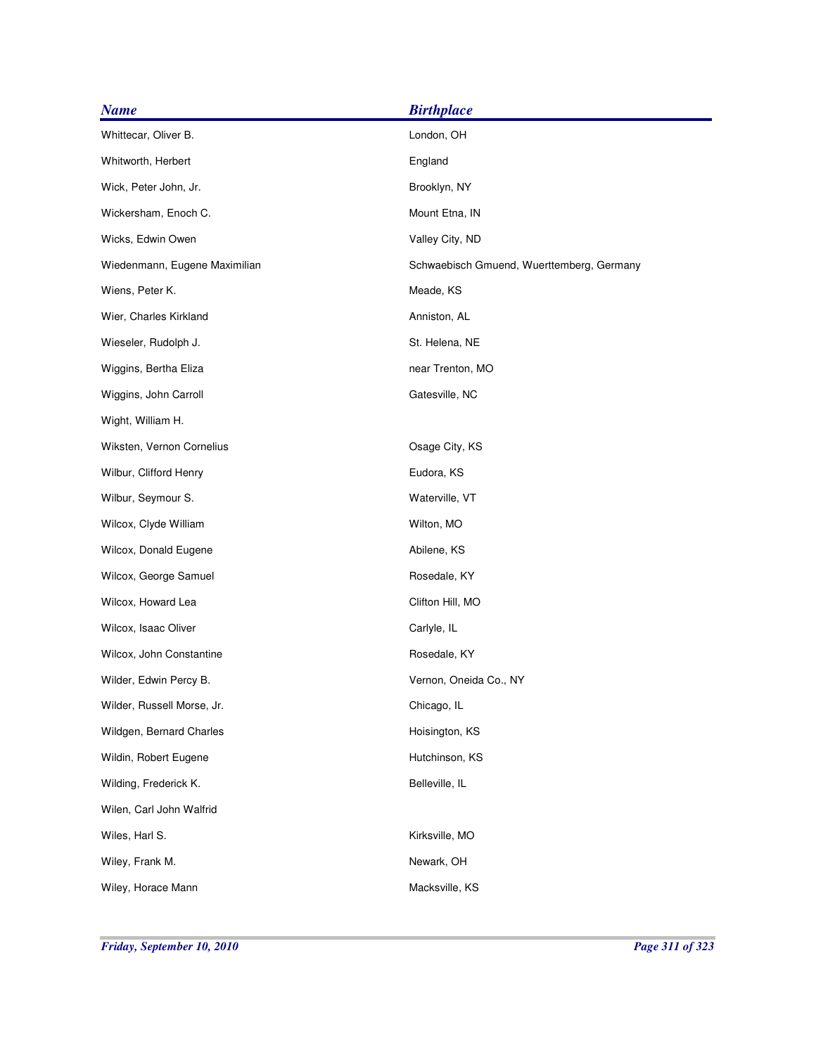| Name | Birthplace |
| --- | --- |
| Whittecar, Oliver B. | London, OH |
| Whitworth, Herbert | England |
| Wick, Peter John, Jr. | Brooklyn, NY |
| Wickersham, Enoch C. | Mount Etna, IN |
| Wicks, Edwin Owen | Valley City, ND |
| Wiedenmann, Eugene Maximilian | Schwaebisch Gmuend, Wuerttemberg, Germany |
| Wiens, Peter K. | Meade, KS |
| Wier, Charles Kirkland | Anniston, AL |
| Wieseler, Rudolph J. | St. Helena, NE |
| Wiggins, Bertha Eliza | near Trenton, MO |
| Wiggins, John Carroll | Gatesville, NC |
| Wight, William H. | |
| Wiksten, Vernon Cornelius | Osage City, KS |
| Wilbur, Clifford Henry | Eudora, KS |
| Wilbur, Seymour S. | Waterville, VT |
| Wilcox, Clyde William | Wilton, MO |
| Wilcox, Donald Eugene | Abilene, KS |
| Wilcox, George Samuel | Rosedale, KY |
| Wilcox, Howard Lea | Clifton Hill, MO |
| Wilcox, Isaac Oliver | Carlyle, IL |
| Wilcox, John Constantine | Rosedale, KY |
| Wilder, Edwin Percy B. | Vernon, Oneida Co., NY |
| Wilder, Russell Morse, Jr. | Chicago, IL |
| Wildgen, Bernard Charles | Hoisington, KS |
| Wildin, Robert Eugene | Hutchinson, KS |
| Wilding, Frederick K. | Belleville, IL |
| Wilen, Carl John Walfrid | |
| Wiles, Harl S. | Kirksville, MO |
| Wiley, Frank M. | Newark, OH |
| Wiley, Horace Mann | Macksville, KS |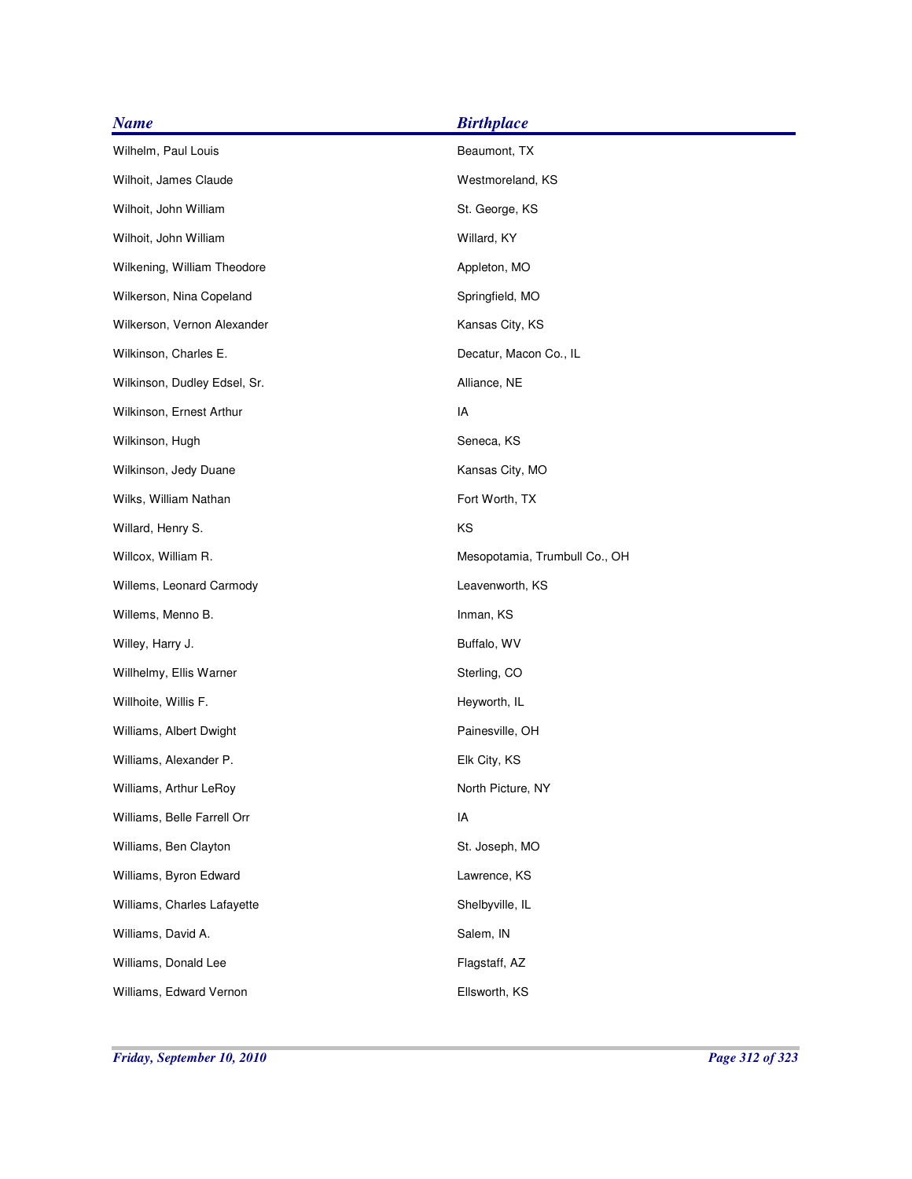| Name | Birthplace |
|---|---|
| Wilhelm, Paul Louis | Beaumont, TX |
| Wilhoit, James Claude | Westmoreland, KS |
| Wilhoit, John William | St. George, KS |
| Wilhoit, John William | Willard, KY |
| Wilkening, William Theodore | Appleton, MO |
| Wilkerson, Nina Copeland | Springfield, MO |
| Wilkerson, Vernon Alexander | Kansas City, KS |
| Wilkinson, Charles E. | Decatur, Macon Co., IL |
| Wilkinson, Dudley Edsel, Sr. | Alliance, NE |
| Wilkinson, Ernest Arthur | IA |
| Wilkinson, Hugh | Seneca, KS |
| Wilkinson, Jedy Duane | Kansas City, MO |
| Wilks, William Nathan | Fort Worth, TX |
| Willard, Henry S. | KS |
| Willcox, William R. | Mesopotamia, Trumbull Co., OH |
| Willems, Leonard Carmody | Leavenworth, KS |
| Willems, Menno B. | Inman, KS |
| Willey, Harry J. | Buffalo, WV |
| Willhelmy, Ellis Warner | Sterling, CO |
| Willhoite, Willis F. | Heyworth, IL |
| Williams, Albert Dwight | Painesville, OH |
| Williams, Alexander P. | Elk City, KS |
| Williams, Arthur LeRoy | North Picture, NY |
| Williams, Belle Farrell Orr | IA |
| Williams, Ben Clayton | St. Joseph, MO |
| Williams, Byron Edward | Lawrence, KS |
| Williams, Charles Lafayette | Shelbyville, IL |
| Williams, David A. | Salem, IN |
| Williams, Donald Lee | Flagstaff, AZ |
| Williams, Edward Vernon | Ellsworth, KS |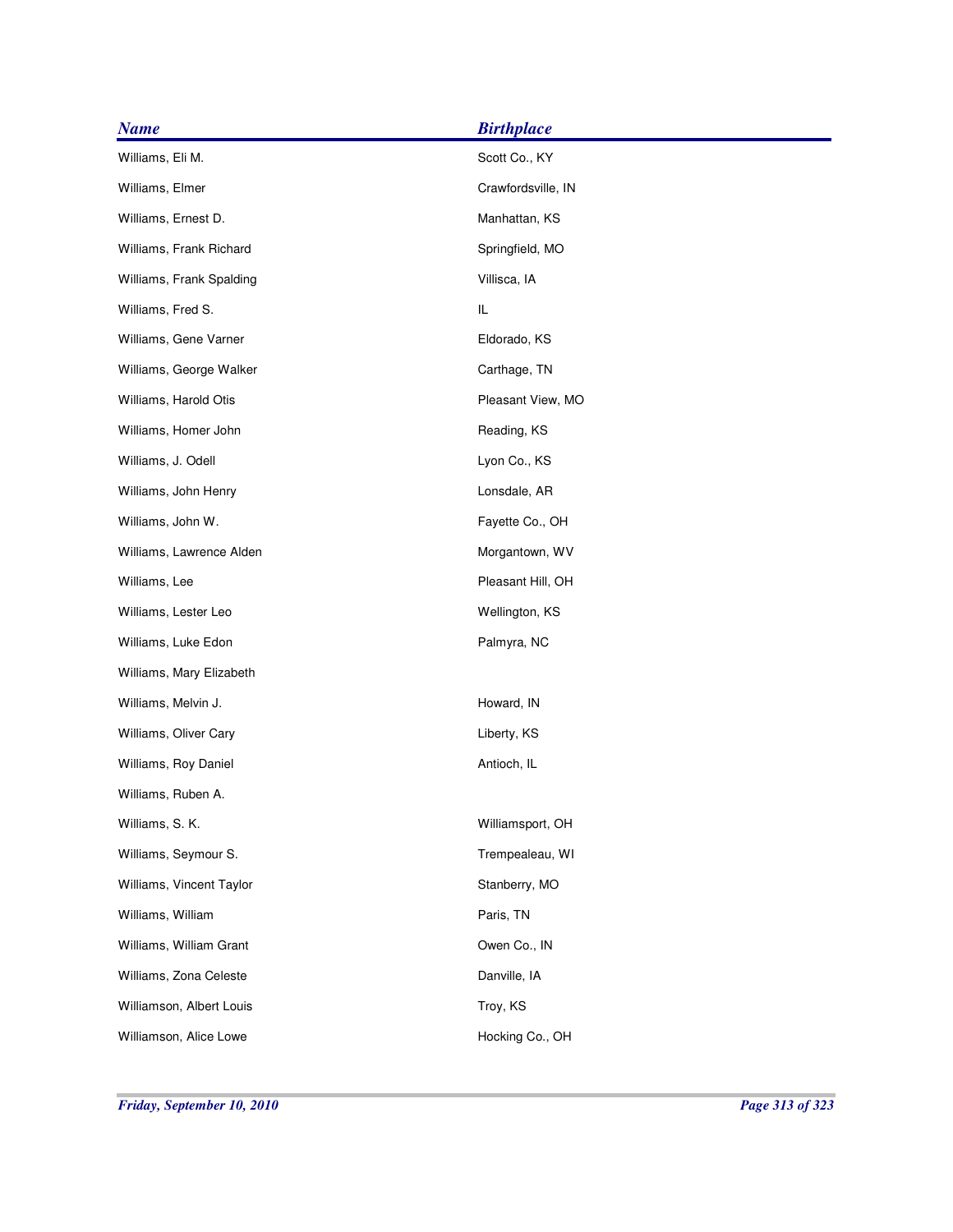| Name | Birthplace |
|---|---|
| Williams, Eli M. | Scott Co., KY |
| Williams, Elmer | Crawfordsville, IN |
| Williams, Ernest D. | Manhattan, KS |
| Williams, Frank Richard | Springfield, MO |
| Williams, Frank Spalding | Villisca, IA |
| Williams, Fred S. | IL |
| Williams, Gene Varner | Eldorado, KS |
| Williams, George Walker | Carthage, TN |
| Williams, Harold Otis | Pleasant View, MO |
| Williams, Homer John | Reading, KS |
| Williams, J. Odell | Lyon Co., KS |
| Williams, John Henry | Lonsdale, AR |
| Williams, John W. | Fayette Co., OH |
| Williams, Lawrence Alden | Morgantown, WV |
| Williams, Lee | Pleasant Hill, OH |
| Williams, Lester Leo | Wellington, KS |
| Williams, Luke Edon | Palmyra, NC |
| Williams, Mary Elizabeth | |
| Williams, Melvin J. | Howard, IN |
| Williams, Oliver Cary | Liberty, KS |
| Williams, Roy Daniel | Antioch, IL |
| Williams, Ruben A. | |
| Williams, S. K. | Williamsport, OH |
| Williams, Seymour S. | Trempealeau, WI |
| Williams, Vincent Taylor | Stanberry, MO |
| Williams, William | Paris, TN |
| Williams, William Grant | Owen Co., IN |
| Williams, Zona Celeste | Danville, IA |
| Williamson, Albert Louis | Troy, KS |
| Williamson, Alice Lowe | Hocking Co., OH |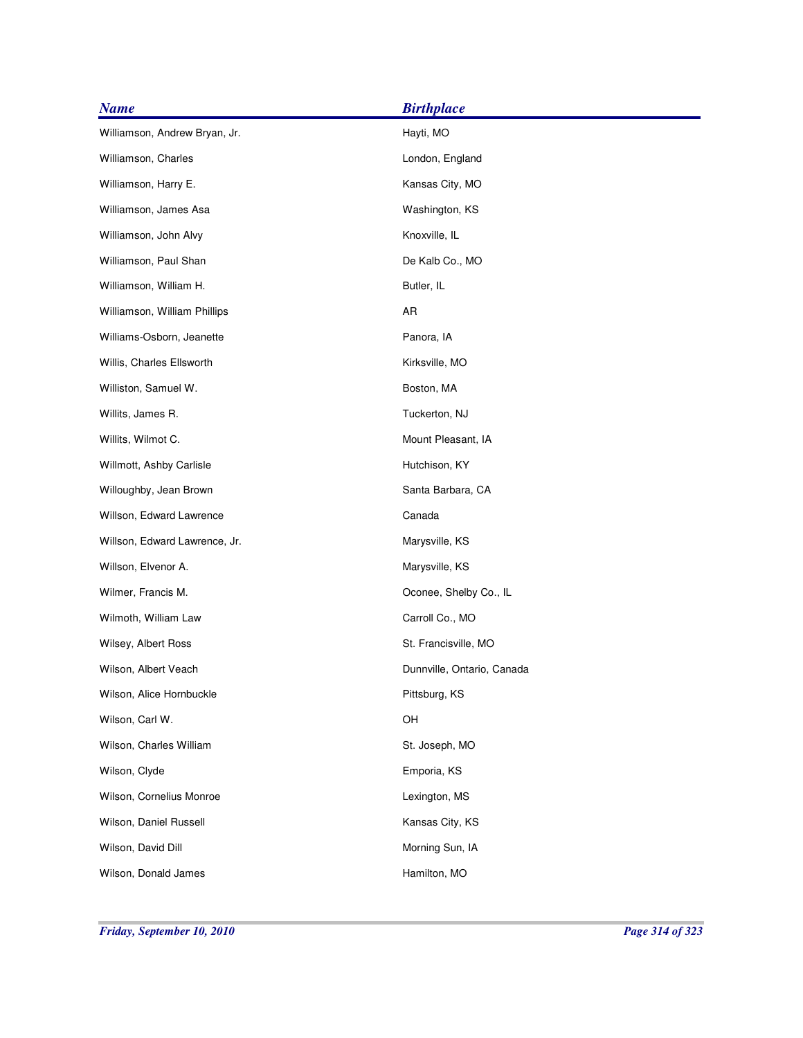| *Name* | *Birthplace* |
|---|---|
| Williamson, Andrew Bryan, Jr. | Hayti, MO |
| Williamson, Charles | London, England |
| Williamson, Harry E. | Kansas City, MO |
| Williamson, James Asa | Washington, KS |
| Williamson, John Alvy | Knoxville, IL |
| Williamson, Paul Shan | De Kalb Co., MO |
| Williamson, William H. | Butler, IL |
| Williamson, William Phillips | AR |
| Williams-Osborn, Jeanette | Panora, IA |
| Willis, Charles Ellsworth | Kirksville, MO |
| Williston, Samuel W. | Boston, MA |
| Willits, James R. | Tuckerton, NJ |
| Willits, Wilmot C. | Mount Pleasant, IA |
| Willmott, Ashby Carlisle | Hutchison, KY |
| Willoughby, Jean Brown | Santa Barbara, CA |
| Willson, Edward Lawrence | Canada |
| Willson, Edward Lawrence, Jr. | Marysville, KS |
| Willson, Elvenor A. | Marysville, KS |
| Wilmer, Francis M. | Oconee, Shelby Co., IL |
| Wilmoth, William Law | Carroll Co., MO |
| Wilsey, Albert Ross | St. Francisville, MO |
| Wilson, Albert Veach | Dunnville, Ontario, Canada |
| Wilson, Alice Hornbuckle | Pittsburg, KS |
| Wilson, Carl W. | OH |
| Wilson, Charles William | St. Joseph, MO |
| Wilson, Clyde | Emporia, KS |
| Wilson, Cornelius Monroe | Lexington, MS |
| Wilson, Daniel Russell | Kansas City, KS |
| Wilson, David Dill | Morning Sun, IA |
| Wilson, Donald James | Hamilton, MO |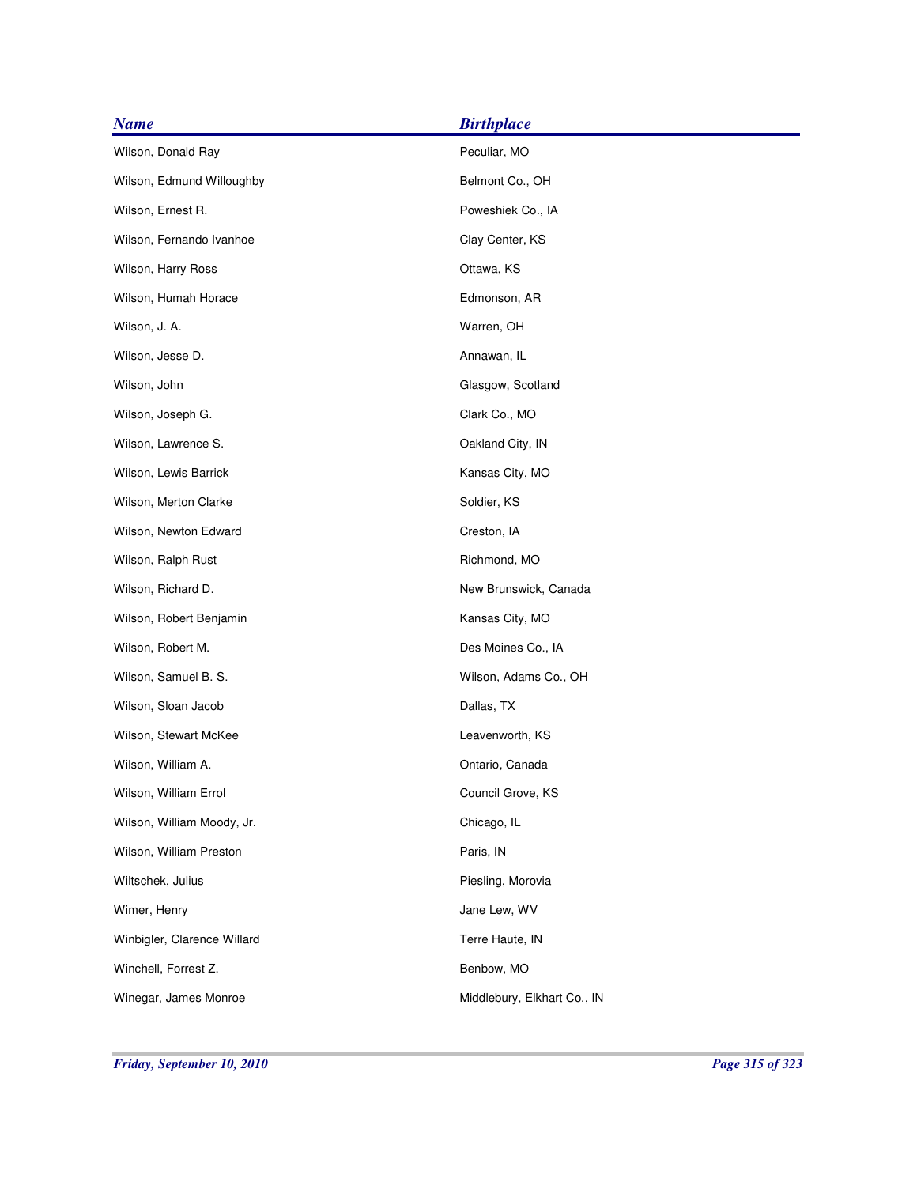| Name | Birthplace |
|---|---|
| Wilson, Donald Ray | Peculiar, MO |
| Wilson, Edmund Willoughby | Belmont Co., OH |
| Wilson, Ernest R. | Poweshiek Co., IA |
| Wilson, Fernando Ivanhoe | Clay Center, KS |
| Wilson, Harry Ross | Ottawa, KS |
| Wilson, Humah Horace | Edmonson, AR |
| Wilson, J. A. | Warren, OH |
| Wilson, Jesse D. | Annawan, IL |
| Wilson, John | Glasgow, Scotland |
| Wilson, Joseph G. | Clark Co., MO |
| Wilson, Lawrence S. | Oakland City, IN |
| Wilson, Lewis Barrick | Kansas City, MO |
| Wilson, Merton Clarke | Soldier, KS |
| Wilson, Newton Edward | Creston, IA |
| Wilson, Ralph Rust | Richmond, MO |
| Wilson, Richard D. | New Brunswick, Canada |
| Wilson, Robert Benjamin | Kansas City, MO |
| Wilson, Robert M. | Des Moines Co., IA |
| Wilson, Samuel B. S. | Wilson, Adams Co., OH |
| Wilson, Sloan Jacob | Dallas, TX |
| Wilson, Stewart McKee | Leavenworth, KS |
| Wilson, William A. | Ontario, Canada |
| Wilson, William Errol | Council Grove, KS |
| Wilson, William Moody, Jr. | Chicago, IL |
| Wilson, William Preston | Paris, IN |
| Wiltschek, Julius | Piesling, Morovia |
| Wimer, Henry | Jane Lew, WV |
| Winbigler, Clarence Willard | Terre Haute, IN |
| Winchell, Forrest Z. | Benbow, MO |
| Winegar, James Monroe | Middlebury, Elkhart Co., IN |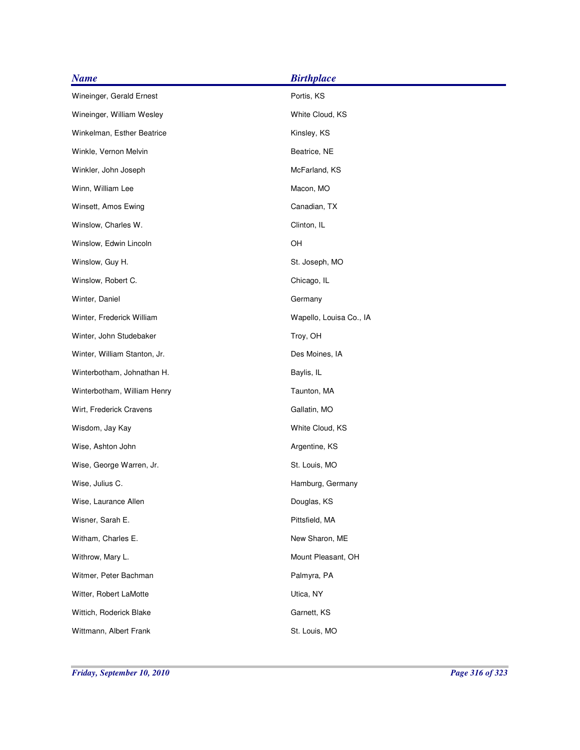| Name | Birthplace |
|---|---|
| Wineinger, Gerald Ernest | Portis, KS |
| Wineinger, William Wesley | White Cloud, KS |
| Winkelman, Esther Beatrice | Kinsley, KS |
| Winkle, Vernon Melvin | Beatrice, NE |
| Winkler, John Joseph | McFarland, KS |
| Winn, William Lee | Macon, MO |
| Winsett, Amos Ewing | Canadian, TX |
| Winslow, Charles W. | Clinton, IL |
| Winslow, Edwin Lincoln | OH |
| Winslow, Guy H. | St. Joseph, MO |
| Winslow, Robert C. | Chicago, IL |
| Winter, Daniel | Germany |
| Winter, Frederick William | Wapello, Louisa Co., IA |
| Winter, John Studebaker | Troy, OH |
| Winter, William Stanton, Jr. | Des Moines, IA |
| Winterbotham, Johnathan H. | Baylis, IL |
| Winterbotham, William Henry | Taunton, MA |
| Wirt, Frederick Cravens | Gallatin, MO |
| Wisdom, Jay Kay | White Cloud, KS |
| Wise, Ashton John | Argentine, KS |
| Wise, George Warren, Jr. | St. Louis, MO |
| Wise, Julius C. | Hamburg, Germany |
| Wise, Laurance Allen | Douglas, KS |
| Wisner, Sarah E. | Pittsfield, MA |
| Witham, Charles E. | New Sharon, ME |
| Withrow, Mary L. | Mount Pleasant, OH |
| Witmer, Peter Bachman | Palmyra, PA |
| Witter, Robert LaMotte | Utica, NY |
| Wittich, Roderick Blake | Garnett, KS |
| Wittmann, Albert Frank | St. Louis, MO |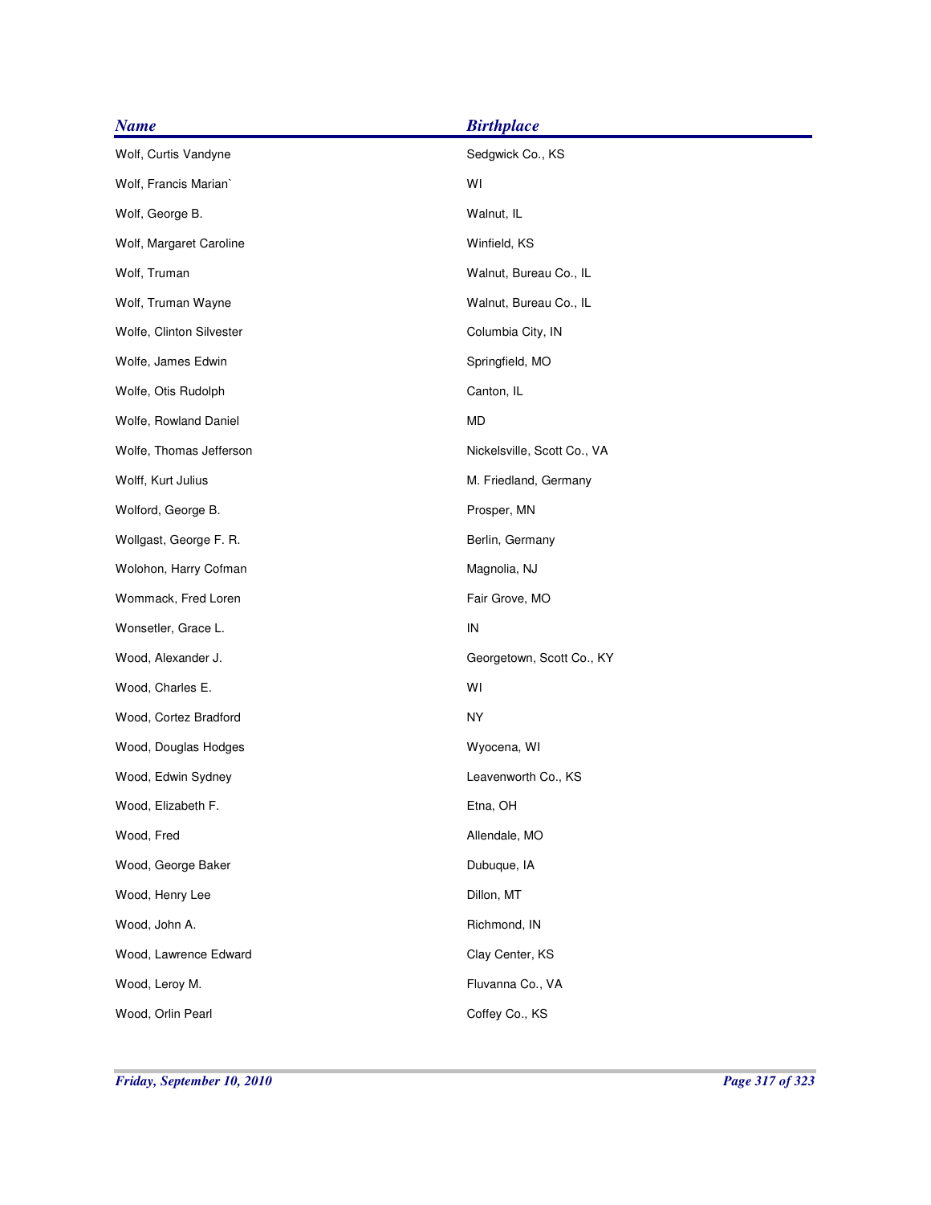| Name | Birthplace |
|---|---|
| Wolf, Curtis Vandyne | Sedgwick Co., KS |
| Wolf, Francis Marian` | WI |
| Wolf, George B. | Walnut, IL |
| Wolf, Margaret Caroline | Winfield, KS |
| Wolf, Truman | Walnut, Bureau Co., IL |
| Wolf, Truman Wayne | Walnut, Bureau Co., IL |
| Wolfe, Clinton Silvester | Columbia City, IN |
| Wolfe, James Edwin | Springfield, MO |
| Wolfe, Otis Rudolph | Canton, IL |
| Wolfe, Rowland Daniel | MD |
| Wolfe, Thomas Jefferson | Nickelsville, Scott Co., VA |
| Wolff, Kurt Julius | M. Friedland, Germany |
| Wolford, George B. | Prosper, MN |
| Wollgast, George F. R. | Berlin, Germany |
| Wolohon, Harry Cofman | Magnolia, NJ |
| Wommack, Fred Loren | Fair Grove, MO |
| Wonsetler, Grace L. | IN |
| Wood, Alexander J. | Georgetown, Scott Co., KY |
| Wood, Charles E. | WI |
| Wood, Cortez Bradford | NY |
| Wood, Douglas Hodges | Wyocena, WI |
| Wood, Edwin Sydney | Leavenworth Co., KS |
| Wood, Elizabeth F. | Etna, OH |
| Wood, Fred | Allendale, MO |
| Wood, George Baker | Dubuque, IA |
| Wood, Henry Lee | Dillon, MT |
| Wood, John A. | Richmond, IN |
| Wood, Lawrence Edward | Clay Center, KS |
| Wood, Leroy M. | Fluvanna Co., VA |
| Wood, Orlin Pearl | Coffey Co., KS |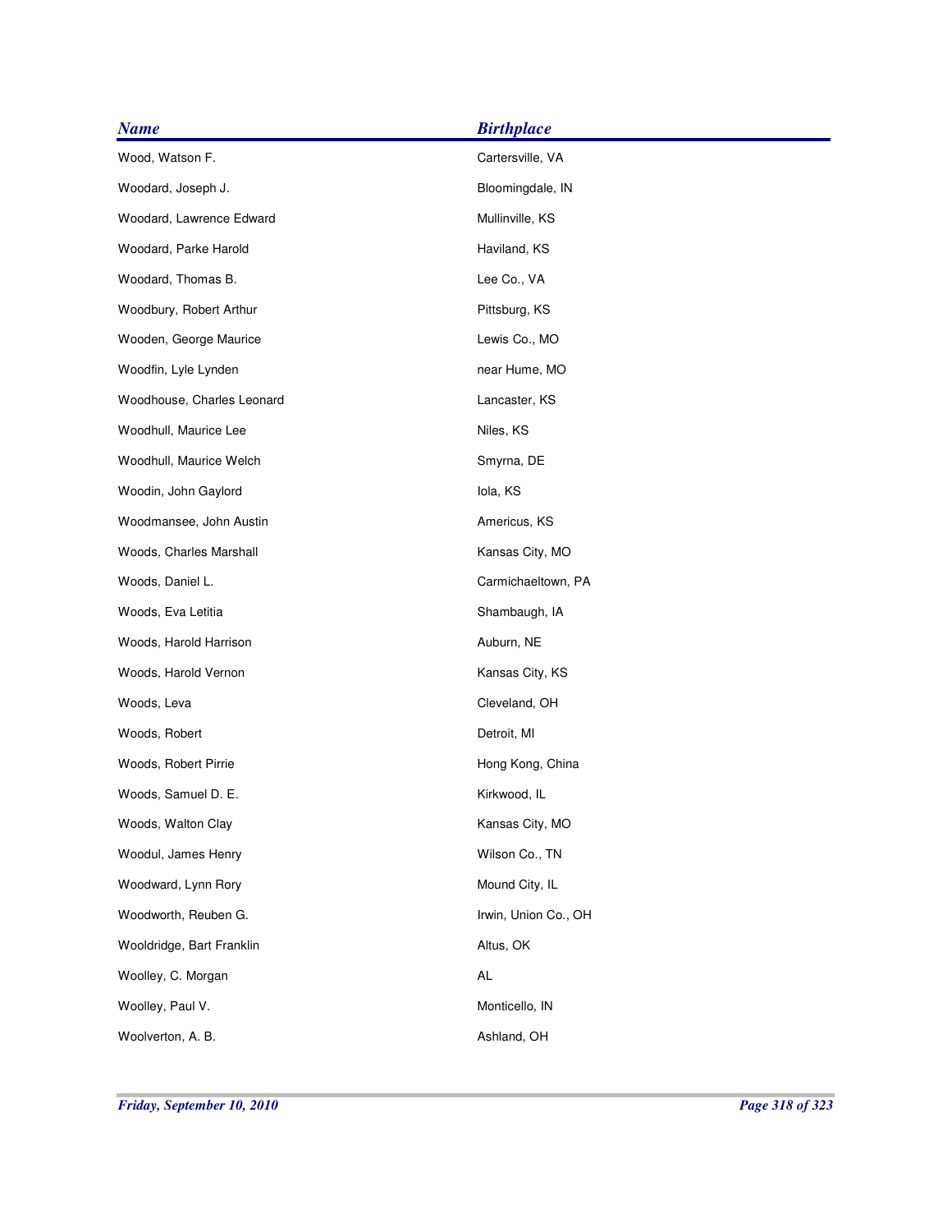| Name | Birthplace |
|---|---|
| Wood, Watson F. | Cartersville, VA |
| Woodard, Joseph J. | Bloomingdale, IN |
| Woodard, Lawrence Edward | Mullinville, KS |
| Woodard, Parke Harold | Haviland, KS |
| Woodard, Thomas B. | Lee Co., VA |
| Woodbury, Robert Arthur | Pittsburg, KS |
| Wooden, George Maurice | Lewis Co., MO |
| Woodfin, Lyle Lynden | near Hume, MO |
| Woodhouse, Charles Leonard | Lancaster, KS |
| Woodhull, Maurice Lee | Niles, KS |
| Woodhull, Maurice Welch | Smyrna, DE |
| Woodin, John Gaylord | Iola, KS |
| Woodmansee, John Austin | Americus, KS |
| Woods, Charles Marshall | Kansas City, MO |
| Woods, Daniel L. | Carmichaeltown, PA |
| Woods, Eva Letitia | Shambaugh, IA |
| Woods, Harold Harrison | Auburn, NE |
| Woods, Harold Vernon | Kansas City, KS |
| Woods, Leva | Cleveland, OH |
| Woods, Robert | Detroit, MI |
| Woods, Robert Pirrie | Hong Kong, China |
| Woods, Samuel D. E. | Kirkwood, IL |
| Woods, Walton Clay | Kansas City, MO |
| Woodul, James Henry | Wilson Co., TN |
| Woodward, Lynn Rory | Mound City, IL |
| Woodworth, Reuben G. | Irwin, Union Co., OH |
| Wooldridge, Bart Franklin | Altus, OK |
| Woolley, C. Morgan | AL |
| Woolley, Paul V. | Monticello, IN |
| Woolverton, A. B. | Ashland, OH |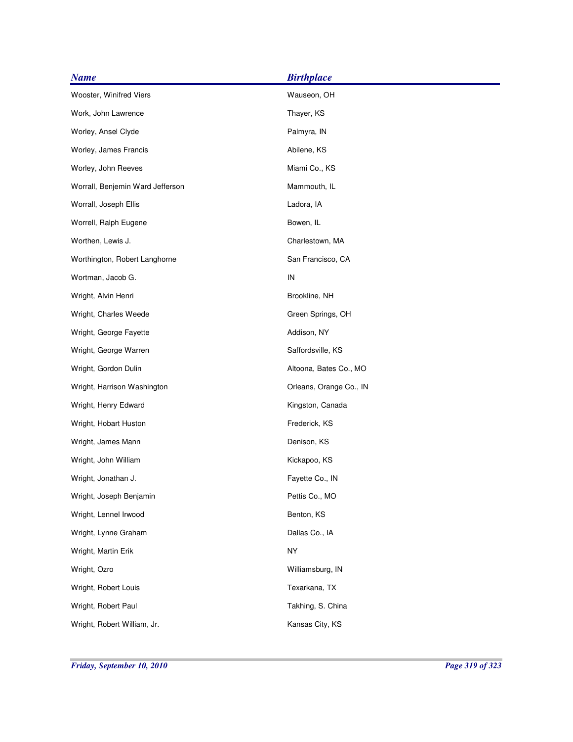| Name | Birthplace |
|---|---|
| Wooster, Winifred Viers | Wauseon, OH |
| Work, John Lawrence | Thayer, KS |
| Worley, Ansel Clyde | Palmyra, IN |
| Worley, James Francis | Abilene, KS |
| Worley, John Reeves | Miami Co., KS |
| Worrall, Benjemin Ward Jefferson | Mammouth, IL |
| Worrall, Joseph Ellis | Ladora, IA |
| Worrell, Ralph Eugene | Bowen, IL |
| Worthen, Lewis J. | Charlestown, MA |
| Worthington, Robert Langhorne | San Francisco, CA |
| Wortman, Jacob G. | IN |
| Wright, Alvin Henri | Brookline, NH |
| Wright, Charles Weede | Green Springs, OH |
| Wright, George Fayette | Addison, NY |
| Wright, George Warren | Saffordsville, KS |
| Wright, Gordon Dulin | Altoona, Bates Co., MO |
| Wright, Harrison Washington | Orleans, Orange Co., IN |
| Wright, Henry Edward | Kingston, Canada |
| Wright, Hobart Huston | Frederick, KS |
| Wright, James Mann | Denison, KS |
| Wright, John William | Kickapoo, KS |
| Wright, Jonathan J. | Fayette Co., IN |
| Wright, Joseph Benjamin | Pettis Co., MO |
| Wright, Lennel Irwood | Benton, KS |
| Wright, Lynne Graham | Dallas Co., IA |
| Wright, Martin Erik | NY |
| Wright, Ozro | Williamsburg, IN |
| Wright, Robert Louis | Texarkana, TX |
| Wright, Robert Paul | Takhing, S. China |
| Wright, Robert William, Jr. | Kansas City, KS |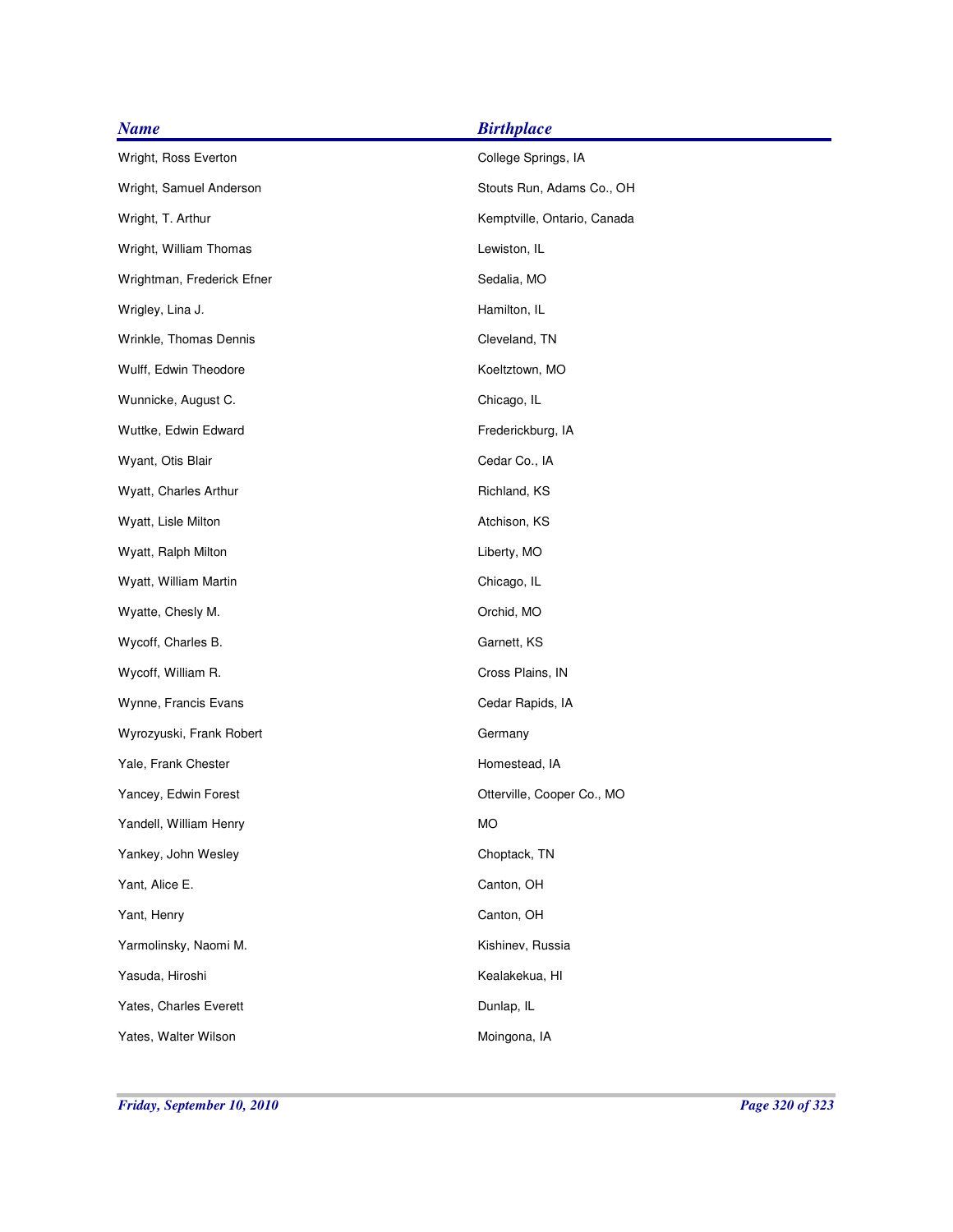| Name | Birthplace |
|---|---|
| Wright, Ross Everton | College Springs, IA |
| Wright, Samuel Anderson | Stouts Run, Adams Co., OH |
| Wright, T. Arthur | Kemptville, Ontario, Canada |
| Wright, William Thomas | Lewiston, IL |
| Wrightman, Frederick Efner | Sedalia, MO |
| Wrigley, Lina J. | Hamilton, IL |
| Wrinkle, Thomas Dennis | Cleveland, TN |
| Wulff, Edwin Theodore | Koeltztown, MO |
| Wunnicke, August C. | Chicago, IL |
| Wuttke, Edwin Edward | Frederickburg, IA |
| Wyant, Otis Blair | Cedar Co., IA |
| Wyatt, Charles Arthur | Richland, KS |
| Wyatt, Lisle Milton | Atchison, KS |
| Wyatt, Ralph Milton | Liberty, MO |
| Wyatt, William Martin | Chicago, IL |
| Wyatte, Chesly M. | Orchid, MO |
| Wycoff, Charles B. | Garnett, KS |
| Wycoff, William R. | Cross Plains, IN |
| Wynne, Francis Evans | Cedar Rapids, IA |
| Wyrozyuski, Frank Robert | Germany |
| Yale, Frank Chester | Homestead, IA |
| Yancey, Edwin Forest | Otterville, Cooper Co., MO |
| Yandell, William Henry | MO |
| Yankey, John Wesley | Choptack, TN |
| Yant, Alice E. | Canton, OH |
| Yant, Henry | Canton, OH |
| Yarmolinsky, Naomi M. | Kishinev, Russia |
| Yasuda, Hiroshi | Kealakekua, HI |
| Yates, Charles Everett | Dunlap, IL |
| Yates, Walter Wilson | Moingona, IA |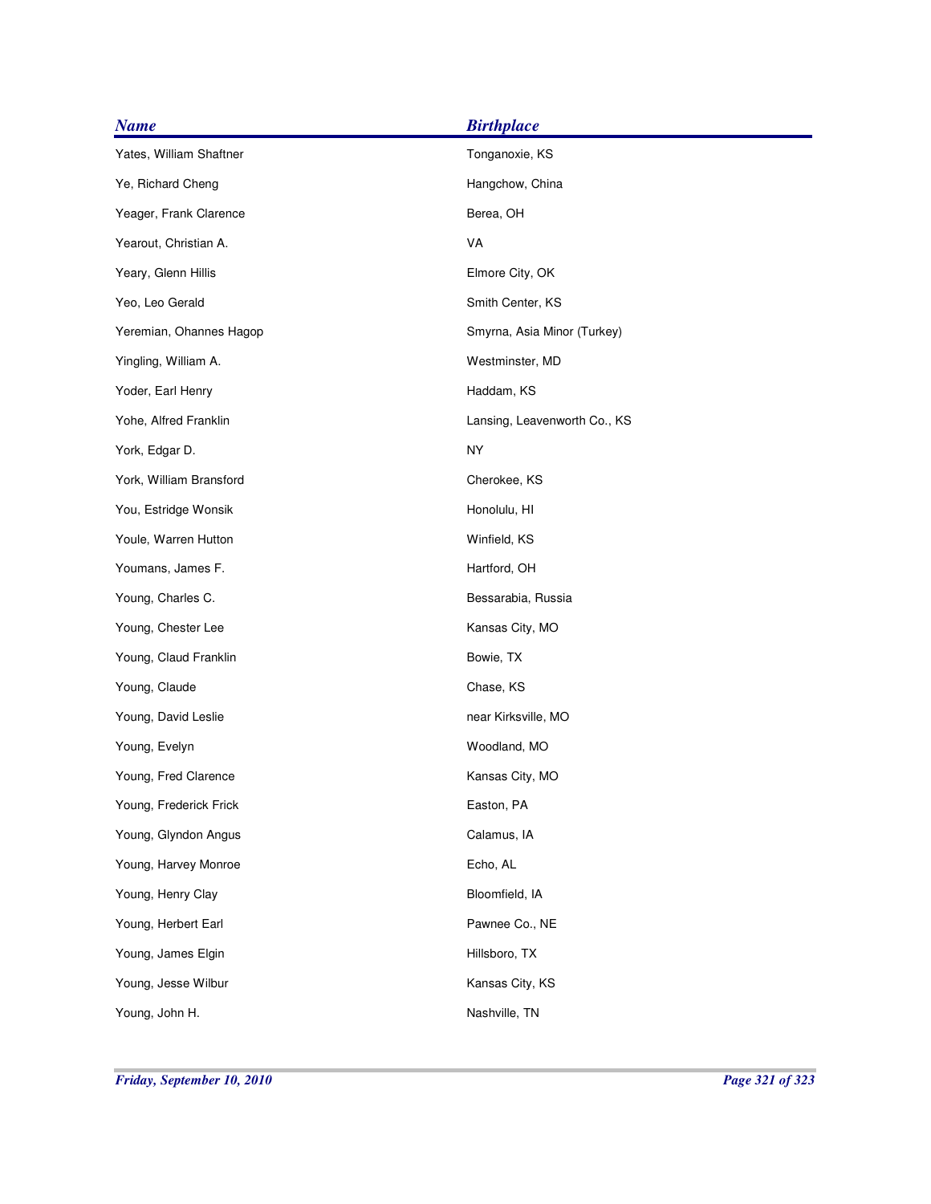| Name | Birthplace |
| --- | --- |
| Yates, William Shaftner | Tonganoxie, KS |
| Ye, Richard Cheng | Hangchow, China |
| Yeager, Frank Clarence | Berea, OH |
| Yearout, Christian A. | VA |
| Yeary, Glenn Hillis | Elmore City, OK |
| Yeo, Leo Gerald | Smith Center, KS |
| Yeremian, Ohannes Hagop | Smyrna, Asia Minor (Turkey) |
| Yingling, William A. | Westminster, MD |
| Yoder, Earl Henry | Haddam, KS |
| Yohe, Alfred Franklin | Lansing, Leavenworth Co., KS |
| York, Edgar D. | NY |
| York, William Bransford | Cherokee, KS |
| You, Estridge Wonsik | Honolulu, HI |
| Youle, Warren Hutton | Winfield, KS |
| Youmans, James F. | Hartford, OH |
| Young, Charles C. | Bessarabia, Russia |
| Young, Chester Lee | Kansas City, MO |
| Young, Claud Franklin | Bowie, TX |
| Young, Claude | Chase, KS |
| Young, David Leslie | near Kirksville, MO |
| Young, Evelyn | Woodland, MO |
| Young, Fred Clarence | Kansas City, MO |
| Young, Frederick Frick | Easton, PA |
| Young, Glyndon Angus | Calamus, IA |
| Young, Harvey Monroe | Echo, AL |
| Young, Henry Clay | Bloomfield, IA |
| Young, Herbert Earl | Pawnee Co., NE |
| Young, James Elgin | Hillsboro, TX |
| Young, Jesse Wilbur | Kansas City, KS |
| Young, John H. | Nashville, TN |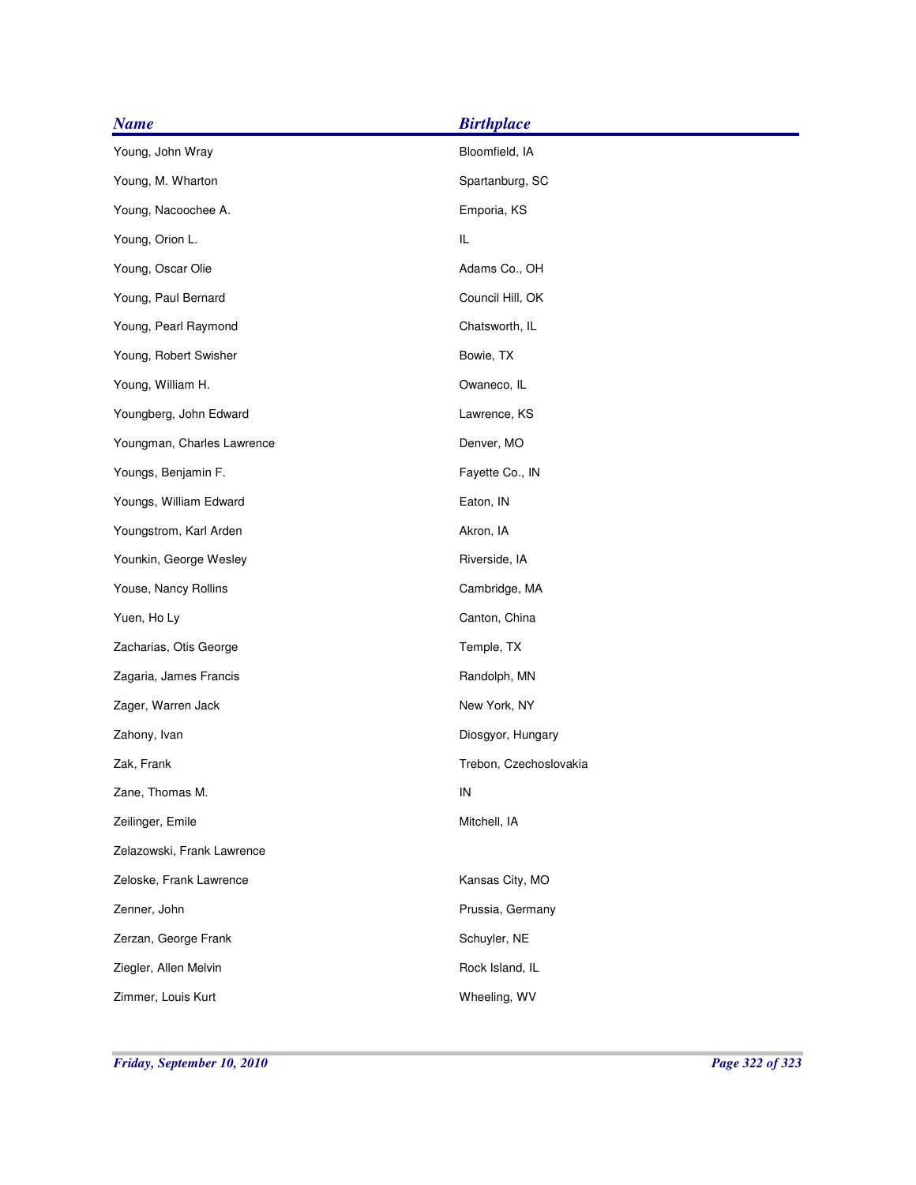| Name | Birthplace |
| --- | --- |
| Young, John Wray | Bloomfield, IA |
| Young, M. Wharton | Spartanburg, SC |
| Young, Nacoochee A. | Emporia, KS |
| Young, Orion L. | IL |
| Young, Oscar Olie | Adams Co., OH |
| Young, Paul Bernard | Council Hill, OK |
| Young, Pearl Raymond | Chatsworth, IL |
| Young, Robert Swisher | Bowie, TX |
| Young, William H. | Owaneco, IL |
| Youngberg, John Edward | Lawrence, KS |
| Youngman, Charles Lawrence | Denver, MO |
| Youngs, Benjamin F. | Fayette Co., IN |
| Youngs, William Edward | Eaton, IN |
| Youngstrom, Karl Arden | Akron, IA |
| Younkin, George Wesley | Riverside, IA |
| Youse, Nancy Rollins | Cambridge, MA |
| Yuen, Ho Ly | Canton, China |
| Zacharias, Otis George | Temple, TX |
| Zagaria, James Francis | Randolph, MN |
| Zager, Warren Jack | New York, NY |
| Zahony, Ivan | Diosgyor, Hungary |
| Zak, Frank | Trebon, Czechoslovakia |
| Zane, Thomas M. | IN |
| Zeilinger, Emile | Mitchell, IA |
| Zelazowski, Frank Lawrence | |
| Zeloske, Frank Lawrence | Kansas City, MO |
| Zenner, John | Prussia, Germany |
| Zerzan, George Frank | Schuyler, NE |
| Ziegler, Allen Melvin | Rock Island, IL |
| Zimmer, Louis Kurt | Wheeling, WV |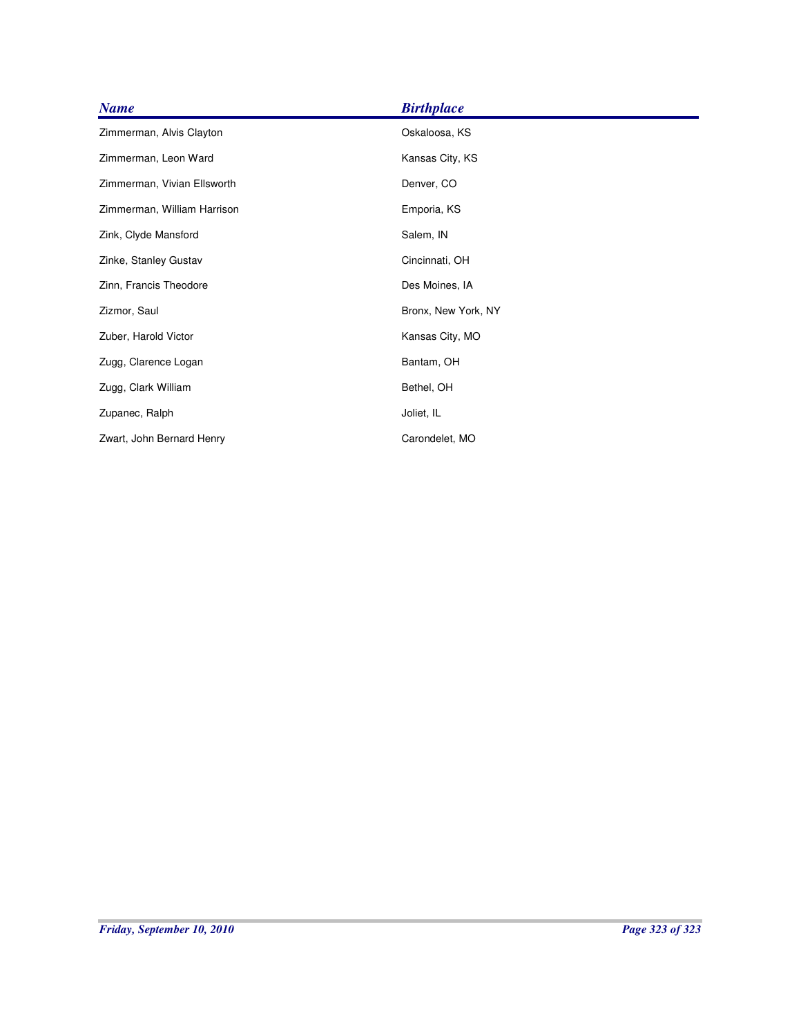| Name | Birthplace |
| --- | --- |
| Zimmerman, Alvis Clayton | Oskaloosa, KS |
| Zimmerman, Leon Ward | Kansas City, KS |
| Zimmerman, Vivian Ellsworth | Denver, CO |
| Zimmerman, William Harrison | Emporia, KS |
| Zink, Clyde Mansford | Salem, IN |
| Zinke, Stanley Gustav | Cincinnati, OH |
| Zinn, Francis Theodore | Des Moines, IA |
| Zizmor, Saul | Bronx, New York, NY |
| Zuber, Harold Victor | Kansas City, MO |
| Zugg, Clarence Logan | Bantam, OH |
| Zugg, Clark William | Bethel, OH |
| Zupanec, Ralph | Joliet, IL |
| Zwart, John Bernard Henry | Carondelet, MO |